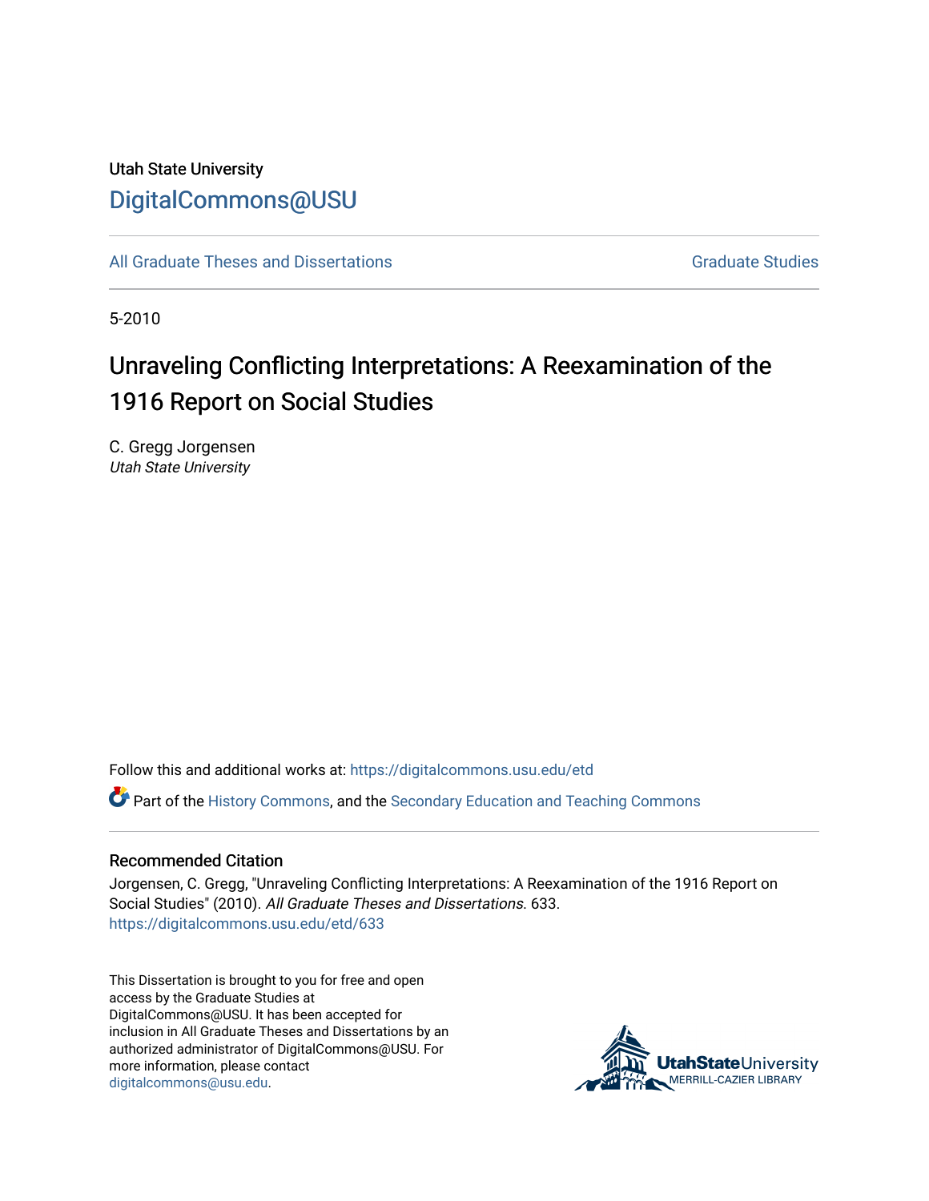Utah State University

DigitalCommons@USU

All Graduate Theses and Dissertations

Graduate Studies

5-2010

# Unraveling Conflicting Interpretations: A Reexamination of the 1916 Report on Social Studies

C. Gregg Jorgensen
*Utah State University*

Follow this and additional works at: https://digitalcommons.usu.edu/etd

Part of the History Commons, and the Secondary Education and Teaching Commons

## Recommended Citation

Jorgensen, C. Gregg, "Unraveling Conflicting Interpretations: A Reexamination of the 1916 Report on Social Studies" (2010). *All Graduate Theses and Dissertations*. 633.
https://digitalcommons.usu.edu/etd/633

This Dissertation is brought to you for free and open access by the Graduate Studies at DigitalCommons@USU. It has been accepted for inclusion in All Graduate Theses and Dissertations by an authorized administrator of DigitalCommons@USU. For more information, please contact digitalcommons@usu.edu.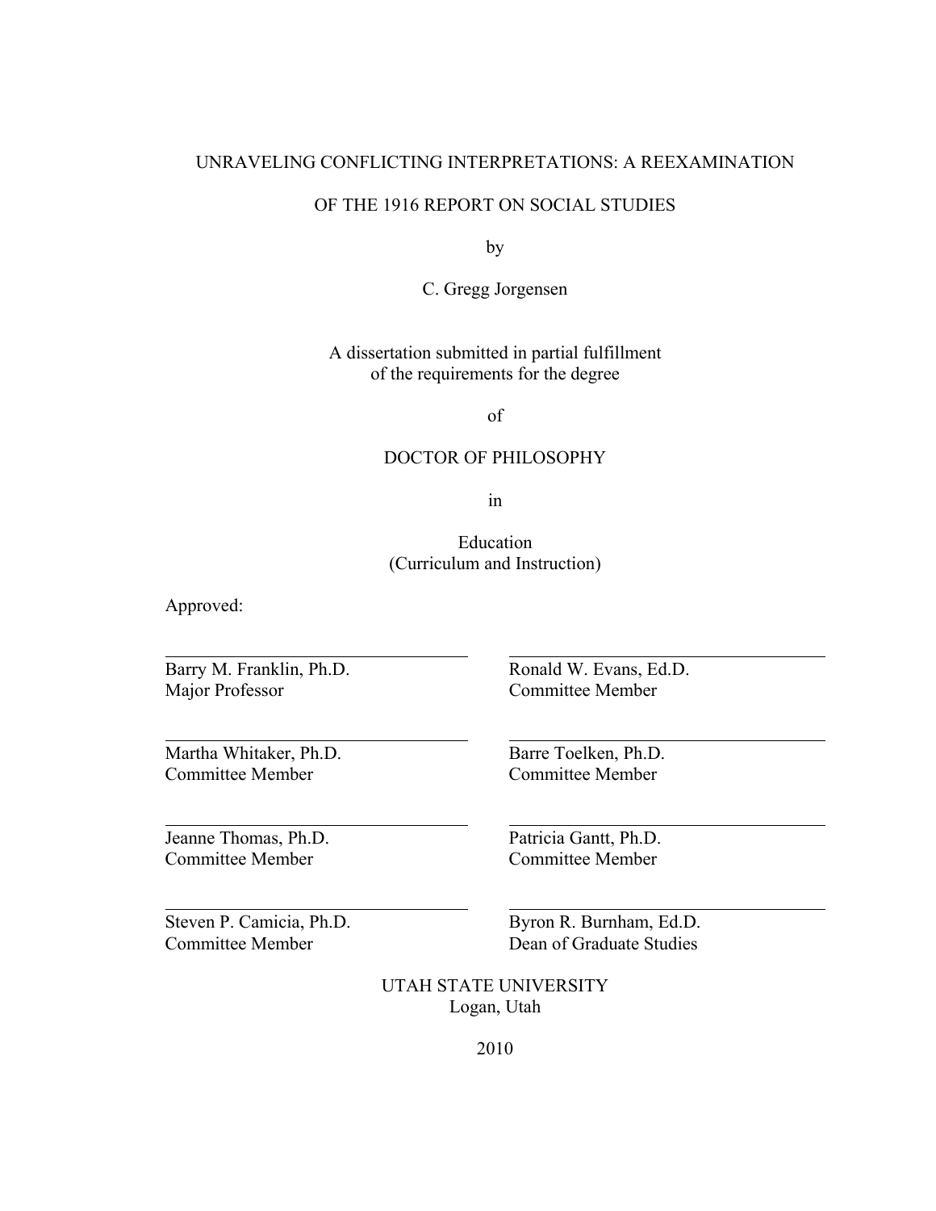# UNRAVELING CONFLICTING INTERPRETATIONS: A REEXAMINATION OF THE 1916 REPORT ON SOCIAL STUDIES

by

C. Gregg Jorgensen

A dissertation submitted in partial fulfillment
of the requirements for the degree

of

DOCTOR OF PHILOSOPHY

in

Education
(Curriculum and Instruction)

Approved:

| | |
|---|---|
| Barry M. Franklin, Ph.D.<br>Major Professor | Ronald W. Evans, Ed.D.<br>Committee Member |
| Martha Whitaker, Ph.D.<br>Committee Member | Barre Toelken, Ph.D.<br>Committee Member |
| Jeanne Thomas, Ph.D.<br>Committee Member | Patricia Gantt, Ph.D.<br>Committee Member |
| Steven P. Camicia, Ph.D.<br>Committee Member | Byron R. Burnham, Ed.D.<br>Dean of Graduate Studies |

UTAH STATE UNIVERSITY
Logan, Utah

2010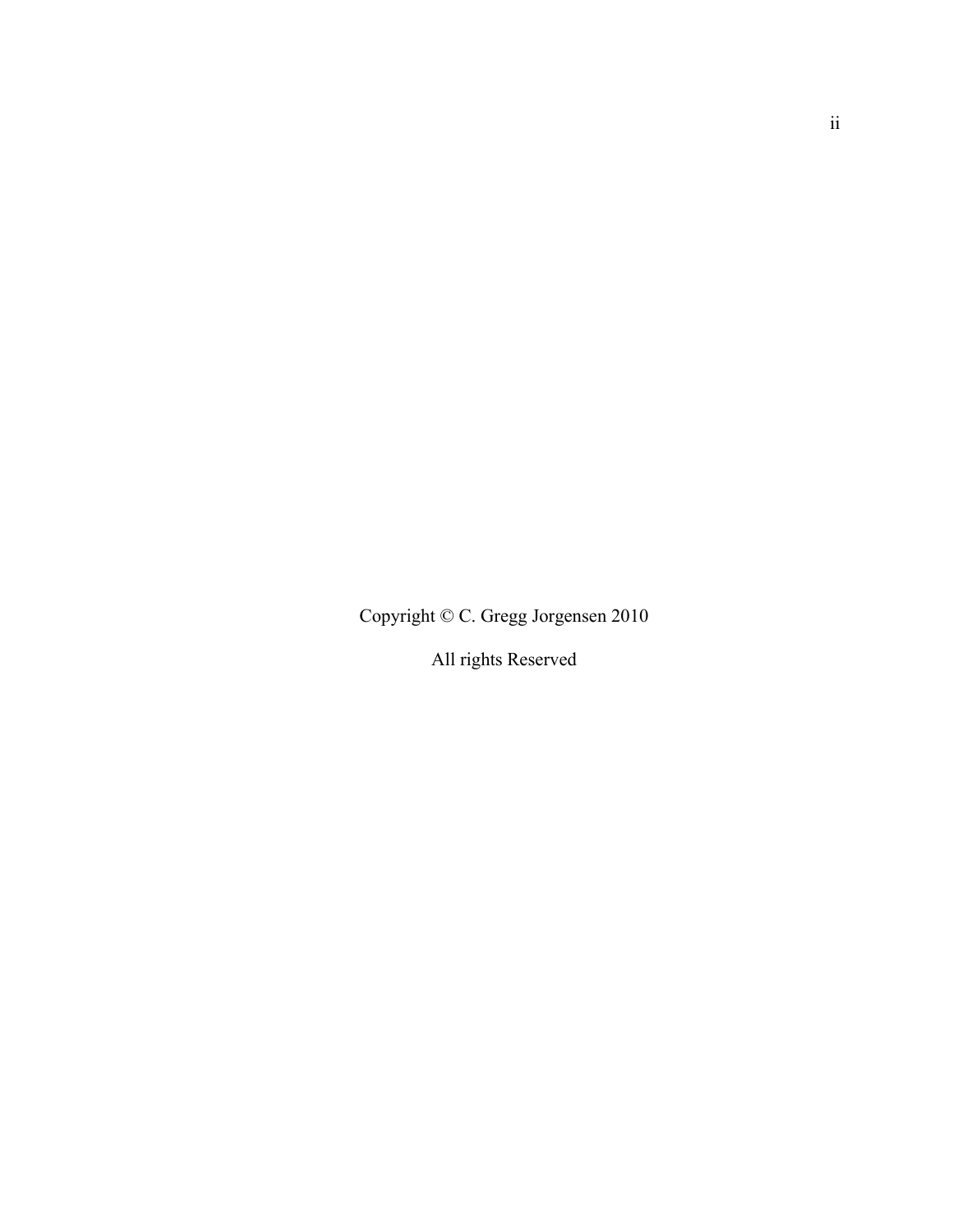Copyright © C. Gregg Jorgensen 2010

All rights Reserved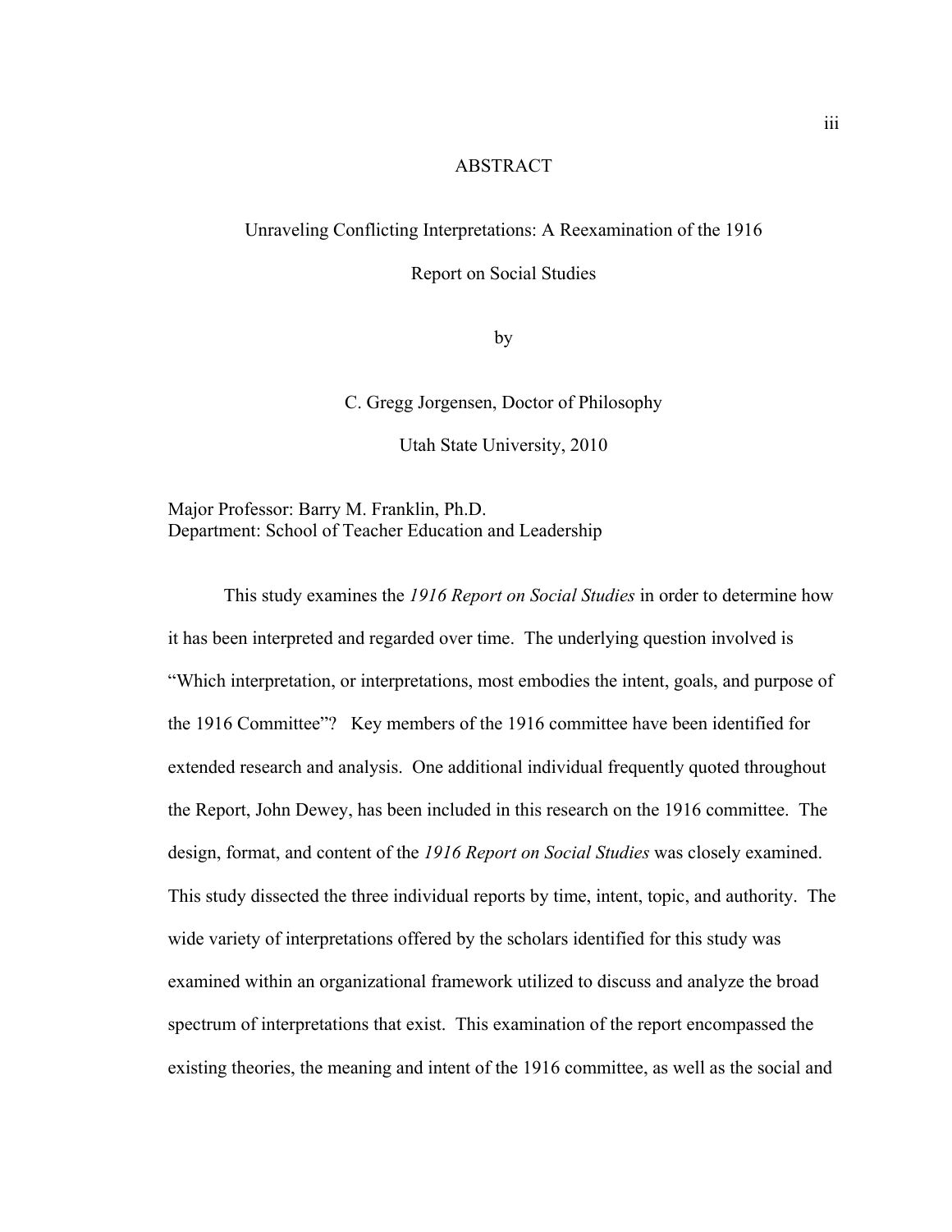# ABSTRACT

Unraveling Conflicting Interpretations: A Reexamination of the 1916 Report on Social Studies

by

C. Gregg Jorgensen, Doctor of Philosophy

Utah State University, 2010

Major Professor: Barry M. Franklin, Ph.D.
Department: School of Teacher Education and Leadership

This study examines the *1916 Report on Social Studies* in order to determine how it has been interpreted and regarded over time. The underlying question involved is "Which interpretation, or interpretations, most embodies the intent, goals, and purpose of the 1916 Committee"? Key members of the 1916 committee have been identified for extended research and analysis. One additional individual frequently quoted throughout the Report, John Dewey, has been included in this research on the 1916 committee. The design, format, and content of the *1916 Report on Social Studies* was closely examined. This study dissected the three individual reports by time, intent, topic, and authority. The wide variety of interpretations offered by the scholars identified for this study was examined within an organizational framework utilized to discuss and analyze the broad spectrum of interpretations that exist. This examination of the report encompassed the existing theories, the meaning and intent of the 1916 committee, as well as the social and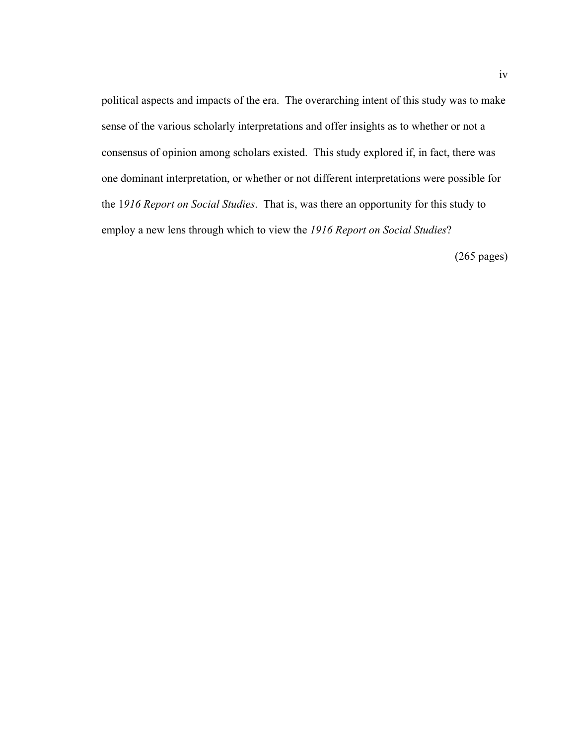political aspects and impacts of the era. The overarching intent of this study was to make sense of the various scholarly interpretations and offer insights as to whether or not a consensus of opinion among scholars existed. This study explored if, in fact, there was one dominant interpretation, or whether or not different interpretations were possible for the 1*916 Report on Social Studies*. That is, was there an opportunity for this study to employ a new lens through which to view the *1916 Report on Social Studies*?

(265 pages)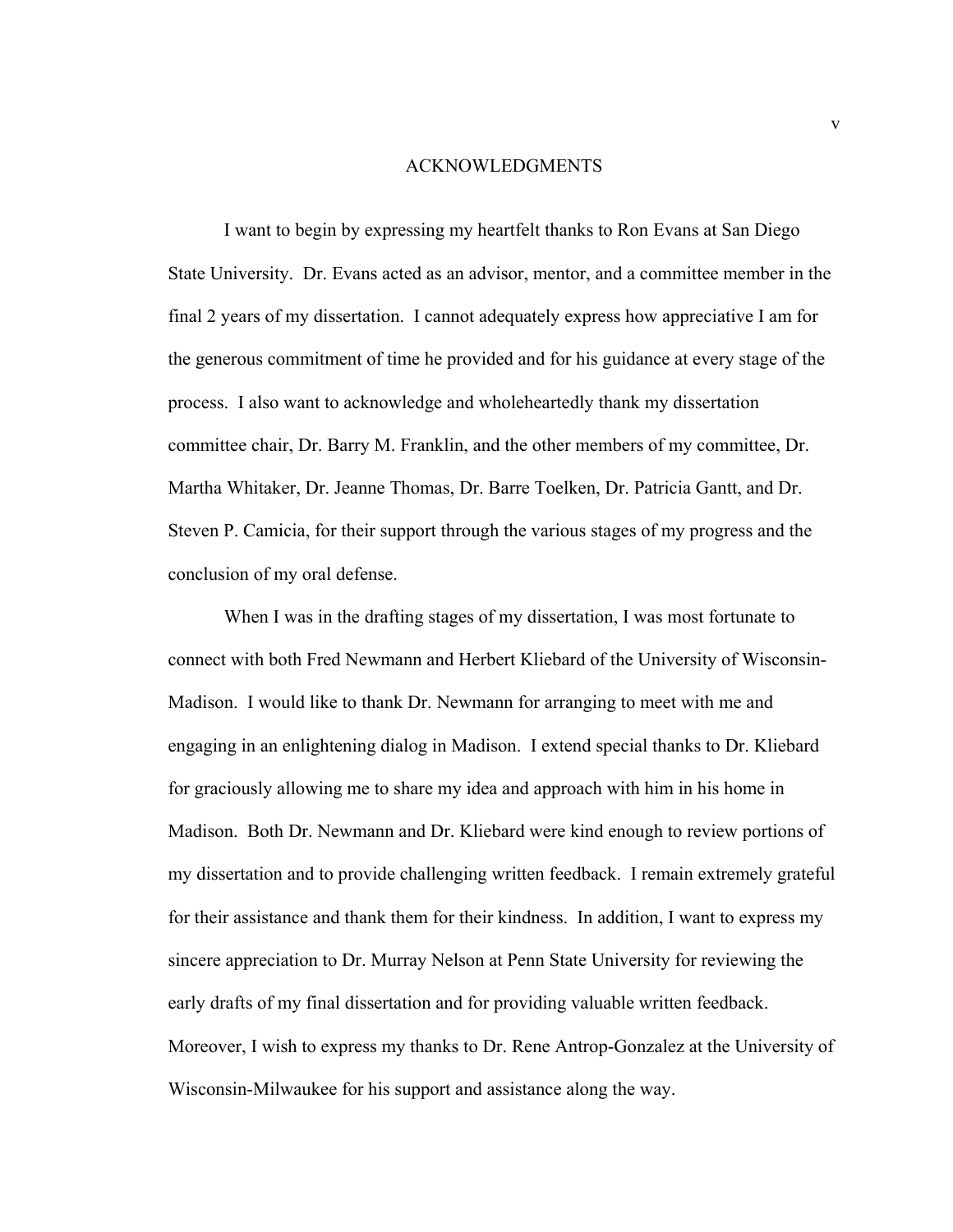# ACKNOWLEDGMENTS

I want to begin by expressing my heartfelt thanks to Ron Evans at San Diego State University. Dr. Evans acted as an advisor, mentor, and a committee member in the final 2 years of my dissertation. I cannot adequately express how appreciative I am for the generous commitment of time he provided and for his guidance at every stage of the process. I also want to acknowledge and wholeheartedly thank my dissertation committee chair, Dr. Barry M. Franklin, and the other members of my committee, Dr. Martha Whitaker, Dr. Jeanne Thomas, Dr. Barre Toelken, Dr. Patricia Gantt, and Dr. Steven P. Camicia, for their support through the various stages of my progress and the conclusion of my oral defense.

When I was in the drafting stages of my dissertation, I was most fortunate to connect with both Fred Newmann and Herbert Kliebard of the University of Wisconsin-Madison. I would like to thank Dr. Newmann for arranging to meet with me and engaging in an enlightening dialog in Madison. I extend special thanks to Dr. Kliebard for graciously allowing me to share my idea and approach with him in his home in Madison. Both Dr. Newmann and Dr. Kliebard were kind enough to review portions of my dissertation and to provide challenging written feedback. I remain extremely grateful for their assistance and thank them for their kindness. In addition, I want to express my sincere appreciation to Dr. Murray Nelson at Penn State University for reviewing the early drafts of my final dissertation and for providing valuable written feedback. Moreover, I wish to express my thanks to Dr. Rene Antrop-Gonzalez at the University of Wisconsin-Milwaukee for his support and assistance along the way.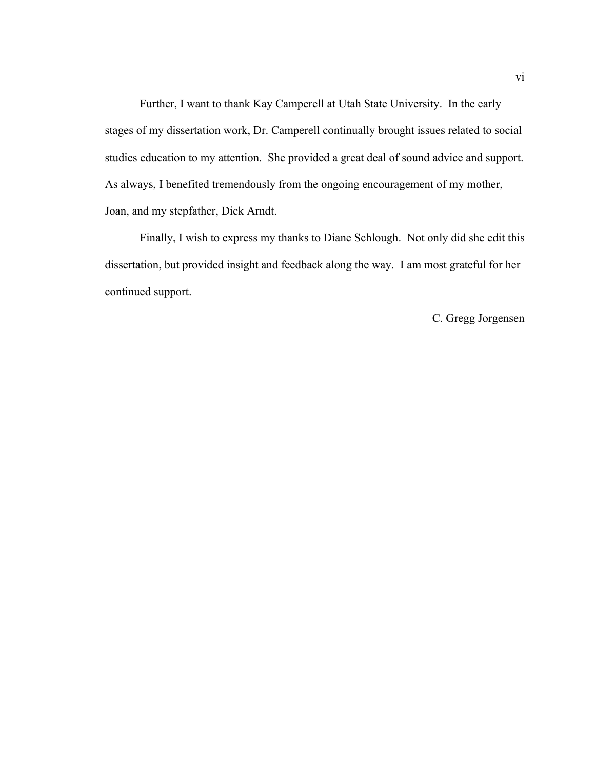Further, I want to thank Kay Camperell at Utah State University. In the early stages of my dissertation work, Dr. Camperell continually brought issues related to social studies education to my attention. She provided a great deal of sound advice and support. As always, I benefited tremendously from the ongoing encouragement of my mother, Joan, and my stepfather, Dick Arndt.

Finally, I wish to express my thanks to Diane Schlough. Not only did she edit this dissertation, but provided insight and feedback along the way. I am most grateful for her continued support.

C. Gregg Jorgensen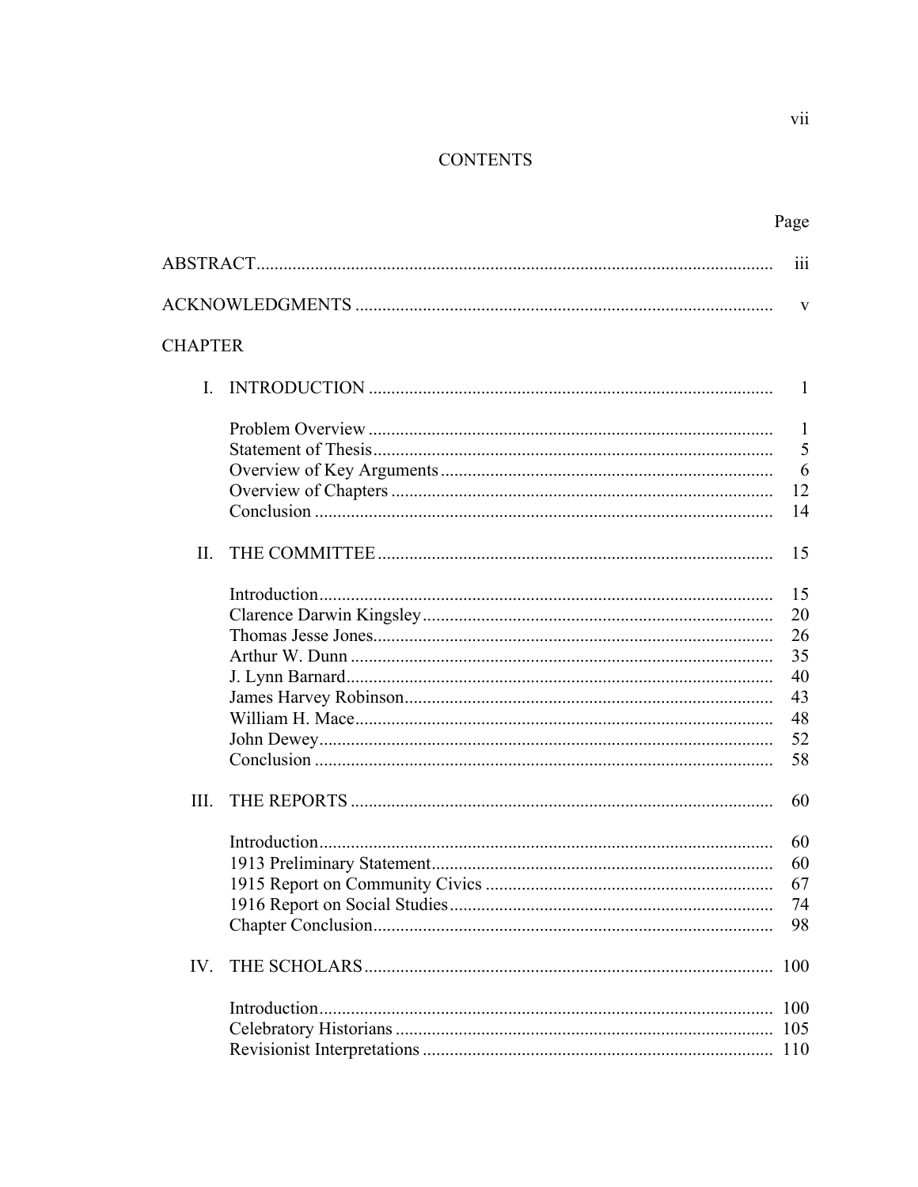# CONTENTS

| | | Page |
|---|---|---|
| ABSTRACT | | iii |
| ACKNOWLEDGMENTS | | v |
| CHAPTER | | |
| I. | INTRODUCTION | 1 |
| | Problem Overview | 1 |
| | Statement of Thesis | 5 |
| | Overview of Key Arguments | 6 |
| | Overview of Chapters | 12 |
| | Conclusion | 14 |
| II. | THE COMMITTEE | 15 |
| | Introduction | 15 |
| | Clarence Darwin Kingsley | 20 |
| | Thomas Jesse Jones | 26 |
| | Arthur W. Dunn | 35 |
| | J. Lynn Barnard | 40 |
| | James Harvey Robinson | 43 |
| | William H. Mace | 48 |
| | John Dewey | 52 |
| | Conclusion | 58 |
| III. | THE REPORTS | 60 |
| | Introduction | 60 |
| | 1913 Preliminary Statement | 60 |
| | 1915 Report on Community Civics | 67 |
| | 1916 Report on Social Studies | 74 |
| | Chapter Conclusion | 98 |
| IV. | THE SCHOLARS | 100 |
| | Introduction | 100 |
| | Celebratory Historians | 105 |
| | Revisionist Interpretations | 110 |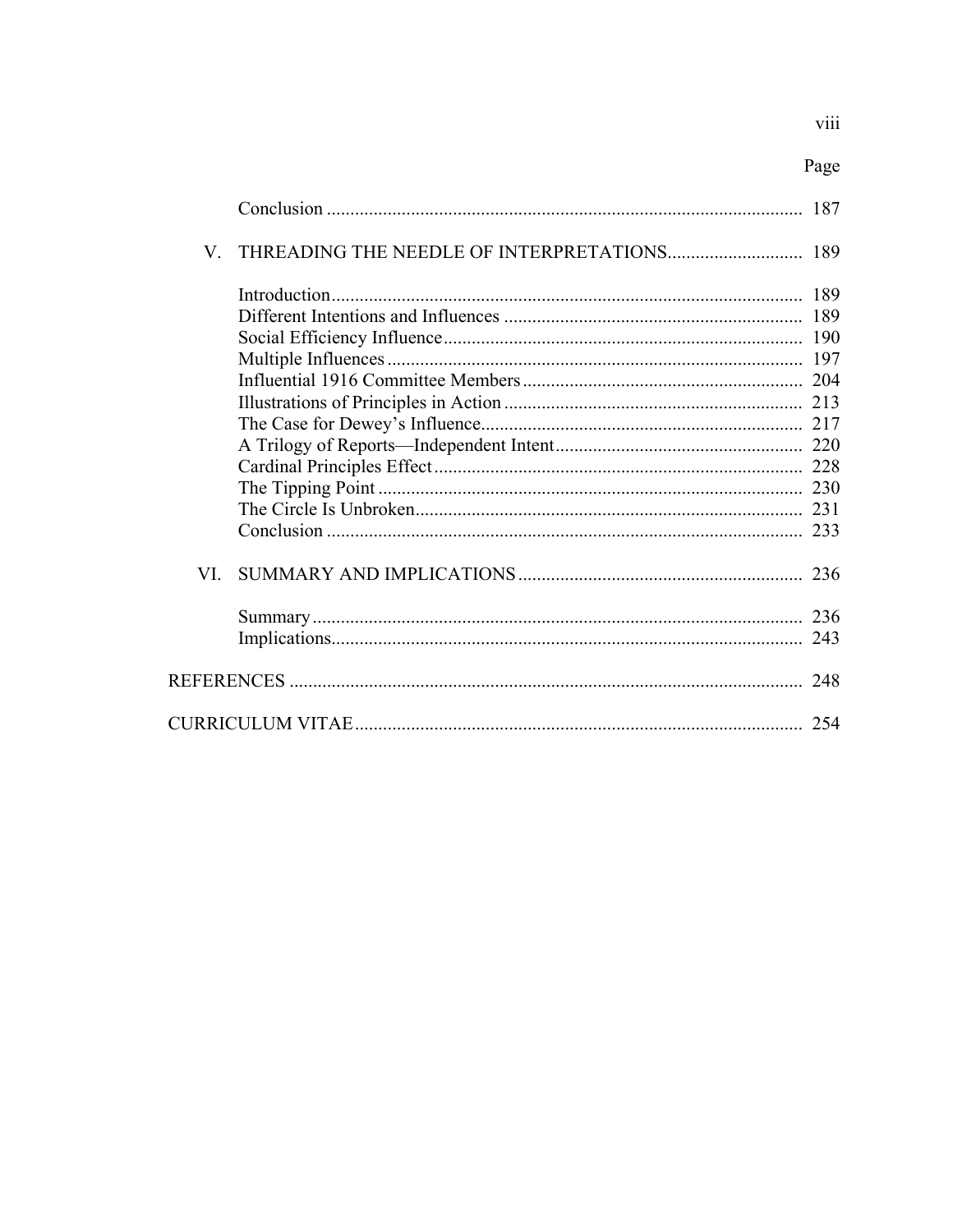| | | Page |
|---|---|---|
| | Conclusion | 187 |
| V. | THREADING THE NEEDLE OF INTERPRETATIONS | 189 |
| | Introduction | 189 |
| | Different Intentions and Influences | 189 |
| | Social Efficiency Influence | 190 |
| | Multiple Influences | 197 |
| | Influential 1916 Committee Members | 204 |
| | Illustrations of Principles in Action | 213 |
| | The Case for Dewey's Influence | 217 |
| | A Trilogy of Reports—Independent Intent | 220 |
| | Cardinal Principles Effect | 228 |
| | The Tipping Point | 230 |
| | The Circle Is Unbroken | 231 |
| | Conclusion | 233 |
| VI. | SUMMARY AND IMPLICATIONS | 236 |
| | Summary | 236 |
| | Implications | 243 |
| REFERENCES | | 248 |
| CURRICULUM VITAE | | 254 |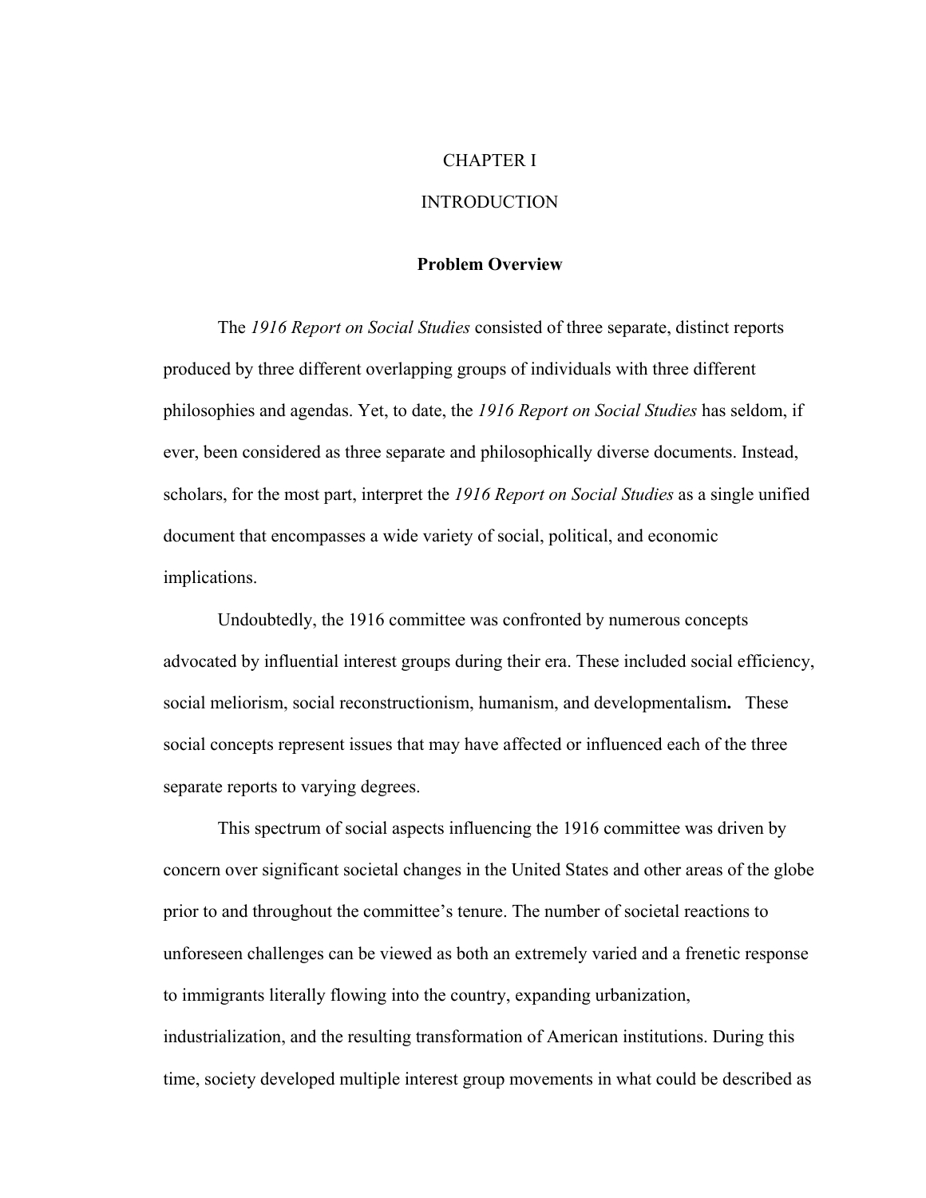# CHAPTER I

# INTRODUCTION

## Problem Overview

The *1916 Report on Social Studies* consisted of three separate, distinct reports produced by three different overlapping groups of individuals with three different philosophies and agendas. Yet, to date, the *1916 Report on Social Studies* has seldom, if ever, been considered as three separate and philosophically diverse documents. Instead, scholars, for the most part, interpret the *1916 Report on Social Studies* as a single unified document that encompasses a wide variety of social, political, and economic implications.

Undoubtedly, the 1916 committee was confronted by numerous concepts advocated by influential interest groups during their era. These included social efficiency, social meliorism, social reconstructionism, humanism, and developmentalism**.** These social concepts represent issues that may have affected or influenced each of the three separate reports to varying degrees.

This spectrum of social aspects influencing the 1916 committee was driven by concern over significant societal changes in the United States and other areas of the globe prior to and throughout the committee's tenure. The number of societal reactions to unforeseen challenges can be viewed as both an extremely varied and a frenetic response to immigrants literally flowing into the country, expanding urbanization, industrialization, and the resulting transformation of American institutions. During this time, society developed multiple interest group movements in what could be described as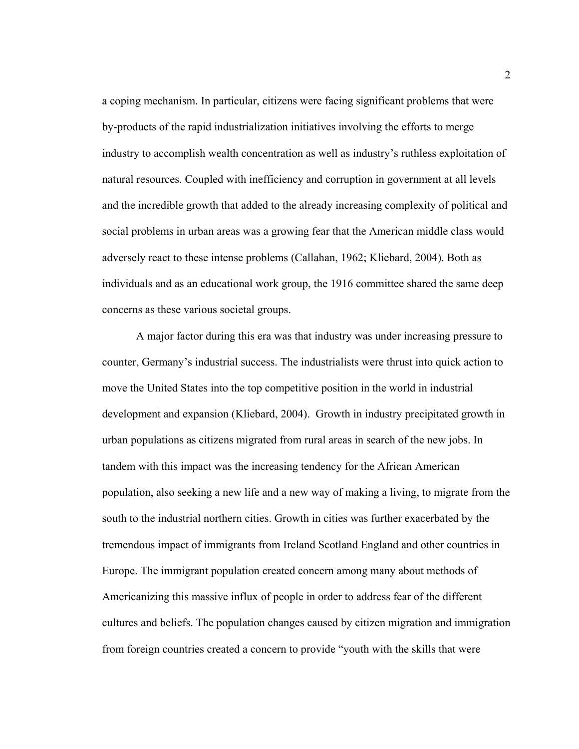a coping mechanism. In particular, citizens were facing significant problems that were by-products of the rapid industrialization initiatives involving the efforts to merge industry to accomplish wealth concentration as well as industry's ruthless exploitation of natural resources. Coupled with inefficiency and corruption in government at all levels and the incredible growth that added to the already increasing complexity of political and social problems in urban areas was a growing fear that the American middle class would adversely react to these intense problems (Callahan, 1962; Kliebard, 2004). Both as individuals and as an educational work group, the 1916 committee shared the same deep concerns as these various societal groups.

A major factor during this era was that industry was under increasing pressure to counter, Germany's industrial success. The industrialists were thrust into quick action to move the United States into the top competitive position in the world in industrial development and expansion (Kliebard, 2004). Growth in industry precipitated growth in urban populations as citizens migrated from rural areas in search of the new jobs. In tandem with this impact was the increasing tendency for the African American population, also seeking a new life and a new way of making a living, to migrate from the south to the industrial northern cities. Growth in cities was further exacerbated by the tremendous impact of immigrants from Ireland Scotland England and other countries in Europe. The immigrant population created concern among many about methods of Americanizing this massive influx of people in order to address fear of the different cultures and beliefs. The population changes caused by citizen migration and immigration from foreign countries created a concern to provide "youth with the skills that were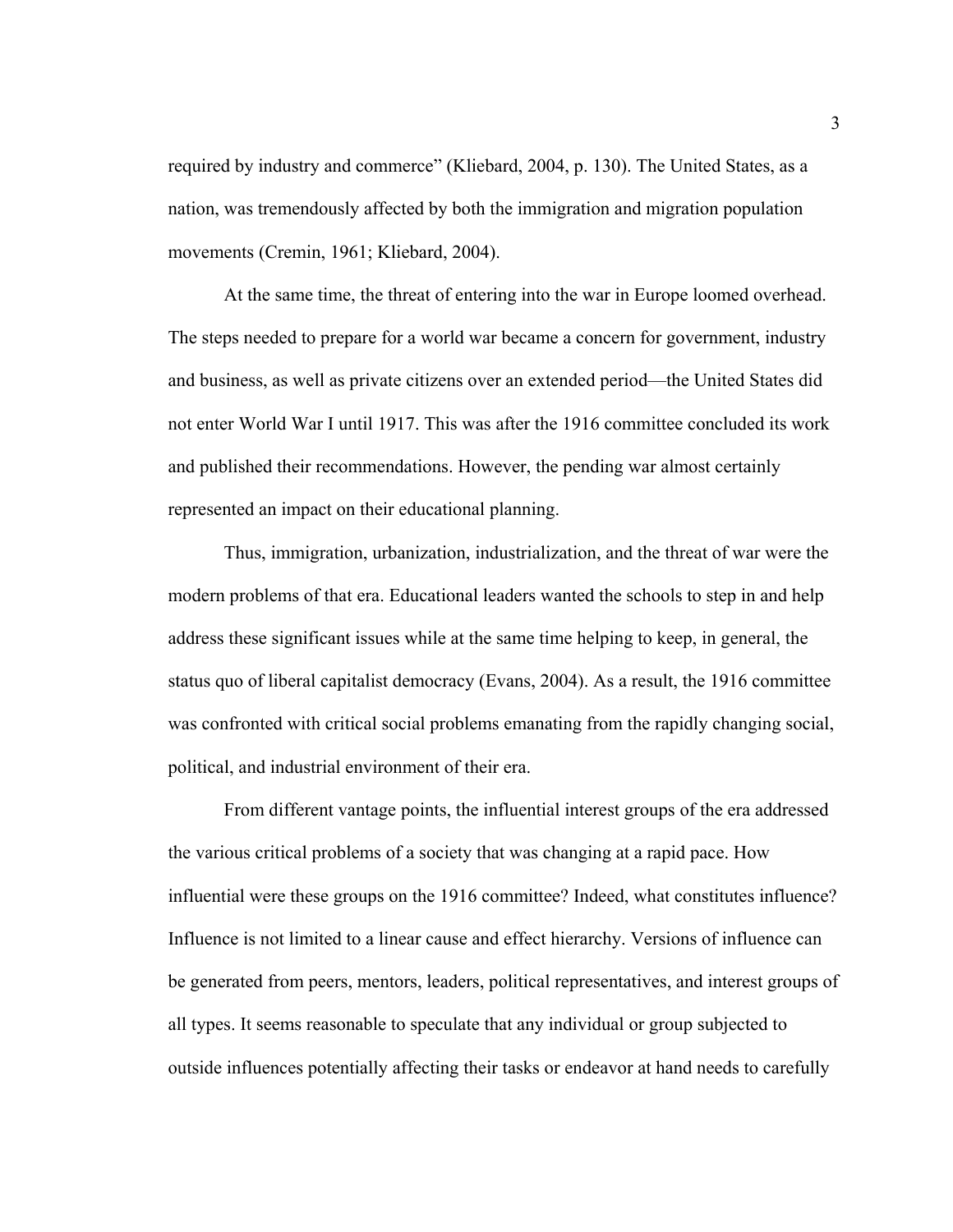required by industry and commerce" (Kliebard, 2004, p. 130). The United States, as a nation, was tremendously affected by both the immigration and migration population movements (Cremin, 1961; Kliebard, 2004).

At the same time, the threat of entering into the war in Europe loomed overhead. The steps needed to prepare for a world war became a concern for government, industry and business, as well as private citizens over an extended period—the United States did not enter World War I until 1917. This was after the 1916 committee concluded its work and published their recommendations. However, the pending war almost certainly represented an impact on their educational planning.

Thus, immigration, urbanization, industrialization, and the threat of war were the modern problems of that era. Educational leaders wanted the schools to step in and help address these significant issues while at the same time helping to keep, in general, the status quo of liberal capitalist democracy (Evans, 2004). As a result, the 1916 committee was confronted with critical social problems emanating from the rapidly changing social, political, and industrial environment of their era.

From different vantage points, the influential interest groups of the era addressed the various critical problems of a society that was changing at a rapid pace. How influential were these groups on the 1916 committee? Indeed, what constitutes influence? Influence is not limited to a linear cause and effect hierarchy. Versions of influence can be generated from peers, mentors, leaders, political representatives, and interest groups of all types. It seems reasonable to speculate that any individual or group subjected to outside influences potentially affecting their tasks or endeavor at hand needs to carefully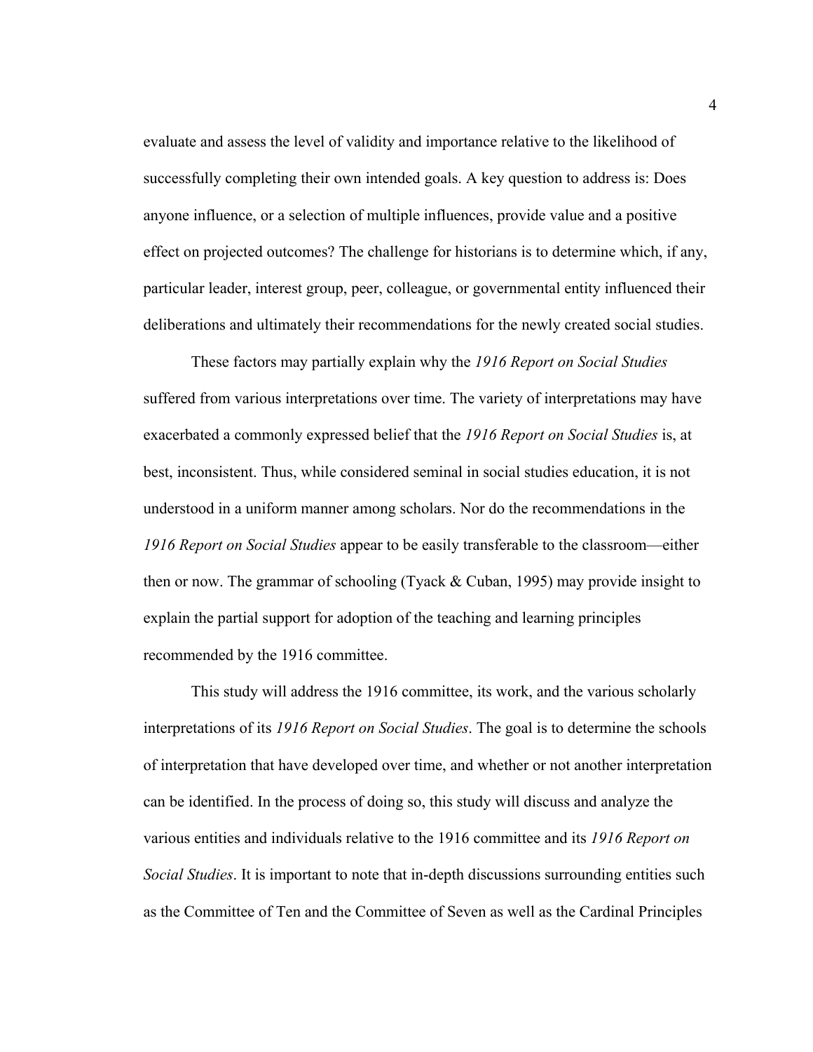evaluate and assess the level of validity and importance relative to the likelihood of successfully completing their own intended goals. A key question to address is: Does anyone influence, or a selection of multiple influences, provide value and a positive effect on projected outcomes? The challenge for historians is to determine which, if any, particular leader, interest group, peer, colleague, or governmental entity influenced their deliberations and ultimately their recommendations for the newly created social studies.

These factors may partially explain why the *1916 Report on Social Studies* suffered from various interpretations over time. The variety of interpretations may have exacerbated a commonly expressed belief that the *1916 Report on Social Studies* is, at best, inconsistent. Thus, while considered seminal in social studies education, it is not understood in a uniform manner among scholars. Nor do the recommendations in the *1916 Report on Social Studies* appear to be easily transferable to the classroom—either then or now. The grammar of schooling (Tyack & Cuban, 1995) may provide insight to explain the partial support for adoption of the teaching and learning principles recommended by the 1916 committee.

This study will address the 1916 committee, its work, and the various scholarly interpretations of its *1916 Report on Social Studies*. The goal is to determine the schools of interpretation that have developed over time, and whether or not another interpretation can be identified. In the process of doing so, this study will discuss and analyze the various entities and individuals relative to the 1916 committee and its *1916 Report on Social Studies*. It is important to note that in-depth discussions surrounding entities such as the Committee of Ten and the Committee of Seven as well as the Cardinal Principles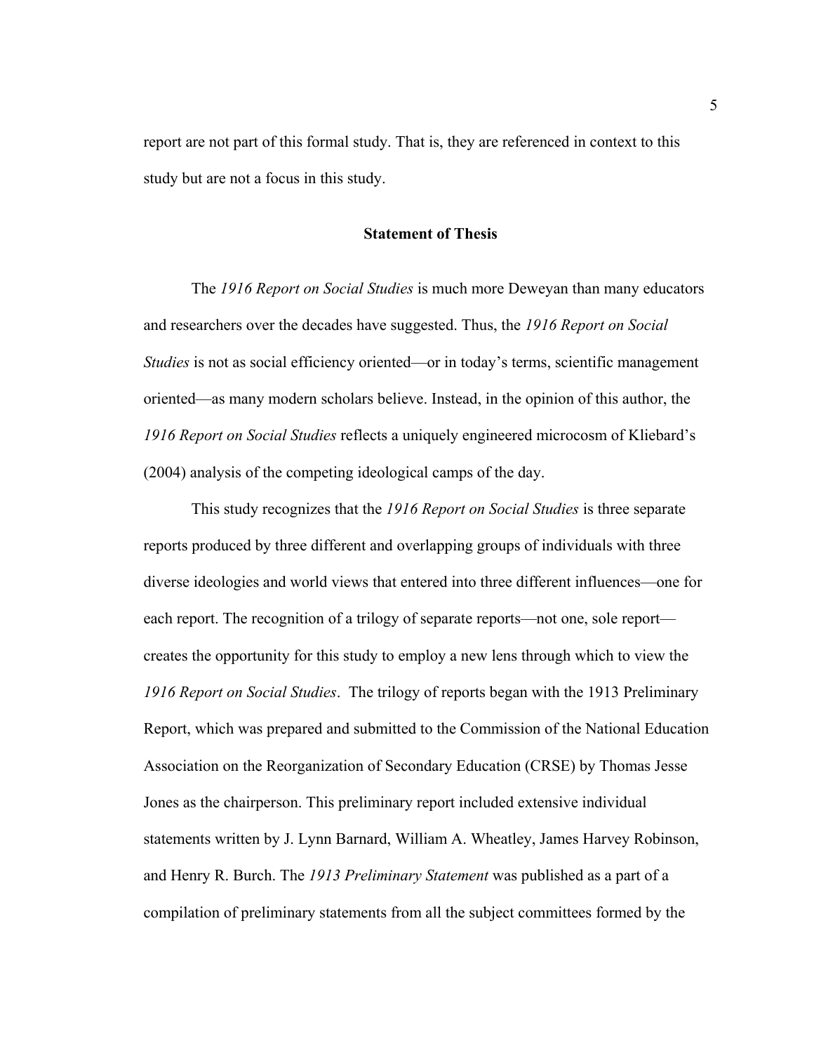report are not part of this formal study. That is, they are referenced in context to this study but are not a focus in this study.

**Statement of Thesis**

The *1916 Report on Social Studies* is much more Deweyan than many educators and researchers over the decades have suggested. Thus, the *1916 Report on Social Studies* is not as social efficiency oriented—or in today's terms, scientific management oriented—as many modern scholars believe. Instead, in the opinion of this author, the *1916 Report on Social Studies* reflects a uniquely engineered microcosm of Kliebard's (2004) analysis of the competing ideological camps of the day.

This study recognizes that the *1916 Report on Social Studies* is three separate reports produced by three different and overlapping groups of individuals with three diverse ideologies and world views that entered into three different influences—one for each report. The recognition of a trilogy of separate reports—not one, sole report—creates the opportunity for this study to employ a new lens through which to view the *1916 Report on Social Studies*. The trilogy of reports began with the 1913 Preliminary Report, which was prepared and submitted to the Commission of the National Education Association on the Reorganization of Secondary Education (CRSE) by Thomas Jesse Jones as the chairperson. This preliminary report included extensive individual statements written by J. Lynn Barnard, William A. Wheatley, James Harvey Robinson, and Henry R. Burch. The *1913 Preliminary Statement* was published as a part of a compilation of preliminary statements from all the subject committees formed by the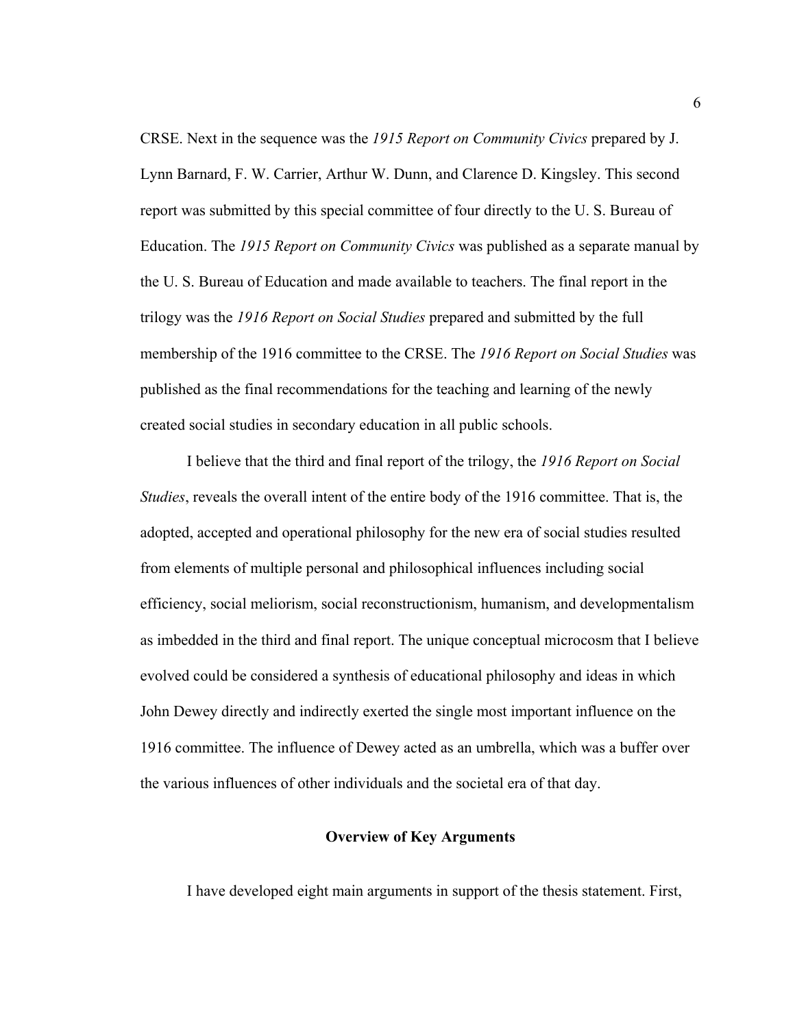CRSE. Next in the sequence was the *1915 Report on Community Civics* prepared by J. Lynn Barnard, F. W. Carrier, Arthur W. Dunn, and Clarence D. Kingsley. This second report was submitted by this special committee of four directly to the U. S. Bureau of Education. The *1915 Report on Community Civics* was published as a separate manual by the U. S. Bureau of Education and made available to teachers. The final report in the trilogy was the *1916 Report on Social Studies* prepared and submitted by the full membership of the 1916 committee to the CRSE. The *1916 Report on Social Studies* was published as the final recommendations for the teaching and learning of the newly created social studies in secondary education in all public schools.

I believe that the third and final report of the trilogy, the *1916 Report on Social Studies*, reveals the overall intent of the entire body of the 1916 committee. That is, the adopted, accepted and operational philosophy for the new era of social studies resulted from elements of multiple personal and philosophical influences including social efficiency, social meliorism, social reconstructionism, humanism, and developmentalism as imbedded in the third and final report. The unique conceptual microcosm that I believe evolved could be considered a synthesis of educational philosophy and ideas in which John Dewey directly and indirectly exerted the single most important influence on the 1916 committee. The influence of Dewey acted as an umbrella, which was a buffer over the various influences of other individuals and the societal era of that day.

**Overview of Key Arguments**

I have developed eight main arguments in support of the thesis statement. First,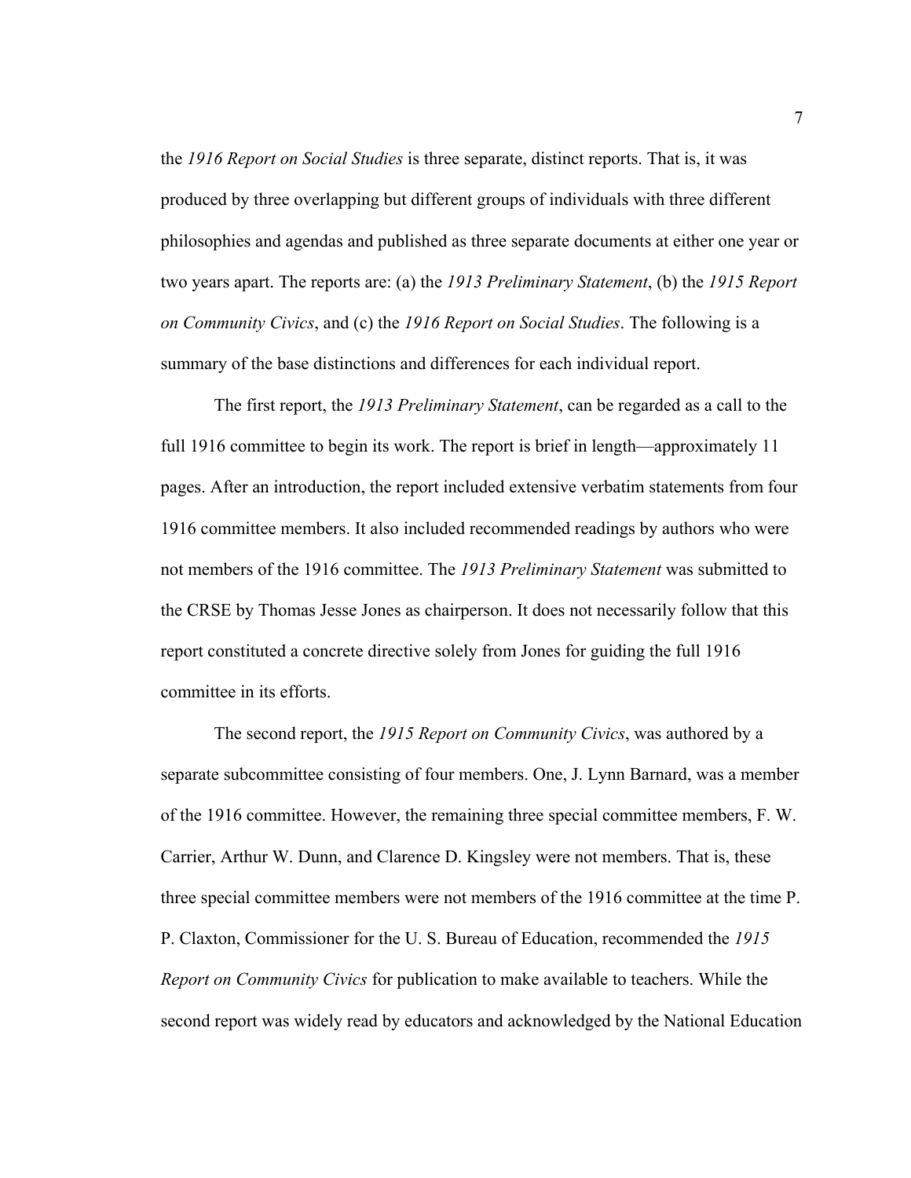the *1916 Report on Social Studies* is three separate, distinct reports. That is, it was produced by three overlapping but different groups of individuals with three different philosophies and agendas and published as three separate documents at either one year or two years apart. The reports are: (a) the *1913 Preliminary Statement*, (b) the *1915 Report on Community Civics*, and (c) the *1916 Report on Social Studies*. The following is a summary of the base distinctions and differences for each individual report.

The first report, the *1913 Preliminary Statement*, can be regarded as a call to the full 1916 committee to begin its work. The report is brief in length—approximately 11 pages. After an introduction, the report included extensive verbatim statements from four 1916 committee members. It also included recommended readings by authors who were not members of the 1916 committee. The *1913 Preliminary Statement* was submitted to the CRSE by Thomas Jesse Jones as chairperson. It does not necessarily follow that this report constituted a concrete directive solely from Jones for guiding the full 1916 committee in its efforts.

The second report, the *1915 Report on Community Civics*, was authored by a separate subcommittee consisting of four members. One, J. Lynn Barnard, was a member of the 1916 committee. However, the remaining three special committee members, F. W. Carrier, Arthur W. Dunn, and Clarence D. Kingsley were not members. That is, these three special committee members were not members of the 1916 committee at the time P. P. Claxton, Commissioner for the U. S. Bureau of Education, recommended the *1915 Report on Community Civics* for publication to make available to teachers. While the second report was widely read by educators and acknowledged by the National Education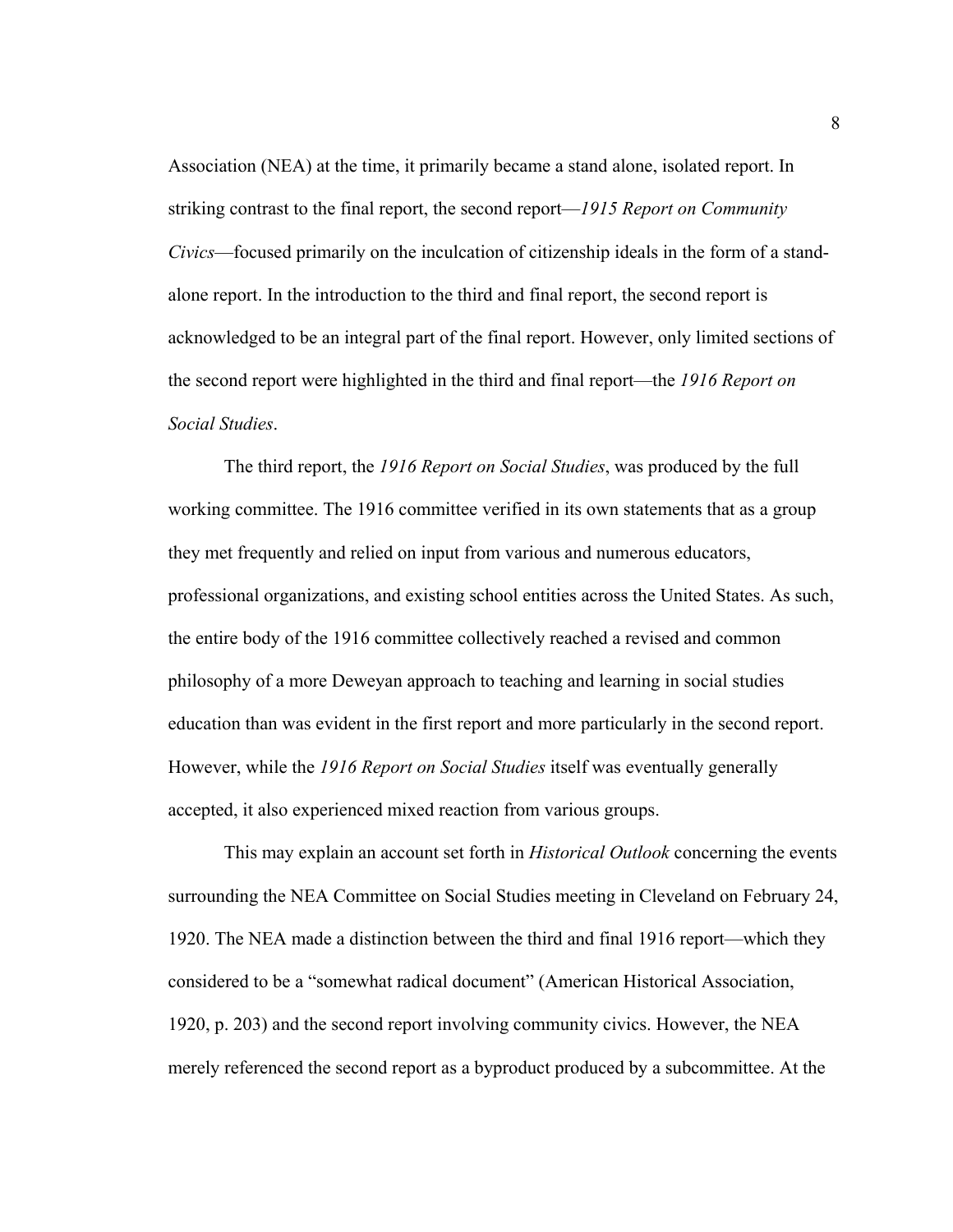Association (NEA) at the time, it primarily became a stand alone, isolated report. In striking contrast to the final report, the second report—*1915 Report on Community Civics*—focused primarily on the inculcation of citizenship ideals in the form of a stand-alone report. In the introduction to the third and final report, the second report is acknowledged to be an integral part of the final report. However, only limited sections of the second report were highlighted in the third and final report—the *1916 Report on Social Studies*.

The third report, the *1916 Report on Social Studies*, was produced by the full working committee. The 1916 committee verified in its own statements that as a group they met frequently and relied on input from various and numerous educators, professional organizations, and existing school entities across the United States. As such, the entire body of the 1916 committee collectively reached a revised and common philosophy of a more Deweyan approach to teaching and learning in social studies education than was evident in the first report and more particularly in the second report. However, while the *1916 Report on Social Studies* itself was eventually generally accepted, it also experienced mixed reaction from various groups.

This may explain an account set forth in *Historical Outlook* concerning the events surrounding the NEA Committee on Social Studies meeting in Cleveland on February 24, 1920. The NEA made a distinction between the third and final 1916 report—which they considered to be a "somewhat radical document" (American Historical Association, 1920, p. 203) and the second report involving community civics. However, the NEA merely referenced the second report as a byproduct produced by a subcommittee. At the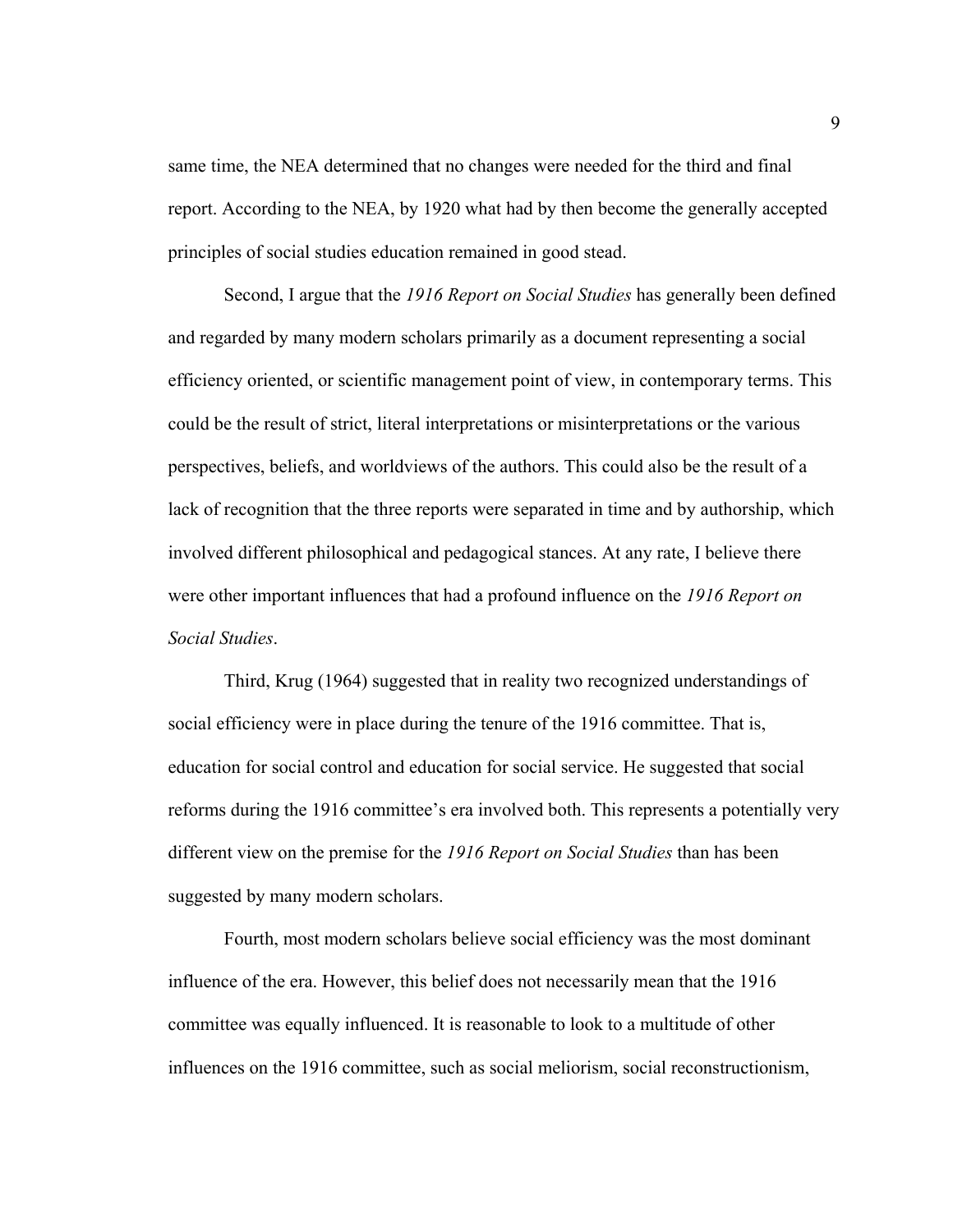same time, the NEA determined that no changes were needed for the third and final report. According to the NEA, by 1920 what had by then become the generally accepted principles of social studies education remained in good stead.

Second, I argue that the *1916 Report on Social Studies* has generally been defined and regarded by many modern scholars primarily as a document representing a social efficiency oriented, or scientific management point of view, in contemporary terms. This could be the result of strict, literal interpretations or misinterpretations or the various perspectives, beliefs, and worldviews of the authors. This could also be the result of a lack of recognition that the three reports were separated in time and by authorship, which involved different philosophical and pedagogical stances. At any rate, I believe there were other important influences that had a profound influence on the *1916 Report on Social Studies*.

Third, Krug (1964) suggested that in reality two recognized understandings of social efficiency were in place during the tenure of the 1916 committee. That is, education for social control and education for social service. He suggested that social reforms during the 1916 committee's era involved both. This represents a potentially very different view on the premise for the *1916 Report on Social Studies* than has been suggested by many modern scholars.

Fourth, most modern scholars believe social efficiency was the most dominant influence of the era. However, this belief does not necessarily mean that the 1916 committee was equally influenced. It is reasonable to look to a multitude of other influences on the 1916 committee, such as social meliorism, social reconstructionism,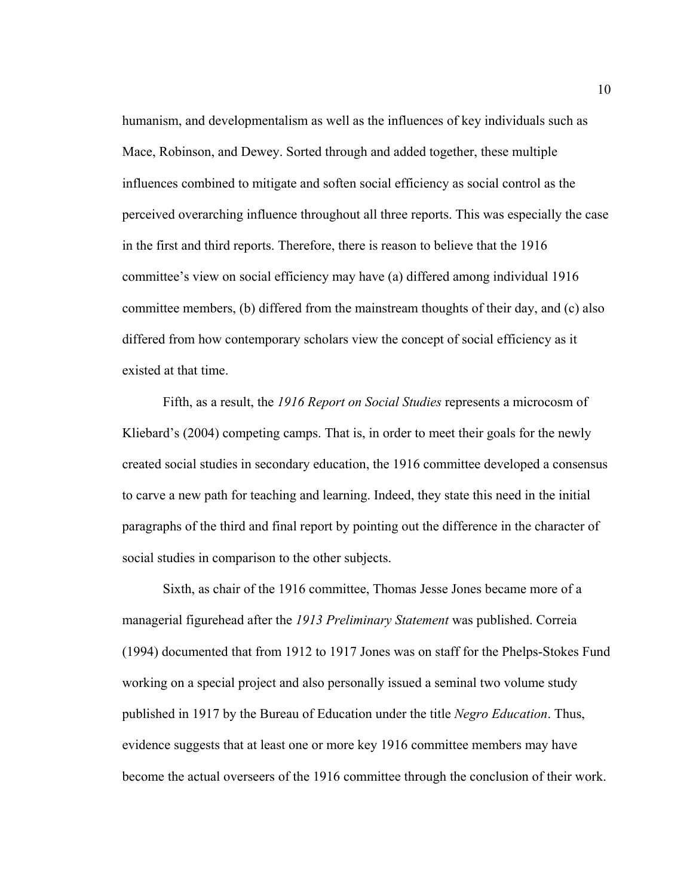humanism, and developmentalism as well as the influences of key individuals such as Mace, Robinson, and Dewey. Sorted through and added together, these multiple influences combined to mitigate and soften social efficiency as social control as the perceived overarching influence throughout all three reports. This was especially the case in the first and third reports. Therefore, there is reason to believe that the 1916 committee's view on social efficiency may have (a) differed among individual 1916 committee members, (b) differed from the mainstream thoughts of their day, and (c) also differed from how contemporary scholars view the concept of social efficiency as it existed at that time.

Fifth, as a result, the *1916 Report on Social Studies* represents a microcosm of Kliebard's (2004) competing camps. That is, in order to meet their goals for the newly created social studies in secondary education, the 1916 committee developed a consensus to carve a new path for teaching and learning. Indeed, they state this need in the initial paragraphs of the third and final report by pointing out the difference in the character of social studies in comparison to the other subjects.

Sixth, as chair of the 1916 committee, Thomas Jesse Jones became more of a managerial figurehead after the *1913 Preliminary Statement* was published. Correia (1994) documented that from 1912 to 1917 Jones was on staff for the Phelps-Stokes Fund working on a special project and also personally issued a seminal two volume study published in 1917 by the Bureau of Education under the title *Negro Education*. Thus, evidence suggests that at least one or more key 1916 committee members may have become the actual overseers of the 1916 committee through the conclusion of their work.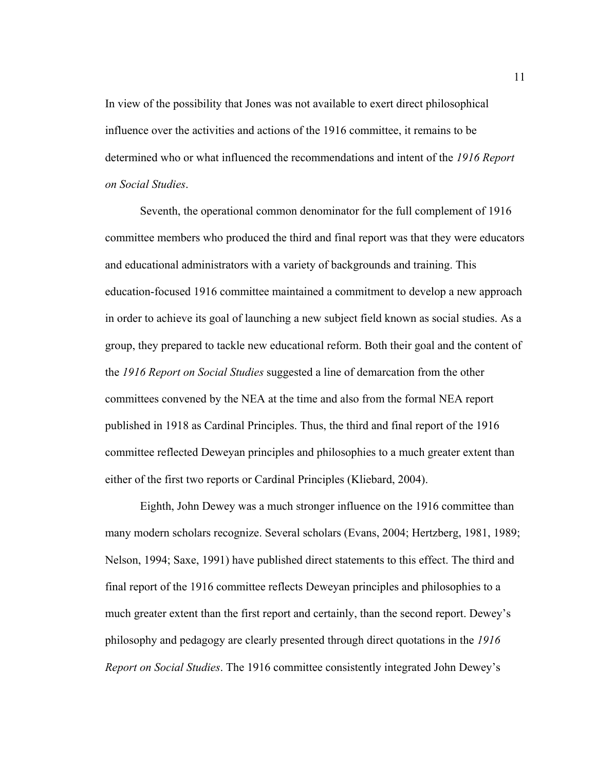In view of the possibility that Jones was not available to exert direct philosophical influence over the activities and actions of the 1916 committee, it remains to be determined who or what influenced the recommendations and intent of the *1916 Report on Social Studies*.

Seventh, the operational common denominator for the full complement of 1916 committee members who produced the third and final report was that they were educators and educational administrators with a variety of backgrounds and training. This education-focused 1916 committee maintained a commitment to develop a new approach in order to achieve its goal of launching a new subject field known as social studies. As a group, they prepared to tackle new educational reform. Both their goal and the content of the *1916 Report on Social Studies* suggested a line of demarcation from the other committees convened by the NEA at the time and also from the formal NEA report published in 1918 as Cardinal Principles. Thus, the third and final report of the 1916 committee reflected Deweyan principles and philosophies to a much greater extent than either of the first two reports or Cardinal Principles (Kliebard, 2004).

Eighth, John Dewey was a much stronger influence on the 1916 committee than many modern scholars recognize. Several scholars (Evans, 2004; Hertzberg, 1981, 1989; Nelson, 1994; Saxe, 1991) have published direct statements to this effect. The third and final report of the 1916 committee reflects Deweyan principles and philosophies to a much greater extent than the first report and certainly, than the second report. Dewey's philosophy and pedagogy are clearly presented through direct quotations in the *1916 Report on Social Studies*. The 1916 committee consistently integrated John Dewey's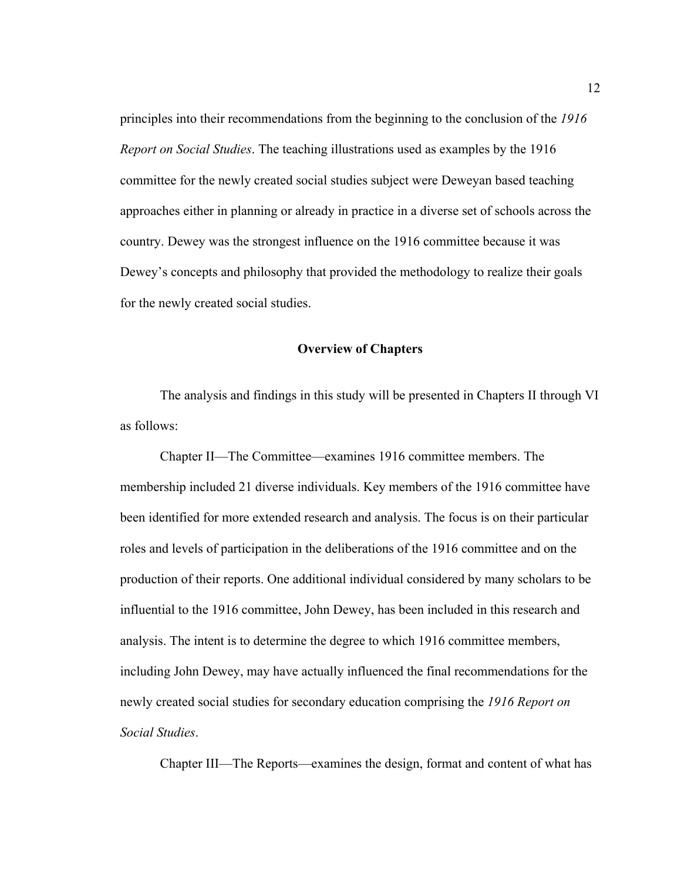principles into their recommendations from the beginning to the conclusion of the *1916 Report on Social Studies*. The teaching illustrations used as examples by the 1916 committee for the newly created social studies subject were Deweyan based teaching approaches either in planning or already in practice in a diverse set of schools across the country. Dewey was the strongest influence on the 1916 committee because it was Dewey's concepts and philosophy that provided the methodology to realize their goals for the newly created social studies.

## Overview of Chapters

The analysis and findings in this study will be presented in Chapters II through VI as follows:

Chapter II—The Committee—examines 1916 committee members. The membership included 21 diverse individuals. Key members of the 1916 committee have been identified for more extended research and analysis. The focus is on their particular roles and levels of participation in the deliberations of the 1916 committee and on the production of their reports. One additional individual considered by many scholars to be influential to the 1916 committee, John Dewey, has been included in this research and analysis. The intent is to determine the degree to which 1916 committee members, including John Dewey, may have actually influenced the final recommendations for the newly created social studies for secondary education comprising the *1916 Report on Social Studies*.

Chapter III—The Reports—examines the design, format and content of what has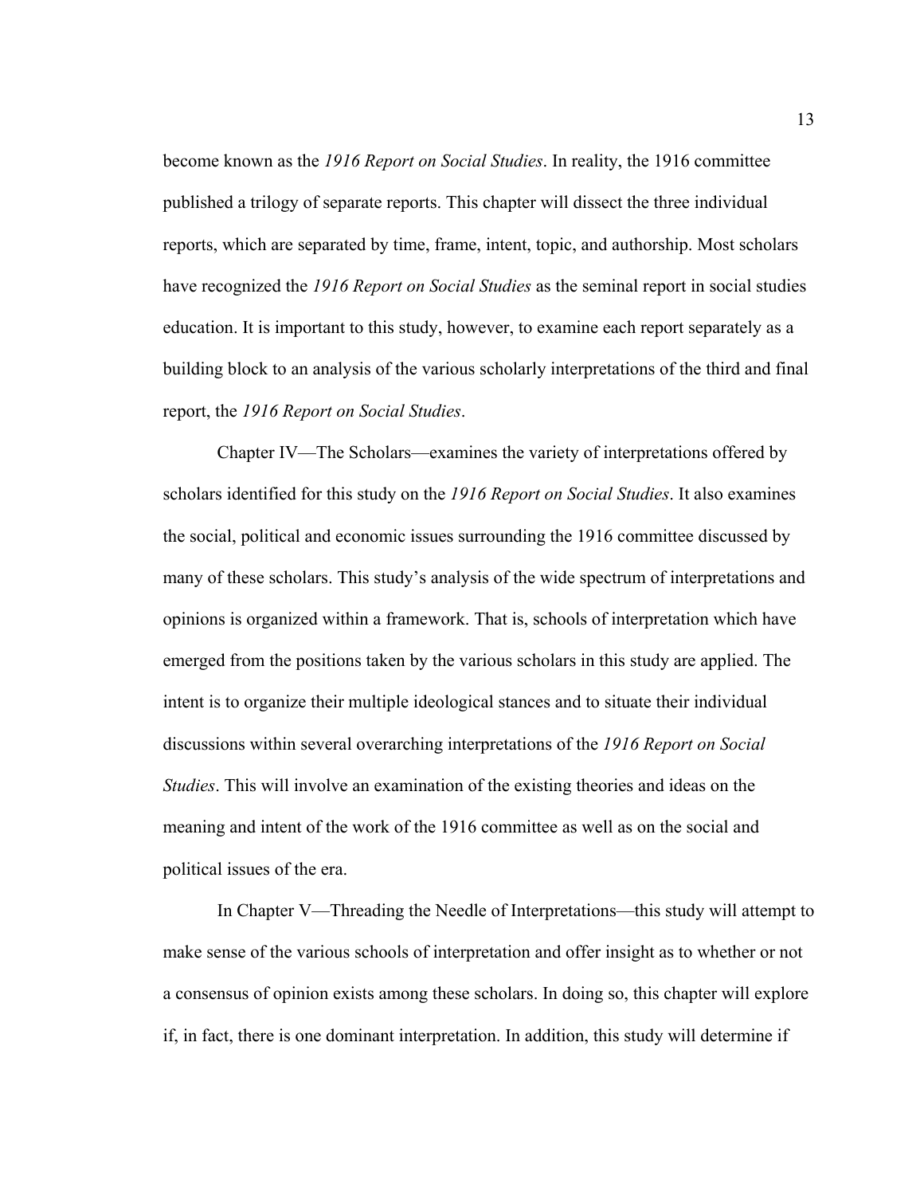become known as the *1916 Report on Social Studies*. In reality, the 1916 committee published a trilogy of separate reports. This chapter will dissect the three individual reports, which are separated by time, frame, intent, topic, and authorship. Most scholars have recognized the *1916 Report on Social Studies* as the seminal report in social studies education. It is important to this study, however, to examine each report separately as a building block to an analysis of the various scholarly interpretations of the third and final report, the *1916 Report on Social Studies*.

Chapter IV—The Scholars—examines the variety of interpretations offered by scholars identified for this study on the *1916 Report on Social Studies*. It also examines the social, political and economic issues surrounding the 1916 committee discussed by many of these scholars. This study's analysis of the wide spectrum of interpretations and opinions is organized within a framework. That is, schools of interpretation which have emerged from the positions taken by the various scholars in this study are applied. The intent is to organize their multiple ideological stances and to situate their individual discussions within several overarching interpretations of the *1916 Report on Social Studies*. This will involve an examination of the existing theories and ideas on the meaning and intent of the work of the 1916 committee as well as on the social and political issues of the era.

In Chapter V—Threading the Needle of Interpretations—this study will attempt to make sense of the various schools of interpretation and offer insight as to whether or not a consensus of opinion exists among these scholars. In doing so, this chapter will explore if, in fact, there is one dominant interpretation. In addition, this study will determine if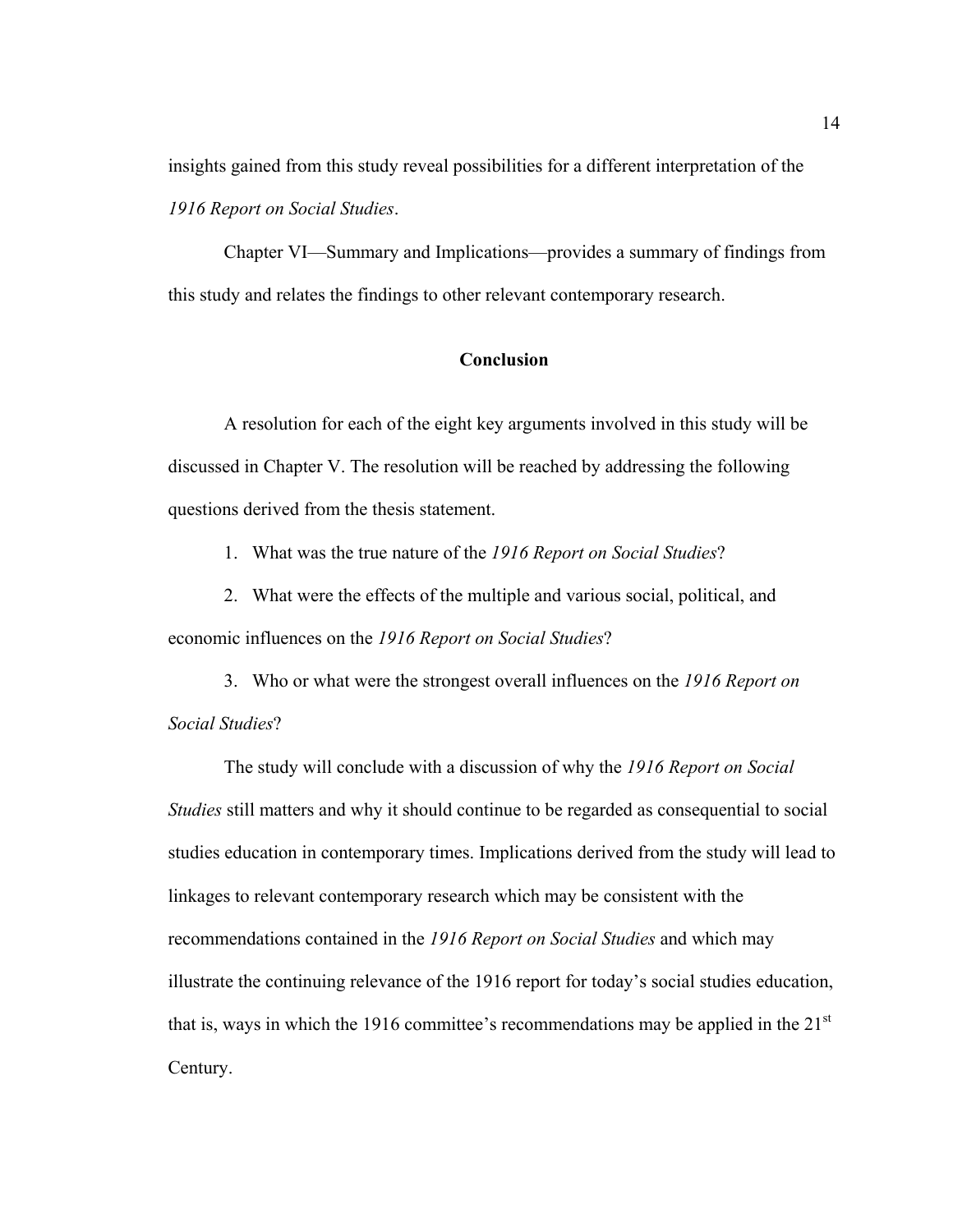insights gained from this study reveal possibilities for a different interpretation of the *1916 Report on Social Studies*.

Chapter VI—Summary and Implications—provides a summary of findings from this study and relates the findings to other relevant contemporary research.

## Conclusion

A resolution for each of the eight key arguments involved in this study will be discussed in Chapter V. The resolution will be reached by addressing the following questions derived from the thesis statement.

1. What was the true nature of the *1916 Report on Social Studies*?

2. What were the effects of the multiple and various social, political, and economic influences on the *1916 Report on Social Studies*?

3. Who or what were the strongest overall influences on the *1916 Report on Social Studies*?

The study will conclude with a discussion of why the *1916 Report on Social Studies* still matters and why it should continue to be regarded as consequential to social studies education in contemporary times. Implications derived from the study will lead to linkages to relevant contemporary research which may be consistent with the recommendations contained in the *1916 Report on Social Studies* and which may illustrate the continuing relevance of the 1916 report for today's social studies education, that is, ways in which the 1916 committee's recommendations may be applied in the 21st Century.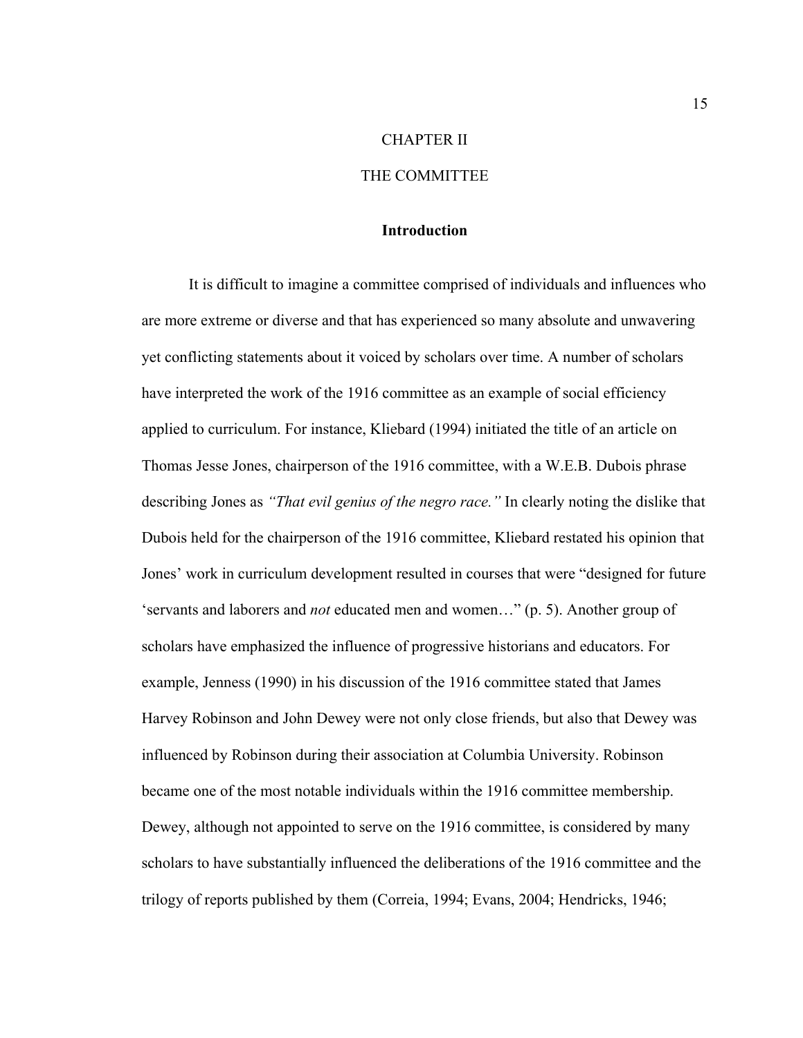# CHAPTER II

# THE COMMITTEE

## Introduction

It is difficult to imagine a committee comprised of individuals and influences who are more extreme or diverse and that has experienced so many absolute and unwavering yet conflicting statements about it voiced by scholars over time. A number of scholars have interpreted the work of the 1916 committee as an example of social efficiency applied to curriculum. For instance, Kliebard (1994) initiated the title of an article on Thomas Jesse Jones, chairperson of the 1916 committee, with a W.E.B. Dubois phrase describing Jones as *"That evil genius of the negro race."* In clearly noting the dislike that Dubois held for the chairperson of the 1916 committee, Kliebard restated his opinion that Jones' work in curriculum development resulted in courses that were "designed for future 'servants and laborers and *not* educated men and women…" (p. 5). Another group of scholars have emphasized the influence of progressive historians and educators. For example, Jenness (1990) in his discussion of the 1916 committee stated that James Harvey Robinson and John Dewey were not only close friends, but also that Dewey was influenced by Robinson during their association at Columbia University. Robinson became one of the most notable individuals within the 1916 committee membership. Dewey, although not appointed to serve on the 1916 committee, is considered by many scholars to have substantially influenced the deliberations of the 1916 committee and the trilogy of reports published by them (Correia, 1994; Evans, 2004; Hendricks, 1946;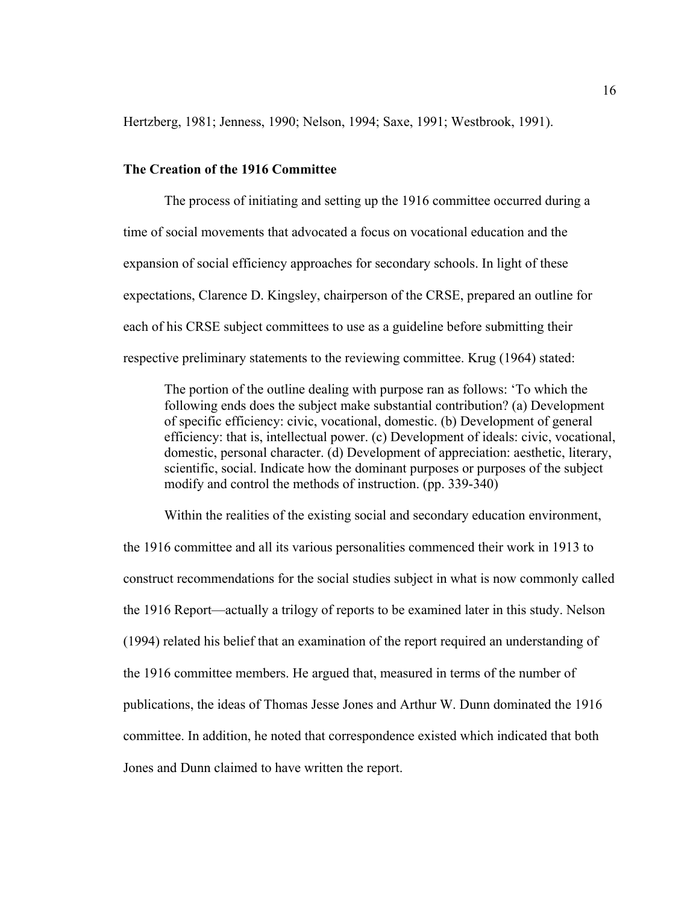Hertzberg, 1981; Jenness, 1990; Nelson, 1994; Saxe, 1991; Westbrook, 1991).

### The Creation of the 1916 Committee

The process of initiating and setting up the 1916 committee occurred during a time of social movements that advocated a focus on vocational education and the expansion of social efficiency approaches for secondary schools. In light of these expectations, Clarence D. Kingsley, chairperson of the CRSE, prepared an outline for each of his CRSE subject committees to use as a guideline before submitting their respective preliminary statements to the reviewing committee. Krug (1964) stated:

> The portion of the outline dealing with purpose ran as follows: 'To which the following ends does the subject make substantial contribution? (a) Development of specific efficiency: civic, vocational, domestic. (b) Development of general efficiency: that is, intellectual power. (c) Development of ideals: civic, vocational, domestic, personal character. (d) Development of appreciation: aesthetic, literary, scientific, social. Indicate how the dominant purposes or purposes of the subject modify and control the methods of instruction. (pp. 339-340)

Within the realities of the existing social and secondary education environment, the 1916 committee and all its various personalities commenced their work in 1913 to construct recommendations for the social studies subject in what is now commonly called the 1916 Report—actually a trilogy of reports to be examined later in this study. Nelson (1994) related his belief that an examination of the report required an understanding of the 1916 committee members. He argued that, measured in terms of the number of publications, the ideas of Thomas Jesse Jones and Arthur W. Dunn dominated the 1916 committee. In addition, he noted that correspondence existed which indicated that both Jones and Dunn claimed to have written the report.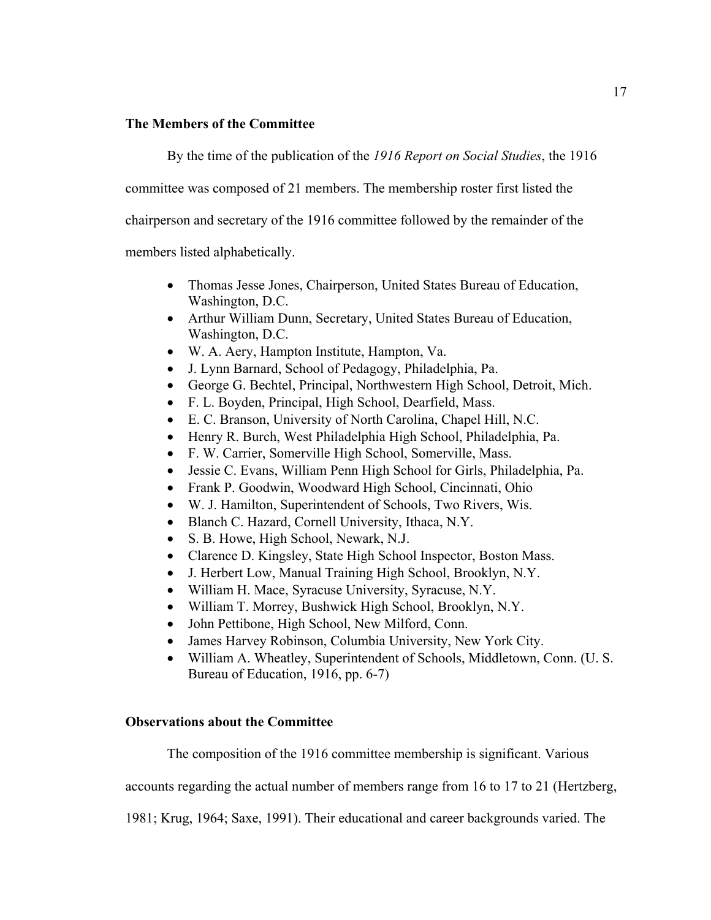### The Members of the Committee

By the time of the publication of the *1916 Report on Social Studies*, the 1916 committee was composed of 21 members. The membership roster first listed the chairperson and secretary of the 1916 committee followed by the remainder of the members listed alphabetically.

- Thomas Jesse Jones, Chairperson, United States Bureau of Education, Washington, D.C.
- Arthur William Dunn, Secretary, United States Bureau of Education, Washington, D.C.
- W. A. Aery, Hampton Institute, Hampton, Va.
- J. Lynn Barnard, School of Pedagogy, Philadelphia, Pa.
- George G. Bechtel, Principal, Northwestern High School, Detroit, Mich.
- F. L. Boyden, Principal, High School, Dearfield, Mass.
- E. C. Branson, University of North Carolina, Chapel Hill, N.C.
- Henry R. Burch, West Philadelphia High School, Philadelphia, Pa.
- F. W. Carrier, Somerville High School, Somerville, Mass.
- Jessie C. Evans, William Penn High School for Girls, Philadelphia, Pa.
- Frank P. Goodwin, Woodward High School, Cincinnati, Ohio
- W. J. Hamilton, Superintendent of Schools, Two Rivers, Wis.
- Blanch C. Hazard, Cornell University, Ithaca, N.Y.
- S. B. Howe, High School, Newark, N.J.
- Clarence D. Kingsley, State High School Inspector, Boston Mass.
- J. Herbert Low, Manual Training High School, Brooklyn, N.Y.
- William H. Mace, Syracuse University, Syracuse, N.Y.
- William T. Morrey, Bushwick High School, Brooklyn, N.Y.
- John Pettibone, High School, New Milford, Conn.
- James Harvey Robinson, Columbia University, New York City.
- William A. Wheatley, Superintendent of Schools, Middletown, Conn. (U. S. Bureau of Education, 1916, pp. 6-7)

### Observations about the Committee

The composition of the 1916 committee membership is significant. Various accounts regarding the actual number of members range from 16 to 17 to 21 (Hertzberg, 1981; Krug, 1964; Saxe, 1991). Their educational and career backgrounds varied. The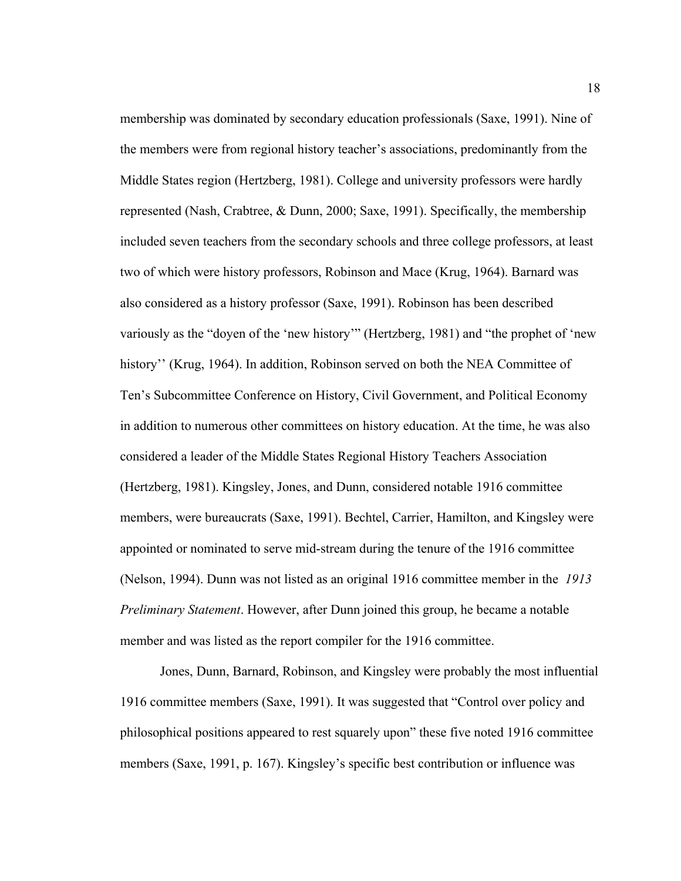membership was dominated by secondary education professionals (Saxe, 1991). Nine of the members were from regional history teacher's associations, predominantly from the Middle States region (Hertzberg, 1981). College and university professors were hardly represented (Nash, Crabtree, & Dunn, 2000; Saxe, 1991). Specifically, the membership included seven teachers from the secondary schools and three college professors, at least two of which were history professors, Robinson and Mace (Krug, 1964). Barnard was also considered as a history professor (Saxe, 1991). Robinson has been described variously as the "doyen of the 'new history'" (Hertzberg, 1981) and "the prophet of 'new history'' (Krug, 1964). In addition, Robinson served on both the NEA Committee of Ten's Subcommittee Conference on History, Civil Government, and Political Economy in addition to numerous other committees on history education. At the time, he was also considered a leader of the Middle States Regional History Teachers Association (Hertzberg, 1981). Kingsley, Jones, and Dunn, considered notable 1916 committee members, were bureaucrats (Saxe, 1991). Bechtel, Carrier, Hamilton, and Kingsley were appointed or nominated to serve mid-stream during the tenure of the 1916 committee (Nelson, 1994). Dunn was not listed as an original 1916 committee member in the *1913 Preliminary Statement*. However, after Dunn joined this group, he became a notable member and was listed as the report compiler for the 1916 committee.

Jones, Dunn, Barnard, Robinson, and Kingsley were probably the most influential 1916 committee members (Saxe, 1991). It was suggested that "Control over policy and philosophical positions appeared to rest squarely upon" these five noted 1916 committee members (Saxe, 1991, p. 167). Kingsley's specific best contribution or influence was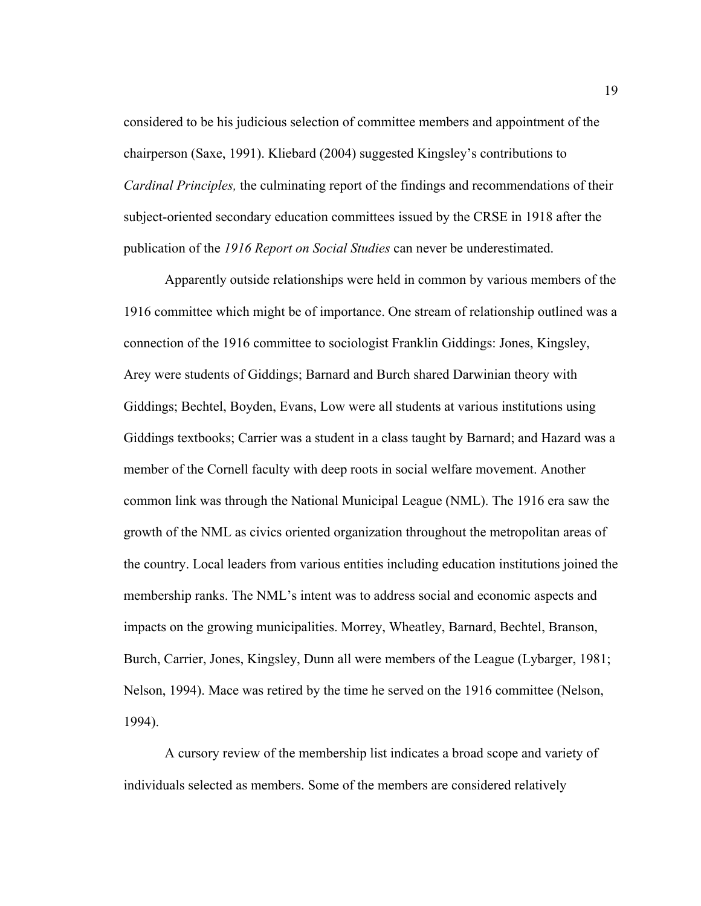considered to be his judicious selection of committee members and appointment of the chairperson (Saxe, 1991). Kliebard (2004) suggested Kingsley's contributions to *Cardinal Principles,* the culminating report of the findings and recommendations of their subject-oriented secondary education committees issued by the CRSE in 1918 after the publication of the *1916 Report on Social Studies* can never be underestimated.

Apparently outside relationships were held in common by various members of the 1916 committee which might be of importance. One stream of relationship outlined was a connection of the 1916 committee to sociologist Franklin Giddings: Jones, Kingsley, Arey were students of Giddings; Barnard and Burch shared Darwinian theory with Giddings; Bechtel, Boyden, Evans, Low were all students at various institutions using Giddings textbooks; Carrier was a student in a class taught by Barnard; and Hazard was a member of the Cornell faculty with deep roots in social welfare movement. Another common link was through the National Municipal League (NML). The 1916 era saw the growth of the NML as civics oriented organization throughout the metropolitan areas of the country. Local leaders from various entities including education institutions joined the membership ranks. The NML's intent was to address social and economic aspects and impacts on the growing municipalities. Morrey, Wheatley, Barnard, Bechtel, Branson, Burch, Carrier, Jones, Kingsley, Dunn all were members of the League (Lybarger, 1981; Nelson, 1994). Mace was retired by the time he served on the 1916 committee (Nelson, 1994).

A cursory review of the membership list indicates a broad scope and variety of individuals selected as members. Some of the members are considered relatively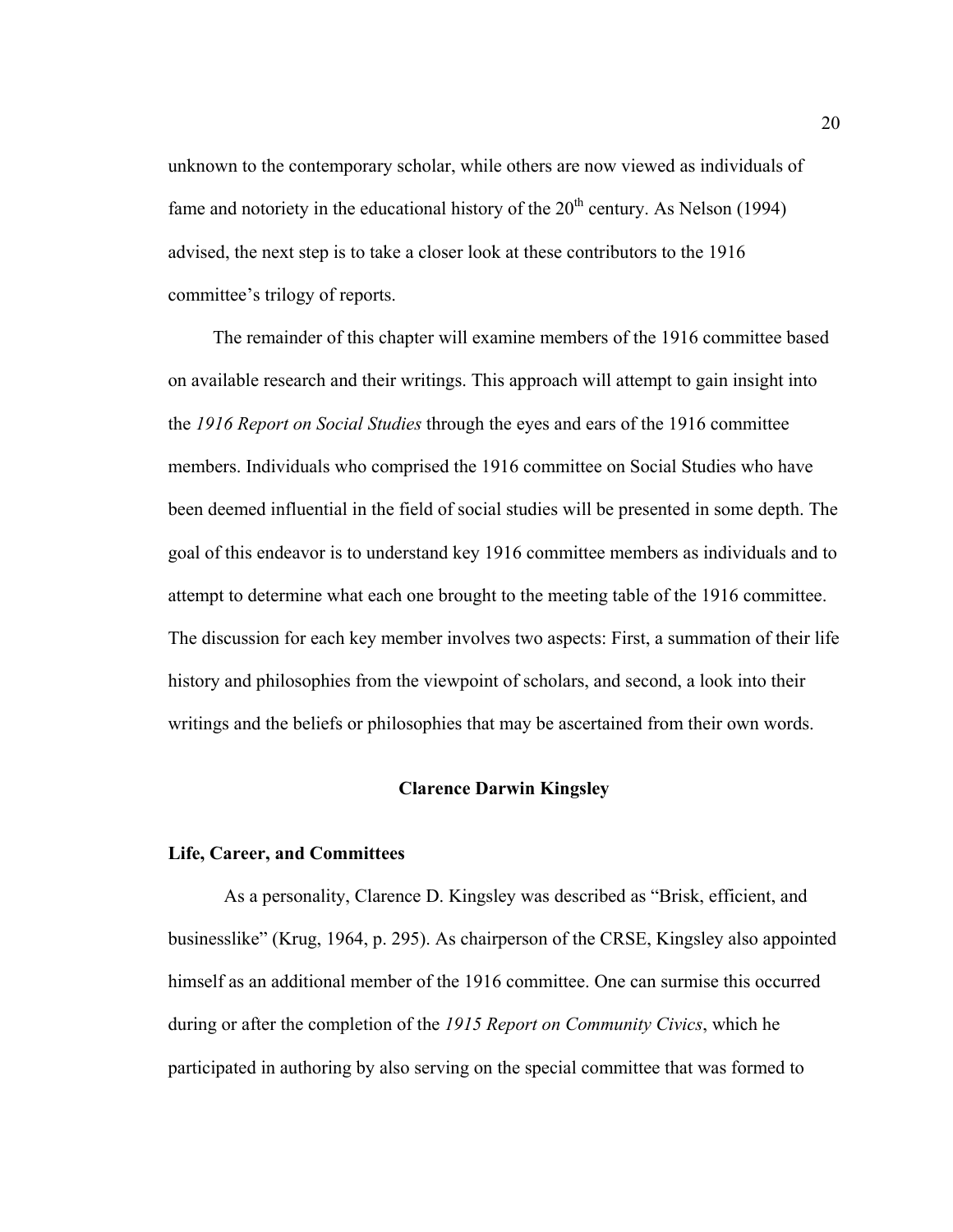unknown to the contemporary scholar, while others are now viewed as individuals of fame and notoriety in the educational history of the 20th century. As Nelson (1994) advised, the next step is to take a closer look at these contributors to the 1916 committee's trilogy of reports.

The remainder of this chapter will examine members of the 1916 committee based on available research and their writings. This approach will attempt to gain insight into the *1916 Report on Social Studies* through the eyes and ears of the 1916 committee members. Individuals who comprised the 1916 committee on Social Studies who have been deemed influential in the field of social studies will be presented in some depth. The goal of this endeavor is to understand key 1916 committee members as individuals and to attempt to determine what each one brought to the meeting table of the 1916 committee. The discussion for each key member involves two aspects: First, a summation of their life history and philosophies from the viewpoint of scholars, and second, a look into their writings and the beliefs or philosophies that may be ascertained from their own words.

## Clarence Darwin Kingsley

### Life, Career, and Committees

As a personality, Clarence D. Kingsley was described as "Brisk, efficient, and businesslike" (Krug, 1964, p. 295). As chairperson of the CRSE, Kingsley also appointed himself as an additional member of the 1916 committee. One can surmise this occurred during or after the completion of the *1915 Report on Community Civics*, which he participated in authoring by also serving on the special committee that was formed to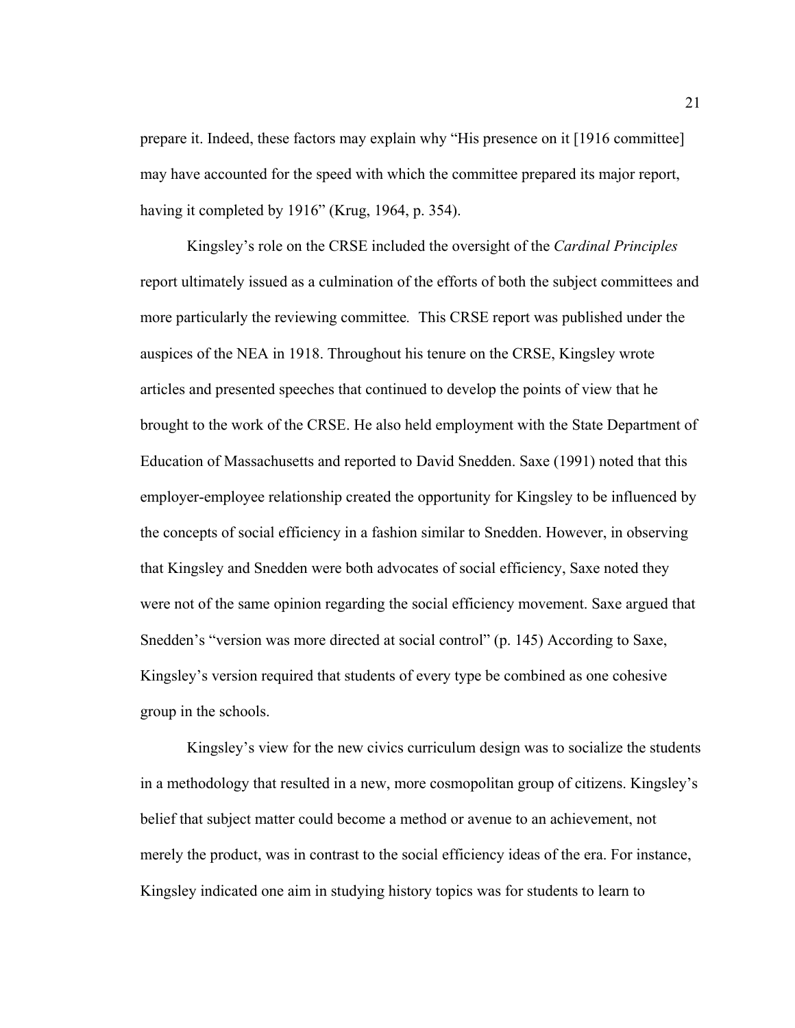prepare it. Indeed, these factors may explain why "His presence on it [1916 committee] may have accounted for the speed with which the committee prepared its major report, having it completed by 1916" (Krug, 1964, p. 354).

Kingsley's role on the CRSE included the oversight of the *Cardinal Principles* report ultimately issued as a culmination of the efforts of both the subject committees and more particularly the reviewing committee. This CRSE report was published under the auspices of the NEA in 1918. Throughout his tenure on the CRSE, Kingsley wrote articles and presented speeches that continued to develop the points of view that he brought to the work of the CRSE. He also held employment with the State Department of Education of Massachusetts and reported to David Snedden. Saxe (1991) noted that this employer-employee relationship created the opportunity for Kingsley to be influenced by the concepts of social efficiency in a fashion similar to Snedden. However, in observing that Kingsley and Snedden were both advocates of social efficiency, Saxe noted they were not of the same opinion regarding the social efficiency movement. Saxe argued that Snedden's "version was more directed at social control" (p. 145) According to Saxe, Kingsley's version required that students of every type be combined as one cohesive group in the schools.

Kingsley's view for the new civics curriculum design was to socialize the students in a methodology that resulted in a new, more cosmopolitan group of citizens. Kingsley's belief that subject matter could become a method or avenue to an achievement, not merely the product, was in contrast to the social efficiency ideas of the era. For instance, Kingsley indicated one aim in studying history topics was for students to learn to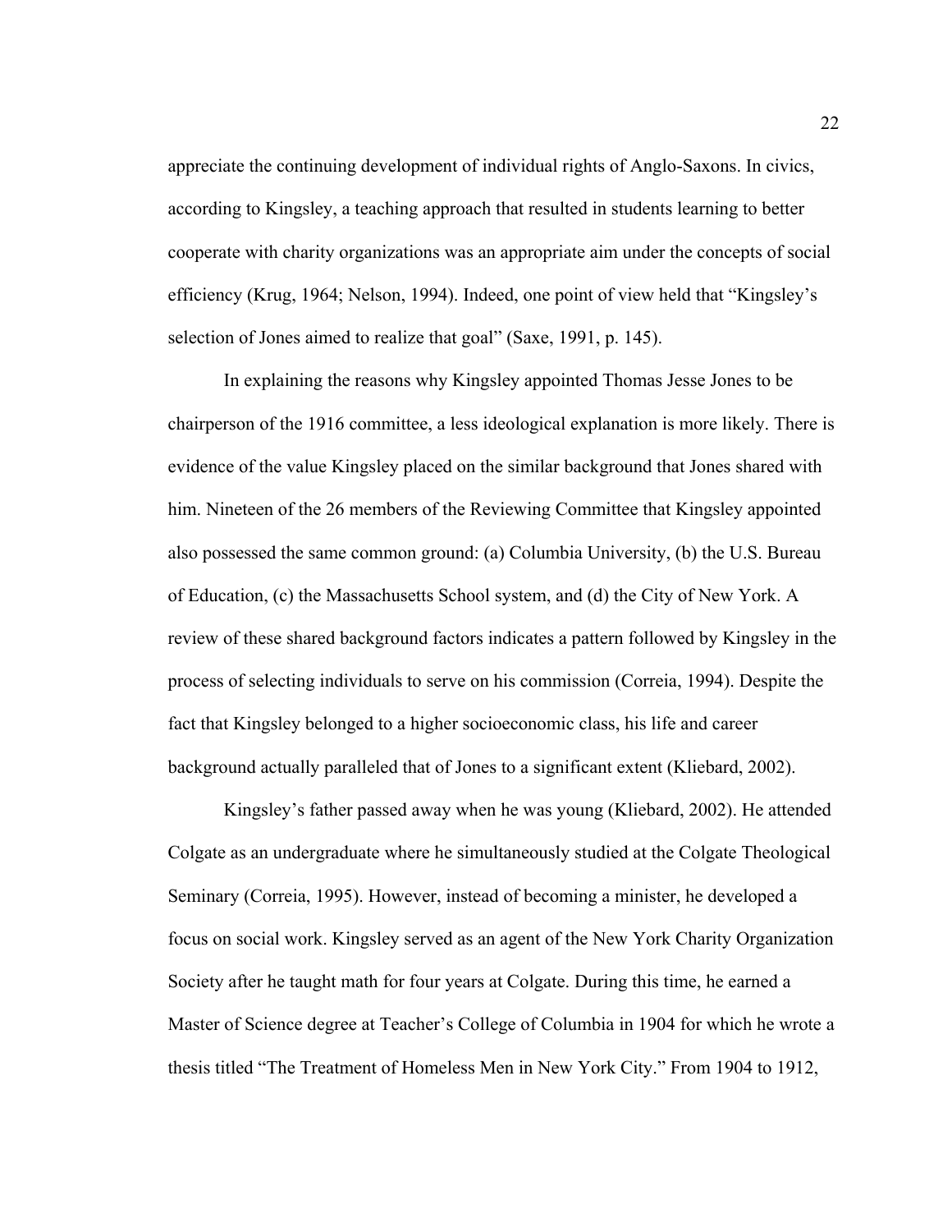appreciate the continuing development of individual rights of Anglo-Saxons. In civics, according to Kingsley, a teaching approach that resulted in students learning to better cooperate with charity organizations was an appropriate aim under the concepts of social efficiency (Krug, 1964; Nelson, 1994). Indeed, one point of view held that "Kingsley's selection of Jones aimed to realize that goal" (Saxe, 1991, p. 145).

In explaining the reasons why Kingsley appointed Thomas Jesse Jones to be chairperson of the 1916 committee, a less ideological explanation is more likely. There is evidence of the value Kingsley placed on the similar background that Jones shared with him. Nineteen of the 26 members of the Reviewing Committee that Kingsley appointed also possessed the same common ground: (a) Columbia University, (b) the U.S. Bureau of Education, (c) the Massachusetts School system, and (d) the City of New York. A review of these shared background factors indicates a pattern followed by Kingsley in the process of selecting individuals to serve on his commission (Correia, 1994). Despite the fact that Kingsley belonged to a higher socioeconomic class, his life and career background actually paralleled that of Jones to a significant extent (Kliebard, 2002).

Kingsley's father passed away when he was young (Kliebard, 2002). He attended Colgate as an undergraduate where he simultaneously studied at the Colgate Theological Seminary (Correia, 1995). However, instead of becoming a minister, he developed a focus on social work. Kingsley served as an agent of the New York Charity Organization Society after he taught math for four years at Colgate. During this time, he earned a Master of Science degree at Teacher's College of Columbia in 1904 for which he wrote a thesis titled "The Treatment of Homeless Men in New York City." From 1904 to 1912,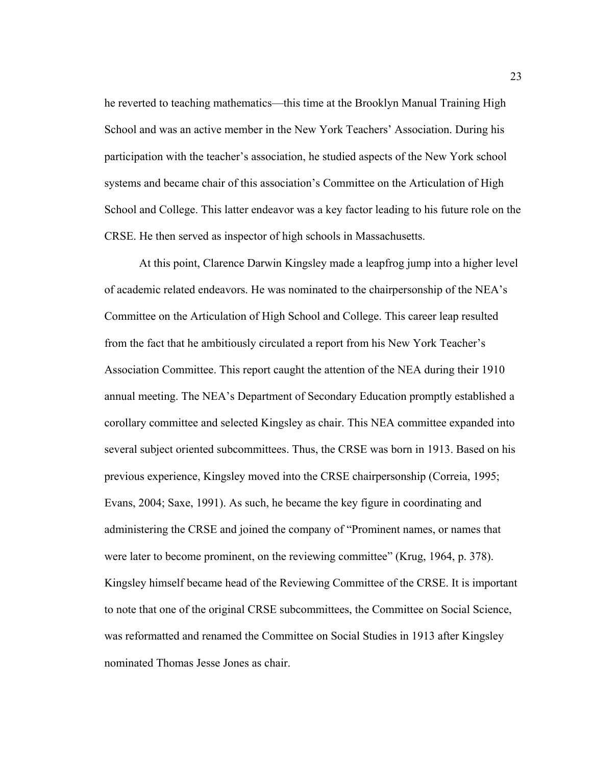he reverted to teaching mathematics—this time at the Brooklyn Manual Training High School and was an active member in the New York Teachers' Association. During his participation with the teacher's association, he studied aspects of the New York school systems and became chair of this association's Committee on the Articulation of High School and College. This latter endeavor was a key factor leading to his future role on the CRSE. He then served as inspector of high schools in Massachusetts.

At this point, Clarence Darwin Kingsley made a leapfrog jump into a higher level of academic related endeavors. He was nominated to the chairpersonship of the NEA's Committee on the Articulation of High School and College. This career leap resulted from the fact that he ambitiously circulated a report from his New York Teacher's Association Committee. This report caught the attention of the NEA during their 1910 annual meeting. The NEA's Department of Secondary Education promptly established a corollary committee and selected Kingsley as chair. This NEA committee expanded into several subject oriented subcommittees. Thus, the CRSE was born in 1913. Based on his previous experience, Kingsley moved into the CRSE chairpersonship (Correia, 1995; Evans, 2004; Saxe, 1991). As such, he became the key figure in coordinating and administering the CRSE and joined the company of "Prominent names, or names that were later to become prominent, on the reviewing committee" (Krug, 1964, p. 378). Kingsley himself became head of the Reviewing Committee of the CRSE. It is important to note that one of the original CRSE subcommittees, the Committee on Social Science, was reformatted and renamed the Committee on Social Studies in 1913 after Kingsley nominated Thomas Jesse Jones as chair.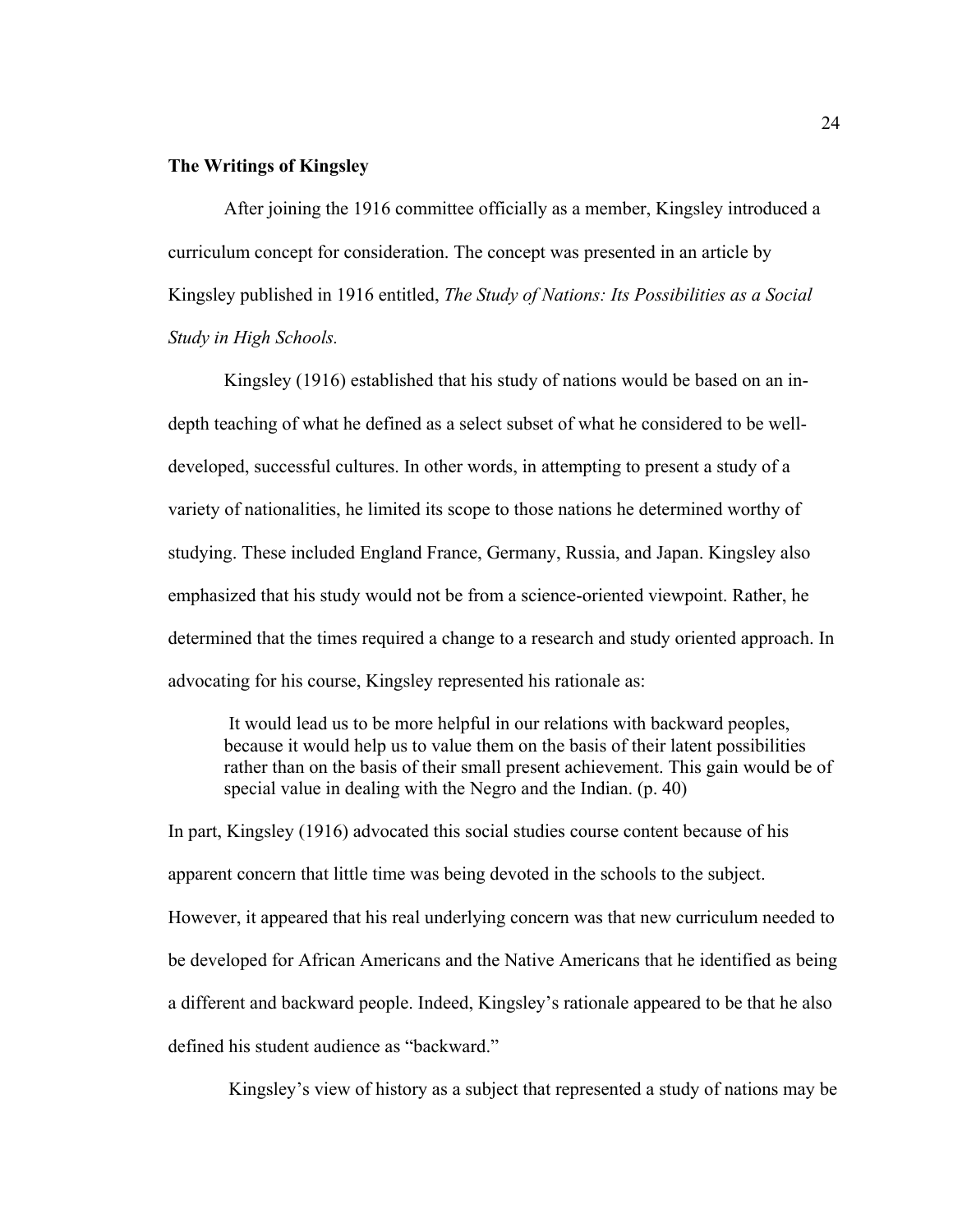**The Writings of Kingsley**

After joining the 1916 committee officially as a member, Kingsley introduced a curriculum concept for consideration. The concept was presented in an article by Kingsley published in 1916 entitled, *The Study of Nations: Its Possibilities as a Social Study in High Schools.*

Kingsley (1916) established that his study of nations would be based on an in-depth teaching of what he defined as a select subset of what he considered to be well-developed, successful cultures. In other words, in attempting to present a study of a variety of nationalities, he limited its scope to those nations he determined worthy of studying. These included England France, Germany, Russia, and Japan. Kingsley also emphasized that his study would not be from a science-oriented viewpoint. Rather, he determined that the times required a change to a research and study oriented approach. In advocating for his course, Kingsley represented his rationale as:

> It would lead us to be more helpful in our relations with backward peoples, because it would help us to value them on the basis of their latent possibilities rather than on the basis of their small present achievement. This gain would be of special value in dealing with the Negro and the Indian. (p. 40)

In part, Kingsley (1916) advocated this social studies course content because of his apparent concern that little time was being devoted in the schools to the subject. However, it appeared that his real underlying concern was that new curriculum needed to be developed for African Americans and the Native Americans that he identified as being a different and backward people. Indeed, Kingsley's rationale appeared to be that he also defined his student audience as "backward."

Kingsley's view of history as a subject that represented a study of nations may be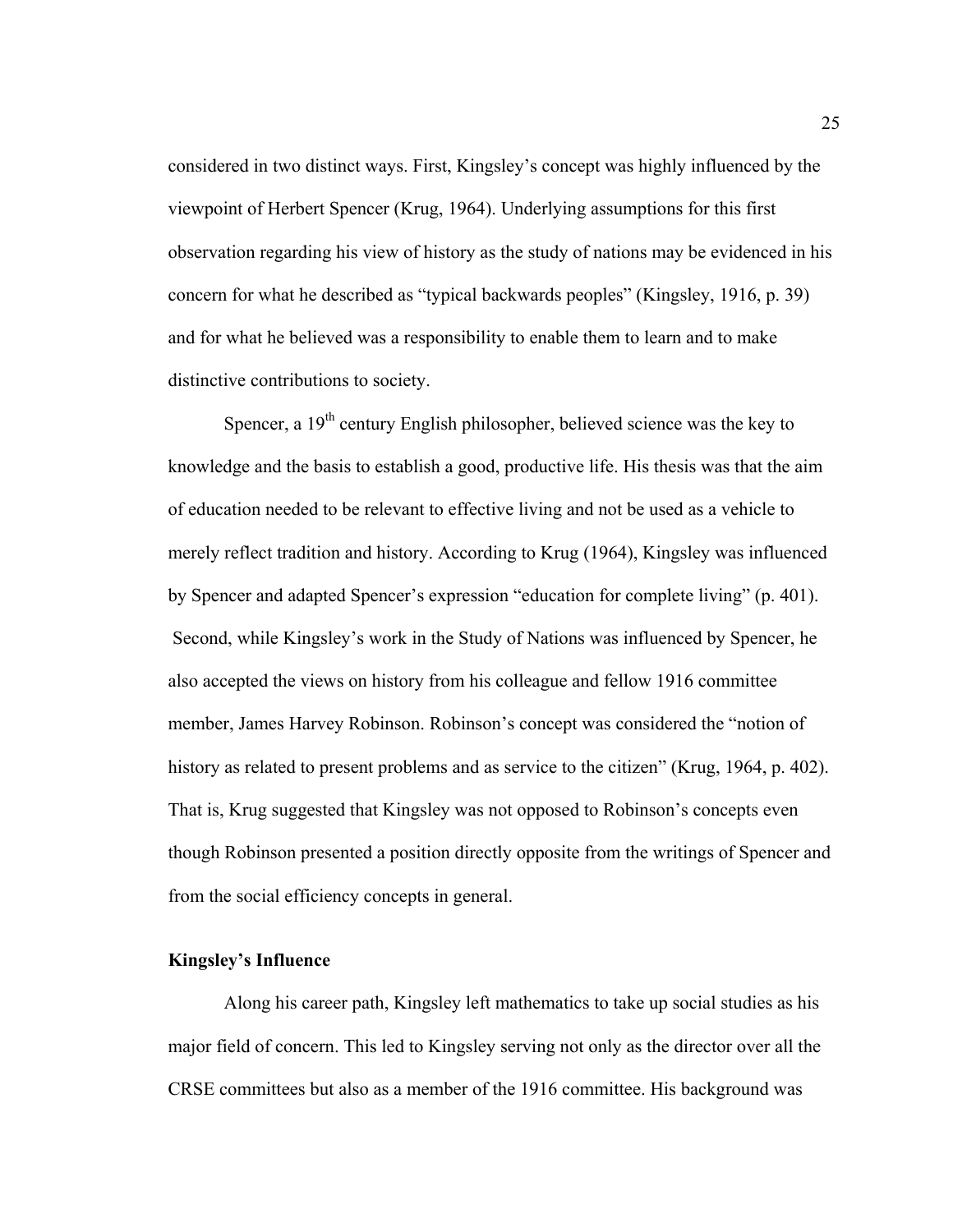considered in two distinct ways. First, Kingsley's concept was highly influenced by the viewpoint of Herbert Spencer (Krug, 1964). Underlying assumptions for this first observation regarding his view of history as the study of nations may be evidenced in his concern for what he described as "typical backwards peoples" (Kingsley, 1916, p. 39) and for what he believed was a responsibility to enable them to learn and to make distinctive contributions to society.

Spencer, a 19th century English philosopher, believed science was the key to knowledge and the basis to establish a good, productive life. His thesis was that the aim of education needed to be relevant to effective living and not be used as a vehicle to merely reflect tradition and history. According to Krug (1964), Kingsley was influenced by Spencer and adapted Spencer's expression "education for complete living" (p. 401). Second, while Kingsley's work in the Study of Nations was influenced by Spencer, he also accepted the views on history from his colleague and fellow 1916 committee member, James Harvey Robinson. Robinson's concept was considered the "notion of history as related to present problems and as service to the citizen" (Krug, 1964, p. 402). That is, Krug suggested that Kingsley was not opposed to Robinson's concepts even though Robinson presented a position directly opposite from the writings of Spencer and from the social efficiency concepts in general.

### Kingsley's Influence

Along his career path, Kingsley left mathematics to take up social studies as his major field of concern. This led to Kingsley serving not only as the director over all the CRSE committees but also as a member of the 1916 committee. His background was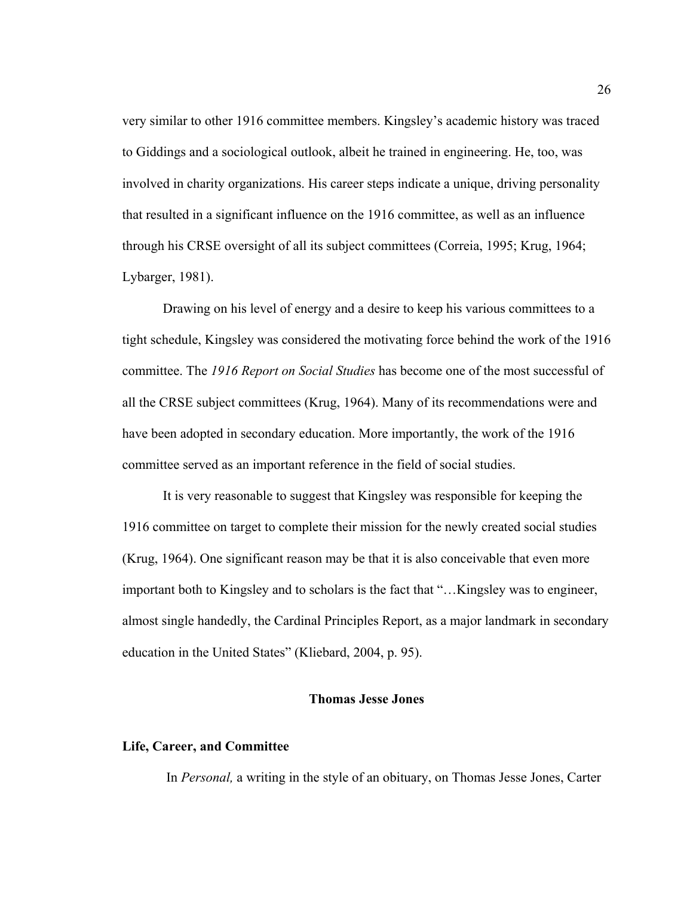very similar to other 1916 committee members. Kingsley's academic history was traced to Giddings and a sociological outlook, albeit he trained in engineering. He, too, was involved in charity organizations. His career steps indicate a unique, driving personality that resulted in a significant influence on the 1916 committee, as well as an influence through his CRSE oversight of all its subject committees (Correia, 1995; Krug, 1964; Lybarger, 1981).

Drawing on his level of energy and a desire to keep his various committees to a tight schedule, Kingsley was considered the motivating force behind the work of the 1916 committee. The *1916 Report on Social Studies* has become one of the most successful of all the CRSE subject committees (Krug, 1964). Many of its recommendations were and have been adopted in secondary education. More importantly, the work of the 1916 committee served as an important reference in the field of social studies.

It is very reasonable to suggest that Kingsley was responsible for keeping the 1916 committee on target to complete their mission for the newly created social studies (Krug, 1964). One significant reason may be that it is also conceivable that even more important both to Kingsley and to scholars is the fact that "…Kingsley was to engineer, almost single handedly, the Cardinal Principles Report, as a major landmark in secondary education in the United States" (Kliebard, 2004, p. 95).

## Thomas Jesse Jones

### Life, Career, and Committee

In *Personal,* a writing in the style of an obituary, on Thomas Jesse Jones, Carter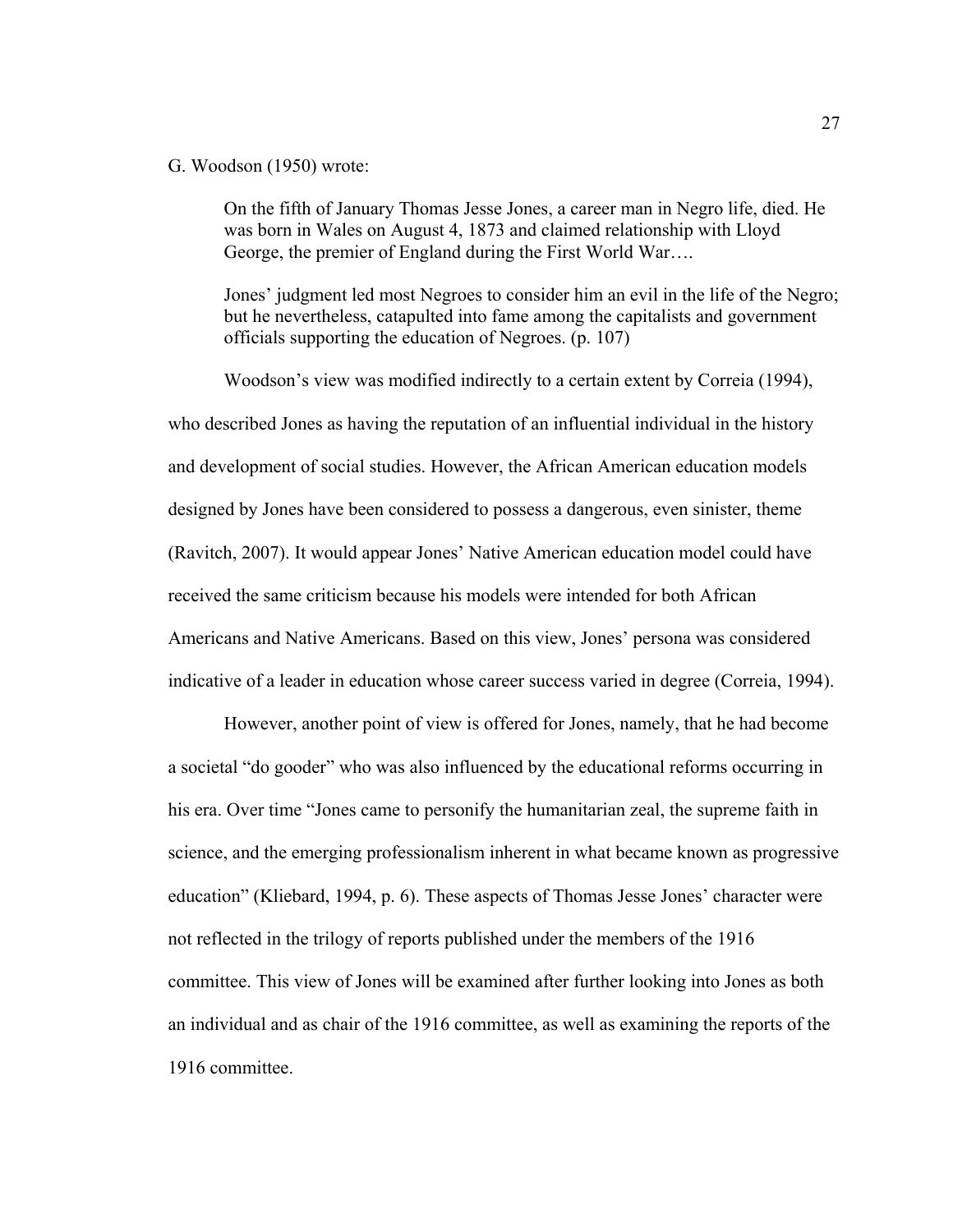G. Woodson (1950) wrote:

> On the fifth of January Thomas Jesse Jones, a career man in Negro life, died. He was born in Wales on August 4, 1873 and claimed relationship with Lloyd George, the premier of England during the First World War….
>
> Jones' judgment led most Negroes to consider him an evil in the life of the Negro; but he nevertheless, catapulted into fame among the capitalists and government officials supporting the education of Negroes. (p. 107)

Woodson's view was modified indirectly to a certain extent by Correia (1994), who described Jones as having the reputation of an influential individual in the history and development of social studies. However, the African American education models designed by Jones have been considered to possess a dangerous, even sinister, theme (Ravitch, 2007). It would appear Jones' Native American education model could have received the same criticism because his models were intended for both African Americans and Native Americans. Based on this view, Jones' persona was considered indicative of a leader in education whose career success varied in degree (Correia, 1994).

However, another point of view is offered for Jones, namely, that he had become a societal "do gooder" who was also influenced by the educational reforms occurring in his era. Over time "Jones came to personify the humanitarian zeal, the supreme faith in science, and the emerging professionalism inherent in what became known as progressive education" (Kliebard, 1994, p. 6). These aspects of Thomas Jesse Jones' character were not reflected in the trilogy of reports published under the members of the 1916 committee. This view of Jones will be examined after further looking into Jones as both an individual and as chair of the 1916 committee, as well as examining the reports of the 1916 committee.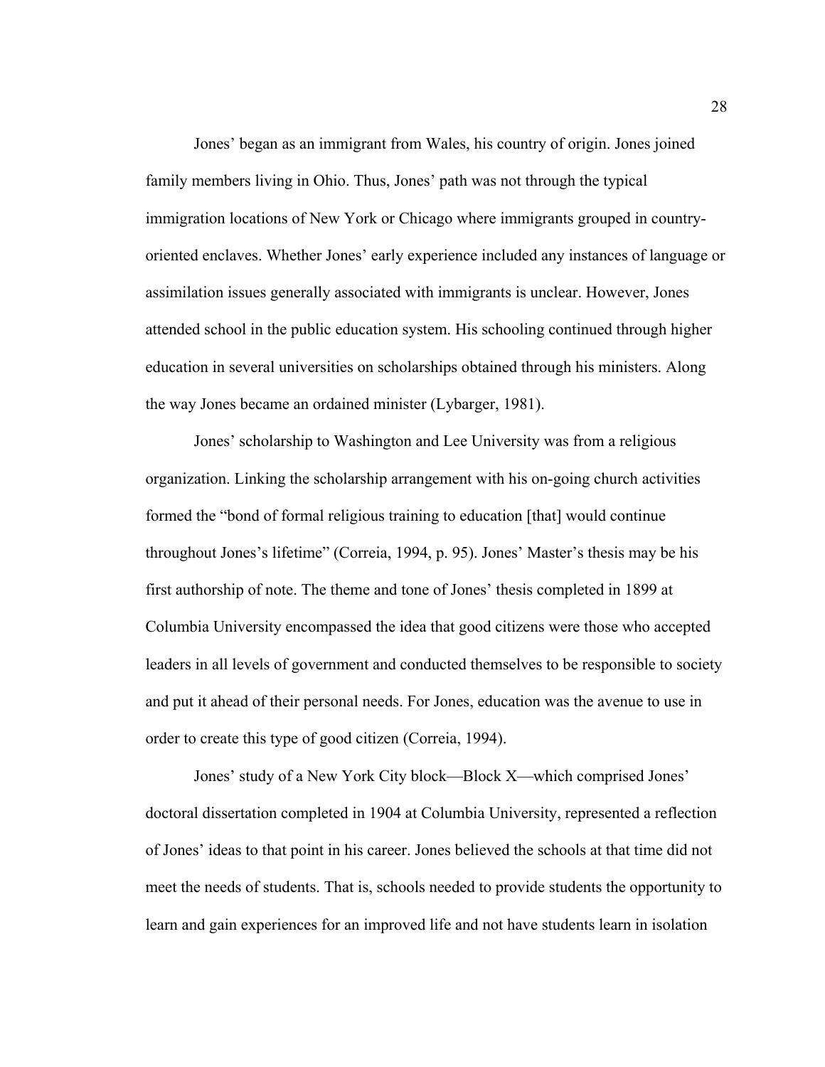Jones' began as an immigrant from Wales, his country of origin. Jones joined family members living in Ohio. Thus, Jones' path was not through the typical immigration locations of New York or Chicago where immigrants grouped in country-oriented enclaves. Whether Jones' early experience included any instances of language or assimilation issues generally associated with immigrants is unclear. However, Jones attended school in the public education system. His schooling continued through higher education in several universities on scholarships obtained through his ministers. Along the way Jones became an ordained minister (Lybarger, 1981).

Jones' scholarship to Washington and Lee University was from a religious organization. Linking the scholarship arrangement with his on-going church activities formed the "bond of formal religious training to education [that] would continue throughout Jones's lifetime" (Correia, 1994, p. 95). Jones' Master's thesis may be his first authorship of note. The theme and tone of Jones' thesis completed in 1899 at Columbia University encompassed the idea that good citizens were those who accepted leaders in all levels of government and conducted themselves to be responsible to society and put it ahead of their personal needs. For Jones, education was the avenue to use in order to create this type of good citizen (Correia, 1994).

Jones' study of a New York City block—Block X—which comprised Jones' doctoral dissertation completed in 1904 at Columbia University, represented a reflection of Jones' ideas to that point in his career. Jones believed the schools at that time did not meet the needs of students. That is, schools needed to provide students the opportunity to learn and gain experiences for an improved life and not have students learn in isolation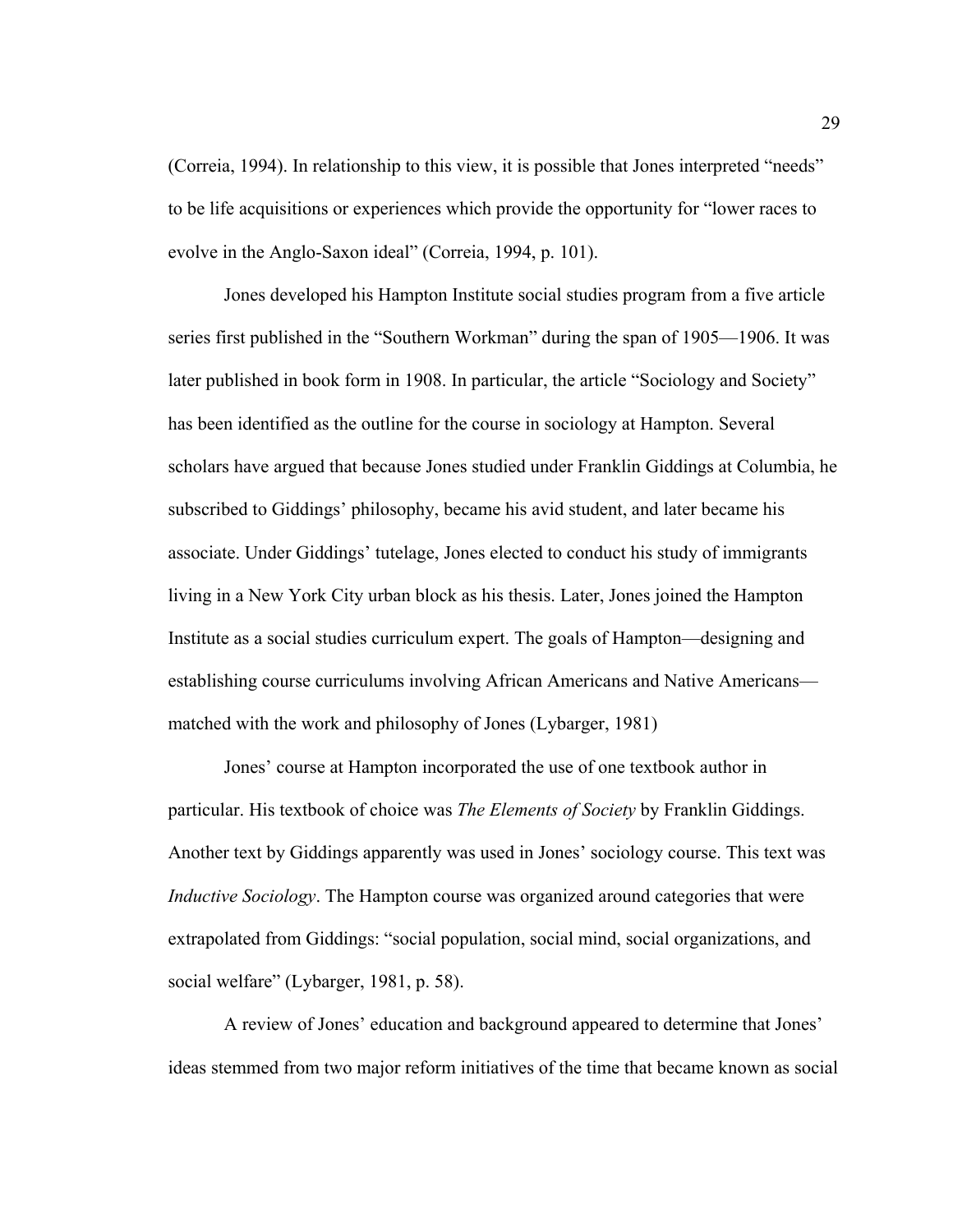(Correia, 1994). In relationship to this view, it is possible that Jones interpreted "needs" to be life acquisitions or experiences which provide the opportunity for "lower races to evolve in the Anglo-Saxon ideal" (Correia, 1994, p. 101).

Jones developed his Hampton Institute social studies program from a five article series first published in the "Southern Workman" during the span of 1905—1906. It was later published in book form in 1908. In particular, the article "Sociology and Society" has been identified as the outline for the course in sociology at Hampton. Several scholars have argued that because Jones studied under Franklin Giddings at Columbia, he subscribed to Giddings' philosophy, became his avid student, and later became his associate. Under Giddings' tutelage, Jones elected to conduct his study of immigrants living in a New York City urban block as his thesis. Later, Jones joined the Hampton Institute as a social studies curriculum expert. The goals of Hampton—designing and establishing course curriculums involving African Americans and Native Americans—matched with the work and philosophy of Jones (Lybarger, 1981)

Jones' course at Hampton incorporated the use of one textbook author in particular. His textbook of choice was *The Elements of Society* by Franklin Giddings. Another text by Giddings apparently was used in Jones' sociology course. This text was *Inductive Sociology*. The Hampton course was organized around categories that were extrapolated from Giddings: "social population, social mind, social organizations, and social welfare" (Lybarger, 1981, p. 58).

A review of Jones' education and background appeared to determine that Jones' ideas stemmed from two major reform initiatives of the time that became known as social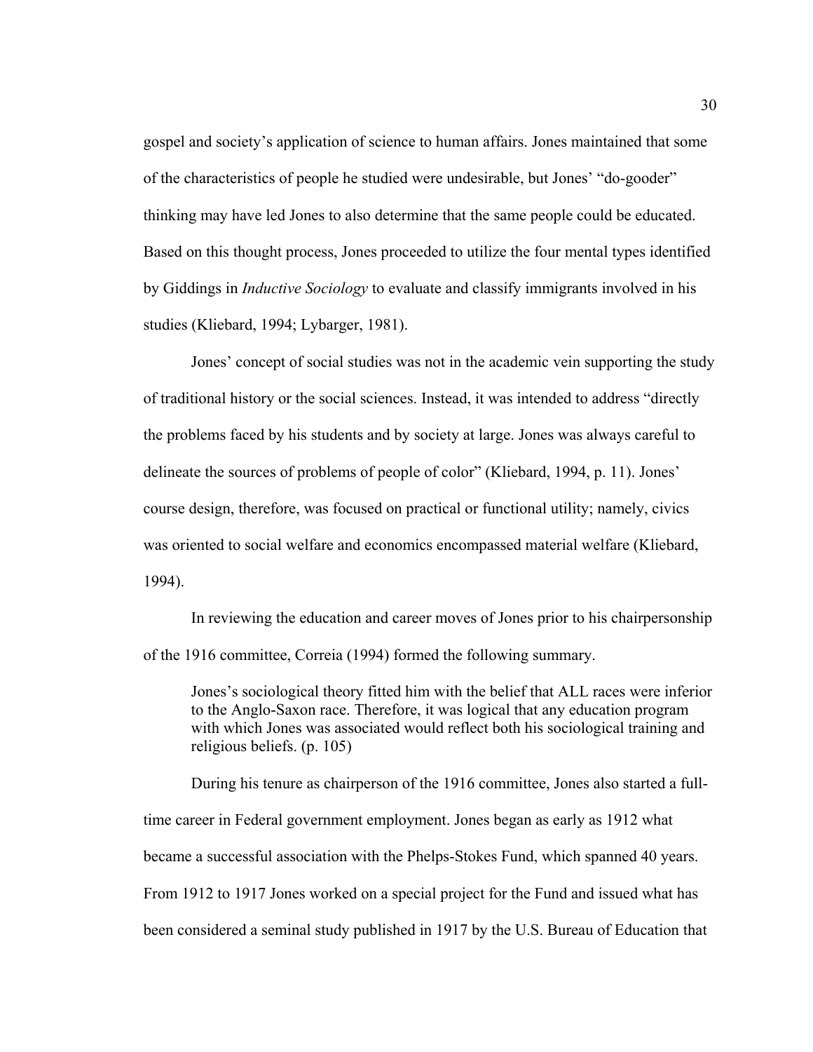gospel and society's application of science to human affairs. Jones maintained that some of the characteristics of people he studied were undesirable, but Jones' "do-gooder" thinking may have led Jones to also determine that the same people could be educated. Based on this thought process, Jones proceeded to utilize the four mental types identified by Giddings in *Inductive Sociology* to evaluate and classify immigrants involved in his studies (Kliebard, 1994; Lybarger, 1981).

Jones' concept of social studies was not in the academic vein supporting the study of traditional history or the social sciences. Instead, it was intended to address "directly the problems faced by his students and by society at large. Jones was always careful to delineate the sources of problems of people of color" (Kliebard, 1994, p. 11). Jones' course design, therefore, was focused on practical or functional utility; namely, civics was oriented to social welfare and economics encompassed material welfare (Kliebard, 1994).

In reviewing the education and career moves of Jones prior to his chairpersonship of the 1916 committee, Correia (1994) formed the following summary.

> Jones's sociological theory fitted him with the belief that ALL races were inferior to the Anglo-Saxon race. Therefore, it was logical that any education program with which Jones was associated would reflect both his sociological training and religious beliefs. (p. 105)

During his tenure as chairperson of the 1916 committee, Jones also started a full-time career in Federal government employment. Jones began as early as 1912 what became a successful association with the Phelps-Stokes Fund, which spanned 40 years. From 1912 to 1917 Jones worked on a special project for the Fund and issued what has been considered a seminal study published in 1917 by the U.S. Bureau of Education that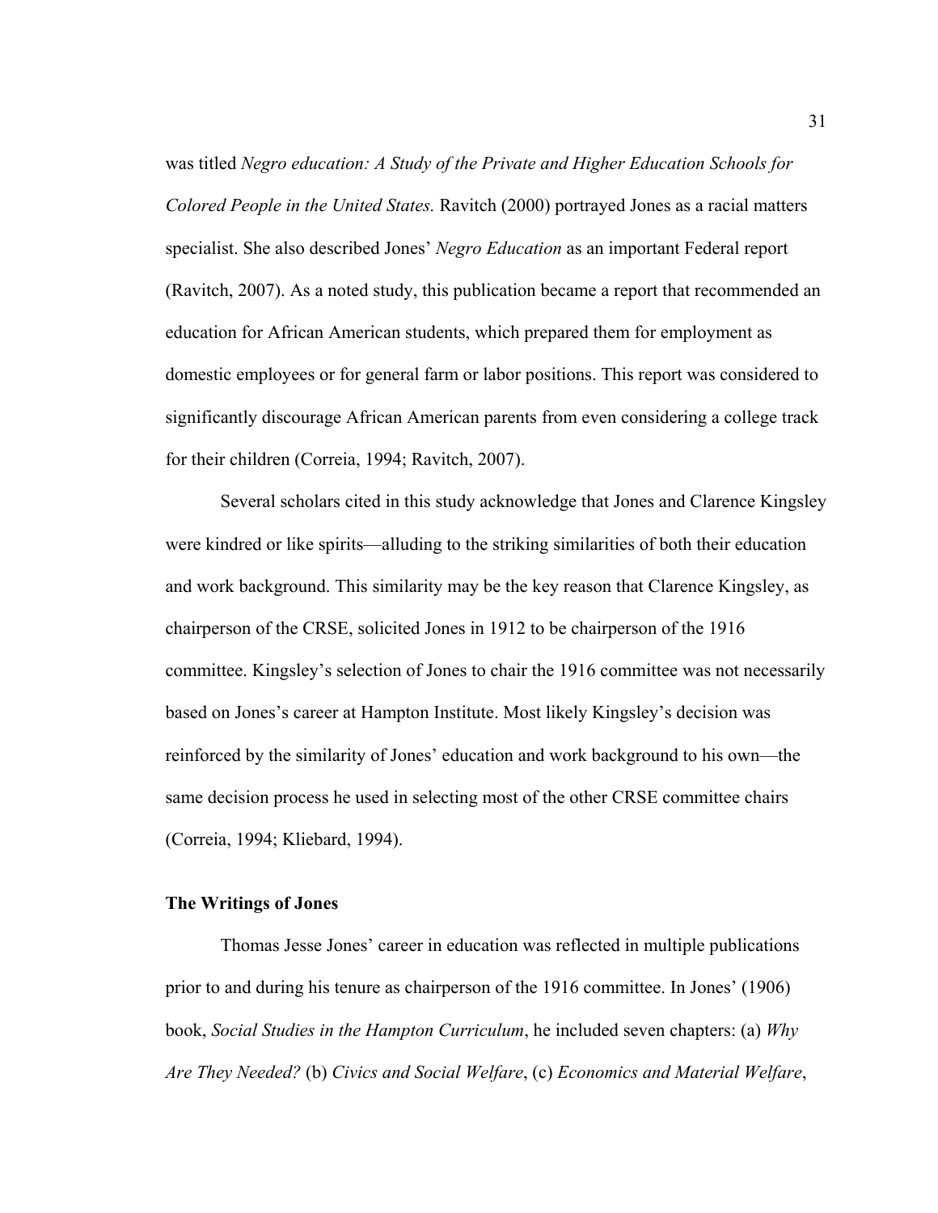was titled *Negro education: A Study of the Private and Higher Education Schools for Colored People in the United States.* Ravitch (2000) portrayed Jones as a racial matters specialist. She also described Jones' *Negro Education* as an important Federal report (Ravitch, 2007). As a noted study, this publication became a report that recommended an education for African American students, which prepared them for employment as domestic employees or for general farm or labor positions. This report was considered to significantly discourage African American parents from even considering a college track for their children (Correia, 1994; Ravitch, 2007).

Several scholars cited in this study acknowledge that Jones and Clarence Kingsley were kindred or like spirits—alluding to the striking similarities of both their education and work background. This similarity may be the key reason that Clarence Kingsley, as chairperson of the CRSE, solicited Jones in 1912 to be chairperson of the 1916 committee. Kingsley's selection of Jones to chair the 1916 committee was not necessarily based on Jones's career at Hampton Institute. Most likely Kingsley's decision was reinforced by the similarity of Jones' education and work background to his own—the same decision process he used in selecting most of the other CRSE committee chairs (Correia, 1994; Kliebard, 1994).

### The Writings of Jones

Thomas Jesse Jones' career in education was reflected in multiple publications prior to and during his tenure as chairperson of the 1916 committee. In Jones' (1906) book, *Social Studies in the Hampton Curriculum*, he included seven chapters: (a) *Why Are They Needed?* (b) *Civics and Social Welfare*, (c) *Economics and Material Welfare*,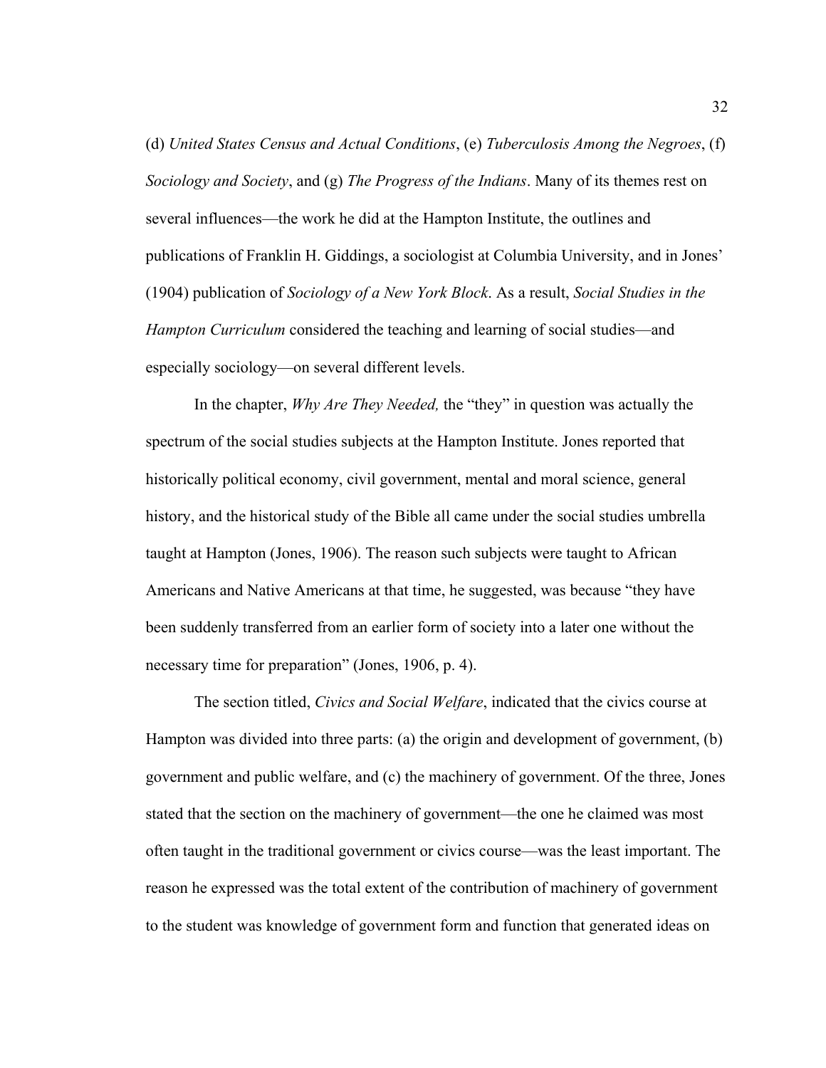(d) *United States Census and Actual Conditions*, (e) *Tuberculosis Among the Negroes*, (f) *Sociology and Society*, and (g) *The Progress of the Indians*. Many of its themes rest on several influences—the work he did at the Hampton Institute, the outlines and publications of Franklin H. Giddings, a sociologist at Columbia University, and in Jones' (1904) publication of *Sociology of a New York Block*. As a result, *Social Studies in the Hampton Curriculum* considered the teaching and learning of social studies—and especially sociology—on several different levels.

In the chapter, *Why Are They Needed,* the "they" in question was actually the spectrum of the social studies subjects at the Hampton Institute. Jones reported that historically political economy, civil government, mental and moral science, general history, and the historical study of the Bible all came under the social studies umbrella taught at Hampton (Jones, 1906). The reason such subjects were taught to African Americans and Native Americans at that time, he suggested, was because "they have been suddenly transferred from an earlier form of society into a later one without the necessary time for preparation" (Jones, 1906, p. 4).

The section titled, *Civics and Social Welfare*, indicated that the civics course at Hampton was divided into three parts: (a) the origin and development of government, (b) government and public welfare, and (c) the machinery of government. Of the three, Jones stated that the section on the machinery of government—the one he claimed was most often taught in the traditional government or civics course—was the least important. The reason he expressed was the total extent of the contribution of machinery of government to the student was knowledge of government form and function that generated ideas on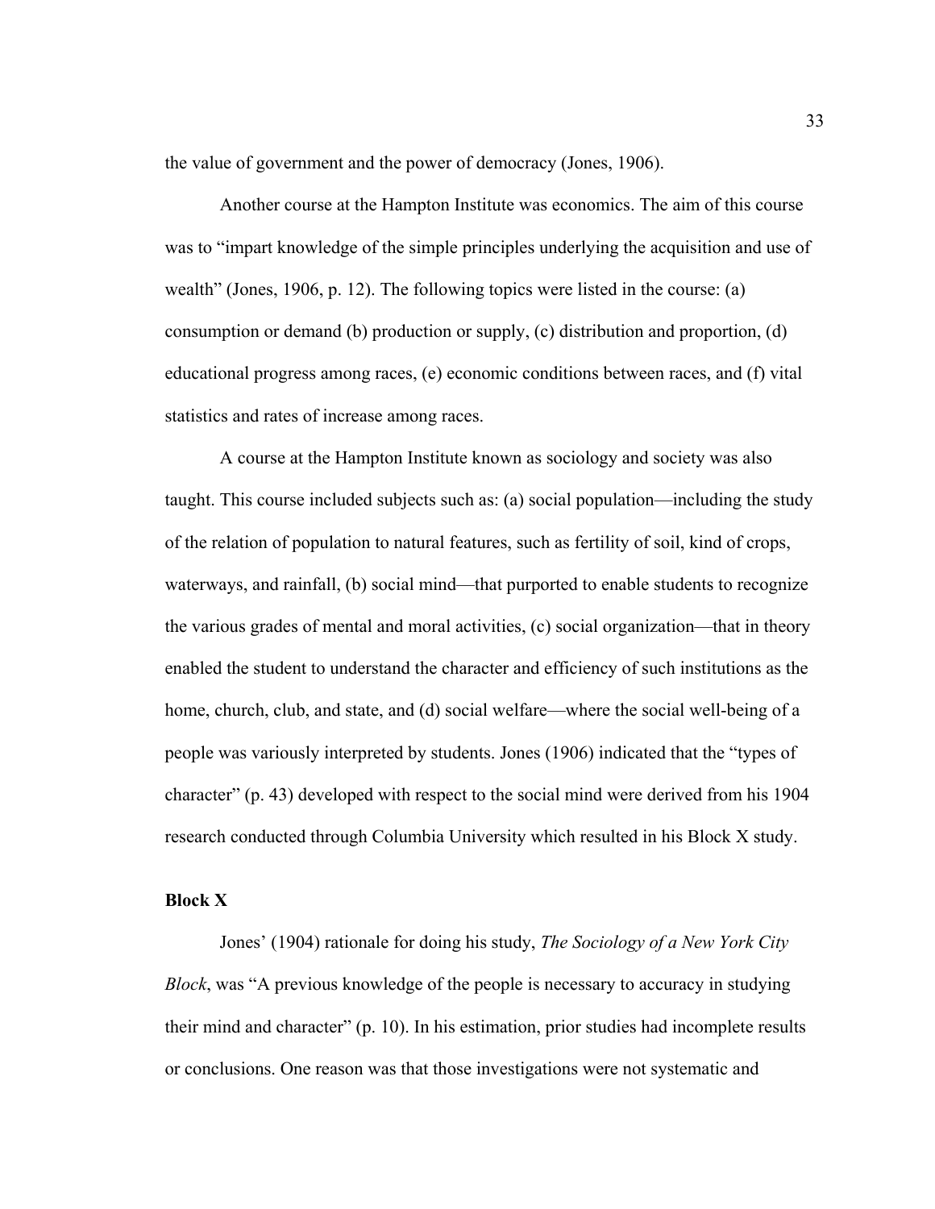the value of government and the power of democracy (Jones, 1906).

Another course at the Hampton Institute was economics. The aim of this course was to "impart knowledge of the simple principles underlying the acquisition and use of wealth" (Jones, 1906, p. 12). The following topics were listed in the course: (a) consumption or demand (b) production or supply, (c) distribution and proportion, (d) educational progress among races, (e) economic conditions between races, and (f) vital statistics and rates of increase among races.

A course at the Hampton Institute known as sociology and society was also taught. This course included subjects such as: (a) social population—including the study of the relation of population to natural features, such as fertility of soil, kind of crops, waterways, and rainfall, (b) social mind—that purported to enable students to recognize the various grades of mental and moral activities, (c) social organization—that in theory enabled the student to understand the character and efficiency of such institutions as the home, church, club, and state, and (d) social welfare—where the social well-being of a people was variously interpreted by students. Jones (1906) indicated that the "types of character" (p. 43) developed with respect to the social mind were derived from his 1904 research conducted through Columbia University which resulted in his Block X study.

**Block X**

Jones' (1904) rationale for doing his study, *The Sociology of a New York City Block*, was "A previous knowledge of the people is necessary to accuracy in studying their mind and character" (p. 10). In his estimation, prior studies had incomplete results or conclusions. One reason was that those investigations were not systematic and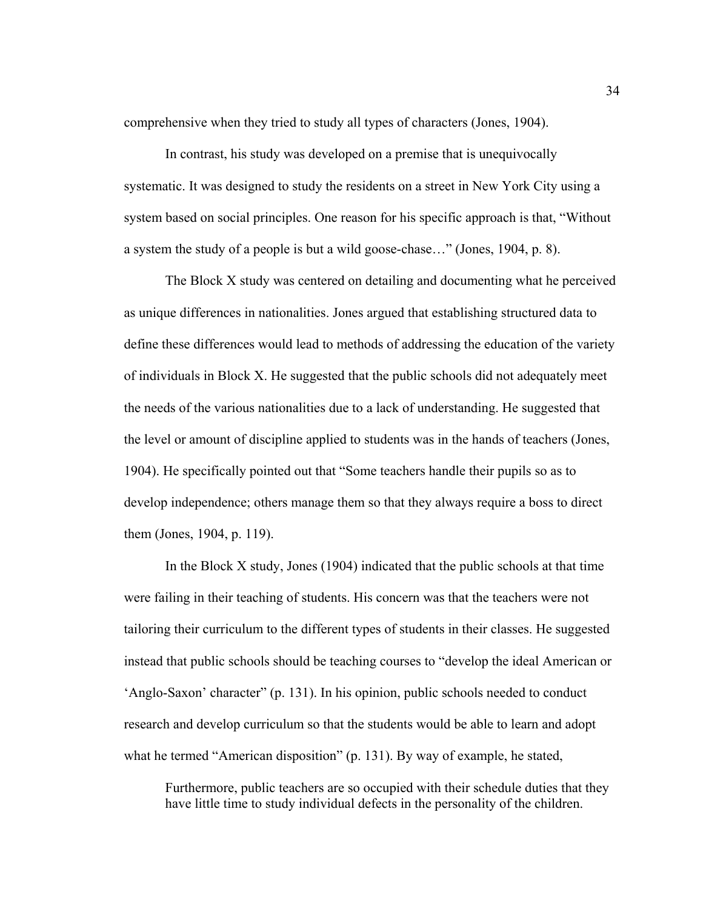comprehensive when they tried to study all types of characters (Jones, 1904).

In contrast, his study was developed on a premise that is unequivocally systematic. It was designed to study the residents on a street in New York City using a system based on social principles. One reason for his specific approach is that, "Without a system the study of a people is but a wild goose-chase…" (Jones, 1904, p. 8).

The Block X study was centered on detailing and documenting what he perceived as unique differences in nationalities. Jones argued that establishing structured data to define these differences would lead to methods of addressing the education of the variety of individuals in Block X. He suggested that the public schools did not adequately meet the needs of the various nationalities due to a lack of understanding. He suggested that the level or amount of discipline applied to students was in the hands of teachers (Jones, 1904). He specifically pointed out that "Some teachers handle their pupils so as to develop independence; others manage them so that they always require a boss to direct them (Jones, 1904, p. 119).

In the Block X study, Jones (1904) indicated that the public schools at that time were failing in their teaching of students. His concern was that the teachers were not tailoring their curriculum to the different types of students in their classes. He suggested instead that public schools should be teaching courses to "develop the ideal American or 'Anglo-Saxon' character" (p. 131). In his opinion, public schools needed to conduct research and develop curriculum so that the students would be able to learn and adopt what he termed "American disposition" (p. 131). By way of example, he stated,

> Furthermore, public teachers are so occupied with their schedule duties that they have little time to study individual defects in the personality of the children.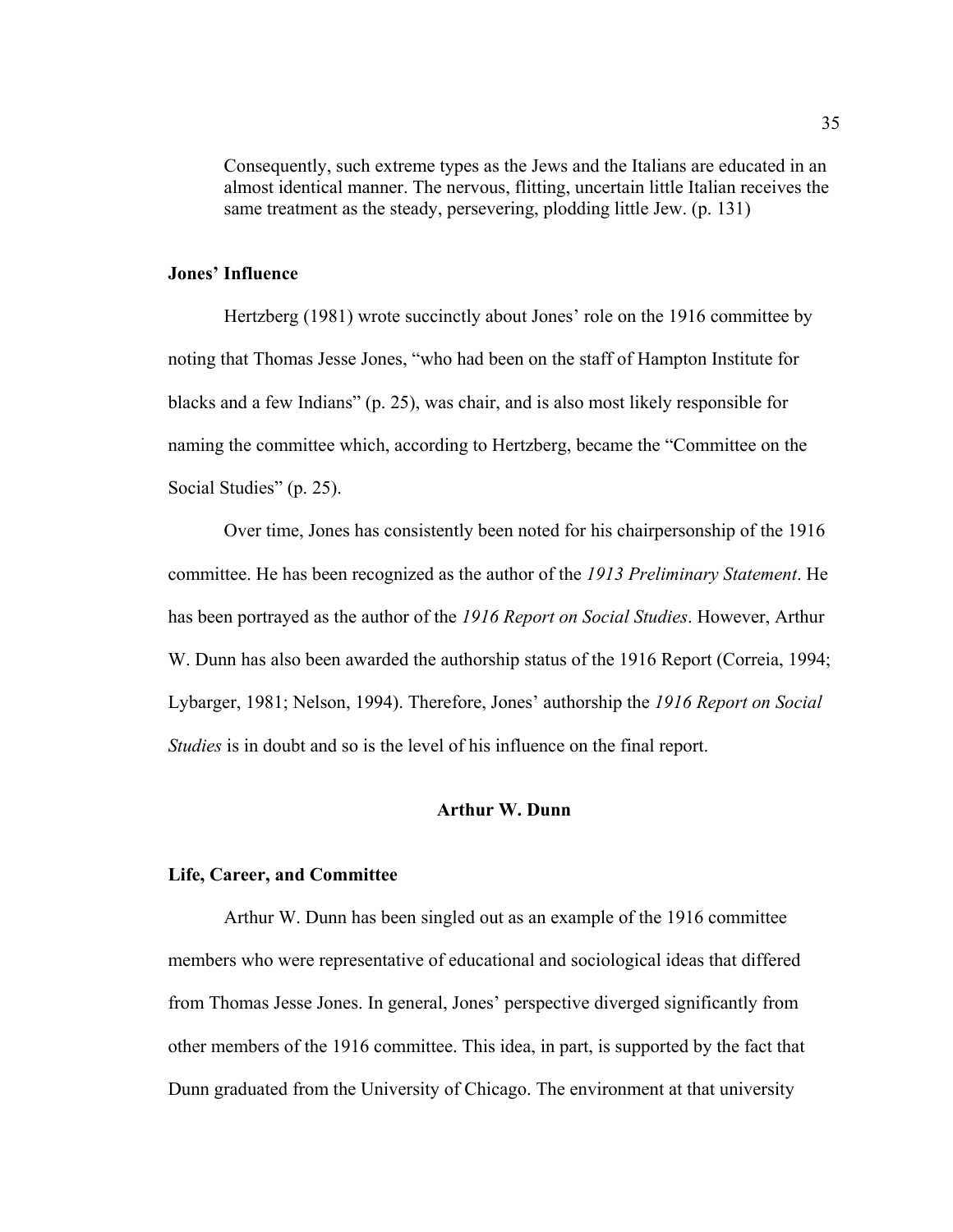> Consequently, such extreme types as the Jews and the Italians are educated in an almost identical manner. The nervous, flitting, uncertain little Italian receives the same treatment as the steady, persevering, plodding little Jew. (p. 131)

### Jones' Influence

Hertzberg (1981) wrote succinctly about Jones' role on the 1916 committee by noting that Thomas Jesse Jones, "who had been on the staff of Hampton Institute for blacks and a few Indians" (p. 25), was chair, and is also most likely responsible for naming the committee which, according to Hertzberg, became the "Committee on the Social Studies" (p. 25).

Over time, Jones has consistently been noted for his chairpersonship of the 1916 committee. He has been recognized as the author of the *1913 Preliminary Statement*. He has been portrayed as the author of the *1916 Report on Social Studies*. However, Arthur W. Dunn has also been awarded the authorship status of the 1916 Report (Correia, 1994; Lybarger, 1981; Nelson, 1994). Therefore, Jones' authorship the *1916 Report on Social Studies* is in doubt and so is the level of his influence on the final report.

## Arthur W. Dunn

### Life, Career, and Committee

Arthur W. Dunn has been singled out as an example of the 1916 committee members who were representative of educational and sociological ideas that differed from Thomas Jesse Jones. In general, Jones' perspective diverged significantly from other members of the 1916 committee. This idea, in part, is supported by the fact that Dunn graduated from the University of Chicago. The environment at that university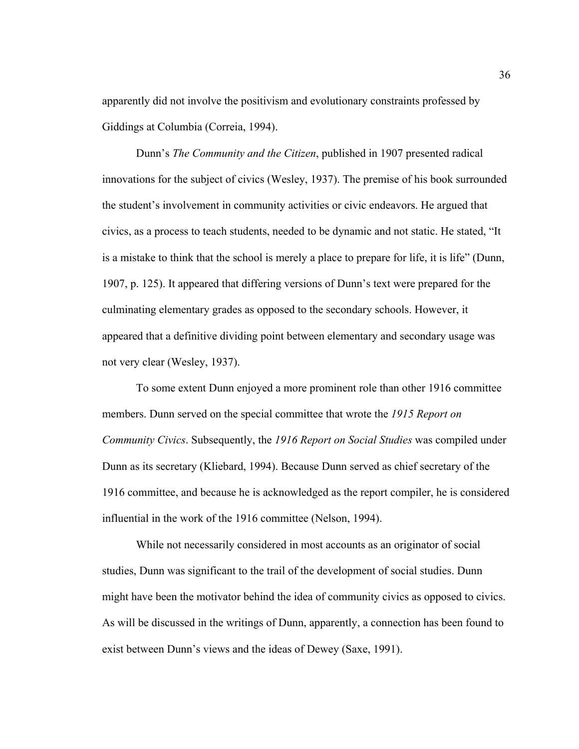apparently did not involve the positivism and evolutionary constraints professed by Giddings at Columbia (Correia, 1994).

Dunn's *The Community and the Citizen*, published in 1907 presented radical innovations for the subject of civics (Wesley, 1937). The premise of his book surrounded the student's involvement in community activities or civic endeavors. He argued that civics, as a process to teach students, needed to be dynamic and not static. He stated, "It is a mistake to think that the school is merely a place to prepare for life, it is life" (Dunn, 1907, p. 125). It appeared that differing versions of Dunn's text were prepared for the culminating elementary grades as opposed to the secondary schools. However, it appeared that a definitive dividing point between elementary and secondary usage was not very clear (Wesley, 1937).

To some extent Dunn enjoyed a more prominent role than other 1916 committee members. Dunn served on the special committee that wrote the *1915 Report on Community Civics*. Subsequently, the *1916 Report on Social Studies* was compiled under Dunn as its secretary (Kliebard, 1994). Because Dunn served as chief secretary of the 1916 committee, and because he is acknowledged as the report compiler, he is considered influential in the work of the 1916 committee (Nelson, 1994).

While not necessarily considered in most accounts as an originator of social studies, Dunn was significant to the trail of the development of social studies. Dunn might have been the motivator behind the idea of community civics as opposed to civics. As will be discussed in the writings of Dunn, apparently, a connection has been found to exist between Dunn's views and the ideas of Dewey (Saxe, 1991).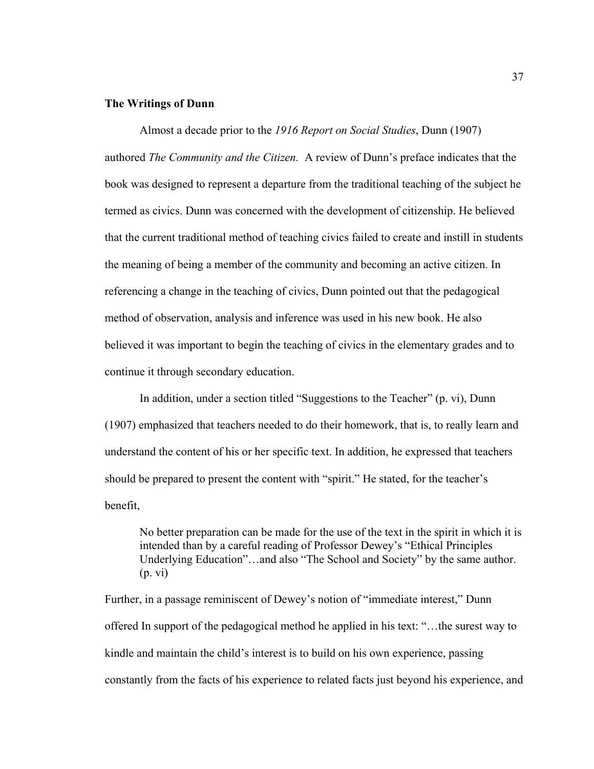**The Writings of Dunn**

Almost a decade prior to the *1916 Report on Social Studies*, Dunn (1907) authored *The Community and the Citizen.* A review of Dunn's preface indicates that the book was designed to represent a departure from the traditional teaching of the subject he termed as civics. Dunn was concerned with the development of citizenship. He believed that the current traditional method of teaching civics failed to create and instill in students the meaning of being a member of the community and becoming an active citizen. In referencing a change in the teaching of civics, Dunn pointed out that the pedagogical method of observation, analysis and inference was used in his new book. He also believed it was important to begin the teaching of civics in the elementary grades and to continue it through secondary education.

In addition, under a section titled "Suggestions to the Teacher" (p. vi), Dunn (1907) emphasized that teachers needed to do their homework, that is, to really learn and understand the content of his or her specific text. In addition, he expressed that teachers should be prepared to present the content with "spirit." He stated, for the teacher's benefit,

> No better preparation can be made for the use of the text in the spirit in which it is intended than by a careful reading of Professor Dewey's "Ethical Principles Underlying Education"…and also "The School and Society" by the same author. (p. vi)

Further, in a passage reminiscent of Dewey's notion of "immediate interest," Dunn offered In support of the pedagogical method he applied in his text: "…the surest way to kindle and maintain the child's interest is to build on his own experience, passing constantly from the facts of his experience to related facts just beyond his experience, and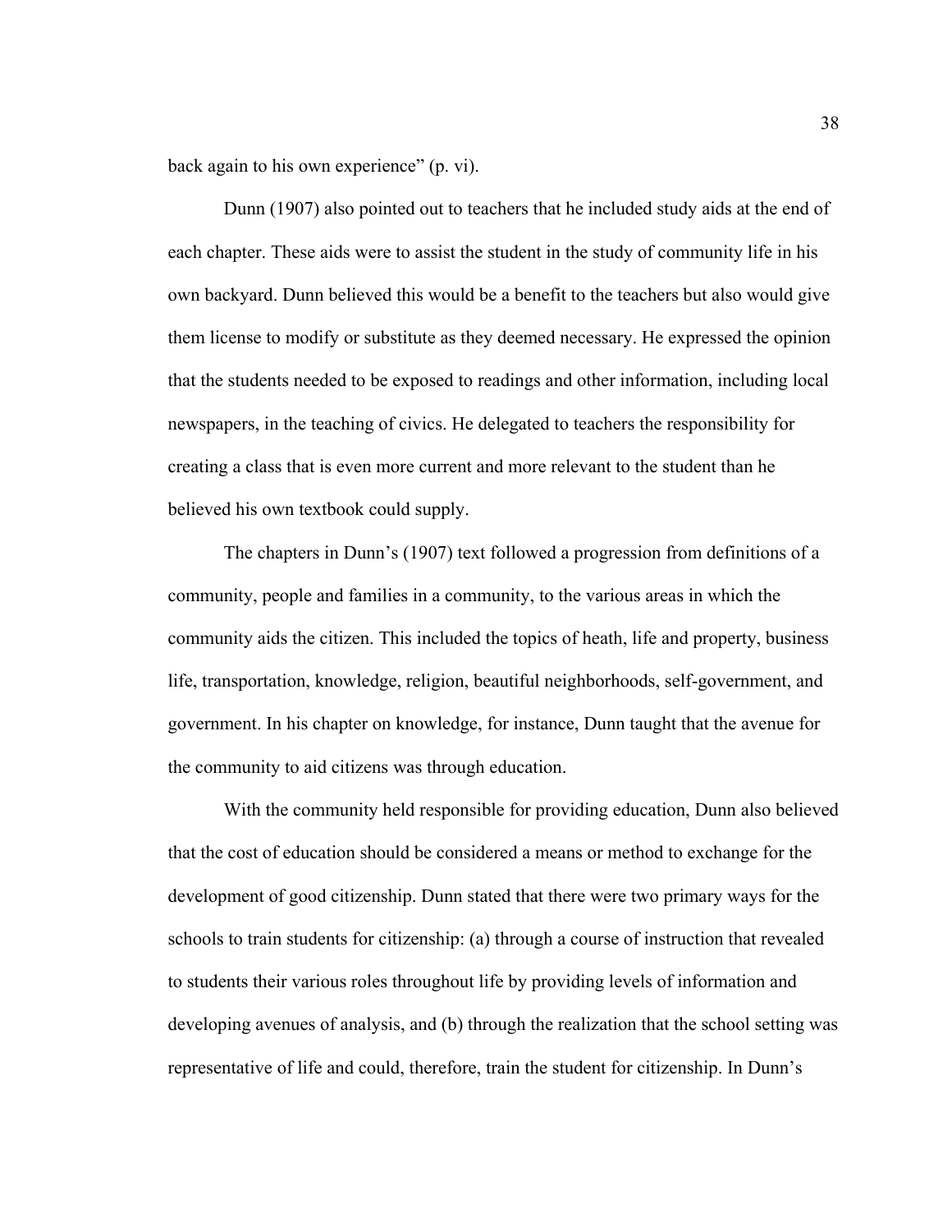back again to his own experience" (p. vi).

Dunn (1907) also pointed out to teachers that he included study aids at the end of each chapter. These aids were to assist the student in the study of community life in his own backyard. Dunn believed this would be a benefit to the teachers but also would give them license to modify or substitute as they deemed necessary. He expressed the opinion that the students needed to be exposed to readings and other information, including local newspapers, in the teaching of civics. He delegated to teachers the responsibility for creating a class that is even more current and more relevant to the student than he believed his own textbook could supply.

The chapters in Dunn's (1907) text followed a progression from definitions of a community, people and families in a community, to the various areas in which the community aids the citizen. This included the topics of heath, life and property, business life, transportation, knowledge, religion, beautiful neighborhoods, self-government, and government. In his chapter on knowledge, for instance, Dunn taught that the avenue for the community to aid citizens was through education.

With the community held responsible for providing education, Dunn also believed that the cost of education should be considered a means or method to exchange for the development of good citizenship. Dunn stated that there were two primary ways for the schools to train students for citizenship: (a) through a course of instruction that revealed to students their various roles throughout life by providing levels of information and developing avenues of analysis, and (b) through the realization that the school setting was representative of life and could, therefore, train the student for citizenship. In Dunn's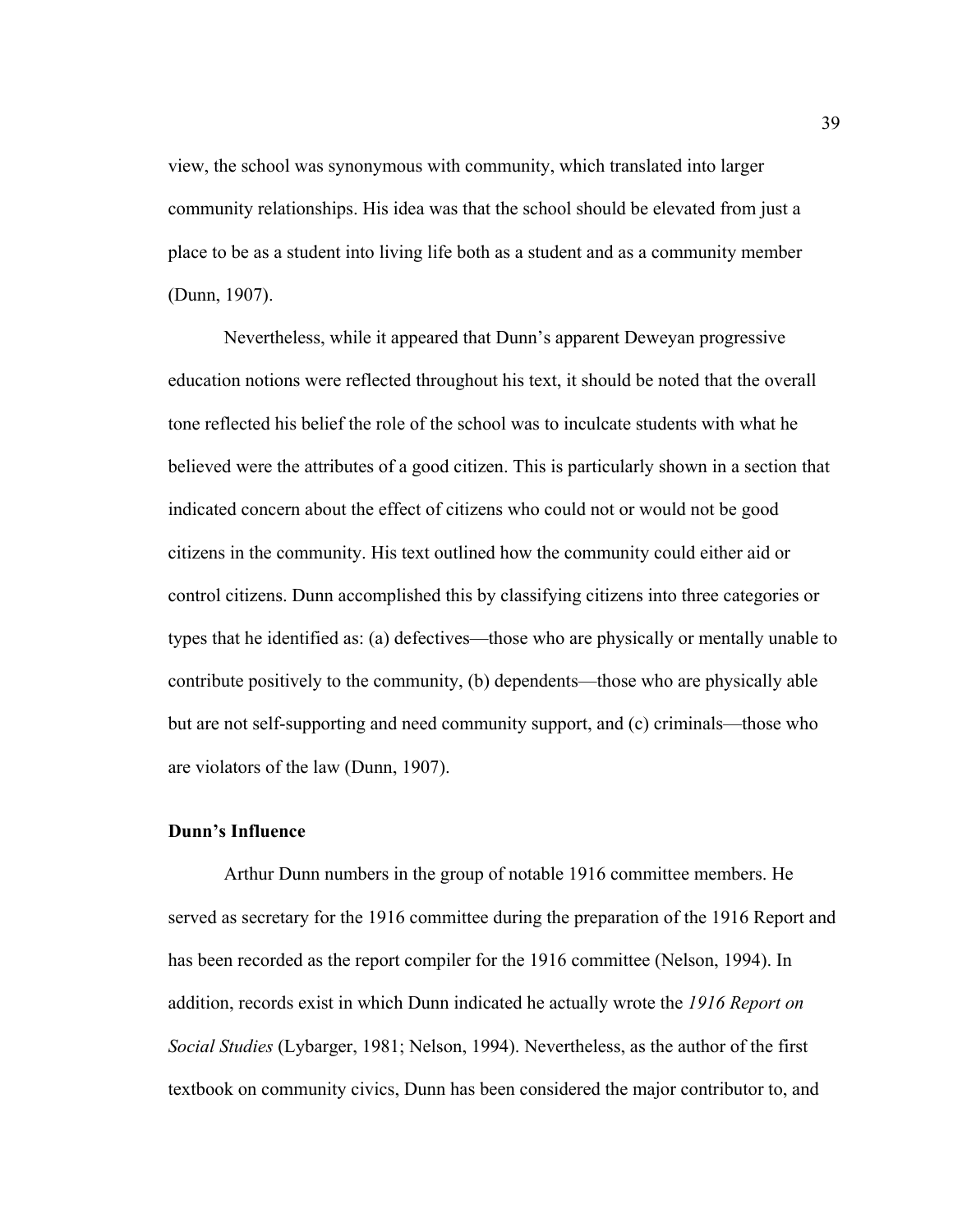view, the school was synonymous with community, which translated into larger community relationships. His idea was that the school should be elevated from just a place to be as a student into living life both as a student and as a community member (Dunn, 1907).

Nevertheless, while it appeared that Dunn's apparent Deweyan progressive education notions were reflected throughout his text, it should be noted that the overall tone reflected his belief the role of the school was to inculcate students with what he believed were the attributes of a good citizen. This is particularly shown in a section that indicated concern about the effect of citizens who could not or would not be good citizens in the community. His text outlined how the community could either aid or control citizens. Dunn accomplished this by classifying citizens into three categories or types that he identified as: (a) defectives—those who are physically or mentally unable to contribute positively to the community, (b) dependents—those who are physically able but are not self-supporting and need community support, and (c) criminals—those who are violators of the law (Dunn, 1907).

### Dunn's Influence

Arthur Dunn numbers in the group of notable 1916 committee members. He served as secretary for the 1916 committee during the preparation of the 1916 Report and has been recorded as the report compiler for the 1916 committee (Nelson, 1994). In addition, records exist in which Dunn indicated he actually wrote the *1916 Report on Social Studies* (Lybarger, 1981; Nelson, 1994). Nevertheless, as the author of the first textbook on community civics, Dunn has been considered the major contributor to, and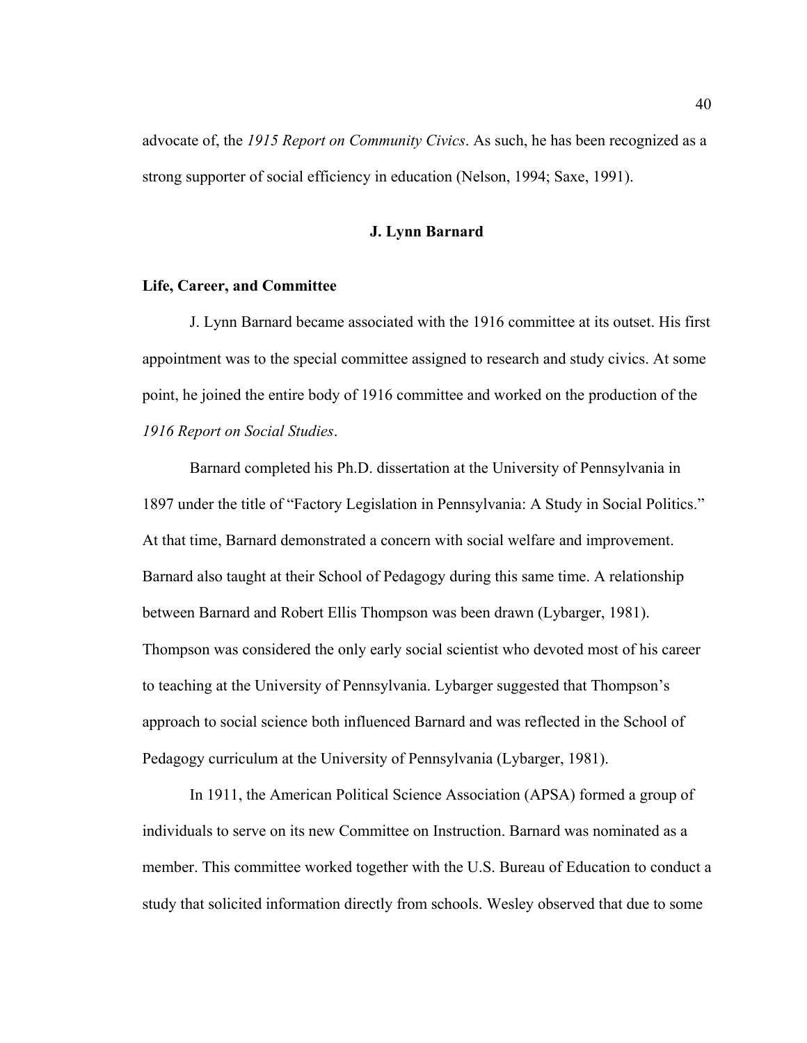advocate of, the *1915 Report on Community Civics*. As such, he has been recognized as a strong supporter of social efficiency in education (Nelson, 1994; Saxe, 1991).

## J. Lynn Barnard

### Life, Career, and Committee

J. Lynn Barnard became associated with the 1916 committee at its outset. His first appointment was to the special committee assigned to research and study civics. At some point, he joined the entire body of 1916 committee and worked on the production of the *1916 Report on Social Studies*.

Barnard completed his Ph.D. dissertation at the University of Pennsylvania in 1897 under the title of "Factory Legislation in Pennsylvania: A Study in Social Politics." At that time, Barnard demonstrated a concern with social welfare and improvement. Barnard also taught at their School of Pedagogy during this same time. A relationship between Barnard and Robert Ellis Thompson was been drawn (Lybarger, 1981). Thompson was considered the only early social scientist who devoted most of his career to teaching at the University of Pennsylvania. Lybarger suggested that Thompson's approach to social science both influenced Barnard and was reflected in the School of Pedagogy curriculum at the University of Pennsylvania (Lybarger, 1981).

In 1911, the American Political Science Association (APSA) formed a group of individuals to serve on its new Committee on Instruction. Barnard was nominated as a member. This committee worked together with the U.S. Bureau of Education to conduct a study that solicited information directly from schools. Wesley observed that due to some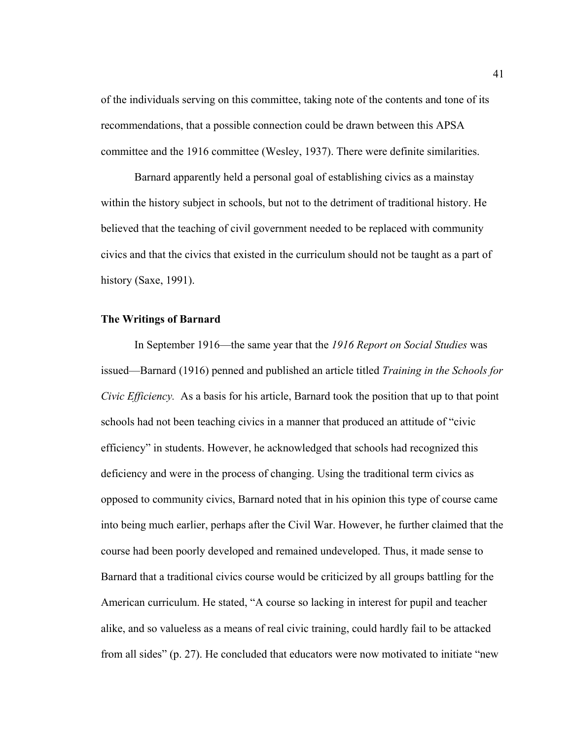of the individuals serving on this committee, taking note of the contents and tone of its recommendations, that a possible connection could be drawn between this APSA committee and the 1916 committee (Wesley, 1937). There were definite similarities.

Barnard apparently held a personal goal of establishing civics as a mainstay within the history subject in schools, but not to the detriment of traditional history. He believed that the teaching of civil government needed to be replaced with community civics and that the civics that existed in the curriculum should not be taught as a part of history (Saxe, 1991).

**The Writings of Barnard**

In September 1916—the same year that the *1916 Report on Social Studies* was issued—Barnard (1916) penned and published an article titled *Training in the Schools for Civic Efficiency.* As a basis for his article, Barnard took the position that up to that point schools had not been teaching civics in a manner that produced an attitude of "civic efficiency" in students. However, he acknowledged that schools had recognized this deficiency and were in the process of changing. Using the traditional term civics as opposed to community civics, Barnard noted that in his opinion this type of course came into being much earlier, perhaps after the Civil War. However, he further claimed that the course had been poorly developed and remained undeveloped. Thus, it made sense to Barnard that a traditional civics course would be criticized by all groups battling for the American curriculum. He stated, "A course so lacking in interest for pupil and teacher alike, and so valueless as a means of real civic training, could hardly fail to be attacked from all sides" (p. 27). He concluded that educators were now motivated to initiate "new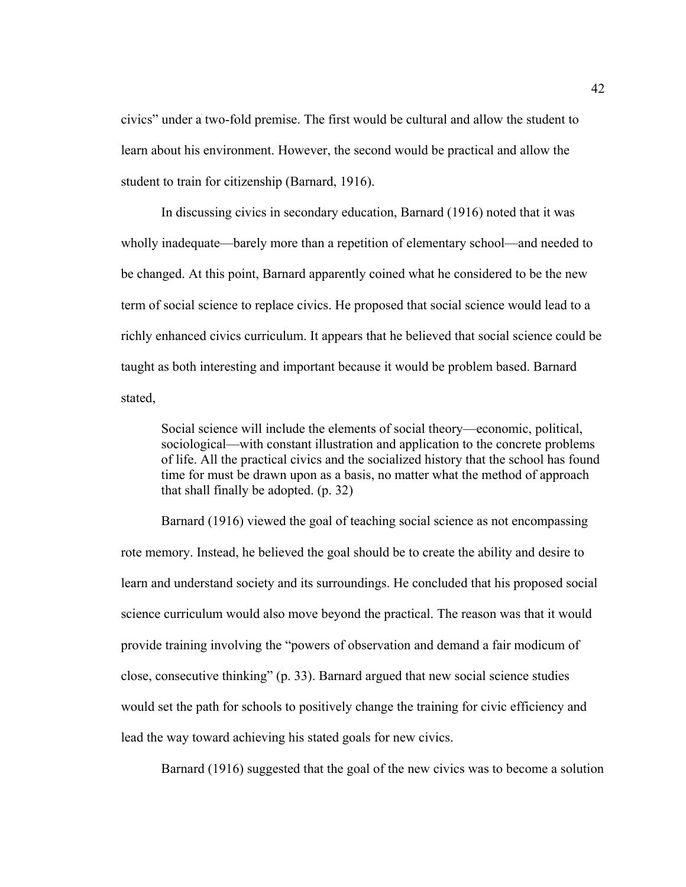civics" under a two-fold premise. The first would be cultural and allow the student to learn about his environment. However, the second would be practical and allow the student to train for citizenship (Barnard, 1916).

In discussing civics in secondary education, Barnard (1916) noted that it was wholly inadequate—barely more than a repetition of elementary school—and needed to be changed. At this point, Barnard apparently coined what he considered to be the new term of social science to replace civics. He proposed that social science would lead to a richly enhanced civics curriculum. It appears that he believed that social science could be taught as both interesting and important because it would be problem based. Barnard stated,

> Social science will include the elements of social theory—economic, political, sociological—with constant illustration and application to the concrete problems of life. All the practical civics and the socialized history that the school has found time for must be drawn upon as a basis, no matter what the method of approach that shall finally be adopted. (p. 32)

Barnard (1916) viewed the goal of teaching social science as not encompassing rote memory. Instead, he believed the goal should be to create the ability and desire to learn and understand society and its surroundings. He concluded that his proposed social science curriculum would also move beyond the practical. The reason was that it would provide training involving the "powers of observation and demand a fair modicum of close, consecutive thinking" (p. 33). Barnard argued that new social science studies would set the path for schools to positively change the training for civic efficiency and lead the way toward achieving his stated goals for new civics.

Barnard (1916) suggested that the goal of the new civics was to become a solution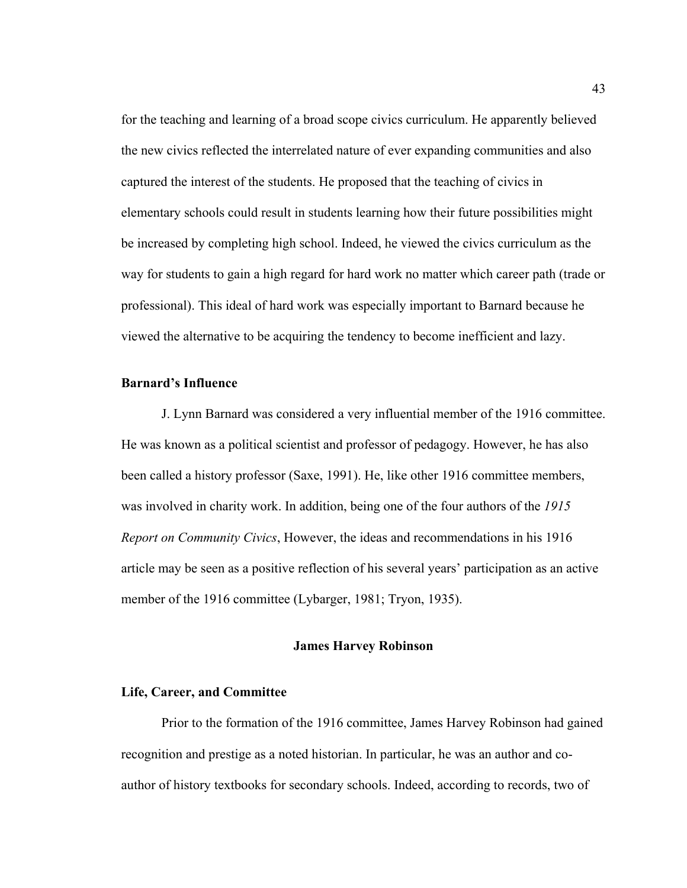for the teaching and learning of a broad scope civics curriculum. He apparently believed the new civics reflected the interrelated nature of ever expanding communities and also captured the interest of the students. He proposed that the teaching of civics in elementary schools could result in students learning how their future possibilities might be increased by completing high school. Indeed, he viewed the civics curriculum as the way for students to gain a high regard for hard work no matter which career path (trade or professional). This ideal of hard work was especially important to Barnard because he viewed the alternative to be acquiring the tendency to become inefficient and lazy.

### Barnard's Influence

J. Lynn Barnard was considered a very influential member of the 1916 committee. He was known as a political scientist and professor of pedagogy. However, he has also been called a history professor (Saxe, 1991). He, like other 1916 committee members, was involved in charity work. In addition, being one of the four authors of the *1915 Report on Community Civics*, However, the ideas and recommendations in his 1916 article may be seen as a positive reflection of his several years' participation as an active member of the 1916 committee (Lybarger, 1981; Tryon, 1935).

## James Harvey Robinson

### Life, Career, and Committee

Prior to the formation of the 1916 committee, James Harvey Robinson had gained recognition and prestige as a noted historian. In particular, he was an author and co-author of history textbooks for secondary schools. Indeed, according to records, two of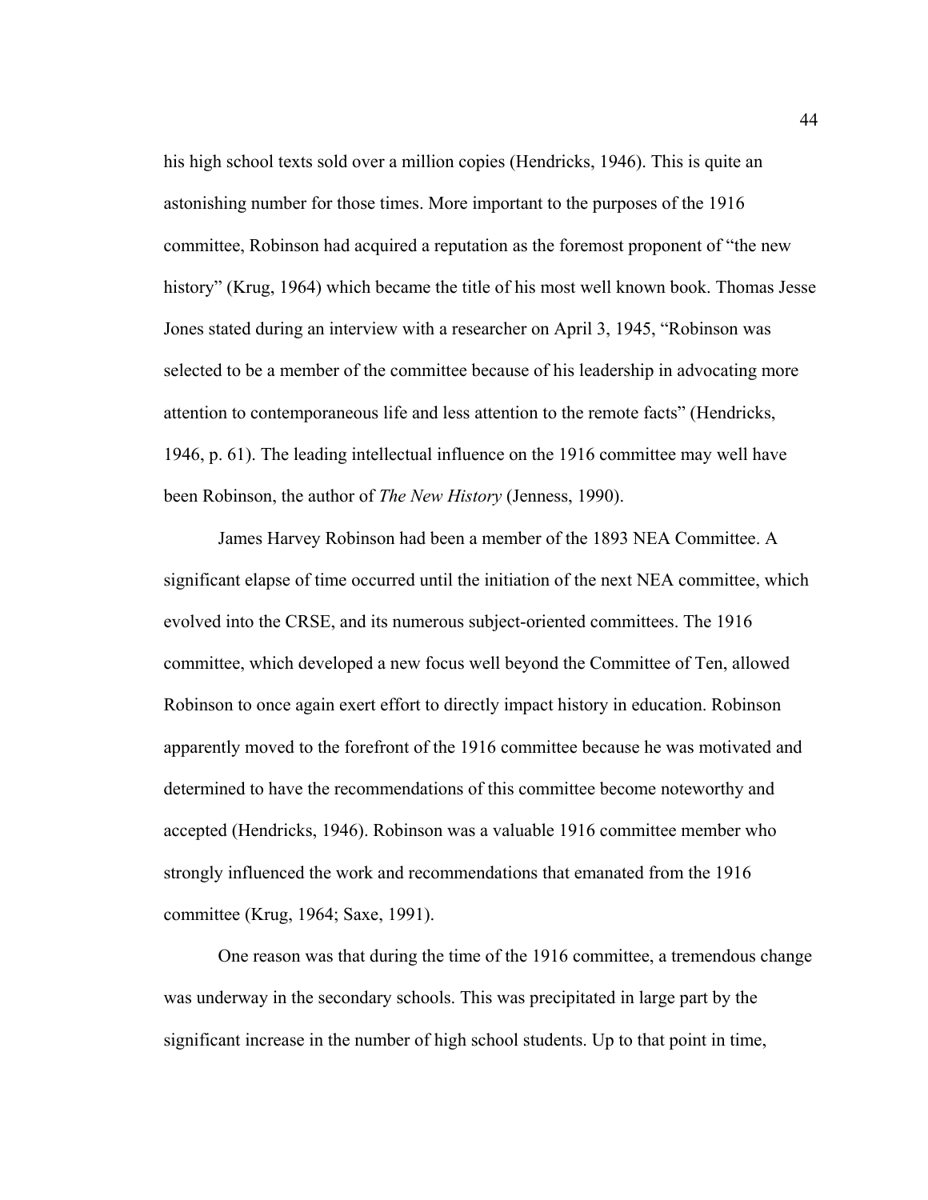his high school texts sold over a million copies (Hendricks, 1946). This is quite an astonishing number for those times. More important to the purposes of the 1916 committee, Robinson had acquired a reputation as the foremost proponent of "the new history" (Krug, 1964) which became the title of his most well known book. Thomas Jesse Jones stated during an interview with a researcher on April 3, 1945, "Robinson was selected to be a member of the committee because of his leadership in advocating more attention to contemporaneous life and less attention to the remote facts" (Hendricks, 1946, p. 61). The leading intellectual influence on the 1916 committee may well have been Robinson, the author of *The New History* (Jenness, 1990).

James Harvey Robinson had been a member of the 1893 NEA Committee. A significant elapse of time occurred until the initiation of the next NEA committee, which evolved into the CRSE, and its numerous subject-oriented committees. The 1916 committee, which developed a new focus well beyond the Committee of Ten, allowed Robinson to once again exert effort to directly impact history in education. Robinson apparently moved to the forefront of the 1916 committee because he was motivated and determined to have the recommendations of this committee become noteworthy and accepted (Hendricks, 1946). Robinson was a valuable 1916 committee member who strongly influenced the work and recommendations that emanated from the 1916 committee (Krug, 1964; Saxe, 1991).

One reason was that during the time of the 1916 committee, a tremendous change was underway in the secondary schools. This was precipitated in large part by the significant increase in the number of high school students. Up to that point in time,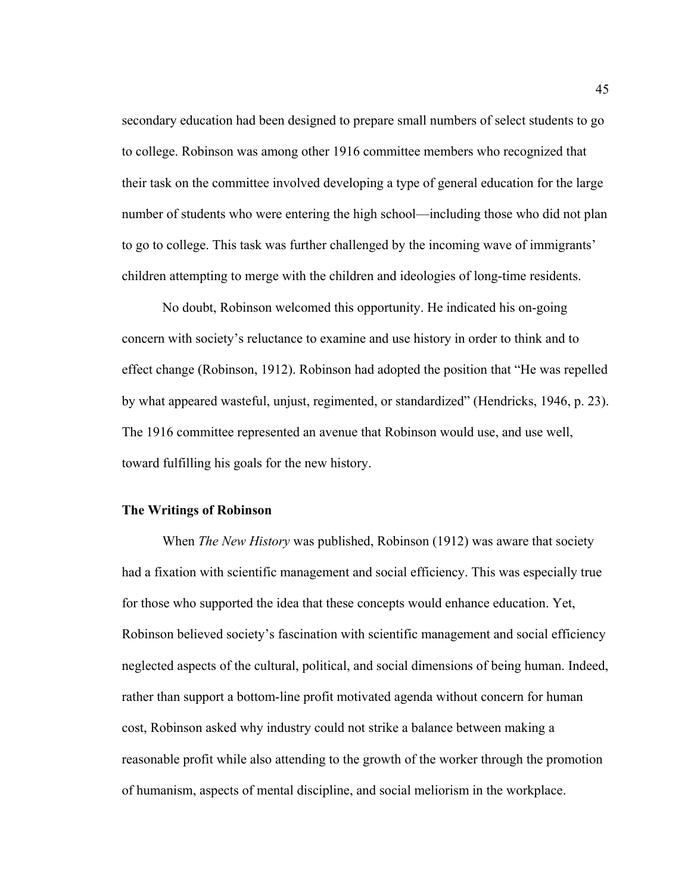secondary education had been designed to prepare small numbers of select students to go to college. Robinson was among other 1916 committee members who recognized that their task on the committee involved developing a type of general education for the large number of students who were entering the high school—including those who did not plan to go to college. This task was further challenged by the incoming wave of immigrants' children attempting to merge with the children and ideologies of long-time residents.

No doubt, Robinson welcomed this opportunity. He indicated his on-going concern with society's reluctance to examine and use history in order to think and to effect change (Robinson, 1912). Robinson had adopted the position that "He was repelled by what appeared wasteful, unjust, regimented, or standardized" (Hendricks, 1946, p. 23). The 1916 committee represented an avenue that Robinson would use, and use well, toward fulfilling his goals for the new history.

### The Writings of Robinson

When *The New History* was published, Robinson (1912) was aware that society had a fixation with scientific management and social efficiency. This was especially true for those who supported the idea that these concepts would enhance education. Yet, Robinson believed society's fascination with scientific management and social efficiency neglected aspects of the cultural, political, and social dimensions of being human. Indeed, rather than support a bottom-line profit motivated agenda without concern for human cost, Robinson asked why industry could not strike a balance between making a reasonable profit while also attending to the growth of the worker through the promotion of humanism, aspects of mental discipline, and social meliorism in the workplace.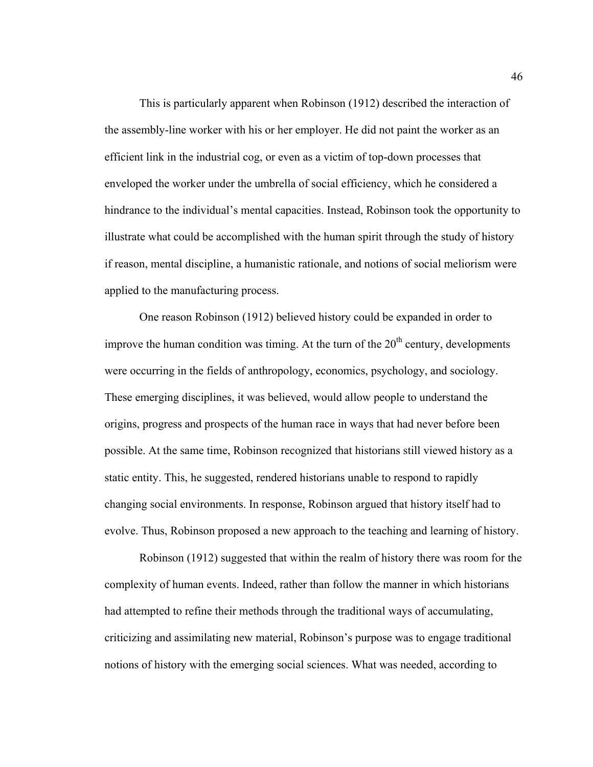This is particularly apparent when Robinson (1912) described the interaction of the assembly-line worker with his or her employer. He did not paint the worker as an efficient link in the industrial cog, or even as a victim of top-down processes that enveloped the worker under the umbrella of social efficiency, which he considered a hindrance to the individual's mental capacities. Instead, Robinson took the opportunity to illustrate what could be accomplished with the human spirit through the study of history if reason, mental discipline, a humanistic rationale, and notions of social meliorism were applied to the manufacturing process.

One reason Robinson (1912) believed history could be expanded in order to improve the human condition was timing. At the turn of the 20th century, developments were occurring in the fields of anthropology, economics, psychology, and sociology. These emerging disciplines, it was believed, would allow people to understand the origins, progress and prospects of the human race in ways that had never before been possible. At the same time, Robinson recognized that historians still viewed history as a static entity. This, he suggested, rendered historians unable to respond to rapidly changing social environments. In response, Robinson argued that history itself had to evolve. Thus, Robinson proposed a new approach to the teaching and learning of history.

Robinson (1912) suggested that within the realm of history there was room for the complexity of human events. Indeed, rather than follow the manner in which historians had attempted to refine their methods through the traditional ways of accumulating, criticizing and assimilating new material, Robinson's purpose was to engage traditional notions of history with the emerging social sciences. What was needed, according to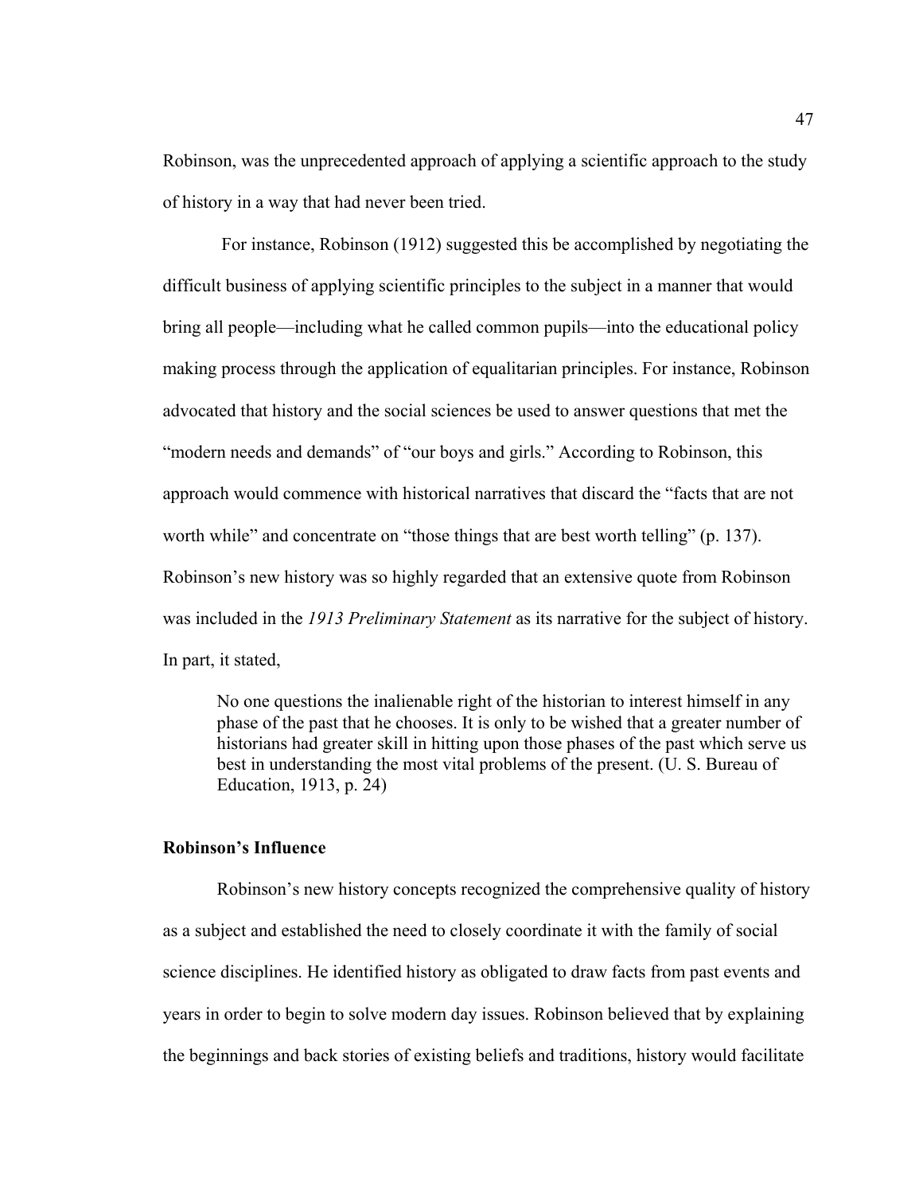Robinson, was the unprecedented approach of applying a scientific approach to the study of history in a way that had never been tried.

For instance, Robinson (1912) suggested this be accomplished by negotiating the difficult business of applying scientific principles to the subject in a manner that would bring all people—including what he called common pupils—into the educational policy making process through the application of equalitarian principles. For instance, Robinson advocated that history and the social sciences be used to answer questions that met the "modern needs and demands" of "our boys and girls." According to Robinson, this approach would commence with historical narratives that discard the "facts that are not worth while" and concentrate on "those things that are best worth telling" (p. 137). Robinson's new history was so highly regarded that an extensive quote from Robinson was included in the *1913 Preliminary Statement* as its narrative for the subject of history. In part, it stated,

> No one questions the inalienable right of the historian to interest himself in any phase of the past that he chooses. It is only to be wished that a greater number of historians had greater skill in hitting upon those phases of the past which serve us best in understanding the most vital problems of the present. (U. S. Bureau of Education, 1913, p. 24)

**Robinson's Influence**

Robinson's new history concepts recognized the comprehensive quality of history as a subject and established the need to closely coordinate it with the family of social science disciplines. He identified history as obligated to draw facts from past events and years in order to begin to solve modern day issues. Robinson believed that by explaining the beginnings and back stories of existing beliefs and traditions, history would facilitate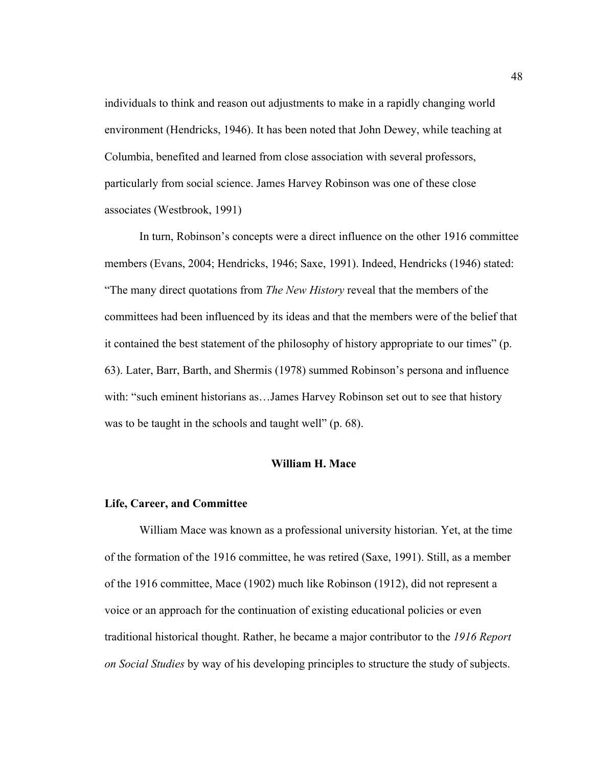individuals to think and reason out adjustments to make in a rapidly changing world environment (Hendricks, 1946). It has been noted that John Dewey, while teaching at Columbia, benefited and learned from close association with several professors, particularly from social science. James Harvey Robinson was one of these close associates (Westbrook, 1991)

In turn, Robinson's concepts were a direct influence on the other 1916 committee members (Evans, 2004; Hendricks, 1946; Saxe, 1991). Indeed, Hendricks (1946) stated: "The many direct quotations from *The New History* reveal that the members of the committees had been influenced by its ideas and that the members were of the belief that it contained the best statement of the philosophy of history appropriate to our times" (p. 63). Later, Barr, Barth, and Shermis (1978) summed Robinson's persona and influence with: "such eminent historians as…James Harvey Robinson set out to see that history was to be taught in the schools and taught well" (p. 68).

## William H. Mace

### Life, Career, and Committee

William Mace was known as a professional university historian. Yet, at the time of the formation of the 1916 committee, he was retired (Saxe, 1991). Still, as a member of the 1916 committee, Mace (1902) much like Robinson (1912), did not represent a voice or an approach for the continuation of existing educational policies or even traditional historical thought. Rather, he became a major contributor to the *1916 Report on Social Studies* by way of his developing principles to structure the study of subjects.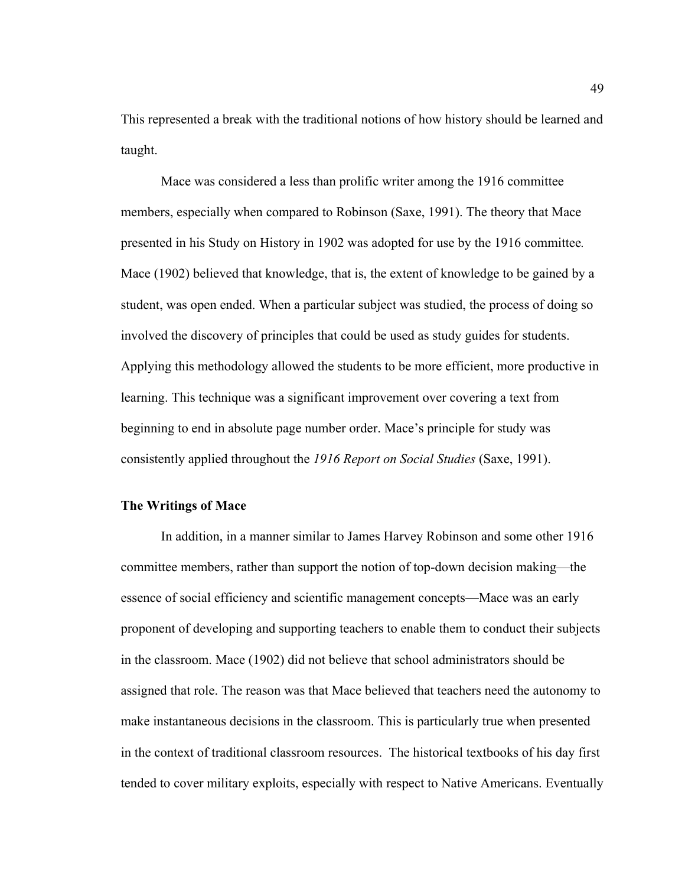This represented a break with the traditional notions of how history should be learned and taught.

Mace was considered a less than prolific writer among the 1916 committee members, especially when compared to Robinson (Saxe, 1991). The theory that Mace presented in his Study on History in 1902 was adopted for use by the 1916 committee. Mace (1902) believed that knowledge, that is, the extent of knowledge to be gained by a student, was open ended. When a particular subject was studied, the process of doing so involved the discovery of principles that could be used as study guides for students. Applying this methodology allowed the students to be more efficient, more productive in learning. This technique was a significant improvement over covering a text from beginning to end in absolute page number order. Mace's principle for study was consistently applied throughout the *1916 Report on Social Studies* (Saxe, 1991).

**The Writings of Mace**

In addition, in a manner similar to James Harvey Robinson and some other 1916 committee members, rather than support the notion of top-down decision making—the essence of social efficiency and scientific management concepts—Mace was an early proponent of developing and supporting teachers to enable them to conduct their subjects in the classroom. Mace (1902) did not believe that school administrators should be assigned that role. The reason was that Mace believed that teachers need the autonomy to make instantaneous decisions in the classroom. This is particularly true when presented in the context of traditional classroom resources. The historical textbooks of his day first tended to cover military exploits, especially with respect to Native Americans. Eventually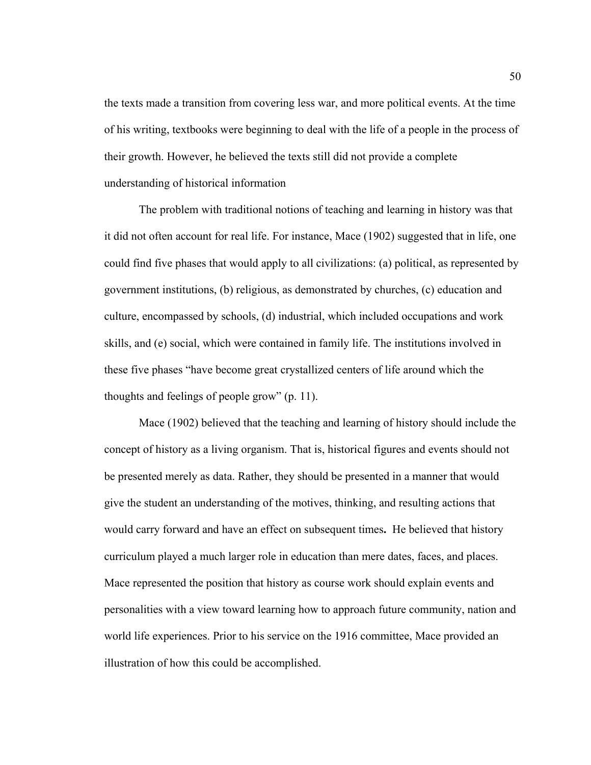the texts made a transition from covering less war, and more political events. At the time of his writing, textbooks were beginning to deal with the life of a people in the process of their growth. However, he believed the texts still did not provide a complete understanding of historical information

The problem with traditional notions of teaching and learning in history was that it did not often account for real life. For instance, Mace (1902) suggested that in life, one could find five phases that would apply to all civilizations: (a) political, as represented by government institutions, (b) religious, as demonstrated by churches, (c) education and culture, encompassed by schools, (d) industrial, which included occupations and work skills, and (e) social, which were contained in family life. The institutions involved in these five phases "have become great crystallized centers of life around which the thoughts and feelings of people grow" (p. 11).

Mace (1902) believed that the teaching and learning of history should include the concept of history as a living organism. That is, historical figures and events should not be presented merely as data. Rather, they should be presented in a manner that would give the student an understanding of the motives, thinking, and resulting actions that would carry forward and have an effect on subsequent times. He believed that history curriculum played a much larger role in education than mere dates, faces, and places. Mace represented the position that history as course work should explain events and personalities with a view toward learning how to approach future community, nation and world life experiences. Prior to his service on the 1916 committee, Mace provided an illustration of how this could be accomplished.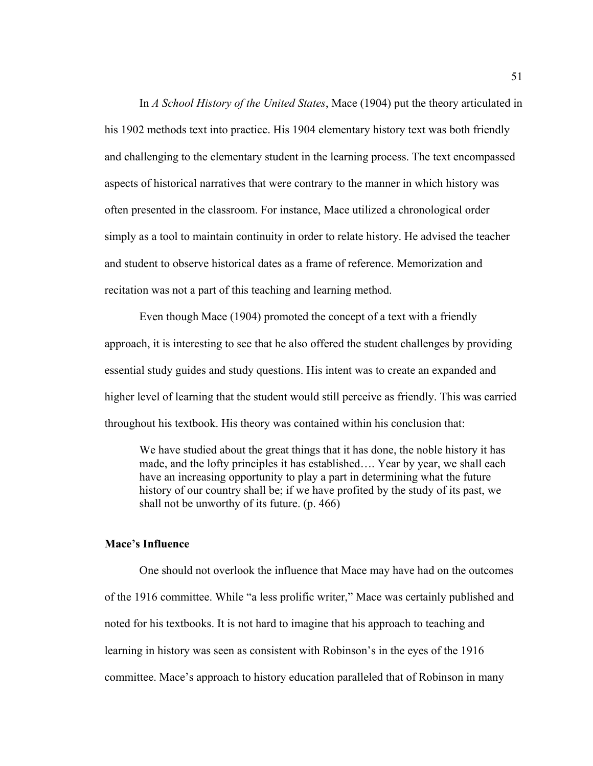In *A School History of the United States*, Mace (1904) put the theory articulated in his 1902 methods text into practice. His 1904 elementary history text was both friendly and challenging to the elementary student in the learning process. The text encompassed aspects of historical narratives that were contrary to the manner in which history was often presented in the classroom. For instance, Mace utilized a chronological order simply as a tool to maintain continuity in order to relate history. He advised the teacher and student to observe historical dates as a frame of reference. Memorization and recitation was not a part of this teaching and learning method.

Even though Mace (1904) promoted the concept of a text with a friendly approach, it is interesting to see that he also offered the student challenges by providing essential study guides and study questions. His intent was to create an expanded and higher level of learning that the student would still perceive as friendly. This was carried throughout his textbook. His theory was contained within his conclusion that:

> We have studied about the great things that it has done, the noble history it has made, and the lofty principles it has established…. Year by year, we shall each have an increasing opportunity to play a part in determining what the future history of our country shall be; if we have profited by the study of its past, we shall not be unworthy of its future. (p. 466)

**Mace's Influence**

One should not overlook the influence that Mace may have had on the outcomes of the 1916 committee. While "a less prolific writer," Mace was certainly published and noted for his textbooks. It is not hard to imagine that his approach to teaching and learning in history was seen as consistent with Robinson's in the eyes of the 1916 committee. Mace's approach to history education paralleled that of Robinson in many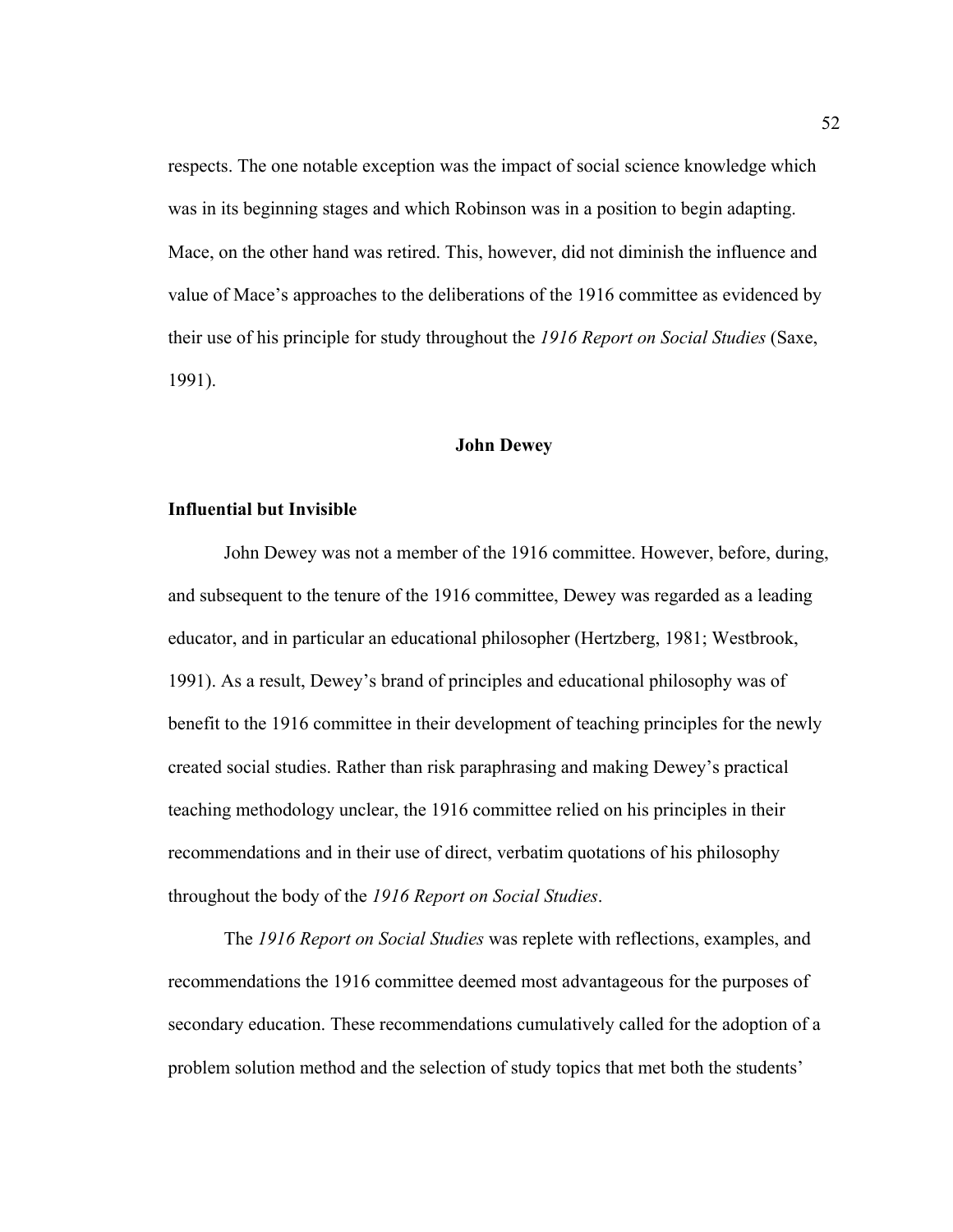respects. The one notable exception was the impact of social science knowledge which was in its beginning stages and which Robinson was in a position to begin adapting. Mace, on the other hand was retired. This, however, did not diminish the influence and value of Mace's approaches to the deliberations of the 1916 committee as evidenced by their use of his principle for study throughout the *1916 Report on Social Studies* (Saxe, 1991).

## John Dewey

### Influential but Invisible

John Dewey was not a member of the 1916 committee. However, before, during, and subsequent to the tenure of the 1916 committee, Dewey was regarded as a leading educator, and in particular an educational philosopher (Hertzberg, 1981; Westbrook, 1991). As a result, Dewey's brand of principles and educational philosophy was of benefit to the 1916 committee in their development of teaching principles for the newly created social studies. Rather than risk paraphrasing and making Dewey's practical teaching methodology unclear, the 1916 committee relied on his principles in their recommendations and in their use of direct, verbatim quotations of his philosophy throughout the body of the *1916 Report on Social Studies*.

The *1916 Report on Social Studies* was replete with reflections, examples, and recommendations the 1916 committee deemed most advantageous for the purposes of secondary education. These recommendations cumulatively called for the adoption of a problem solution method and the selection of study topics that met both the students'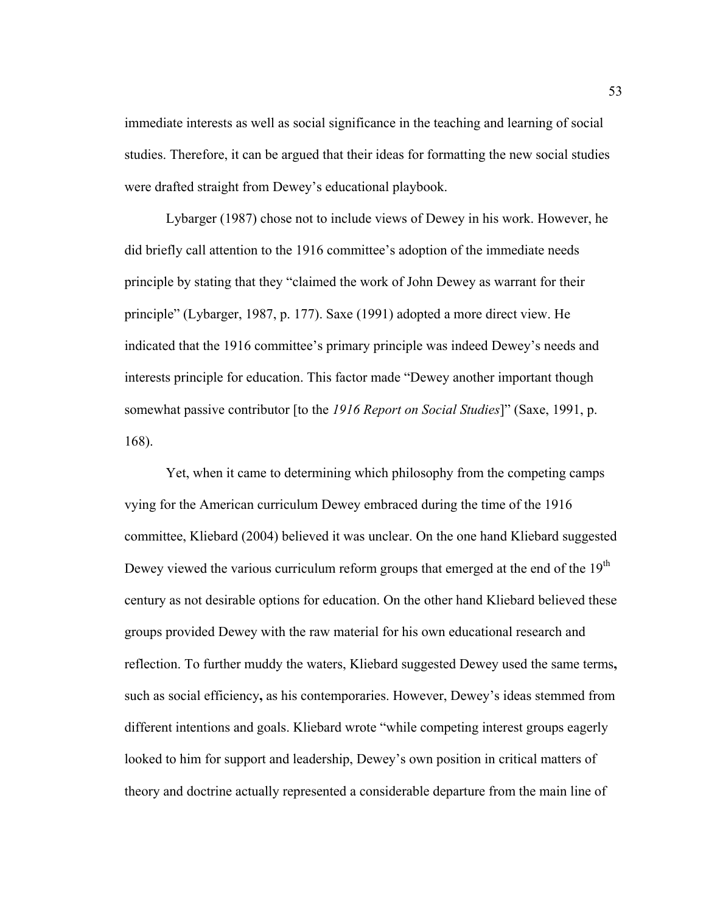immediate interests as well as social significance in the teaching and learning of social studies. Therefore, it can be argued that their ideas for formatting the new social studies were drafted straight from Dewey's educational playbook.

Lybarger (1987) chose not to include views of Dewey in his work. However, he did briefly call attention to the 1916 committee's adoption of the immediate needs principle by stating that they "claimed the work of John Dewey as warrant for their principle" (Lybarger, 1987, p. 177). Saxe (1991) adopted a more direct view. He indicated that the 1916 committee's primary principle was indeed Dewey's needs and interests principle for education. This factor made "Dewey another important though somewhat passive contributor [to the *1916 Report on Social Studies*]" (Saxe, 1991, p. 168).

Yet, when it came to determining which philosophy from the competing camps vying for the American curriculum Dewey embraced during the time of the 1916 committee, Kliebard (2004) believed it was unclear. On the one hand Kliebard suggested Dewey viewed the various curriculum reform groups that emerged at the end of the 19th century as not desirable options for education. On the other hand Kliebard believed these groups provided Dewey with the raw material for his own educational research and reflection. To further muddy the waters, Kliebard suggested Dewey used the same terms**,** such as social efficiency**,** as his contemporaries. However, Dewey's ideas stemmed from different intentions and goals. Kliebard wrote "while competing interest groups eagerly looked to him for support and leadership, Dewey's own position in critical matters of theory and doctrine actually represented a considerable departure from the main line of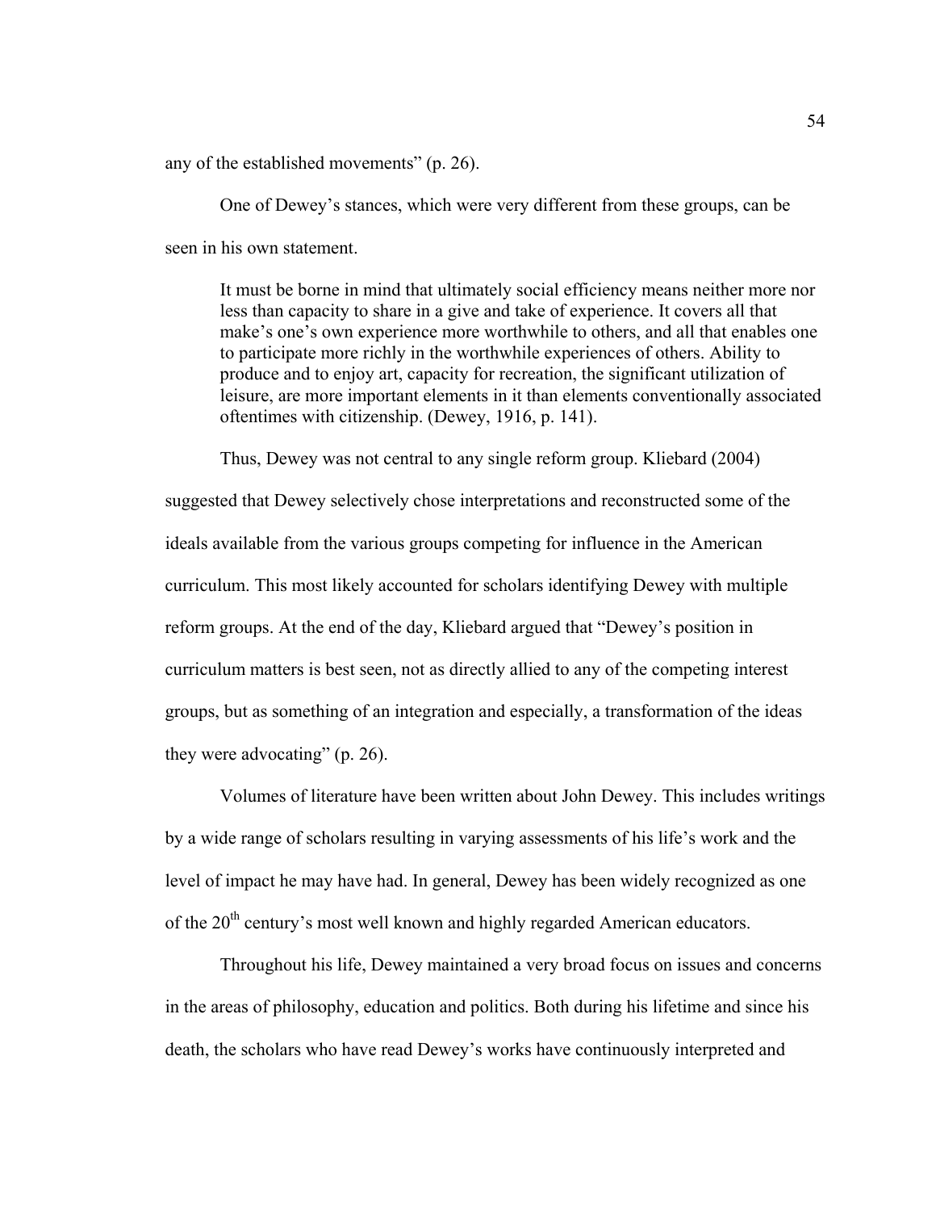any of the established movements" (p. 26).

One of Dewey's stances, which were very different from these groups, can be seen in his own statement.

> It must be borne in mind that ultimately social efficiency means neither more nor less than capacity to share in a give and take of experience. It covers all that make's one's own experience more worthwhile to others, and all that enables one to participate more richly in the worthwhile experiences of others. Ability to produce and to enjoy art, capacity for recreation, the significant utilization of leisure, are more important elements in it than elements conventionally associated oftentimes with citizenship. (Dewey, 1916, p. 141).

Thus, Dewey was not central to any single reform group. Kliebard (2004) suggested that Dewey selectively chose interpretations and reconstructed some of the ideals available from the various groups competing for influence in the American curriculum. This most likely accounted for scholars identifying Dewey with multiple reform groups. At the end of the day, Kliebard argued that "Dewey's position in curriculum matters is best seen, not as directly allied to any of the competing interest groups, but as something of an integration and especially, a transformation of the ideas they were advocating" (p. 26).

Volumes of literature have been written about John Dewey. This includes writings by a wide range of scholars resulting in varying assessments of his life's work and the level of impact he may have had. In general, Dewey has been widely recognized as one of the 20th century's most well known and highly regarded American educators.

Throughout his life, Dewey maintained a very broad focus on issues and concerns in the areas of philosophy, education and politics. Both during his lifetime and since his death, the scholars who have read Dewey's works have continuously interpreted and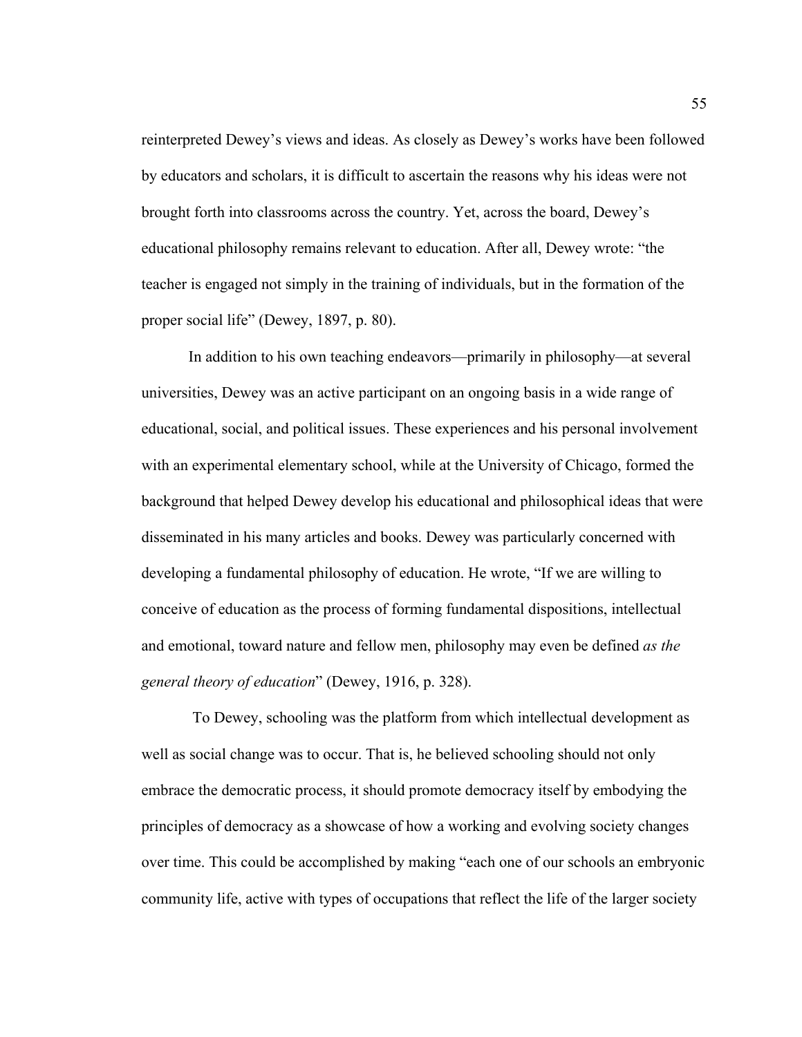reinterpreted Dewey's views and ideas. As closely as Dewey's works have been followed by educators and scholars, it is difficult to ascertain the reasons why his ideas were not brought forth into classrooms across the country. Yet, across the board, Dewey's educational philosophy remains relevant to education. After all, Dewey wrote: "the teacher is engaged not simply in the training of individuals, but in the formation of the proper social life" (Dewey, 1897, p. 80).

In addition to his own teaching endeavors—primarily in philosophy—at several universities, Dewey was an active participant on an ongoing basis in a wide range of educational, social, and political issues. These experiences and his personal involvement with an experimental elementary school, while at the University of Chicago, formed the background that helped Dewey develop his educational and philosophical ideas that were disseminated in his many articles and books. Dewey was particularly concerned with developing a fundamental philosophy of education. He wrote, "If we are willing to conceive of education as the process of forming fundamental dispositions, intellectual and emotional, toward nature and fellow men, philosophy may even be defined *as the general theory of education*" (Dewey, 1916, p. 328).

To Dewey, schooling was the platform from which intellectual development as well as social change was to occur. That is, he believed schooling should not only embrace the democratic process, it should promote democracy itself by embodying the principles of democracy as a showcase of how a working and evolving society changes over time. This could be accomplished by making "each one of our schools an embryonic community life, active with types of occupations that reflect the life of the larger society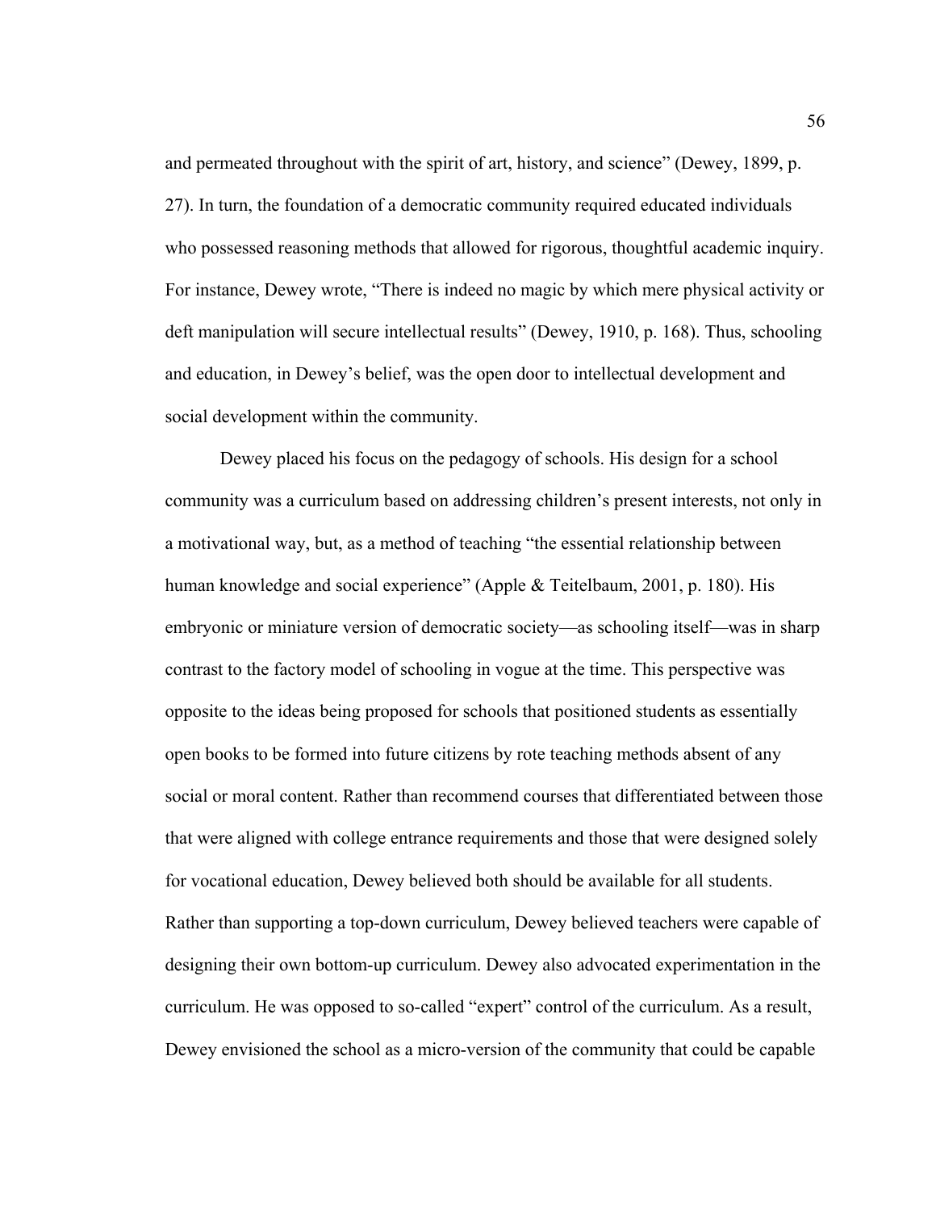and permeated throughout with the spirit of art, history, and science" (Dewey, 1899, p. 27). In turn, the foundation of a democratic community required educated individuals who possessed reasoning methods that allowed for rigorous, thoughtful academic inquiry. For instance, Dewey wrote, "There is indeed no magic by which mere physical activity or deft manipulation will secure intellectual results" (Dewey, 1910, p. 168). Thus, schooling and education, in Dewey's belief, was the open door to intellectual development and social development within the community.

Dewey placed his focus on the pedagogy of schools. His design for a school community was a curriculum based on addressing children's present interests, not only in a motivational way, but, as a method of teaching "the essential relationship between human knowledge and social experience" (Apple & Teitelbaum, 2001, p. 180). His embryonic or miniature version of democratic society—as schooling itself—was in sharp contrast to the factory model of schooling in vogue at the time. This perspective was opposite to the ideas being proposed for schools that positioned students as essentially open books to be formed into future citizens by rote teaching methods absent of any social or moral content. Rather than recommend courses that differentiated between those that were aligned with college entrance requirements and those that were designed solely for vocational education, Dewey believed both should be available for all students. Rather than supporting a top-down curriculum, Dewey believed teachers were capable of designing their own bottom-up curriculum. Dewey also advocated experimentation in the curriculum. He was opposed to so-called "expert" control of the curriculum. As a result, Dewey envisioned the school as a micro-version of the community that could be capable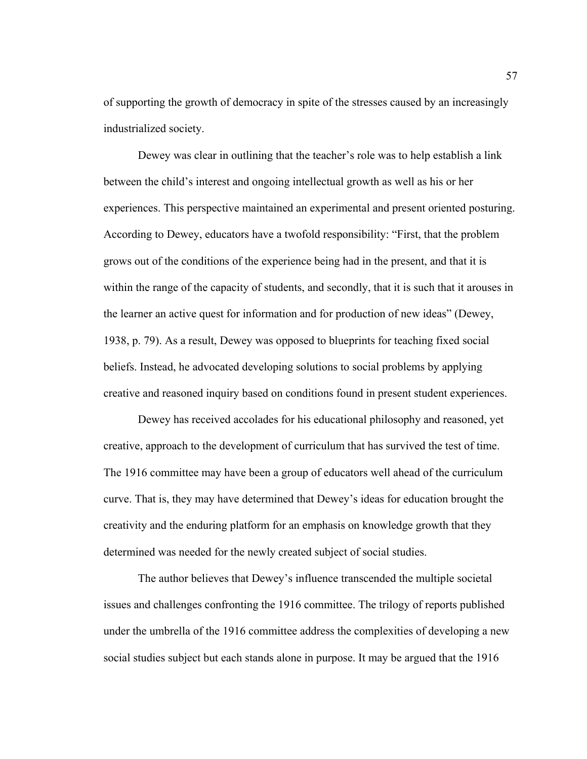of supporting the growth of democracy in spite of the stresses caused by an increasingly industrialized society.

Dewey was clear in outlining that the teacher's role was to help establish a link between the child's interest and ongoing intellectual growth as well as his or her experiences. This perspective maintained an experimental and present oriented posturing. According to Dewey, educators have a twofold responsibility: "First, that the problem grows out of the conditions of the experience being had in the present, and that it is within the range of the capacity of students, and secondly, that it is such that it arouses in the learner an active quest for information and for production of new ideas" (Dewey, 1938, p. 79). As a result, Dewey was opposed to blueprints for teaching fixed social beliefs. Instead, he advocated developing solutions to social problems by applying creative and reasoned inquiry based on conditions found in present student experiences.

Dewey has received accolades for his educational philosophy and reasoned, yet creative, approach to the development of curriculum that has survived the test of time. The 1916 committee may have been a group of educators well ahead of the curriculum curve. That is, they may have determined that Dewey's ideas for education brought the creativity and the enduring platform for an emphasis on knowledge growth that they determined was needed for the newly created subject of social studies.

The author believes that Dewey's influence transcended the multiple societal issues and challenges confronting the 1916 committee. The trilogy of reports published under the umbrella of the 1916 committee address the complexities of developing a new social studies subject but each stands alone in purpose. It may be argued that the 1916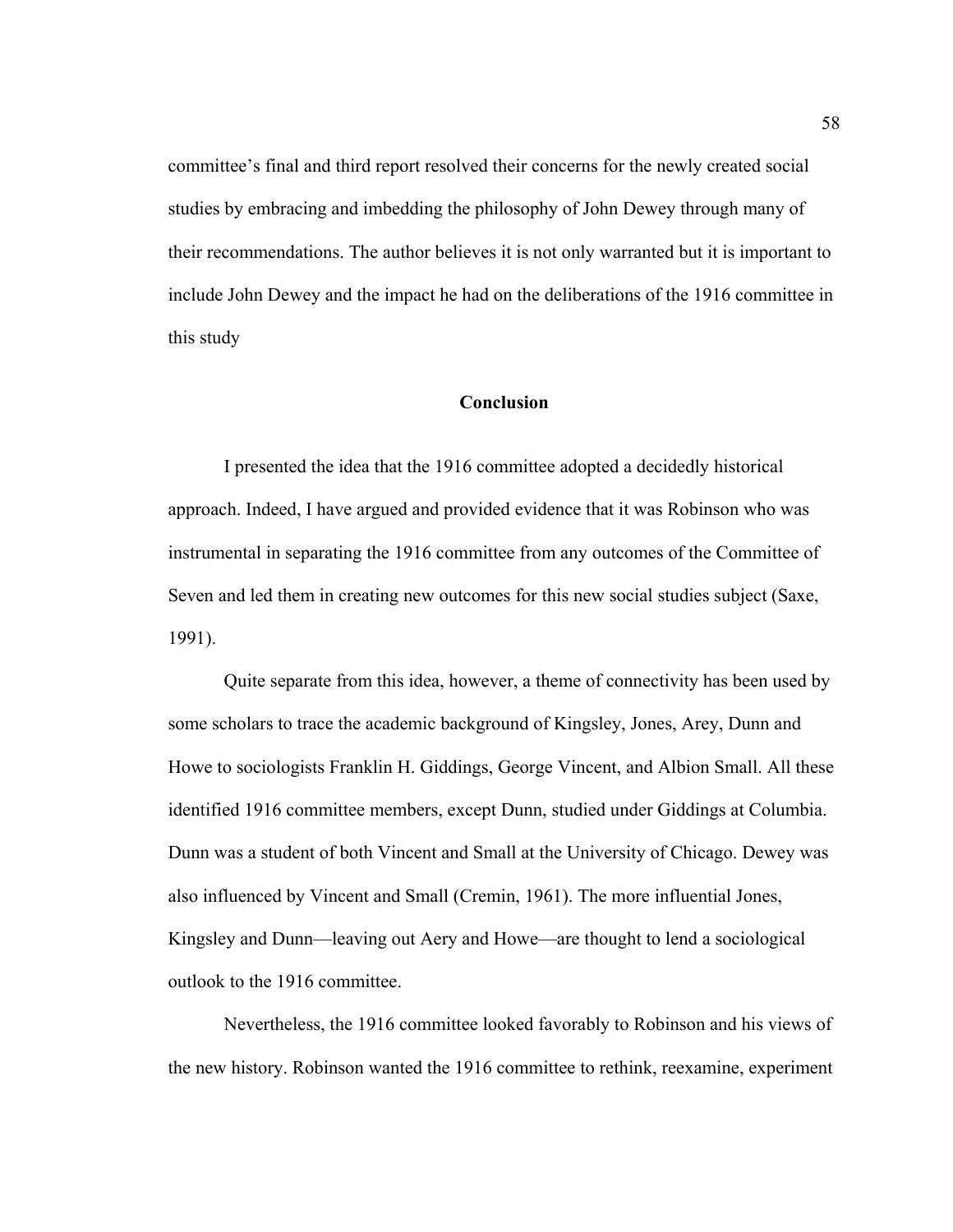committee's final and third report resolved their concerns for the newly created social studies by embracing and imbedding the philosophy of John Dewey through many of their recommendations. The author believes it is not only warranted but it is important to include John Dewey and the impact he had on the deliberations of the 1916 committee in this study

## Conclusion

I presented the idea that the 1916 committee adopted a decidedly historical approach. Indeed, I have argued and provided evidence that it was Robinson who was instrumental in separating the 1916 committee from any outcomes of the Committee of Seven and led them in creating new outcomes for this new social studies subject (Saxe, 1991).

Quite separate from this idea, however, a theme of connectivity has been used by some scholars to trace the academic background of Kingsley, Jones, Arey, Dunn and Howe to sociologists Franklin H. Giddings, George Vincent, and Albion Small. All these identified 1916 committee members, except Dunn, studied under Giddings at Columbia. Dunn was a student of both Vincent and Small at the University of Chicago. Dewey was also influenced by Vincent and Small (Cremin, 1961). The more influential Jones, Kingsley and Dunn—leaving out Aery and Howe—are thought to lend a sociological outlook to the 1916 committee.

Nevertheless, the 1916 committee looked favorably to Robinson and his views of the new history. Robinson wanted the 1916 committee to rethink, reexamine, experiment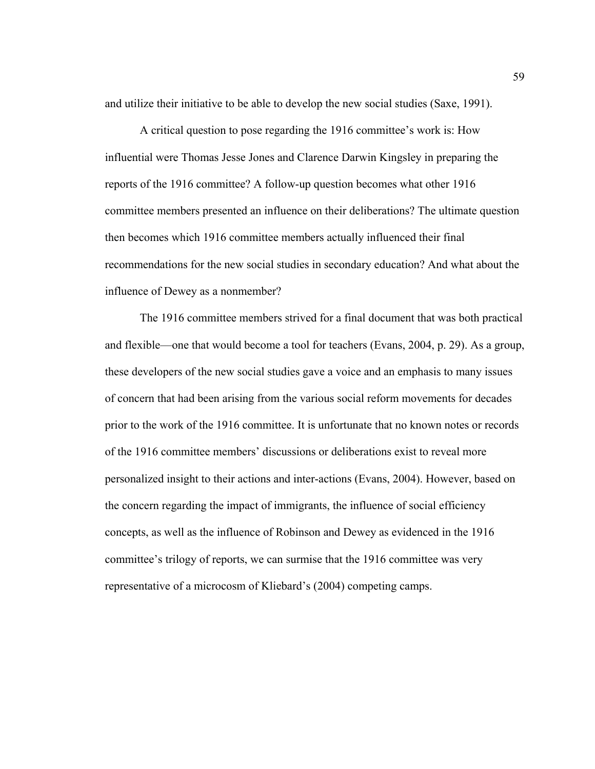and utilize their initiative to be able to develop the new social studies (Saxe, 1991).

A critical question to pose regarding the 1916 committee's work is: How influential were Thomas Jesse Jones and Clarence Darwin Kingsley in preparing the reports of the 1916 committee? A follow-up question becomes what other 1916 committee members presented an influence on their deliberations? The ultimate question then becomes which 1916 committee members actually influenced their final recommendations for the new social studies in secondary education? And what about the influence of Dewey as a nonmember?

The 1916 committee members strived for a final document that was both practical and flexible—one that would become a tool for teachers (Evans, 2004, p. 29). As a group, these developers of the new social studies gave a voice and an emphasis to many issues of concern that had been arising from the various social reform movements for decades prior to the work of the 1916 committee. It is unfortunate that no known notes or records of the 1916 committee members' discussions or deliberations exist to reveal more personalized insight to their actions and inter-actions (Evans, 2004). However, based on the concern regarding the impact of immigrants, the influence of social efficiency concepts, as well as the influence of Robinson and Dewey as evidenced in the 1916 committee's trilogy of reports, we can surmise that the 1916 committee was very representative of a microcosm of Kliebard's (2004) competing camps.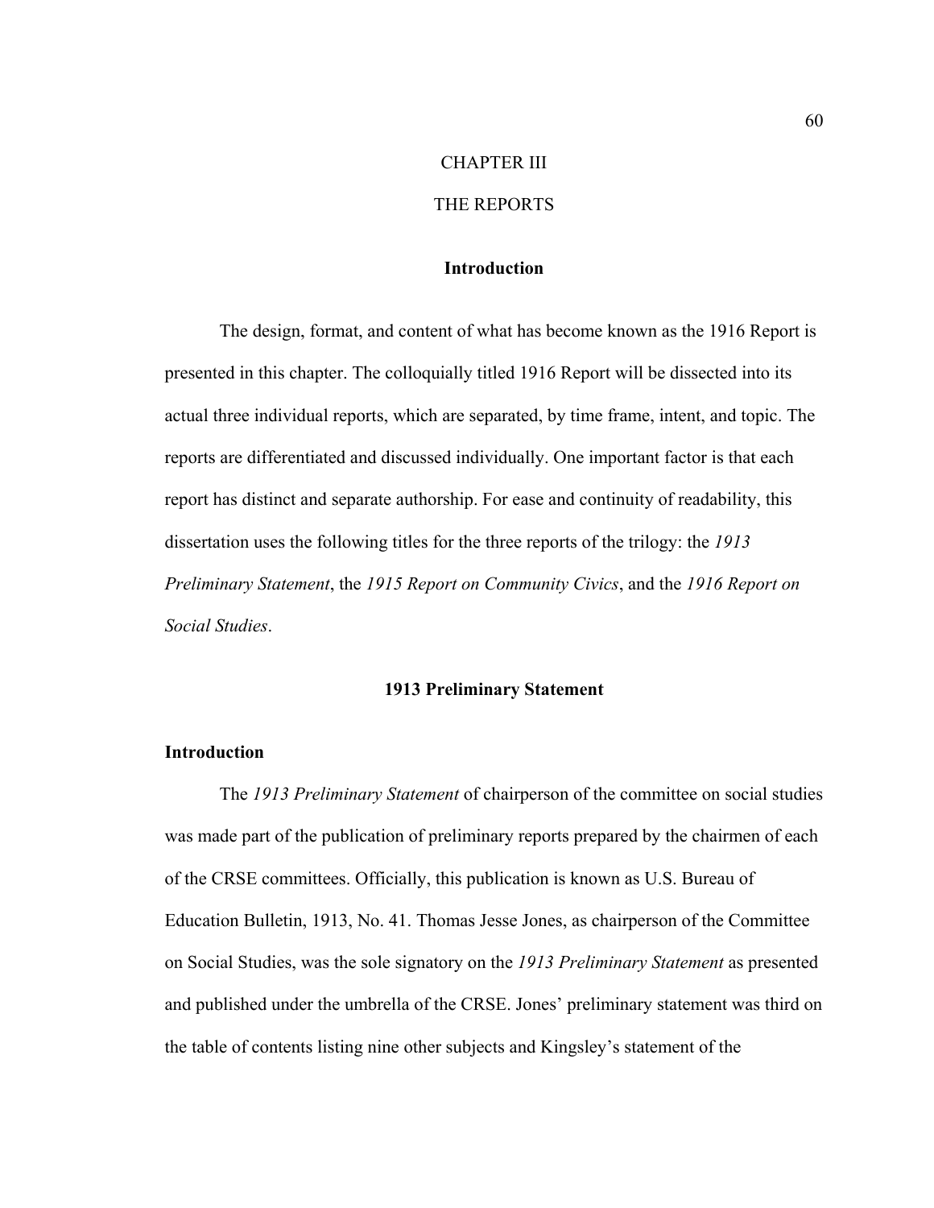# CHAPTER III

# THE REPORTS

## Introduction

The design, format, and content of what has become known as the 1916 Report is presented in this chapter. The colloquially titled 1916 Report will be dissected into its actual three individual reports, which are separated, by time frame, intent, and topic. The reports are differentiated and discussed individually. One important factor is that each report has distinct and separate authorship. For ease and continuity of readability, this dissertation uses the following titles for the three reports of the trilogy: the *1913 Preliminary Statement*, the *1915 Report on Community Civics*, and the *1916 Report on Social Studies*.

## 1913 Preliminary Statement

### Introduction

The *1913 Preliminary Statement* of chairperson of the committee on social studies was made part of the publication of preliminary reports prepared by the chairmen of each of the CRSE committees. Officially, this publication is known as U.S. Bureau of Education Bulletin, 1913, No. 41. Thomas Jesse Jones, as chairperson of the Committee on Social Studies, was the sole signatory on the *1913 Preliminary Statement* as presented and published under the umbrella of the CRSE. Jones' preliminary statement was third on the table of contents listing nine other subjects and Kingsley's statement of the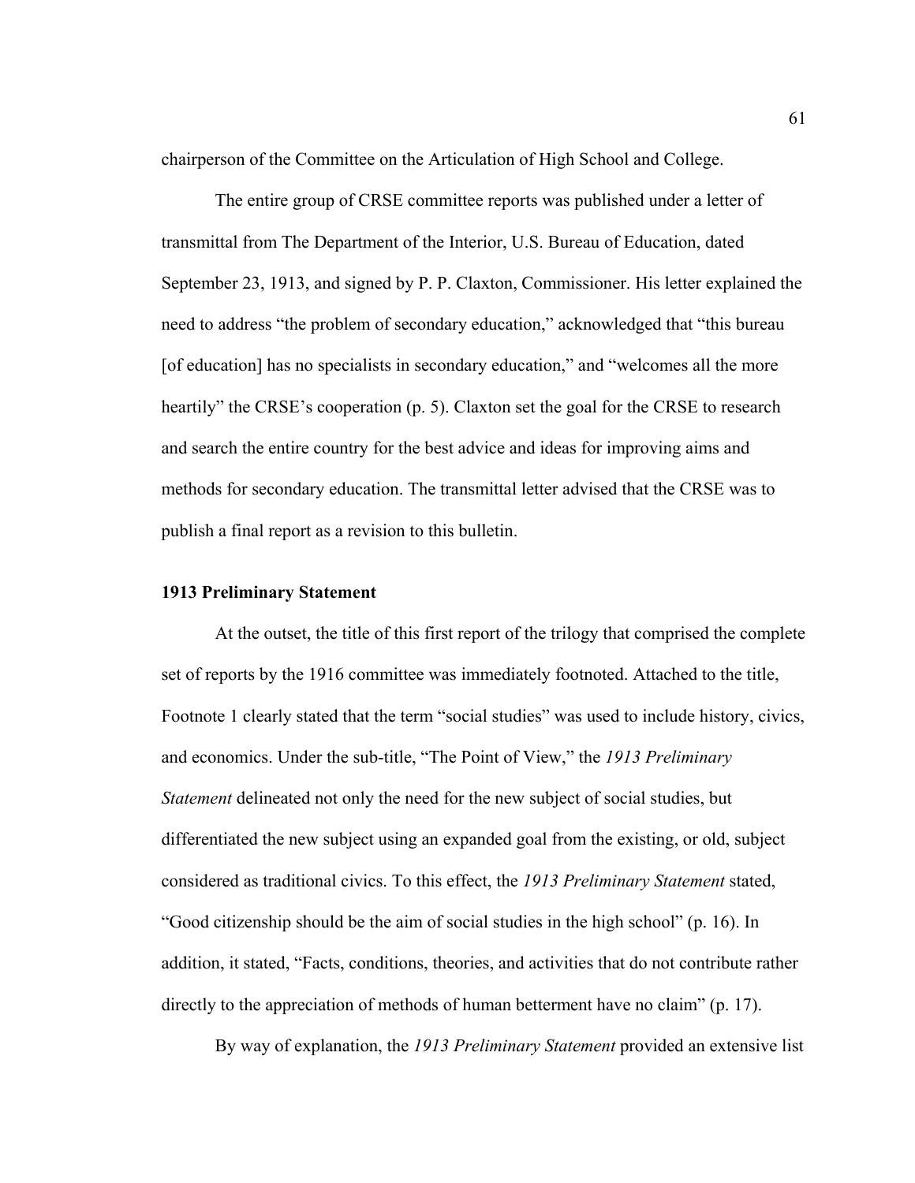chairperson of the Committee on the Articulation of High School and College.

The entire group of CRSE committee reports was published under a letter of transmittal from The Department of the Interior, U.S. Bureau of Education, dated September 23, 1913, and signed by P. P. Claxton, Commissioner. His letter explained the need to address "the problem of secondary education," acknowledged that "this bureau [of education] has no specialists in secondary education," and "welcomes all the more heartily" the CRSE's cooperation (p. 5). Claxton set the goal for the CRSE to research and search the entire country for the best advice and ideas for improving aims and methods for secondary education. The transmittal letter advised that the CRSE was to publish a final report as a revision to this bulletin.

### 1913 Preliminary Statement

At the outset, the title of this first report of the trilogy that comprised the complete set of reports by the 1916 committee was immediately footnoted. Attached to the title, Footnote 1 clearly stated that the term "social studies" was used to include history, civics, and economics. Under the sub-title, "The Point of View," the *1913 Preliminary Statement* delineated not only the need for the new subject of social studies, but differentiated the new subject using an expanded goal from the existing, or old, subject considered as traditional civics. To this effect, the *1913 Preliminary Statement* stated, "Good citizenship should be the aim of social studies in the high school" (p. 16). In addition, it stated, "Facts, conditions, theories, and activities that do not contribute rather directly to the appreciation of methods of human betterment have no claim" (p. 17).

By way of explanation, the *1913 Preliminary Statement* provided an extensive list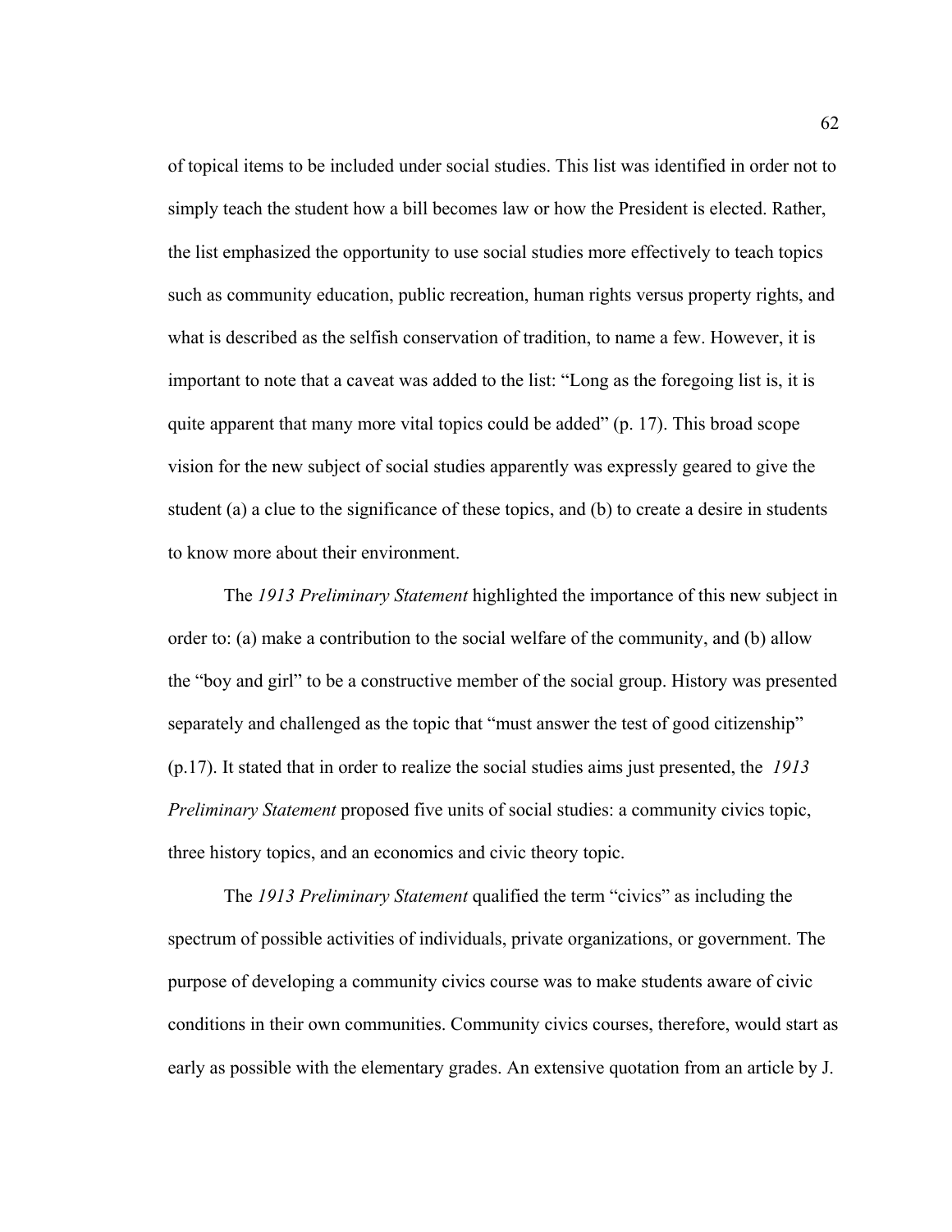of topical items to be included under social studies. This list was identified in order not to simply teach the student how a bill becomes law or how the President is elected. Rather, the list emphasized the opportunity to use social studies more effectively to teach topics such as community education, public recreation, human rights versus property rights, and what is described as the selfish conservation of tradition, to name a few. However, it is important to note that a caveat was added to the list: "Long as the foregoing list is, it is quite apparent that many more vital topics could be added" (p. 17). This broad scope vision for the new subject of social studies apparently was expressly geared to give the student (a) a clue to the significance of these topics, and (b) to create a desire in students to know more about their environment.

The *1913 Preliminary Statement* highlighted the importance of this new subject in order to: (a) make a contribution to the social welfare of the community, and (b) allow the "boy and girl" to be a constructive member of the social group. History was presented separately and challenged as the topic that "must answer the test of good citizenship" (p.17). It stated that in order to realize the social studies aims just presented, the *1913 Preliminary Statement* proposed five units of social studies: a community civics topic, three history topics, and an economics and civic theory topic.

The *1913 Preliminary Statement* qualified the term "civics" as including the spectrum of possible activities of individuals, private organizations, or government. The purpose of developing a community civics course was to make students aware of civic conditions in their own communities. Community civics courses, therefore, would start as early as possible with the elementary grades. An extensive quotation from an article by J.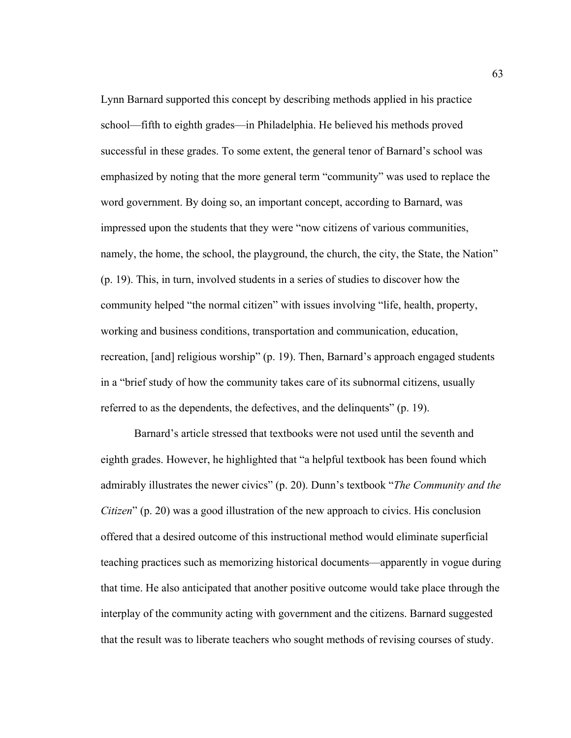Lynn Barnard supported this concept by describing methods applied in his practice school—fifth to eighth grades—in Philadelphia. He believed his methods proved successful in these grades. To some extent, the general tenor of Barnard's school was emphasized by noting that the more general term "community" was used to replace the word government. By doing so, an important concept, according to Barnard, was impressed upon the students that they were "now citizens of various communities, namely, the home, the school, the playground, the church, the city, the State, the Nation" (p. 19). This, in turn, involved students in a series of studies to discover how the community helped "the normal citizen" with issues involving "life, health, property, working and business conditions, transportation and communication, education, recreation, [and] religious worship" (p. 19). Then, Barnard's approach engaged students in a "brief study of how the community takes care of its subnormal citizens, usually referred to as the dependents, the defectives, and the delinquents" (p. 19).

Barnard's article stressed that textbooks were not used until the seventh and eighth grades. However, he highlighted that "a helpful textbook has been found which admirably illustrates the newer civics" (p. 20). Dunn's textbook "*The Community and the Citizen*" (p. 20) was a good illustration of the new approach to civics. His conclusion offered that a desired outcome of this instructional method would eliminate superficial teaching practices such as memorizing historical documents—apparently in vogue during that time. He also anticipated that another positive outcome would take place through the interplay of the community acting with government and the citizens. Barnard suggested that the result was to liberate teachers who sought methods of revising courses of study.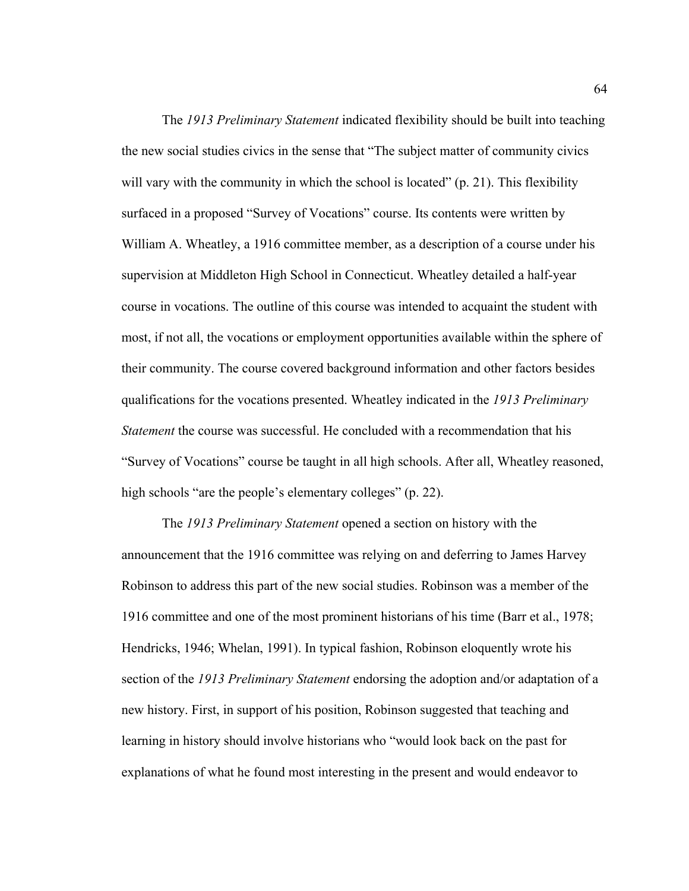The *1913 Preliminary Statement* indicated flexibility should be built into teaching the new social studies civics in the sense that "The subject matter of community civics will vary with the community in which the school is located" (p. 21). This flexibility surfaced in a proposed "Survey of Vocations" course. Its contents were written by William A. Wheatley, a 1916 committee member, as a description of a course under his supervision at Middleton High School in Connecticut. Wheatley detailed a half-year course in vocations. The outline of this course was intended to acquaint the student with most, if not all, the vocations or employment opportunities available within the sphere of their community. The course covered background information and other factors besides qualifications for the vocations presented. Wheatley indicated in the *1913 Preliminary Statement* the course was successful. He concluded with a recommendation that his "Survey of Vocations" course be taught in all high schools. After all, Wheatley reasoned, high schools "are the people's elementary colleges" (p. 22).

The *1913 Preliminary Statement* opened a section on history with the announcement that the 1916 committee was relying on and deferring to James Harvey Robinson to address this part of the new social studies. Robinson was a member of the 1916 committee and one of the most prominent historians of his time (Barr et al., 1978; Hendricks, 1946; Whelan, 1991). In typical fashion, Robinson eloquently wrote his section of the *1913 Preliminary Statement* endorsing the adoption and/or adaptation of a new history. First, in support of his position, Robinson suggested that teaching and learning in history should involve historians who "would look back on the past for explanations of what he found most interesting in the present and would endeavor to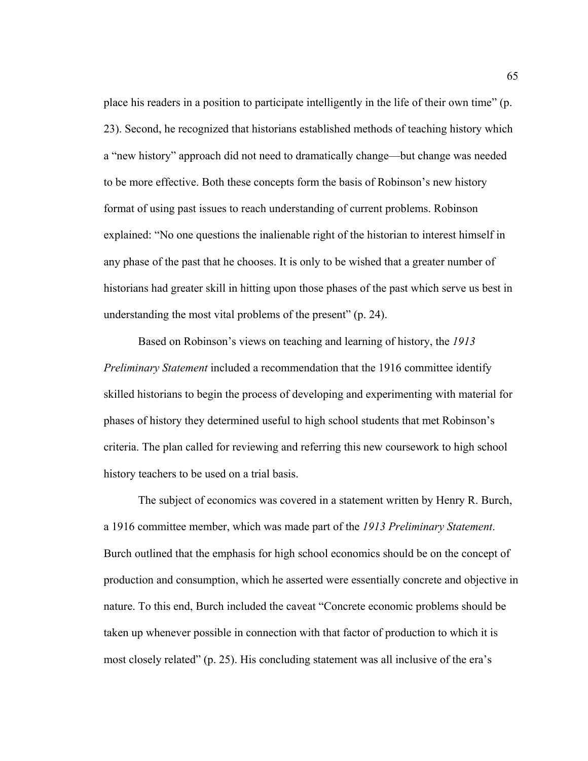place his readers in a position to participate intelligently in the life of their own time" (p. 23). Second, he recognized that historians established methods of teaching history which a "new history" approach did not need to dramatically change—but change was needed to be more effective. Both these concepts form the basis of Robinson's new history format of using past issues to reach understanding of current problems. Robinson explained: "No one questions the inalienable right of the historian to interest himself in any phase of the past that he chooses. It is only to be wished that a greater number of historians had greater skill in hitting upon those phases of the past which serve us best in understanding the most vital problems of the present" (p. 24).

Based on Robinson's views on teaching and learning of history, the *1913 Preliminary Statement* included a recommendation that the 1916 committee identify skilled historians to begin the process of developing and experimenting with material for phases of history they determined useful to high school students that met Robinson's criteria. The plan called for reviewing and referring this new coursework to high school history teachers to be used on a trial basis.

The subject of economics was covered in a statement written by Henry R. Burch, a 1916 committee member, which was made part of the *1913 Preliminary Statement*. Burch outlined that the emphasis for high school economics should be on the concept of production and consumption, which he asserted were essentially concrete and objective in nature. To this end, Burch included the caveat "Concrete economic problems should be taken up whenever possible in connection with that factor of production to which it is most closely related" (p. 25). His concluding statement was all inclusive of the era's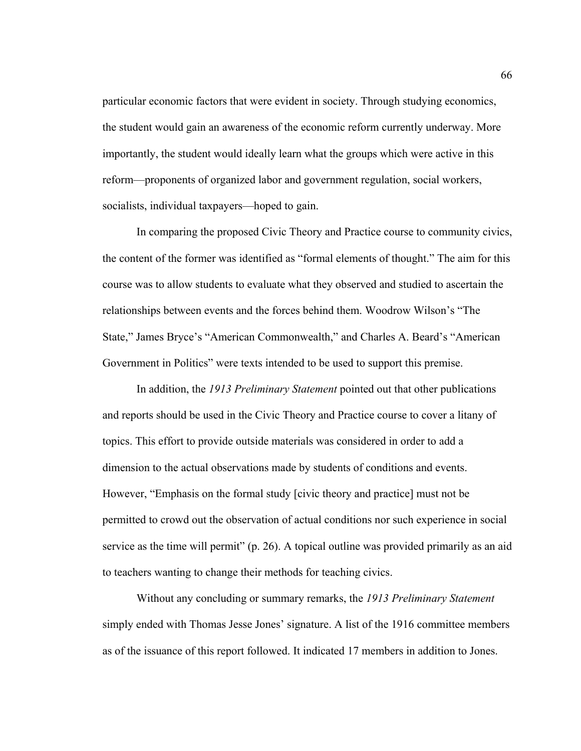particular economic factors that were evident in society. Through studying economics, the student would gain an awareness of the economic reform currently underway. More importantly, the student would ideally learn what the groups which were active in this reform—proponents of organized labor and government regulation, social workers, socialists, individual taxpayers—hoped to gain.

In comparing the proposed Civic Theory and Practice course to community civics, the content of the former was identified as "formal elements of thought." The aim for this course was to allow students to evaluate what they observed and studied to ascertain the relationships between events and the forces behind them. Woodrow Wilson's "The State," James Bryce's "American Commonwealth," and Charles A. Beard's "American Government in Politics" were texts intended to be used to support this premise.

In addition, the *1913 Preliminary Statement* pointed out that other publications and reports should be used in the Civic Theory and Practice course to cover a litany of topics. This effort to provide outside materials was considered in order to add a dimension to the actual observations made by students of conditions and events. However, "Emphasis on the formal study [civic theory and practice] must not be permitted to crowd out the observation of actual conditions nor such experience in social service as the time will permit" (p. 26). A topical outline was provided primarily as an aid to teachers wanting to change their methods for teaching civics.

Without any concluding or summary remarks, the *1913 Preliminary Statement* simply ended with Thomas Jesse Jones' signature. A list of the 1916 committee members as of the issuance of this report followed. It indicated 17 members in addition to Jones.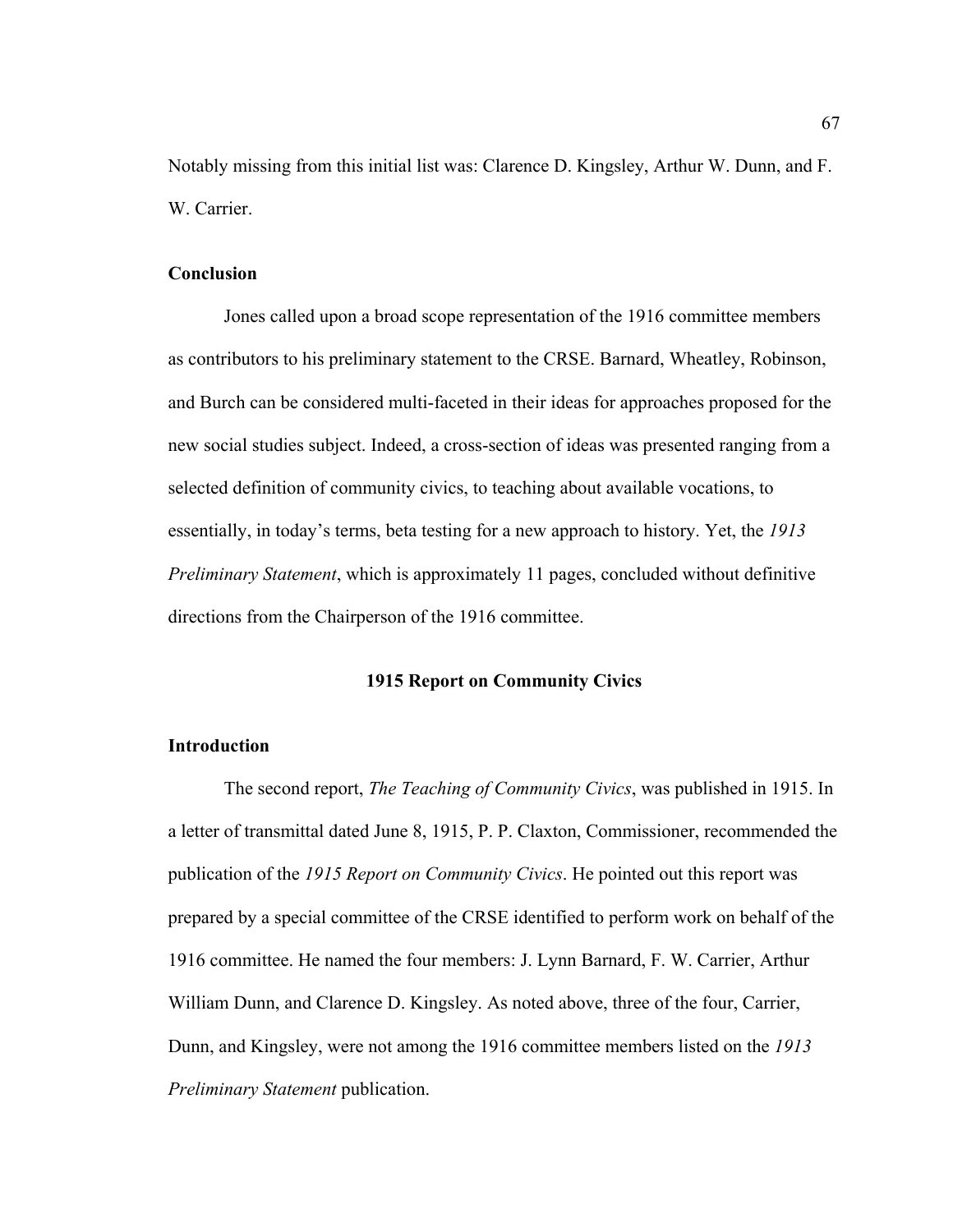Notably missing from this initial list was: Clarence D. Kingsley, Arthur W. Dunn, and F. W. Carrier.

### Conclusion

Jones called upon a broad scope representation of the 1916 committee members as contributors to his preliminary statement to the CRSE. Barnard, Wheatley, Robinson, and Burch can be considered multi-faceted in their ideas for approaches proposed for the new social studies subject. Indeed, a cross-section of ideas was presented ranging from a selected definition of community civics, to teaching about available vocations, to essentially, in today's terms, beta testing for a new approach to history. Yet, the *1913 Preliminary Statement*, which is approximately 11 pages, concluded without definitive directions from the Chairperson of the 1916 committee.

## 1915 Report on Community Civics

### Introduction

The second report, *The Teaching of Community Civics*, was published in 1915. In a letter of transmittal dated June 8, 1915, P. P. Claxton, Commissioner, recommended the publication of the *1915 Report on Community Civics*. He pointed out this report was prepared by a special committee of the CRSE identified to perform work on behalf of the 1916 committee. He named the four members: J. Lynn Barnard, F. W. Carrier, Arthur William Dunn, and Clarence D. Kingsley. As noted above, three of the four, Carrier, Dunn, and Kingsley, were not among the 1916 committee members listed on the *1913 Preliminary Statement* publication.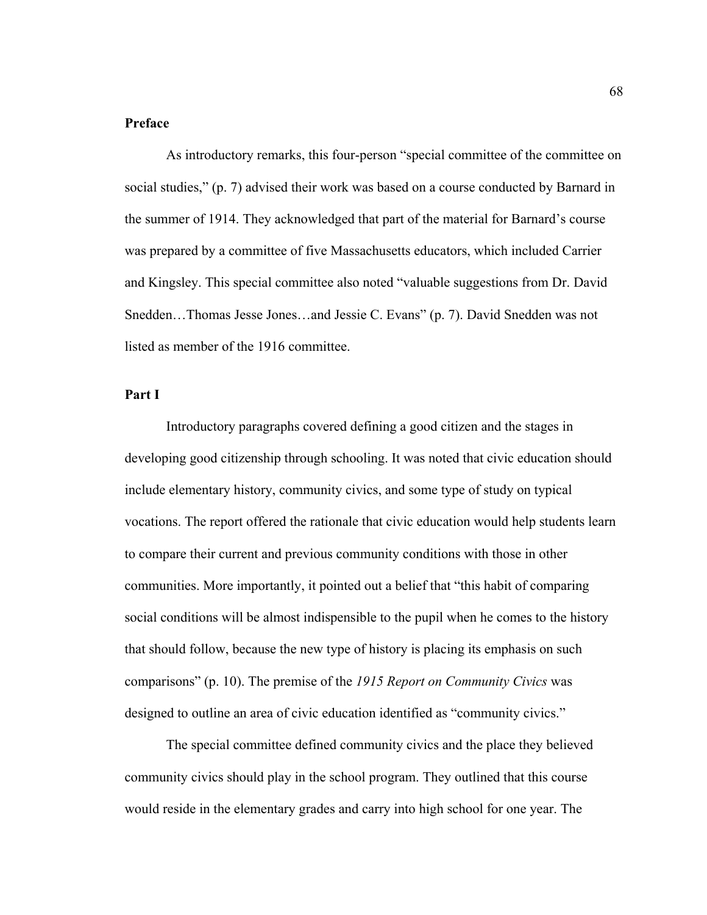**Preface**

As introductory remarks, this four-person "special committee of the committee on social studies," (p. 7) advised their work was based on a course conducted by Barnard in the summer of 1914. They acknowledged that part of the material for Barnard's course was prepared by a committee of five Massachusetts educators, which included Carrier and Kingsley. This special committee also noted "valuable suggestions from Dr. David Snedden…Thomas Jesse Jones…and Jessie C. Evans" (p. 7). David Snedden was not listed as member of the 1916 committee.

**Part I**

Introductory paragraphs covered defining a good citizen and the stages in developing good citizenship through schooling. It was noted that civic education should include elementary history, community civics, and some type of study on typical vocations. The report offered the rationale that civic education would help students learn to compare their current and previous community conditions with those in other communities. More importantly, it pointed out a belief that "this habit of comparing social conditions will be almost indispensible to the pupil when he comes to the history that should follow, because the new type of history is placing its emphasis on such comparisons" (p. 10). The premise of the *1915 Report on Community Civics* was designed to outline an area of civic education identified as "community civics."

The special committee defined community civics and the place they believed community civics should play in the school program. They outlined that this course would reside in the elementary grades and carry into high school for one year. The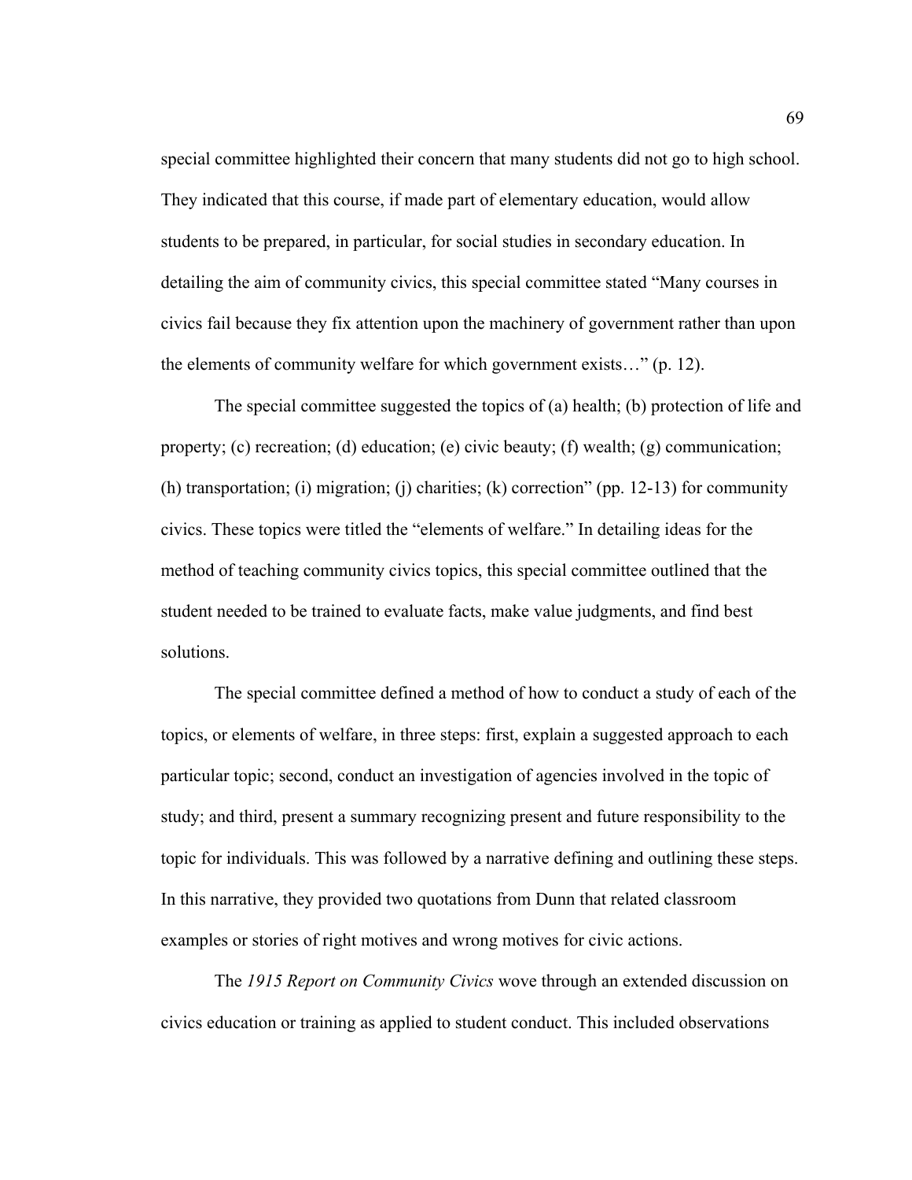special committee highlighted their concern that many students did not go to high school. They indicated that this course, if made part of elementary education, would allow students to be prepared, in particular, for social studies in secondary education. In detailing the aim of community civics, this special committee stated "Many courses in civics fail because they fix attention upon the machinery of government rather than upon the elements of community welfare for which government exists…" (p. 12).

The special committee suggested the topics of (a) health; (b) protection of life and property; (c) recreation; (d) education; (e) civic beauty; (f) wealth; (g) communication; (h) transportation; (i) migration; (j) charities; (k) correction" (pp. 12-13) for community civics. These topics were titled the "elements of welfare." In detailing ideas for the method of teaching community civics topics, this special committee outlined that the student needed to be trained to evaluate facts, make value judgments, and find best solutions.

The special committee defined a method of how to conduct a study of each of the topics, or elements of welfare, in three steps: first, explain a suggested approach to each particular topic; second, conduct an investigation of agencies involved in the topic of study; and third, present a summary recognizing present and future responsibility to the topic for individuals. This was followed by a narrative defining and outlining these steps. In this narrative, they provided two quotations from Dunn that related classroom examples or stories of right motives and wrong motives for civic actions.

The *1915 Report on Community Civics* wove through an extended discussion on civics education or training as applied to student conduct. This included observations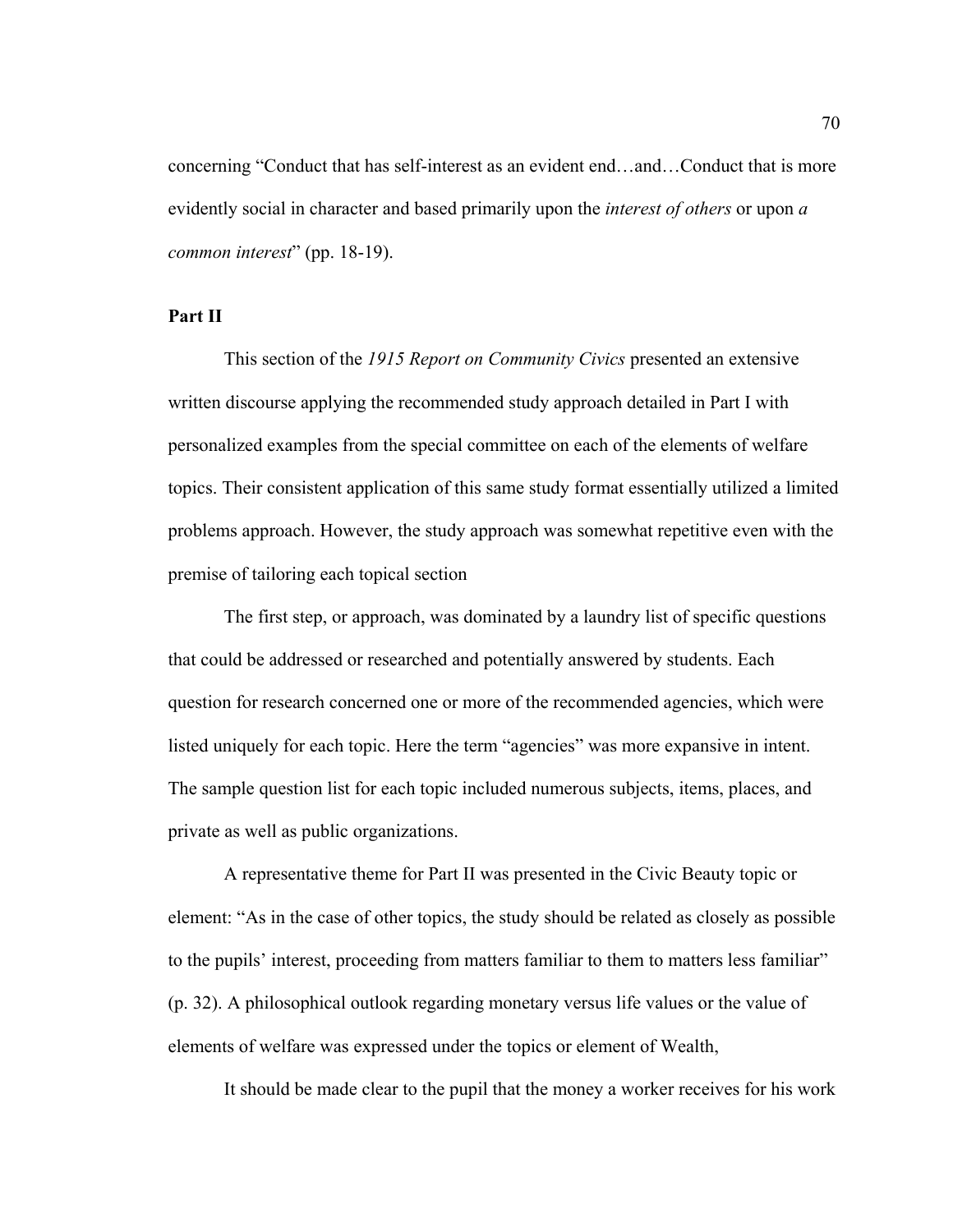concerning “Conduct that has self-interest as an evident end…and…Conduct that is more evidently social in character and based primarily upon the *interest of others* or upon *a common interest*” (pp. 18-19).

**Part II**

This section of the *1915 Report on Community Civics* presented an extensive written discourse applying the recommended study approach detailed in Part I with personalized examples from the special committee on each of the elements of welfare topics. Their consistent application of this same study format essentially utilized a limited problems approach. However, the study approach was somewhat repetitive even with the premise of tailoring each topical section

The first step, or approach, was dominated by a laundry list of specific questions that could be addressed or researched and potentially answered by students. Each question for research concerned one or more of the recommended agencies, which were listed uniquely for each topic. Here the term “agencies” was more expansive in intent. The sample question list for each topic included numerous subjects, items, places, and private as well as public organizations.

A representative theme for Part II was presented in the Civic Beauty topic or element: “As in the case of other topics, the study should be related as closely as possible to the pupils’ interest, proceeding from matters familiar to them to matters less familiar” (p. 32). A philosophical outlook regarding monetary versus life values or the value of elements of welfare was expressed under the topics or element of Wealth,

It should be made clear to the pupil that the money a worker receives for his work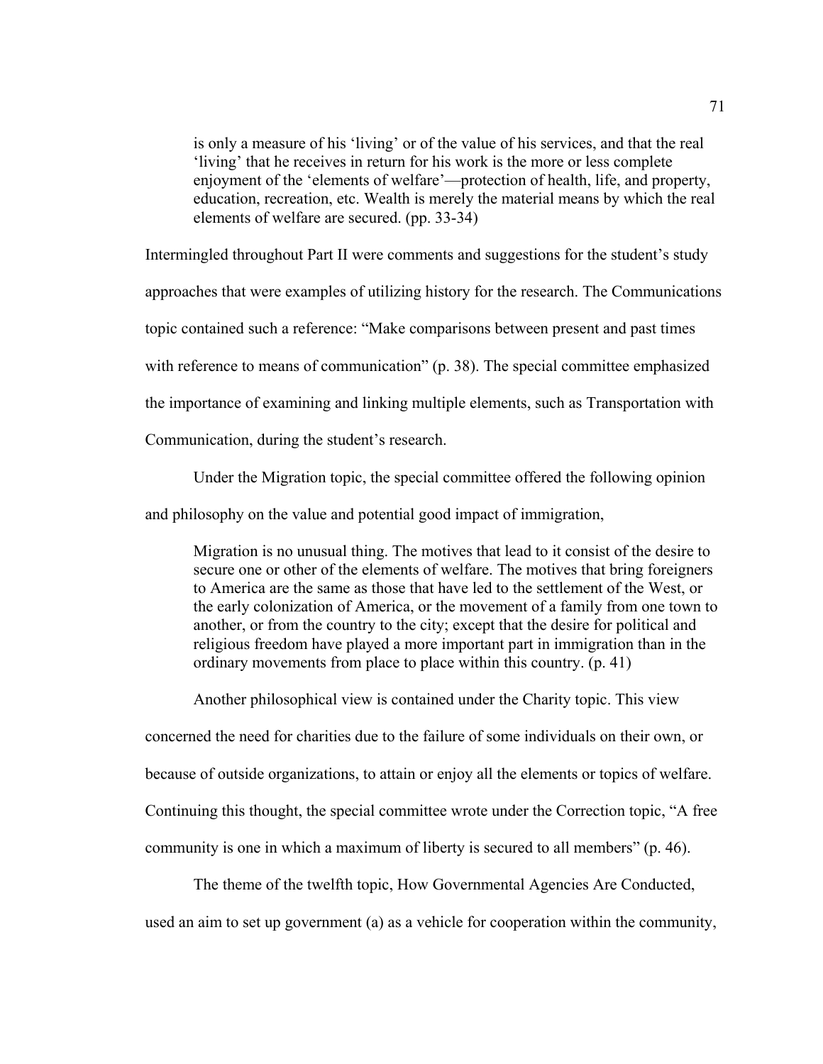> is only a measure of his 'living' or of the value of his services, and that the real 'living' that he receives in return for his work is the more or less complete enjoyment of the 'elements of welfare'—protection of health, life, and property, education, recreation, etc. Wealth is merely the material means by which the real elements of welfare are secured. (pp. 33-34)

Intermingled throughout Part II were comments and suggestions for the student's study approaches that were examples of utilizing history for the research. The Communications topic contained such a reference: "Make comparisons between present and past times with reference to means of communication" (p. 38). The special committee emphasized the importance of examining and linking multiple elements, such as Transportation with Communication, during the student's research.

Under the Migration topic, the special committee offered the following opinion and philosophy on the value and potential good impact of immigration,

> Migration is no unusual thing. The motives that lead to it consist of the desire to secure one or other of the elements of welfare. The motives that bring foreigners to America are the same as those that have led to the settlement of the West, or the early colonization of America, or the movement of a family from one town to another, or from the country to the city; except that the desire for political and religious freedom have played a more important part in immigration than in the ordinary movements from place to place within this country. (p. 41)

Another philosophical view is contained under the Charity topic. This view concerned the need for charities due to the failure of some individuals on their own, or because of outside organizations, to attain or enjoy all the elements or topics of welfare. Continuing this thought, the special committee wrote under the Correction topic, "A free community is one in which a maximum of liberty is secured to all members" (p. 46).

The theme of the twelfth topic, How Governmental Agencies Are Conducted, used an aim to set up government (a) as a vehicle for cooperation within the community,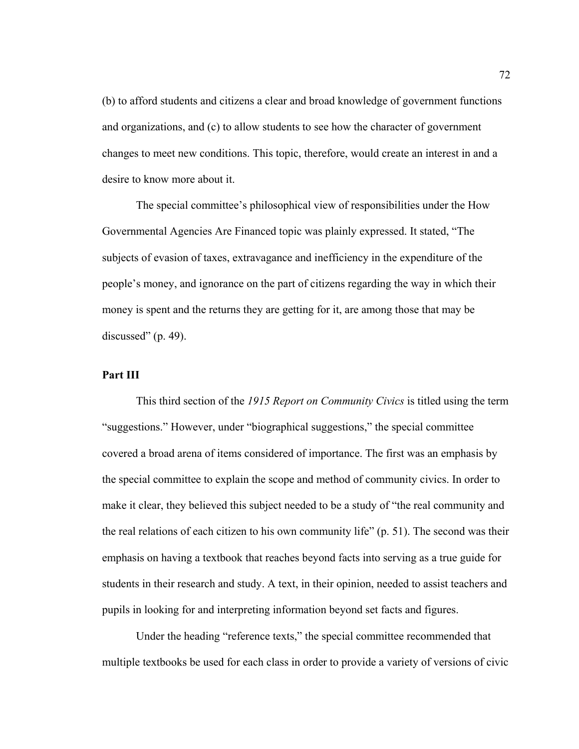(b) to afford students and citizens a clear and broad knowledge of government functions and organizations, and (c) to allow students to see how the character of government changes to meet new conditions. This topic, therefore, would create an interest in and a desire to know more about it.

The special committee's philosophical view of responsibilities under the How Governmental Agencies Are Financed topic was plainly expressed. It stated, "The subjects of evasion of taxes, extravagance and inefficiency in the expenditure of the people's money, and ignorance on the part of citizens regarding the way in which their money is spent and the returns they are getting for it, are among those that may be discussed" (p. 49).

**Part III**

This third section of the *1915 Report on Community Civics* is titled using the term "suggestions." However, under "biographical suggestions," the special committee covered a broad arena of items considered of importance. The first was an emphasis by the special committee to explain the scope and method of community civics. In order to make it clear, they believed this subject needed to be a study of "the real community and the real relations of each citizen to his own community life" (p. 51). The second was their emphasis on having a textbook that reaches beyond facts into serving as a true guide for students in their research and study. A text, in their opinion, needed to assist teachers and pupils in looking for and interpreting information beyond set facts and figures.

Under the heading "reference texts," the special committee recommended that multiple textbooks be used for each class in order to provide a variety of versions of civic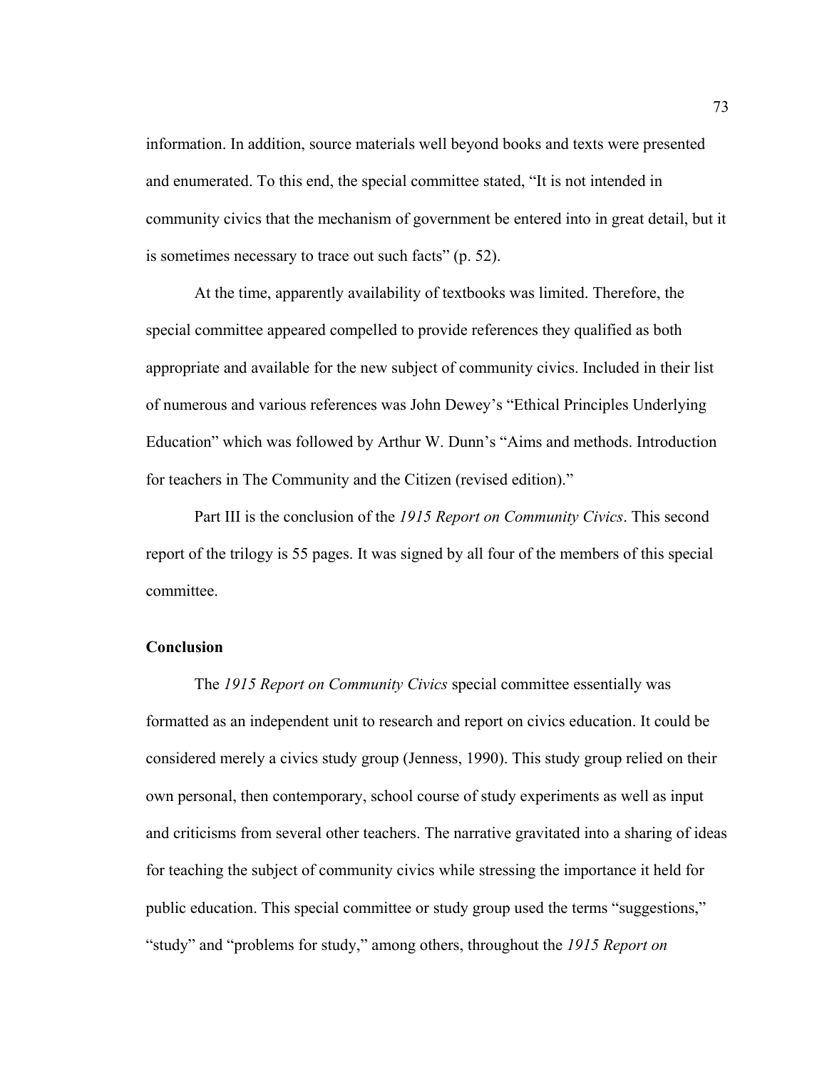information. In addition, source materials well beyond books and texts were presented and enumerated. To this end, the special committee stated, “It is not intended in community civics that the mechanism of government be entered into in great detail, but it is sometimes necessary to trace out such facts” (p. 52).

At the time, apparently availability of textbooks was limited. Therefore, the special committee appeared compelled to provide references they qualified as both appropriate and available for the new subject of community civics. Included in their list of numerous and various references was John Dewey’s “Ethical Principles Underlying Education” which was followed by Arthur W. Dunn’s “Aims and methods. Introduction for teachers in The Community and the Citizen (revised edition).”

Part III is the conclusion of the *1915 Report on Community Civics*. This second report of the trilogy is 55 pages. It was signed by all four of the members of this special committee.

**Conclusion**

The *1915 Report on Community Civics* special committee essentially was formatted as an independent unit to research and report on civics education. It could be considered merely a civics study group (Jenness, 1990). This study group relied on their own personal, then contemporary, school course of study experiments as well as input and criticisms from several other teachers. The narrative gravitated into a sharing of ideas for teaching the subject of community civics while stressing the importance it held for public education. This special committee or study group used the terms “suggestions,” “study” and “problems for study,” among others, throughout the *1915 Report on*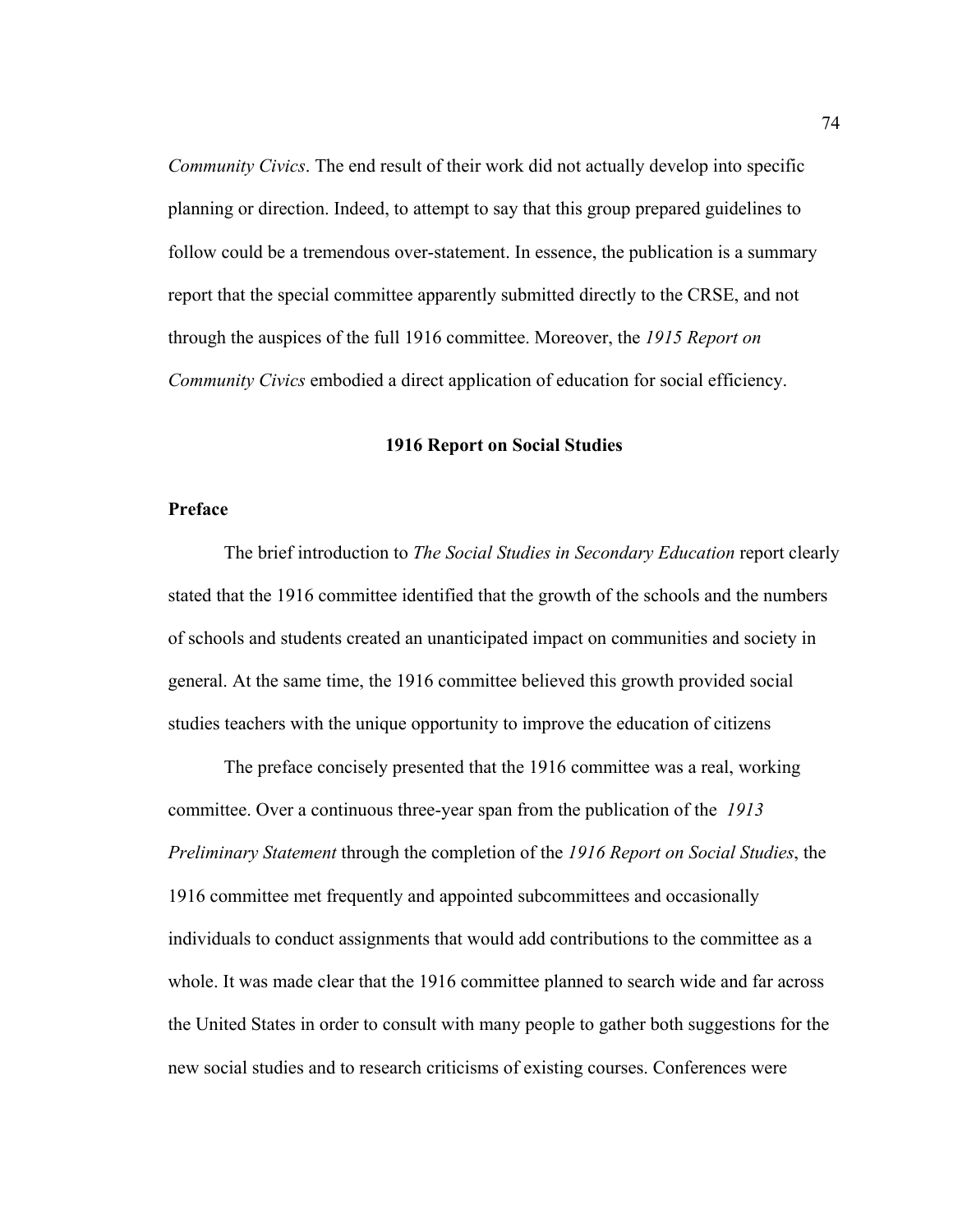*Community Civics*. The end result of their work did not actually develop into specific planning or direction. Indeed, to attempt to say that this group prepared guidelines to follow could be a tremendous over-statement. In essence, the publication is a summary report that the special committee apparently submitted directly to the CRSE, and not through the auspices of the full 1916 committee. Moreover, the *1915 Report on Community Civics* embodied a direct application of education for social efficiency.

## 1916 Report on Social Studies

### Preface

The brief introduction to *The Social Studies in Secondary Education* report clearly stated that the 1916 committee identified that the growth of the schools and the numbers of schools and students created an unanticipated impact on communities and society in general. At the same time, the 1916 committee believed this growth provided social studies teachers with the unique opportunity to improve the education of citizens

The preface concisely presented that the 1916 committee was a real, working committee. Over a continuous three-year span from the publication of the *1913 Preliminary Statement* through the completion of the *1916 Report on Social Studies*, the 1916 committee met frequently and appointed subcommittees and occasionally individuals to conduct assignments that would add contributions to the committee as a whole. It was made clear that the 1916 committee planned to search wide and far across the United States in order to consult with many people to gather both suggestions for the new social studies and to research criticisms of existing courses. Conferences were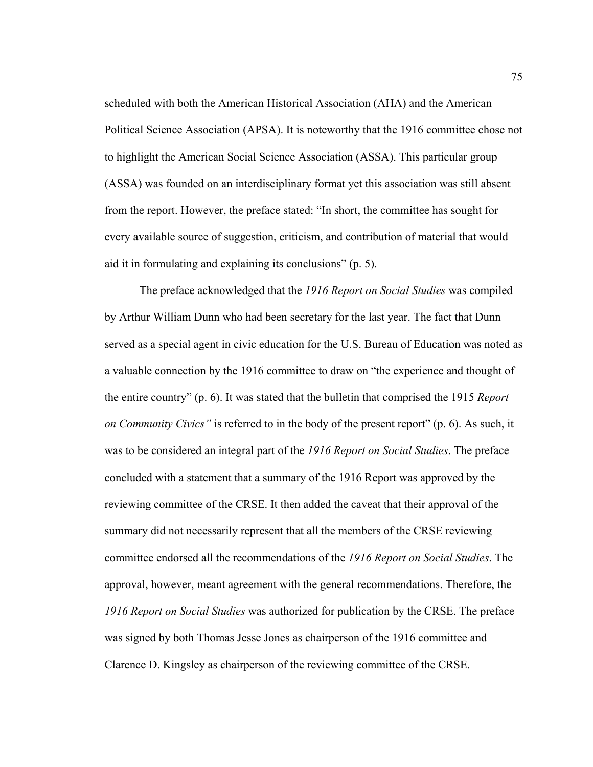scheduled with both the American Historical Association (AHA) and the American Political Science Association (APSA). It is noteworthy that the 1916 committee chose not to highlight the American Social Science Association (ASSA). This particular group (ASSA) was founded on an interdisciplinary format yet this association was still absent from the report. However, the preface stated: "In short, the committee has sought for every available source of suggestion, criticism, and contribution of material that would aid it in formulating and explaining its conclusions" (p. 5).

The preface acknowledged that the *1916 Report on Social Studies* was compiled by Arthur William Dunn who had been secretary for the last year. The fact that Dunn served as a special agent in civic education for the U.S. Bureau of Education was noted as a valuable connection by the 1916 committee to draw on "the experience and thought of the entire country" (p. 6). It was stated that the bulletin that comprised the 1915 *Report on Community Civics"* is referred to in the body of the present report" (p. 6). As such, it was to be considered an integral part of the *1916 Report on Social Studies*. The preface concluded with a statement that a summary of the 1916 Report was approved by the reviewing committee of the CRSE. It then added the caveat that their approval of the summary did not necessarily represent that all the members of the CRSE reviewing committee endorsed all the recommendations of the *1916 Report on Social Studies*. The approval, however, meant agreement with the general recommendations. Therefore, the *1916 Report on Social Studies* was authorized for publication by the CRSE. The preface was signed by both Thomas Jesse Jones as chairperson of the 1916 committee and Clarence D. Kingsley as chairperson of the reviewing committee of the CRSE.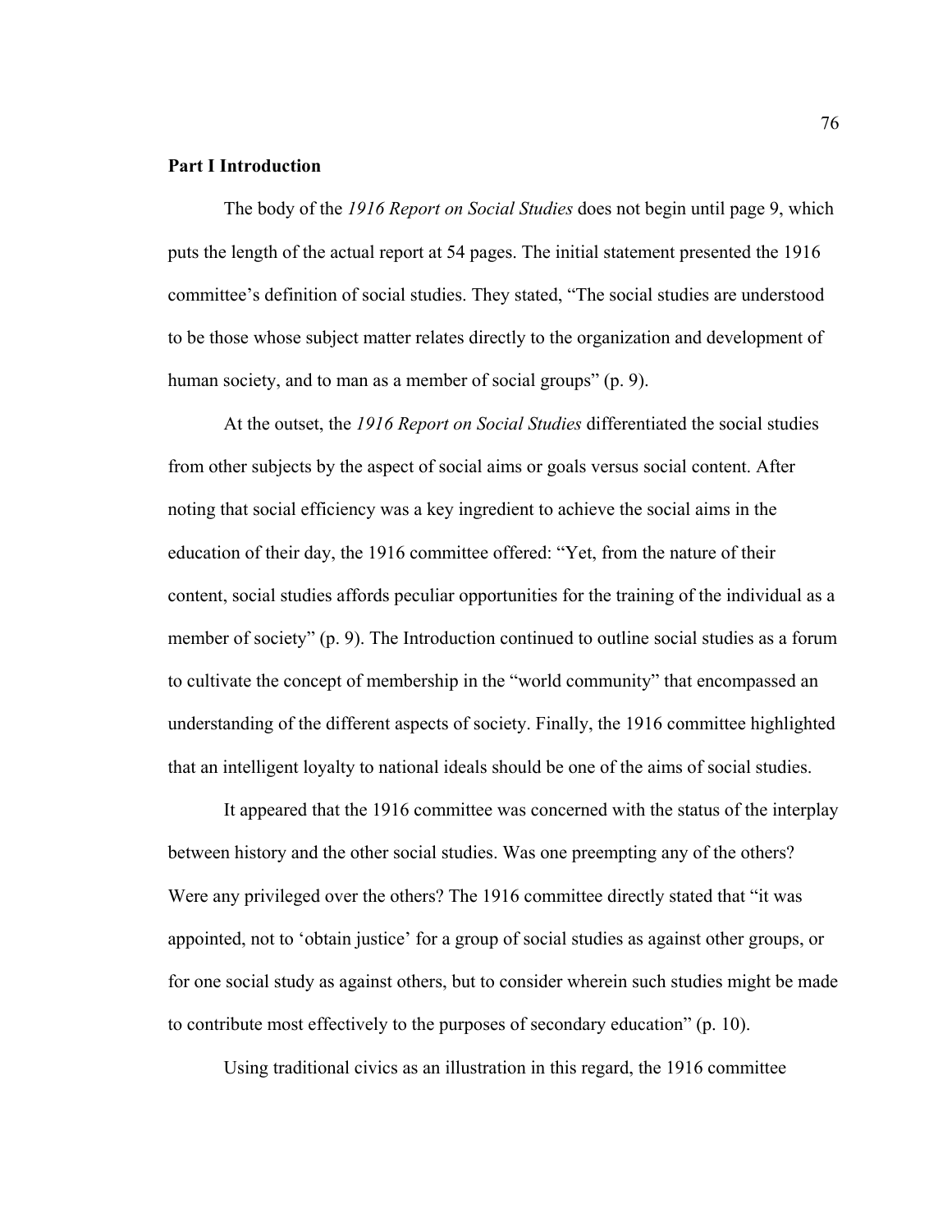**Part I Introduction**

The body of the *1916 Report on Social Studies* does not begin until page 9, which puts the length of the actual report at 54 pages. The initial statement presented the 1916 committee's definition of social studies. They stated, "The social studies are understood to be those whose subject matter relates directly to the organization and development of human society, and to man as a member of social groups" (p. 9).

At the outset, the *1916 Report on Social Studies* differentiated the social studies from other subjects by the aspect of social aims or goals versus social content. After noting that social efficiency was a key ingredient to achieve the social aims in the education of their day, the 1916 committee offered: "Yet, from the nature of their content, social studies affords peculiar opportunities for the training of the individual as a member of society" (p. 9). The Introduction continued to outline social studies as a forum to cultivate the concept of membership in the "world community" that encompassed an understanding of the different aspects of society. Finally, the 1916 committee highlighted that an intelligent loyalty to national ideals should be one of the aims of social studies.

It appeared that the 1916 committee was concerned with the status of the interplay between history and the other social studies. Was one preempting any of the others? Were any privileged over the others? The 1916 committee directly stated that "it was appointed, not to 'obtain justice' for a group of social studies as against other groups, or for one social study as against others, but to consider wherein such studies might be made to contribute most effectively to the purposes of secondary education" (p. 10).

Using traditional civics as an illustration in this regard, the 1916 committee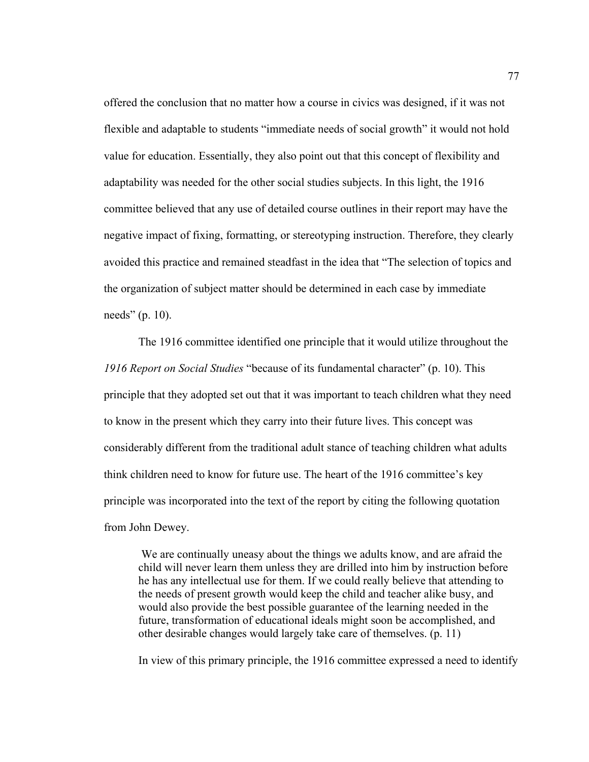offered the conclusion that no matter how a course in civics was designed, if it was not flexible and adaptable to students "immediate needs of social growth" it would not hold value for education. Essentially, they also point out that this concept of flexibility and adaptability was needed for the other social studies subjects. In this light, the 1916 committee believed that any use of detailed course outlines in their report may have the negative impact of fixing, formatting, or stereotyping instruction. Therefore, they clearly avoided this practice and remained steadfast in the idea that "The selection of topics and the organization of subject matter should be determined in each case by immediate needs" (p. 10).

The 1916 committee identified one principle that it would utilize throughout the *1916 Report on Social Studies* "because of its fundamental character" (p. 10). This principle that they adopted set out that it was important to teach children what they need to know in the present which they carry into their future lives. This concept was considerably different from the traditional adult stance of teaching children what adults think children need to know for future use. The heart of the 1916 committee's key principle was incorporated into the text of the report by citing the following quotation from John Dewey.

> We are continually uneasy about the things we adults know, and are afraid the child will never learn them unless they are drilled into him by instruction before he has any intellectual use for them. If we could really believe that attending to the needs of present growth would keep the child and teacher alike busy, and would also provide the best possible guarantee of the learning needed in the future, transformation of educational ideals might soon be accomplished, and other desirable changes would largely take care of themselves. (p. 11)

In view of this primary principle, the 1916 committee expressed a need to identify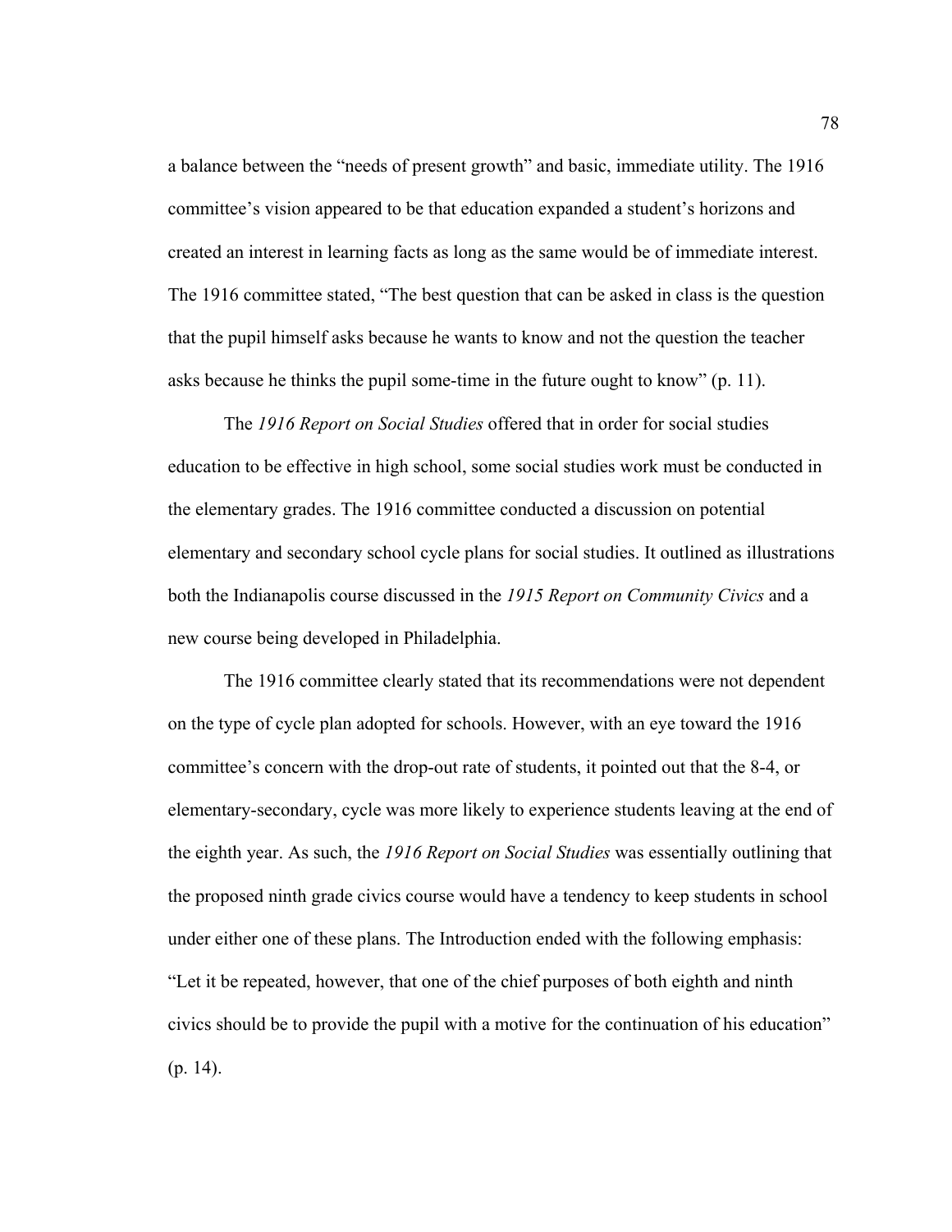a balance between the "needs of present growth" and basic, immediate utility. The 1916 committee's vision appeared to be that education expanded a student's horizons and created an interest in learning facts as long as the same would be of immediate interest. The 1916 committee stated, "The best question that can be asked in class is the question that the pupil himself asks because he wants to know and not the question the teacher asks because he thinks the pupil some-time in the future ought to know" (p. 11).

The *1916 Report on Social Studies* offered that in order for social studies education to be effective in high school, some social studies work must be conducted in the elementary grades. The 1916 committee conducted a discussion on potential elementary and secondary school cycle plans for social studies. It outlined as illustrations both the Indianapolis course discussed in the *1915 Report on Community Civics* and a new course being developed in Philadelphia.

The 1916 committee clearly stated that its recommendations were not dependent on the type of cycle plan adopted for schools. However, with an eye toward the 1916 committee's concern with the drop-out rate of students, it pointed out that the 8-4, or elementary-secondary, cycle was more likely to experience students leaving at the end of the eighth year. As such, the *1916 Report on Social Studies* was essentially outlining that the proposed ninth grade civics course would have a tendency to keep students in school under either one of these plans. The Introduction ended with the following emphasis: "Let it be repeated, however, that one of the chief purposes of both eighth and ninth civics should be to provide the pupil with a motive for the continuation of his education" (p. 14).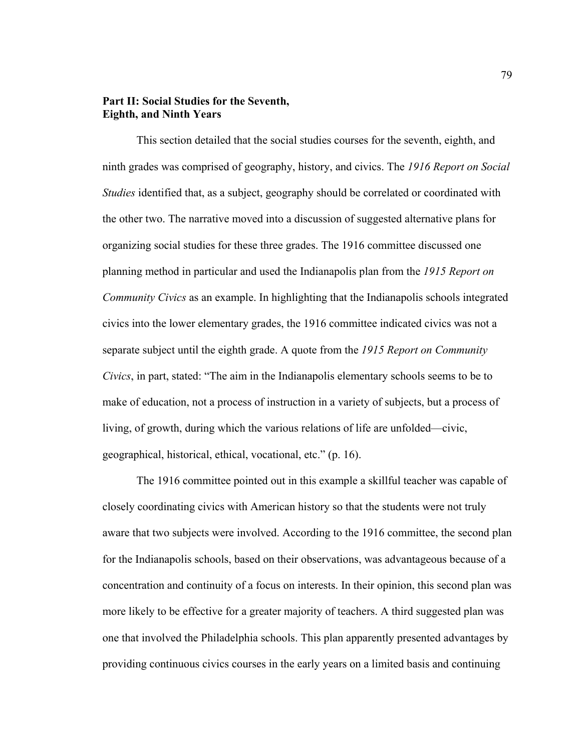**Part II: Social Studies for the Seventh, Eighth, and Ninth Years**

This section detailed that the social studies courses for the seventh, eighth, and ninth grades was comprised of geography, history, and civics. The *1916 Report on Social Studies* identified that, as a subject, geography should be correlated or coordinated with the other two. The narrative moved into a discussion of suggested alternative plans for organizing social studies for these three grades. The 1916 committee discussed one planning method in particular and used the Indianapolis plan from the *1915 Report on Community Civics* as an example. In highlighting that the Indianapolis schools integrated civics into the lower elementary grades, the 1916 committee indicated civics was not a separate subject until the eighth grade. A quote from the *1915 Report on Community Civics*, in part, stated: "The aim in the Indianapolis elementary schools seems to be to make of education, not a process of instruction in a variety of subjects, but a process of living, of growth, during which the various relations of life are unfolded—civic, geographical, historical, ethical, vocational, etc." (p. 16).

The 1916 committee pointed out in this example a skillful teacher was capable of closely coordinating civics with American history so that the students were not truly aware that two subjects were involved. According to the 1916 committee, the second plan for the Indianapolis schools, based on their observations, was advantageous because of a concentration and continuity of a focus on interests. In their opinion, this second plan was more likely to be effective for a greater majority of teachers. A third suggested plan was one that involved the Philadelphia schools. This plan apparently presented advantages by providing continuous civics courses in the early years on a limited basis and continuing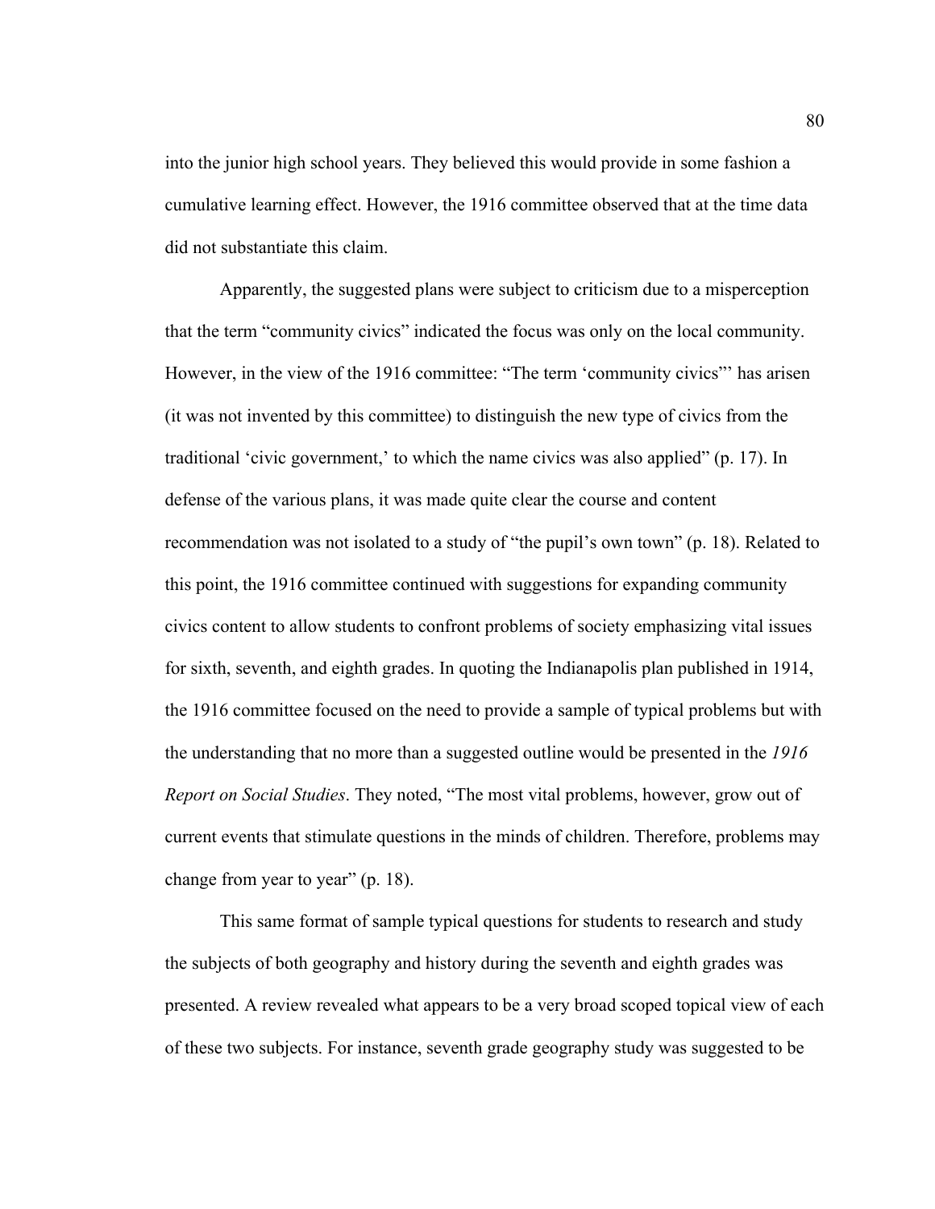into the junior high school years. They believed this would provide in some fashion a cumulative learning effect. However, the 1916 committee observed that at the time data did not substantiate this claim.

Apparently, the suggested plans were subject to criticism due to a misperception that the term "community civics" indicated the focus was only on the local community. However, in the view of the 1916 committee: "The term 'community civics"' has arisen (it was not invented by this committee) to distinguish the new type of civics from the traditional 'civic government,' to which the name civics was also applied" (p. 17). In defense of the various plans, it was made quite clear the course and content recommendation was not isolated to a study of "the pupil's own town" (p. 18). Related to this point, the 1916 committee continued with suggestions for expanding community civics content to allow students to confront problems of society emphasizing vital issues for sixth, seventh, and eighth grades. In quoting the Indianapolis plan published in 1914, the 1916 committee focused on the need to provide a sample of typical problems but with the understanding that no more than a suggested outline would be presented in the *1916 Report on Social Studies*. They noted, "The most vital problems, however, grow out of current events that stimulate questions in the minds of children. Therefore, problems may change from year to year" (p. 18).

This same format of sample typical questions for students to research and study the subjects of both geography and history during the seventh and eighth grades was presented. A review revealed what appears to be a very broad scoped topical view of each of these two subjects. For instance, seventh grade geography study was suggested to be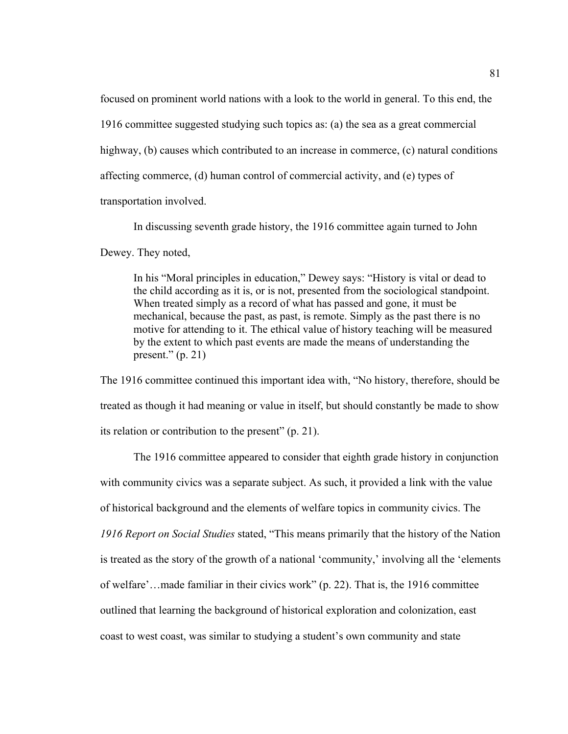focused on prominent world nations with a look to the world in general. To this end, the 1916 committee suggested studying such topics as: (a) the sea as a great commercial highway, (b) causes which contributed to an increase in commerce, (c) natural conditions affecting commerce, (d) human control of commercial activity, and (e) types of transportation involved.

In discussing seventh grade history, the 1916 committee again turned to John Dewey. They noted,

> In his "Moral principles in education," Dewey says: "History is vital or dead to the child according as it is, or is not, presented from the sociological standpoint. When treated simply as a record of what has passed and gone, it must be mechanical, because the past, as past, is remote. Simply as the past there is no motive for attending to it. The ethical value of history teaching will be measured by the extent to which past events are made the means of understanding the present." (p. 21)

The 1916 committee continued this important idea with, "No history, therefore, should be treated as though it had meaning or value in itself, but should constantly be made to show its relation or contribution to the present" (p. 21).

The 1916 committee appeared to consider that eighth grade history in conjunction with community civics was a separate subject. As such, it provided a link with the value of historical background and the elements of welfare topics in community civics. The *1916 Report on Social Studies* stated, "This means primarily that the history of the Nation is treated as the story of the growth of a national 'community,' involving all the 'elements of welfare'…made familiar in their civics work" (p. 22). That is, the 1916 committee outlined that learning the background of historical exploration and colonization, east coast to west coast, was similar to studying a student's own community and state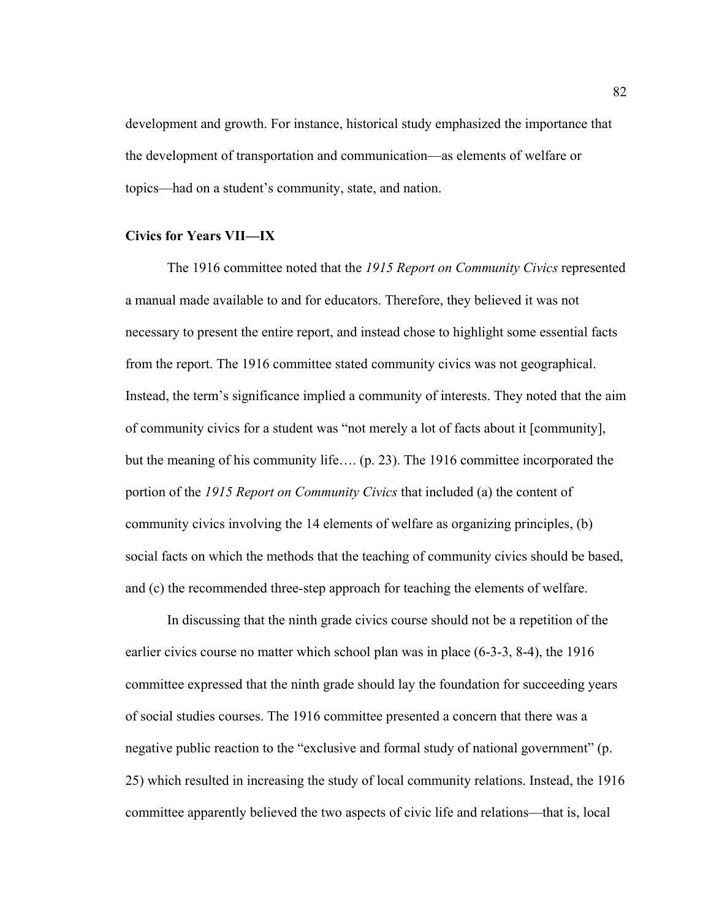development and growth. For instance, historical study emphasized the importance that the development of transportation and communication—as elements of welfare or topics—had on a student's community, state, and nation.

### Civics for Years VII—IX

The 1916 committee noted that the *1915 Report on Community Civics* represented a manual made available to and for educators. Therefore, they believed it was not necessary to present the entire report, and instead chose to highlight some essential facts from the report. The 1916 committee stated community civics was not geographical. Instead, the term's significance implied a community of interests. They noted that the aim of community civics for a student was "not merely a lot of facts about it [community], but the meaning of his community life…. (p. 23). The 1916 committee incorporated the portion of the *1915 Report on Community Civics* that included (a) the content of community civics involving the 14 elements of welfare as organizing principles, (b) social facts on which the methods that the teaching of community civics should be based, and (c) the recommended three-step approach for teaching the elements of welfare.

In discussing that the ninth grade civics course should not be a repetition of the earlier civics course no matter which school plan was in place (6-3-3, 8-4), the 1916 committee expressed that the ninth grade should lay the foundation for succeeding years of social studies courses. The 1916 committee presented a concern that there was a negative public reaction to the "exclusive and formal study of national government" (p. 25) which resulted in increasing the study of local community relations. Instead, the 1916 committee apparently believed the two aspects of civic life and relations—that is, local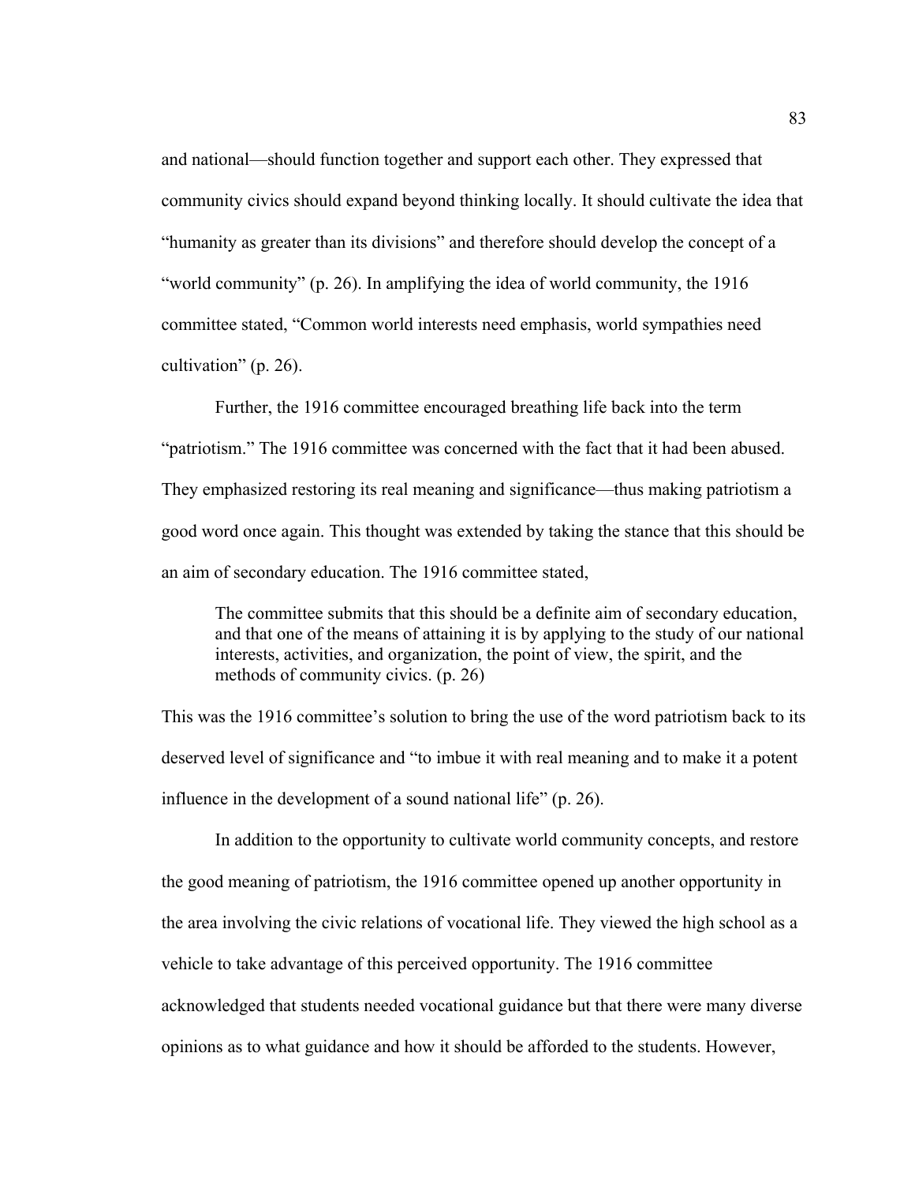and national—should function together and support each other. They expressed that community civics should expand beyond thinking locally. It should cultivate the idea that "humanity as greater than its divisions" and therefore should develop the concept of a "world community" (p. 26). In amplifying the idea of world community, the 1916 committee stated, "Common world interests need emphasis, world sympathies need cultivation" (p. 26).

Further, the 1916 committee encouraged breathing life back into the term "patriotism." The 1916 committee was concerned with the fact that it had been abused. They emphasized restoring its real meaning and significance—thus making patriotism a good word once again. This thought was extended by taking the stance that this should be an aim of secondary education. The 1916 committee stated,

> The committee submits that this should be a definite aim of secondary education, and that one of the means of attaining it is by applying to the study of our national interests, activities, and organization, the point of view, the spirit, and the methods of community civics. (p. 26)

This was the 1916 committee's solution to bring the use of the word patriotism back to its deserved level of significance and "to imbue it with real meaning and to make it a potent influence in the development of a sound national life" (p. 26).

In addition to the opportunity to cultivate world community concepts, and restore the good meaning of patriotism, the 1916 committee opened up another opportunity in the area involving the civic relations of vocational life. They viewed the high school as a vehicle to take advantage of this perceived opportunity. The 1916 committee acknowledged that students needed vocational guidance but that there were many diverse opinions as to what guidance and how it should be afforded to the students. However,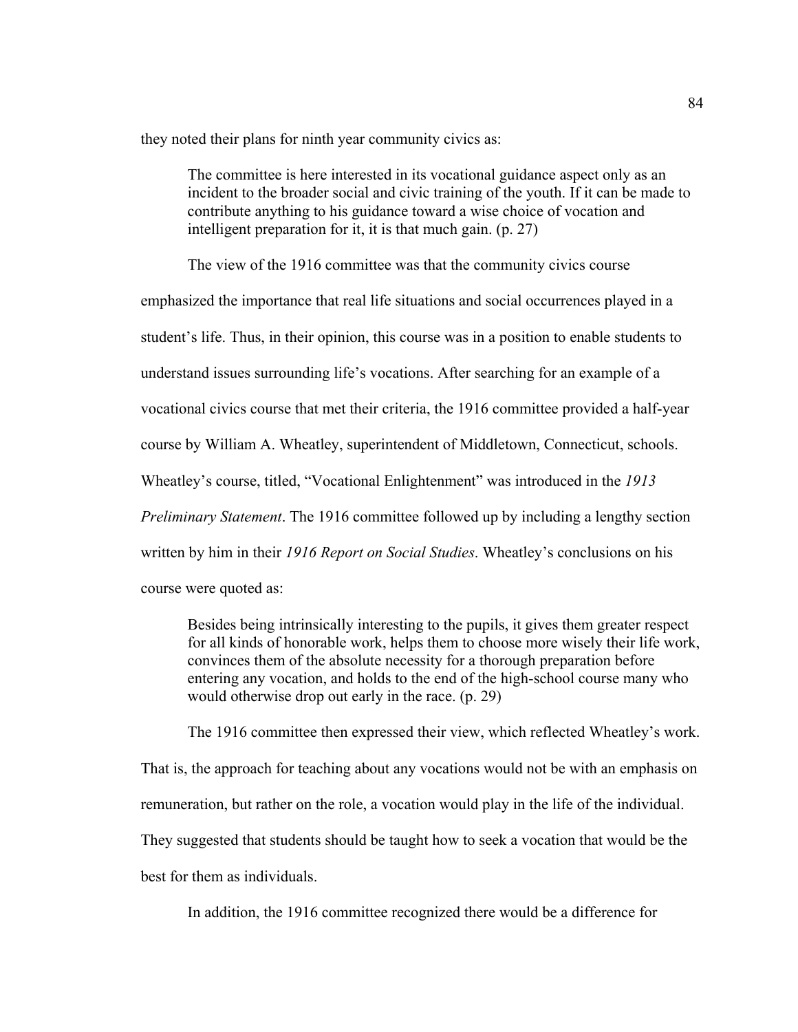they noted their plans for ninth year community civics as:

> The committee is here interested in its vocational guidance aspect only as an incident to the broader social and civic training of the youth. If it can be made to contribute anything to his guidance toward a wise choice of vocation and intelligent preparation for it, it is that much gain. (p. 27)

The view of the 1916 committee was that the community civics course emphasized the importance that real life situations and social occurrences played in a student's life. Thus, in their opinion, this course was in a position to enable students to understand issues surrounding life's vocations. After searching for an example of a vocational civics course that met their criteria, the 1916 committee provided a half-year course by William A. Wheatley, superintendent of Middletown, Connecticut, schools. Wheatley's course, titled, "Vocational Enlightenment" was introduced in the *1913 Preliminary Statement*. The 1916 committee followed up by including a lengthy section written by him in their *1916 Report on Social Studies*. Wheatley's conclusions on his course were quoted as:

> Besides being intrinsically interesting to the pupils, it gives them greater respect for all kinds of honorable work, helps them to choose more wisely their life work, convinces them of the absolute necessity for a thorough preparation before entering any vocation, and holds to the end of the high-school course many who would otherwise drop out early in the race. (p. 29)

The 1916 committee then expressed their view, which reflected Wheatley's work. That is, the approach for teaching about any vocations would not be with an emphasis on remuneration, but rather on the role, a vocation would play in the life of the individual. They suggested that students should be taught how to seek a vocation that would be the best for them as individuals.

In addition, the 1916 committee recognized there would be a difference for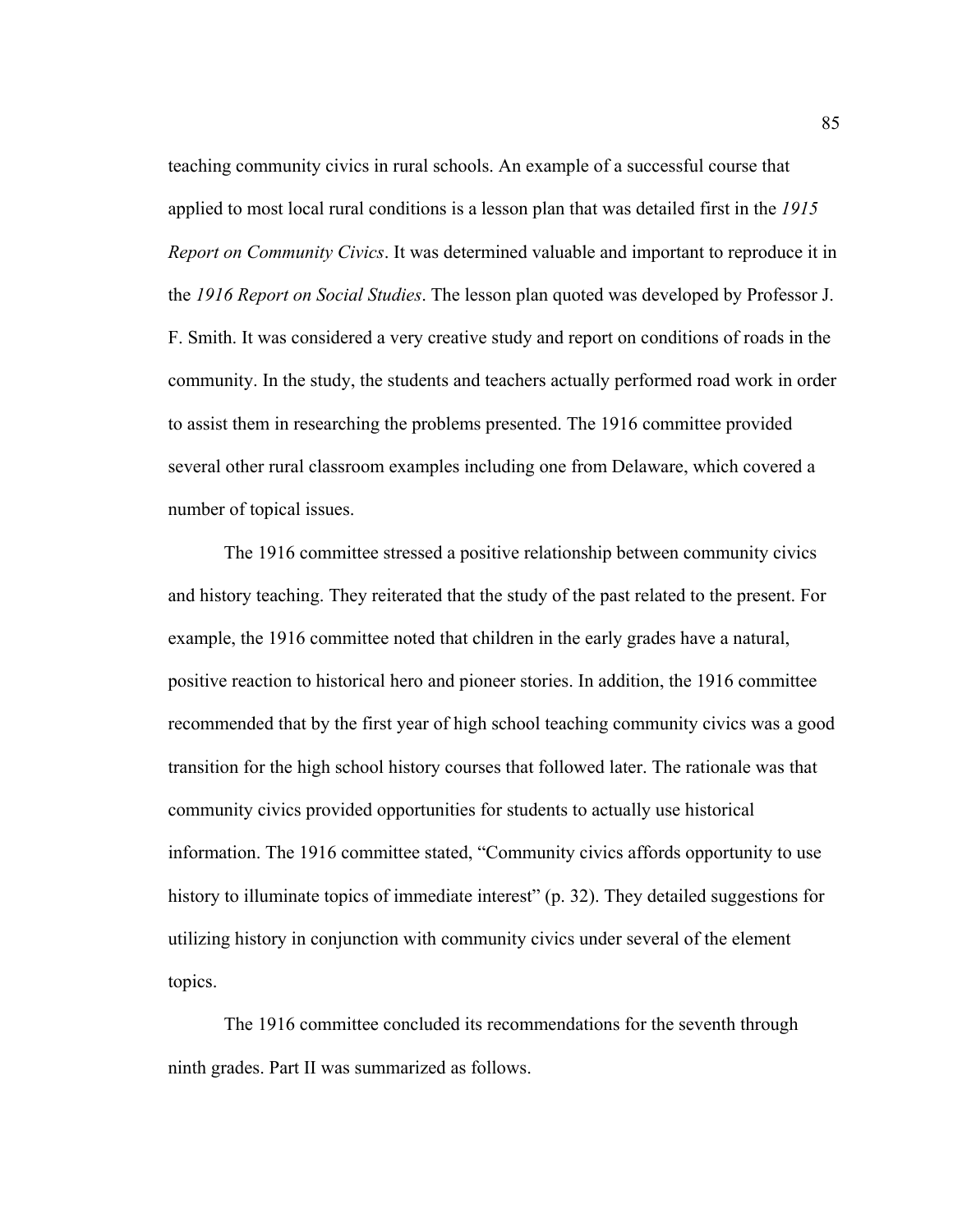teaching community civics in rural schools. An example of a successful course that applied to most local rural conditions is a lesson plan that was detailed first in the *1915 Report on Community Civics*. It was determined valuable and important to reproduce it in the *1916 Report on Social Studies*. The lesson plan quoted was developed by Professor J. F. Smith. It was considered a very creative study and report on conditions of roads in the community. In the study, the students and teachers actually performed road work in order to assist them in researching the problems presented. The 1916 committee provided several other rural classroom examples including one from Delaware, which covered a number of topical issues.

The 1916 committee stressed a positive relationship between community civics and history teaching. They reiterated that the study of the past related to the present. For example, the 1916 committee noted that children in the early grades have a natural, positive reaction to historical hero and pioneer stories. In addition, the 1916 committee recommended that by the first year of high school teaching community civics was a good transition for the high school history courses that followed later. The rationale was that community civics provided opportunities for students to actually use historical information. The 1916 committee stated, "Community civics affords opportunity to use history to illuminate topics of immediate interest" (p. 32). They detailed suggestions for utilizing history in conjunction with community civics under several of the element topics.

The 1916 committee concluded its recommendations for the seventh through ninth grades. Part II was summarized as follows.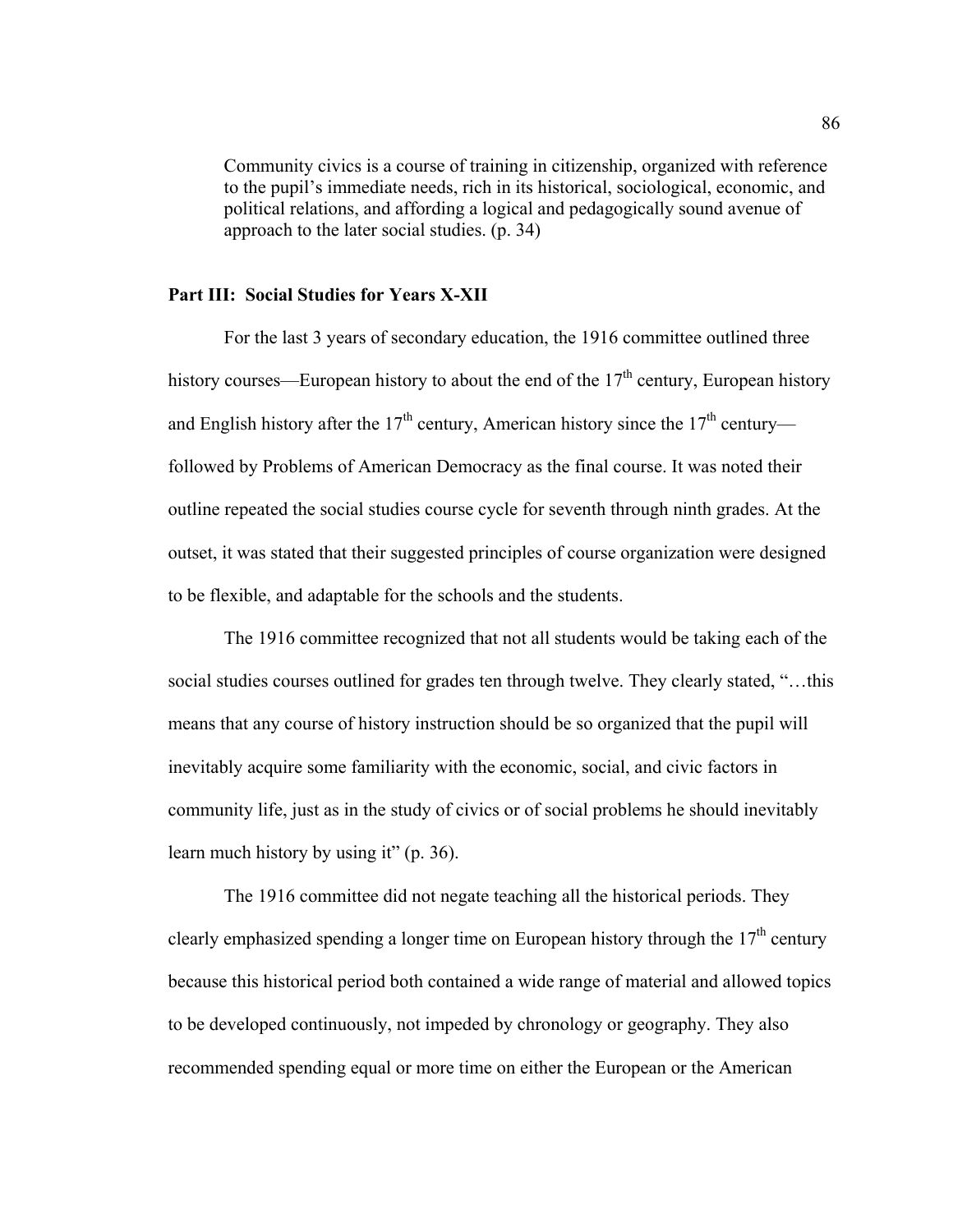> Community civics is a course of training in citizenship, organized with reference to the pupil's immediate needs, rich in its historical, sociological, economic, and political relations, and affording a logical and pedagogically sound avenue of approach to the later social studies. (p. 34)

**Part III: Social Studies for Years X-XII**

For the last 3 years of secondary education, the 1916 committee outlined three history courses—European history to about the end of the 17th century, European history and English history after the 17th century, American history since the 17th century—followed by Problems of American Democracy as the final course. It was noted their outline repeated the social studies course cycle for seventh through ninth grades. At the outset, it was stated that their suggested principles of course organization were designed to be flexible, and adaptable for the schools and the students.

The 1916 committee recognized that not all students would be taking each of the social studies courses outlined for grades ten through twelve. They clearly stated, "…this means that any course of history instruction should be so organized that the pupil will inevitably acquire some familiarity with the economic, social, and civic factors in community life, just as in the study of civics or of social problems he should inevitably learn much history by using it" (p. 36).

The 1916 committee did not negate teaching all the historical periods. They clearly emphasized spending a longer time on European history through the 17th century because this historical period both contained a wide range of material and allowed topics to be developed continuously, not impeded by chronology or geography. They also recommended spending equal or more time on either the European or the American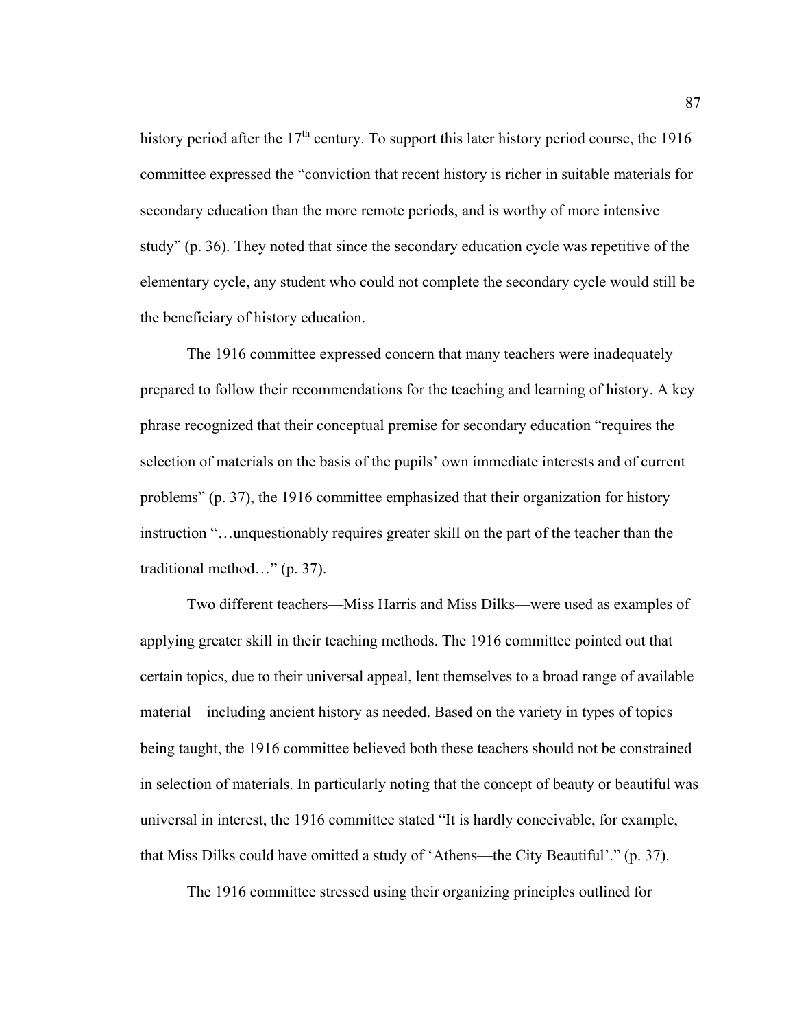history period after the 17th century. To support this later history period course, the 1916 committee expressed the "conviction that recent history is richer in suitable materials for secondary education than the more remote periods, and is worthy of more intensive study" (p. 36). They noted that since the secondary education cycle was repetitive of the elementary cycle, any student who could not complete the secondary cycle would still be the beneficiary of history education.

The 1916 committee expressed concern that many teachers were inadequately prepared to follow their recommendations for the teaching and learning of history. A key phrase recognized that their conceptual premise for secondary education "requires the selection of materials on the basis of the pupils' own immediate interests and of current problems" (p. 37), the 1916 committee emphasized that their organization for history instruction "…unquestionably requires greater skill on the part of the teacher than the traditional method…" (p. 37).

Two different teachers—Miss Harris and Miss Dilks—were used as examples of applying greater skill in their teaching methods. The 1916 committee pointed out that certain topics, due to their universal appeal, lent themselves to a broad range of available material—including ancient history as needed. Based on the variety in types of topics being taught, the 1916 committee believed both these teachers should not be constrained in selection of materials. In particularly noting that the concept of beauty or beautiful was universal in interest, the 1916 committee stated "It is hardly conceivable, for example, that Miss Dilks could have omitted a study of 'Athens—the City Beautiful'." (p. 37).

The 1916 committee stressed using their organizing principles outlined for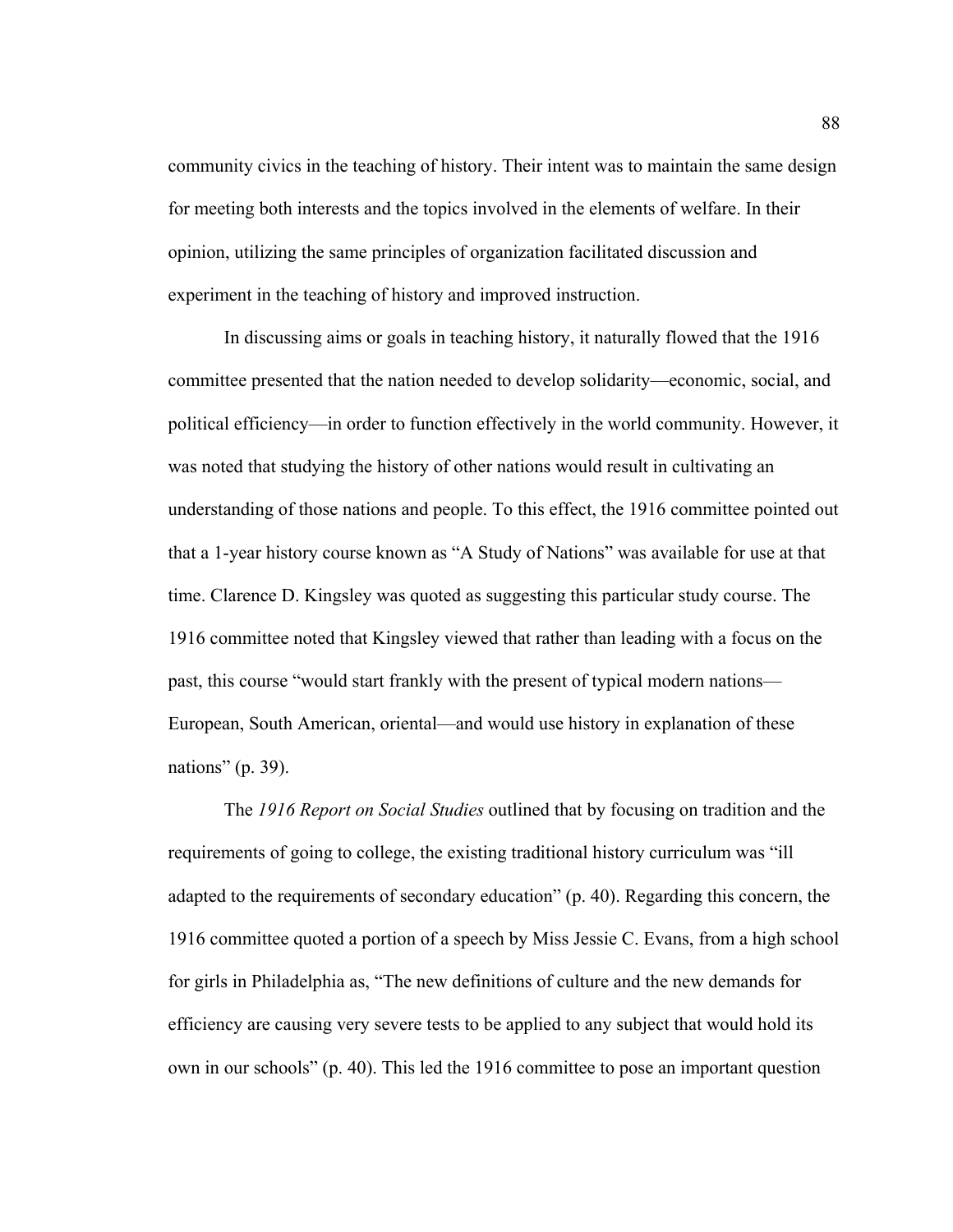community civics in the teaching of history. Their intent was to maintain the same design for meeting both interests and the topics involved in the elements of welfare. In their opinion, utilizing the same principles of organization facilitated discussion and experiment in the teaching of history and improved instruction.

In discussing aims or goals in teaching history, it naturally flowed that the 1916 committee presented that the nation needed to develop solidarity—economic, social, and political efficiency—in order to function effectively in the world community. However, it was noted that studying the history of other nations would result in cultivating an understanding of those nations and people. To this effect, the 1916 committee pointed out that a 1-year history course known as "A Study of Nations" was available for use at that time. Clarence D. Kingsley was quoted as suggesting this particular study course. The 1916 committee noted that Kingsley viewed that rather than leading with a focus on the past, this course "would start frankly with the present of typical modern nations—European, South American, oriental—and would use history in explanation of these nations" (p. 39).

The *1916 Report on Social Studies* outlined that by focusing on tradition and the requirements of going to college, the existing traditional history curriculum was "ill adapted to the requirements of secondary education" (p. 40). Regarding this concern, the 1916 committee quoted a portion of a speech by Miss Jessie C. Evans, from a high school for girls in Philadelphia as, "The new definitions of culture and the new demands for efficiency are causing very severe tests to be applied to any subject that would hold its own in our schools" (p. 40). This led the 1916 committee to pose an important question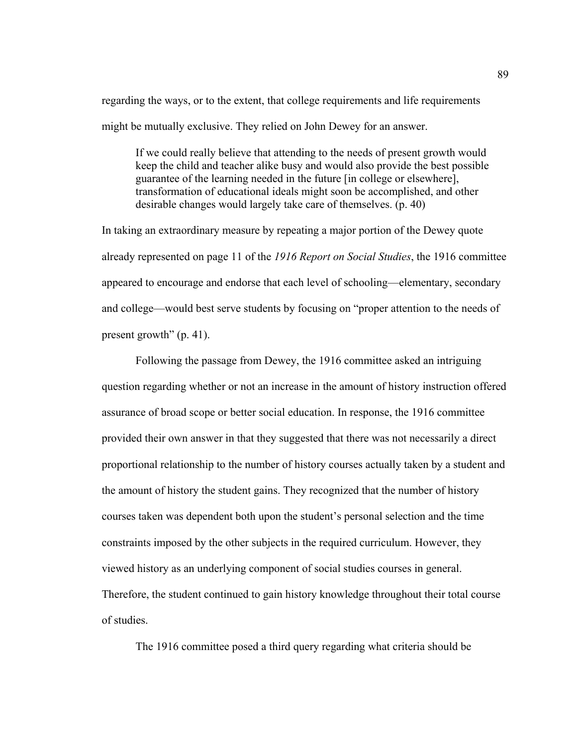regarding the ways, or to the extent, that college requirements and life requirements might be mutually exclusive. They relied on John Dewey for an answer.

> If we could really believe that attending to the needs of present growth would keep the child and teacher alike busy and would also provide the best possible guarantee of the learning needed in the future [in college or elsewhere], transformation of educational ideals might soon be accomplished, and other desirable changes would largely take care of themselves. (p. 40)

In taking an extraordinary measure by repeating a major portion of the Dewey quote already represented on page 11 of the *1916 Report on Social Studies*, the 1916 committee appeared to encourage and endorse that each level of schooling—elementary, secondary and college—would best serve students by focusing on "proper attention to the needs of present growth" (p. 41).

Following the passage from Dewey, the 1916 committee asked an intriguing question regarding whether or not an increase in the amount of history instruction offered assurance of broad scope or better social education. In response, the 1916 committee provided their own answer in that they suggested that there was not necessarily a direct proportional relationship to the number of history courses actually taken by a student and the amount of history the student gains. They recognized that the number of history courses taken was dependent both upon the student's personal selection and the time constraints imposed by the other subjects in the required curriculum. However, they viewed history as an underlying component of social studies courses in general. Therefore, the student continued to gain history knowledge throughout their total course of studies.

The 1916 committee posed a third query regarding what criteria should be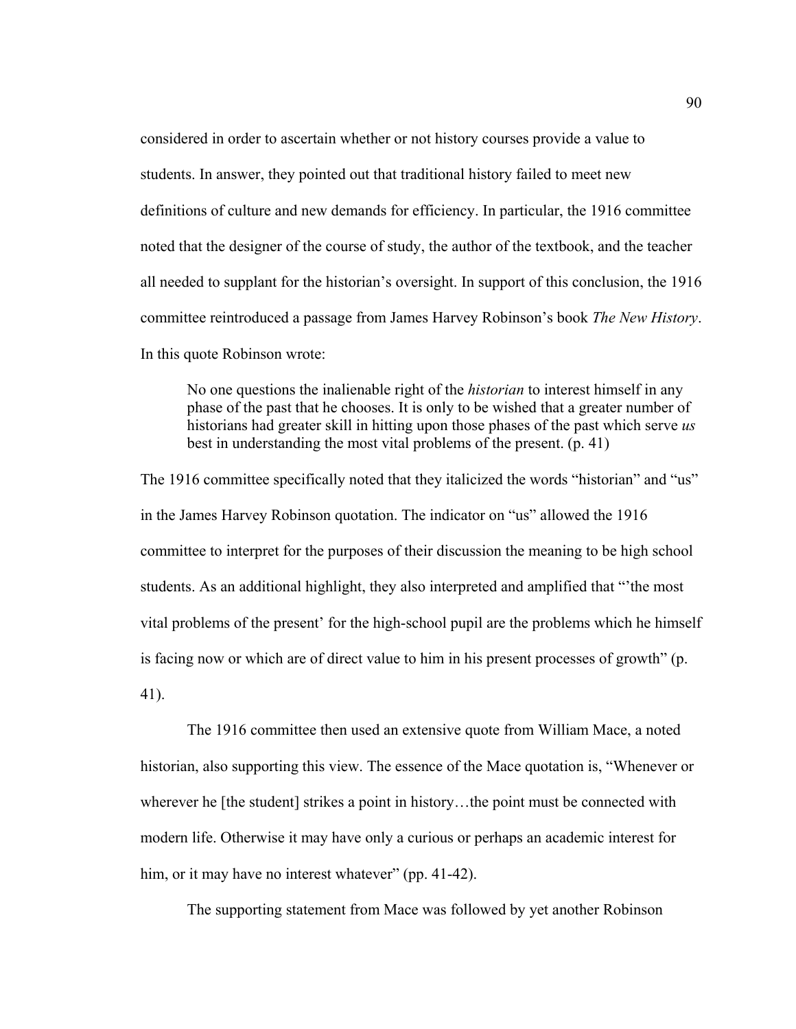considered in order to ascertain whether or not history courses provide a value to students. In answer, they pointed out that traditional history failed to meet new definitions of culture and new demands for efficiency. In particular, the 1916 committee noted that the designer of the course of study, the author of the textbook, and the teacher all needed to supplant for the historian's oversight. In support of this conclusion, the 1916 committee reintroduced a passage from James Harvey Robinson's book *The New History*. In this quote Robinson wrote:

> No one questions the inalienable right of the *historian* to interest himself in any phase of the past that he chooses. It is only to be wished that a greater number of historians had greater skill in hitting upon those phases of the past which serve *us* best in understanding the most vital problems of the present. (p. 41)

The 1916 committee specifically noted that they italicized the words "historian" and "us" in the James Harvey Robinson quotation. The indicator on "us" allowed the 1916 committee to interpret for the purposes of their discussion the meaning to be high school students. As an additional highlight, they also interpreted and amplified that "'the most vital problems of the present' for the high-school pupil are the problems which he himself is facing now or which are of direct value to him in his present processes of growth" (p. 41).

The 1916 committee then used an extensive quote from William Mace, a noted historian, also supporting this view. The essence of the Mace quotation is, "Whenever or wherever he [the student] strikes a point in history…the point must be connected with modern life. Otherwise it may have only a curious or perhaps an academic interest for him, or it may have no interest whatever" (pp. 41-42).

The supporting statement from Mace was followed by yet another Robinson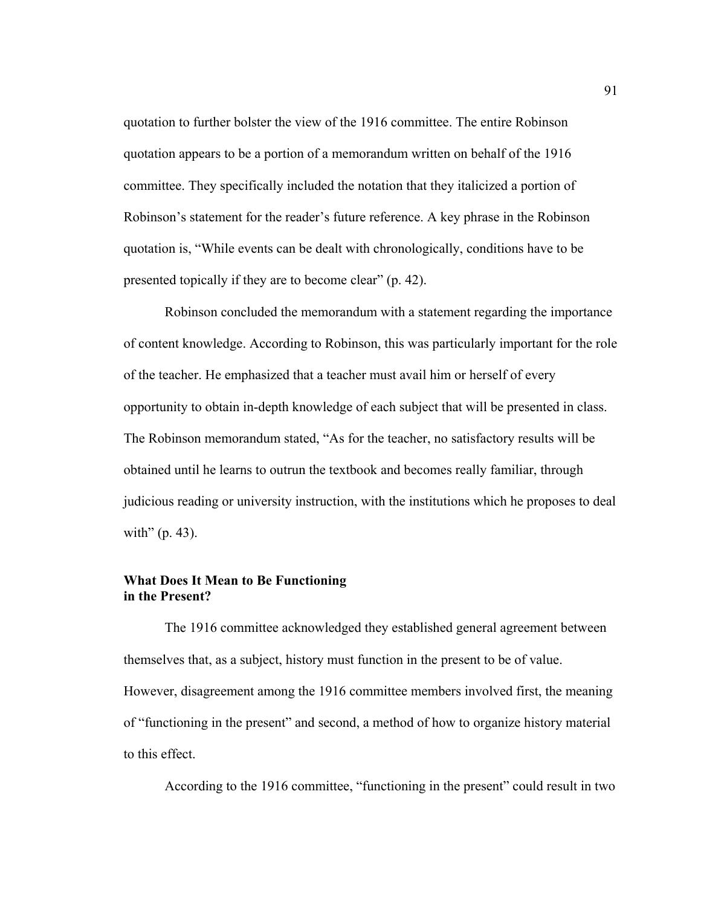quotation to further bolster the view of the 1916 committee. The entire Robinson quotation appears to be a portion of a memorandum written on behalf of the 1916 committee. They specifically included the notation that they italicized a portion of Robinson's statement for the reader's future reference. A key phrase in the Robinson quotation is, "While events can be dealt with chronologically, conditions have to be presented topically if they are to become clear" (p. 42).

Robinson concluded the memorandum with a statement regarding the importance of content knowledge. According to Robinson, this was particularly important for the role of the teacher. He emphasized that a teacher must avail him or herself of every opportunity to obtain in-depth knowledge of each subject that will be presented in class. The Robinson memorandum stated, "As for the teacher, no satisfactory results will be obtained until he learns to outrun the textbook and becomes really familiar, through judicious reading or university instruction, with the institutions which he proposes to deal with" (p. 43).

**What Does It Mean to Be Functioning in the Present?**

The 1916 committee acknowledged they established general agreement between themselves that, as a subject, history must function in the present to be of value. However, disagreement among the 1916 committee members involved first, the meaning of "functioning in the present" and second, a method of how to organize history material to this effect.

According to the 1916 committee, "functioning in the present" could result in two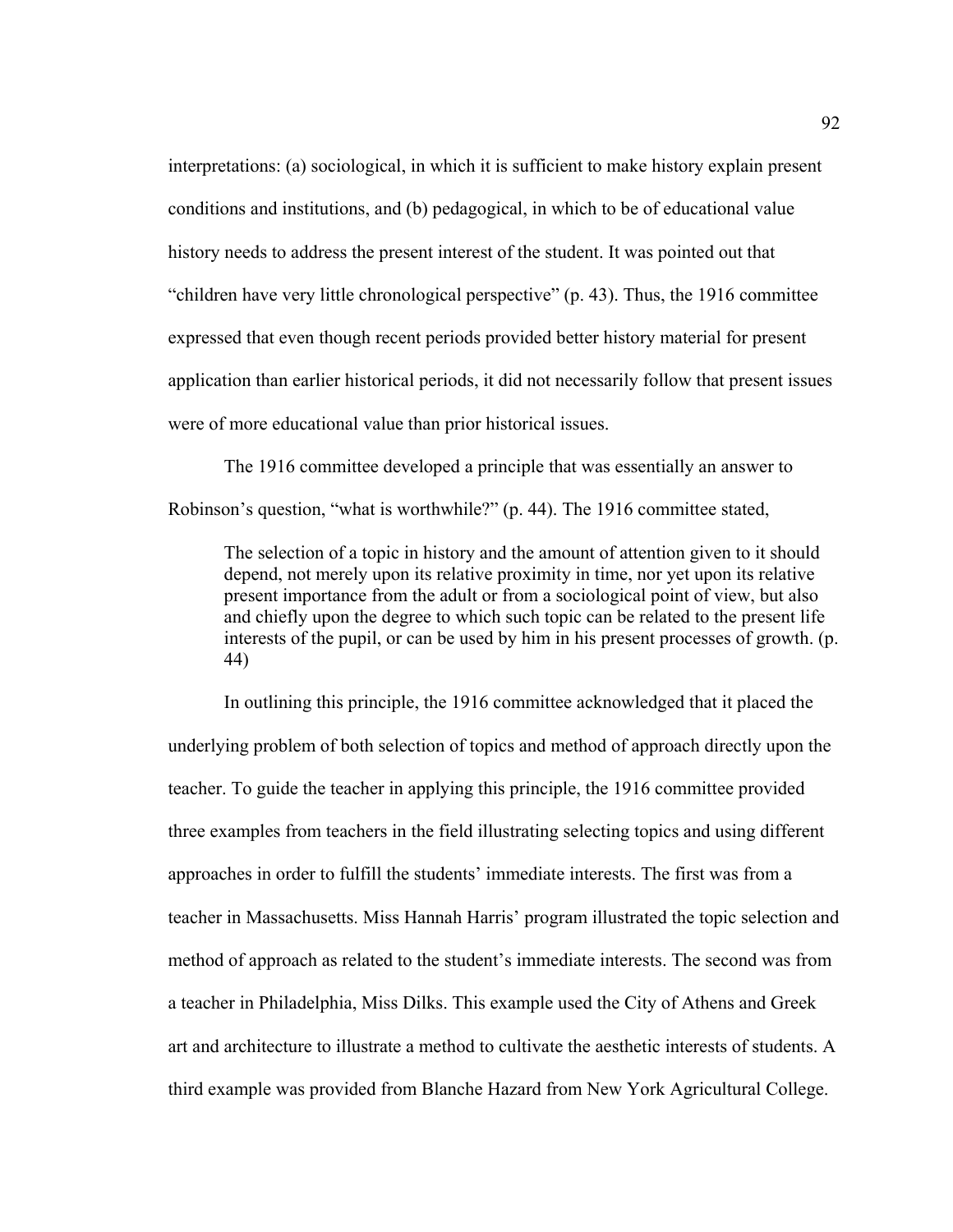interpretations: (a) sociological, in which it is sufficient to make history explain present conditions and institutions, and (b) pedagogical, in which to be of educational value history needs to address the present interest of the student. It was pointed out that "children have very little chronological perspective" (p. 43). Thus, the 1916 committee expressed that even though recent periods provided better history material for present application than earlier historical periods, it did not necessarily follow that present issues were of more educational value than prior historical issues.

The 1916 committee developed a principle that was essentially an answer to Robinson's question, "what is worthwhile?" (p. 44). The 1916 committee stated,

> The selection of a topic in history and the amount of attention given to it should depend, not merely upon its relative proximity in time, nor yet upon its relative present importance from the adult or from a sociological point of view, but also and chiefly upon the degree to which such topic can be related to the present life interests of the pupil, or can be used by him in his present processes of growth. (p. 44)

In outlining this principle, the 1916 committee acknowledged that it placed the underlying problem of both selection of topics and method of approach directly upon the teacher. To guide the teacher in applying this principle, the 1916 committee provided three examples from teachers in the field illustrating selecting topics and using different approaches in order to fulfill the students' immediate interests. The first was from a teacher in Massachusetts. Miss Hannah Harris' program illustrated the topic selection and method of approach as related to the student's immediate interests. The second was from a teacher in Philadelphia, Miss Dilks. This example used the City of Athens and Greek art and architecture to illustrate a method to cultivate the aesthetic interests of students. A third example was provided from Blanche Hazard from New York Agricultural College.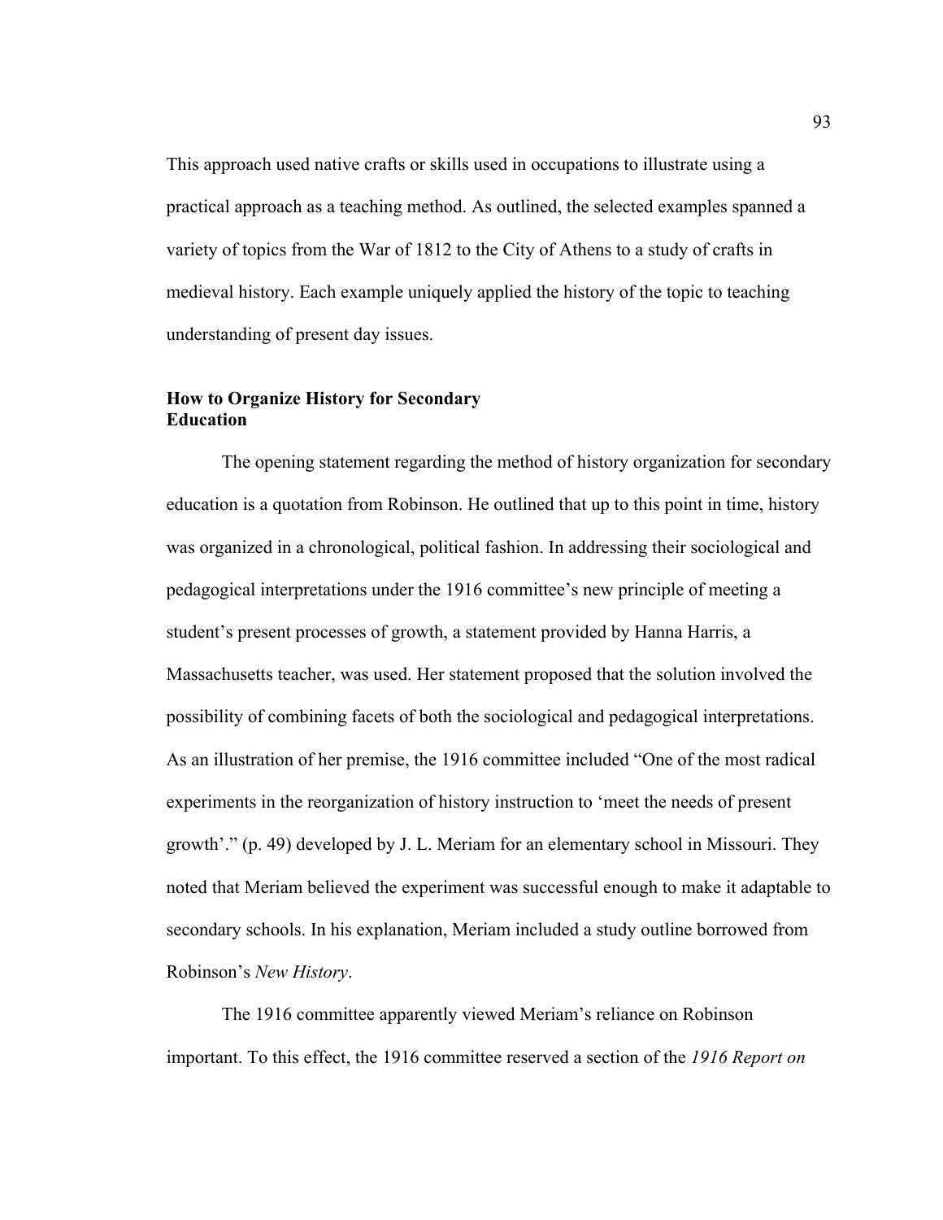This approach used native crafts or skills used in occupations to illustrate using a practical approach as a teaching method. As outlined, the selected examples spanned a variety of topics from the War of 1812 to the City of Athens to a study of crafts in medieval history. Each example uniquely applied the history of the topic to teaching understanding of present day issues.

### How to Organize History for Secondary Education

The opening statement regarding the method of history organization for secondary education is a quotation from Robinson. He outlined that up to this point in time, history was organized in a chronological, political fashion. In addressing their sociological and pedagogical interpretations under the 1916 committee's new principle of meeting a student's present processes of growth, a statement provided by Hanna Harris, a Massachusetts teacher, was used. Her statement proposed that the solution involved the possibility of combining facets of both the sociological and pedagogical interpretations. As an illustration of her premise, the 1916 committee included "One of the most radical experiments in the reorganization of history instruction to 'meet the needs of present growth'." (p. 49) developed by J. L. Meriam for an elementary school in Missouri. They noted that Meriam believed the experiment was successful enough to make it adaptable to secondary schools. In his explanation, Meriam included a study outline borrowed from Robinson's *New History*.

The 1916 committee apparently viewed Meriam's reliance on Robinson important. To this effect, the 1916 committee reserved a section of the *1916 Report on*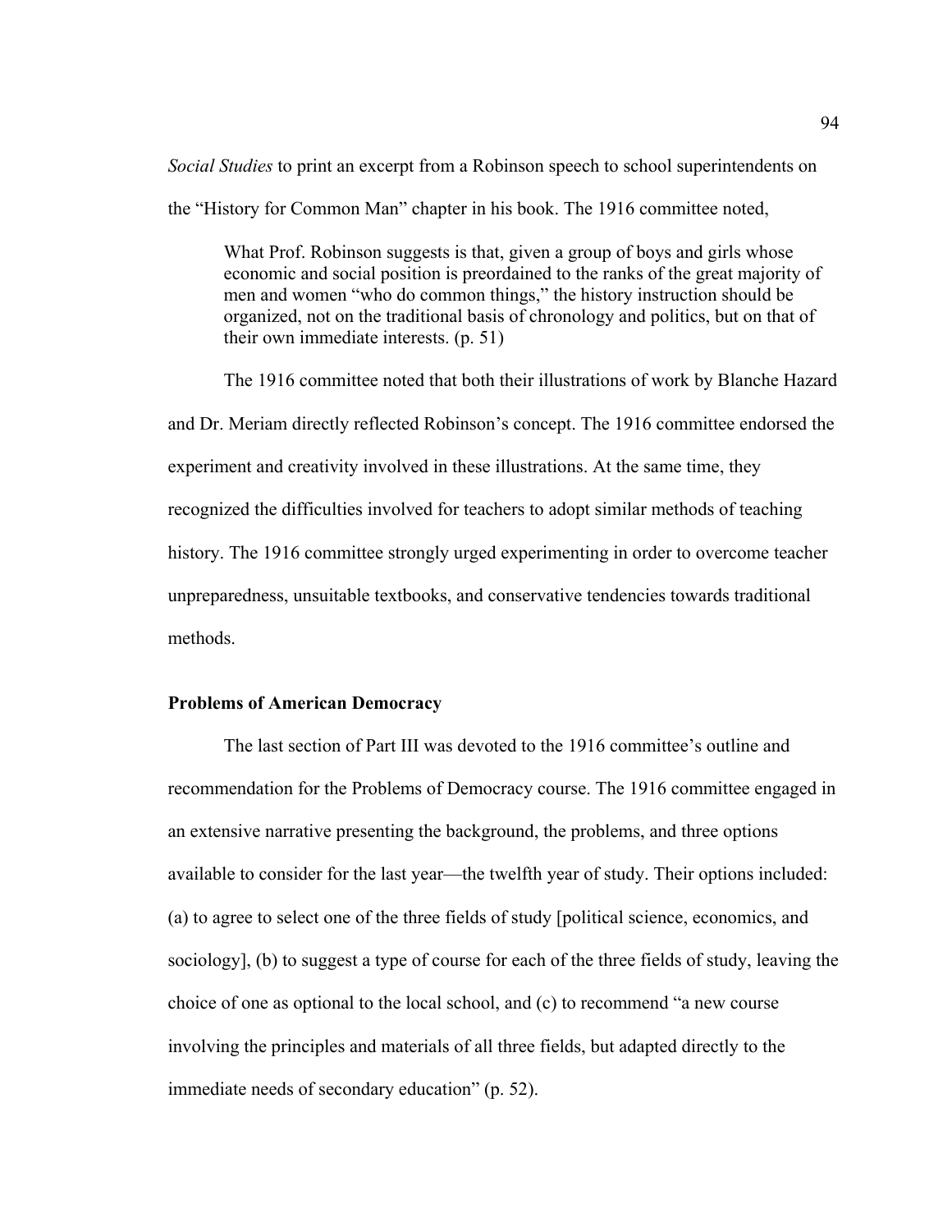*Social Studies* to print an excerpt from a Robinson speech to school superintendents on the "History for Common Man" chapter in his book. The 1916 committee noted,

> What Prof. Robinson suggests is that, given a group of boys and girls whose economic and social position is preordained to the ranks of the great majority of men and women "who do common things," the history instruction should be organized, not on the traditional basis of chronology and politics, but on that of their own immediate interests. (p. 51)

The 1916 committee noted that both their illustrations of work by Blanche Hazard and Dr. Meriam directly reflected Robinson's concept. The 1916 committee endorsed the experiment and creativity involved in these illustrations. At the same time, they recognized the difficulties involved for teachers to adopt similar methods of teaching history. The 1916 committee strongly urged experimenting in order to overcome teacher unpreparedness, unsuitable textbooks, and conservative tendencies towards traditional methods.

**Problems of American Democracy**

The last section of Part III was devoted to the 1916 committee's outline and recommendation for the Problems of Democracy course. The 1916 committee engaged in an extensive narrative presenting the background, the problems, and three options available to consider for the last year—the twelfth year of study. Their options included: (a) to agree to select one of the three fields of study [political science, economics, and sociology], (b) to suggest a type of course for each of the three fields of study, leaving the choice of one as optional to the local school, and (c) to recommend "a new course involving the principles and materials of all three fields, but adapted directly to the immediate needs of secondary education" (p. 52).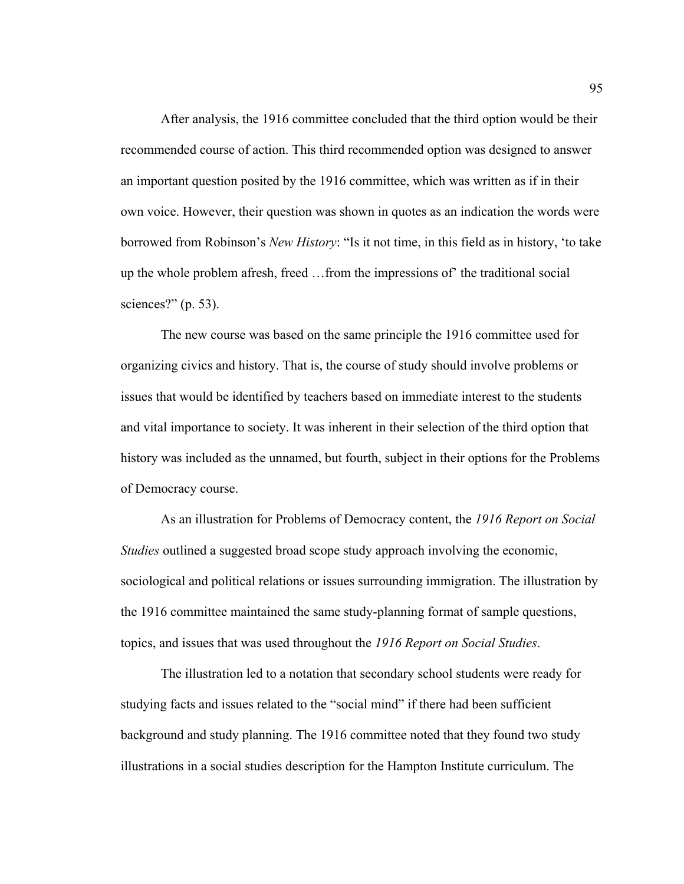After analysis, the 1916 committee concluded that the third option would be their recommended course of action. This third recommended option was designed to answer an important question posited by the 1916 committee, which was written as if in their own voice. However, their question was shown in quotes as an indication the words were borrowed from Robinson's *New History*: "Is it not time, in this field as in history, 'to take up the whole problem afresh, freed …from the impressions of' the traditional social sciences?" (p. 53).

The new course was based on the same principle the 1916 committee used for organizing civics and history. That is, the course of study should involve problems or issues that would be identified by teachers based on immediate interest to the students and vital importance to society. It was inherent in their selection of the third option that history was included as the unnamed, but fourth, subject in their options for the Problems of Democracy course.

As an illustration for Problems of Democracy content, the *1916 Report on Social Studies* outlined a suggested broad scope study approach involving the economic, sociological and political relations or issues surrounding immigration. The illustration by the 1916 committee maintained the same study-planning format of sample questions, topics, and issues that was used throughout the *1916 Report on Social Studies*.

The illustration led to a notation that secondary school students were ready for studying facts and issues related to the "social mind" if there had been sufficient background and study planning. The 1916 committee noted that they found two study illustrations in a social studies description for the Hampton Institute curriculum. The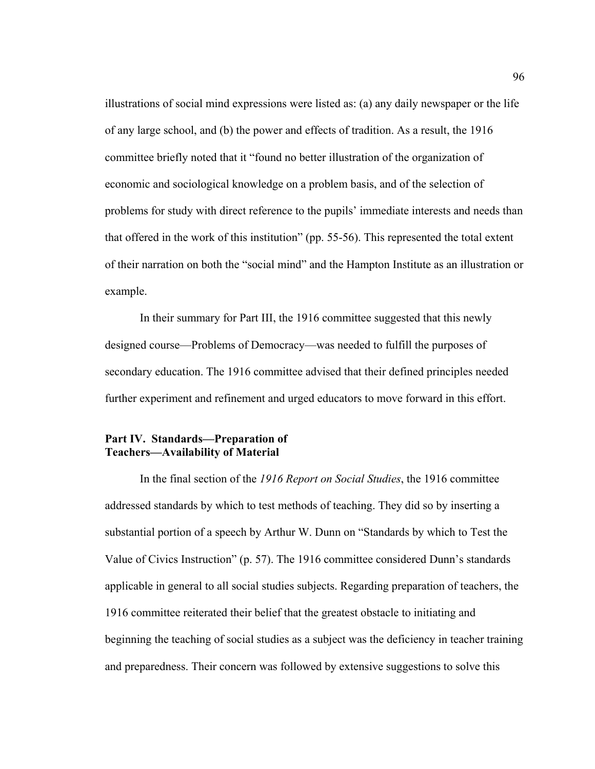illustrations of social mind expressions were listed as: (a) any daily newspaper or the life of any large school, and (b) the power and effects of tradition. As a result, the 1916 committee briefly noted that it "found no better illustration of the organization of economic and sociological knowledge on a problem basis, and of the selection of problems for study with direct reference to the pupils' immediate interests and needs than that offered in the work of this institution" (pp. 55-56). This represented the total extent of their narration on both the "social mind" and the Hampton Institute as an illustration or example.

In their summary for Part III, the 1916 committee suggested that this newly designed course—Problems of Democracy—was needed to fulfill the purposes of secondary education. The 1916 committee advised that their defined principles needed further experiment and refinement and urged educators to move forward in this effort.

### Part IV. Standards—Preparation of Teachers—Availability of Material

In the final section of the *1916 Report on Social Studies*, the 1916 committee addressed standards by which to test methods of teaching. They did so by inserting a substantial portion of a speech by Arthur W. Dunn on "Standards by which to Test the Value of Civics Instruction" (p. 57). The 1916 committee considered Dunn's standards applicable in general to all social studies subjects. Regarding preparation of teachers, the 1916 committee reiterated their belief that the greatest obstacle to initiating and beginning the teaching of social studies as a subject was the deficiency in teacher training and preparedness. Their concern was followed by extensive suggestions to solve this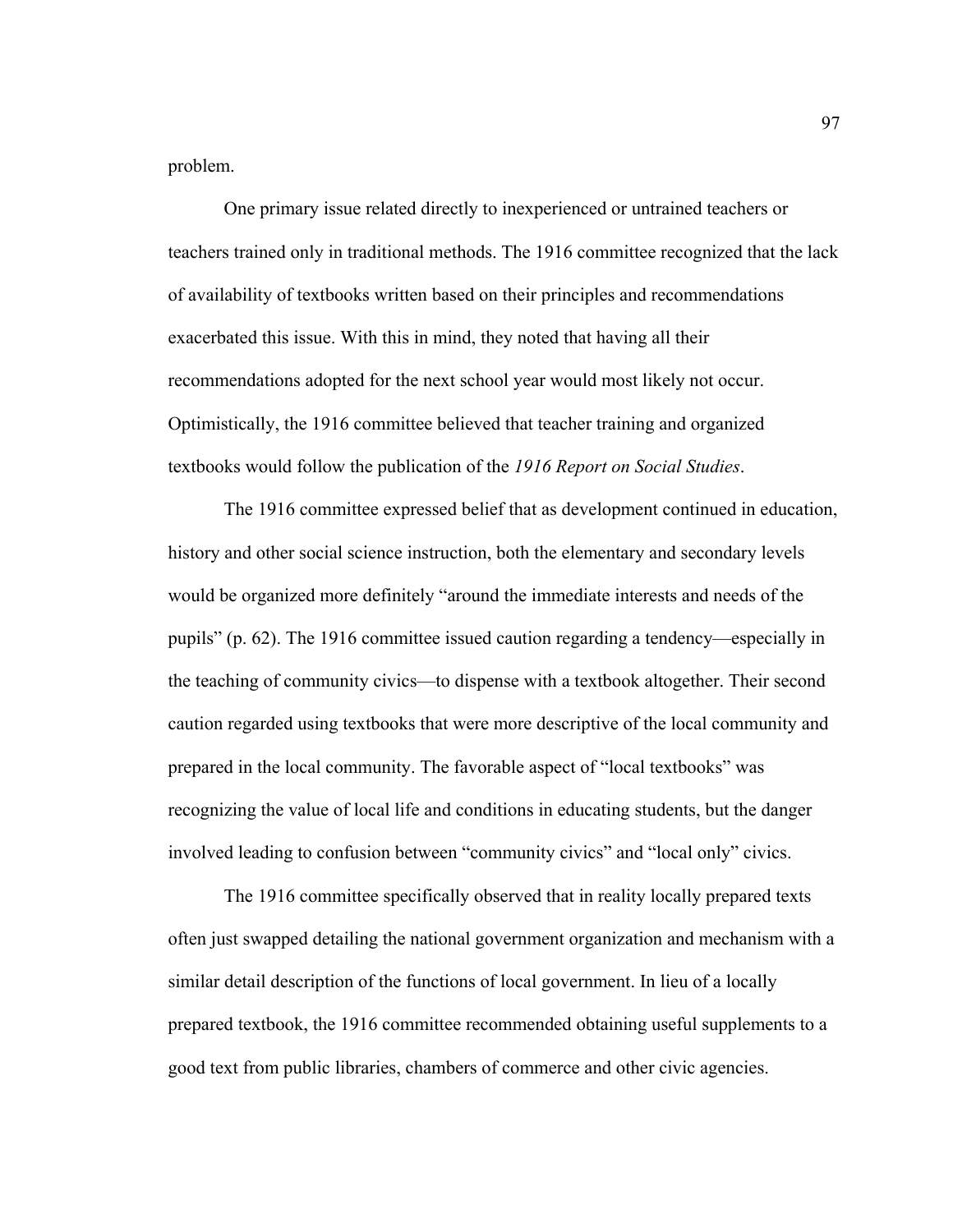problem.

One primary issue related directly to inexperienced or untrained teachers or teachers trained only in traditional methods. The 1916 committee recognized that the lack of availability of textbooks written based on their principles and recommendations exacerbated this issue. With this in mind, they noted that having all their recommendations adopted for the next school year would most likely not occur. Optimistically, the 1916 committee believed that teacher training and organized textbooks would follow the publication of the *1916 Report on Social Studies*.

The 1916 committee expressed belief that as development continued in education, history and other social science instruction, both the elementary and secondary levels would be organized more definitely "around the immediate interests and needs of the pupils" (p. 62). The 1916 committee issued caution regarding a tendency—especially in the teaching of community civics—to dispense with a textbook altogether. Their second caution regarded using textbooks that were more descriptive of the local community and prepared in the local community. The favorable aspect of "local textbooks" was recognizing the value of local life and conditions in educating students, but the danger involved leading to confusion between "community civics" and "local only" civics.

The 1916 committee specifically observed that in reality locally prepared texts often just swapped detailing the national government organization and mechanism with a similar detail description of the functions of local government. In lieu of a locally prepared textbook, the 1916 committee recommended obtaining useful supplements to a good text from public libraries, chambers of commerce and other civic agencies.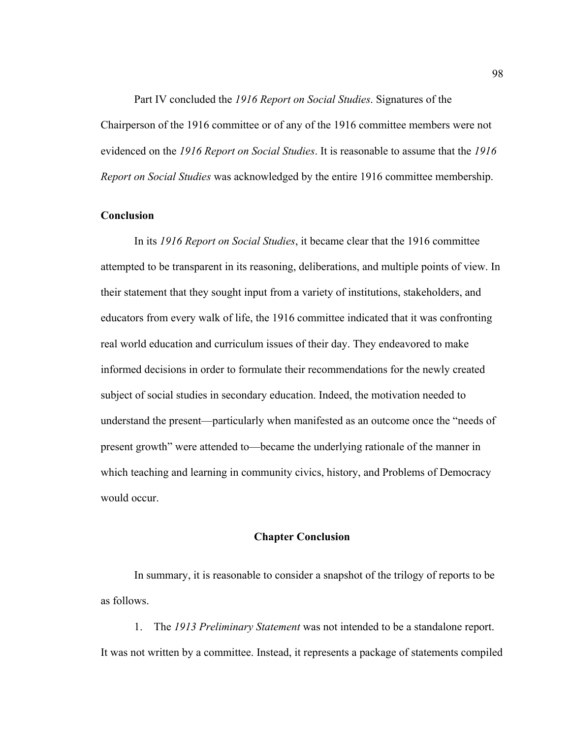Part IV concluded the *1916 Report on Social Studies*. Signatures of the Chairperson of the 1916 committee or of any of the 1916 committee members were not evidenced on the *1916 Report on Social Studies*. It is reasonable to assume that the *1916 Report on Social Studies* was acknowledged by the entire 1916 committee membership.

**Conclusion**

In its *1916 Report on Social Studies*, it became clear that the 1916 committee attempted to be transparent in its reasoning, deliberations, and multiple points of view. In their statement that they sought input from a variety of institutions, stakeholders, and educators from every walk of life, the 1916 committee indicated that it was confronting real world education and curriculum issues of their day. They endeavored to make informed decisions in order to formulate their recommendations for the newly created subject of social studies in secondary education. Indeed, the motivation needed to understand the present—particularly when manifested as an outcome once the "needs of present growth" were attended to—became the underlying rationale of the manner in which teaching and learning in community civics, history, and Problems of Democracy would occur.

## Chapter Conclusion

In summary, it is reasonable to consider a snapshot of the trilogy of reports to be as follows.

1. The *1913 Preliminary Statement* was not intended to be a standalone report. It was not written by a committee. Instead, it represents a package of statements compiled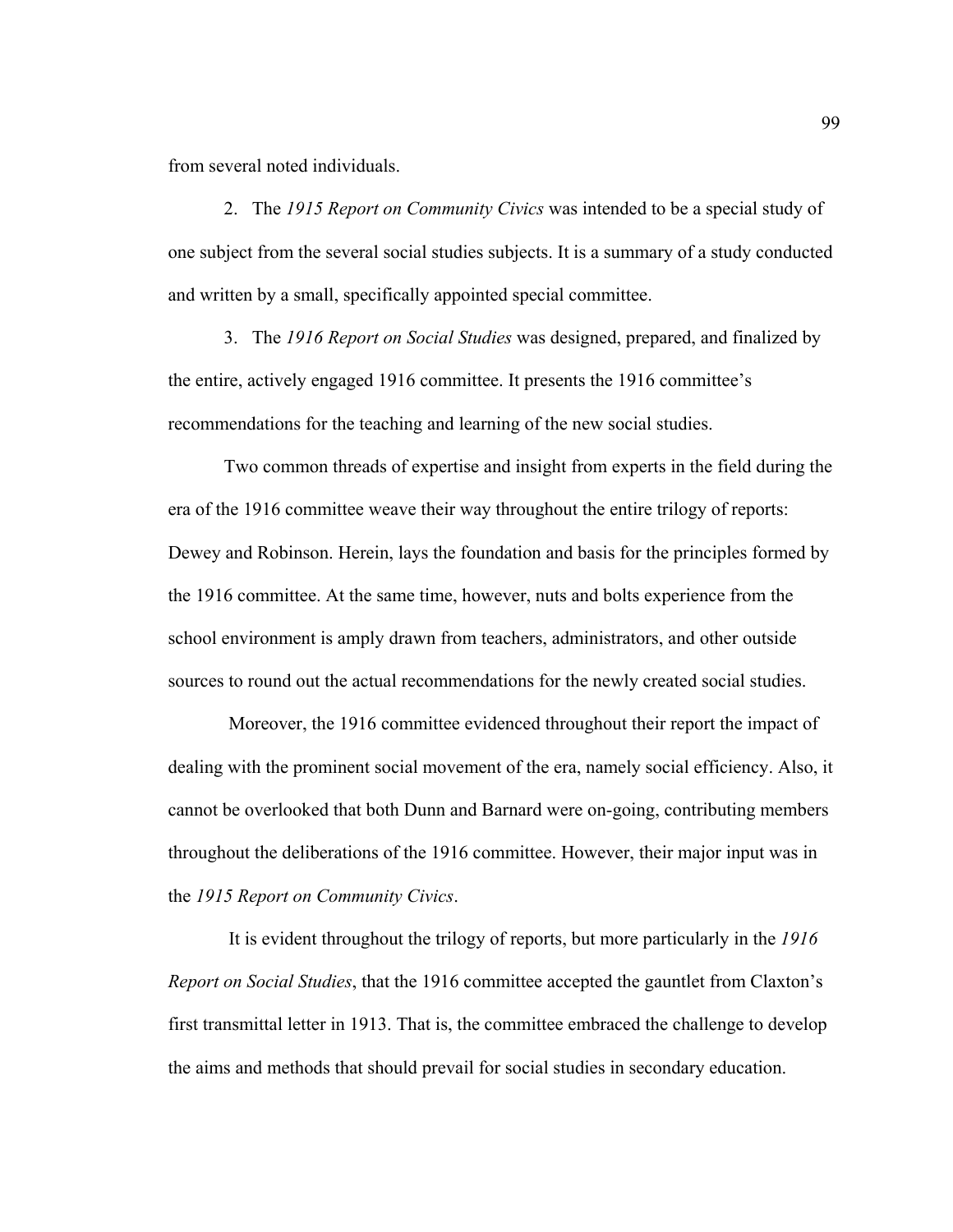from several noted individuals.

2. The *1915 Report on Community Civics* was intended to be a special study of one subject from the several social studies subjects. It is a summary of a study conducted and written by a small, specifically appointed special committee.

3. The *1916 Report on Social Studies* was designed, prepared, and finalized by the entire, actively engaged 1916 committee. It presents the 1916 committee's recommendations for the teaching and learning of the new social studies.

Two common threads of expertise and insight from experts in the field during the era of the 1916 committee weave their way throughout the entire trilogy of reports: Dewey and Robinson. Herein, lays the foundation and basis for the principles formed by the 1916 committee. At the same time, however, nuts and bolts experience from the school environment is amply drawn from teachers, administrators, and other outside sources to round out the actual recommendations for the newly created social studies.

Moreover, the 1916 committee evidenced throughout their report the impact of dealing with the prominent social movement of the era, namely social efficiency. Also, it cannot be overlooked that both Dunn and Barnard were on-going, contributing members throughout the deliberations of the 1916 committee. However, their major input was in the *1915 Report on Community Civics*.

It is evident throughout the trilogy of reports, but more particularly in the *1916 Report on Social Studies*, that the 1916 committee accepted the gauntlet from Claxton's first transmittal letter in 1913. That is, the committee embraced the challenge to develop the aims and methods that should prevail for social studies in secondary education.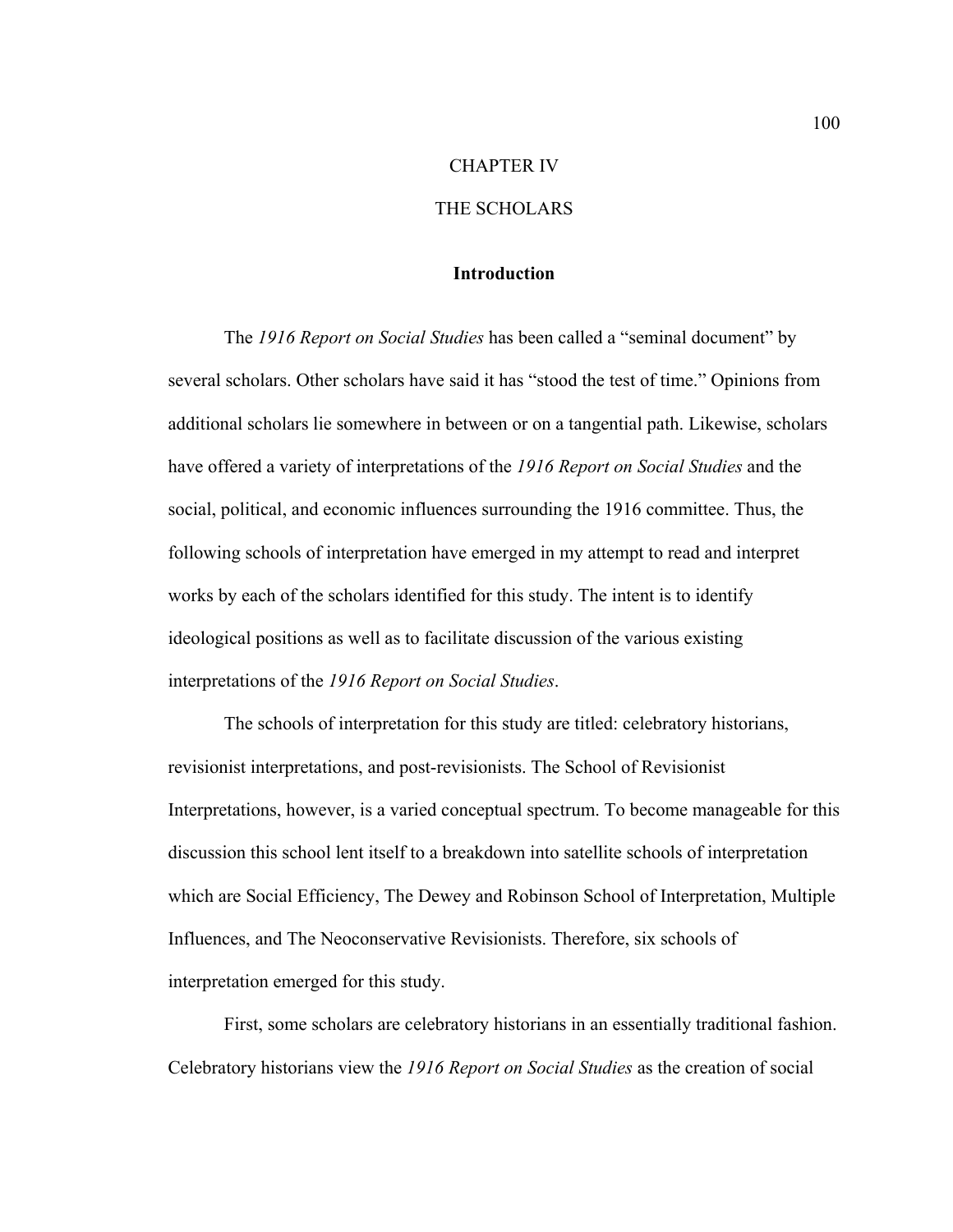# CHAPTER IV

# THE SCHOLARS

## Introduction

The *1916 Report on Social Studies* has been called a "seminal document" by several scholars. Other scholars have said it has "stood the test of time." Opinions from additional scholars lie somewhere in between or on a tangential path. Likewise, scholars have offered a variety of interpretations of the *1916 Report on Social Studies* and the social, political, and economic influences surrounding the 1916 committee. Thus, the following schools of interpretation have emerged in my attempt to read and interpret works by each of the scholars identified for this study. The intent is to identify ideological positions as well as to facilitate discussion of the various existing interpretations of the *1916 Report on Social Studies*.

The schools of interpretation for this study are titled: celebratory historians, revisionist interpretations, and post-revisionists. The School of Revisionist Interpretations, however, is a varied conceptual spectrum. To become manageable for this discussion this school lent itself to a breakdown into satellite schools of interpretation which are Social Efficiency, The Dewey and Robinson School of Interpretation, Multiple Influences, and The Neoconservative Revisionists. Therefore, six schools of interpretation emerged for this study.

First, some scholars are celebratory historians in an essentially traditional fashion. Celebratory historians view the *1916 Report on Social Studies* as the creation of social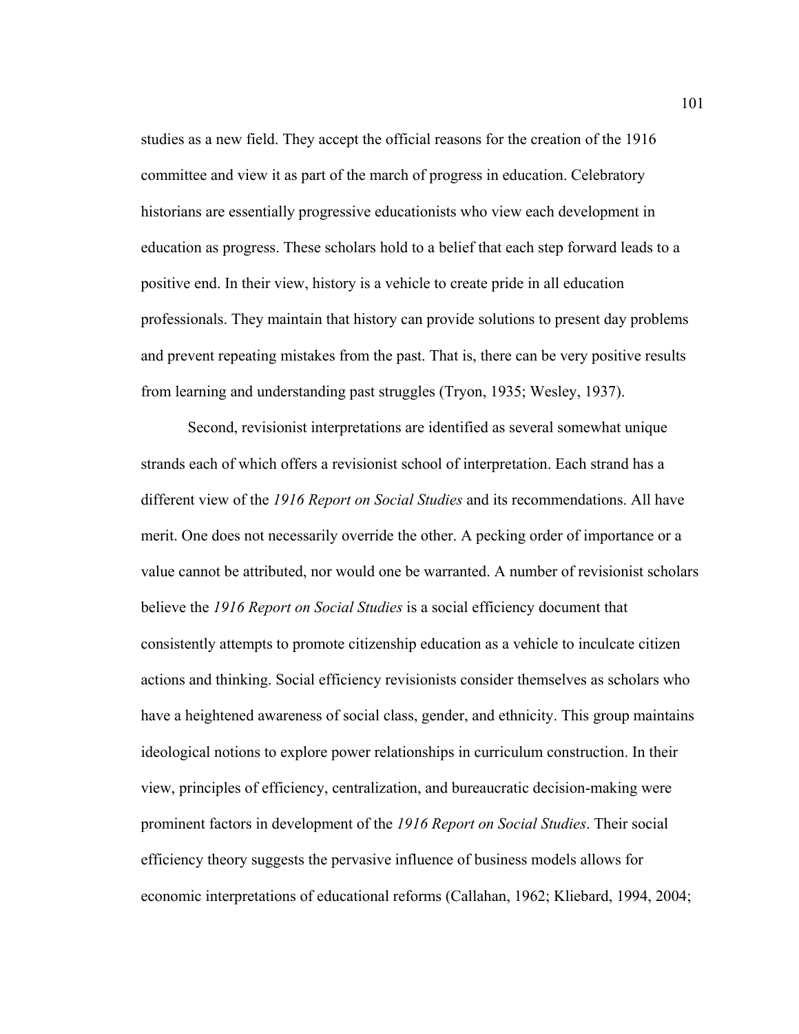studies as a new field. They accept the official reasons for the creation of the 1916 committee and view it as part of the march of progress in education. Celebratory historians are essentially progressive educationists who view each development in education as progress. These scholars hold to a belief that each step forward leads to a positive end. In their view, history is a vehicle to create pride in all education professionals. They maintain that history can provide solutions to present day problems and prevent repeating mistakes from the past. That is, there can be very positive results from learning and understanding past struggles (Tryon, 1935; Wesley, 1937).

Second, revisionist interpretations are identified as several somewhat unique strands each of which offers a revisionist school of interpretation. Each strand has a different view of the *1916 Report on Social Studies* and its recommendations. All have merit. One does not necessarily override the other. A pecking order of importance or a value cannot be attributed, nor would one be warranted. A number of revisionist scholars believe the *1916 Report on Social Studies* is a social efficiency document that consistently attempts to promote citizenship education as a vehicle to inculcate citizen actions and thinking. Social efficiency revisionists consider themselves as scholars who have a heightened awareness of social class, gender, and ethnicity. This group maintains ideological notions to explore power relationships in curriculum construction. In their view, principles of efficiency, centralization, and bureaucratic decision-making were prominent factors in development of the *1916 Report on Social Studies*. Their social efficiency theory suggests the pervasive influence of business models allows for economic interpretations of educational reforms (Callahan, 1962; Kliebard, 1994, 2004;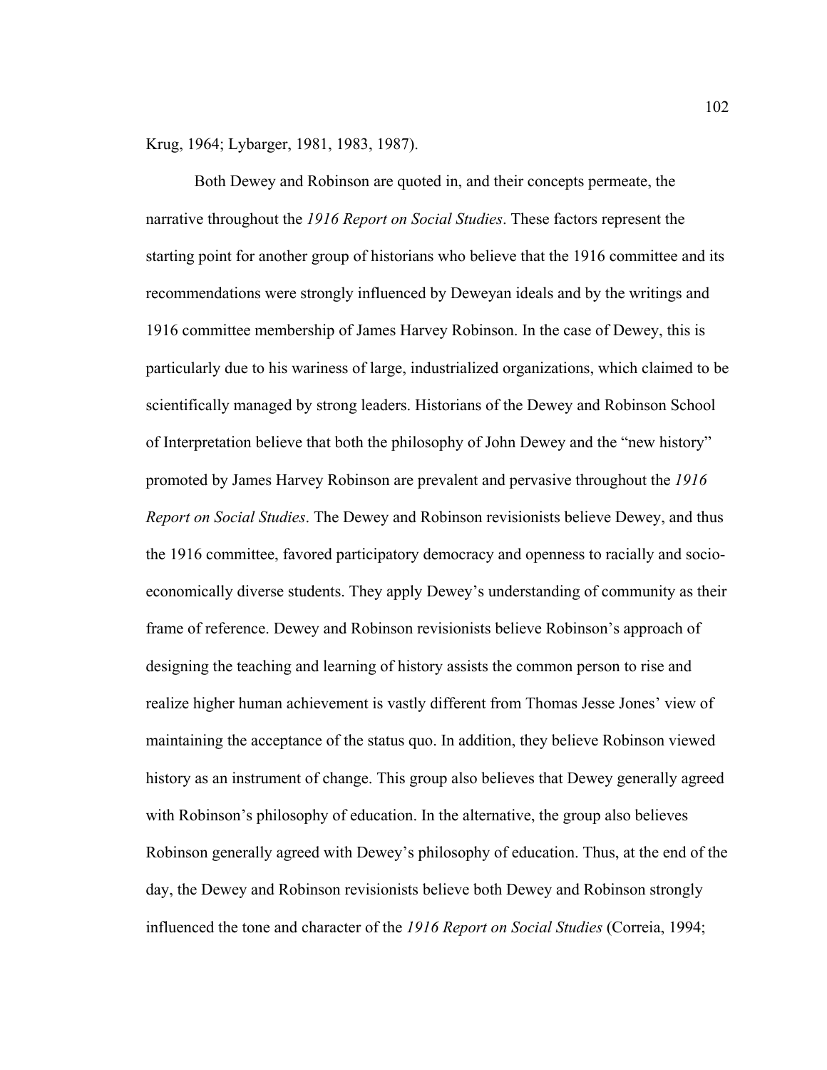Krug, 1964; Lybarger, 1981, 1983, 1987).

Both Dewey and Robinson are quoted in, and their concepts permeate, the narrative throughout the *1916 Report on Social Studies*. These factors represent the starting point for another group of historians who believe that the 1916 committee and its recommendations were strongly influenced by Deweyan ideals and by the writings and 1916 committee membership of James Harvey Robinson. In the case of Dewey, this is particularly due to his wariness of large, industrialized organizations, which claimed to be scientifically managed by strong leaders. Historians of the Dewey and Robinson School of Interpretation believe that both the philosophy of John Dewey and the "new history" promoted by James Harvey Robinson are prevalent and pervasive throughout the *1916 Report on Social Studies*. The Dewey and Robinson revisionists believe Dewey, and thus the 1916 committee, favored participatory democracy and openness to racially and socio-economically diverse students. They apply Dewey's understanding of community as their frame of reference. Dewey and Robinson revisionists believe Robinson's approach of designing the teaching and learning of history assists the common person to rise and realize higher human achievement is vastly different from Thomas Jesse Jones' view of maintaining the acceptance of the status quo. In addition, they believe Robinson viewed history as an instrument of change. This group also believes that Dewey generally agreed with Robinson's philosophy of education. In the alternative, the group also believes Robinson generally agreed with Dewey's philosophy of education. Thus, at the end of the day, the Dewey and Robinson revisionists believe both Dewey and Robinson strongly influenced the tone and character of the *1916 Report on Social Studies* (Correia, 1994;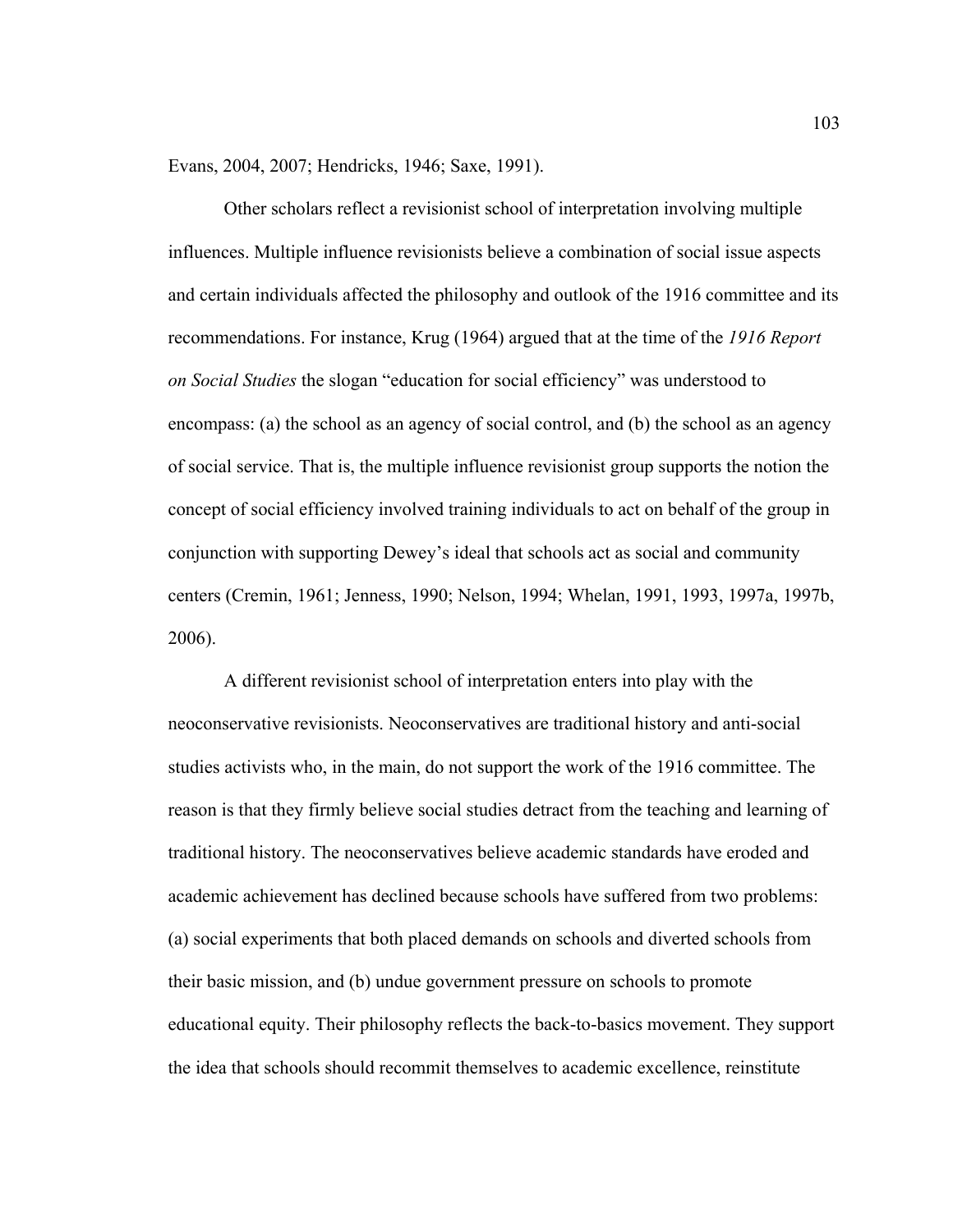Evans, 2004, 2007; Hendricks, 1946; Saxe, 1991).

Other scholars reflect a revisionist school of interpretation involving multiple influences. Multiple influence revisionists believe a combination of social issue aspects and certain individuals affected the philosophy and outlook of the 1916 committee and its recommendations. For instance, Krug (1964) argued that at the time of the *1916 Report on Social Studies* the slogan "education for social efficiency" was understood to encompass: (a) the school as an agency of social control, and (b) the school as an agency of social service. That is, the multiple influence revisionist group supports the notion the concept of social efficiency involved training individuals to act on behalf of the group in conjunction with supporting Dewey's ideal that schools act as social and community centers (Cremin, 1961; Jenness, 1990; Nelson, 1994; Whelan, 1991, 1993, 1997a, 1997b, 2006).

A different revisionist school of interpretation enters into play with the neoconservative revisionists. Neoconservatives are traditional history and anti-social studies activists who, in the main, do not support the work of the 1916 committee. The reason is that they firmly believe social studies detract from the teaching and learning of traditional history. The neoconservatives believe academic standards have eroded and academic achievement has declined because schools have suffered from two problems: (a) social experiments that both placed demands on schools and diverted schools from their basic mission, and (b) undue government pressure on schools to promote educational equity. Their philosophy reflects the back-to-basics movement. They support the idea that schools should recommit themselves to academic excellence, reinstitute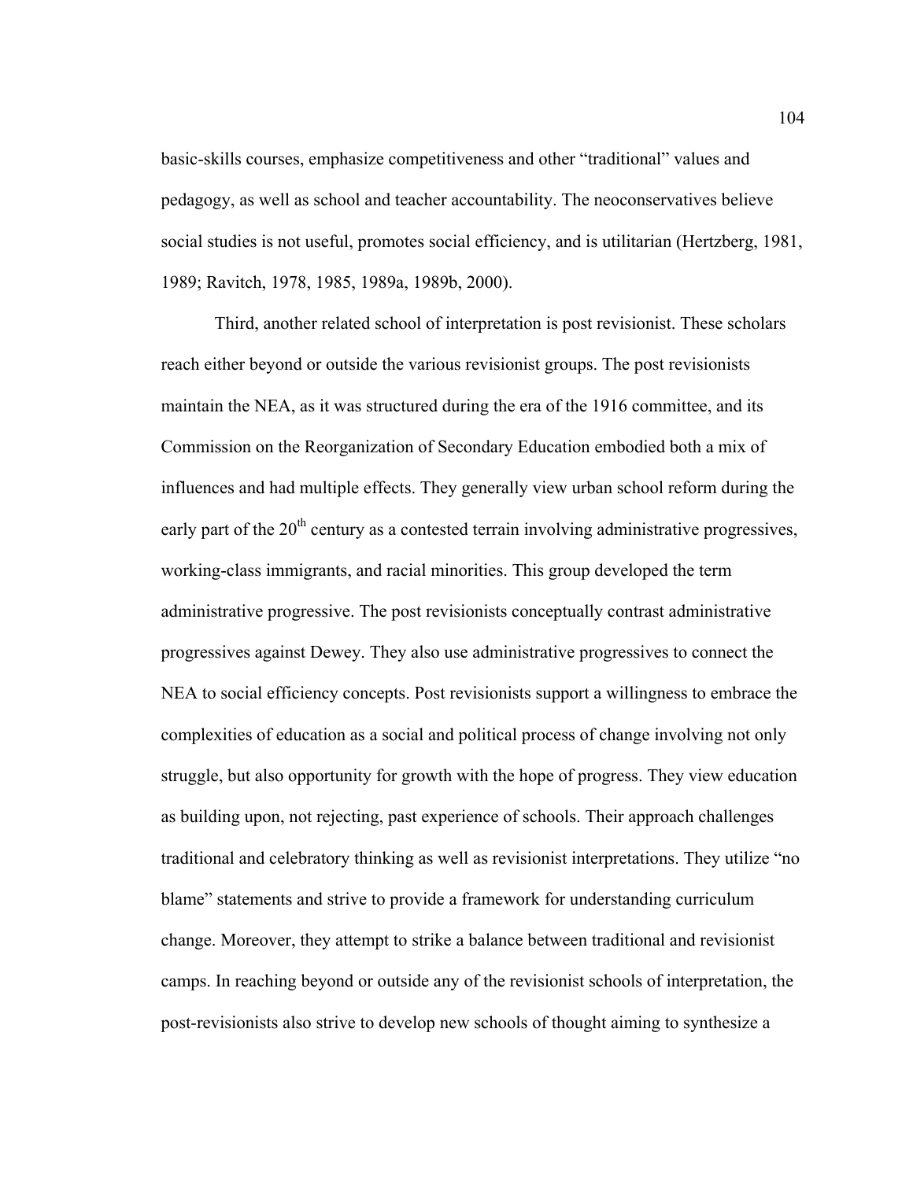basic-skills courses, emphasize competitiveness and other “traditional” values and pedagogy, as well as school and teacher accountability. The neoconservatives believe social studies is not useful, promotes social efficiency, and is utilitarian (Hertzberg, 1981, 1989; Ravitch, 1978, 1985, 1989a, 1989b, 2000).

Third, another related school of interpretation is post revisionist. These scholars reach either beyond or outside the various revisionist groups. The post revisionists maintain the NEA, as it was structured during the era of the 1916 committee, and its Commission on the Reorganization of Secondary Education embodied both a mix of influences and had multiple effects. They generally view urban school reform during the early part of the 20th century as a contested terrain involving administrative progressives, working-class immigrants, and racial minorities. This group developed the term administrative progressive. The post revisionists conceptually contrast administrative progressives against Dewey. They also use administrative progressives to connect the NEA to social efficiency concepts. Post revisionists support a willingness to embrace the complexities of education as a social and political process of change involving not only struggle, but also opportunity for growth with the hope of progress. They view education as building upon, not rejecting, past experience of schools. Their approach challenges traditional and celebratory thinking as well as revisionist interpretations. They utilize “no blame” statements and strive to provide a framework for understanding curriculum change. Moreover, they attempt to strike a balance between traditional and revisionist camps. In reaching beyond or outside any of the revisionist schools of interpretation, the post-revisionists also strive to develop new schools of thought aiming to synthesize a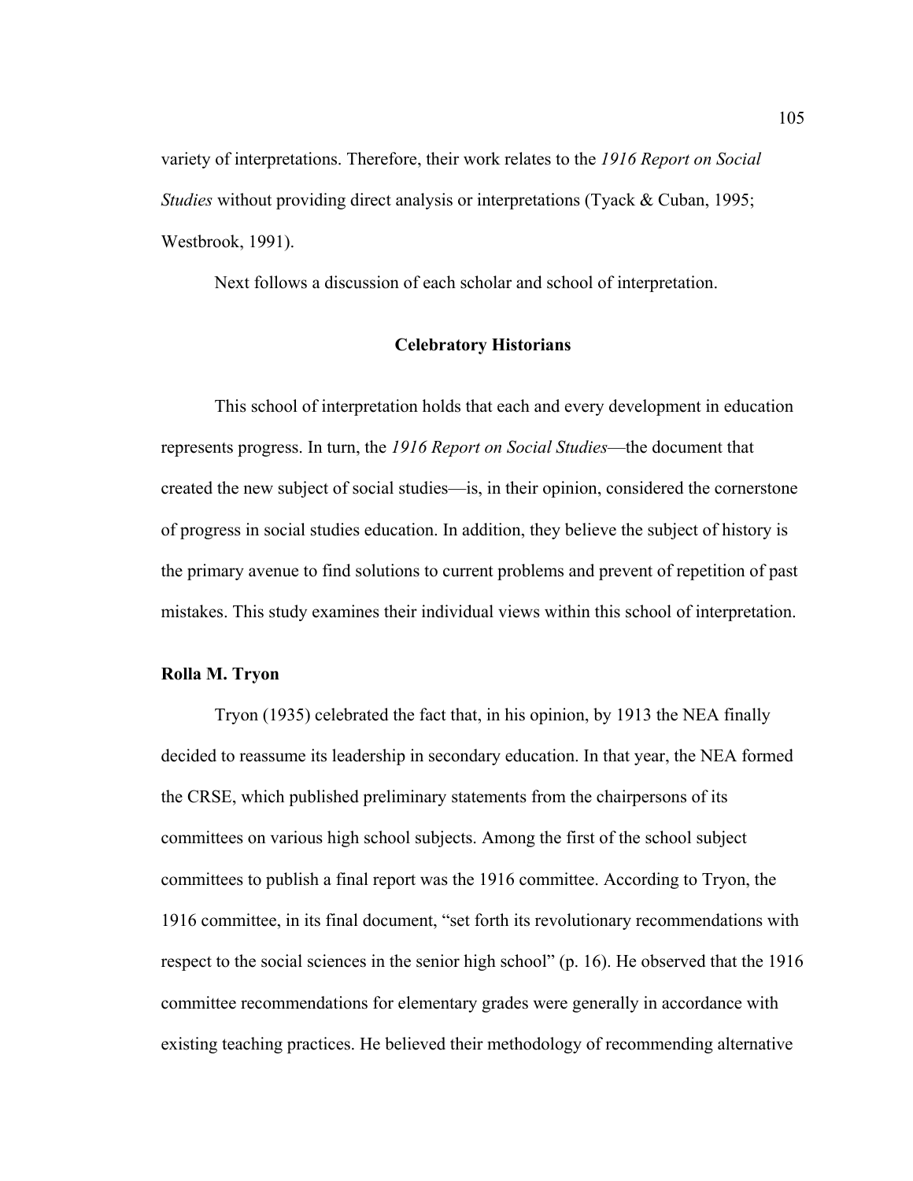variety of interpretations. Therefore, their work relates to the *1916 Report on Social Studies* without providing direct analysis or interpretations (Tyack & Cuban, 1995; Westbrook, 1991).

Next follows a discussion of each scholar and school of interpretation.

## Celebratory Historians

This school of interpretation holds that each and every development in education represents progress. In turn, the *1916 Report on Social Studies*—the document that created the new subject of social studies—is, in their opinion, considered the cornerstone of progress in social studies education. In addition, they believe the subject of history is the primary avenue to find solutions to current problems and prevent of repetition of past mistakes. This study examines their individual views within this school of interpretation.

### Rolla M. Tryon

Tryon (1935) celebrated the fact that, in his opinion, by 1913 the NEA finally decided to reassume its leadership in secondary education. In that year, the NEA formed the CRSE, which published preliminary statements from the chairpersons of its committees on various high school subjects. Among the first of the school subject committees to publish a final report was the 1916 committee. According to Tryon, the 1916 committee, in its final document, "set forth its revolutionary recommendations with respect to the social sciences in the senior high school" (p. 16). He observed that the 1916 committee recommendations for elementary grades were generally in accordance with existing teaching practices. He believed their methodology of recommending alternative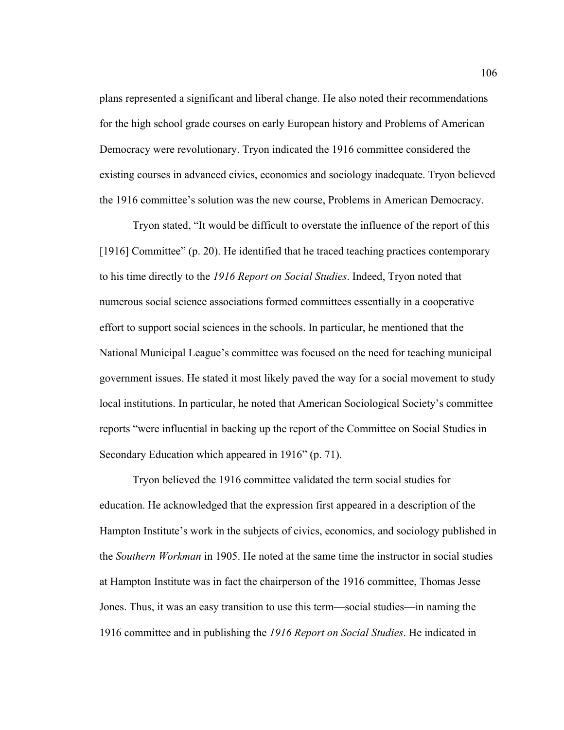plans represented a significant and liberal change. He also noted their recommendations for the high school grade courses on early European history and Problems of American Democracy were revolutionary. Tryon indicated the 1916 committee considered the existing courses in advanced civics, economics and sociology inadequate. Tryon believed the 1916 committee's solution was the new course, Problems in American Democracy.

Tryon stated, "It would be difficult to overstate the influence of the report of this [1916] Committee" (p. 20). He identified that he traced teaching practices contemporary to his time directly to the *1916 Report on Social Studies*. Indeed, Tryon noted that numerous social science associations formed committees essentially in a cooperative effort to support social sciences in the schools. In particular, he mentioned that the National Municipal League's committee was focused on the need for teaching municipal government issues. He stated it most likely paved the way for a social movement to study local institutions. In particular, he noted that American Sociological Society's committee reports "were influential in backing up the report of the Committee on Social Studies in Secondary Education which appeared in 1916" (p. 71).

Tryon believed the 1916 committee validated the term social studies for education. He acknowledged that the expression first appeared in a description of the Hampton Institute's work in the subjects of civics, economics, and sociology published in the *Southern Workman* in 1905. He noted at the same time the instructor in social studies at Hampton Institute was in fact the chairperson of the 1916 committee, Thomas Jesse Jones. Thus, it was an easy transition to use this term—social studies—in naming the 1916 committee and in publishing the *1916 Report on Social Studies*. He indicated in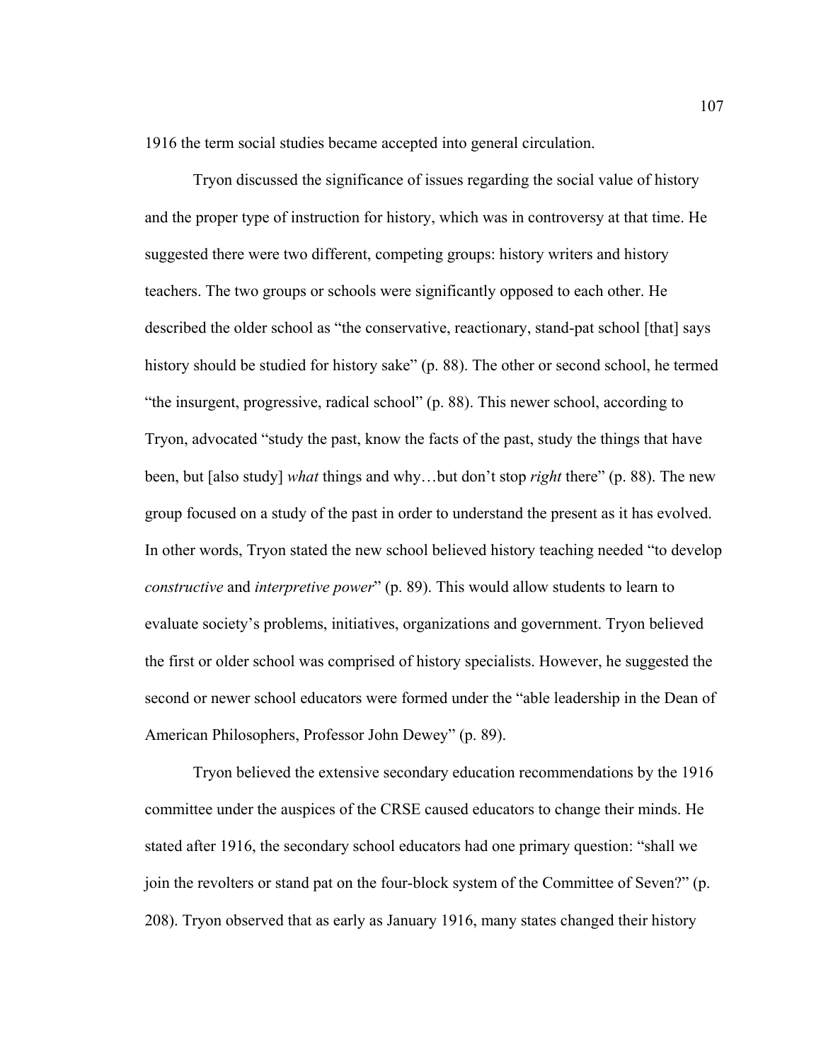1916 the term social studies became accepted into general circulation.

Tryon discussed the significance of issues regarding the social value of history and the proper type of instruction for history, which was in controversy at that time. He suggested there were two different, competing groups: history writers and history teachers. The two groups or schools were significantly opposed to each other. He described the older school as "the conservative, reactionary, stand-pat school [that] says history should be studied for history sake" (p. 88). The other or second school, he termed "the insurgent, progressive, radical school" (p. 88). This newer school, according to Tryon, advocated "study the past, know the facts of the past, study the things that have been, but [also study] *what* things and why…but don't stop *right* there" (p. 88). The new group focused on a study of the past in order to understand the present as it has evolved. In other words, Tryon stated the new school believed history teaching needed "to develop *constructive* and *interpretive power*" (p. 89). This would allow students to learn to evaluate society's problems, initiatives, organizations and government. Tryon believed the first or older school was comprised of history specialists. However, he suggested the second or newer school educators were formed under the "able leadership in the Dean of American Philosophers, Professor John Dewey" (p. 89).

Tryon believed the extensive secondary education recommendations by the 1916 committee under the auspices of the CRSE caused educators to change their minds. He stated after 1916, the secondary school educators had one primary question: "shall we join the revolters or stand pat on the four-block system of the Committee of Seven?" (p. 208). Tryon observed that as early as January 1916, many states changed their history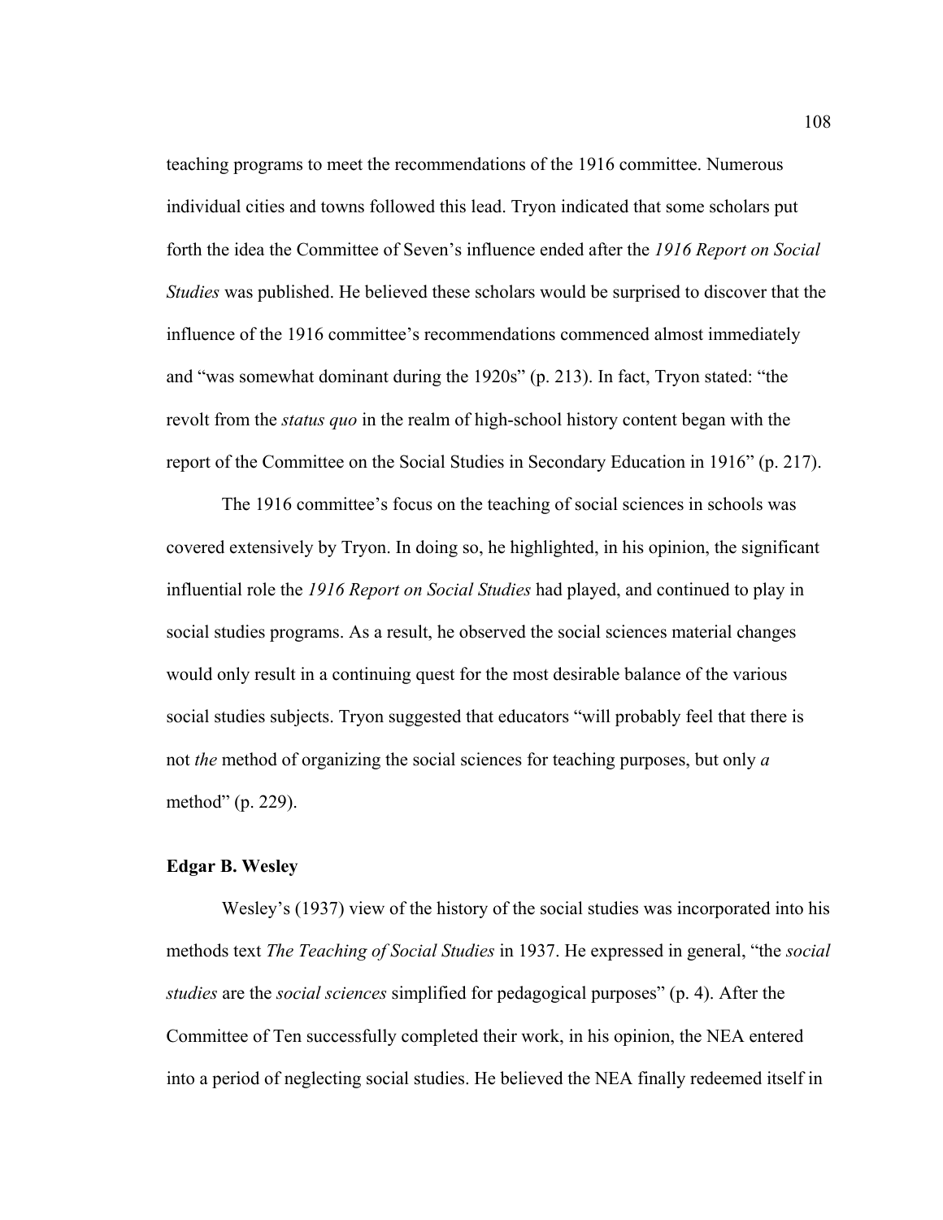teaching programs to meet the recommendations of the 1916 committee. Numerous individual cities and towns followed this lead. Tryon indicated that some scholars put forth the idea the Committee of Seven's influence ended after the *1916 Report on Social Studies* was published. He believed these scholars would be surprised to discover that the influence of the 1916 committee's recommendations commenced almost immediately and "was somewhat dominant during the 1920s" (p. 213). In fact, Tryon stated: "the revolt from the *status quo* in the realm of high-school history content began with the report of the Committee on the Social Studies in Secondary Education in 1916" (p. 217).

The 1916 committee's focus on the teaching of social sciences in schools was covered extensively by Tryon. In doing so, he highlighted, in his opinion, the significant influential role the *1916 Report on Social Studies* had played, and continued to play in social studies programs. As a result, he observed the social sciences material changes would only result in a continuing quest for the most desirable balance of the various social studies subjects. Tryon suggested that educators "will probably feel that there is not *the* method of organizing the social sciences for teaching purposes, but only *a* method" (p. 229).

**Edgar B. Wesley**

Wesley's (1937) view of the history of the social studies was incorporated into his methods text *The Teaching of Social Studies* in 1937. He expressed in general, "the *social studies* are the *social sciences* simplified for pedagogical purposes" (p. 4). After the Committee of Ten successfully completed their work, in his opinion, the NEA entered into a period of neglecting social studies. He believed the NEA finally redeemed itself in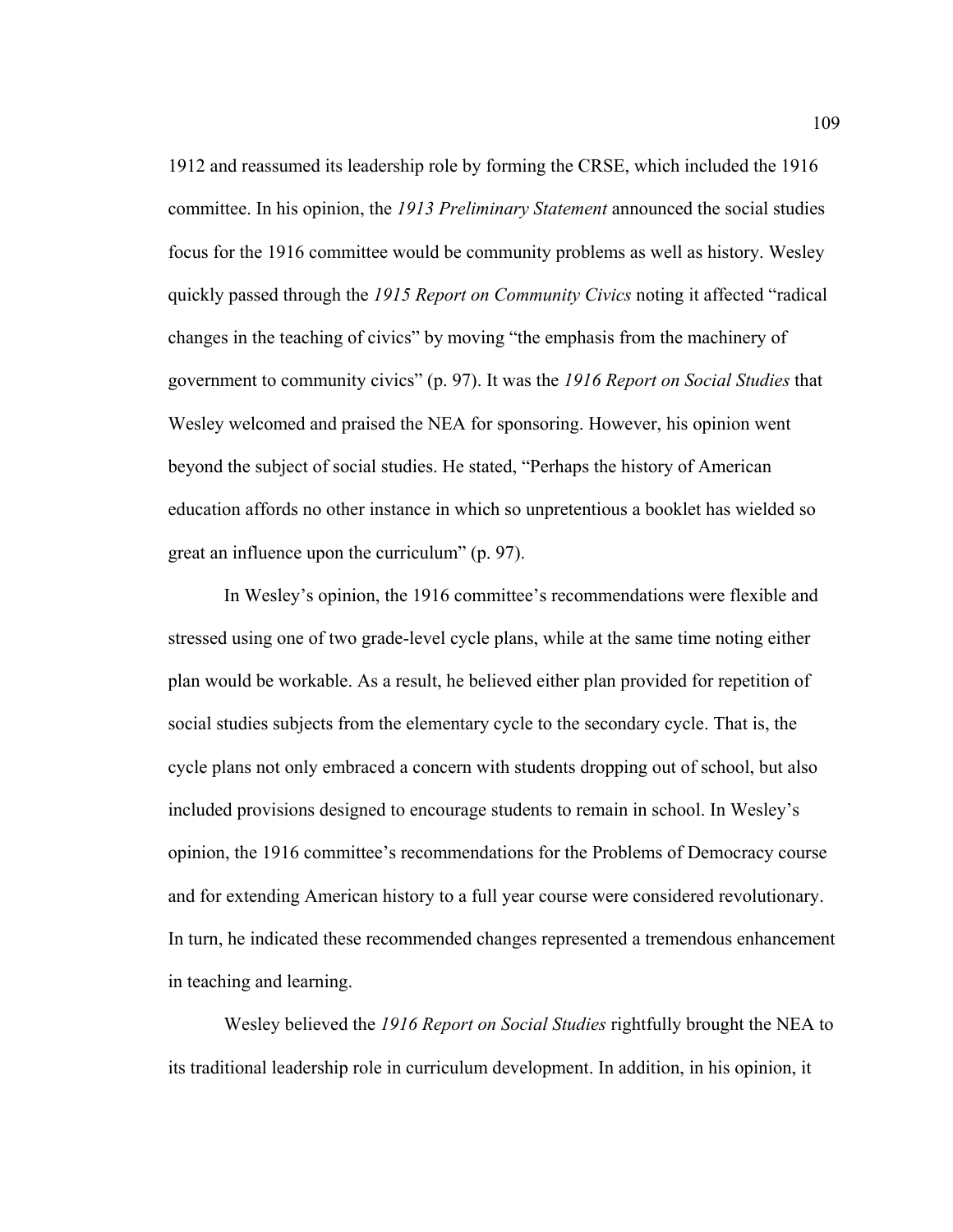1912 and reassumed its leadership role by forming the CRSE, which included the 1916 committee. In his opinion, the *1913 Preliminary Statement* announced the social studies focus for the 1916 committee would be community problems as well as history. Wesley quickly passed through the *1915 Report on Community Civics* noting it affected "radical changes in the teaching of civics" by moving "the emphasis from the machinery of government to community civics" (p. 97). It was the *1916 Report on Social Studies* that Wesley welcomed and praised the NEA for sponsoring. However, his opinion went beyond the subject of social studies. He stated, "Perhaps the history of American education affords no other instance in which so unpretentious a booklet has wielded so great an influence upon the curriculum" (p. 97).

In Wesley's opinion, the 1916 committee's recommendations were flexible and stressed using one of two grade-level cycle plans, while at the same time noting either plan would be workable. As a result, he believed either plan provided for repetition of social studies subjects from the elementary cycle to the secondary cycle. That is, the cycle plans not only embraced a concern with students dropping out of school, but also included provisions designed to encourage students to remain in school. In Wesley's opinion, the 1916 committee's recommendations for the Problems of Democracy course and for extending American history to a full year course were considered revolutionary. In turn, he indicated these recommended changes represented a tremendous enhancement in teaching and learning.

Wesley believed the *1916 Report on Social Studies* rightfully brought the NEA to its traditional leadership role in curriculum development. In addition, in his opinion, it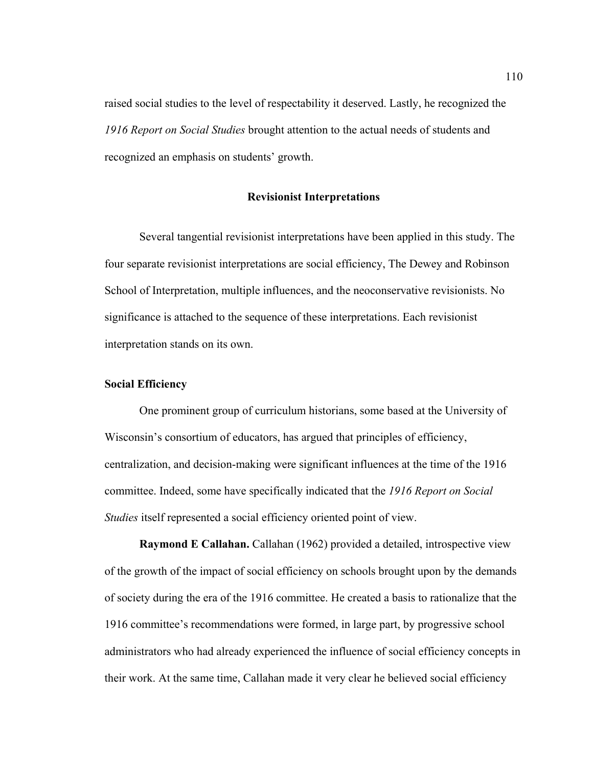raised social studies to the level of respectability it deserved. Lastly, he recognized the *1916 Report on Social Studies* brought attention to the actual needs of students and recognized an emphasis on students' growth.

## Revisionist Interpretations

Several tangential revisionist interpretations have been applied in this study. The four separate revisionist interpretations are social efficiency, The Dewey and Robinson School of Interpretation, multiple influences, and the neoconservative revisionists. No significance is attached to the sequence of these interpretations. Each revisionist interpretation stands on its own.

### Social Efficiency

One prominent group of curriculum historians, some based at the University of Wisconsin's consortium of educators, has argued that principles of efficiency, centralization, and decision-making were significant influences at the time of the 1916 committee. Indeed, some have specifically indicated that the *1916 Report on Social Studies* itself represented a social efficiency oriented point of view.

**Raymond E Callahan.** Callahan (1962) provided a detailed, introspective view of the growth of the impact of social efficiency on schools brought upon by the demands of society during the era of the 1916 committee. He created a basis to rationalize that the 1916 committee's recommendations were formed, in large part, by progressive school administrators who had already experienced the influence of social efficiency concepts in their work. At the same time, Callahan made it very clear he believed social efficiency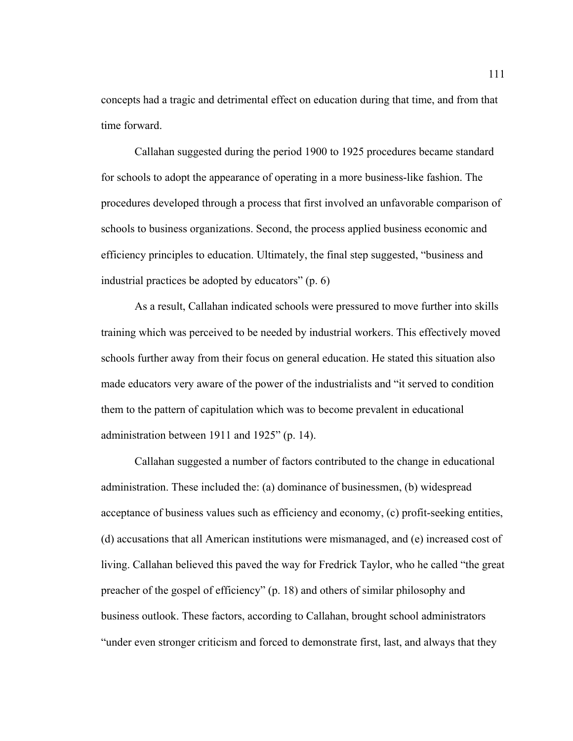concepts had a tragic and detrimental effect on education during that time, and from that time forward.

Callahan suggested during the period 1900 to 1925 procedures became standard for schools to adopt the appearance of operating in a more business-like fashion. The procedures developed through a process that first involved an unfavorable comparison of schools to business organizations. Second, the process applied business economic and efficiency principles to education. Ultimately, the final step suggested, "business and industrial practices be adopted by educators" (p. 6)

As a result, Callahan indicated schools were pressured to move further into skills training which was perceived to be needed by industrial workers. This effectively moved schools further away from their focus on general education. He stated this situation also made educators very aware of the power of the industrialists and "it served to condition them to the pattern of capitulation which was to become prevalent in educational administration between 1911 and 1925" (p. 14).

Callahan suggested a number of factors contributed to the change in educational administration. These included the: (a) dominance of businessmen, (b) widespread acceptance of business values such as efficiency and economy, (c) profit-seeking entities, (d) accusations that all American institutions were mismanaged, and (e) increased cost of living. Callahan believed this paved the way for Fredrick Taylor, who he called "the great preacher of the gospel of efficiency" (p. 18) and others of similar philosophy and business outlook. These factors, according to Callahan, brought school administrators "under even stronger criticism and forced to demonstrate first, last, and always that they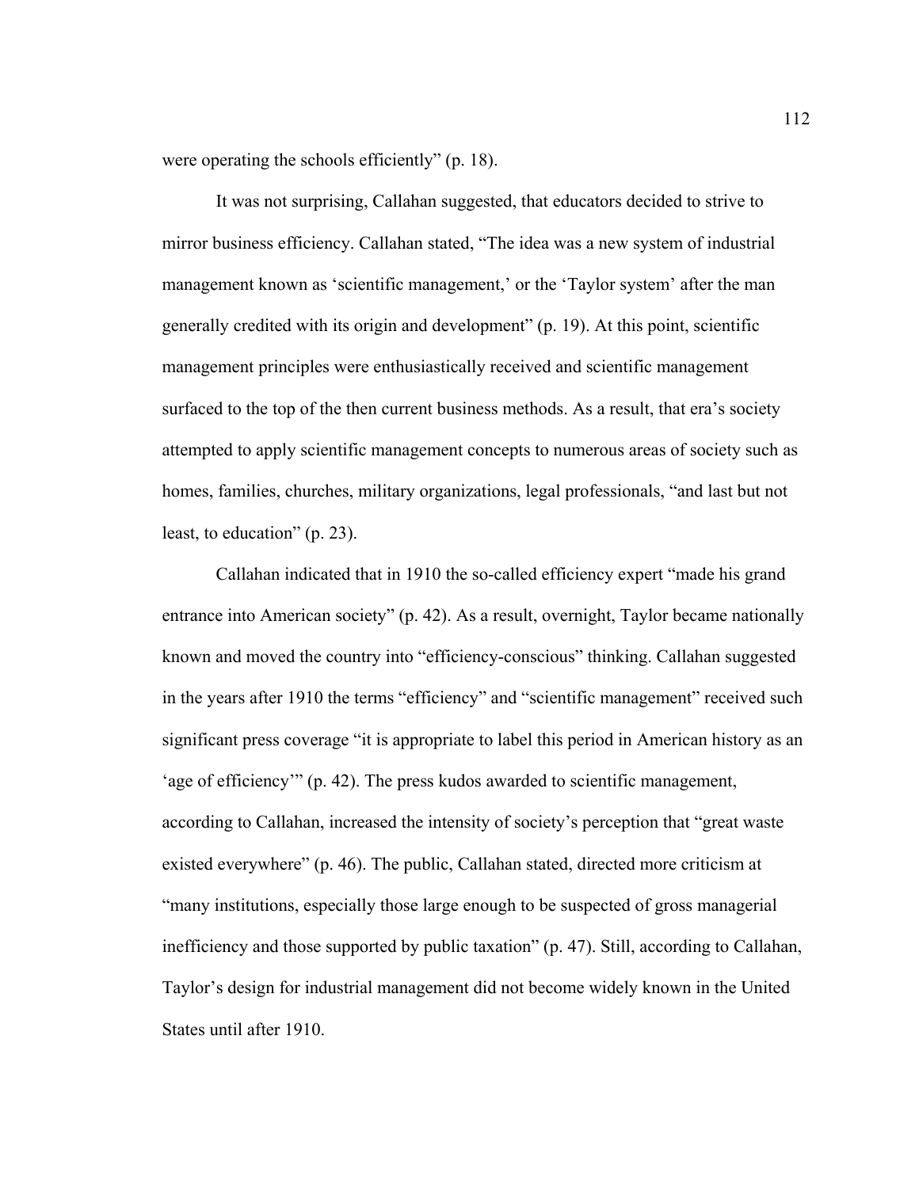were operating the schools efficiently" (p. 18).

It was not surprising, Callahan suggested, that educators decided to strive to mirror business efficiency. Callahan stated, "The idea was a new system of industrial management known as 'scientific management,' or the 'Taylor system' after the man generally credited with its origin and development" (p. 19). At this point, scientific management principles were enthusiastically received and scientific management surfaced to the top of the then current business methods. As a result, that era's society attempted to apply scientific management concepts to numerous areas of society such as homes, families, churches, military organizations, legal professionals, "and last but not least, to education" (p. 23).

Callahan indicated that in 1910 the so-called efficiency expert "made his grand entrance into American society" (p. 42). As a result, overnight, Taylor became nationally known and moved the country into "efficiency-conscious" thinking. Callahan suggested in the years after 1910 the terms "efficiency" and "scientific management" received such significant press coverage "it is appropriate to label this period in American history as an 'age of efficiency'" (p. 42). The press kudos awarded to scientific management, according to Callahan, increased the intensity of society's perception that "great waste existed everywhere" (p. 46). The public, Callahan stated, directed more criticism at "many institutions, especially those large enough to be suspected of gross managerial inefficiency and those supported by public taxation" (p. 47). Still, according to Callahan, Taylor's design for industrial management did not become widely known in the United States until after 1910.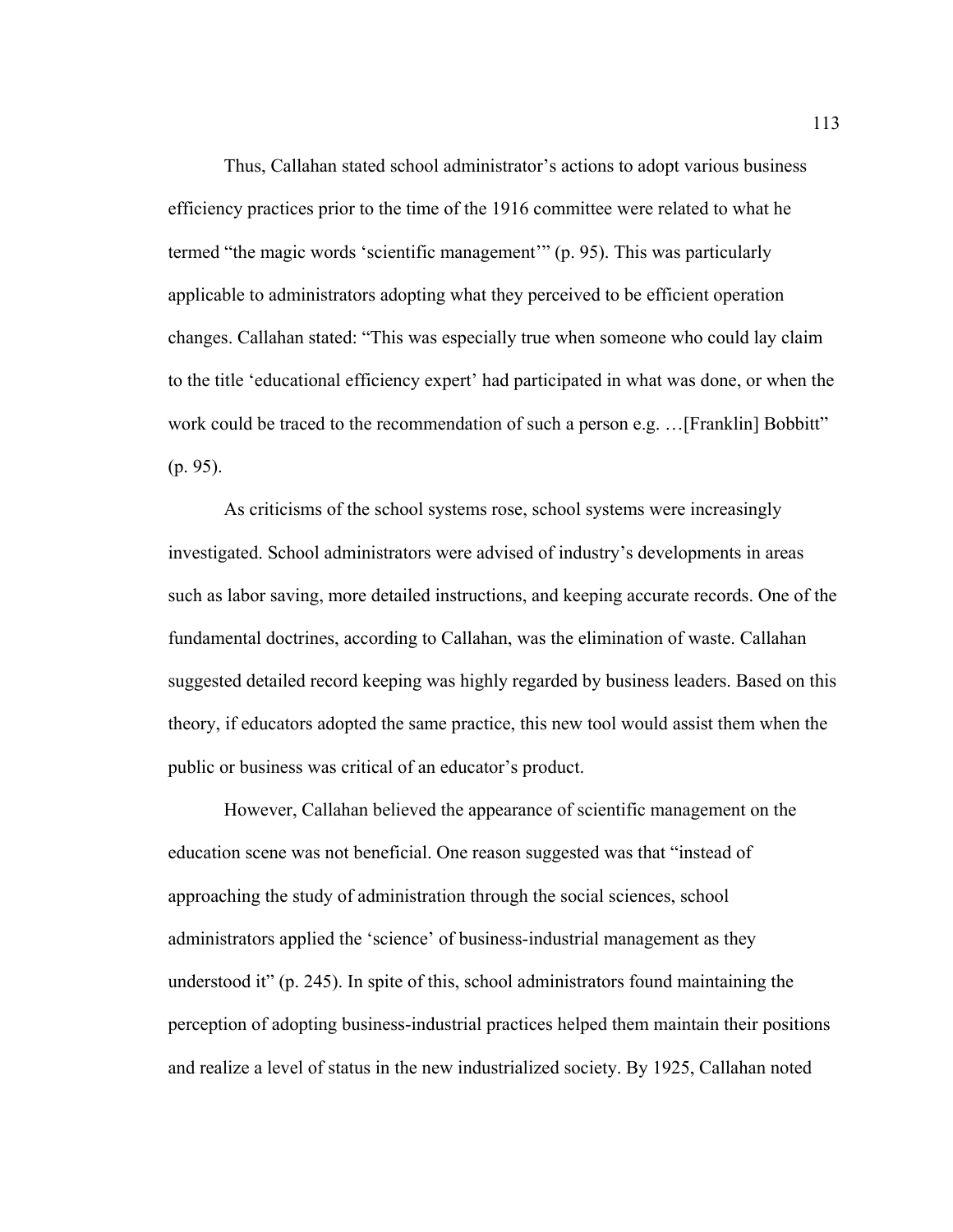Thus, Callahan stated school administrator's actions to adopt various business efficiency practices prior to the time of the 1916 committee were related to what he termed "the magic words 'scientific management'" (p. 95). This was particularly applicable to administrators adopting what they perceived to be efficient operation changes. Callahan stated: "This was especially true when someone who could lay claim to the title 'educational efficiency expert' had participated in what was done, or when the work could be traced to the recommendation of such a person e.g. …[Franklin] Bobbitt" (p. 95).

As criticisms of the school systems rose, school systems were increasingly investigated. School administrators were advised of industry's developments in areas such as labor saving, more detailed instructions, and keeping accurate records. One of the fundamental doctrines, according to Callahan, was the elimination of waste. Callahan suggested detailed record keeping was highly regarded by business leaders. Based on this theory, if educators adopted the same practice, this new tool would assist them when the public or business was critical of an educator's product.

However, Callahan believed the appearance of scientific management on the education scene was not beneficial. One reason suggested was that "instead of approaching the study of administration through the social sciences, school administrators applied the 'science' of business-industrial management as they understood it" (p. 245). In spite of this, school administrators found maintaining the perception of adopting business-industrial practices helped them maintain their positions and realize a level of status in the new industrialized society. By 1925, Callahan noted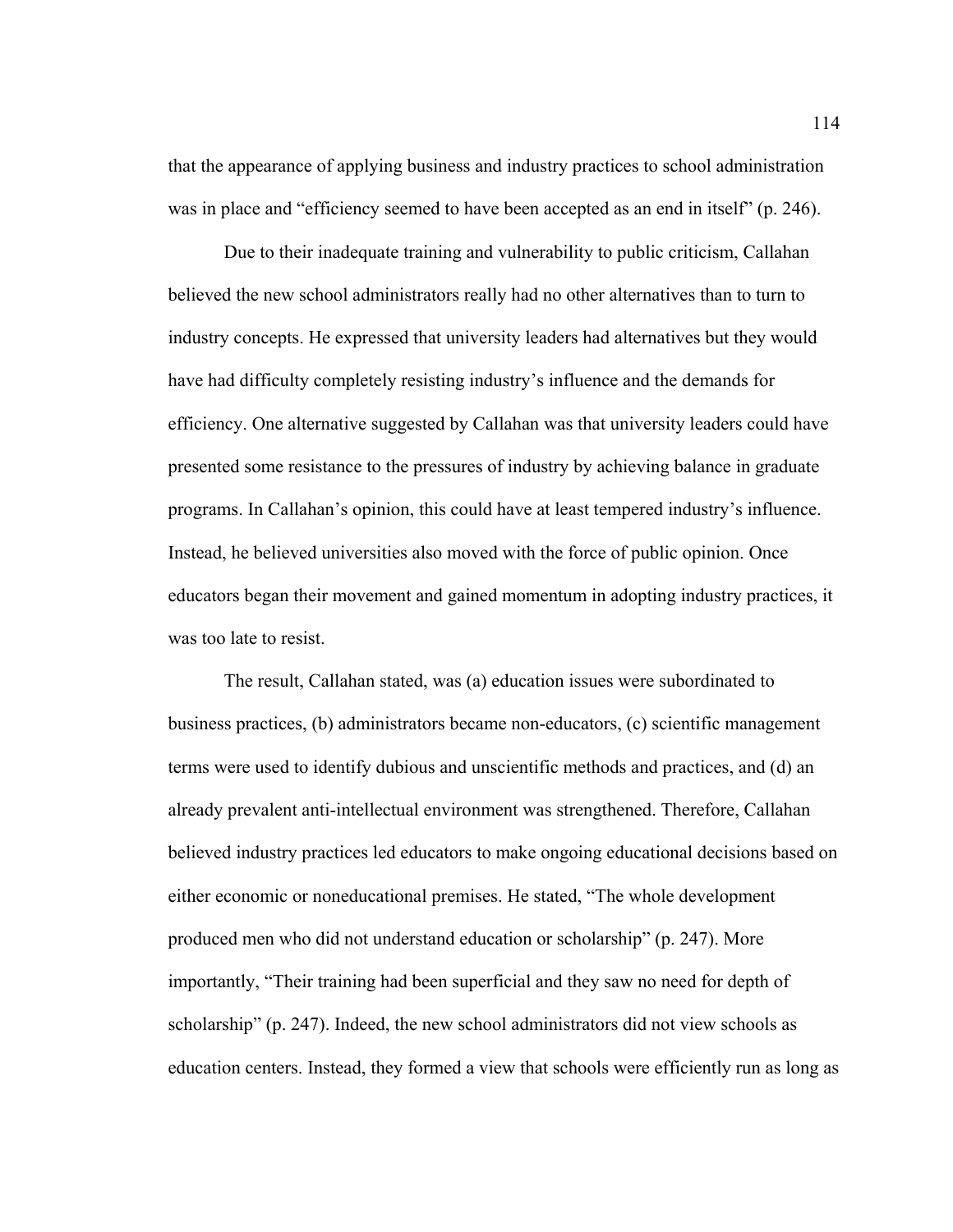that the appearance of applying business and industry practices to school administration was in place and "efficiency seemed to have been accepted as an end in itself" (p. 246).

Due to their inadequate training and vulnerability to public criticism, Callahan believed the new school administrators really had no other alternatives than to turn to industry concepts. He expressed that university leaders had alternatives but they would have had difficulty completely resisting industry's influence and the demands for efficiency. One alternative suggested by Callahan was that university leaders could have presented some resistance to the pressures of industry by achieving balance in graduate programs. In Callahan's opinion, this could have at least tempered industry's influence. Instead, he believed universities also moved with the force of public opinion. Once educators began their movement and gained momentum in adopting industry practices, it was too late to resist.

The result, Callahan stated, was (a) education issues were subordinated to business practices, (b) administrators became non-educators, (c) scientific management terms were used to identify dubious and unscientific methods and practices, and (d) an already prevalent anti-intellectual environment was strengthened. Therefore, Callahan believed industry practices led educators to make ongoing educational decisions based on either economic or noneducational premises. He stated, "The whole development produced men who did not understand education or scholarship" (p. 247). More importantly, "Their training had been superficial and they saw no need for depth of scholarship" (p. 247). Indeed, the new school administrators did not view schools as education centers. Instead, they formed a view that schools were efficiently run as long as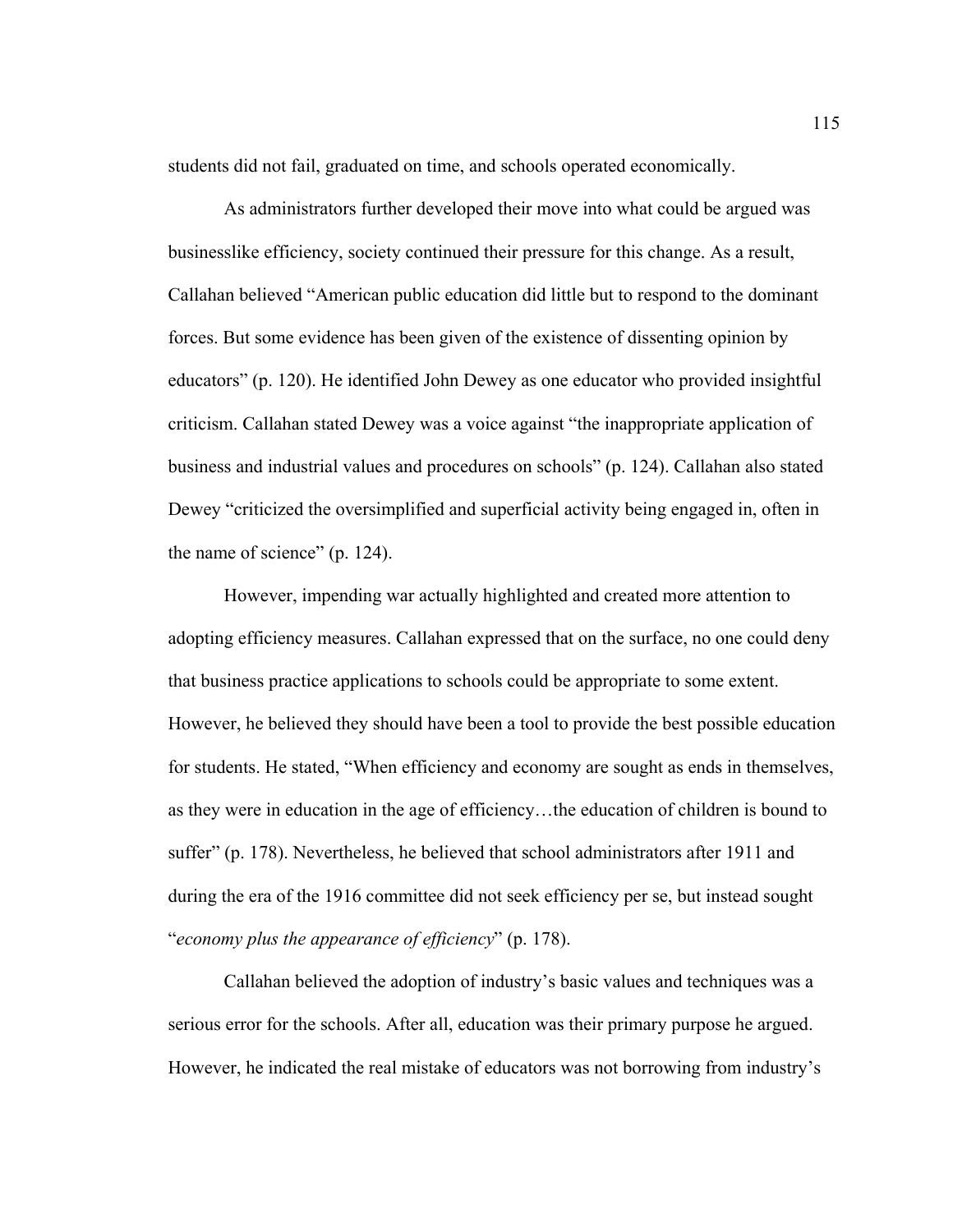students did not fail, graduated on time, and schools operated economically.

As administrators further developed their move into what could be argued was businesslike efficiency, society continued their pressure for this change. As a result, Callahan believed "American public education did little but to respond to the dominant forces. But some evidence has been given of the existence of dissenting opinion by educators" (p. 120). He identified John Dewey as one educator who provided insightful criticism. Callahan stated Dewey was a voice against "the inappropriate application of business and industrial values and procedures on schools" (p. 124). Callahan also stated Dewey "criticized the oversimplified and superficial activity being engaged in, often in the name of science" (p. 124).

However, impending war actually highlighted and created more attention to adopting efficiency measures. Callahan expressed that on the surface, no one could deny that business practice applications to schools could be appropriate to some extent. However, he believed they should have been a tool to provide the best possible education for students. He stated, "When efficiency and economy are sought as ends in themselves, as they were in education in the age of efficiency…the education of children is bound to suffer" (p. 178). Nevertheless, he believed that school administrators after 1911 and during the era of the 1916 committee did not seek efficiency per se, but instead sought "*economy plus the appearance of efficiency*" (p. 178).

Callahan believed the adoption of industry's basic values and techniques was a serious error for the schools. After all, education was their primary purpose he argued. However, he indicated the real mistake of educators was not borrowing from industry's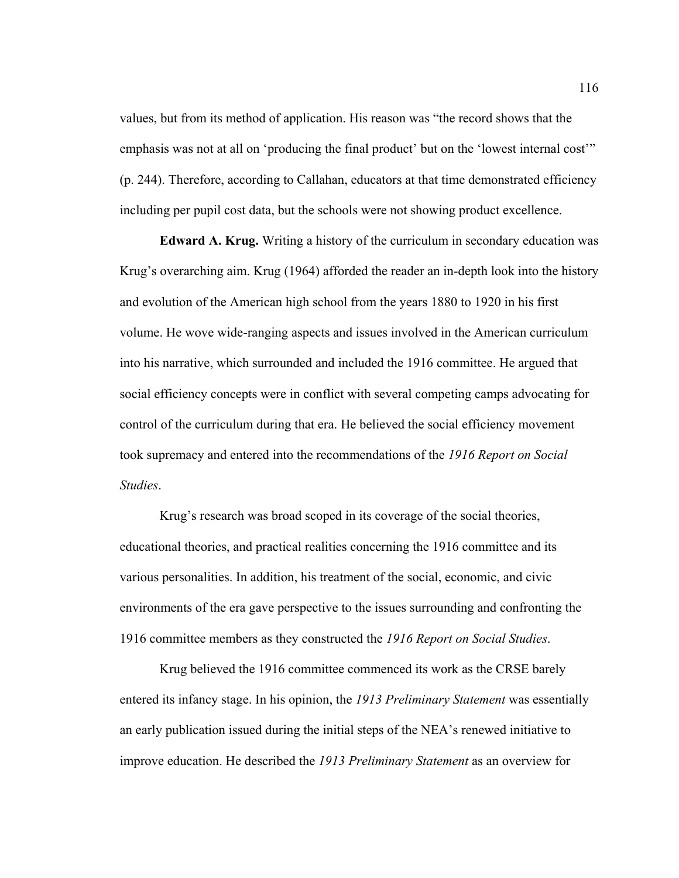values, but from its method of application. His reason was "the record shows that the emphasis was not at all on 'producing the final product' but on the 'lowest internal cost'" (p. 244). Therefore, according to Callahan, educators at that time demonstrated efficiency including per pupil cost data, but the schools were not showing product excellence.

**Edward A. Krug.** Writing a history of the curriculum in secondary education was Krug's overarching aim. Krug (1964) afforded the reader an in-depth look into the history and evolution of the American high school from the years 1880 to 1920 in his first volume. He wove wide-ranging aspects and issues involved in the American curriculum into his narrative, which surrounded and included the 1916 committee. He argued that social efficiency concepts were in conflict with several competing camps advocating for control of the curriculum during that era. He believed the social efficiency movement took supremacy and entered into the recommendations of the *1916 Report on Social Studies*.

Krug's research was broad scoped in its coverage of the social theories, educational theories, and practical realities concerning the 1916 committee and its various personalities. In addition, his treatment of the social, economic, and civic environments of the era gave perspective to the issues surrounding and confronting the 1916 committee members as they constructed the *1916 Report on Social Studies*.

Krug believed the 1916 committee commenced its work as the CRSE barely entered its infancy stage. In his opinion, the *1913 Preliminary Statement* was essentially an early publication issued during the initial steps of the NEA's renewed initiative to improve education. He described the *1913 Preliminary Statement* as an overview for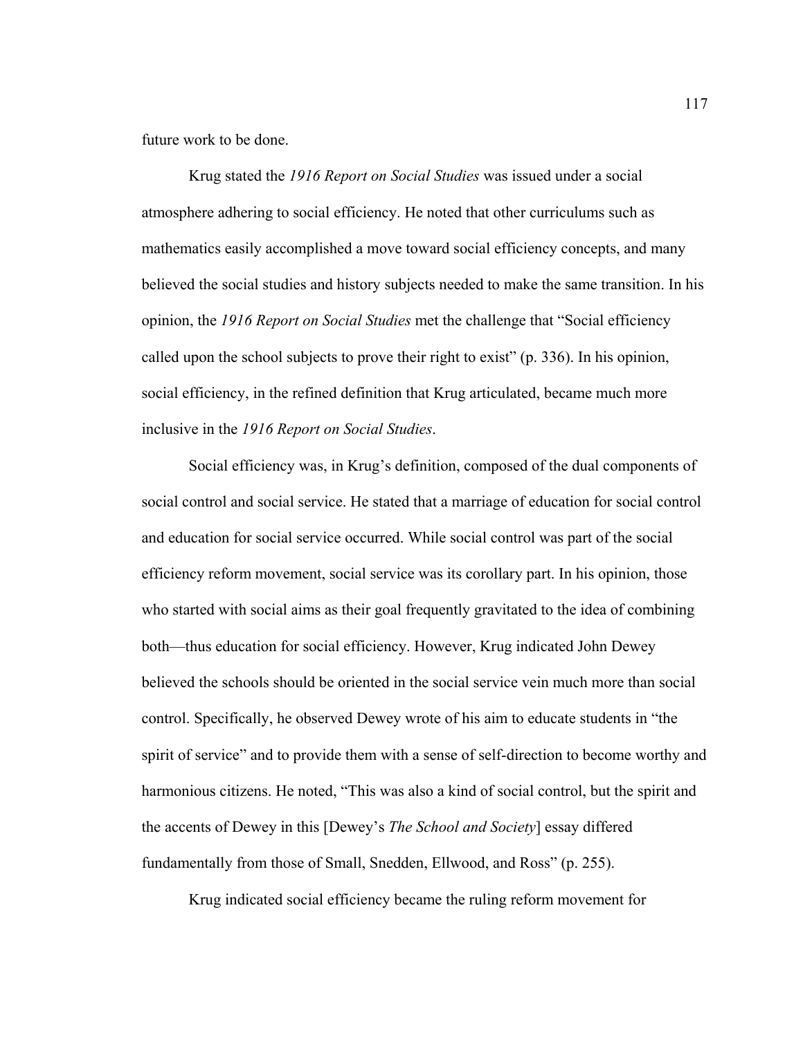future work to be done.

Krug stated the *1916 Report on Social Studies* was issued under a social atmosphere adhering to social efficiency. He noted that other curriculums such as mathematics easily accomplished a move toward social efficiency concepts, and many believed the social studies and history subjects needed to make the same transition. In his opinion, the *1916 Report on Social Studies* met the challenge that "Social efficiency called upon the school subjects to prove their right to exist" (p. 336). In his opinion, social efficiency, in the refined definition that Krug articulated, became much more inclusive in the *1916 Report on Social Studies*.

Social efficiency was, in Krug's definition, composed of the dual components of social control and social service. He stated that a marriage of education for social control and education for social service occurred. While social control was part of the social efficiency reform movement, social service was its corollary part. In his opinion, those who started with social aims as their goal frequently gravitated to the idea of combining both—thus education for social efficiency. However, Krug indicated John Dewey believed the schools should be oriented in the social service vein much more than social control. Specifically, he observed Dewey wrote of his aim to educate students in "the spirit of service" and to provide them with a sense of self-direction to become worthy and harmonious citizens. He noted, "This was also a kind of social control, but the spirit and the accents of Dewey in this [Dewey's *The School and Society*] essay differed fundamentally from those of Small, Snedden, Ellwood, and Ross" (p. 255).

Krug indicated social efficiency became the ruling reform movement for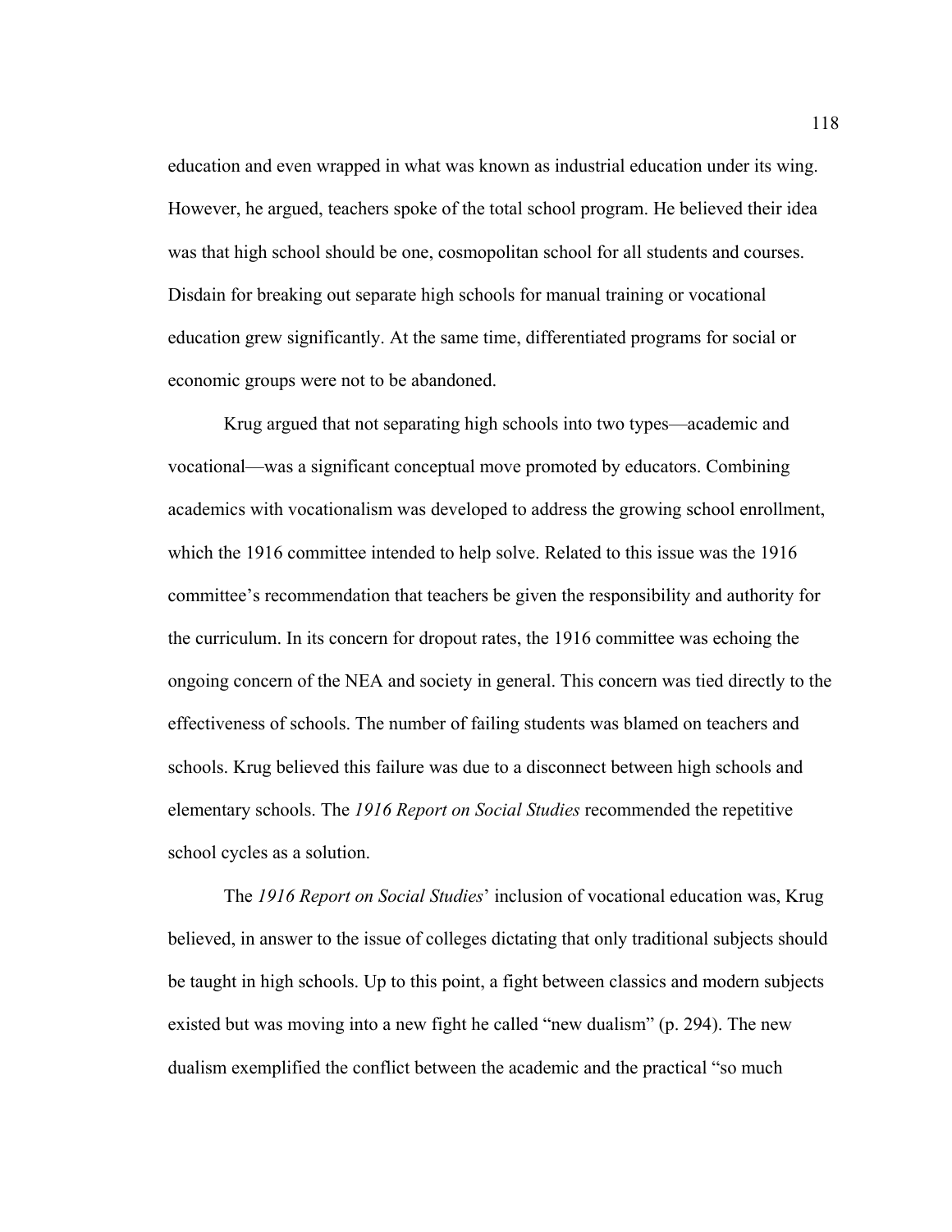education and even wrapped in what was known as industrial education under its wing. However, he argued, teachers spoke of the total school program. He believed their idea was that high school should be one, cosmopolitan school for all students and courses. Disdain for breaking out separate high schools for manual training or vocational education grew significantly. At the same time, differentiated programs for social or economic groups were not to be abandoned.

Krug argued that not separating high schools into two types—academic and vocational—was a significant conceptual move promoted by educators. Combining academics with vocationalism was developed to address the growing school enrollment, which the 1916 committee intended to help solve. Related to this issue was the 1916 committee's recommendation that teachers be given the responsibility and authority for the curriculum. In its concern for dropout rates, the 1916 committee was echoing the ongoing concern of the NEA and society in general. This concern was tied directly to the effectiveness of schools. The number of failing students was blamed on teachers and schools. Krug believed this failure was due to a disconnect between high schools and elementary schools. The *1916 Report on Social Studies* recommended the repetitive school cycles as a solution.

The *1916 Report on Social Studies*' inclusion of vocational education was, Krug believed, in answer to the issue of colleges dictating that only traditional subjects should be taught in high schools. Up to this point, a fight between classics and modern subjects existed but was moving into a new fight he called "new dualism" (p. 294). The new dualism exemplified the conflict between the academic and the practical "so much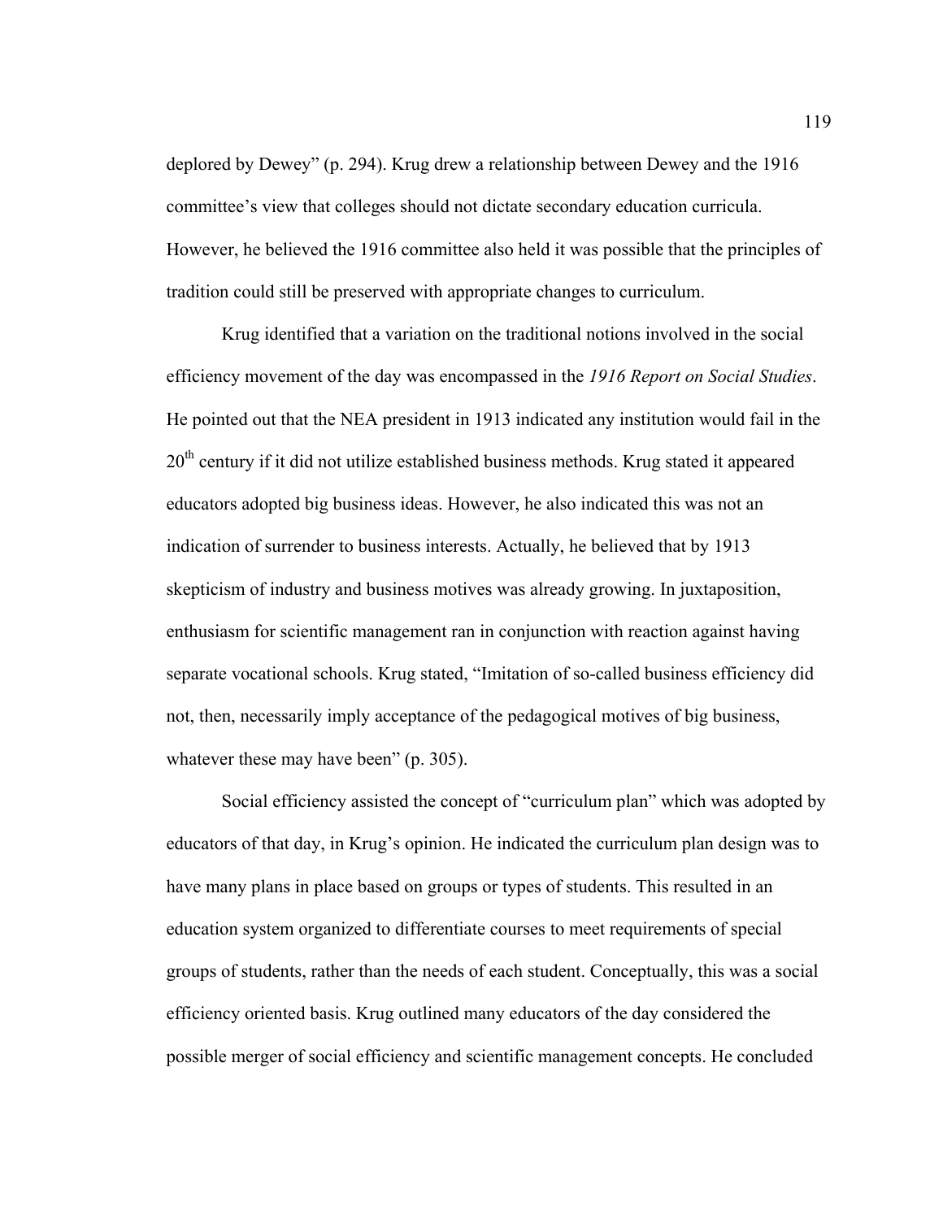deplored by Dewey" (p. 294). Krug drew a relationship between Dewey and the 1916 committee's view that colleges should not dictate secondary education curricula. However, he believed the 1916 committee also held it was possible that the principles of tradition could still be preserved with appropriate changes to curriculum.

Krug identified that a variation on the traditional notions involved in the social efficiency movement of the day was encompassed in the *1916 Report on Social Studies*. He pointed out that the NEA president in 1913 indicated any institution would fail in the 20th century if it did not utilize established business methods. Krug stated it appeared educators adopted big business ideas. However, he also indicated this was not an indication of surrender to business interests. Actually, he believed that by 1913 skepticism of industry and business motives was already growing. In juxtaposition, enthusiasm for scientific management ran in conjunction with reaction against having separate vocational schools. Krug stated, "Imitation of so-called business efficiency did not, then, necessarily imply acceptance of the pedagogical motives of big business, whatever these may have been" (p. 305).

Social efficiency assisted the concept of "curriculum plan" which was adopted by educators of that day, in Krug's opinion. He indicated the curriculum plan design was to have many plans in place based on groups or types of students. This resulted in an education system organized to differentiate courses to meet requirements of special groups of students, rather than the needs of each student. Conceptually, this was a social efficiency oriented basis. Krug outlined many educators of the day considered the possible merger of social efficiency and scientific management concepts. He concluded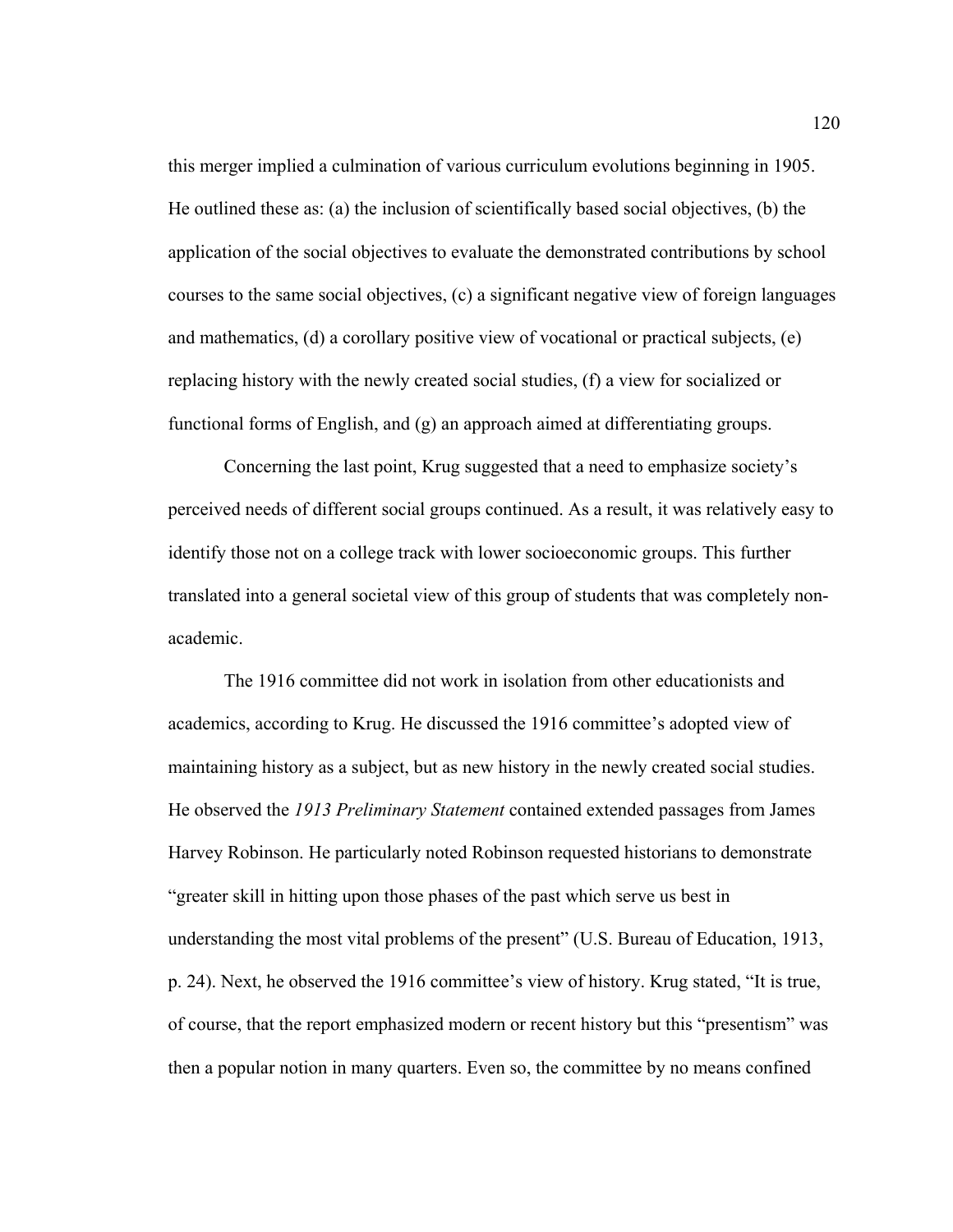this merger implied a culmination of various curriculum evolutions beginning in 1905. He outlined these as: (a) the inclusion of scientifically based social objectives, (b) the application of the social objectives to evaluate the demonstrated contributions by school courses to the same social objectives, (c) a significant negative view of foreign languages and mathematics, (d) a corollary positive view of vocational or practical subjects, (e) replacing history with the newly created social studies, (f) a view for socialized or functional forms of English, and (g) an approach aimed at differentiating groups.

Concerning the last point, Krug suggested that a need to emphasize society's perceived needs of different social groups continued. As a result, it was relatively easy to identify those not on a college track with lower socioeconomic groups. This further translated into a general societal view of this group of students that was completely non-academic.

The 1916 committee did not work in isolation from other educationists and academics, according to Krug. He discussed the 1916 committee's adopted view of maintaining history as a subject, but as new history in the newly created social studies. He observed the *1913 Preliminary Statement* contained extended passages from James Harvey Robinson. He particularly noted Robinson requested historians to demonstrate "greater skill in hitting upon those phases of the past which serve us best in understanding the most vital problems of the present" (U.S. Bureau of Education, 1913, p. 24). Next, he observed the 1916 committee's view of history. Krug stated, "It is true, of course, that the report emphasized modern or recent history but this "presentism" was then a popular notion in many quarters. Even so, the committee by no means confined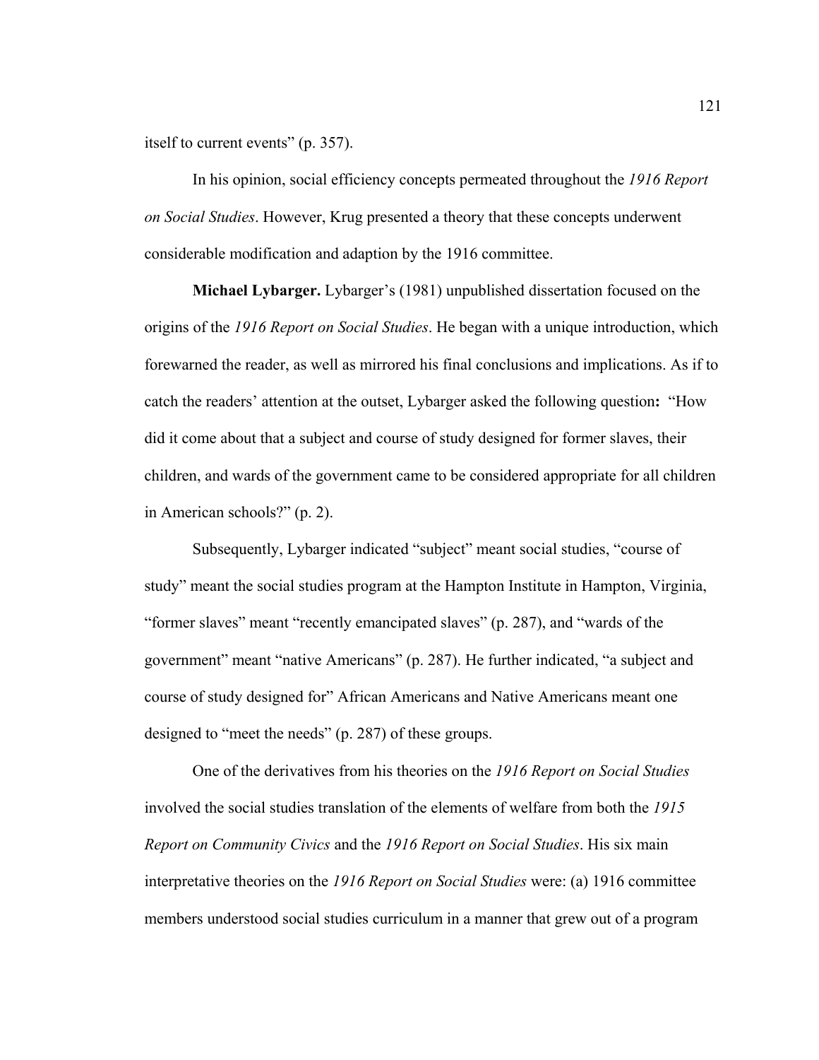itself to current events" (p. 357).

In his opinion, social efficiency concepts permeated throughout the *1916 Report on Social Studies*. However, Krug presented a theory that these concepts underwent considerable modification and adaption by the 1916 committee.

**Michael Lybarger.** Lybarger's (1981) unpublished dissertation focused on the origins of the *1916 Report on Social Studies*. He began with a unique introduction, which forewarned the reader, as well as mirrored his final conclusions and implications. As if to catch the readers' attention at the outset, Lybarger asked the following question**:** "How did it come about that a subject and course of study designed for former slaves, their children, and wards of the government came to be considered appropriate for all children in American schools?" (p. 2).

Subsequently, Lybarger indicated "subject" meant social studies, "course of study" meant the social studies program at the Hampton Institute in Hampton, Virginia, "former slaves" meant "recently emancipated slaves" (p. 287), and "wards of the government" meant "native Americans" (p. 287). He further indicated, "a subject and course of study designed for" African Americans and Native Americans meant one designed to "meet the needs" (p. 287) of these groups.

One of the derivatives from his theories on the *1916 Report on Social Studies* involved the social studies translation of the elements of welfare from both the *1915 Report on Community Civics* and the *1916 Report on Social Studies*. His six main interpretative theories on the *1916 Report on Social Studies* were: (a) 1916 committee members understood social studies curriculum in a manner that grew out of a program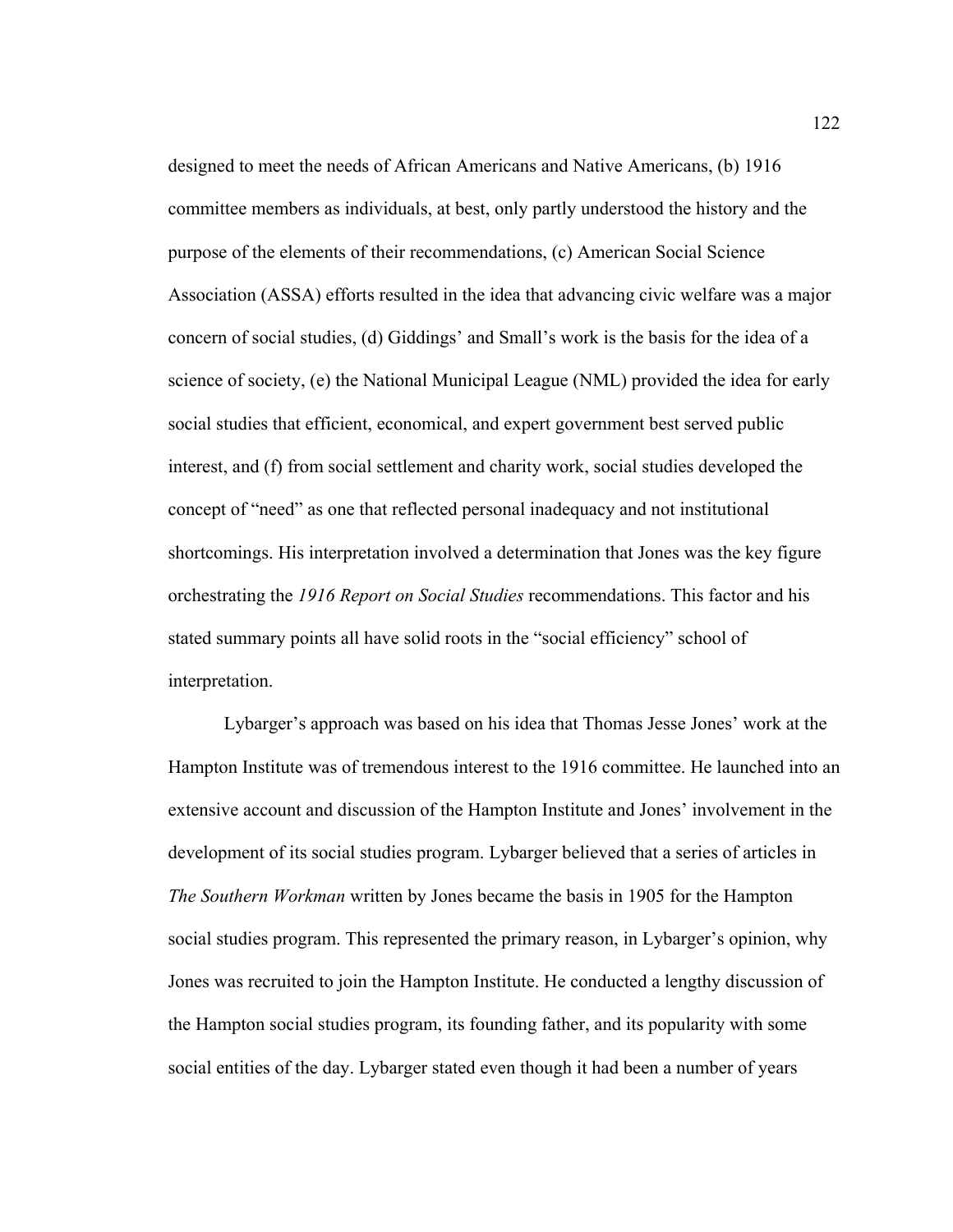designed to meet the needs of African Americans and Native Americans, (b) 1916 committee members as individuals, at best, only partly understood the history and the purpose of the elements of their recommendations, (c) American Social Science Association (ASSA) efforts resulted in the idea that advancing civic welfare was a major concern of social studies, (d) Giddings' and Small's work is the basis for the idea of a science of society, (e) the National Municipal League (NML) provided the idea for early social studies that efficient, economical, and expert government best served public interest, and (f) from social settlement and charity work, social studies developed the concept of "need" as one that reflected personal inadequacy and not institutional shortcomings. His interpretation involved a determination that Jones was the key figure orchestrating the *1916 Report on Social Studies* recommendations. This factor and his stated summary points all have solid roots in the "social efficiency" school of interpretation.

Lybarger's approach was based on his idea that Thomas Jesse Jones' work at the Hampton Institute was of tremendous interest to the 1916 committee. He launched into an extensive account and discussion of the Hampton Institute and Jones' involvement in the development of its social studies program. Lybarger believed that a series of articles in *The Southern Workman* written by Jones became the basis in 1905 for the Hampton social studies program. This represented the primary reason, in Lybarger's opinion, why Jones was recruited to join the Hampton Institute. He conducted a lengthy discussion of the Hampton social studies program, its founding father, and its popularity with some social entities of the day. Lybarger stated even though it had been a number of years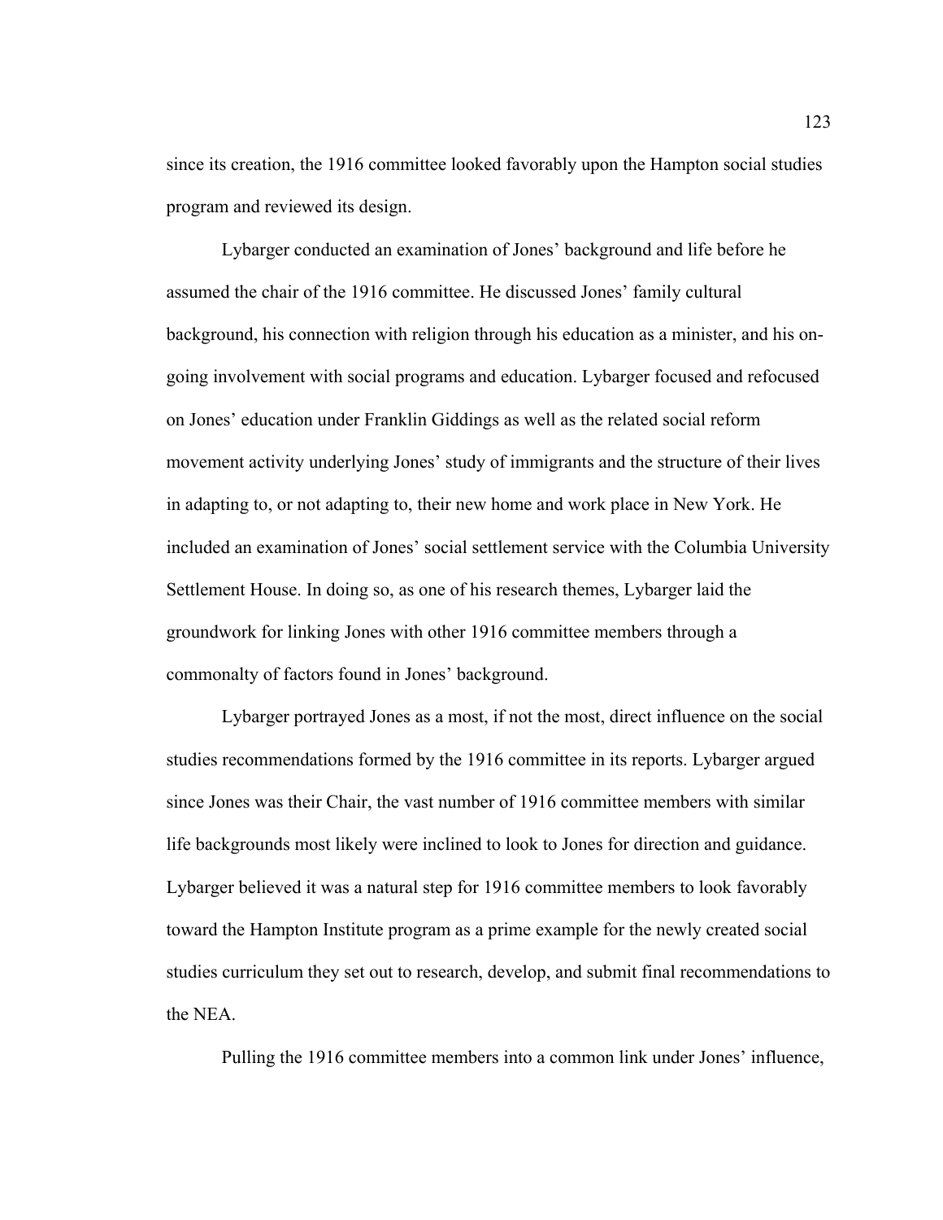since its creation, the 1916 committee looked favorably upon the Hampton social studies program and reviewed its design.

Lybarger conducted an examination of Jones' background and life before he assumed the chair of the 1916 committee. He discussed Jones' family cultural background, his connection with religion through his education as a minister, and his on-going involvement with social programs and education. Lybarger focused and refocused on Jones' education under Franklin Giddings as well as the related social reform movement activity underlying Jones' study of immigrants and the structure of their lives in adapting to, or not adapting to, their new home and work place in New York. He included an examination of Jones' social settlement service with the Columbia University Settlement House. In doing so, as one of his research themes, Lybarger laid the groundwork for linking Jones with other 1916 committee members through a commonalty of factors found in Jones' background.

Lybarger portrayed Jones as a most, if not the most, direct influence on the social studies recommendations formed by the 1916 committee in its reports. Lybarger argued since Jones was their Chair, the vast number of 1916 committee members with similar life backgrounds most likely were inclined to look to Jones for direction and guidance. Lybarger believed it was a natural step for 1916 committee members to look favorably toward the Hampton Institute program as a prime example for the newly created social studies curriculum they set out to research, develop, and submit final recommendations to the NEA.

Pulling the 1916 committee members into a common link under Jones' influence,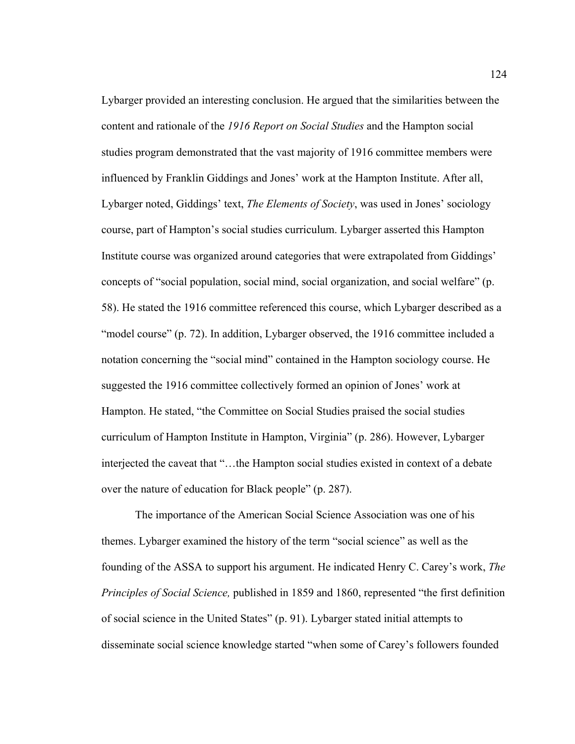Lybarger provided an interesting conclusion. He argued that the similarities between the content and rationale of the *1916 Report on Social Studies* and the Hampton social studies program demonstrated that the vast majority of 1916 committee members were influenced by Franklin Giddings and Jones' work at the Hampton Institute. After all, Lybarger noted, Giddings' text, *The Elements of Society*, was used in Jones' sociology course, part of Hampton's social studies curriculum. Lybarger asserted this Hampton Institute course was organized around categories that were extrapolated from Giddings' concepts of "social population, social mind, social organization, and social welfare" (p. 58). He stated the 1916 committee referenced this course, which Lybarger described as a "model course" (p. 72). In addition, Lybarger observed, the 1916 committee included a notation concerning the "social mind" contained in the Hampton sociology course. He suggested the 1916 committee collectively formed an opinion of Jones' work at Hampton. He stated, "the Committee on Social Studies praised the social studies curriculum of Hampton Institute in Hampton, Virginia" (p. 286). However, Lybarger interjected the caveat that "…the Hampton social studies existed in context of a debate over the nature of education for Black people" (p. 287).

The importance of the American Social Science Association was one of his themes. Lybarger examined the history of the term "social science" as well as the founding of the ASSA to support his argument. He indicated Henry C. Carey's work, *The Principles of Social Science,* published in 1859 and 1860, represented "the first definition of social science in the United States" (p. 91). Lybarger stated initial attempts to disseminate social science knowledge started "when some of Carey's followers founded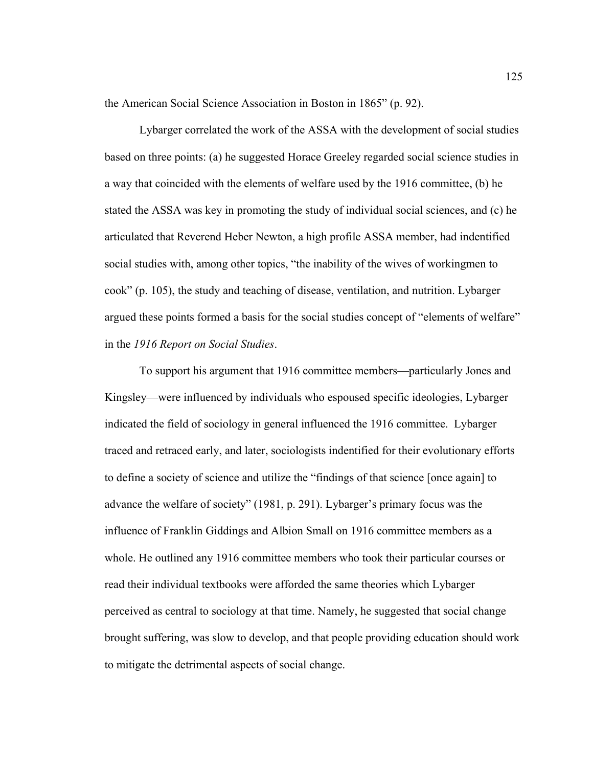the American Social Science Association in Boston in 1865" (p. 92).

Lybarger correlated the work of the ASSA with the development of social studies based on three points: (a) he suggested Horace Greeley regarded social science studies in a way that coincided with the elements of welfare used by the 1916 committee, (b) he stated the ASSA was key in promoting the study of individual social sciences, and (c) he articulated that Reverend Heber Newton, a high profile ASSA member, had indentified social studies with, among other topics, "the inability of the wives of workingmen to cook" (p. 105), the study and teaching of disease, ventilation, and nutrition. Lybarger argued these points formed a basis for the social studies concept of "elements of welfare" in the *1916 Report on Social Studies*.

To support his argument that 1916 committee members—particularly Jones and Kingsley—were influenced by individuals who espoused specific ideologies, Lybarger indicated the field of sociology in general influenced the 1916 committee. Lybarger traced and retraced early, and later, sociologists indentified for their evolutionary efforts to define a society of science and utilize the "findings of that science [once again] to advance the welfare of society" (1981, p. 291). Lybarger's primary focus was the influence of Franklin Giddings and Albion Small on 1916 committee members as a whole. He outlined any 1916 committee members who took their particular courses or read their individual textbooks were afforded the same theories which Lybarger perceived as central to sociology at that time. Namely, he suggested that social change brought suffering, was slow to develop, and that people providing education should work to mitigate the detrimental aspects of social change.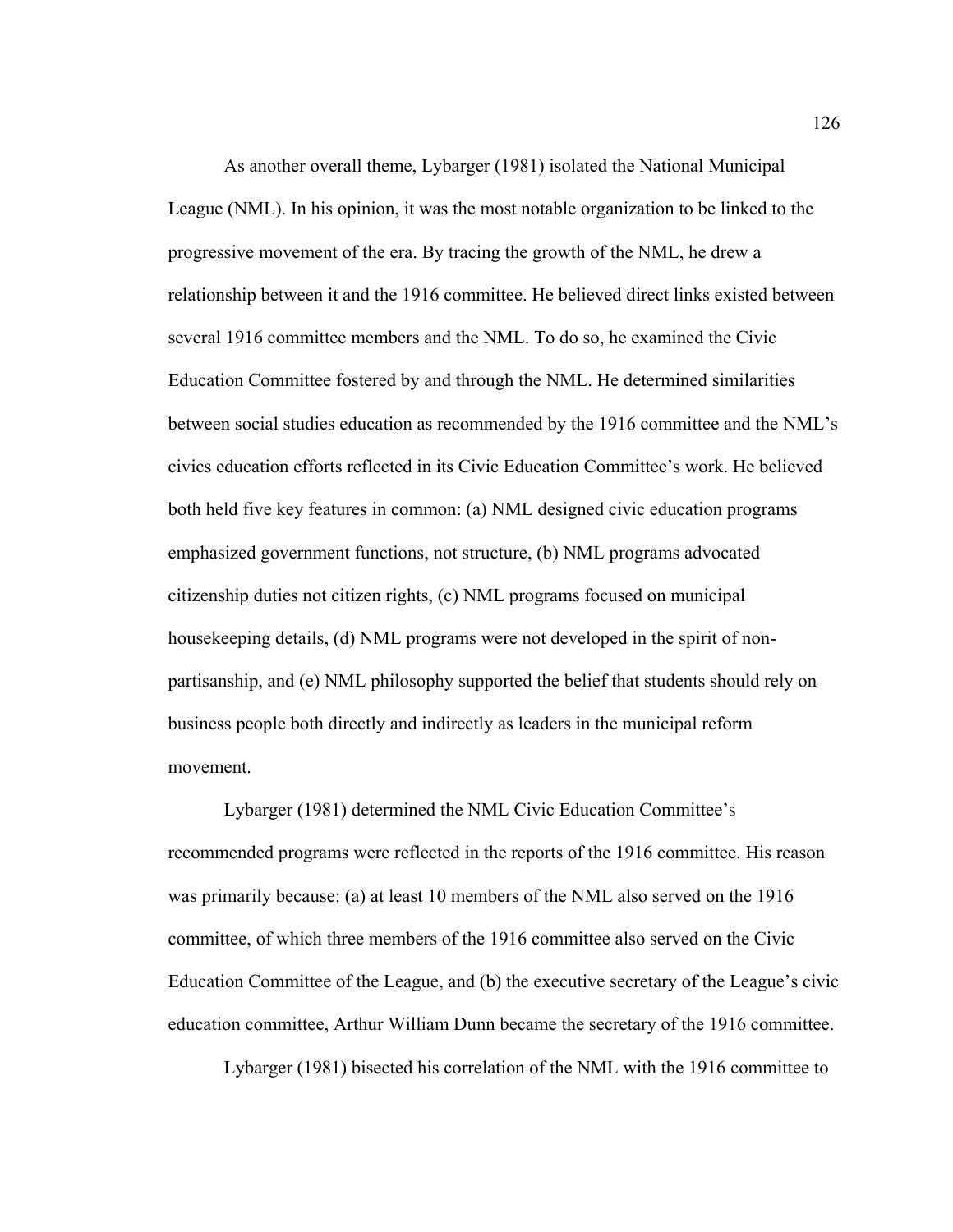As another overall theme, Lybarger (1981) isolated the National Municipal League (NML). In his opinion, it was the most notable organization to be linked to the progressive movement of the era. By tracing the growth of the NML, he drew a relationship between it and the 1916 committee. He believed direct links existed between several 1916 committee members and the NML. To do so, he examined the Civic Education Committee fostered by and through the NML. He determined similarities between social studies education as recommended by the 1916 committee and the NML's civics education efforts reflected in its Civic Education Committee's work. He believed both held five key features in common: (a) NML designed civic education programs emphasized government functions, not structure, (b) NML programs advocated citizenship duties not citizen rights, (c) NML programs focused on municipal housekeeping details, (d) NML programs were not developed in the spirit of non-partisanship, and (e) NML philosophy supported the belief that students should rely on business people both directly and indirectly as leaders in the municipal reform movement.

Lybarger (1981) determined the NML Civic Education Committee's recommended programs were reflected in the reports of the 1916 committee. His reason was primarily because: (a) at least 10 members of the NML also served on the 1916 committee, of which three members of the 1916 committee also served on the Civic Education Committee of the League, and (b) the executive secretary of the League's civic education committee, Arthur William Dunn became the secretary of the 1916 committee.

Lybarger (1981) bisected his correlation of the NML with the 1916 committee to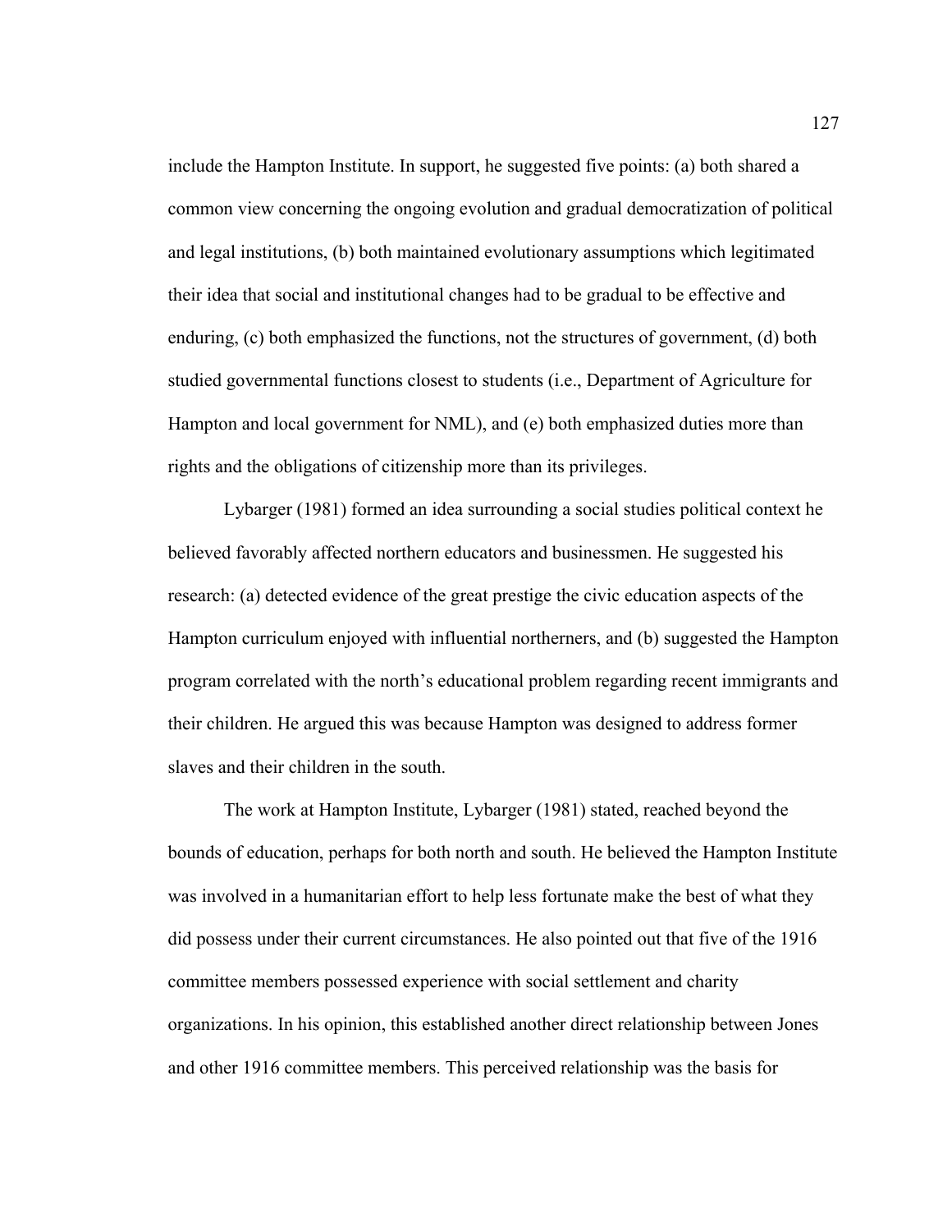include the Hampton Institute. In support, he suggested five points: (a) both shared a common view concerning the ongoing evolution and gradual democratization of political and legal institutions, (b) both maintained evolutionary assumptions which legitimated their idea that social and institutional changes had to be gradual to be effective and enduring, (c) both emphasized the functions, not the structures of government, (d) both studied governmental functions closest to students (i.e., Department of Agriculture for Hampton and local government for NML), and (e) both emphasized duties more than rights and the obligations of citizenship more than its privileges.

Lybarger (1981) formed an idea surrounding a social studies political context he believed favorably affected northern educators and businessmen. He suggested his research: (a) detected evidence of the great prestige the civic education aspects of the Hampton curriculum enjoyed with influential northerners, and (b) suggested the Hampton program correlated with the north's educational problem regarding recent immigrants and their children. He argued this was because Hampton was designed to address former slaves and their children in the south.

The work at Hampton Institute, Lybarger (1981) stated, reached beyond the bounds of education, perhaps for both north and south. He believed the Hampton Institute was involved in a humanitarian effort to help less fortunate make the best of what they did possess under their current circumstances. He also pointed out that five of the 1916 committee members possessed experience with social settlement and charity organizations. In his opinion, this established another direct relationship between Jones and other 1916 committee members. This perceived relationship was the basis for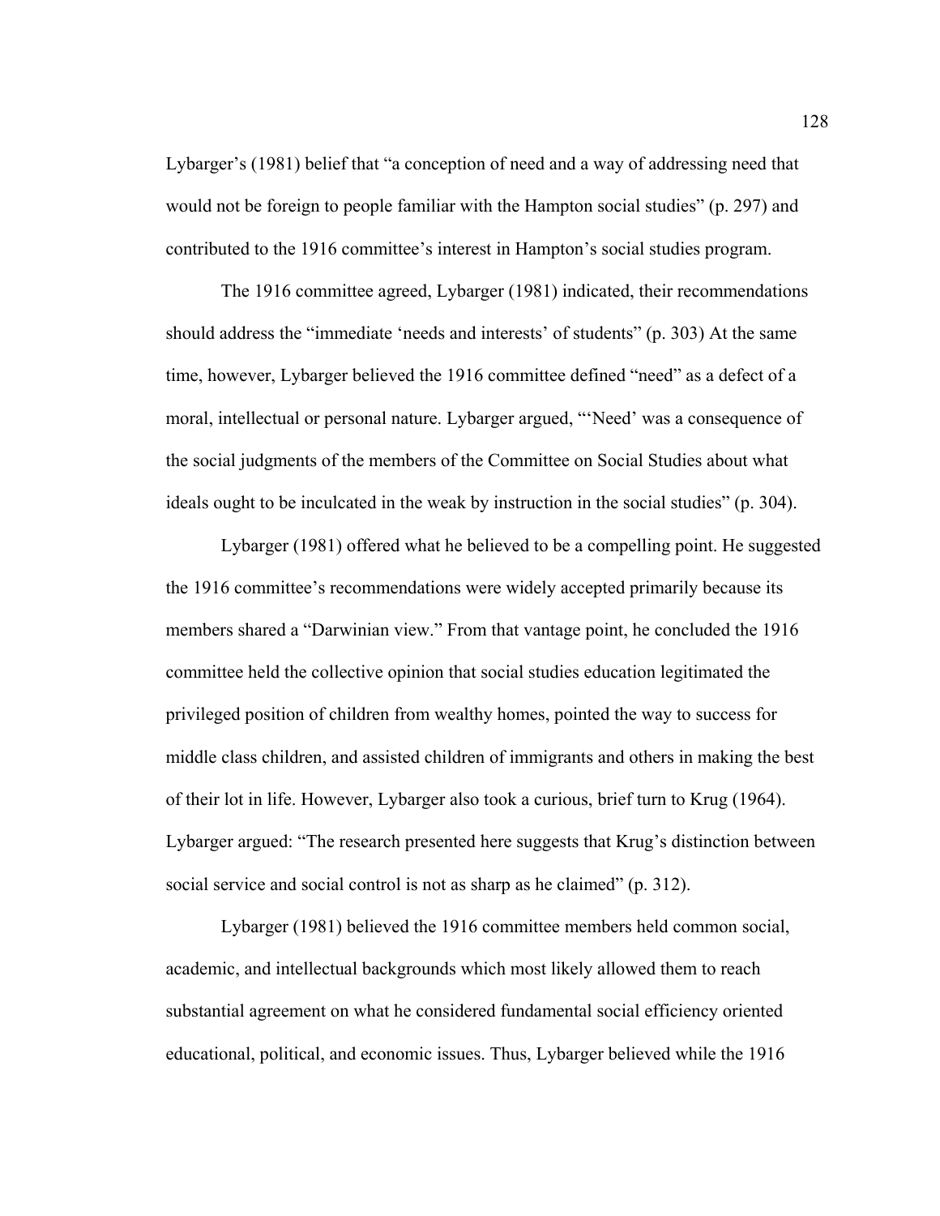Lybarger's (1981) belief that "a conception of need and a way of addressing need that would not be foreign to people familiar with the Hampton social studies" (p. 297) and contributed to the 1916 committee's interest in Hampton's social studies program.

The 1916 committee agreed, Lybarger (1981) indicated, their recommendations should address the "immediate 'needs and interests' of students" (p. 303) At the same time, however, Lybarger believed the 1916 committee defined "need" as a defect of a moral, intellectual or personal nature. Lybarger argued, "'Need' was a consequence of the social judgments of the members of the Committee on Social Studies about what ideals ought to be inculcated in the weak by instruction in the social studies" (p. 304).

Lybarger (1981) offered what he believed to be a compelling point. He suggested the 1916 committee's recommendations were widely accepted primarily because its members shared a "Darwinian view." From that vantage point, he concluded the 1916 committee held the collective opinion that social studies education legitimated the privileged position of children from wealthy homes, pointed the way to success for middle class children, and assisted children of immigrants and others in making the best of their lot in life. However, Lybarger also took a curious, brief turn to Krug (1964). Lybarger argued: "The research presented here suggests that Krug's distinction between social service and social control is not as sharp as he claimed" (p. 312).

Lybarger (1981) believed the 1916 committee members held common social, academic, and intellectual backgrounds which most likely allowed them to reach substantial agreement on what he considered fundamental social efficiency oriented educational, political, and economic issues. Thus, Lybarger believed while the 1916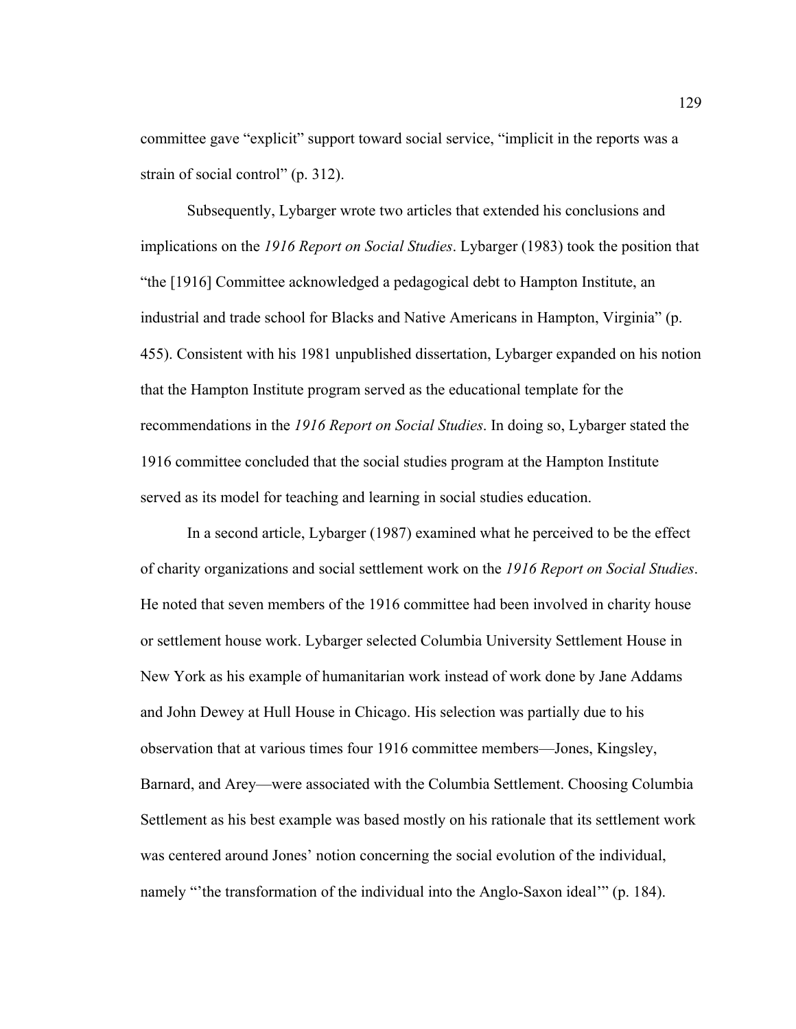committee gave "explicit" support toward social service, "implicit in the reports was a strain of social control" (p. 312).

Subsequently, Lybarger wrote two articles that extended his conclusions and implications on the *1916 Report on Social Studies*. Lybarger (1983) took the position that "the [1916] Committee acknowledged a pedagogical debt to Hampton Institute, an industrial and trade school for Blacks and Native Americans in Hampton, Virginia" (p. 455). Consistent with his 1981 unpublished dissertation, Lybarger expanded on his notion that the Hampton Institute program served as the educational template for the recommendations in the *1916 Report on Social Studies*. In doing so, Lybarger stated the 1916 committee concluded that the social studies program at the Hampton Institute served as its model for teaching and learning in social studies education.

In a second article, Lybarger (1987) examined what he perceived to be the effect of charity organizations and social settlement work on the *1916 Report on Social Studies*. He noted that seven members of the 1916 committee had been involved in charity house or settlement house work. Lybarger selected Columbia University Settlement House in New York as his example of humanitarian work instead of work done by Jane Addams and John Dewey at Hull House in Chicago. His selection was partially due to his observation that at various times four 1916 committee members—Jones, Kingsley, Barnard, and Arey—were associated with the Columbia Settlement. Choosing Columbia Settlement as his best example was based mostly on his rationale that its settlement work was centered around Jones' notion concerning the social evolution of the individual, namely "'the transformation of the individual into the Anglo-Saxon ideal'" (p. 184).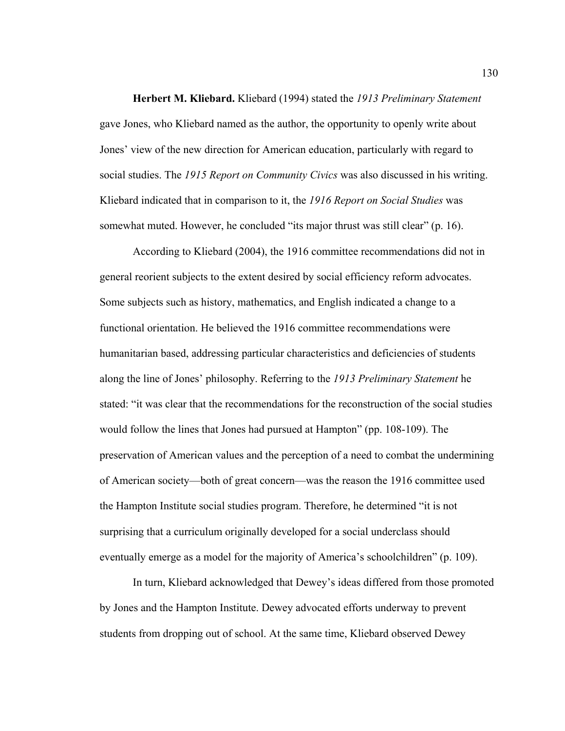**Herbert M. Kliebard.** Kliebard (1994) stated the *1913 Preliminary Statement* gave Jones, who Kliebard named as the author, the opportunity to openly write about Jones' view of the new direction for American education, particularly with regard to social studies. The *1915 Report on Community Civics* was also discussed in his writing. Kliebard indicated that in comparison to it, the *1916 Report on Social Studies* was somewhat muted. However, he concluded "its major thrust was still clear" (p. 16).

According to Kliebard (2004), the 1916 committee recommendations did not in general reorient subjects to the extent desired by social efficiency reform advocates. Some subjects such as history, mathematics, and English indicated a change to a functional orientation. He believed the 1916 committee recommendations were humanitarian based, addressing particular characteristics and deficiencies of students along the line of Jones' philosophy. Referring to the *1913 Preliminary Statement* he stated: "it was clear that the recommendations for the reconstruction of the social studies would follow the lines that Jones had pursued at Hampton" (pp. 108-109). The preservation of American values and the perception of a need to combat the undermining of American society—both of great concern—was the reason the 1916 committee used the Hampton Institute social studies program. Therefore, he determined "it is not surprising that a curriculum originally developed for a social underclass should eventually emerge as a model for the majority of America's schoolchildren" (p. 109).

In turn, Kliebard acknowledged that Dewey's ideas differed from those promoted by Jones and the Hampton Institute. Dewey advocated efforts underway to prevent students from dropping out of school. At the same time, Kliebard observed Dewey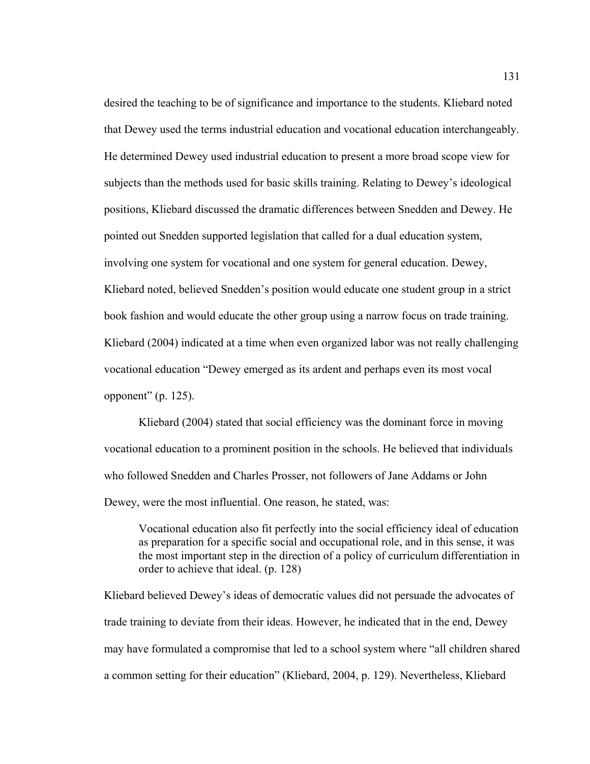desired the teaching to be of significance and importance to the students. Kliebard noted that Dewey used the terms industrial education and vocational education interchangeably. He determined Dewey used industrial education to present a more broad scope view for subjects than the methods used for basic skills training. Relating to Dewey's ideological positions, Kliebard discussed the dramatic differences between Snedden and Dewey. He pointed out Snedden supported legislation that called for a dual education system, involving one system for vocational and one system for general education. Dewey, Kliebard noted, believed Snedden's position would educate one student group in a strict book fashion and would educate the other group using a narrow focus on trade training. Kliebard (2004) indicated at a time when even organized labor was not really challenging vocational education "Dewey emerged as its ardent and perhaps even its most vocal opponent" (p. 125).

Kliebard (2004) stated that social efficiency was the dominant force in moving vocational education to a prominent position in the schools. He believed that individuals who followed Snedden and Charles Prosser, not followers of Jane Addams or John Dewey, were the most influential. One reason, he stated, was:

> Vocational education also fit perfectly into the social efficiency ideal of education as preparation for a specific social and occupational role, and in this sense, it was the most important step in the direction of a policy of curriculum differentiation in order to achieve that ideal. (p. 128)

Kliebard believed Dewey's ideas of democratic values did not persuade the advocates of trade training to deviate from their ideas. However, he indicated that in the end, Dewey may have formulated a compromise that led to a school system where "all children shared a common setting for their education" (Kliebard, 2004, p. 129). Nevertheless, Kliebard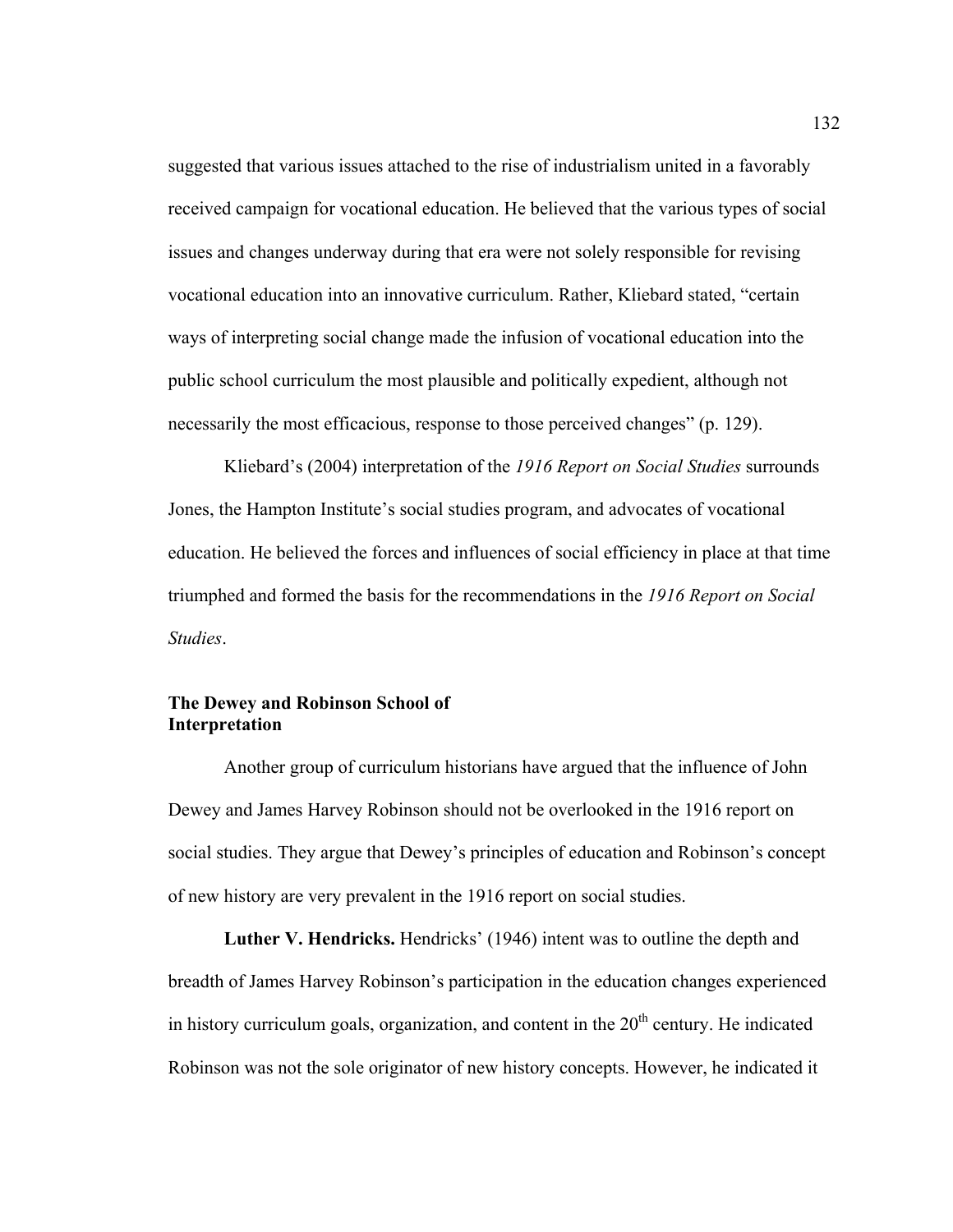suggested that various issues attached to the rise of industrialism united in a favorably received campaign for vocational education. He believed that the various types of social issues and changes underway during that era were not solely responsible for revising vocational education into an innovative curriculum. Rather, Kliebard stated, "certain ways of interpreting social change made the infusion of vocational education into the public school curriculum the most plausible and politically expedient, although not necessarily the most efficacious, response to those perceived changes" (p. 129).

Kliebard's (2004) interpretation of the *1916 Report on Social Studies* surrounds Jones, the Hampton Institute's social studies program, and advocates of vocational education. He believed the forces and influences of social efficiency in place at that time triumphed and formed the basis for the recommendations in the *1916 Report on Social Studies*.

### The Dewey and Robinson School of Interpretation

Another group of curriculum historians have argued that the influence of John Dewey and James Harvey Robinson should not be overlooked in the 1916 report on social studies. They argue that Dewey's principles of education and Robinson's concept of new history are very prevalent in the 1916 report on social studies.

**Luther V. Hendricks.** Hendricks' (1946) intent was to outline the depth and breadth of James Harvey Robinson's participation in the education changes experienced in history curriculum goals, organization, and content in the 20th century. He indicated Robinson was not the sole originator of new history concepts. However, he indicated it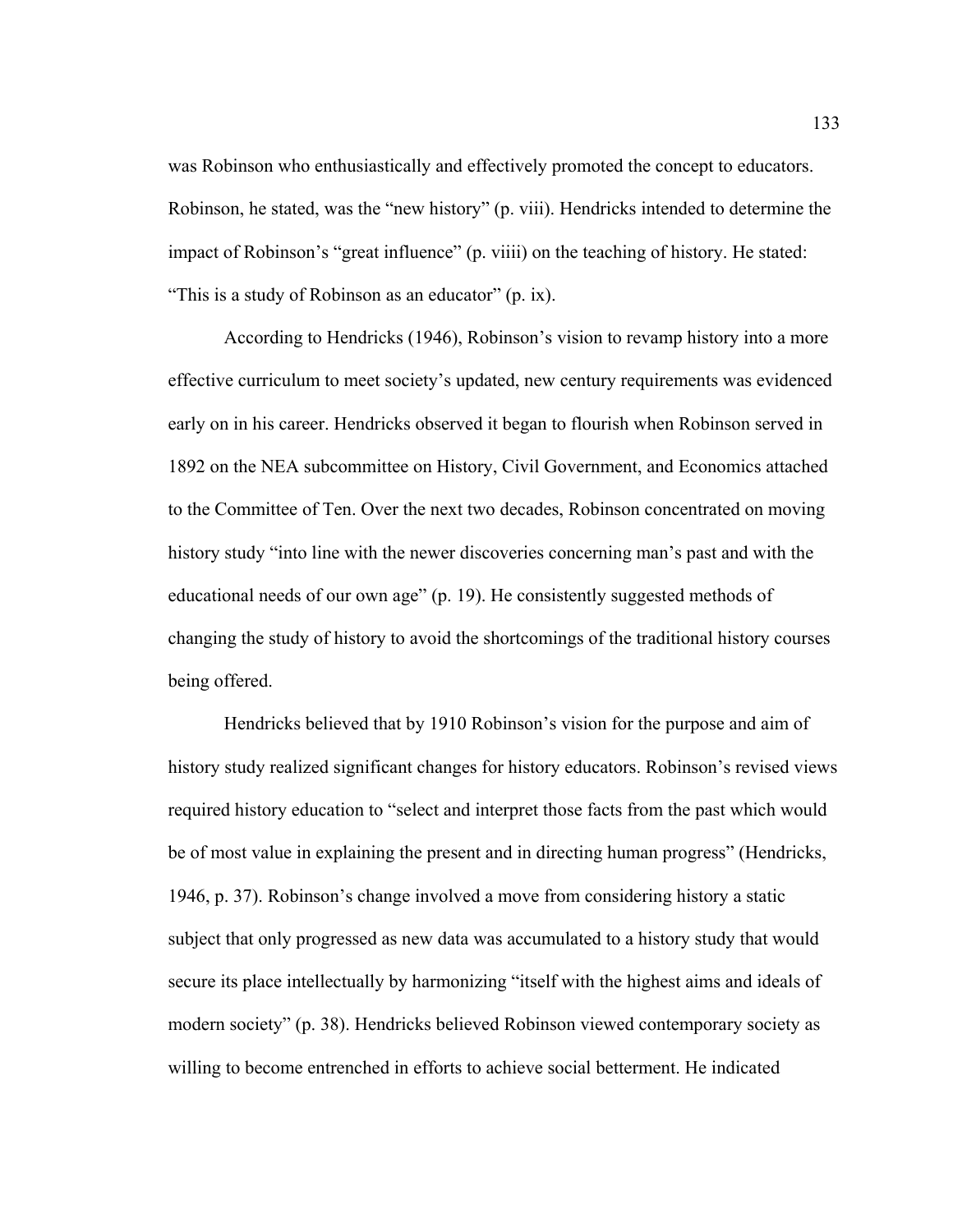was Robinson who enthusiastically and effectively promoted the concept to educators. Robinson, he stated, was the "new history" (p. viii). Hendricks intended to determine the impact of Robinson's "great influence" (p. viiii) on the teaching of history. He stated: "This is a study of Robinson as an educator" (p. ix).

According to Hendricks (1946), Robinson's vision to revamp history into a more effective curriculum to meet society's updated, new century requirements was evidenced early on in his career. Hendricks observed it began to flourish when Robinson served in 1892 on the NEA subcommittee on History, Civil Government, and Economics attached to the Committee of Ten. Over the next two decades, Robinson concentrated on moving history study "into line with the newer discoveries concerning man's past and with the educational needs of our own age" (p. 19). He consistently suggested methods of changing the study of history to avoid the shortcomings of the traditional history courses being offered.

Hendricks believed that by 1910 Robinson's vision for the purpose and aim of history study realized significant changes for history educators. Robinson's revised views required history education to "select and interpret those facts from the past which would be of most value in explaining the present and in directing human progress" (Hendricks, 1946, p. 37). Robinson's change involved a move from considering history a static subject that only progressed as new data was accumulated to a history study that would secure its place intellectually by harmonizing "itself with the highest aims and ideals of modern society" (p. 38). Hendricks believed Robinson viewed contemporary society as willing to become entrenched in efforts to achieve social betterment. He indicated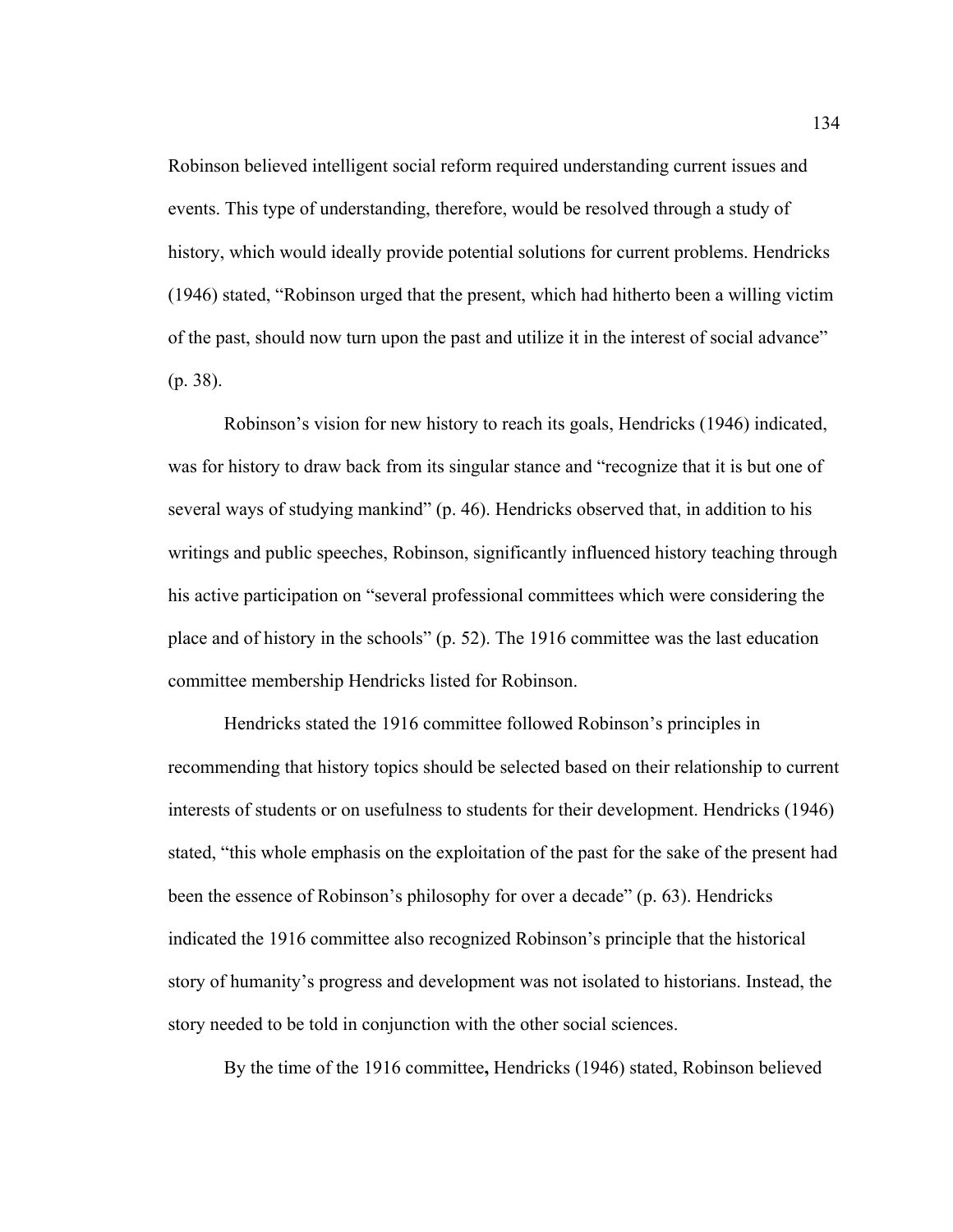Robinson believed intelligent social reform required understanding current issues and events. This type of understanding, therefore, would be resolved through a study of history, which would ideally provide potential solutions for current problems. Hendricks (1946) stated, "Robinson urged that the present, which had hitherto been a willing victim of the past, should now turn upon the past and utilize it in the interest of social advance" (p. 38).

Robinson's vision for new history to reach its goals, Hendricks (1946) indicated, was for history to draw back from its singular stance and "recognize that it is but one of several ways of studying mankind" (p. 46). Hendricks observed that, in addition to his writings and public speeches, Robinson, significantly influenced history teaching through his active participation on "several professional committees which were considering the place and of history in the schools" (p. 52). The 1916 committee was the last education committee membership Hendricks listed for Robinson.

Hendricks stated the 1916 committee followed Robinson's principles in recommending that history topics should be selected based on their relationship to current interests of students or on usefulness to students for their development. Hendricks (1946) stated, "this whole emphasis on the exploitation of the past for the sake of the present had been the essence of Robinson's philosophy for over a decade" (p. 63). Hendricks indicated the 1916 committee also recognized Robinson's principle that the historical story of humanity's progress and development was not isolated to historians. Instead, the story needed to be told in conjunction with the other social sciences.

By the time of the 1916 committee**,** Hendricks (1946) stated, Robinson believed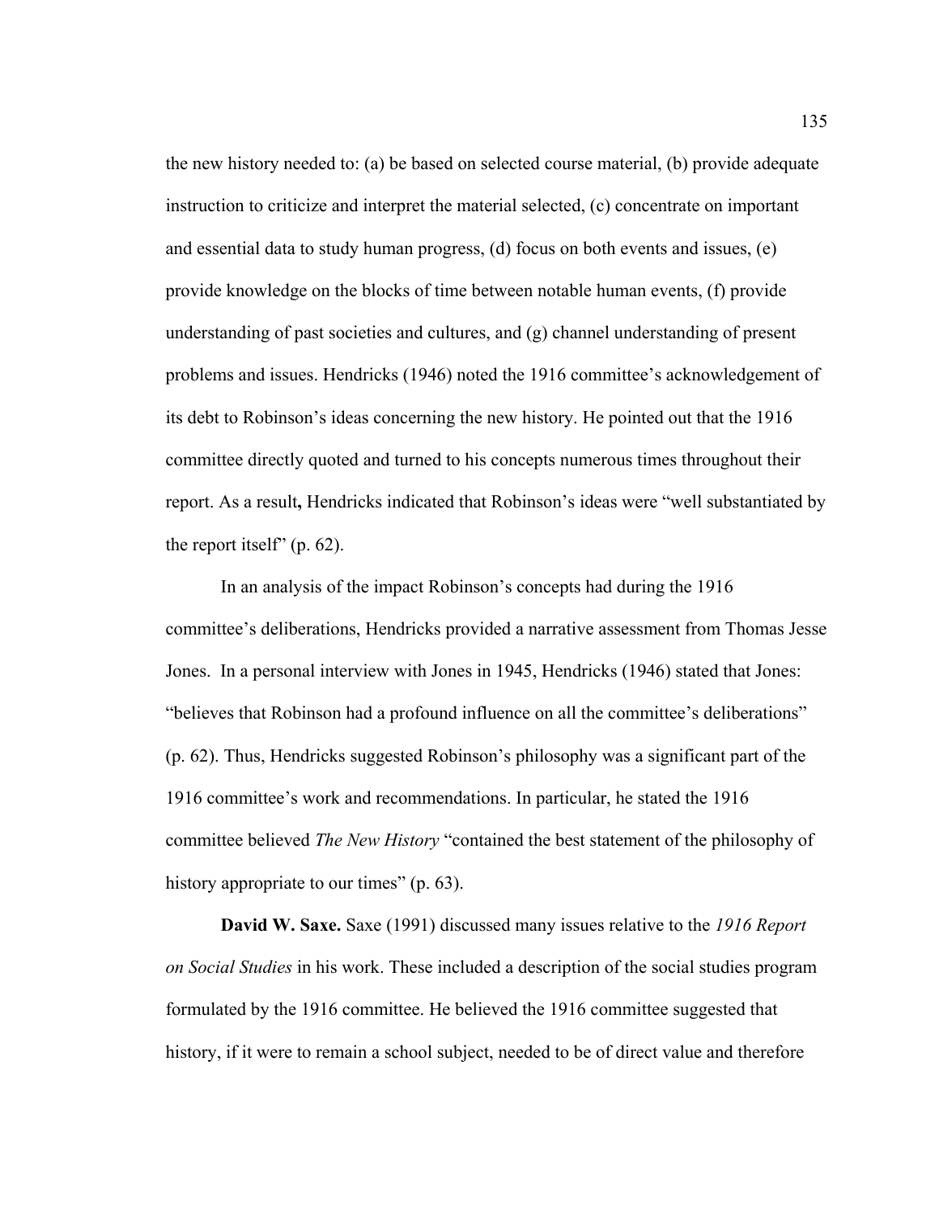the new history needed to: (a) be based on selected course material, (b) provide adequate instruction to criticize and interpret the material selected, (c) concentrate on important and essential data to study human progress, (d) focus on both events and issues, (e) provide knowledge on the blocks of time between notable human events, (f) provide understanding of past societies and cultures, and (g) channel understanding of present problems and issues. Hendricks (1946) noted the 1916 committee's acknowledgement of its debt to Robinson's ideas concerning the new history. He pointed out that the 1916 committee directly quoted and turned to his concepts numerous times throughout their report. As a result**,** Hendricks indicated that Robinson's ideas were "well substantiated by the report itself" (p. 62).

In an analysis of the impact Robinson's concepts had during the 1916 committee's deliberations, Hendricks provided a narrative assessment from Thomas Jesse Jones. In a personal interview with Jones in 1945, Hendricks (1946) stated that Jones: "believes that Robinson had a profound influence on all the committee's deliberations" (p. 62). Thus, Hendricks suggested Robinson's philosophy was a significant part of the 1916 committee's work and recommendations. In particular, he stated the 1916 committee believed *The New History* "contained the best statement of the philosophy of history appropriate to our times" (p. 63).

**David W. Saxe.** Saxe (1991) discussed many issues relative to the *1916 Report on Social Studies* in his work. These included a description of the social studies program formulated by the 1916 committee. He believed the 1916 committee suggested that history, if it were to remain a school subject, needed to be of direct value and therefore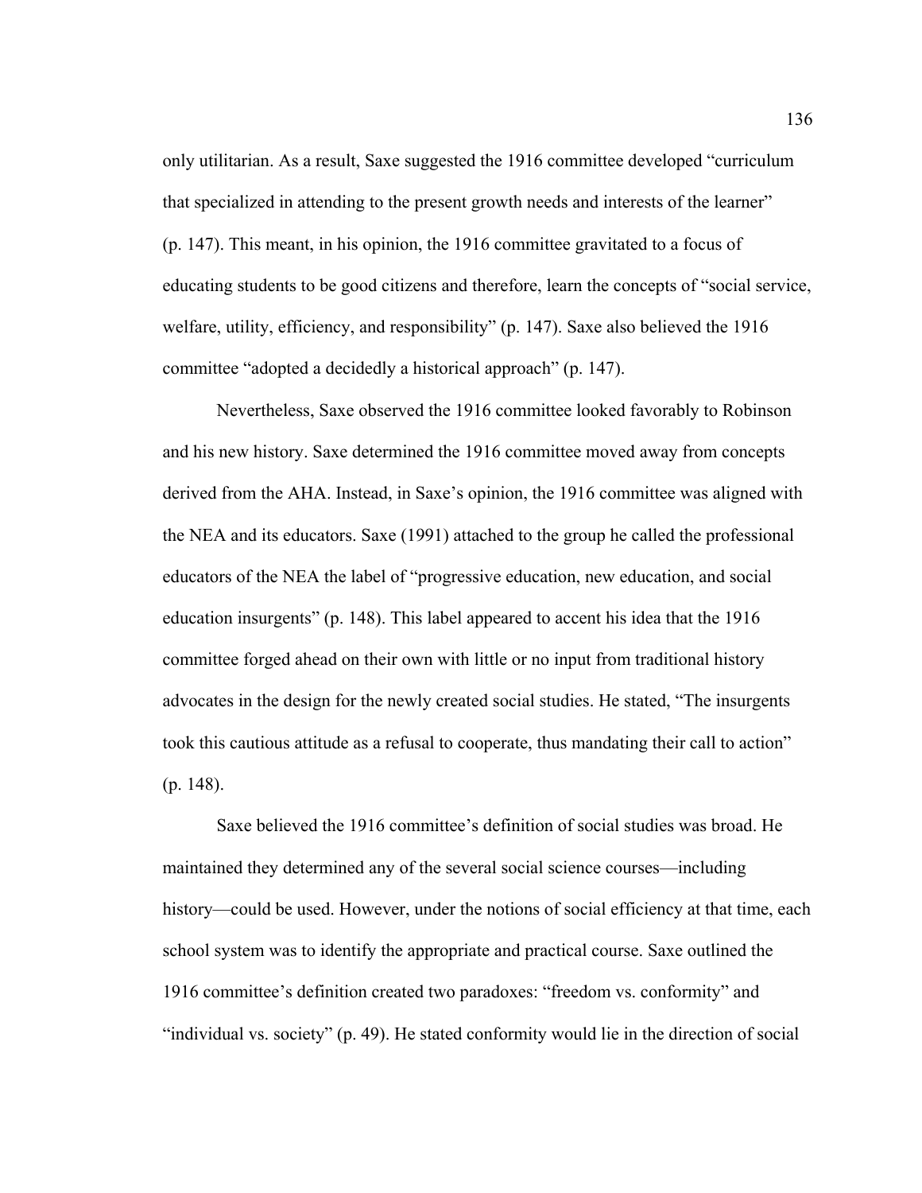only utilitarian. As a result, Saxe suggested the 1916 committee developed "curriculum that specialized in attending to the present growth needs and interests of the learner" (p. 147). This meant, in his opinion, the 1916 committee gravitated to a focus of educating students to be good citizens and therefore, learn the concepts of "social service, welfare, utility, efficiency, and responsibility" (p. 147). Saxe also believed the 1916 committee "adopted a decidedly a historical approach" (p. 147).

Nevertheless, Saxe observed the 1916 committee looked favorably to Robinson and his new history. Saxe determined the 1916 committee moved away from concepts derived from the AHA. Instead, in Saxe's opinion, the 1916 committee was aligned with the NEA and its educators. Saxe (1991) attached to the group he called the professional educators of the NEA the label of "progressive education, new education, and social education insurgents" (p. 148). This label appeared to accent his idea that the 1916 committee forged ahead on their own with little or no input from traditional history advocates in the design for the newly created social studies. He stated, "The insurgents took this cautious attitude as a refusal to cooperate, thus mandating their call to action" (p. 148).

Saxe believed the 1916 committee's definition of social studies was broad. He maintained they determined any of the several social science courses—including history—could be used. However, under the notions of social efficiency at that time, each school system was to identify the appropriate and practical course. Saxe outlined the 1916 committee's definition created two paradoxes: "freedom vs. conformity" and "individual vs. society" (p. 49). He stated conformity would lie in the direction of social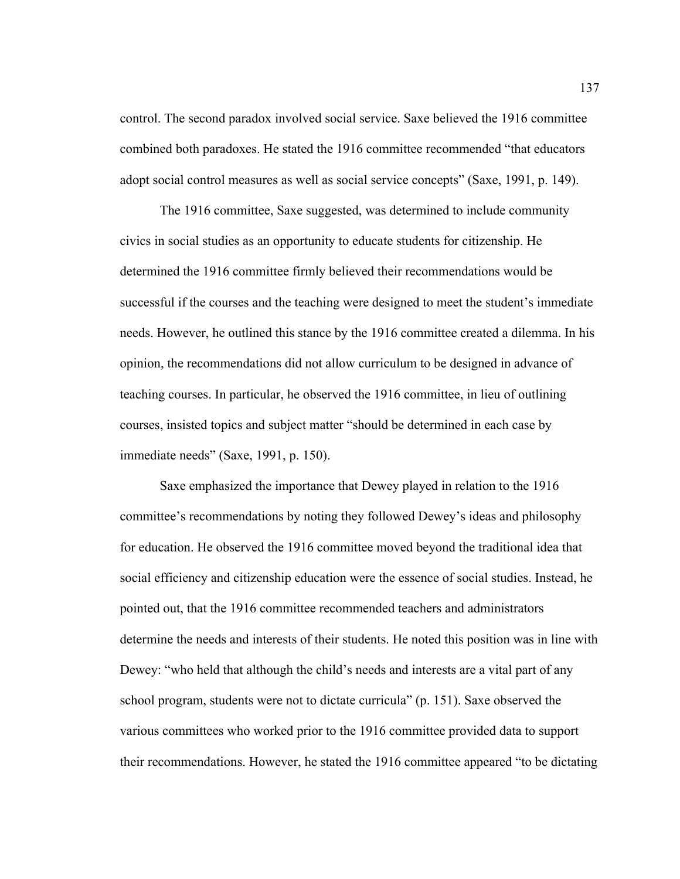control. The second paradox involved social service. Saxe believed the 1916 committee combined both paradoxes. He stated the 1916 committee recommended “that educators adopt social control measures as well as social service concepts” (Saxe, 1991, p. 149).

The 1916 committee, Saxe suggested, was determined to include community civics in social studies as an opportunity to educate students for citizenship. He determined the 1916 committee firmly believed their recommendations would be successful if the courses and the teaching were designed to meet the student’s immediate needs. However, he outlined this stance by the 1916 committee created a dilemma. In his opinion, the recommendations did not allow curriculum to be designed in advance of teaching courses. In particular, he observed the 1916 committee, in lieu of outlining courses, insisted topics and subject matter “should be determined in each case by immediate needs” (Saxe, 1991, p. 150).

Saxe emphasized the importance that Dewey played in relation to the 1916 committee’s recommendations by noting they followed Dewey’s ideas and philosophy for education. He observed the 1916 committee moved beyond the traditional idea that social efficiency and citizenship education were the essence of social studies. Instead, he pointed out, that the 1916 committee recommended teachers and administrators determine the needs and interests of their students. He noted this position was in line with Dewey: “who held that although the child’s needs and interests are a vital part of any school program, students were not to dictate curricula” (p. 151). Saxe observed the various committees who worked prior to the 1916 committee provided data to support their recommendations. However, he stated the 1916 committee appeared “to be dictating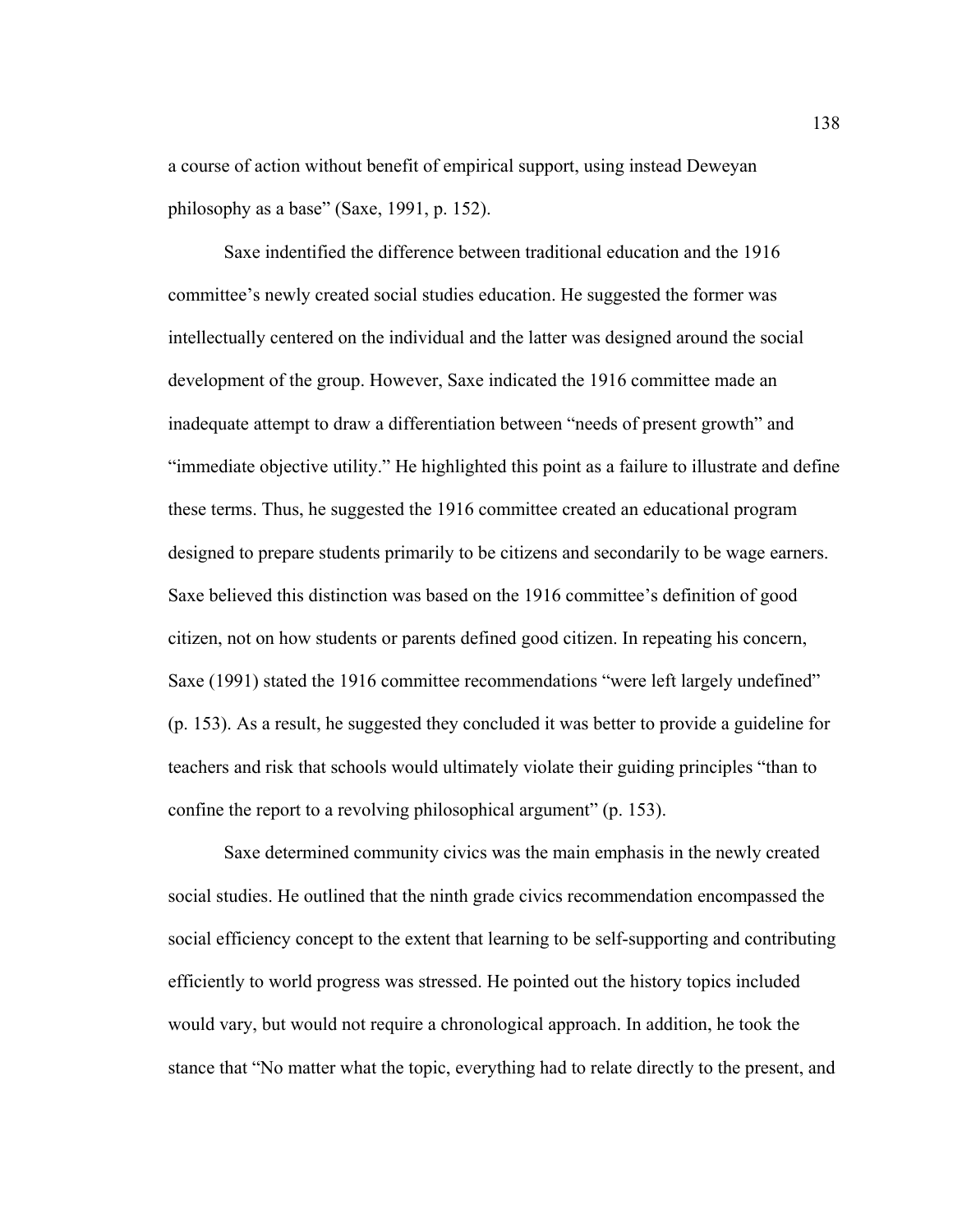a course of action without benefit of empirical support, using instead Deweyan philosophy as a base" (Saxe, 1991, p. 152).

Saxe indentified the difference between traditional education and the 1916 committee's newly created social studies education. He suggested the former was intellectually centered on the individual and the latter was designed around the social development of the group. However, Saxe indicated the 1916 committee made an inadequate attempt to draw a differentiation between "needs of present growth" and "immediate objective utility." He highlighted this point as a failure to illustrate and define these terms. Thus, he suggested the 1916 committee created an educational program designed to prepare students primarily to be citizens and secondarily to be wage earners. Saxe believed this distinction was based on the 1916 committee's definition of good citizen, not on how students or parents defined good citizen. In repeating his concern, Saxe (1991) stated the 1916 committee recommendations "were left largely undefined" (p. 153). As a result, he suggested they concluded it was better to provide a guideline for teachers and risk that schools would ultimately violate their guiding principles "than to confine the report to a revolving philosophical argument" (p. 153).

Saxe determined community civics was the main emphasis in the newly created social studies. He outlined that the ninth grade civics recommendation encompassed the social efficiency concept to the extent that learning to be self-supporting and contributing efficiently to world progress was stressed. He pointed out the history topics included would vary, but would not require a chronological approach. In addition, he took the stance that "No matter what the topic, everything had to relate directly to the present, and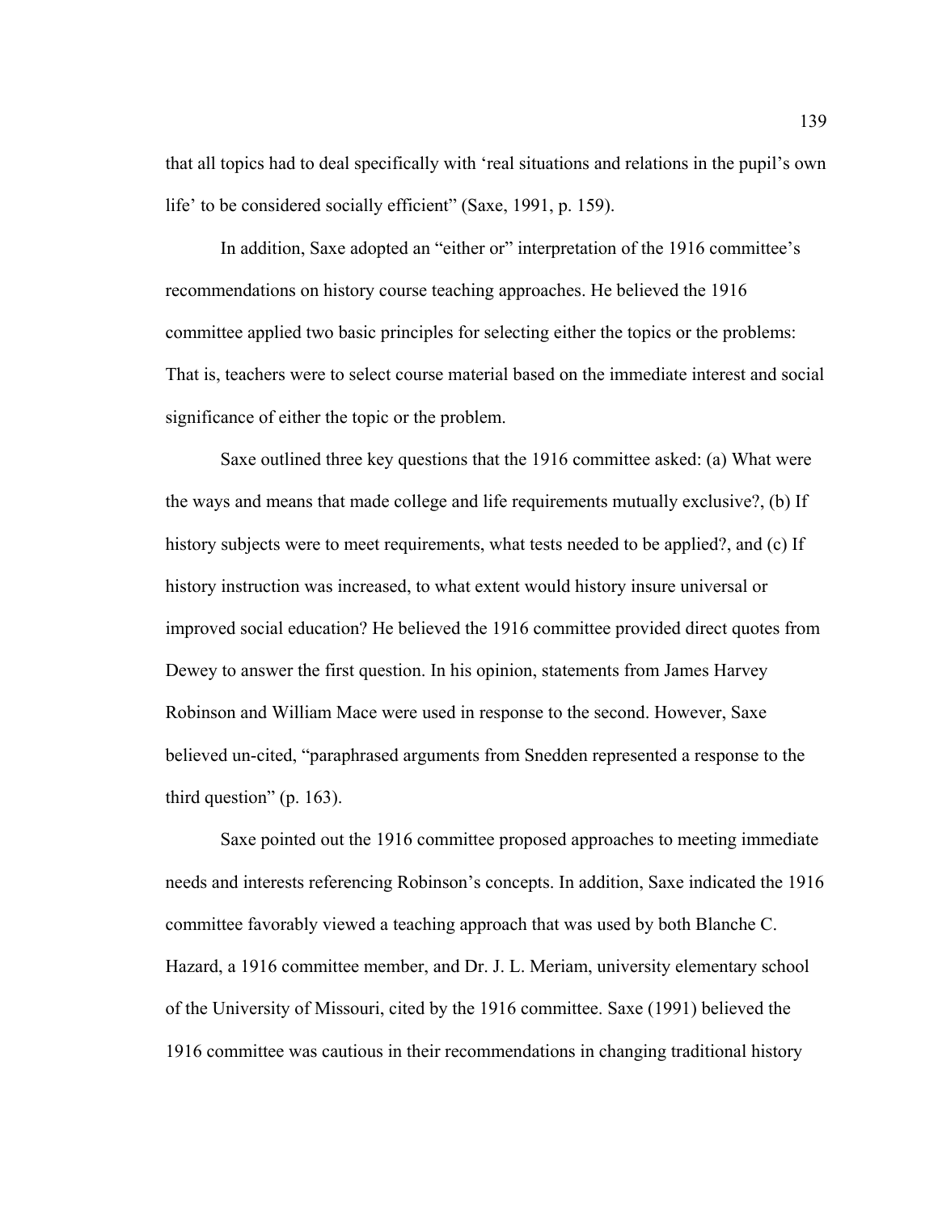that all topics had to deal specifically with 'real situations and relations in the pupil's own life' to be considered socially efficient" (Saxe, 1991, p. 159).

In addition, Saxe adopted an "either or" interpretation of the 1916 committee's recommendations on history course teaching approaches. He believed the 1916 committee applied two basic principles for selecting either the topics or the problems: That is, teachers were to select course material based on the immediate interest and social significance of either the topic or the problem.

Saxe outlined three key questions that the 1916 committee asked: (a) What were the ways and means that made college and life requirements mutually exclusive?, (b) If history subjects were to meet requirements, what tests needed to be applied?, and (c) If history instruction was increased, to what extent would history insure universal or improved social education? He believed the 1916 committee provided direct quotes from Dewey to answer the first question. In his opinion, statements from James Harvey Robinson and William Mace were used in response to the second. However, Saxe believed un-cited, "paraphrased arguments from Snedden represented a response to the third question" (p. 163).

Saxe pointed out the 1916 committee proposed approaches to meeting immediate needs and interests referencing Robinson's concepts. In addition, Saxe indicated the 1916 committee favorably viewed a teaching approach that was used by both Blanche C. Hazard, a 1916 committee member, and Dr. J. L. Meriam, university elementary school of the University of Missouri, cited by the 1916 committee. Saxe (1991) believed the 1916 committee was cautious in their recommendations in changing traditional history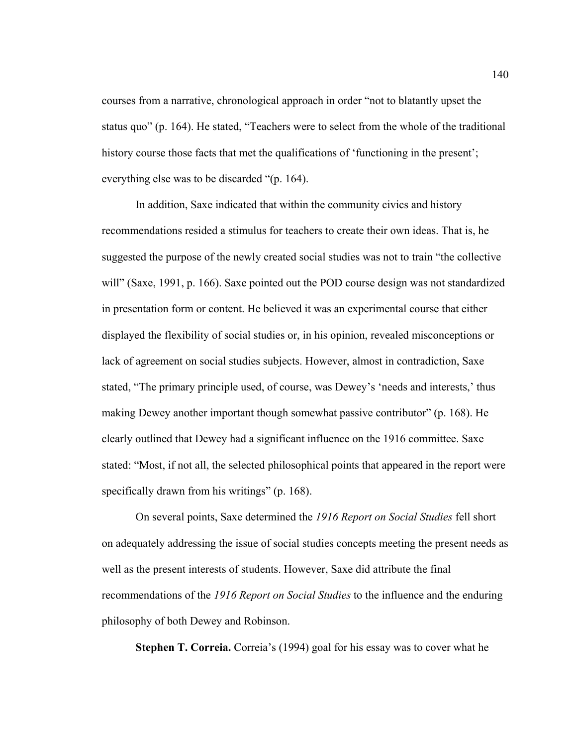courses from a narrative, chronological approach in order "not to blatantly upset the status quo" (p. 164). He stated, "Teachers were to select from the whole of the traditional history course those facts that met the qualifications of 'functioning in the present'; everything else was to be discarded "(p. 164).

In addition, Saxe indicated that within the community civics and history recommendations resided a stimulus for teachers to create their own ideas. That is, he suggested the purpose of the newly created social studies was not to train "the collective will" (Saxe, 1991, p. 166). Saxe pointed out the POD course design was not standardized in presentation form or content. He believed it was an experimental course that either displayed the flexibility of social studies or, in his opinion, revealed misconceptions or lack of agreement on social studies subjects. However, almost in contradiction, Saxe stated, "The primary principle used, of course, was Dewey's 'needs and interests,' thus making Dewey another important though somewhat passive contributor" (p. 168). He clearly outlined that Dewey had a significant influence on the 1916 committee. Saxe stated: "Most, if not all, the selected philosophical points that appeared in the report were specifically drawn from his writings" (p. 168).

On several points, Saxe determined the *1916 Report on Social Studies* fell short on adequately addressing the issue of social studies concepts meeting the present needs as well as the present interests of students. However, Saxe did attribute the final recommendations of the *1916 Report on Social Studies* to the influence and the enduring philosophy of both Dewey and Robinson.

**Stephen T. Correia.** Correia's (1994) goal for his essay was to cover what he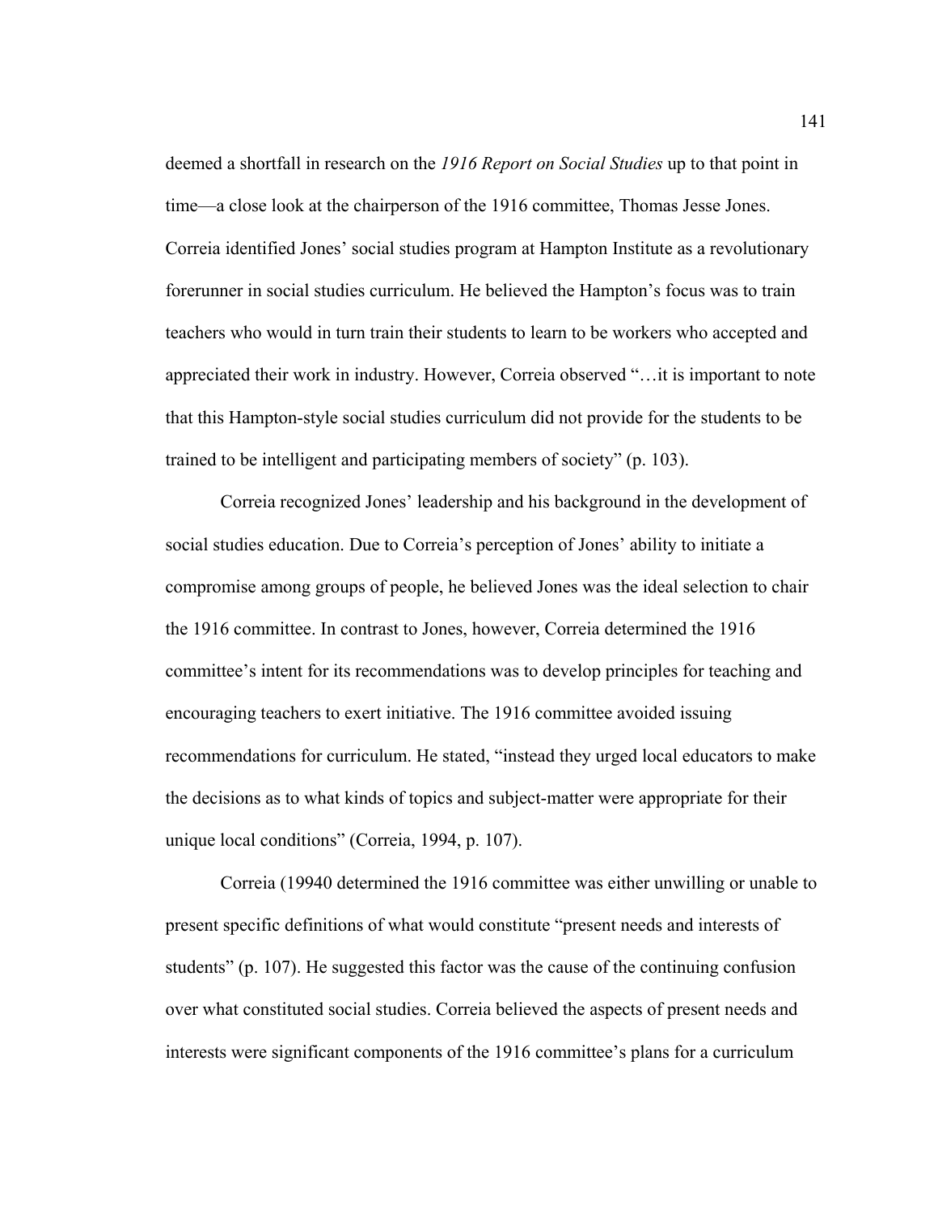deemed a shortfall in research on the *1916 Report on Social Studies* up to that point in time—a close look at the chairperson of the 1916 committee, Thomas Jesse Jones. Correia identified Jones' social studies program at Hampton Institute as a revolutionary forerunner in social studies curriculum. He believed the Hampton's focus was to train teachers who would in turn train their students to learn to be workers who accepted and appreciated their work in industry. However, Correia observed "…it is important to note that this Hampton-style social studies curriculum did not provide for the students to be trained to be intelligent and participating members of society" (p. 103).

Correia recognized Jones' leadership and his background in the development of social studies education. Due to Correia's perception of Jones' ability to initiate a compromise among groups of people, he believed Jones was the ideal selection to chair the 1916 committee. In contrast to Jones, however, Correia determined the 1916 committee's intent for its recommendations was to develop principles for teaching and encouraging teachers to exert initiative. The 1916 committee avoided issuing recommendations for curriculum. He stated, "instead they urged local educators to make the decisions as to what kinds of topics and subject-matter were appropriate for their unique local conditions" (Correia, 1994, p. 107).

Correia (19940 determined the 1916 committee was either unwilling or unable to present specific definitions of what would constitute "present needs and interests of students" (p. 107). He suggested this factor was the cause of the continuing confusion over what constituted social studies. Correia believed the aspects of present needs and interests were significant components of the 1916 committee's plans for a curriculum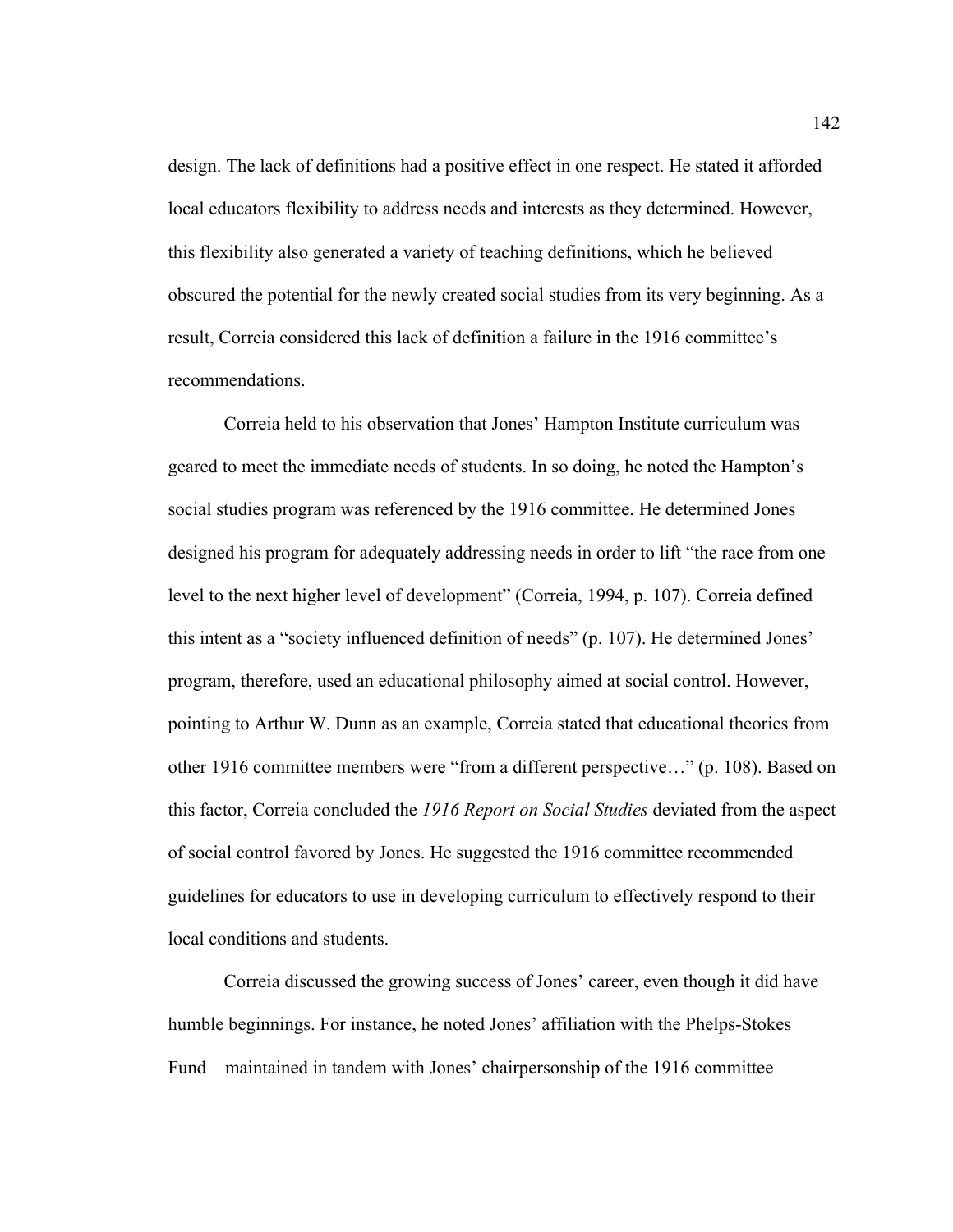design. The lack of definitions had a positive effect in one respect. He stated it afforded local educators flexibility to address needs and interests as they determined. However, this flexibility also generated a variety of teaching definitions, which he believed obscured the potential for the newly created social studies from its very beginning. As a result, Correia considered this lack of definition a failure in the 1916 committee's recommendations.

Correia held to his observation that Jones' Hampton Institute curriculum was geared to meet the immediate needs of students. In so doing, he noted the Hampton's social studies program was referenced by the 1916 committee. He determined Jones designed his program for adequately addressing needs in order to lift "the race from one level to the next higher level of development" (Correia, 1994, p. 107). Correia defined this intent as a "society influenced definition of needs" (p. 107). He determined Jones' program, therefore, used an educational philosophy aimed at social control. However, pointing to Arthur W. Dunn as an example, Correia stated that educational theories from other 1916 committee members were "from a different perspective…" (p. 108). Based on this factor, Correia concluded the *1916 Report on Social Studies* deviated from the aspect of social control favored by Jones. He suggested the 1916 committee recommended guidelines for educators to use in developing curriculum to effectively respond to their local conditions and students.

Correia discussed the growing success of Jones' career, even though it did have humble beginnings. For instance, he noted Jones' affiliation with the Phelps-Stokes Fund—maintained in tandem with Jones' chairpersonship of the 1916 committee—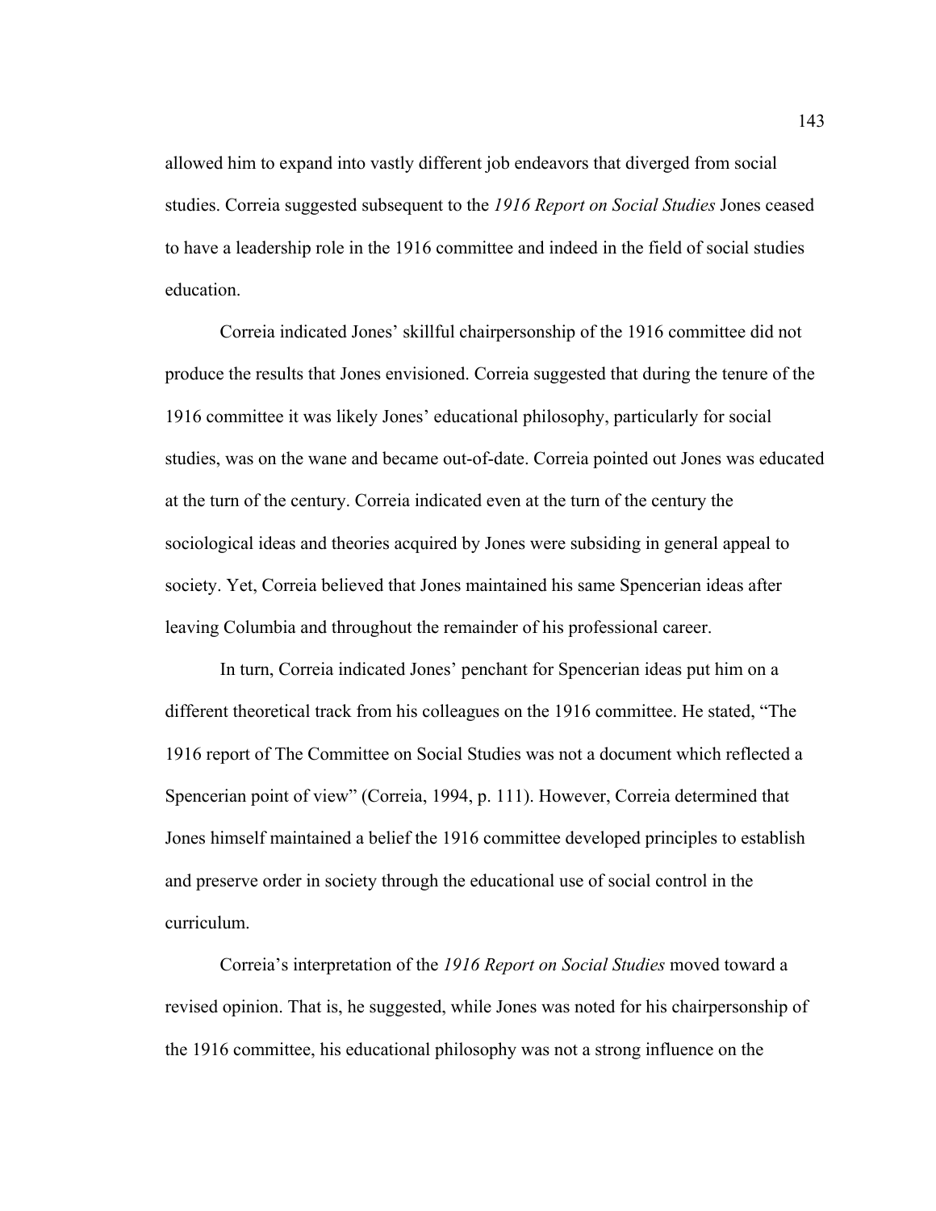allowed him to expand into vastly different job endeavors that diverged from social studies. Correia suggested subsequent to the *1916 Report on Social Studies* Jones ceased to have a leadership role in the 1916 committee and indeed in the field of social studies education.

Correia indicated Jones' skillful chairpersonship of the 1916 committee did not produce the results that Jones envisioned. Correia suggested that during the tenure of the 1916 committee it was likely Jones' educational philosophy, particularly for social studies, was on the wane and became out-of-date. Correia pointed out Jones was educated at the turn of the century. Correia indicated even at the turn of the century the sociological ideas and theories acquired by Jones were subsiding in general appeal to society. Yet, Correia believed that Jones maintained his same Spencerian ideas after leaving Columbia and throughout the remainder of his professional career.

In turn, Correia indicated Jones' penchant for Spencerian ideas put him on a different theoretical track from his colleagues on the 1916 committee. He stated, "The 1916 report of The Committee on Social Studies was not a document which reflected a Spencerian point of view" (Correia, 1994, p. 111). However, Correia determined that Jones himself maintained a belief the 1916 committee developed principles to establish and preserve order in society through the educational use of social control in the curriculum.

Correia's interpretation of the *1916 Report on Social Studies* moved toward a revised opinion. That is, he suggested, while Jones was noted for his chairpersonship of the 1916 committee, his educational philosophy was not a strong influence on the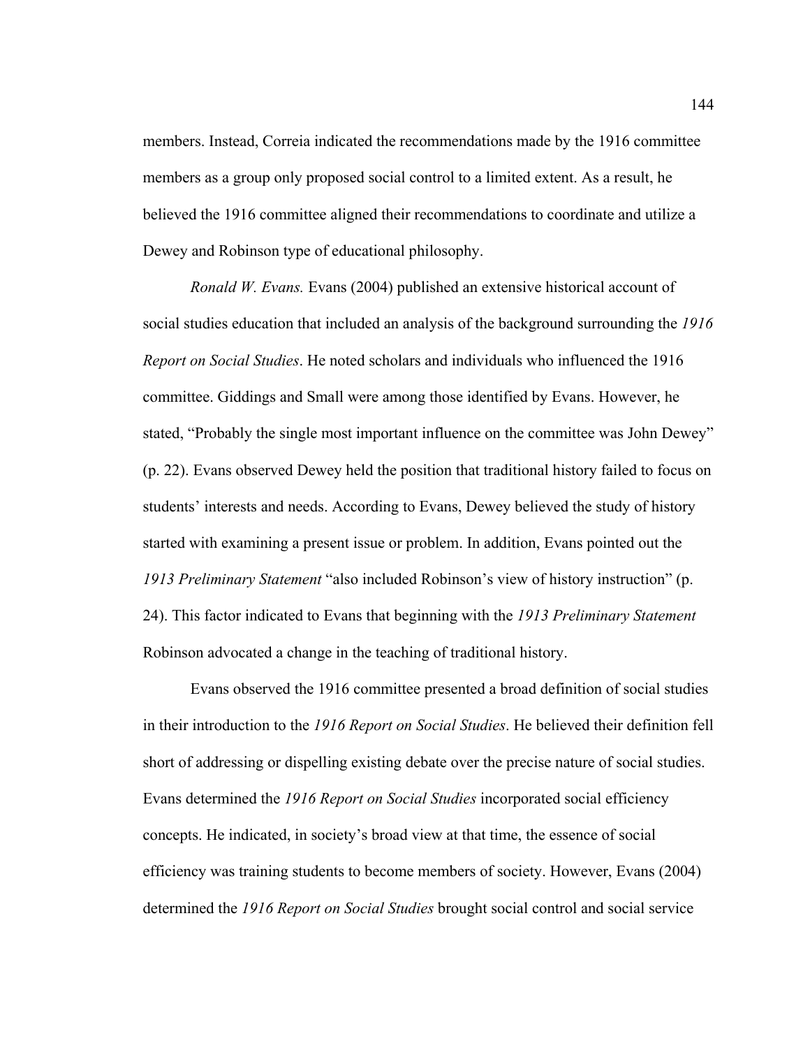members. Instead, Correia indicated the recommendations made by the 1916 committee members as a group only proposed social control to a limited extent. As a result, he believed the 1916 committee aligned their recommendations to coordinate and utilize a Dewey and Robinson type of educational philosophy.

*Ronald W. Evans.* Evans (2004) published an extensive historical account of social studies education that included an analysis of the background surrounding the *1916 Report on Social Studies*. He noted scholars and individuals who influenced the 1916 committee. Giddings and Small were among those identified by Evans. However, he stated, “Probably the single most important influence on the committee was John Dewey” (p. 22). Evans observed Dewey held the position that traditional history failed to focus on students’ interests and needs. According to Evans, Dewey believed the study of history started with examining a present issue or problem. In addition, Evans pointed out the *1913 Preliminary Statement* “also included Robinson’s view of history instruction” (p. 24). This factor indicated to Evans that beginning with the *1913 Preliminary Statement* Robinson advocated a change in the teaching of traditional history.

Evans observed the 1916 committee presented a broad definition of social studies in their introduction to the *1916 Report on Social Studies*. He believed their definition fell short of addressing or dispelling existing debate over the precise nature of social studies. Evans determined the *1916 Report on Social Studies* incorporated social efficiency concepts. He indicated, in society’s broad view at that time, the essence of social efficiency was training students to become members of society. However, Evans (2004) determined the *1916 Report on Social Studies* brought social control and social service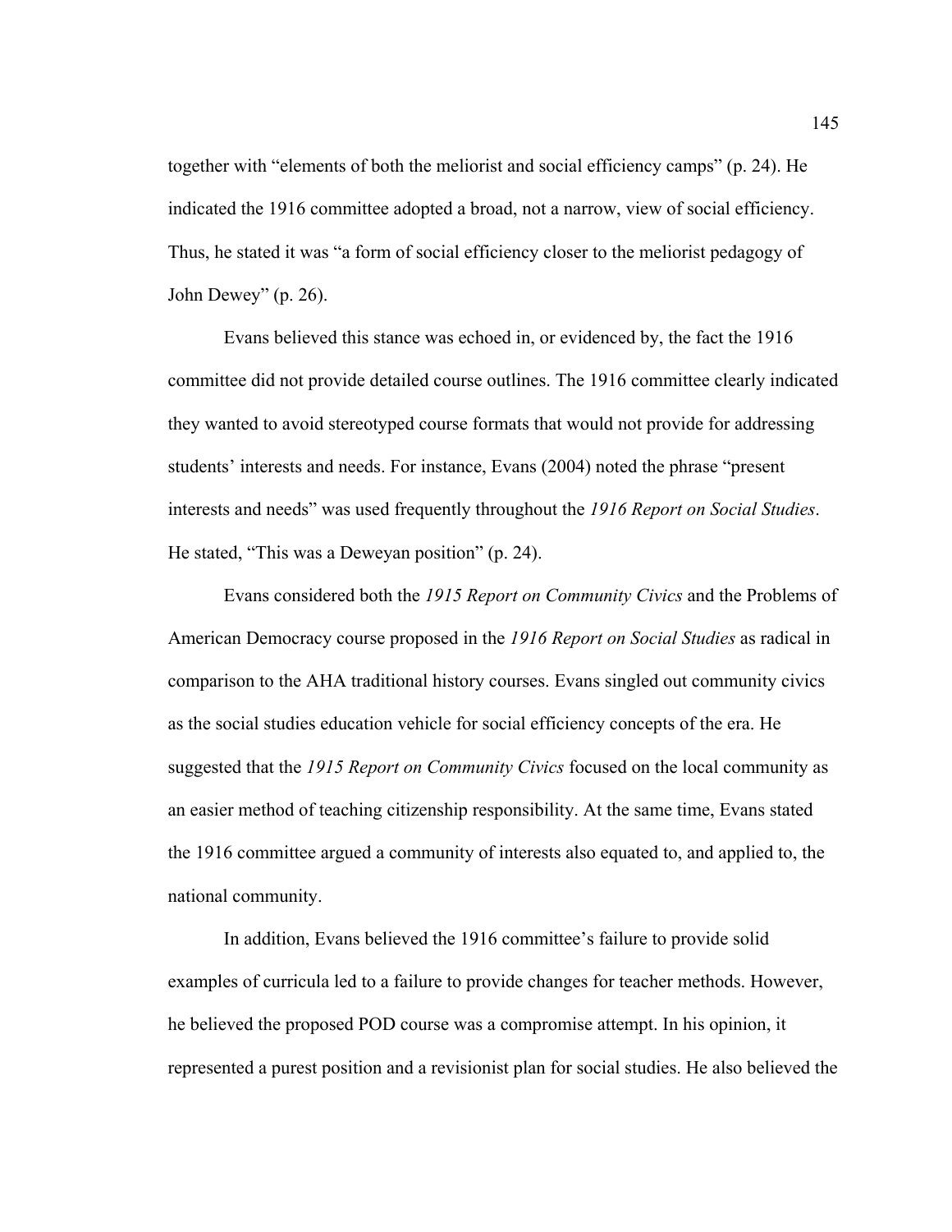together with "elements of both the meliorist and social efficiency camps" (p. 24). He indicated the 1916 committee adopted a broad, not a narrow, view of social efficiency. Thus, he stated it was "a form of social efficiency closer to the meliorist pedagogy of John Dewey" (p. 26).

Evans believed this stance was echoed in, or evidenced by, the fact the 1916 committee did not provide detailed course outlines. The 1916 committee clearly indicated they wanted to avoid stereotyped course formats that would not provide for addressing students' interests and needs. For instance, Evans (2004) noted the phrase "present interests and needs" was used frequently throughout the *1916 Report on Social Studies*. He stated, "This was a Deweyan position" (p. 24).

Evans considered both the *1915 Report on Community Civics* and the Problems of American Democracy course proposed in the *1916 Report on Social Studies* as radical in comparison to the AHA traditional history courses. Evans singled out community civics as the social studies education vehicle for social efficiency concepts of the era. He suggested that the *1915 Report on Community Civics* focused on the local community as an easier method of teaching citizenship responsibility. At the same time, Evans stated the 1916 committee argued a community of interests also equated to, and applied to, the national community.

In addition, Evans believed the 1916 committee's failure to provide solid examples of curricula led to a failure to provide changes for teacher methods. However, he believed the proposed POD course was a compromise attempt. In his opinion, it represented a purest position and a revisionist plan for social studies. He also believed the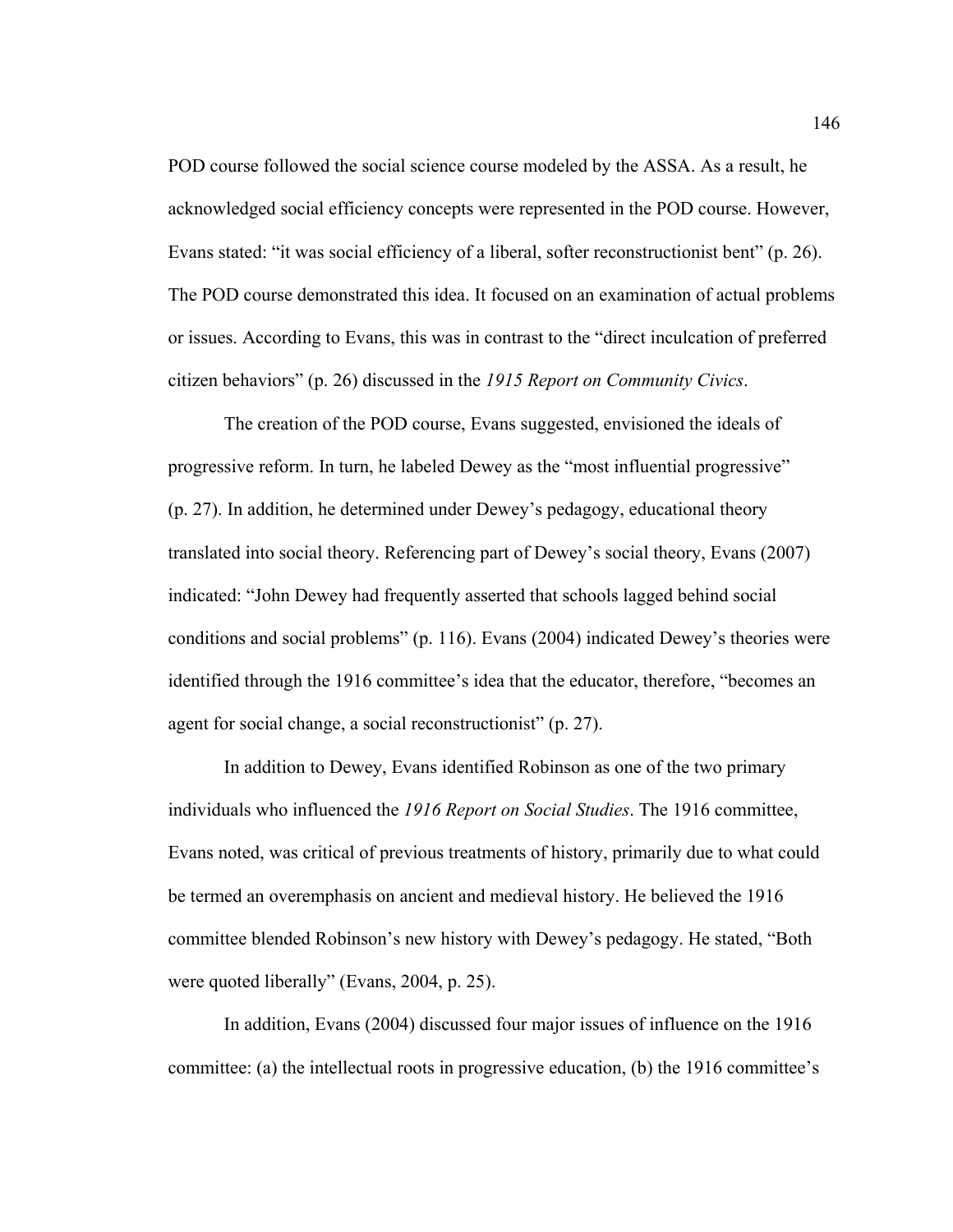POD course followed the social science course modeled by the ASSA. As a result, he acknowledged social efficiency concepts were represented in the POD course. However, Evans stated: "it was social efficiency of a liberal, softer reconstructionist bent" (p. 26). The POD course demonstrated this idea. It focused on an examination of actual problems or issues. According to Evans, this was in contrast to the "direct inculcation of preferred citizen behaviors" (p. 26) discussed in the *1915 Report on Community Civics*.

The creation of the POD course, Evans suggested, envisioned the ideals of progressive reform. In turn, he labeled Dewey as the "most influential progressive" (p. 27). In addition, he determined under Dewey's pedagogy, educational theory translated into social theory. Referencing part of Dewey's social theory, Evans (2007) indicated: "John Dewey had frequently asserted that schools lagged behind social conditions and social problems" (p. 116). Evans (2004) indicated Dewey's theories were identified through the 1916 committee's idea that the educator, therefore, "becomes an agent for social change, a social reconstructionist" (p. 27).

In addition to Dewey, Evans identified Robinson as one of the two primary individuals who influenced the *1916 Report on Social Studies*. The 1916 committee, Evans noted, was critical of previous treatments of history, primarily due to what could be termed an overemphasis on ancient and medieval history. He believed the 1916 committee blended Robinson's new history with Dewey's pedagogy. He stated, "Both were quoted liberally" (Evans, 2004, p. 25).

In addition, Evans (2004) discussed four major issues of influence on the 1916 committee: (a) the intellectual roots in progressive education, (b) the 1916 committee's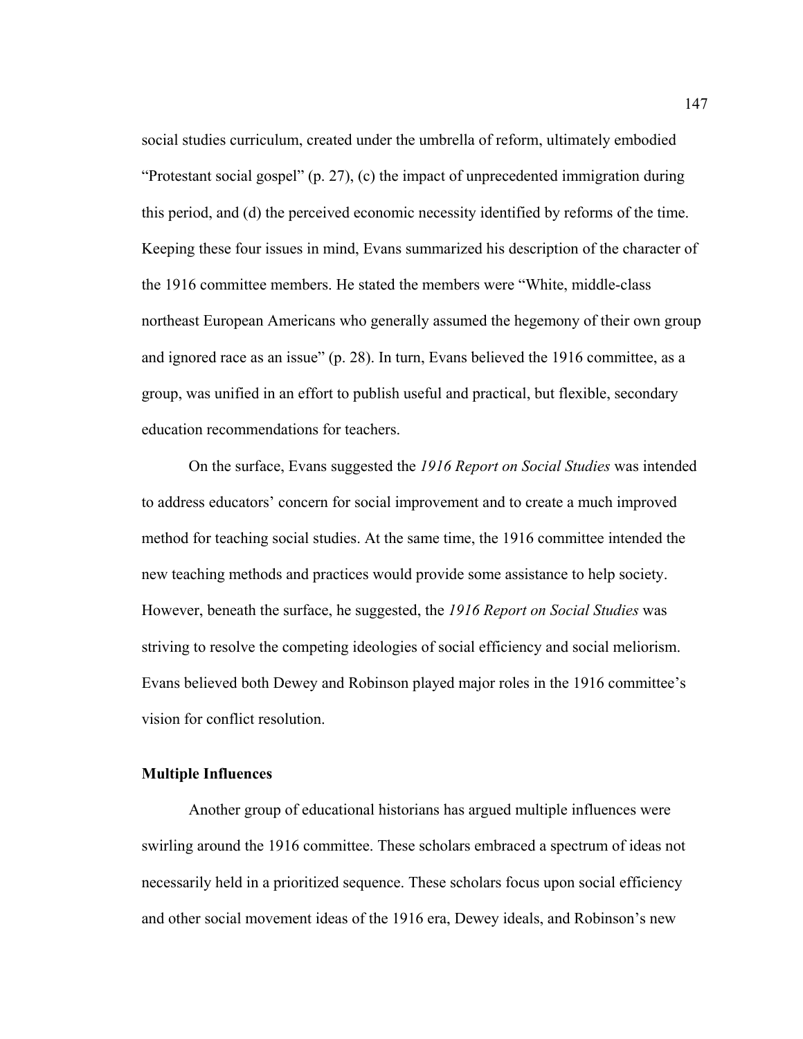social studies curriculum, created under the umbrella of reform, ultimately embodied "Protestant social gospel" (p. 27), (c) the impact of unprecedented immigration during this period, and (d) the perceived economic necessity identified by reforms of the time. Keeping these four issues in mind, Evans summarized his description of the character of the 1916 committee members. He stated the members were "White, middle-class northeast European Americans who generally assumed the hegemony of their own group and ignored race as an issue" (p. 28). In turn, Evans believed the 1916 committee, as a group, was unified in an effort to publish useful and practical, but flexible, secondary education recommendations for teachers.

On the surface, Evans suggested the *1916 Report on Social Studies* was intended to address educators' concern for social improvement and to create a much improved method for teaching social studies. At the same time, the 1916 committee intended the new teaching methods and practices would provide some assistance to help society. However, beneath the surface, he suggested, the *1916 Report on Social Studies* was striving to resolve the competing ideologies of social efficiency and social meliorism. Evans believed both Dewey and Robinson played major roles in the 1916 committee's vision for conflict resolution.

**Multiple Influences**

Another group of educational historians has argued multiple influences were swirling around the 1916 committee. These scholars embraced a spectrum of ideas not necessarily held in a prioritized sequence. These scholars focus upon social efficiency and other social movement ideas of the 1916 era, Dewey ideals, and Robinson's new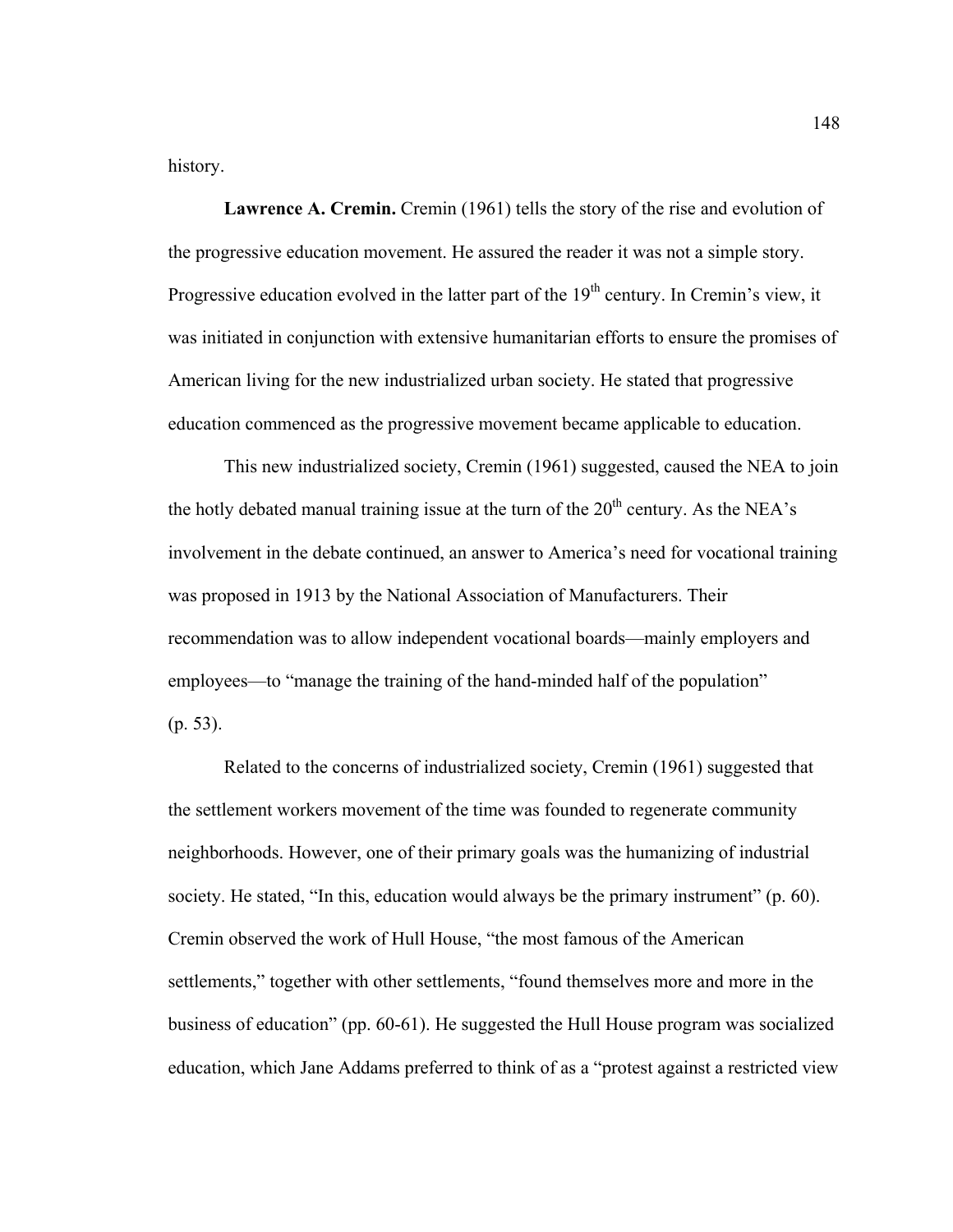history.

**Lawrence A. Cremin.** Cremin (1961) tells the story of the rise and evolution of the progressive education movement. He assured the reader it was not a simple story. Progressive education evolved in the latter part of the 19th century. In Cremin's view, it was initiated in conjunction with extensive humanitarian efforts to ensure the promises of American living for the new industrialized urban society. He stated that progressive education commenced as the progressive movement became applicable to education.

This new industrialized society, Cremin (1961) suggested, caused the NEA to join the hotly debated manual training issue at the turn of the 20th century. As the NEA's involvement in the debate continued, an answer to America's need for vocational training was proposed in 1913 by the National Association of Manufacturers. Their recommendation was to allow independent vocational boards—mainly employers and employees—to "manage the training of the hand-minded half of the population" (p. 53).

Related to the concerns of industrialized society, Cremin (1961) suggested that the settlement workers movement of the time was founded to regenerate community neighborhoods. However, one of their primary goals was the humanizing of industrial society. He stated, "In this, education would always be the primary instrument" (p. 60). Cremin observed the work of Hull House, "the most famous of the American settlements," together with other settlements, "found themselves more and more in the business of education" (pp. 60-61). He suggested the Hull House program was socialized education, which Jane Addams preferred to think of as a "protest against a restricted view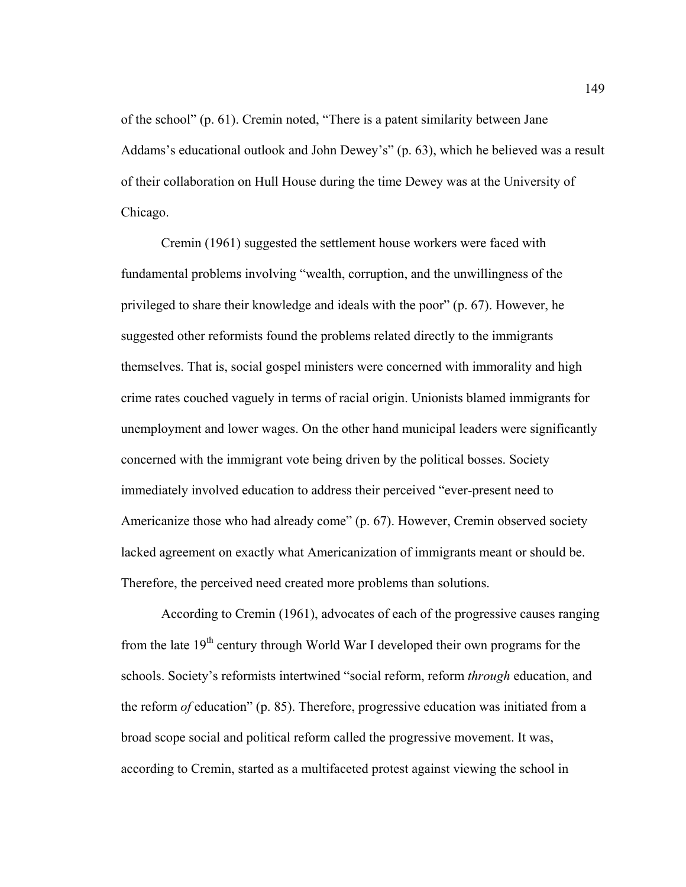of the school" (p. 61). Cremin noted, "There is a patent similarity between Jane Addams's educational outlook and John Dewey's" (p. 63), which he believed was a result of their collaboration on Hull House during the time Dewey was at the University of Chicago.

Cremin (1961) suggested the settlement house workers were faced with fundamental problems involving "wealth, corruption, and the unwillingness of the privileged to share their knowledge and ideals with the poor" (p. 67). However, he suggested other reformists found the problems related directly to the immigrants themselves. That is, social gospel ministers were concerned with immorality and high crime rates couched vaguely in terms of racial origin. Unionists blamed immigrants for unemployment and lower wages. On the other hand municipal leaders were significantly concerned with the immigrant vote being driven by the political bosses. Society immediately involved education to address their perceived "ever-present need to Americanize those who had already come" (p. 67). However, Cremin observed society lacked agreement on exactly what Americanization of immigrants meant or should be. Therefore, the perceived need created more problems than solutions.

According to Cremin (1961), advocates of each of the progressive causes ranging from the late 19th century through World War I developed their own programs for the schools. Society's reformists intertwined "social reform, reform *through* education, and the reform *of* education" (p. 85). Therefore, progressive education was initiated from a broad scope social and political reform called the progressive movement. It was, according to Cremin, started as a multifaceted protest against viewing the school in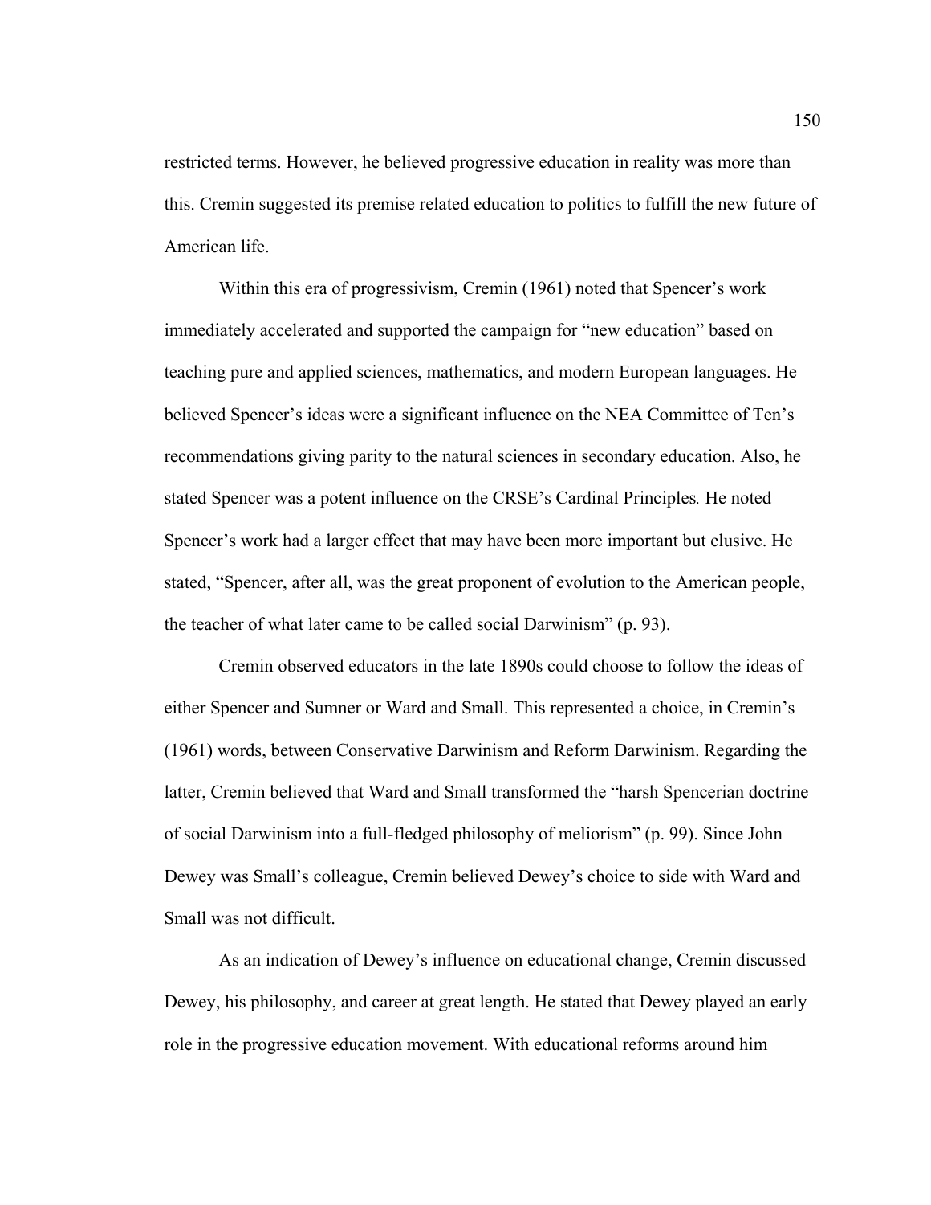restricted terms. However, he believed progressive education in reality was more than this. Cremin suggested its premise related education to politics to fulfill the new future of American life.

Within this era of progressivism, Cremin (1961) noted that Spencer's work immediately accelerated and supported the campaign for "new education" based on teaching pure and applied sciences, mathematics, and modern European languages. He believed Spencer's ideas were a significant influence on the NEA Committee of Ten's recommendations giving parity to the natural sciences in secondary education. Also, he stated Spencer was a potent influence on the CRSE's Cardinal Principles*.* He noted Spencer's work had a larger effect that may have been more important but elusive. He stated, "Spencer, after all, was the great proponent of evolution to the American people, the teacher of what later came to be called social Darwinism" (p. 93).

Cremin observed educators in the late 1890s could choose to follow the ideas of either Spencer and Sumner or Ward and Small. This represented a choice, in Cremin's (1961) words, between Conservative Darwinism and Reform Darwinism. Regarding the latter, Cremin believed that Ward and Small transformed the "harsh Spencerian doctrine of social Darwinism into a full-fledged philosophy of meliorism" (p. 99). Since John Dewey was Small's colleague, Cremin believed Dewey's choice to side with Ward and Small was not difficult.

As an indication of Dewey's influence on educational change, Cremin discussed Dewey, his philosophy, and career at great length. He stated that Dewey played an early role in the progressive education movement. With educational reforms around him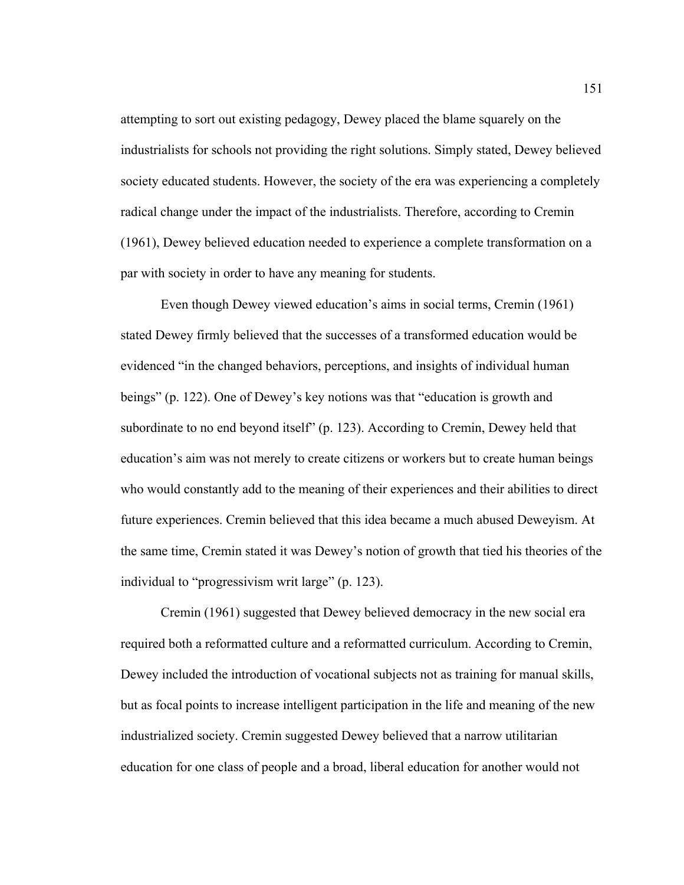attempting to sort out existing pedagogy, Dewey placed the blame squarely on the industrialists for schools not providing the right solutions. Simply stated, Dewey believed society educated students. However, the society of the era was experiencing a completely radical change under the impact of the industrialists. Therefore, according to Cremin (1961), Dewey believed education needed to experience a complete transformation on a par with society in order to have any meaning for students.

Even though Dewey viewed education's aims in social terms, Cremin (1961) stated Dewey firmly believed that the successes of a transformed education would be evidenced "in the changed behaviors, perceptions, and insights of individual human beings" (p. 122). One of Dewey's key notions was that "education is growth and subordinate to no end beyond itself" (p. 123). According to Cremin, Dewey held that education's aim was not merely to create citizens or workers but to create human beings who would constantly add to the meaning of their experiences and their abilities to direct future experiences. Cremin believed that this idea became a much abused Deweyism. At the same time, Cremin stated it was Dewey's notion of growth that tied his theories of the individual to "progressivism writ large" (p. 123).

Cremin (1961) suggested that Dewey believed democracy in the new social era required both a reformatted culture and a reformatted curriculum. According to Cremin, Dewey included the introduction of vocational subjects not as training for manual skills, but as focal points to increase intelligent participation in the life and meaning of the new industrialized society. Cremin suggested Dewey believed that a narrow utilitarian education for one class of people and a broad, liberal education for another would not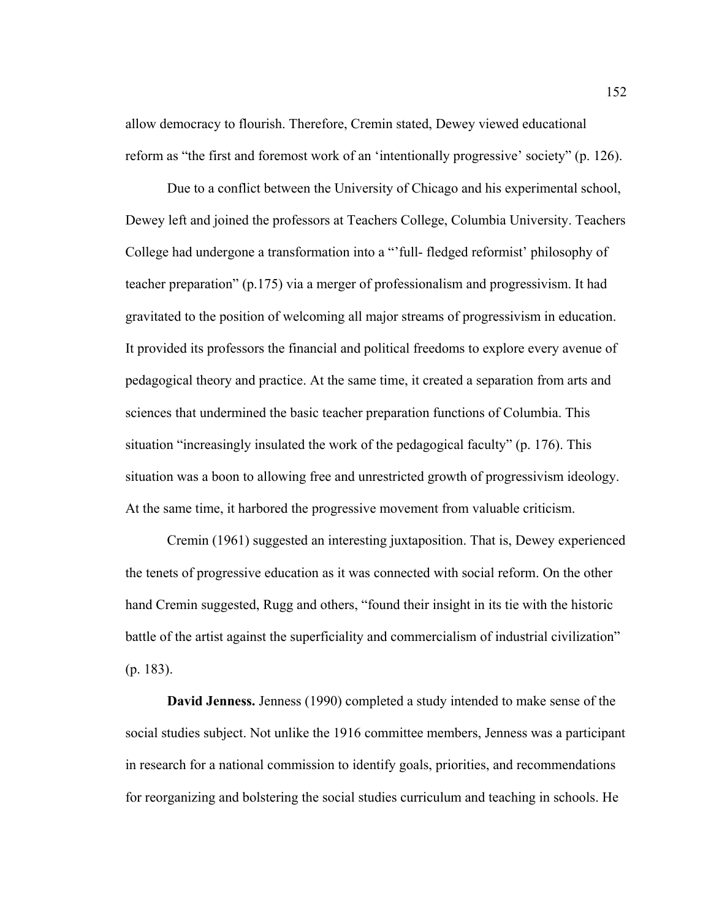allow democracy to flourish. Therefore, Cremin stated, Dewey viewed educational reform as "the first and foremost work of an 'intentionally progressive' society" (p. 126).

Due to a conflict between the University of Chicago and his experimental school, Dewey left and joined the professors at Teachers College, Columbia University. Teachers College had undergone a transformation into a "'full- fledged reformist' philosophy of teacher preparation" (p.175) via a merger of professionalism and progressivism. It had gravitated to the position of welcoming all major streams of progressivism in education. It provided its professors the financial and political freedoms to explore every avenue of pedagogical theory and practice. At the same time, it created a separation from arts and sciences that undermined the basic teacher preparation functions of Columbia. This situation "increasingly insulated the work of the pedagogical faculty" (p. 176). This situation was a boon to allowing free and unrestricted growth of progressivism ideology. At the same time, it harbored the progressive movement from valuable criticism.

Cremin (1961) suggested an interesting juxtaposition. That is, Dewey experienced the tenets of progressive education as it was connected with social reform. On the other hand Cremin suggested, Rugg and others, "found their insight in its tie with the historic battle of the artist against the superficiality and commercialism of industrial civilization" (p. 183).

**David Jenness.** Jenness (1990) completed a study intended to make sense of the social studies subject. Not unlike the 1916 committee members, Jenness was a participant in research for a national commission to identify goals, priorities, and recommendations for reorganizing and bolstering the social studies curriculum and teaching in schools. He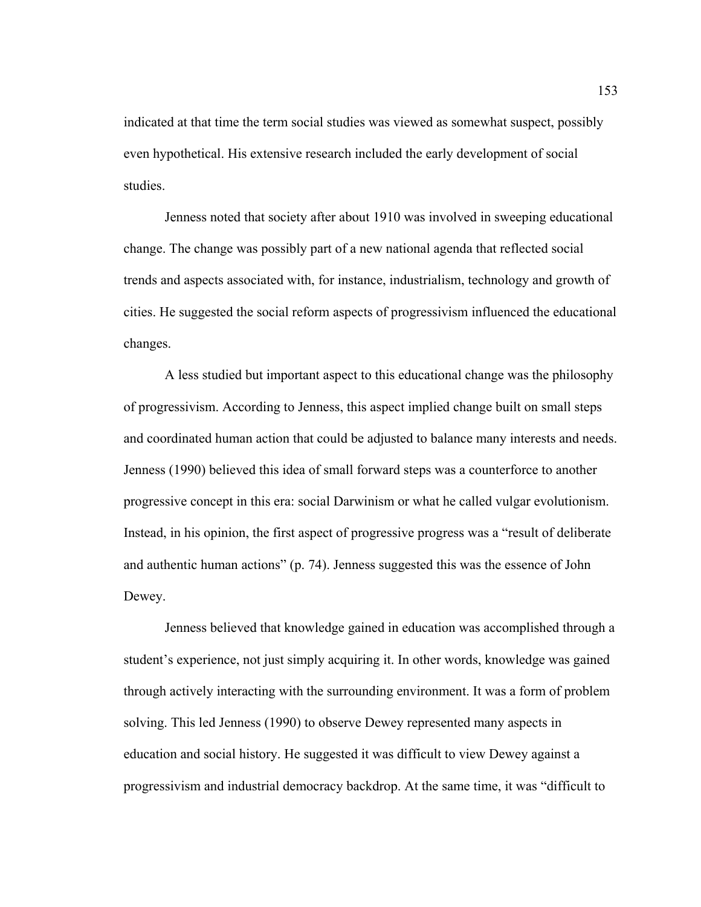indicated at that time the term social studies was viewed as somewhat suspect, possibly even hypothetical. His extensive research included the early development of social studies.

Jenness noted that society after about 1910 was involved in sweeping educational change. The change was possibly part of a new national agenda that reflected social trends and aspects associated with, for instance, industrialism, technology and growth of cities. He suggested the social reform aspects of progressivism influenced the educational changes.

A less studied but important aspect to this educational change was the philosophy of progressivism. According to Jenness, this aspect implied change built on small steps and coordinated human action that could be adjusted to balance many interests and needs. Jenness (1990) believed this idea of small forward steps was a counterforce to another progressive concept in this era: social Darwinism or what he called vulgar evolutionism. Instead, in his opinion, the first aspect of progressive progress was a "result of deliberate and authentic human actions" (p. 74). Jenness suggested this was the essence of John Dewey.

Jenness believed that knowledge gained in education was accomplished through a student's experience, not just simply acquiring it. In other words, knowledge was gained through actively interacting with the surrounding environment. It was a form of problem solving. This led Jenness (1990) to observe Dewey represented many aspects in education and social history. He suggested it was difficult to view Dewey against a progressivism and industrial democracy backdrop. At the same time, it was "difficult to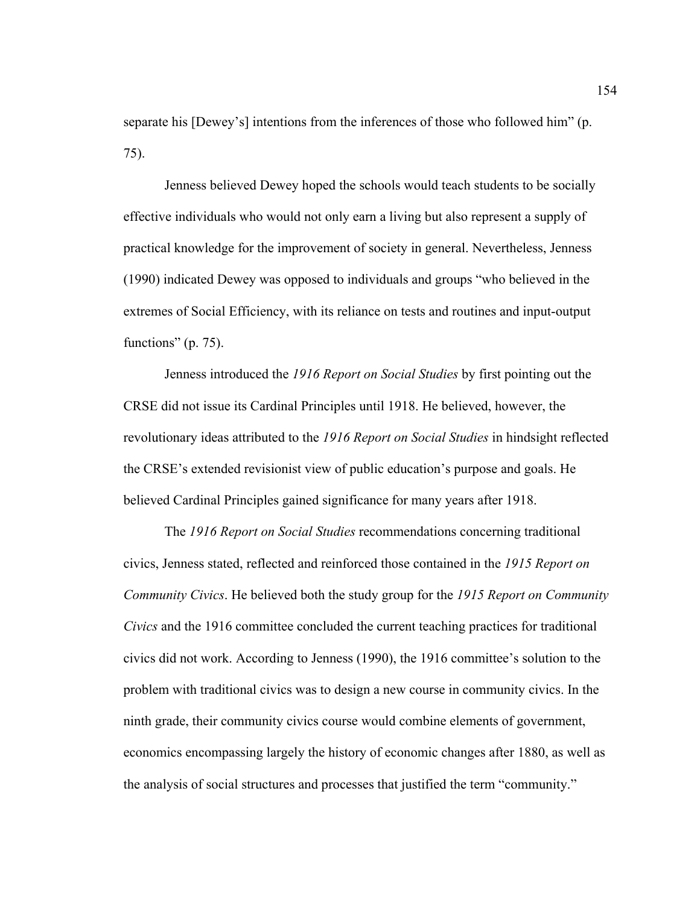separate his [Dewey's] intentions from the inferences of those who followed him" (p. 75).

Jenness believed Dewey hoped the schools would teach students to be socially effective individuals who would not only earn a living but also represent a supply of practical knowledge for the improvement of society in general. Nevertheless, Jenness (1990) indicated Dewey was opposed to individuals and groups "who believed in the extremes of Social Efficiency, with its reliance on tests and routines and input-output functions" (p. 75).

Jenness introduced the *1916 Report on Social Studies* by first pointing out the CRSE did not issue its Cardinal Principles until 1918. He believed, however, the revolutionary ideas attributed to the *1916 Report on Social Studies* in hindsight reflected the CRSE's extended revisionist view of public education's purpose and goals. He believed Cardinal Principles gained significance for many years after 1918.

The *1916 Report on Social Studies* recommendations concerning traditional civics, Jenness stated, reflected and reinforced those contained in the *1915 Report on Community Civics*. He believed both the study group for the *1915 Report on Community Civics* and the 1916 committee concluded the current teaching practices for traditional civics did not work. According to Jenness (1990), the 1916 committee's solution to the problem with traditional civics was to design a new course in community civics. In the ninth grade, their community civics course would combine elements of government, economics encompassing largely the history of economic changes after 1880, as well as the analysis of social structures and processes that justified the term "community."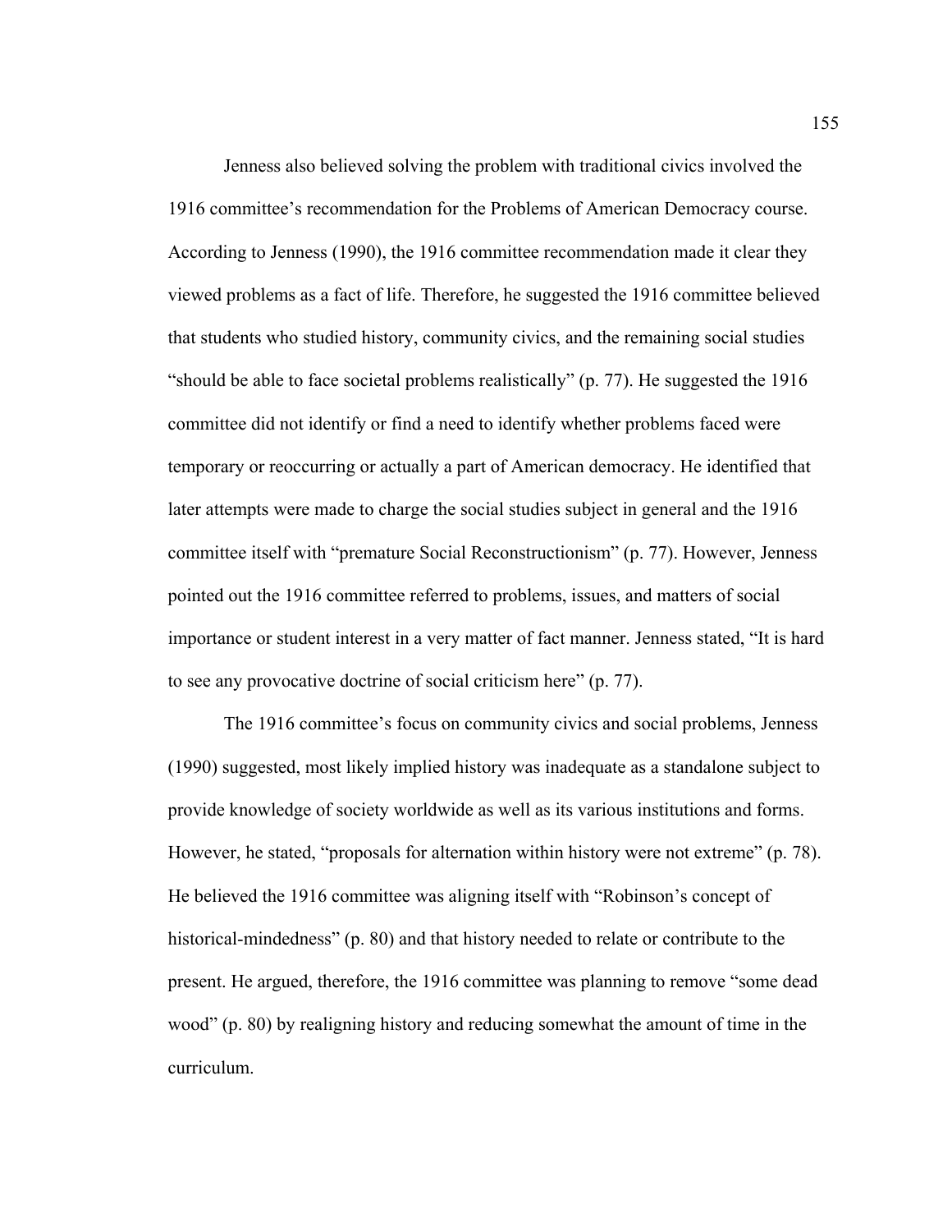Jenness also believed solving the problem with traditional civics involved the 1916 committee's recommendation for the Problems of American Democracy course. According to Jenness (1990), the 1916 committee recommendation made it clear they viewed problems as a fact of life. Therefore, he suggested the 1916 committee believed that students who studied history, community civics, and the remaining social studies "should be able to face societal problems realistically" (p. 77). He suggested the 1916 committee did not identify or find a need to identify whether problems faced were temporary or reoccurring or actually a part of American democracy. He identified that later attempts were made to charge the social studies subject in general and the 1916 committee itself with "premature Social Reconstructionism" (p. 77). However, Jenness pointed out the 1916 committee referred to problems, issues, and matters of social importance or student interest in a very matter of fact manner. Jenness stated, "It is hard to see any provocative doctrine of social criticism here" (p. 77).

The 1916 committee's focus on community civics and social problems, Jenness (1990) suggested, most likely implied history was inadequate as a standalone subject to provide knowledge of society worldwide as well as its various institutions and forms. However, he stated, "proposals for alternation within history were not extreme" (p. 78). He believed the 1916 committee was aligning itself with "Robinson's concept of historical-mindedness" (p. 80) and that history needed to relate or contribute to the present. He argued, therefore, the 1916 committee was planning to remove "some dead wood" (p. 80) by realigning history and reducing somewhat the amount of time in the curriculum.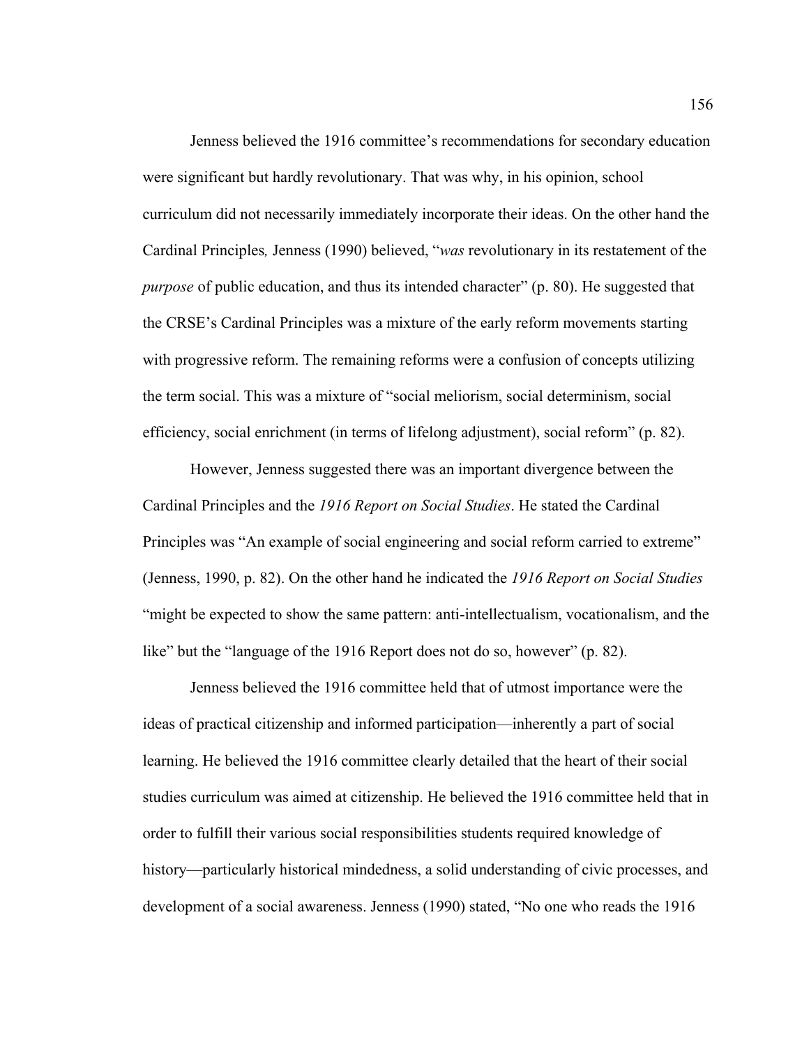Jenness believed the 1916 committee's recommendations for secondary education were significant but hardly revolutionary. That was why, in his opinion, school curriculum did not necessarily immediately incorporate their ideas. On the other hand the Cardinal Principles*,* Jenness (1990) believed, "*was* revolutionary in its restatement of the *purpose* of public education, and thus its intended character" (p. 80). He suggested that the CRSE's Cardinal Principles was a mixture of the early reform movements starting with progressive reform. The remaining reforms were a confusion of concepts utilizing the term social. This was a mixture of "social meliorism, social determinism, social efficiency, social enrichment (in terms of lifelong adjustment), social reform" (p. 82).

However, Jenness suggested there was an important divergence between the Cardinal Principles and the *1916 Report on Social Studies*. He stated the Cardinal Principles was "An example of social engineering and social reform carried to extreme" (Jenness, 1990, p. 82). On the other hand he indicated the *1916 Report on Social Studies* "might be expected to show the same pattern: anti-intellectualism, vocationalism, and the like" but the "language of the 1916 Report does not do so, however" (p. 82).

Jenness believed the 1916 committee held that of utmost importance were the ideas of practical citizenship and informed participation—inherently a part of social learning. He believed the 1916 committee clearly detailed that the heart of their social studies curriculum was aimed at citizenship. He believed the 1916 committee held that in order to fulfill their various social responsibilities students required knowledge of history—particularly historical mindedness, a solid understanding of civic processes, and development of a social awareness. Jenness (1990) stated, "No one who reads the 1916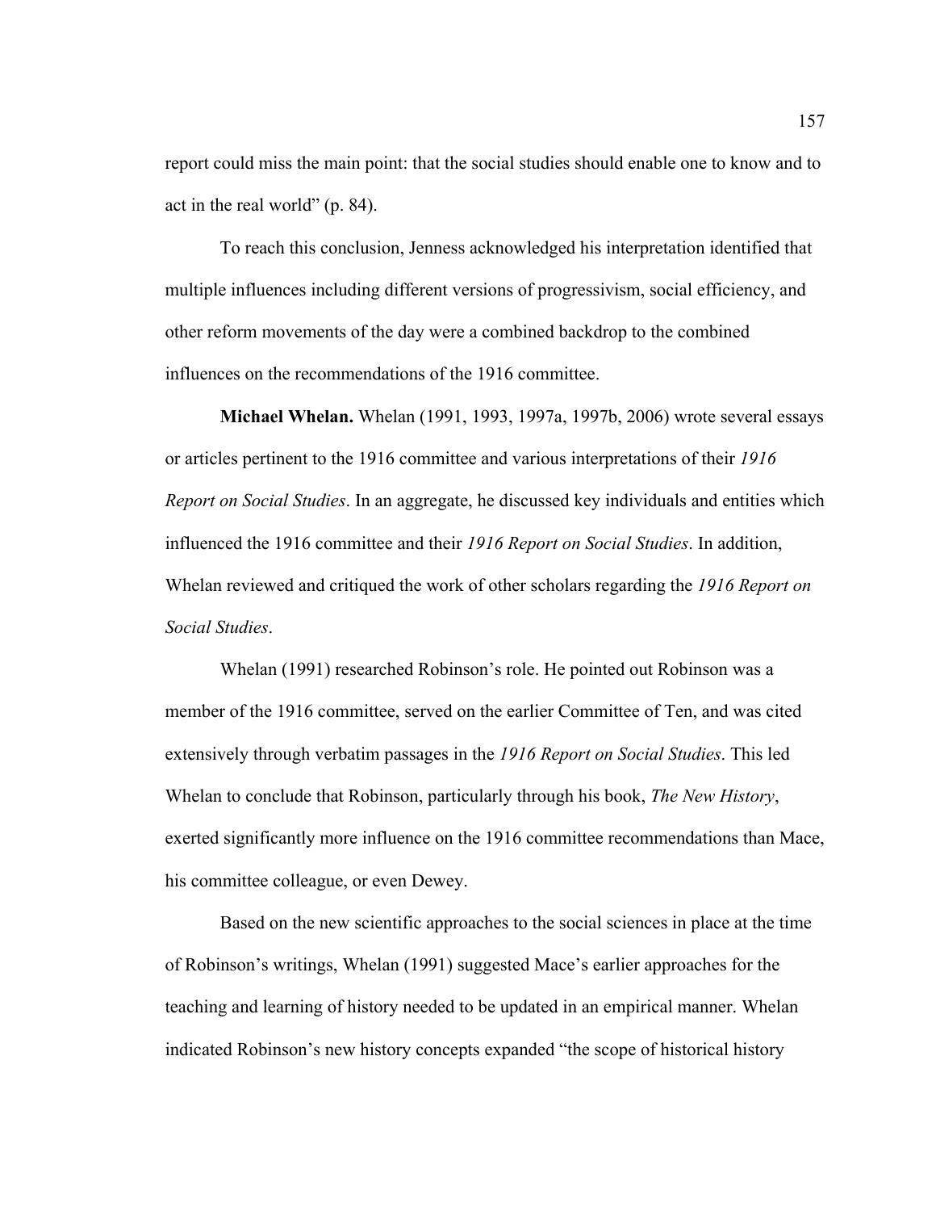report could miss the main point: that the social studies should enable one to know and to act in the real world" (p. 84).

To reach this conclusion, Jenness acknowledged his interpretation identified that multiple influences including different versions of progressivism, social efficiency, and other reform movements of the day were a combined backdrop to the combined influences on the recommendations of the 1916 committee.

**Michael Whelan.** Whelan (1991, 1993, 1997a, 1997b, 2006) wrote several essays or articles pertinent to the 1916 committee and various interpretations of their *1916 Report on Social Studies*. In an aggregate, he discussed key individuals and entities which influenced the 1916 committee and their *1916 Report on Social Studies*. In addition, Whelan reviewed and critiqued the work of other scholars regarding the *1916 Report on Social Studies*.

Whelan (1991) researched Robinson's role. He pointed out Robinson was a member of the 1916 committee, served on the earlier Committee of Ten, and was cited extensively through verbatim passages in the *1916 Report on Social Studies*. This led Whelan to conclude that Robinson, particularly through his book, *The New History*, exerted significantly more influence on the 1916 committee recommendations than Mace, his committee colleague, or even Dewey.

Based on the new scientific approaches to the social sciences in place at the time of Robinson's writings, Whelan (1991) suggested Mace's earlier approaches for the teaching and learning of history needed to be updated in an empirical manner. Whelan indicated Robinson's new history concepts expanded "the scope of historical history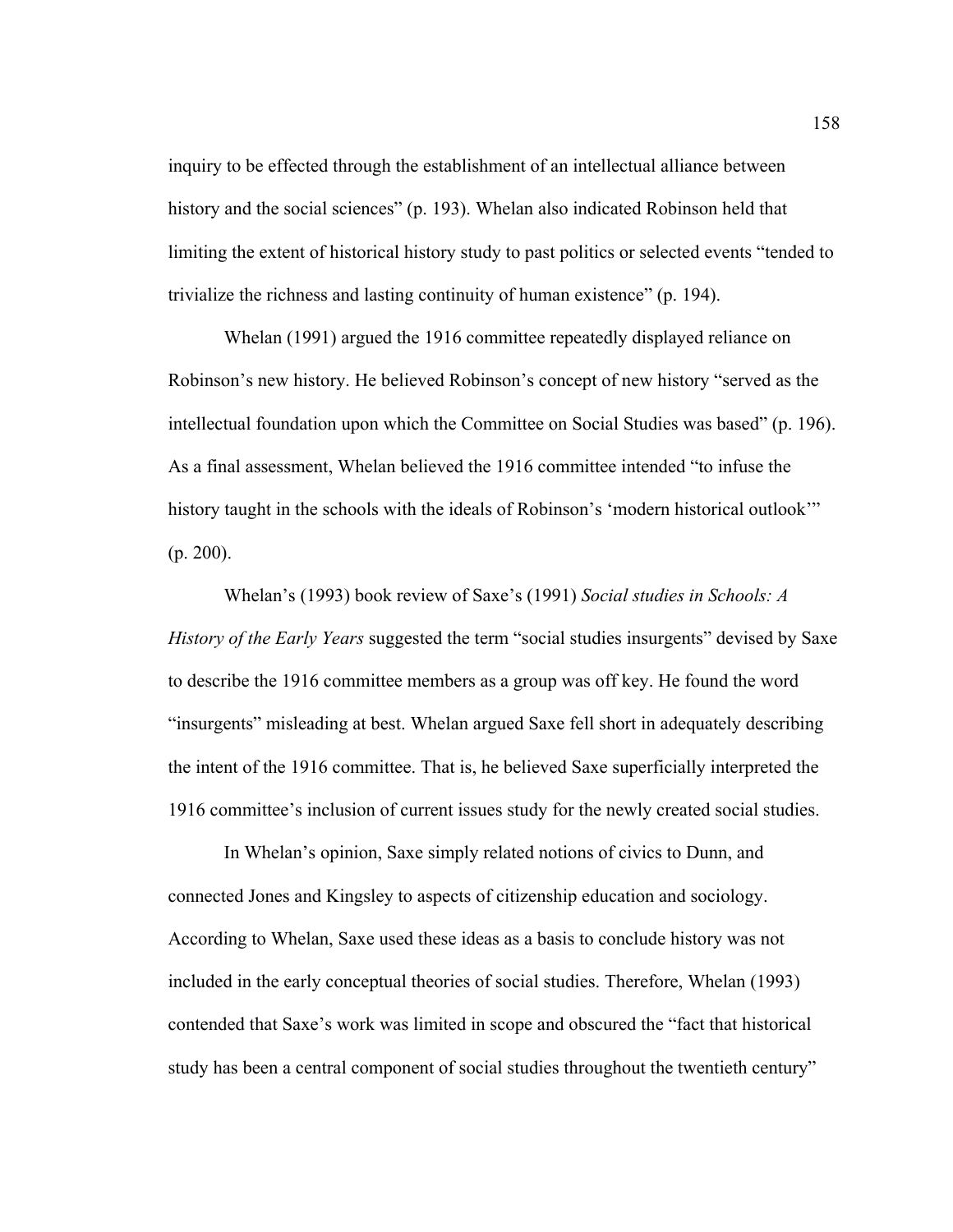inquiry to be effected through the establishment of an intellectual alliance between history and the social sciences" (p. 193). Whelan also indicated Robinson held that limiting the extent of historical history study to past politics or selected events "tended to trivialize the richness and lasting continuity of human existence" (p. 194).

Whelan (1991) argued the 1916 committee repeatedly displayed reliance on Robinson's new history. He believed Robinson's concept of new history "served as the intellectual foundation upon which the Committee on Social Studies was based" (p. 196). As a final assessment, Whelan believed the 1916 committee intended "to infuse the history taught in the schools with the ideals of Robinson's 'modern historical outlook'" (p. 200).

Whelan's (1993) book review of Saxe's (1991) *Social studies in Schools: A History of the Early Years* suggested the term "social studies insurgents" devised by Saxe to describe the 1916 committee members as a group was off key. He found the word "insurgents" misleading at best. Whelan argued Saxe fell short in adequately describing the intent of the 1916 committee. That is, he believed Saxe superficially interpreted the 1916 committee's inclusion of current issues study for the newly created social studies.

In Whelan's opinion, Saxe simply related notions of civics to Dunn, and connected Jones and Kingsley to aspects of citizenship education and sociology. According to Whelan, Saxe used these ideas as a basis to conclude history was not included in the early conceptual theories of social studies. Therefore, Whelan (1993) contended that Saxe's work was limited in scope and obscured the "fact that historical study has been a central component of social studies throughout the twentieth century"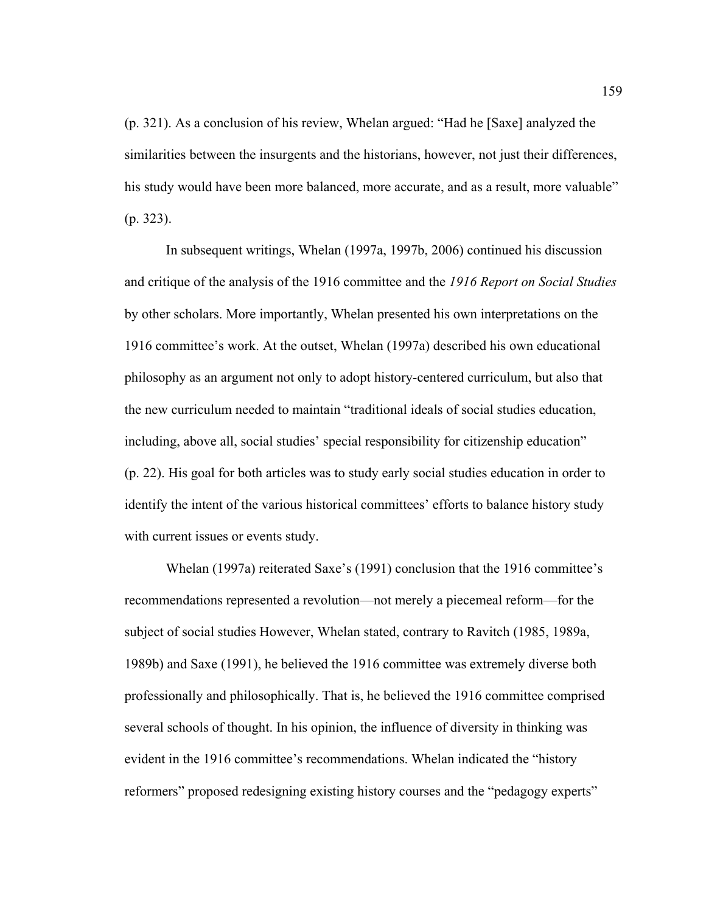(p. 321). As a conclusion of his review, Whelan argued: "Had he [Saxe] analyzed the similarities between the insurgents and the historians, however, not just their differences, his study would have been more balanced, more accurate, and as a result, more valuable" (p. 323).

In subsequent writings, Whelan (1997a, 1997b, 2006) continued his discussion and critique of the analysis of the 1916 committee and the *1916 Report on Social Studies* by other scholars. More importantly, Whelan presented his own interpretations on the 1916 committee's work. At the outset, Whelan (1997a) described his own educational philosophy as an argument not only to adopt history-centered curriculum, but also that the new curriculum needed to maintain "traditional ideals of social studies education, including, above all, social studies' special responsibility for citizenship education" (p. 22). His goal for both articles was to study early social studies education in order to identify the intent of the various historical committees' efforts to balance history study with current issues or events study.

Whelan (1997a) reiterated Saxe's (1991) conclusion that the 1916 committee's recommendations represented a revolution—not merely a piecemeal reform—for the subject of social studies However, Whelan stated, contrary to Ravitch (1985, 1989a, 1989b) and Saxe (1991), he believed the 1916 committee was extremely diverse both professionally and philosophically. That is, he believed the 1916 committee comprised several schools of thought. In his opinion, the influence of diversity in thinking was evident in the 1916 committee's recommendations. Whelan indicated the "history reformers" proposed redesigning existing history courses and the "pedagogy experts"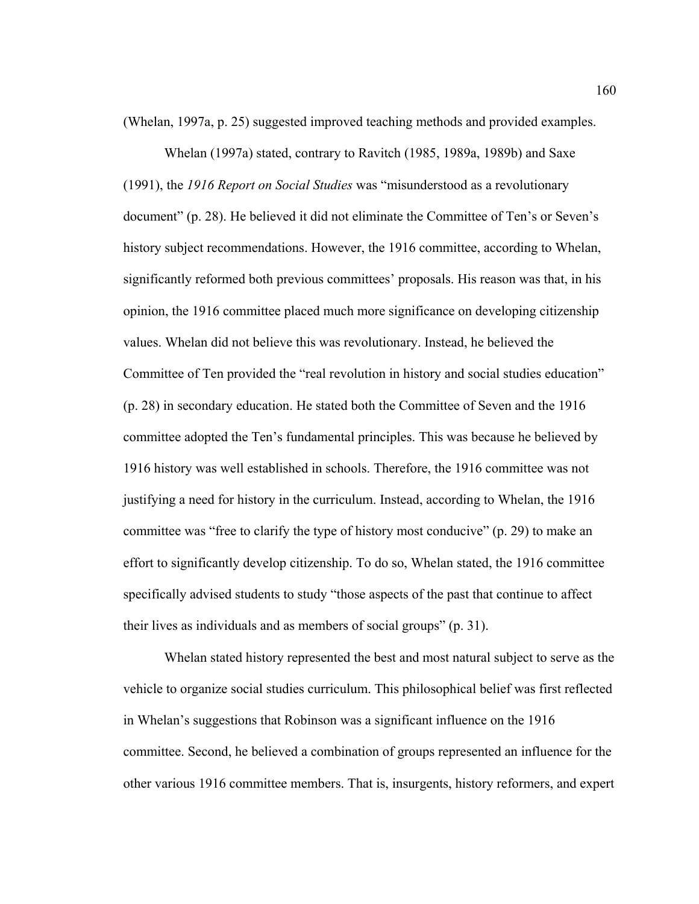(Whelan, 1997a, p. 25) suggested improved teaching methods and provided examples.

Whelan (1997a) stated, contrary to Ravitch (1985, 1989a, 1989b) and Saxe (1991), the *1916 Report on Social Studies* was "misunderstood as a revolutionary document" (p. 28). He believed it did not eliminate the Committee of Ten's or Seven's history subject recommendations. However, the 1916 committee, according to Whelan, significantly reformed both previous committees' proposals. His reason was that, in his opinion, the 1916 committee placed much more significance on developing citizenship values. Whelan did not believe this was revolutionary. Instead, he believed the Committee of Ten provided the "real revolution in history and social studies education" (p. 28) in secondary education. He stated both the Committee of Seven and the 1916 committee adopted the Ten's fundamental principles. This was because he believed by 1916 history was well established in schools. Therefore, the 1916 committee was not justifying a need for history in the curriculum. Instead, according to Whelan, the 1916 committee was "free to clarify the type of history most conducive" (p. 29) to make an effort to significantly develop citizenship. To do so, Whelan stated, the 1916 committee specifically advised students to study "those aspects of the past that continue to affect their lives as individuals and as members of social groups" (p. 31).

Whelan stated history represented the best and most natural subject to serve as the vehicle to organize social studies curriculum. This philosophical belief was first reflected in Whelan's suggestions that Robinson was a significant influence on the 1916 committee. Second, he believed a combination of groups represented an influence for the other various 1916 committee members. That is, insurgents, history reformers, and expert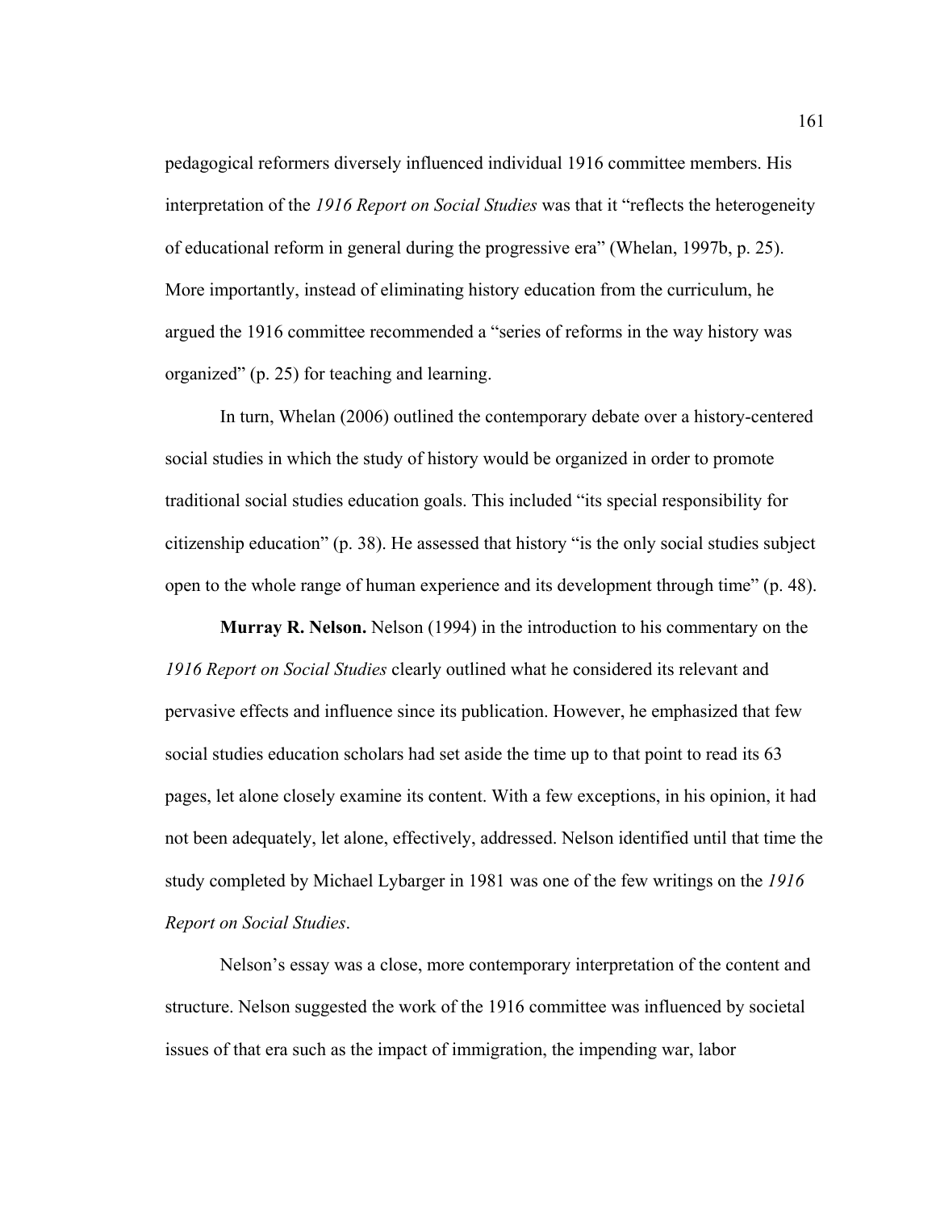pedagogical reformers diversely influenced individual 1916 committee members. His interpretation of the *1916 Report on Social Studies* was that it "reflects the heterogeneity of educational reform in general during the progressive era" (Whelan, 1997b, p. 25). More importantly, instead of eliminating history education from the curriculum, he argued the 1916 committee recommended a "series of reforms in the way history was organized" (p. 25) for teaching and learning.

In turn, Whelan (2006) outlined the contemporary debate over a history-centered social studies in which the study of history would be organized in order to promote traditional social studies education goals. This included "its special responsibility for citizenship education" (p. 38). He assessed that history "is the only social studies subject open to the whole range of human experience and its development through time" (p. 48).

**Murray R. Nelson.** Nelson (1994) in the introduction to his commentary on the *1916 Report on Social Studies* clearly outlined what he considered its relevant and pervasive effects and influence since its publication. However, he emphasized that few social studies education scholars had set aside the time up to that point to read its 63 pages, let alone closely examine its content. With a few exceptions, in his opinion, it had not been adequately, let alone, effectively, addressed. Nelson identified until that time the study completed by Michael Lybarger in 1981 was one of the few writings on the *1916 Report on Social Studies*.

Nelson's essay was a close, more contemporary interpretation of the content and structure. Nelson suggested the work of the 1916 committee was influenced by societal issues of that era such as the impact of immigration, the impending war, labor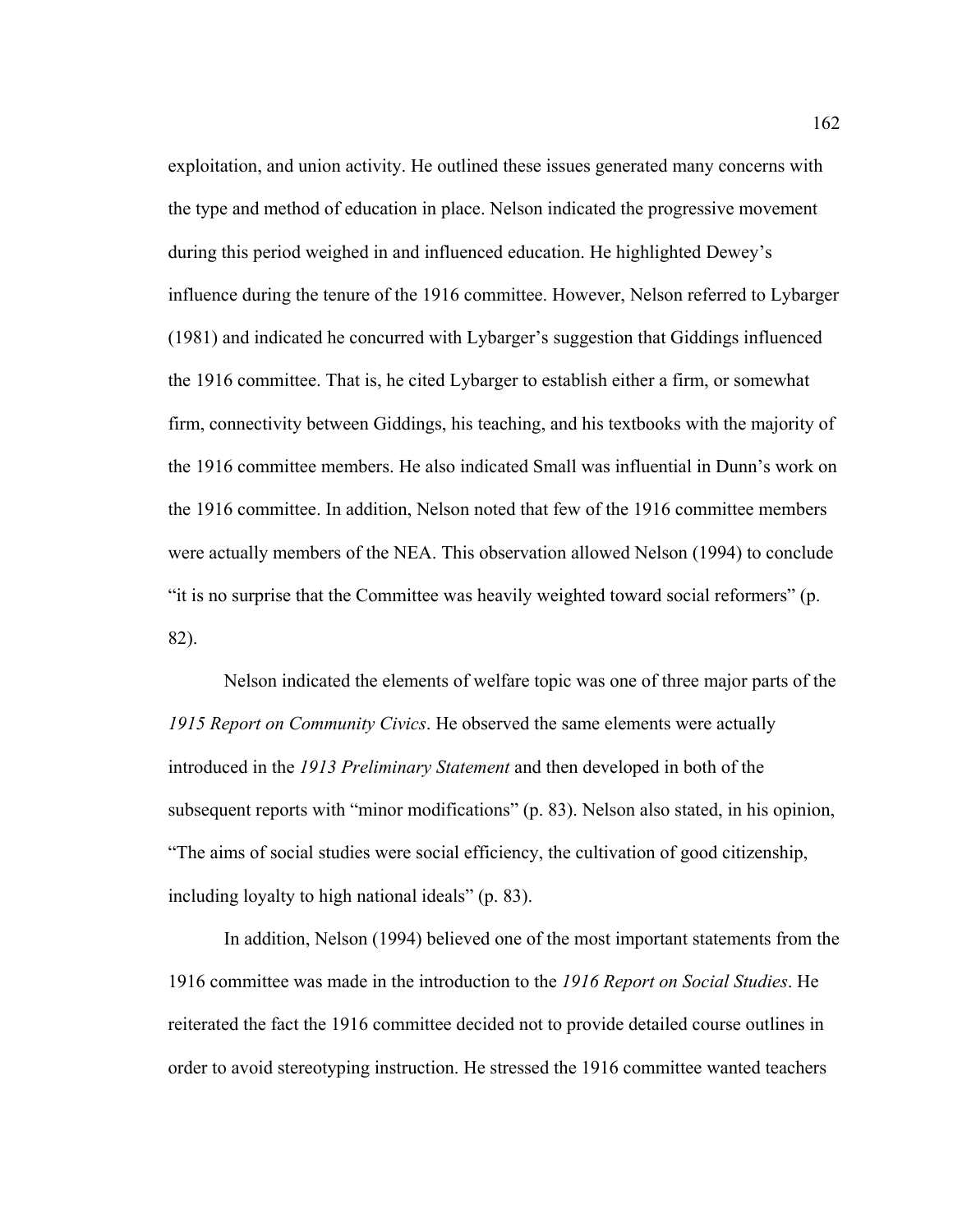exploitation, and union activity. He outlined these issues generated many concerns with the type and method of education in place. Nelson indicated the progressive movement during this period weighed in and influenced education. He highlighted Dewey's influence during the tenure of the 1916 committee. However, Nelson referred to Lybarger (1981) and indicated he concurred with Lybarger's suggestion that Giddings influenced the 1916 committee. That is, he cited Lybarger to establish either a firm, or somewhat firm, connectivity between Giddings, his teaching, and his textbooks with the majority of the 1916 committee members. He also indicated Small was influential in Dunn's work on the 1916 committee. In addition, Nelson noted that few of the 1916 committee members were actually members of the NEA. This observation allowed Nelson (1994) to conclude "it is no surprise that the Committee was heavily weighted toward social reformers" (p. 82).

Nelson indicated the elements of welfare topic was one of three major parts of the *1915 Report on Community Civics*. He observed the same elements were actually introduced in the *1913 Preliminary Statement* and then developed in both of the subsequent reports with "minor modifications" (p. 83). Nelson also stated, in his opinion, "The aims of social studies were social efficiency, the cultivation of good citizenship, including loyalty to high national ideals" (p. 83).

In addition, Nelson (1994) believed one of the most important statements from the 1916 committee was made in the introduction to the *1916 Report on Social Studies*. He reiterated the fact the 1916 committee decided not to provide detailed course outlines in order to avoid stereotyping instruction. He stressed the 1916 committee wanted teachers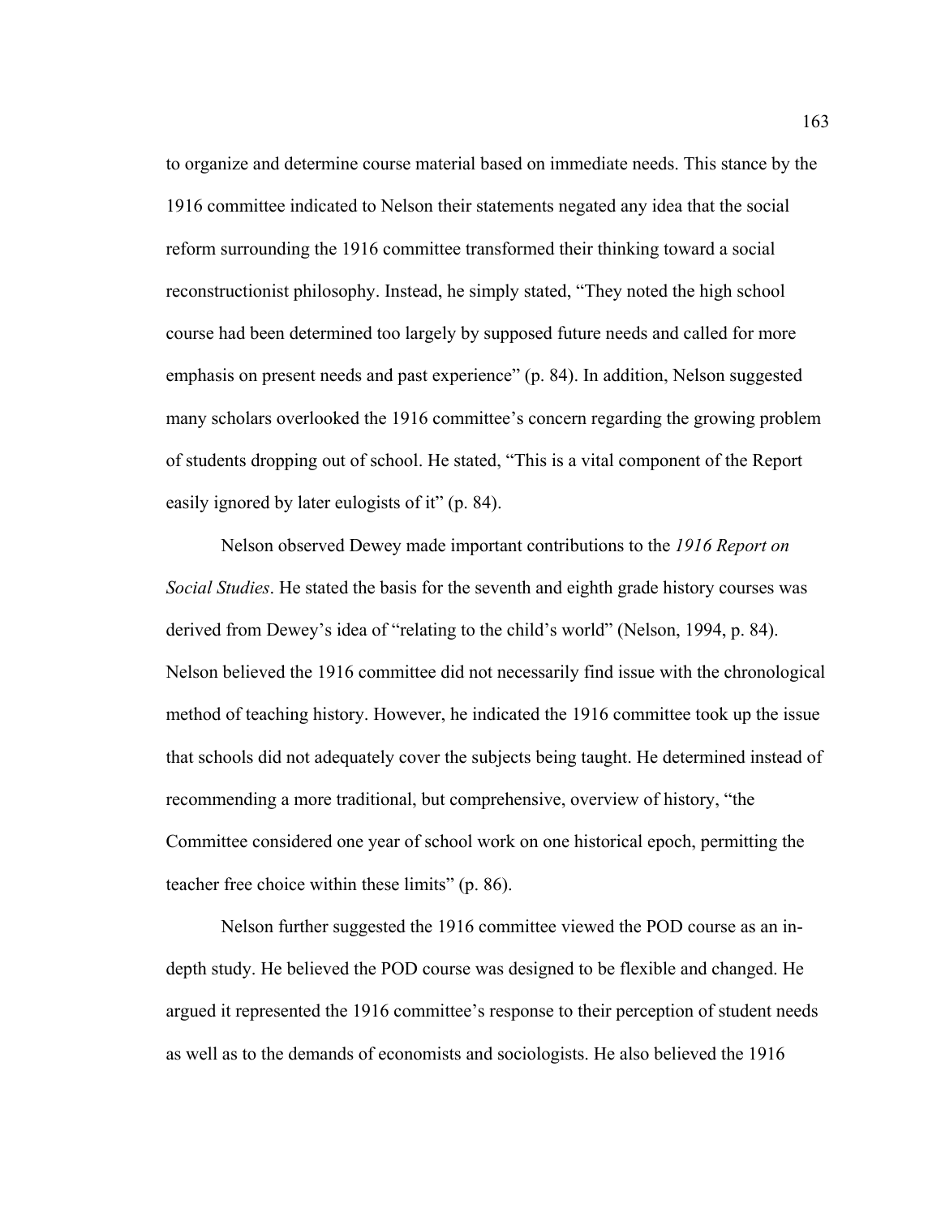to organize and determine course material based on immediate needs. This stance by the 1916 committee indicated to Nelson their statements negated any idea that the social reform surrounding the 1916 committee transformed their thinking toward a social reconstructionist philosophy. Instead, he simply stated, "They noted the high school course had been determined too largely by supposed future needs and called for more emphasis on present needs and past experience" (p. 84). In addition, Nelson suggested many scholars overlooked the 1916 committee's concern regarding the growing problem of students dropping out of school. He stated, "This is a vital component of the Report easily ignored by later eulogists of it" (p. 84).

Nelson observed Dewey made important contributions to the *1916 Report on Social Studies*. He stated the basis for the seventh and eighth grade history courses was derived from Dewey's idea of "relating to the child's world" (Nelson, 1994, p. 84). Nelson believed the 1916 committee did not necessarily find issue with the chronological method of teaching history. However, he indicated the 1916 committee took up the issue that schools did not adequately cover the subjects being taught. He determined instead of recommending a more traditional, but comprehensive, overview of history, "the Committee considered one year of school work on one historical epoch, permitting the teacher free choice within these limits" (p. 86).

Nelson further suggested the 1916 committee viewed the POD course as an in-depth study. He believed the POD course was designed to be flexible and changed. He argued it represented the 1916 committee's response to their perception of student needs as well as to the demands of economists and sociologists. He also believed the 1916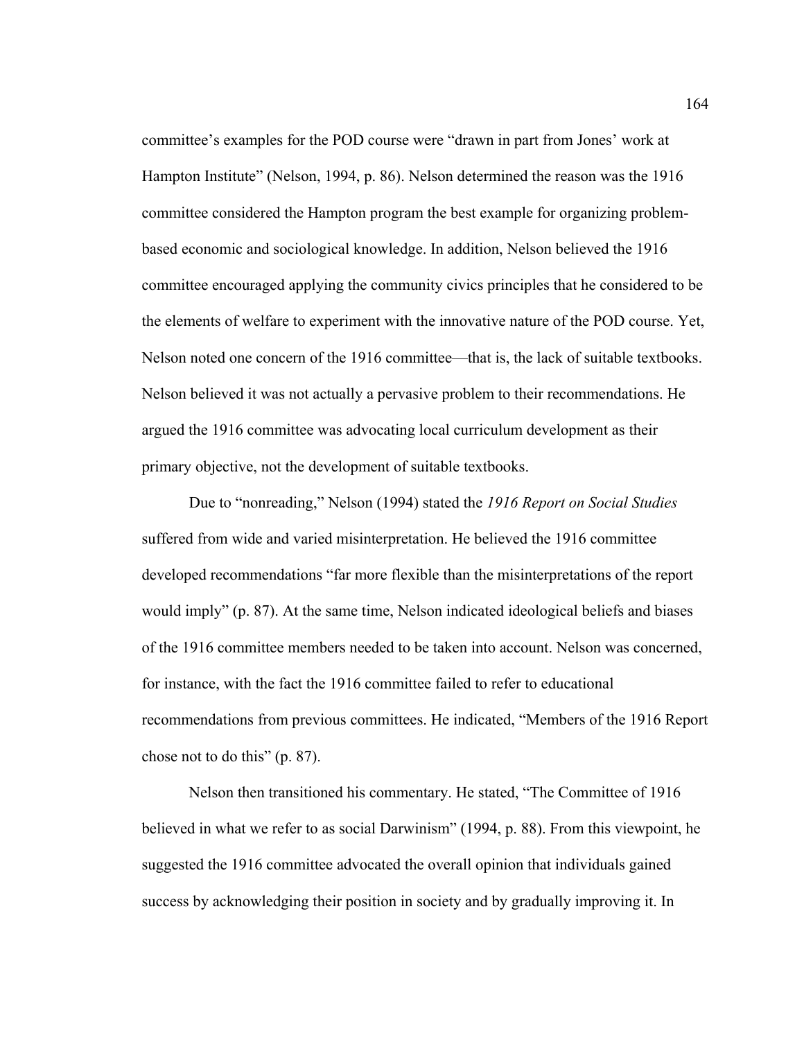committee's examples for the POD course were "drawn in part from Jones' work at Hampton Institute" (Nelson, 1994, p. 86). Nelson determined the reason was the 1916 committee considered the Hampton program the best example for organizing problem-based economic and sociological knowledge. In addition, Nelson believed the 1916 committee encouraged applying the community civics principles that he considered to be the elements of welfare to experiment with the innovative nature of the POD course. Yet, Nelson noted one concern of the 1916 committee—that is, the lack of suitable textbooks. Nelson believed it was not actually a pervasive problem to their recommendations. He argued the 1916 committee was advocating local curriculum development as their primary objective, not the development of suitable textbooks.

Due to "nonreading," Nelson (1994) stated the *1916 Report on Social Studies* suffered from wide and varied misinterpretation. He believed the 1916 committee developed recommendations "far more flexible than the misinterpretations of the report would imply" (p. 87). At the same time, Nelson indicated ideological beliefs and biases of the 1916 committee members needed to be taken into account. Nelson was concerned, for instance, with the fact the 1916 committee failed to refer to educational recommendations from previous committees. He indicated, "Members of the 1916 Report chose not to do this" (p. 87).

Nelson then transitioned his commentary. He stated, "The Committee of 1916 believed in what we refer to as social Darwinism" (1994, p. 88). From this viewpoint, he suggested the 1916 committee advocated the overall opinion that individuals gained success by acknowledging their position in society and by gradually improving it. In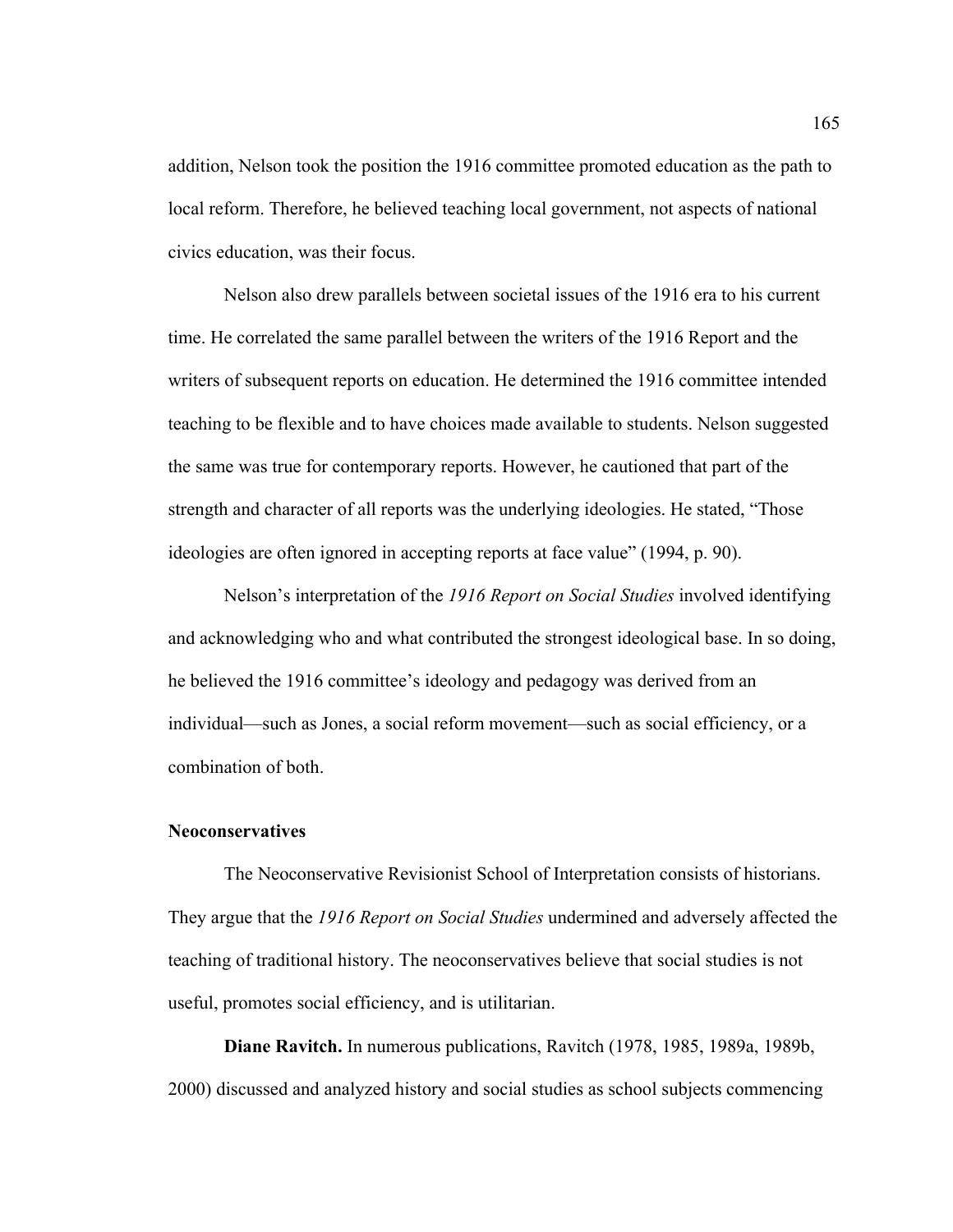addition, Nelson took the position the 1916 committee promoted education as the path to local reform. Therefore, he believed teaching local government, not aspects of national civics education, was their focus.

Nelson also drew parallels between societal issues of the 1916 era to his current time. He correlated the same parallel between the writers of the 1916 Report and the writers of subsequent reports on education. He determined the 1916 committee intended teaching to be flexible and to have choices made available to students. Nelson suggested the same was true for contemporary reports. However, he cautioned that part of the strength and character of all reports was the underlying ideologies. He stated, "Those ideologies are often ignored in accepting reports at face value" (1994, p. 90).

Nelson's interpretation of the *1916 Report on Social Studies* involved identifying and acknowledging who and what contributed the strongest ideological base. In so doing, he believed the 1916 committee's ideology and pedagogy was derived from an individual—such as Jones, a social reform movement—such as social efficiency, or a combination of both.

### Neoconservatives

The Neoconservative Revisionist School of Interpretation consists of historians. They argue that the *1916 Report on Social Studies* undermined and adversely affected the teaching of traditional history. The neoconservatives believe that social studies is not useful, promotes social efficiency, and is utilitarian.

**Diane Ravitch.** In numerous publications, Ravitch (1978, 1985, 1989a, 1989b, 2000) discussed and analyzed history and social studies as school subjects commencing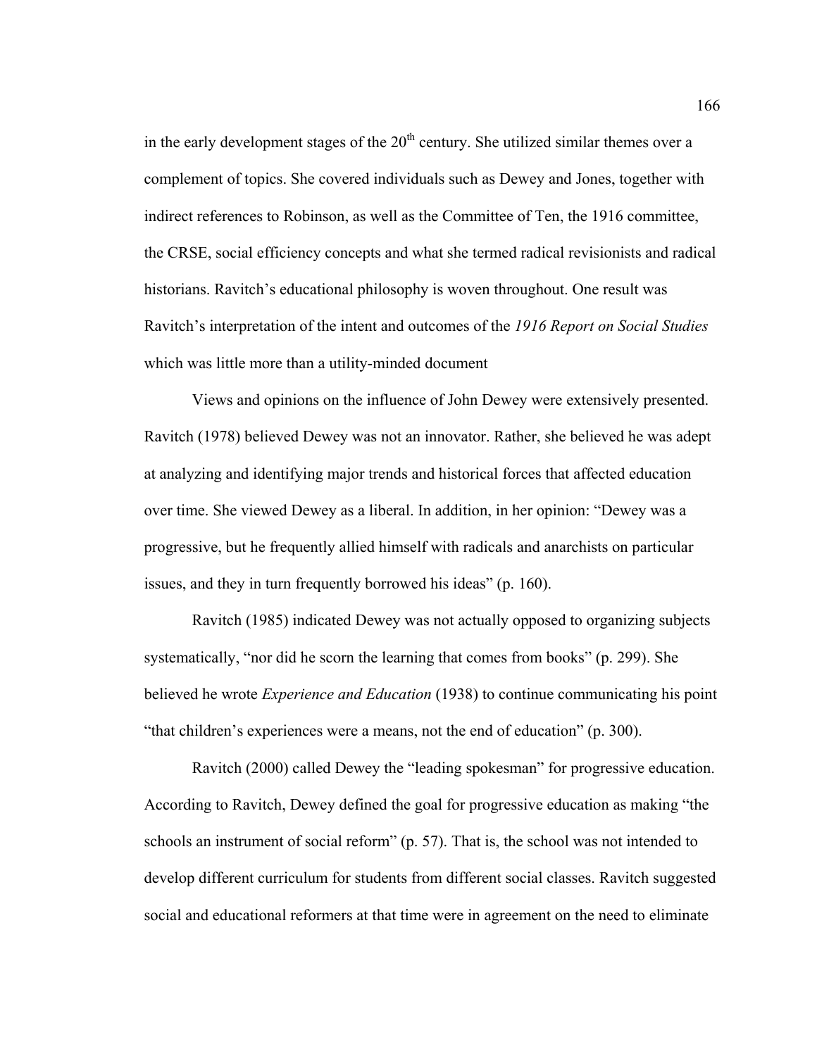in the early development stages of the 20th century. She utilized similar themes over a complement of topics. She covered individuals such as Dewey and Jones, together with indirect references to Robinson, as well as the Committee of Ten, the 1916 committee, the CRSE, social efficiency concepts and what she termed radical revisionists and radical historians. Ravitch's educational philosophy is woven throughout. One result was Ravitch's interpretation of the intent and outcomes of the *1916 Report on Social Studies* which was little more than a utility-minded document

Views and opinions on the influence of John Dewey were extensively presented. Ravitch (1978) believed Dewey was not an innovator. Rather, she believed he was adept at analyzing and identifying major trends and historical forces that affected education over time. She viewed Dewey as a liberal. In addition, in her opinion: "Dewey was a progressive, but he frequently allied himself with radicals and anarchists on particular issues, and they in turn frequently borrowed his ideas" (p. 160).

Ravitch (1985) indicated Dewey was not actually opposed to organizing subjects systematically, "nor did he scorn the learning that comes from books" (p. 299). She believed he wrote *Experience and Education* (1938) to continue communicating his point "that children's experiences were a means, not the end of education" (p. 300).

Ravitch (2000) called Dewey the "leading spokesman" for progressive education. According to Ravitch, Dewey defined the goal for progressive education as making "the schools an instrument of social reform" (p. 57). That is, the school was not intended to develop different curriculum for students from different social classes. Ravitch suggested social and educational reformers at that time were in agreement on the need to eliminate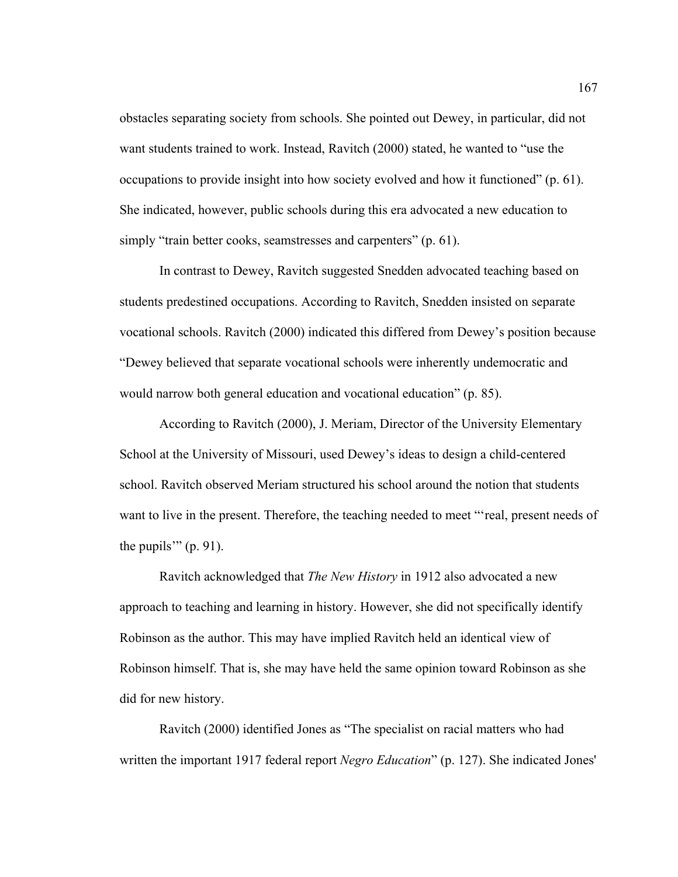obstacles separating society from schools. She pointed out Dewey, in particular, did not want students trained to work. Instead, Ravitch (2000) stated, he wanted to "use the occupations to provide insight into how society evolved and how it functioned" (p. 61). She indicated, however, public schools during this era advocated a new education to simply "train better cooks, seamstresses and carpenters" (p. 61).

In contrast to Dewey, Ravitch suggested Snedden advocated teaching based on students predestined occupations. According to Ravitch, Snedden insisted on separate vocational schools. Ravitch (2000) indicated this differed from Dewey's position because "Dewey believed that separate vocational schools were inherently undemocratic and would narrow both general education and vocational education" (p. 85).

According to Ravitch (2000), J. Meriam, Director of the University Elementary School at the University of Missouri, used Dewey's ideas to design a child-centered school. Ravitch observed Meriam structured his school around the notion that students want to live in the present. Therefore, the teaching needed to meet "'real, present needs of the pupils'" (p. 91).

Ravitch acknowledged that *The New History* in 1912 also advocated a new approach to teaching and learning in history. However, she did not specifically identify Robinson as the author. This may have implied Ravitch held an identical view of Robinson himself. That is, she may have held the same opinion toward Robinson as she did for new history.

Ravitch (2000) identified Jones as "The specialist on racial matters who had written the important 1917 federal report *Negro Education*" (p. 127). She indicated Jones'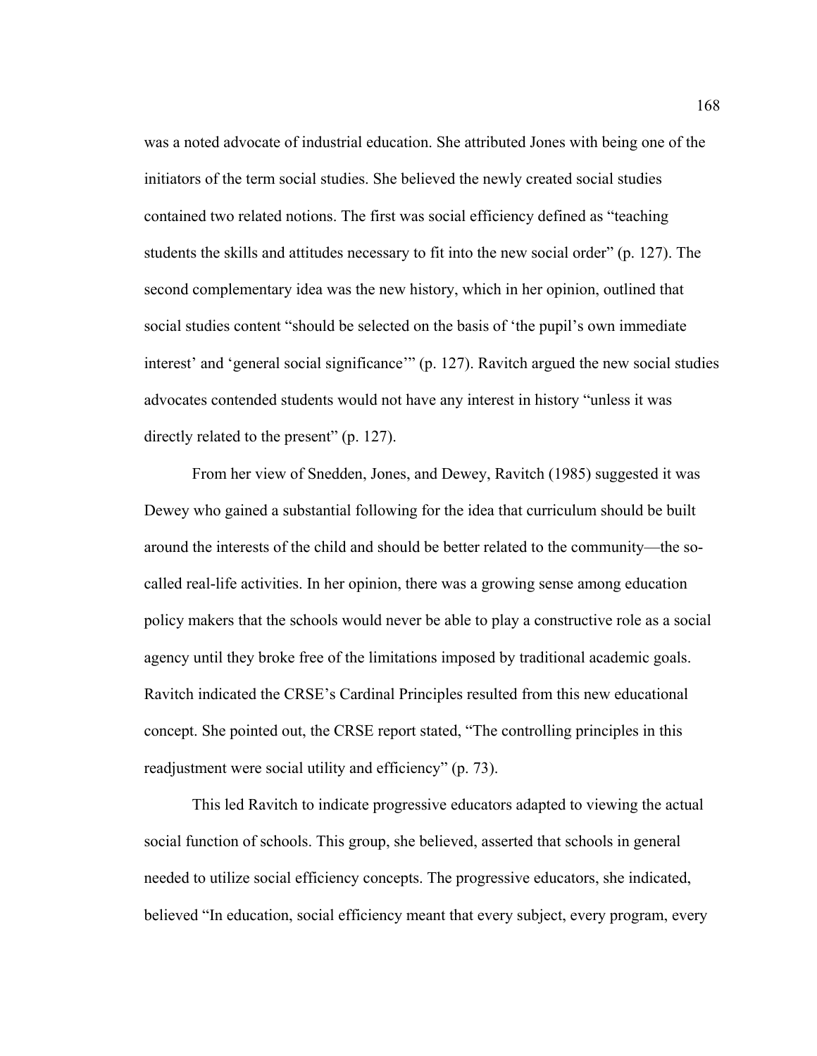was a noted advocate of industrial education. She attributed Jones with being one of the initiators of the term social studies. She believed the newly created social studies contained two related notions. The first was social efficiency defined as "teaching students the skills and attitudes necessary to fit into the new social order" (p. 127). The second complementary idea was the new history, which in her opinion, outlined that social studies content "should be selected on the basis of 'the pupil's own immediate interest' and 'general social significance'" (p. 127). Ravitch argued the new social studies advocates contended students would not have any interest in history "unless it was directly related to the present" (p. 127).

From her view of Snedden, Jones, and Dewey, Ravitch (1985) suggested it was Dewey who gained a substantial following for the idea that curriculum should be built around the interests of the child and should be better related to the community—the so-called real-life activities. In her opinion, there was a growing sense among education policy makers that the schools would never be able to play a constructive role as a social agency until they broke free of the limitations imposed by traditional academic goals. Ravitch indicated the CRSE's Cardinal Principles resulted from this new educational concept. She pointed out, the CRSE report stated, "The controlling principles in this readjustment were social utility and efficiency" (p. 73).

This led Ravitch to indicate progressive educators adapted to viewing the actual social function of schools. This group, she believed, asserted that schools in general needed to utilize social efficiency concepts. The progressive educators, she indicated, believed "In education, social efficiency meant that every subject, every program, every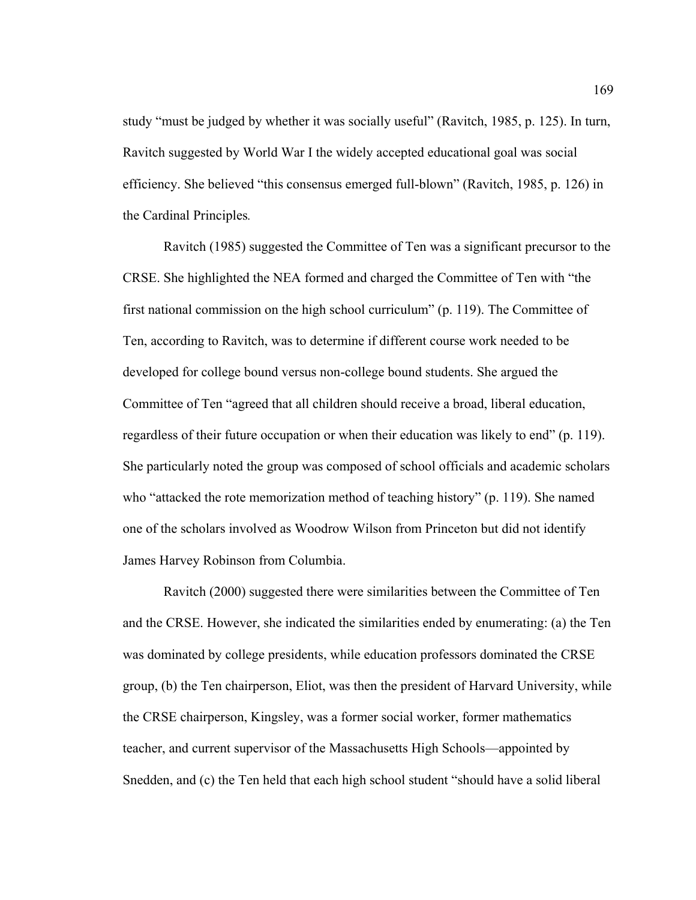study "must be judged by whether it was socially useful" (Ravitch, 1985, p. 125). In turn, Ravitch suggested by World War I the widely accepted educational goal was social efficiency. She believed "this consensus emerged full-blown" (Ravitch, 1985, p. 126) in the Cardinal Principles*.*

Ravitch (1985) suggested the Committee of Ten was a significant precursor to the CRSE. She highlighted the NEA formed and charged the Committee of Ten with "the first national commission on the high school curriculum" (p. 119). The Committee of Ten, according to Ravitch, was to determine if different course work needed to be developed for college bound versus non-college bound students. She argued the Committee of Ten "agreed that all children should receive a broad, liberal education, regardless of their future occupation or when their education was likely to end" (p. 119). She particularly noted the group was composed of school officials and academic scholars who "attacked the rote memorization method of teaching history" (p. 119). She named one of the scholars involved as Woodrow Wilson from Princeton but did not identify James Harvey Robinson from Columbia.

Ravitch (2000) suggested there were similarities between the Committee of Ten and the CRSE. However, she indicated the similarities ended by enumerating: (a) the Ten was dominated by college presidents, while education professors dominated the CRSE group, (b) the Ten chairperson, Eliot, was then the president of Harvard University, while the CRSE chairperson, Kingsley, was a former social worker, former mathematics teacher, and current supervisor of the Massachusetts High Schools—appointed by Snedden, and (c) the Ten held that each high school student "should have a solid liberal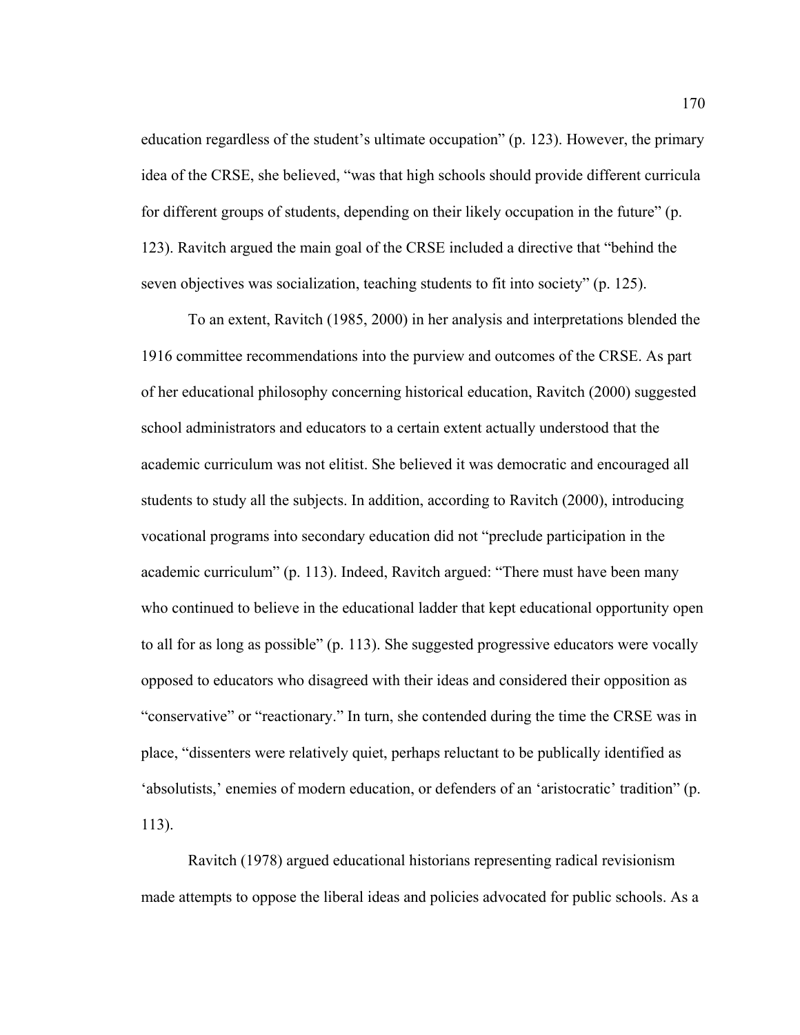education regardless of the student's ultimate occupation" (p. 123). However, the primary idea of the CRSE, she believed, "was that high schools should provide different curricula for different groups of students, depending on their likely occupation in the future" (p. 123). Ravitch argued the main goal of the CRSE included a directive that "behind the seven objectives was socialization, teaching students to fit into society" (p. 125).

To an extent, Ravitch (1985, 2000) in her analysis and interpretations blended the 1916 committee recommendations into the purview and outcomes of the CRSE. As part of her educational philosophy concerning historical education, Ravitch (2000) suggested school administrators and educators to a certain extent actually understood that the academic curriculum was not elitist. She believed it was democratic and encouraged all students to study all the subjects. In addition, according to Ravitch (2000), introducing vocational programs into secondary education did not "preclude participation in the academic curriculum" (p. 113). Indeed, Ravitch argued: "There must have been many who continued to believe in the educational ladder that kept educational opportunity open to all for as long as possible" (p. 113). She suggested progressive educators were vocally opposed to educators who disagreed with their ideas and considered their opposition as "conservative" or "reactionary." In turn, she contended during the time the CRSE was in place, "dissenters were relatively quiet, perhaps reluctant to be publically identified as 'absolutists,' enemies of modern education, or defenders of an 'aristocratic' tradition" (p. 113).

Ravitch (1978) argued educational historians representing radical revisionism made attempts to oppose the liberal ideas and policies advocated for public schools. As a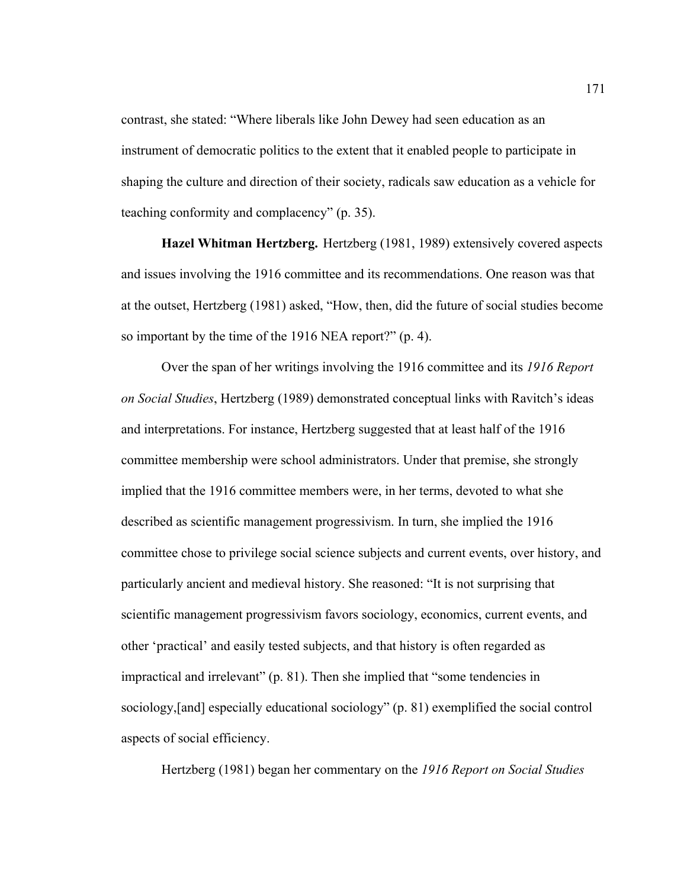contrast, she stated: “Where liberals like John Dewey had seen education as an instrument of democratic politics to the extent that it enabled people to participate in shaping the culture and direction of their society, radicals saw education as a vehicle for teaching conformity and complacency” (p. 35).

**Hazel Whitman Hertzberg.** Hertzberg (1981, 1989) extensively covered aspects and issues involving the 1916 committee and its recommendations. One reason was that at the outset, Hertzberg (1981) asked, “How, then, did the future of social studies become so important by the time of the 1916 NEA report?” (p. 4).

Over the span of her writings involving the 1916 committee and its *1916 Report on Social Studies*, Hertzberg (1989) demonstrated conceptual links with Ravitch’s ideas and interpretations. For instance, Hertzberg suggested that at least half of the 1916 committee membership were school administrators. Under that premise, she strongly implied that the 1916 committee members were, in her terms, devoted to what she described as scientific management progressivism. In turn, she implied the 1916 committee chose to privilege social science subjects and current events, over history, and particularly ancient and medieval history. She reasoned: “It is not surprising that scientific management progressivism favors sociology, economics, current events, and other ‘practical’ and easily tested subjects, and that history is often regarded as impractical and irrelevant” (p. 81). Then she implied that “some tendencies in sociology,[and] especially educational sociology” (p. 81) exemplified the social control aspects of social efficiency.

Hertzberg (1981) began her commentary on the *1916 Report on Social Studies*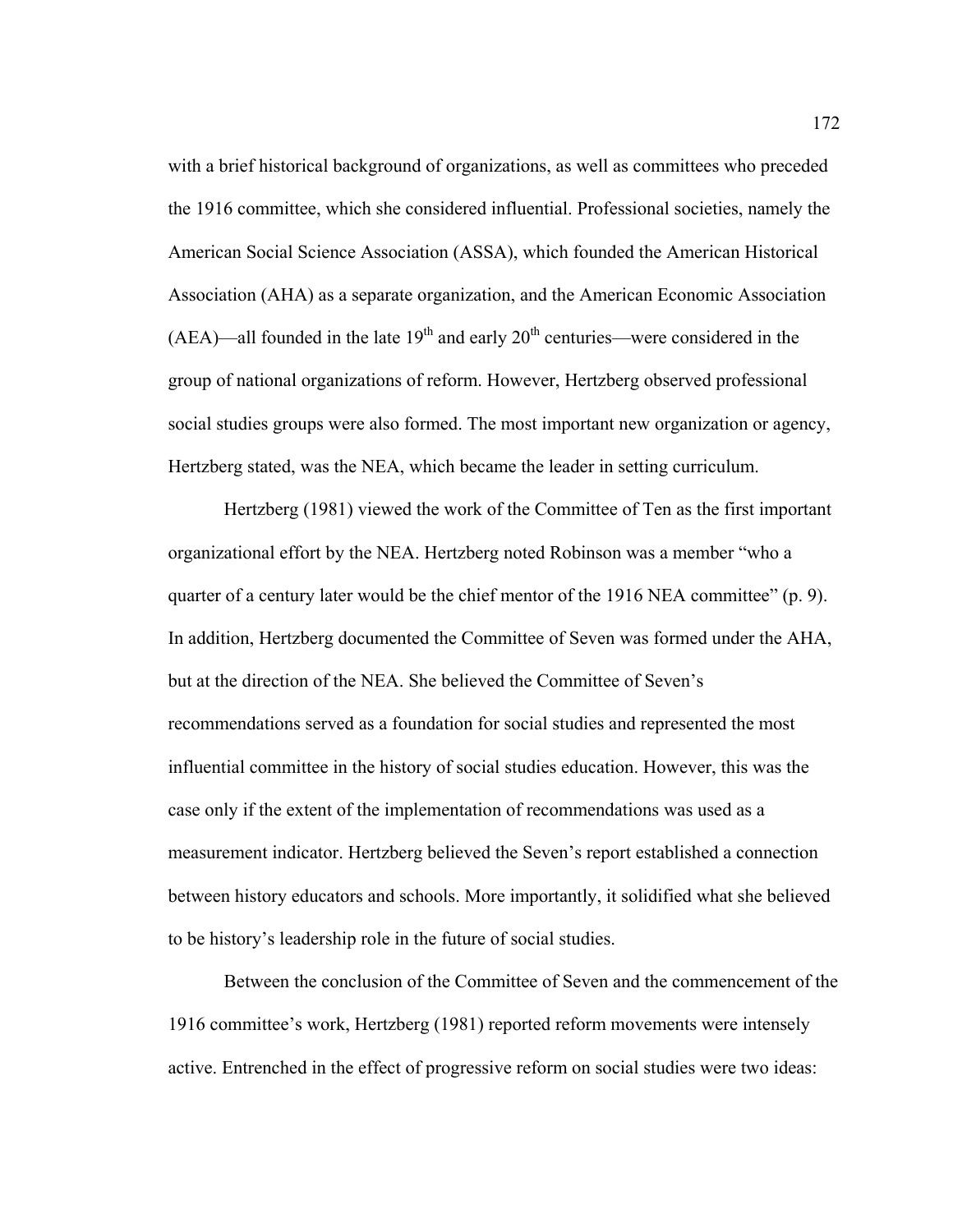with a brief historical background of organizations, as well as committees who preceded the 1916 committee, which she considered influential. Professional societies, namely the American Social Science Association (ASSA), which founded the American Historical Association (AHA) as a separate organization, and the American Economic Association (AEA)—all founded in the late 19th and early 20th centuries—were considered in the group of national organizations of reform. However, Hertzberg observed professional social studies groups were also formed. The most important new organization or agency, Hertzberg stated, was the NEA, which became the leader in setting curriculum.

Hertzberg (1981) viewed the work of the Committee of Ten as the first important organizational effort by the NEA. Hertzberg noted Robinson was a member "who a quarter of a century later would be the chief mentor of the 1916 NEA committee" (p. 9). In addition, Hertzberg documented the Committee of Seven was formed under the AHA, but at the direction of the NEA. She believed the Committee of Seven's recommendations served as a foundation for social studies and represented the most influential committee in the history of social studies education. However, this was the case only if the extent of the implementation of recommendations was used as a measurement indicator. Hertzberg believed the Seven's report established a connection between history educators and schools. More importantly, it solidified what she believed to be history's leadership role in the future of social studies.

Between the conclusion of the Committee of Seven and the commencement of the 1916 committee's work, Hertzberg (1981) reported reform movements were intensely active. Entrenched in the effect of progressive reform on social studies were two ideas: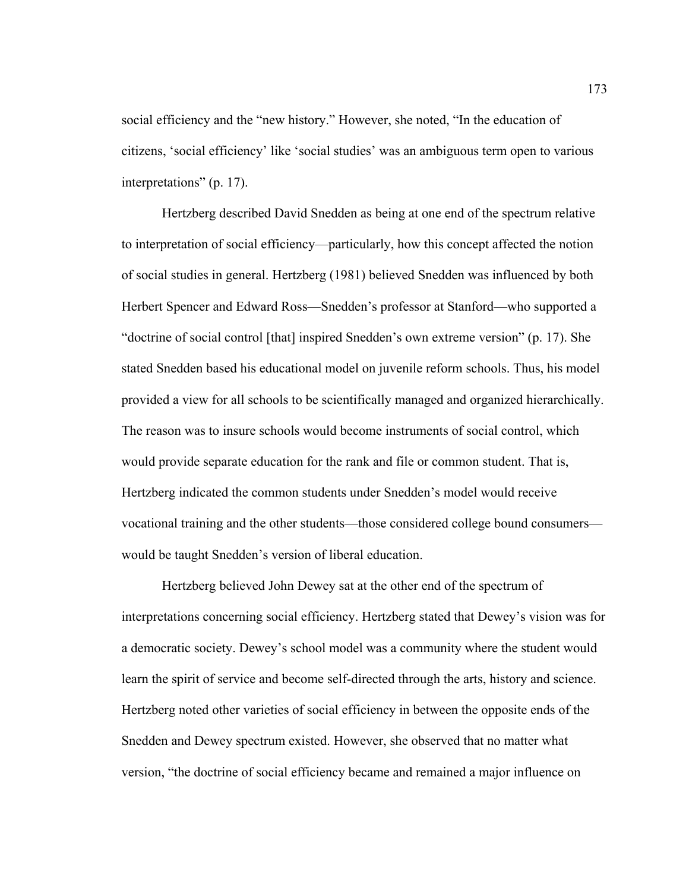social efficiency and the "new history." However, she noted, "In the education of citizens, 'social efficiency' like 'social studies' was an ambiguous term open to various interpretations" (p. 17).

Hertzberg described David Snedden as being at one end of the spectrum relative to interpretation of social efficiency—particularly, how this concept affected the notion of social studies in general. Hertzberg (1981) believed Snedden was influenced by both Herbert Spencer and Edward Ross—Snedden's professor at Stanford—who supported a "doctrine of social control [that] inspired Snedden's own extreme version" (p. 17). She stated Snedden based his educational model on juvenile reform schools. Thus, his model provided a view for all schools to be scientifically managed and organized hierarchically. The reason was to insure schools would become instruments of social control, which would provide separate education for the rank and file or common student. That is, Hertzberg indicated the common students under Snedden's model would receive vocational training and the other students—those considered college bound consumers—would be taught Snedden's version of liberal education.

Hertzberg believed John Dewey sat at the other end of the spectrum of interpretations concerning social efficiency. Hertzberg stated that Dewey's vision was for a democratic society. Dewey's school model was a community where the student would learn the spirit of service and become self-directed through the arts, history and science. Hertzberg noted other varieties of social efficiency in between the opposite ends of the Snedden and Dewey spectrum existed. However, she observed that no matter what version, "the doctrine of social efficiency became and remained a major influence on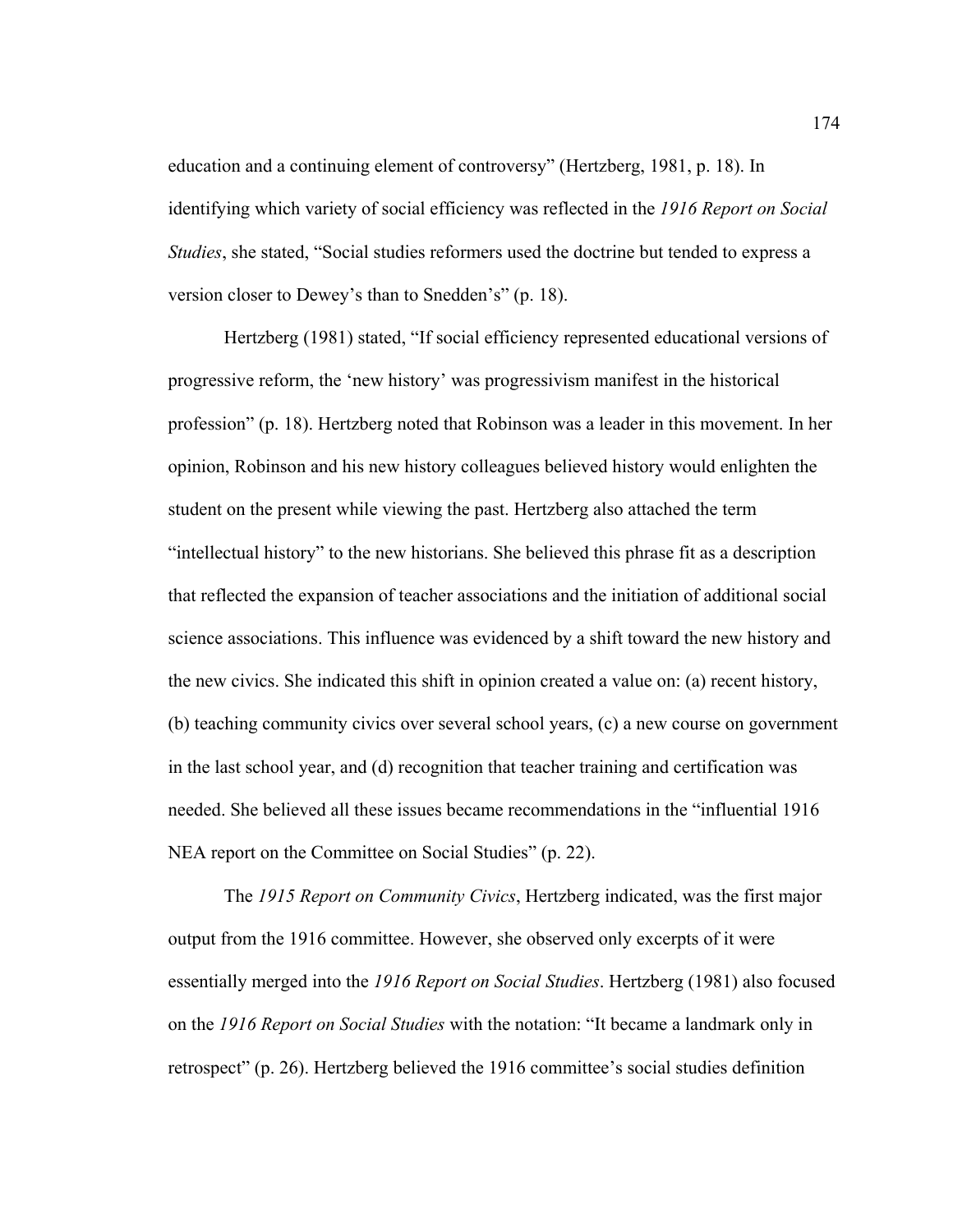education and a continuing element of controversy" (Hertzberg, 1981, p. 18). In identifying which variety of social efficiency was reflected in the *1916 Report on Social Studies*, she stated, "Social studies reformers used the doctrine but tended to express a version closer to Dewey's than to Snedden's" (p. 18).

Hertzberg (1981) stated, "If social efficiency represented educational versions of progressive reform, the 'new history' was progressivism manifest in the historical profession" (p. 18). Hertzberg noted that Robinson was a leader in this movement. In her opinion, Robinson and his new history colleagues believed history would enlighten the student on the present while viewing the past. Hertzberg also attached the term "intellectual history" to the new historians. She believed this phrase fit as a description that reflected the expansion of teacher associations and the initiation of additional social science associations. This influence was evidenced by a shift toward the new history and the new civics. She indicated this shift in opinion created a value on: (a) recent history, (b) teaching community civics over several school years, (c) a new course on government in the last school year, and (d) recognition that teacher training and certification was needed. She believed all these issues became recommendations in the "influential 1916 NEA report on the Committee on Social Studies" (p. 22).

The *1915 Report on Community Civics*, Hertzberg indicated, was the first major output from the 1916 committee. However, she observed only excerpts of it were essentially merged into the *1916 Report on Social Studies*. Hertzberg (1981) also focused on the *1916 Report on Social Studies* with the notation: "It became a landmark only in retrospect" (p. 26). Hertzberg believed the 1916 committee's social studies definition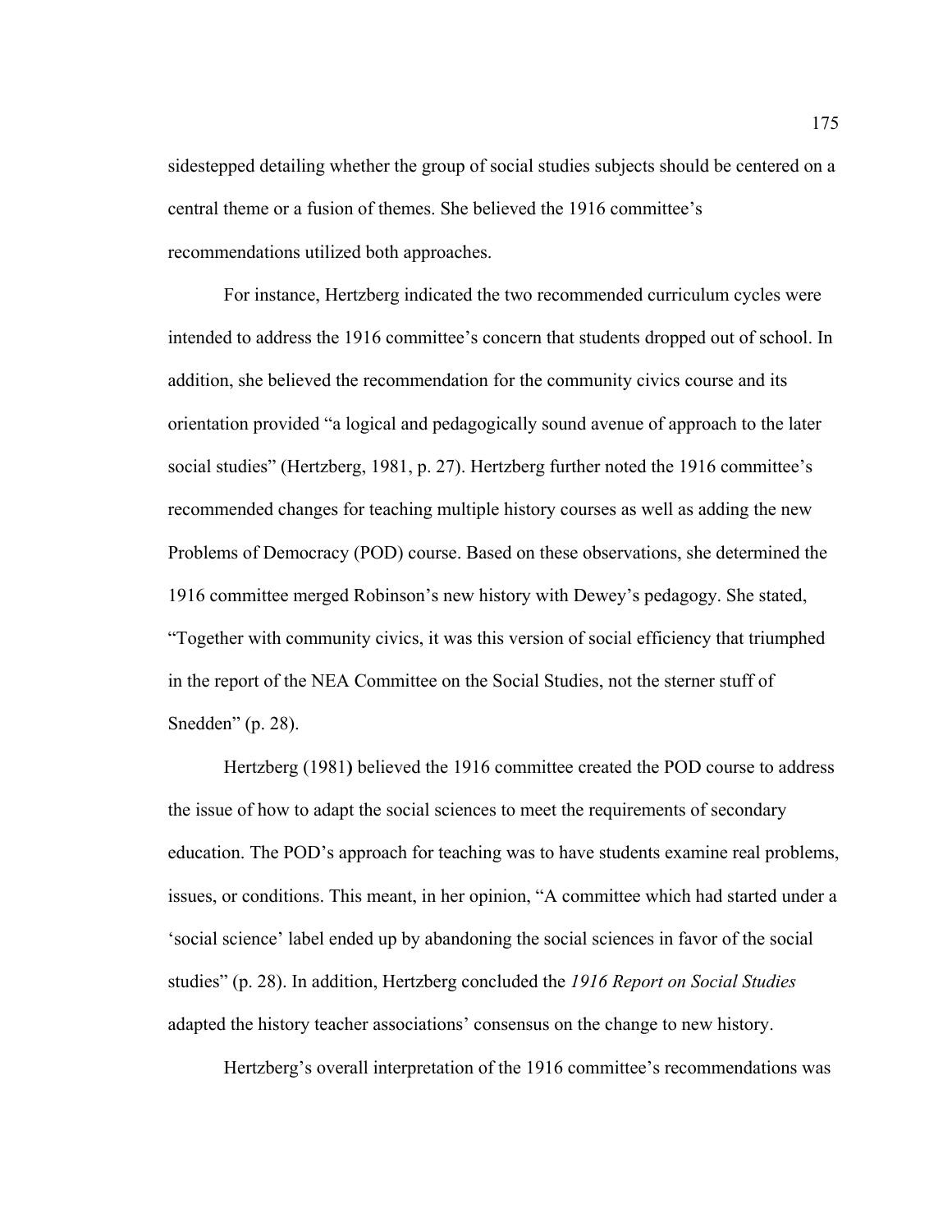sidestepped detailing whether the group of social studies subjects should be centered on a central theme or a fusion of themes. She believed the 1916 committee's recommendations utilized both approaches.

For instance, Hertzberg indicated the two recommended curriculum cycles were intended to address the 1916 committee's concern that students dropped out of school. In addition, she believed the recommendation for the community civics course and its orientation provided "a logical and pedagogically sound avenue of approach to the later social studies" (Hertzberg, 1981, p. 27). Hertzberg further noted the 1916 committee's recommended changes for teaching multiple history courses as well as adding the new Problems of Democracy (POD) course. Based on these observations, she determined the 1916 committee merged Robinson's new history with Dewey's pedagogy. She stated, "Together with community civics, it was this version of social efficiency that triumphed in the report of the NEA Committee on the Social Studies, not the sterner stuff of Snedden" (p. 28).

Hertzberg (1981**)** believed the 1916 committee created the POD course to address the issue of how to adapt the social sciences to meet the requirements of secondary education. The POD's approach for teaching was to have students examine real problems, issues, or conditions. This meant, in her opinion, "A committee which had started under a 'social science' label ended up by abandoning the social sciences in favor of the social studies" (p. 28). In addition, Hertzberg concluded the *1916 Report on Social Studies* adapted the history teacher associations' consensus on the change to new history.

Hertzberg's overall interpretation of the 1916 committee's recommendations was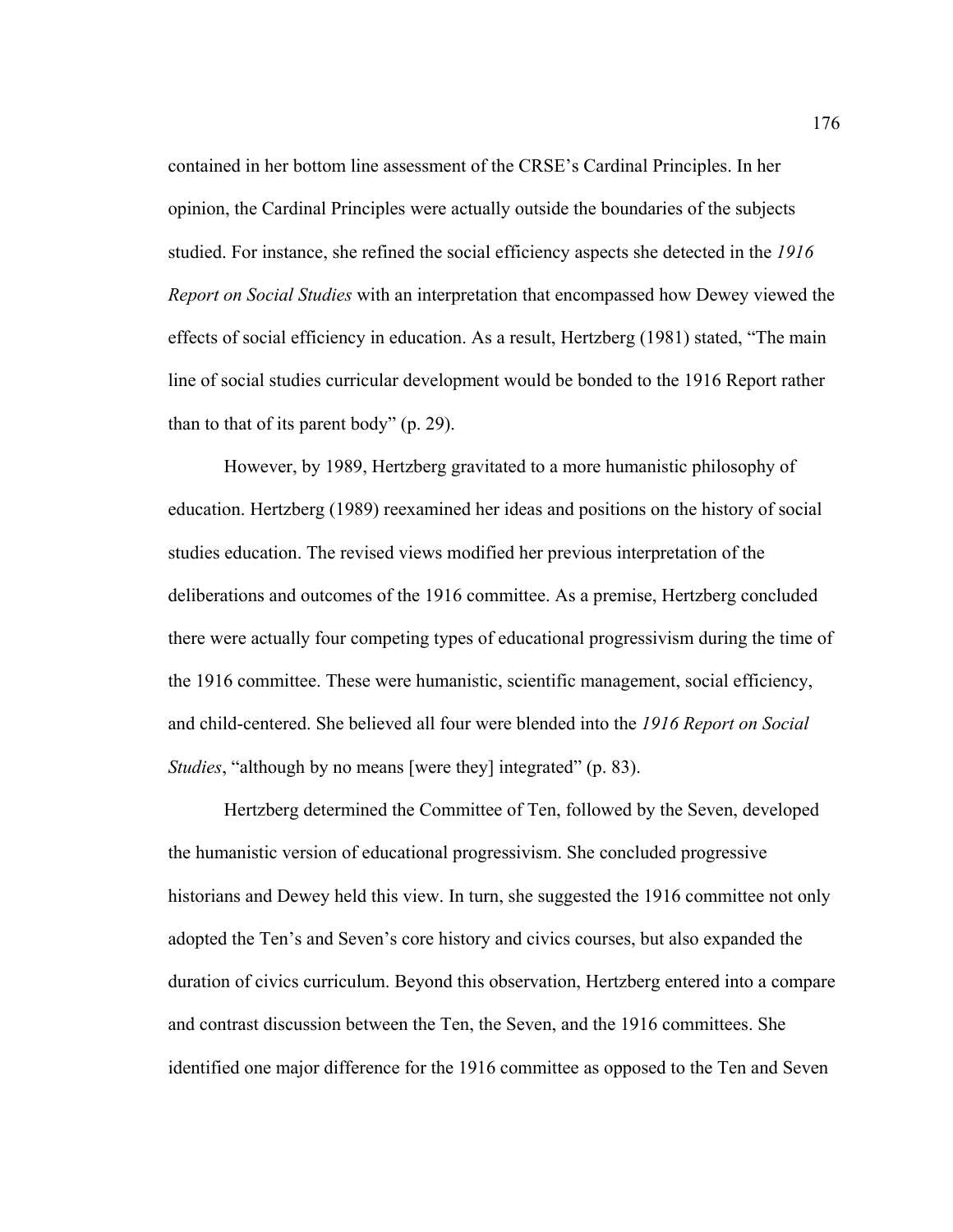contained in her bottom line assessment of the CRSE's Cardinal Principles. In her opinion, the Cardinal Principles were actually outside the boundaries of the subjects studied. For instance, she refined the social efficiency aspects she detected in the *1916 Report on Social Studies* with an interpretation that encompassed how Dewey viewed the effects of social efficiency in education. As a result, Hertzberg (1981) stated, "The main line of social studies curricular development would be bonded to the 1916 Report rather than to that of its parent body" (p. 29).

However, by 1989, Hertzberg gravitated to a more humanistic philosophy of education. Hertzberg (1989) reexamined her ideas and positions on the history of social studies education. The revised views modified her previous interpretation of the deliberations and outcomes of the 1916 committee. As a premise, Hertzberg concluded there were actually four competing types of educational progressivism during the time of the 1916 committee. These were humanistic, scientific management, social efficiency, and child-centered. She believed all four were blended into the *1916 Report on Social Studies*, "although by no means [were they] integrated" (p. 83).

Hertzberg determined the Committee of Ten, followed by the Seven, developed the humanistic version of educational progressivism. She concluded progressive historians and Dewey held this view. In turn, she suggested the 1916 committee not only adopted the Ten's and Seven's core history and civics courses, but also expanded the duration of civics curriculum. Beyond this observation, Hertzberg entered into a compare and contrast discussion between the Ten, the Seven, and the 1916 committees. She identified one major difference for the 1916 committee as opposed to the Ten and Seven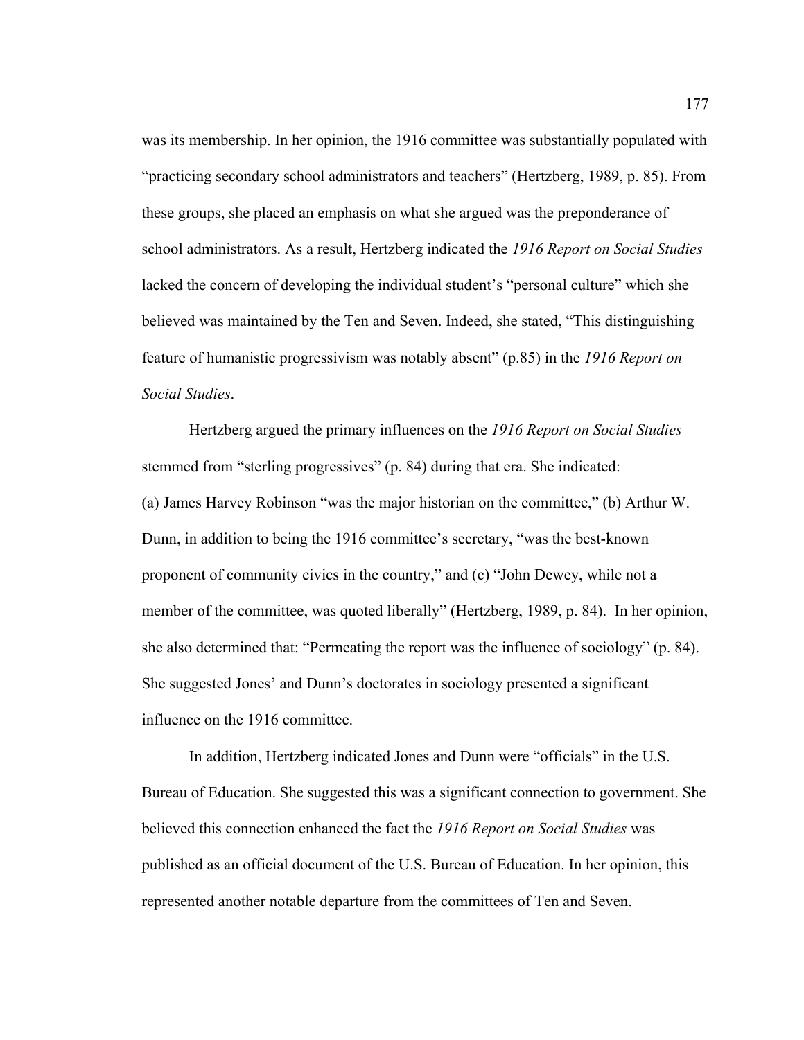was its membership. In her opinion, the 1916 committee was substantially populated with "practicing secondary school administrators and teachers" (Hertzberg, 1989, p. 85). From these groups, she placed an emphasis on what she argued was the preponderance of school administrators. As a result, Hertzberg indicated the *1916 Report on Social Studies* lacked the concern of developing the individual student's "personal culture" which she believed was maintained by the Ten and Seven. Indeed, she stated, "This distinguishing feature of humanistic progressivism was notably absent" (p.85) in the *1916 Report on Social Studies*.

Hertzberg argued the primary influences on the *1916 Report on Social Studies* stemmed from "sterling progressives" (p. 84) during that era. She indicated: (a) James Harvey Robinson "was the major historian on the committee," (b) Arthur W. Dunn, in addition to being the 1916 committee's secretary, "was the best-known proponent of community civics in the country," and (c) "John Dewey, while not a member of the committee, was quoted liberally" (Hertzberg, 1989, p. 84). In her opinion, she also determined that: "Permeating the report was the influence of sociology" (p. 84). She suggested Jones' and Dunn's doctorates in sociology presented a significant influence on the 1916 committee.

In addition, Hertzberg indicated Jones and Dunn were "officials" in the U.S. Bureau of Education. She suggested this was a significant connection to government. She believed this connection enhanced the fact the *1916 Report on Social Studies* was published as an official document of the U.S. Bureau of Education. In her opinion, this represented another notable departure from the committees of Ten and Seven.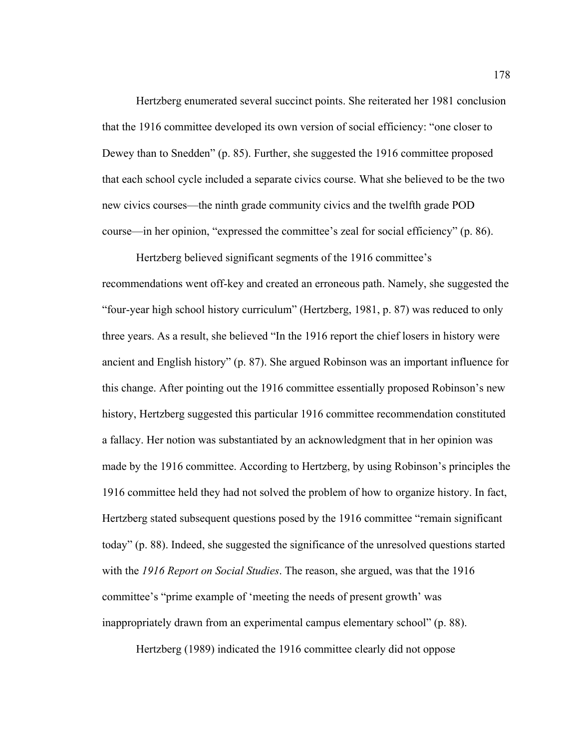Hertzberg enumerated several succinct points. She reiterated her 1981 conclusion that the 1916 committee developed its own version of social efficiency: “one closer to Dewey than to Snedden” (p. 85). Further, she suggested the 1916 committee proposed that each school cycle included a separate civics course. What she believed to be the two new civics courses—the ninth grade community civics and the twelfth grade POD course—in her opinion, “expressed the committee’s zeal for social efficiency” (p. 86).

Hertzberg believed significant segments of the 1916 committee’s recommendations went off-key and created an erroneous path. Namely, she suggested the “four-year high school history curriculum” (Hertzberg, 1981, p. 87) was reduced to only three years. As a result, she believed “In the 1916 report the chief losers in history were ancient and English history” (p. 87). She argued Robinson was an important influence for this change. After pointing out the 1916 committee essentially proposed Robinson’s new history, Hertzberg suggested this particular 1916 committee recommendation constituted a fallacy. Her notion was substantiated by an acknowledgment that in her opinion was made by the 1916 committee. According to Hertzberg, by using Robinson’s principles the 1916 committee held they had not solved the problem of how to organize history. In fact, Hertzberg stated subsequent questions posed by the 1916 committee “remain significant today” (p. 88). Indeed, she suggested the significance of the unresolved questions started with the *1916 Report on Social Studies*. The reason, she argued, was that the 1916 committee’s “prime example of ‘meeting the needs of present growth’ was inappropriately drawn from an experimental campus elementary school” (p. 88).

Hertzberg (1989) indicated the 1916 committee clearly did not oppose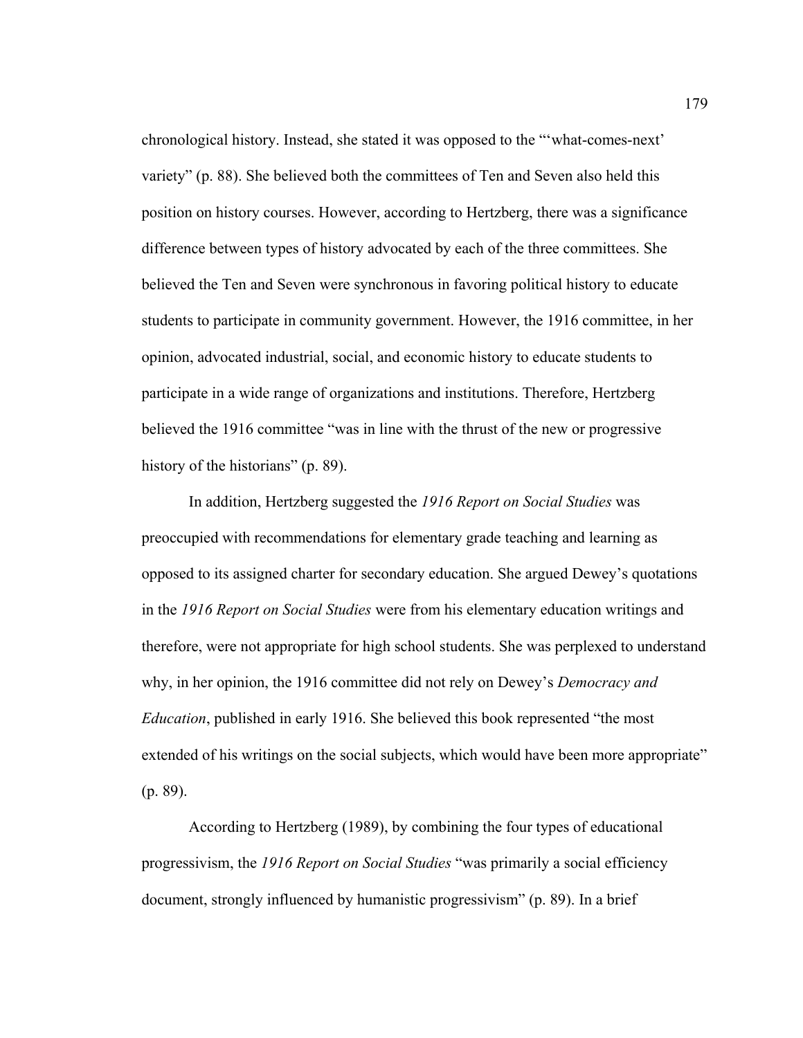chronological history. Instead, she stated it was opposed to the "'what-comes-next' variety" (p. 88). She believed both the committees of Ten and Seven also held this position on history courses. However, according to Hertzberg, there was a significance difference between types of history advocated by each of the three committees. She believed the Ten and Seven were synchronous in favoring political history to educate students to participate in community government. However, the 1916 committee, in her opinion, advocated industrial, social, and economic history to educate students to participate in a wide range of organizations and institutions. Therefore, Hertzberg believed the 1916 committee "was in line with the thrust of the new or progressive history of the historians" (p. 89).

In addition, Hertzberg suggested the *1916 Report on Social Studies* was preoccupied with recommendations for elementary grade teaching and learning as opposed to its assigned charter for secondary education. She argued Dewey's quotations in the *1916 Report on Social Studies* were from his elementary education writings and therefore, were not appropriate for high school students. She was perplexed to understand why, in her opinion, the 1916 committee did not rely on Dewey's *Democracy and Education*, published in early 1916. She believed this book represented "the most extended of his writings on the social subjects, which would have been more appropriate" (p. 89).

According to Hertzberg (1989), by combining the four types of educational progressivism, the *1916 Report on Social Studies* "was primarily a social efficiency document, strongly influenced by humanistic progressivism" (p. 89). In a brief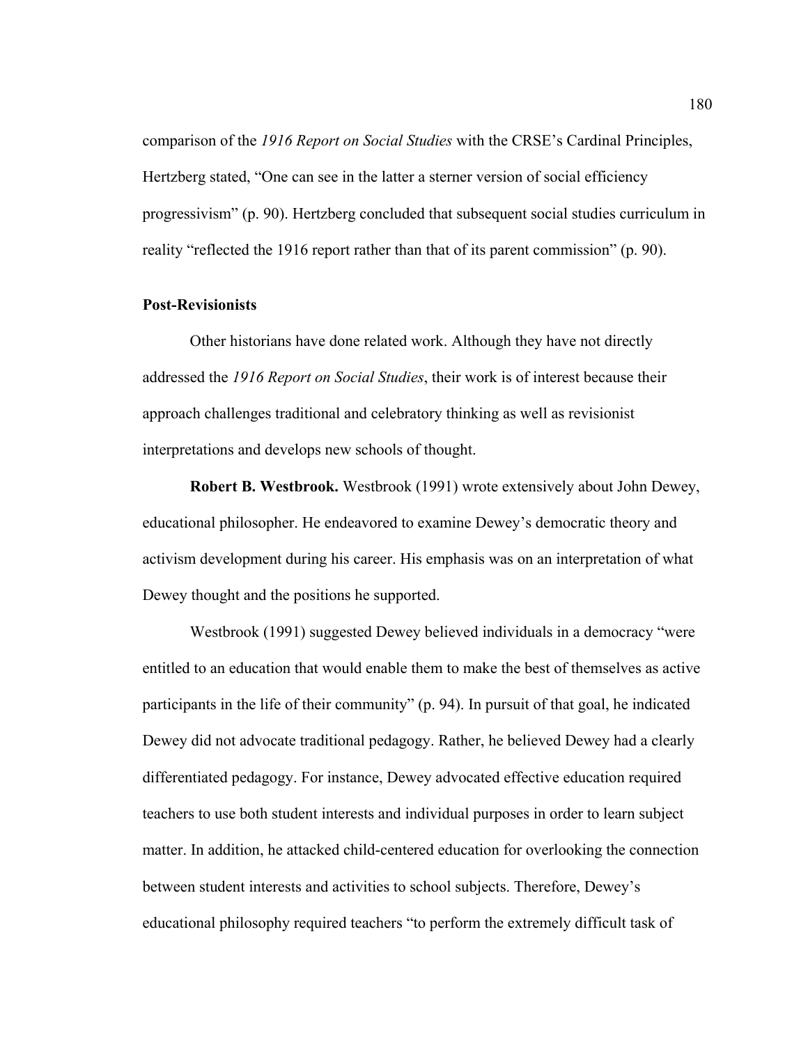comparison of the *1916 Report on Social Studies* with the CRSE's Cardinal Principles, Hertzberg stated, "One can see in the latter a sterner version of social efficiency progressivism" (p. 90). Hertzberg concluded that subsequent social studies curriculum in reality "reflected the 1916 report rather than that of its parent commission" (p. 90).

### Post-Revisionists

Other historians have done related work. Although they have not directly addressed the *1916 Report on Social Studies*, their work is of interest because their approach challenges traditional and celebratory thinking as well as revisionist interpretations and develops new schools of thought.

**Robert B. Westbrook.** Westbrook (1991) wrote extensively about John Dewey, educational philosopher. He endeavored to examine Dewey's democratic theory and activism development during his career. His emphasis was on an interpretation of what Dewey thought and the positions he supported.

Westbrook (1991) suggested Dewey believed individuals in a democracy "were entitled to an education that would enable them to make the best of themselves as active participants in the life of their community" (p. 94). In pursuit of that goal, he indicated Dewey did not advocate traditional pedagogy. Rather, he believed Dewey had a clearly differentiated pedagogy. For instance, Dewey advocated effective education required teachers to use both student interests and individual purposes in order to learn subject matter. In addition, he attacked child-centered education for overlooking the connection between student interests and activities to school subjects. Therefore, Dewey's educational philosophy required teachers "to perform the extremely difficult task of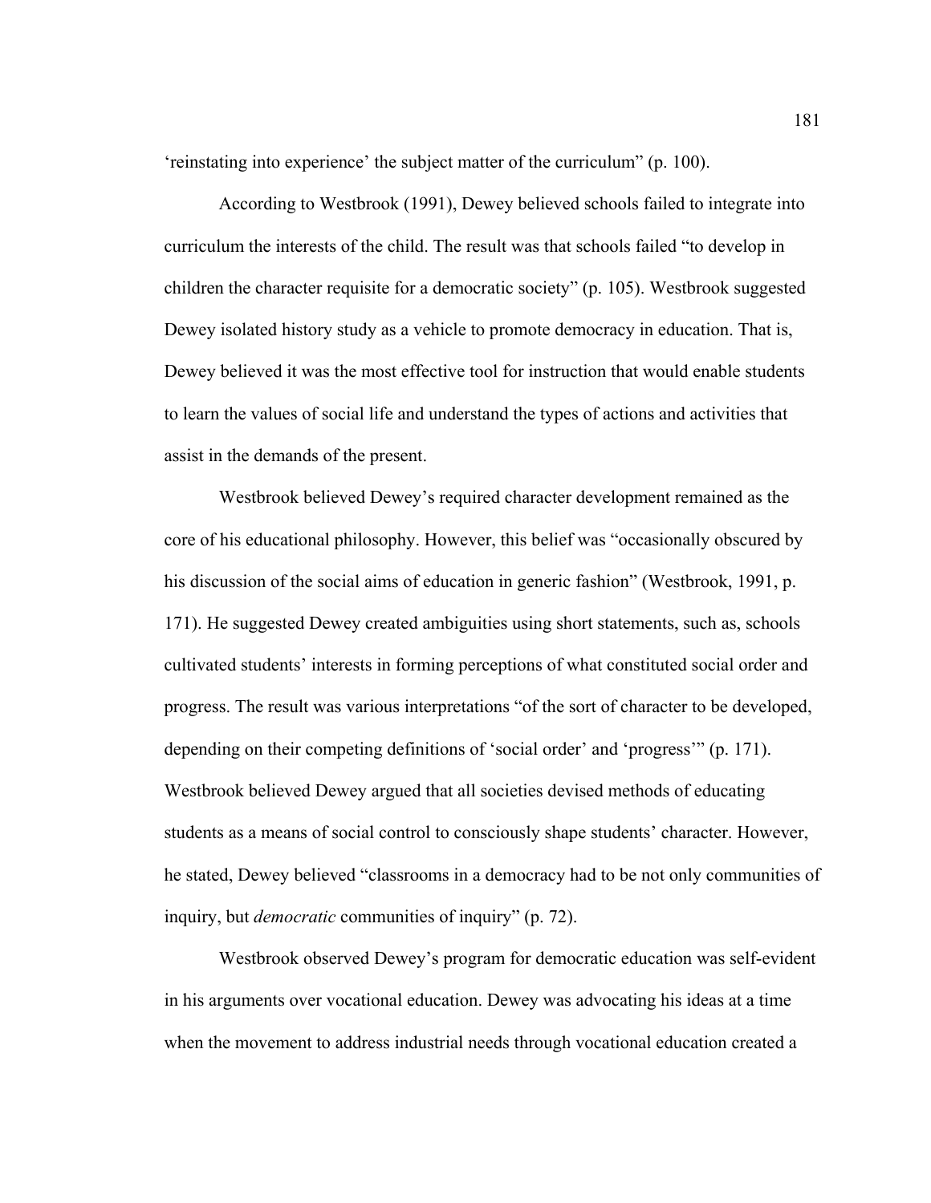'reinstating into experience' the subject matter of the curriculum" (p. 100).

According to Westbrook (1991), Dewey believed schools failed to integrate into curriculum the interests of the child. The result was that schools failed "to develop in children the character requisite for a democratic society" (p. 105). Westbrook suggested Dewey isolated history study as a vehicle to promote democracy in education. That is, Dewey believed it was the most effective tool for instruction that would enable students to learn the values of social life and understand the types of actions and activities that assist in the demands of the present.

Westbrook believed Dewey's required character development remained as the core of his educational philosophy. However, this belief was "occasionally obscured by his discussion of the social aims of education in generic fashion" (Westbrook, 1991, p. 171). He suggested Dewey created ambiguities using short statements, such as, schools cultivated students' interests in forming perceptions of what constituted social order and progress. The result was various interpretations "of the sort of character to be developed, depending on their competing definitions of 'social order' and 'progress'" (p. 171). Westbrook believed Dewey argued that all societies devised methods of educating students as a means of social control to consciously shape students' character. However, he stated, Dewey believed "classrooms in a democracy had to be not only communities of inquiry, but *democratic* communities of inquiry" (p. 72).

Westbrook observed Dewey's program for democratic education was self-evident in his arguments over vocational education. Dewey was advocating his ideas at a time when the movement to address industrial needs through vocational education created a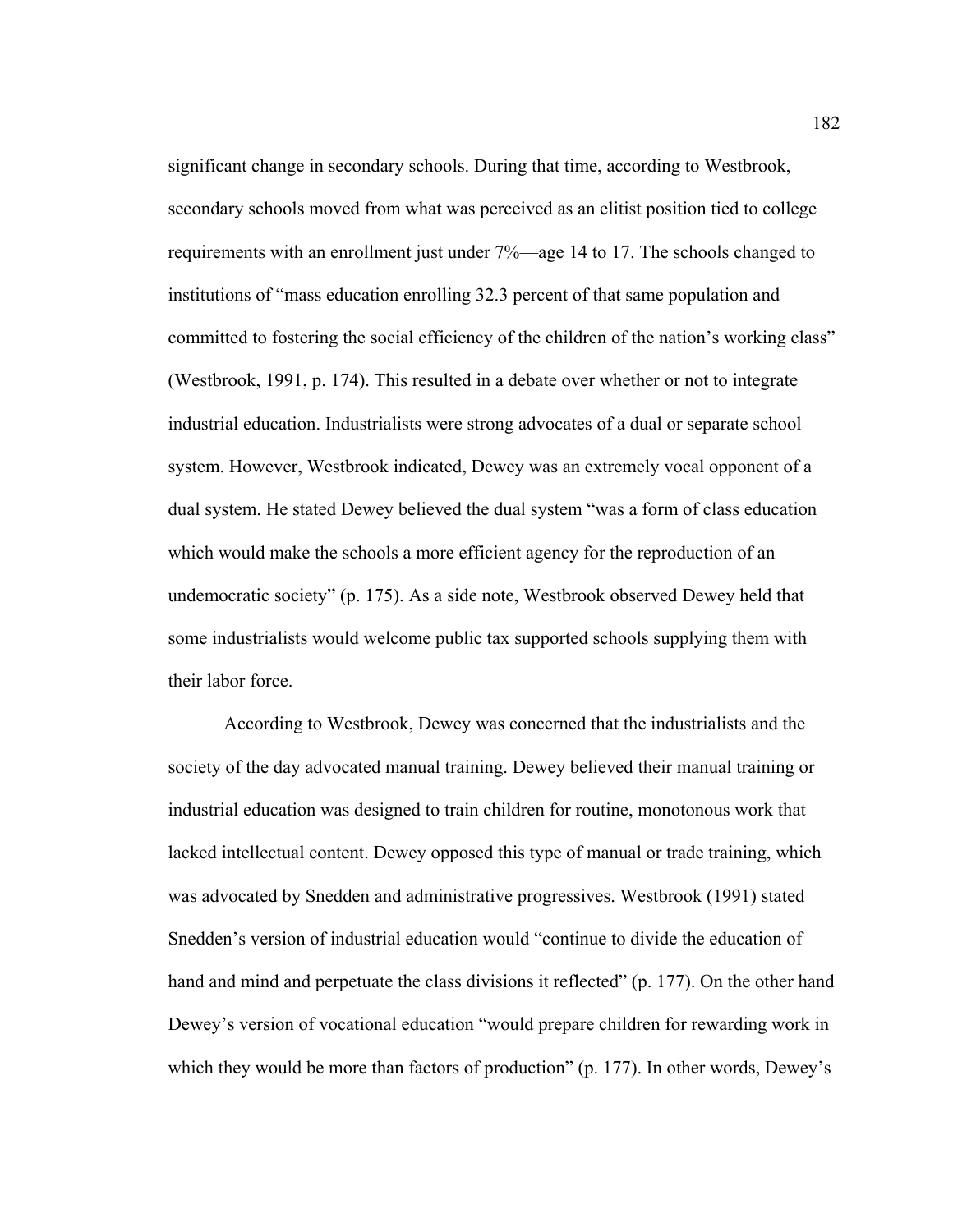significant change in secondary schools. During that time, according to Westbrook, secondary schools moved from what was perceived as an elitist position tied to college requirements with an enrollment just under 7%—age 14 to 17. The schools changed to institutions of "mass education enrolling 32.3 percent of that same population and committed to fostering the social efficiency of the children of the nation's working class" (Westbrook, 1991, p. 174). This resulted in a debate over whether or not to integrate industrial education. Industrialists were strong advocates of a dual or separate school system. However, Westbrook indicated, Dewey was an extremely vocal opponent of a dual system. He stated Dewey believed the dual system "was a form of class education which would make the schools a more efficient agency for the reproduction of an undemocratic society" (p. 175). As a side note, Westbrook observed Dewey held that some industrialists would welcome public tax supported schools supplying them with their labor force.

According to Westbrook, Dewey was concerned that the industrialists and the society of the day advocated manual training. Dewey believed their manual training or industrial education was designed to train children for routine, monotonous work that lacked intellectual content. Dewey opposed this type of manual or trade training, which was advocated by Snedden and administrative progressives. Westbrook (1991) stated Snedden's version of industrial education would "continue to divide the education of hand and mind and perpetuate the class divisions it reflected" (p. 177). On the other hand Dewey's version of vocational education "would prepare children for rewarding work in which they would be more than factors of production" (p. 177). In other words, Dewey's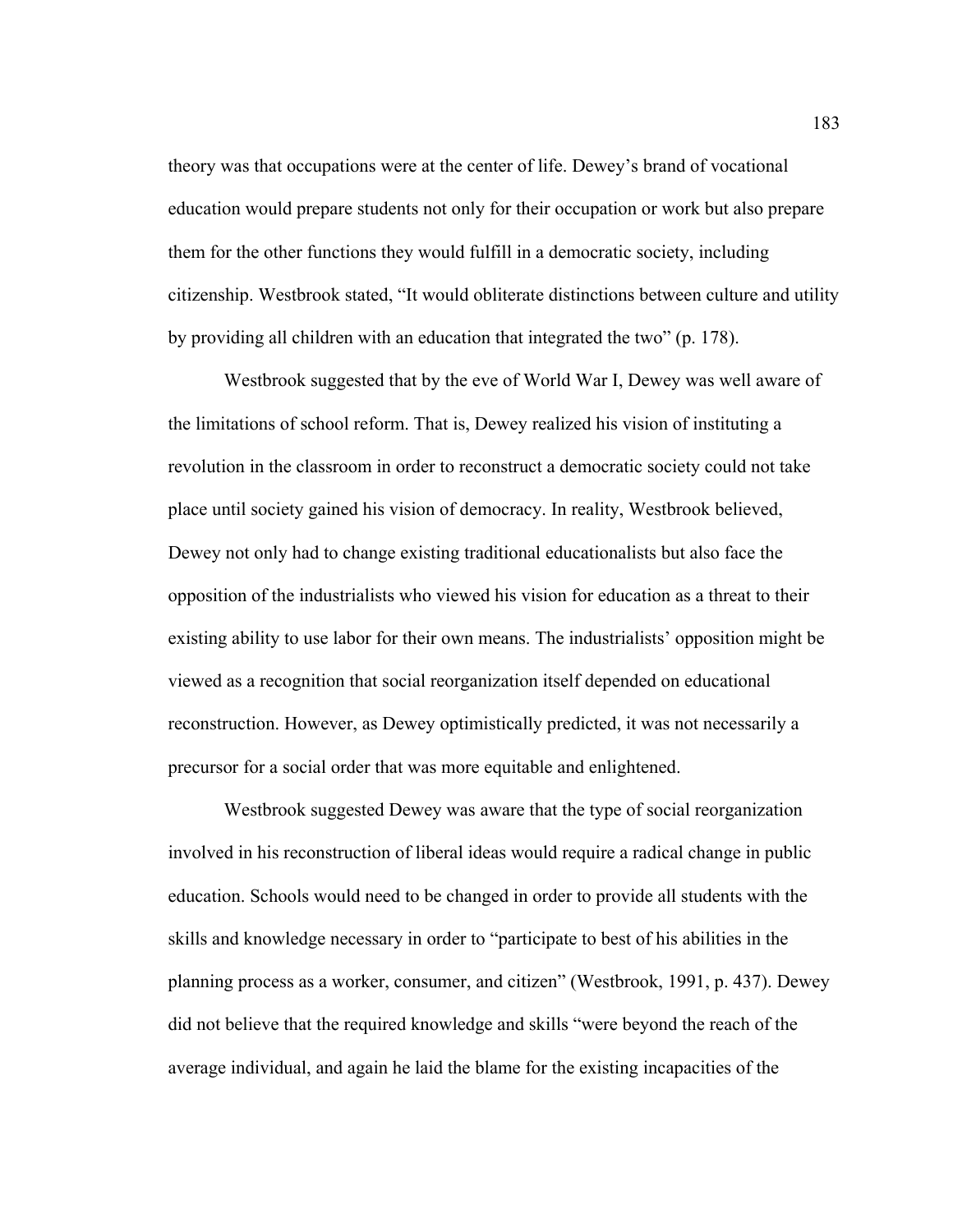theory was that occupations were at the center of life. Dewey's brand of vocational education would prepare students not only for their occupation or work but also prepare them for the other functions they would fulfill in a democratic society, including citizenship. Westbrook stated, "It would obliterate distinctions between culture and utility by providing all children with an education that integrated the two" (p. 178).

Westbrook suggested that by the eve of World War I, Dewey was well aware of the limitations of school reform. That is, Dewey realized his vision of instituting a revolution in the classroom in order to reconstruct a democratic society could not take place until society gained his vision of democracy. In reality, Westbrook believed, Dewey not only had to change existing traditional educationalists but also face the opposition of the industrialists who viewed his vision for education as a threat to their existing ability to use labor for their own means. The industrialists' opposition might be viewed as a recognition that social reorganization itself depended on educational reconstruction. However, as Dewey optimistically predicted, it was not necessarily a precursor for a social order that was more equitable and enlightened.

Westbrook suggested Dewey was aware that the type of social reorganization involved in his reconstruction of liberal ideas would require a radical change in public education. Schools would need to be changed in order to provide all students with the skills and knowledge necessary in order to "participate to best of his abilities in the planning process as a worker, consumer, and citizen" (Westbrook, 1991, p. 437). Dewey did not believe that the required knowledge and skills "were beyond the reach of the average individual, and again he laid the blame for the existing incapacities of the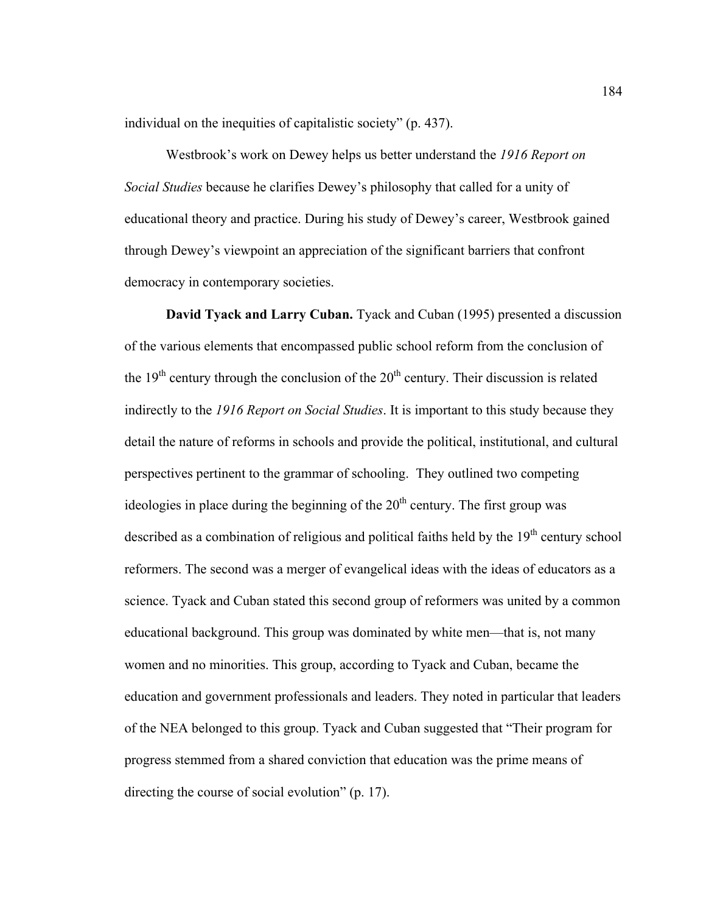individual on the inequities of capitalistic society" (p. 437).

Westbrook's work on Dewey helps us better understand the *1916 Report on Social Studies* because he clarifies Dewey's philosophy that called for a unity of educational theory and practice. During his study of Dewey's career, Westbrook gained through Dewey's viewpoint an appreciation of the significant barriers that confront democracy in contemporary societies.

**David Tyack and Larry Cuban.** Tyack and Cuban (1995) presented a discussion of the various elements that encompassed public school reform from the conclusion of the 19th century through the conclusion of the 20th century. Their discussion is related indirectly to the *1916 Report on Social Studies*. It is important to this study because they detail the nature of reforms in schools and provide the political, institutional, and cultural perspectives pertinent to the grammar of schooling. They outlined two competing ideologies in place during the beginning of the 20th century. The first group was described as a combination of religious and political faiths held by the 19th century school reformers. The second was a merger of evangelical ideas with the ideas of educators as a science. Tyack and Cuban stated this second group of reformers was united by a common educational background. This group was dominated by white men—that is, not many women and no minorities. This group, according to Tyack and Cuban, became the education and government professionals and leaders. They noted in particular that leaders of the NEA belonged to this group. Tyack and Cuban suggested that "Their program for progress stemmed from a shared conviction that education was the prime means of directing the course of social evolution" (p. 17).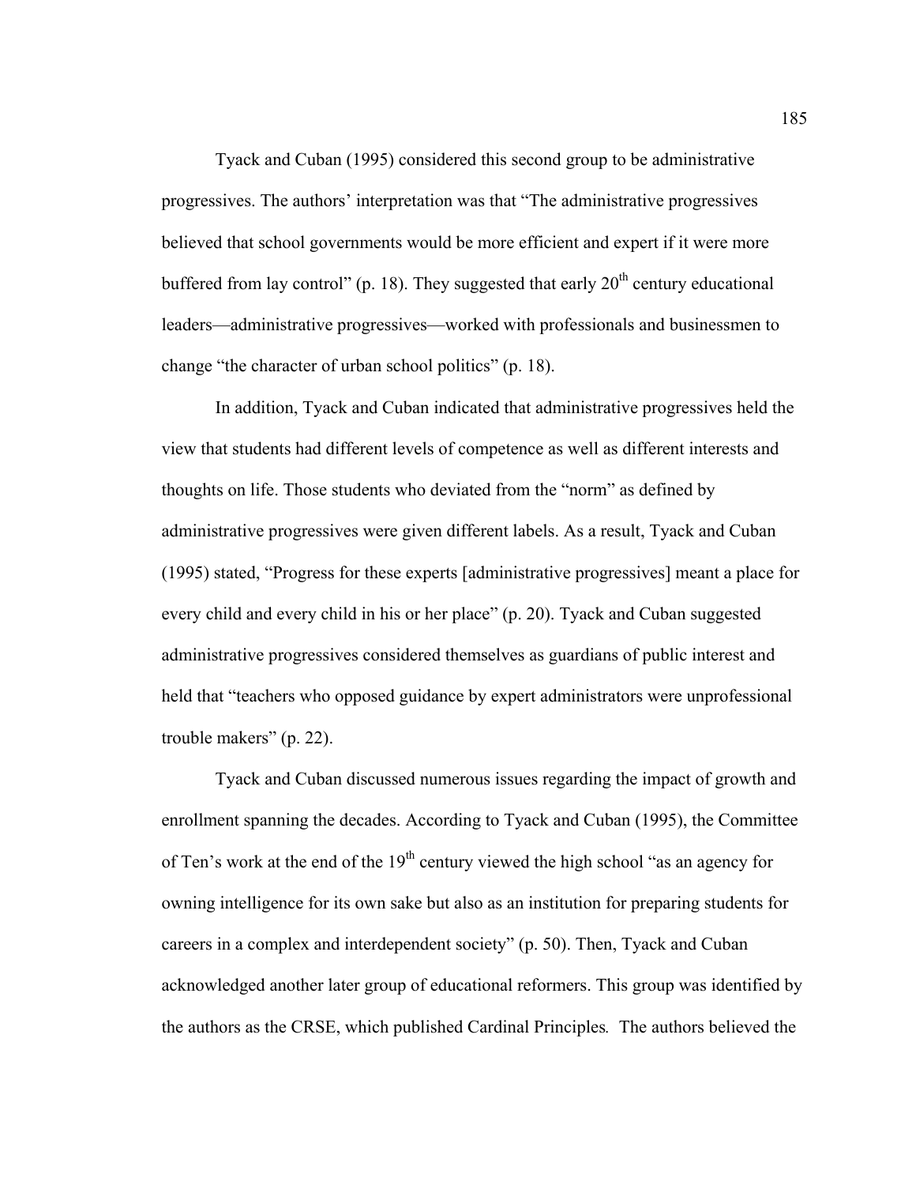Tyack and Cuban (1995) considered this second group to be administrative progressives. The authors' interpretation was that "The administrative progressives believed that school governments would be more efficient and expert if it were more buffered from lay control" (p. 18). They suggested that early 20th century educational leaders—administrative progressives—worked with professionals and businessmen to change "the character of urban school politics" (p. 18).

In addition, Tyack and Cuban indicated that administrative progressives held the view that students had different levels of competence as well as different interests and thoughts on life. Those students who deviated from the "norm" as defined by administrative progressives were given different labels. As a result, Tyack and Cuban (1995) stated, "Progress for these experts [administrative progressives] meant a place for every child and every child in his or her place" (p. 20). Tyack and Cuban suggested administrative progressives considered themselves as guardians of public interest and held that "teachers who opposed guidance by expert administrators were unprofessional trouble makers" (p. 22).

Tyack and Cuban discussed numerous issues regarding the impact of growth and enrollment spanning the decades. According to Tyack and Cuban (1995), the Committee of Ten's work at the end of the 19th century viewed the high school "as an agency for owning intelligence for its own sake but also as an institution for preparing students for careers in a complex and interdependent society" (p. 50). Then, Tyack and Cuban acknowledged another later group of educational reformers. This group was identified by the authors as the CRSE, which published Cardinal Principles*.* The authors believed the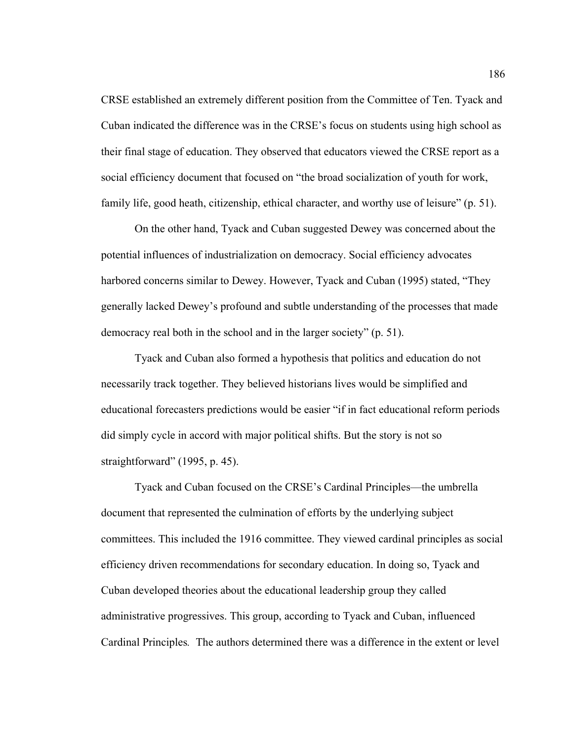CRSE established an extremely different position from the Committee of Ten. Tyack and Cuban indicated the difference was in the CRSE's focus on students using high school as their final stage of education. They observed that educators viewed the CRSE report as a social efficiency document that focused on "the broad socialization of youth for work, family life, good heath, citizenship, ethical character, and worthy use of leisure" (p. 51).

On the other hand, Tyack and Cuban suggested Dewey was concerned about the potential influences of industrialization on democracy. Social efficiency advocates harbored concerns similar to Dewey. However, Tyack and Cuban (1995) stated, "They generally lacked Dewey's profound and subtle understanding of the processes that made democracy real both in the school and in the larger society" (p. 51).

Tyack and Cuban also formed a hypothesis that politics and education do not necessarily track together. They believed historians lives would be simplified and educational forecasters predictions would be easier "if in fact educational reform periods did simply cycle in accord with major political shifts. But the story is not so straightforward" (1995, p. 45).

Tyack and Cuban focused on the CRSE's Cardinal Principles—the umbrella document that represented the culmination of efforts by the underlying subject committees. This included the 1916 committee. They viewed cardinal principles as social efficiency driven recommendations for secondary education. In doing so, Tyack and Cuban developed theories about the educational leadership group they called administrative progressives. This group, according to Tyack and Cuban, influenced Cardinal Principles*.* The authors determined there was a difference in the extent or level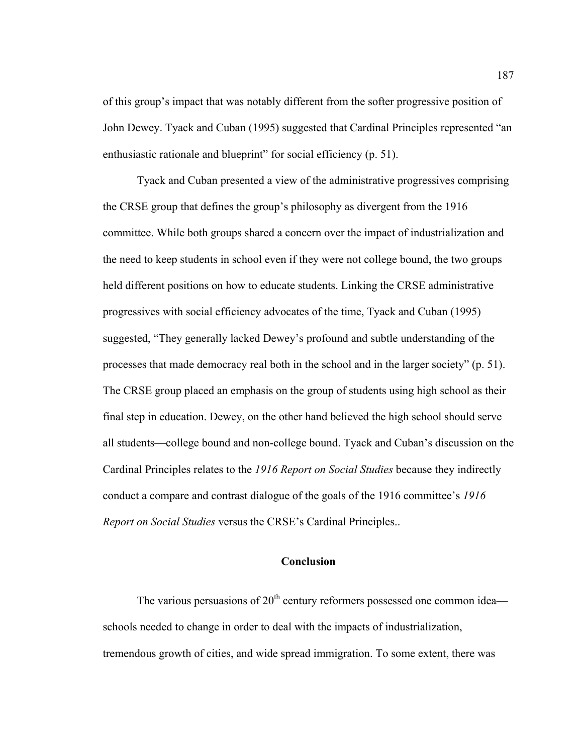of this group's impact that was notably different from the softer progressive position of John Dewey. Tyack and Cuban (1995) suggested that Cardinal Principles represented "an enthusiastic rationale and blueprint" for social efficiency (p. 51).

Tyack and Cuban presented a view of the administrative progressives comprising the CRSE group that defines the group's philosophy as divergent from the 1916 committee. While both groups shared a concern over the impact of industrialization and the need to keep students in school even if they were not college bound, the two groups held different positions on how to educate students. Linking the CRSE administrative progressives with social efficiency advocates of the time, Tyack and Cuban (1995) suggested, "They generally lacked Dewey's profound and subtle understanding of the processes that made democracy real both in the school and in the larger society" (p. 51). The CRSE group placed an emphasis on the group of students using high school as their final step in education. Dewey, on the other hand believed the high school should serve all students—college bound and non-college bound. Tyack and Cuban's discussion on the Cardinal Principles relates to the *1916 Report on Social Studies* because they indirectly conduct a compare and contrast dialogue of the goals of the 1916 committee's *1916 Report on Social Studies* versus the CRSE's Cardinal Principles..

## Conclusion

The various persuasions of 20th century reformers possessed one common idea—schools needed to change in order to deal with the impacts of industrialization, tremendous growth of cities, and wide spread immigration. To some extent, there was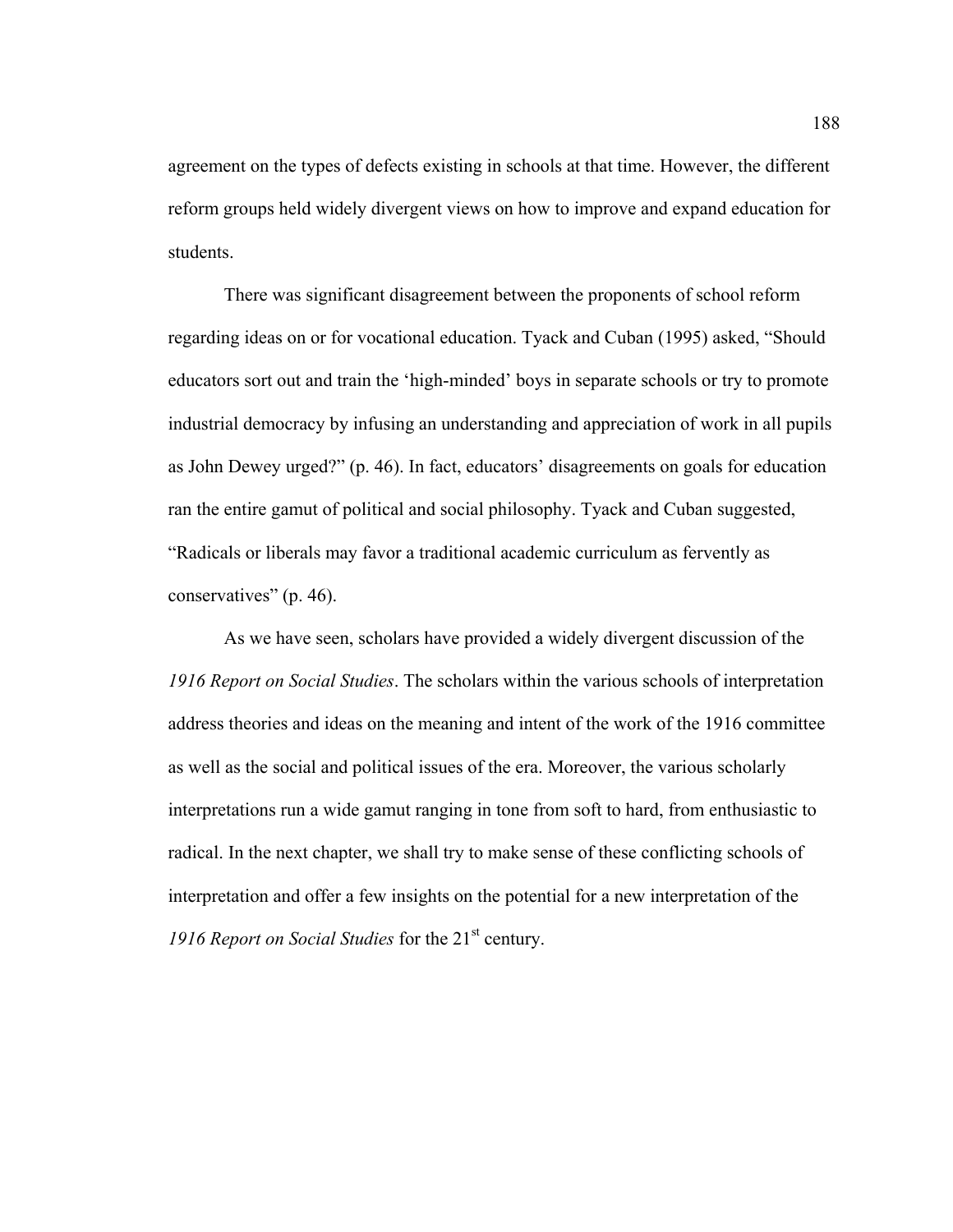agreement on the types of defects existing in schools at that time. However, the different reform groups held widely divergent views on how to improve and expand education for students.

There was significant disagreement between the proponents of school reform regarding ideas on or for vocational education. Tyack and Cuban (1995) asked, "Should educators sort out and train the 'high-minded' boys in separate schools or try to promote industrial democracy by infusing an understanding and appreciation of work in all pupils as John Dewey urged?" (p. 46). In fact, educators' disagreements on goals for education ran the entire gamut of political and social philosophy. Tyack and Cuban suggested, "Radicals or liberals may favor a traditional academic curriculum as fervently as conservatives" (p. 46).

As we have seen, scholars have provided a widely divergent discussion of the *1916 Report on Social Studies*. The scholars within the various schools of interpretation address theories and ideas on the meaning and intent of the work of the 1916 committee as well as the social and political issues of the era. Moreover, the various scholarly interpretations run a wide gamut ranging in tone from soft to hard, from enthusiastic to radical. In the next chapter, we shall try to make sense of these conflicting schools of interpretation and offer a few insights on the potential for a new interpretation of the *1916 Report on Social Studies* for the 21st century.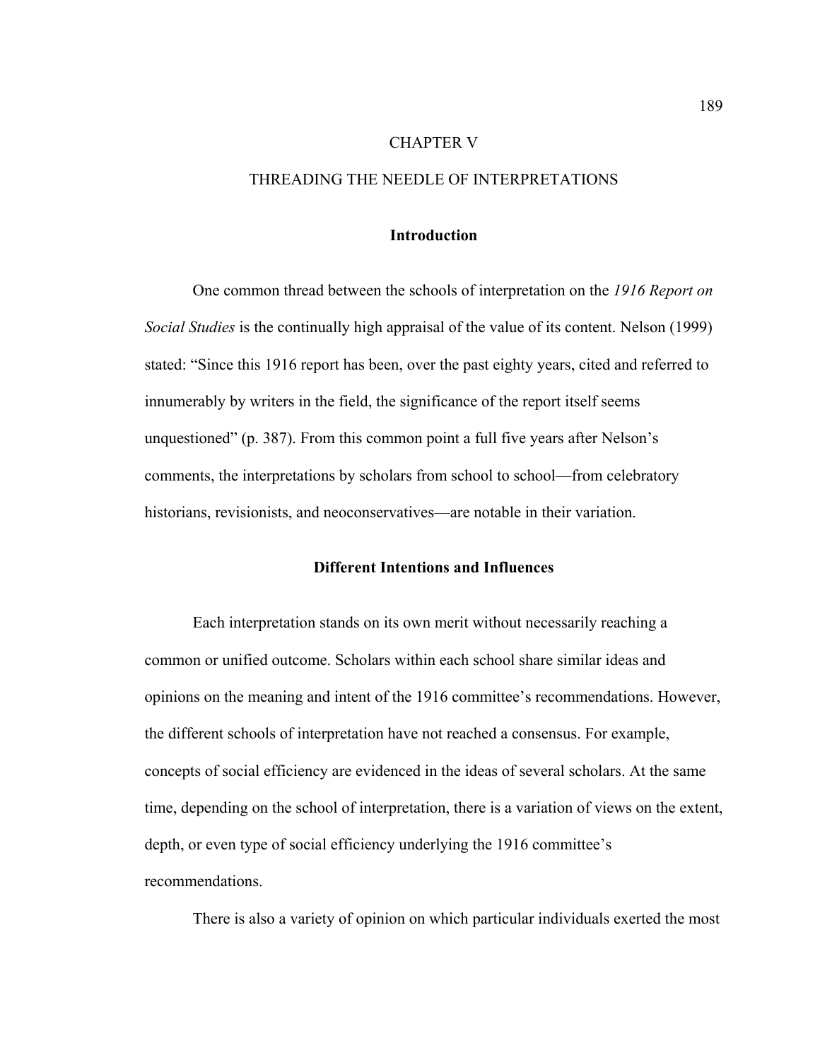# CHAPTER V

# THREADING THE NEEDLE OF INTERPRETATIONS

## Introduction

One common thread between the schools of interpretation on the *1916 Report on Social Studies* is the continually high appraisal of the value of its content. Nelson (1999) stated: "Since this 1916 report has been, over the past eighty years, cited and referred to innumerably by writers in the field, the significance of the report itself seems unquestioned" (p. 387). From this common point a full five years after Nelson's comments, the interpretations by scholars from school to school—from celebratory historians, revisionists, and neoconservatives—are notable in their variation.

## Different Intentions and Influences

Each interpretation stands on its own merit without necessarily reaching a common or unified outcome. Scholars within each school share similar ideas and opinions on the meaning and intent of the 1916 committee's recommendations. However, the different schools of interpretation have not reached a consensus. For example, concepts of social efficiency are evidenced in the ideas of several scholars. At the same time, depending on the school of interpretation, there is a variation of views on the extent, depth, or even type of social efficiency underlying the 1916 committee's recommendations.

There is also a variety of opinion on which particular individuals exerted the most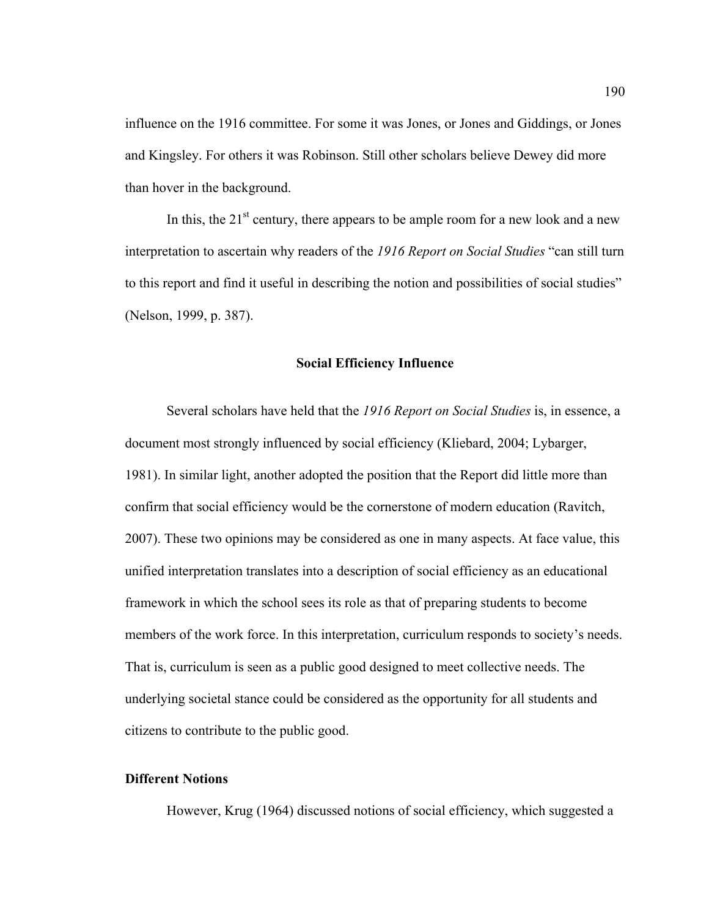influence on the 1916 committee. For some it was Jones, or Jones and Giddings, or Jones and Kingsley. For others it was Robinson. Still other scholars believe Dewey did more than hover in the background.

In this, the 21st century, there appears to be ample room for a new look and a new interpretation to ascertain why readers of the *1916 Report on Social Studies* "can still turn to this report and find it useful in describing the notion and possibilities of social studies" (Nelson, 1999, p. 387).

### Social Efficiency Influence

Several scholars have held that the *1916 Report on Social Studies* is, in essence, a document most strongly influenced by social efficiency (Kliebard, 2004; Lybarger, 1981). In similar light, another adopted the position that the Report did little more than confirm that social efficiency would be the cornerstone of modern education (Ravitch, 2007). These two opinions may be considered as one in many aspects. At face value, this unified interpretation translates into a description of social efficiency as an educational framework in which the school sees its role as that of preparing students to become members of the work force. In this interpretation, curriculum responds to society's needs. That is, curriculum is seen as a public good designed to meet collective needs. The underlying societal stance could be considered as the opportunity for all students and citizens to contribute to the public good.

#### Different Notions

However, Krug (1964) discussed notions of social efficiency, which suggested a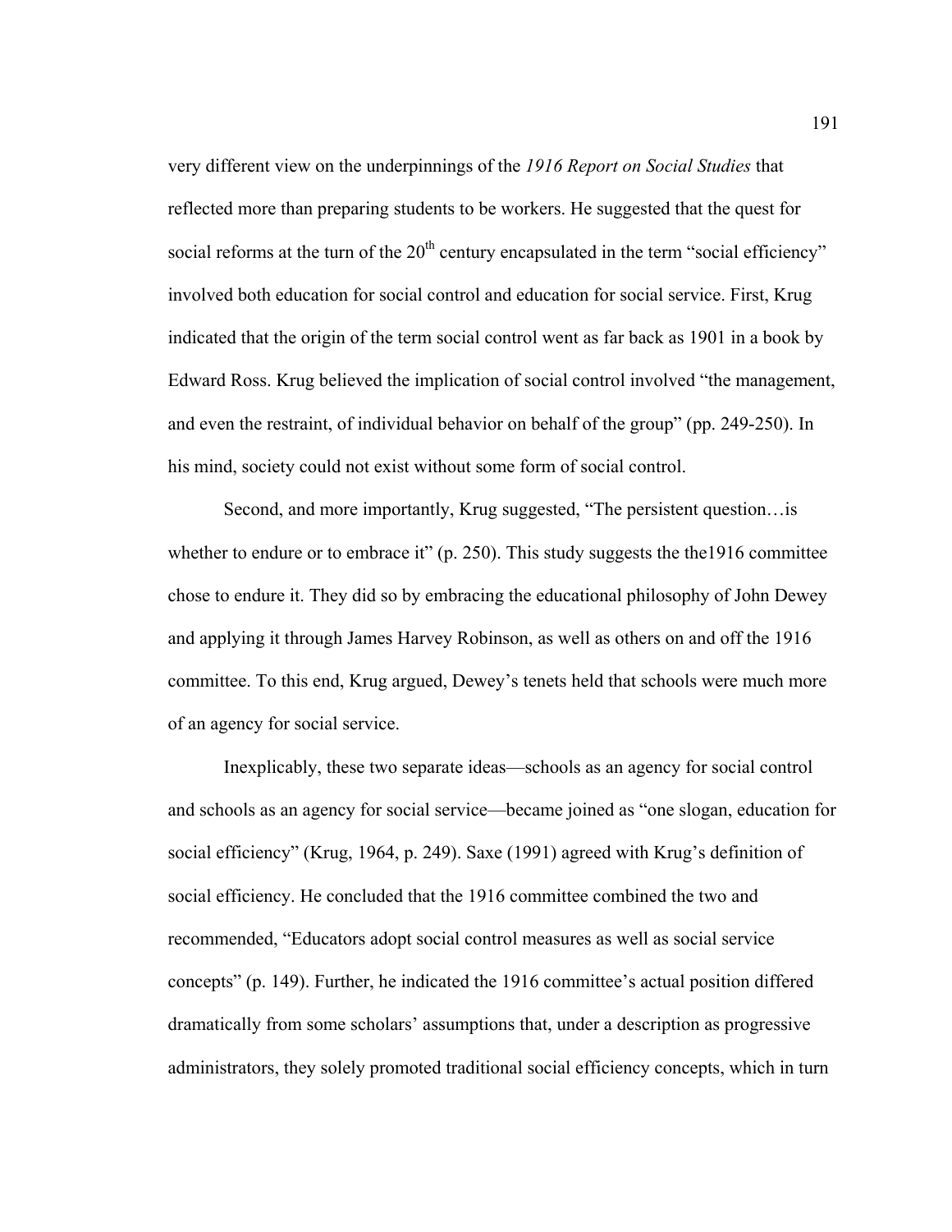very different view on the underpinnings of the *1916 Report on Social Studies* that reflected more than preparing students to be workers. He suggested that the quest for social reforms at the turn of the 20th century encapsulated in the term "social efficiency" involved both education for social control and education for social service. First, Krug indicated that the origin of the term social control went as far back as 1901 in a book by Edward Ross. Krug believed the implication of social control involved "the management, and even the restraint, of individual behavior on behalf of the group" (pp. 249-250). In his mind, society could not exist without some form of social control.

Second, and more importantly, Krug suggested, "The persistent question…is whether to endure or to embrace it" (p. 250). This study suggests the the1916 committee chose to endure it. They did so by embracing the educational philosophy of John Dewey and applying it through James Harvey Robinson, as well as others on and off the 1916 committee. To this end, Krug argued, Dewey's tenets held that schools were much more of an agency for social service.

Inexplicably, these two separate ideas—schools as an agency for social control and schools as an agency for social service—became joined as "one slogan, education for social efficiency" (Krug, 1964, p. 249). Saxe (1991) agreed with Krug's definition of social efficiency. He concluded that the 1916 committee combined the two and recommended, "Educators adopt social control measures as well as social service concepts" (p. 149). Further, he indicated the 1916 committee's actual position differed dramatically from some scholars' assumptions that, under a description as progressive administrators, they solely promoted traditional social efficiency concepts, which in turn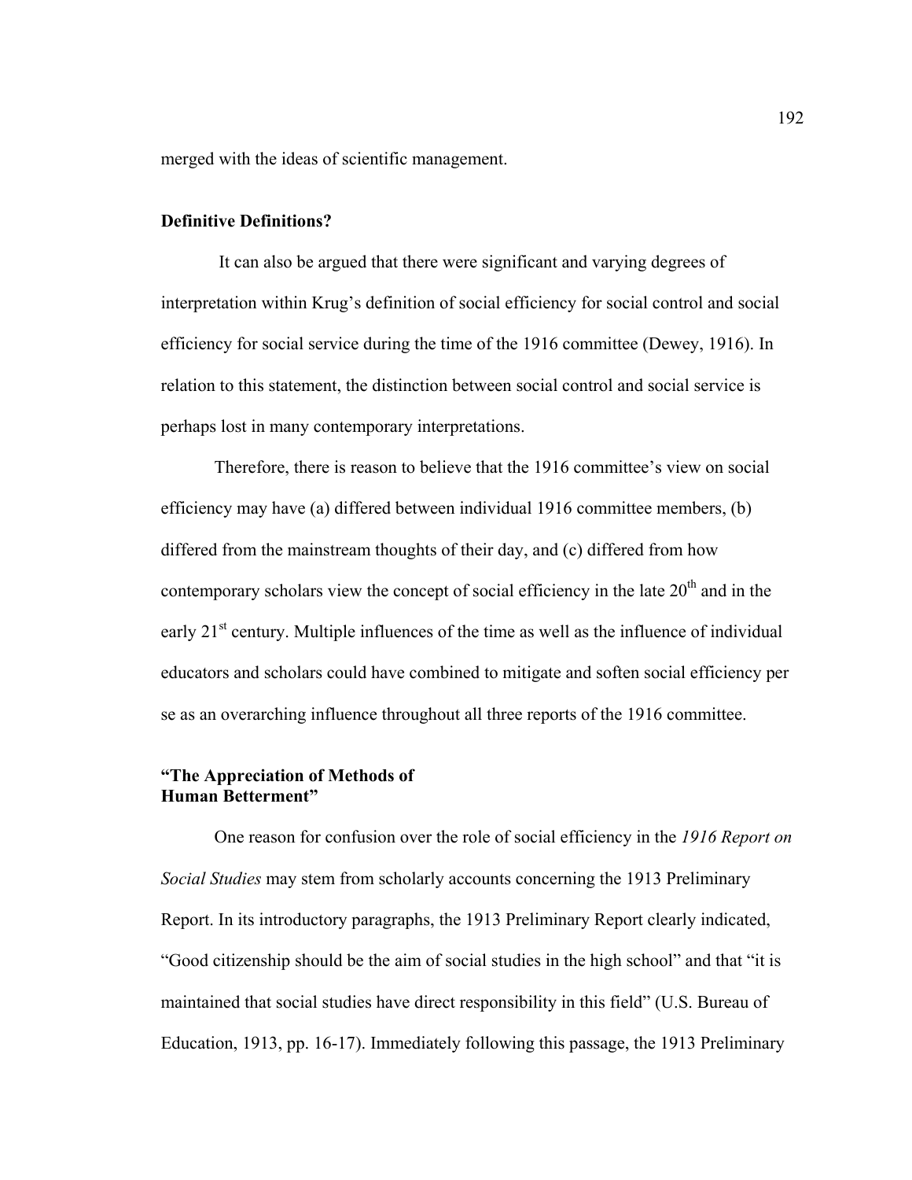merged with the ideas of scientific management.

## Definitive Definitions?

It can also be argued that there were significant and varying degrees of interpretation within Krug's definition of social efficiency for social control and social efficiency for social service during the time of the 1916 committee (Dewey, 1916). In relation to this statement, the distinction between social control and social service is perhaps lost in many contemporary interpretations.

Therefore, there is reason to believe that the 1916 committee's view on social efficiency may have (a) differed between individual 1916 committee members, (b) differed from the mainstream thoughts of their day, and (c) differed from how contemporary scholars view the concept of social efficiency in the late 20th and in the early 21st century. Multiple influences of the time as well as the influence of individual educators and scholars could have combined to mitigate and soften social efficiency per se as an overarching influence throughout all three reports of the 1916 committee.

## "The Appreciation of Methods of Human Betterment"

One reason for confusion over the role of social efficiency in the *1916 Report on Social Studies* may stem from scholarly accounts concerning the 1913 Preliminary Report. In its introductory paragraphs, the 1913 Preliminary Report clearly indicated, "Good citizenship should be the aim of social studies in the high school" and that "it is maintained that social studies have direct responsibility in this field" (U.S. Bureau of Education, 1913, pp. 16-17). Immediately following this passage, the 1913 Preliminary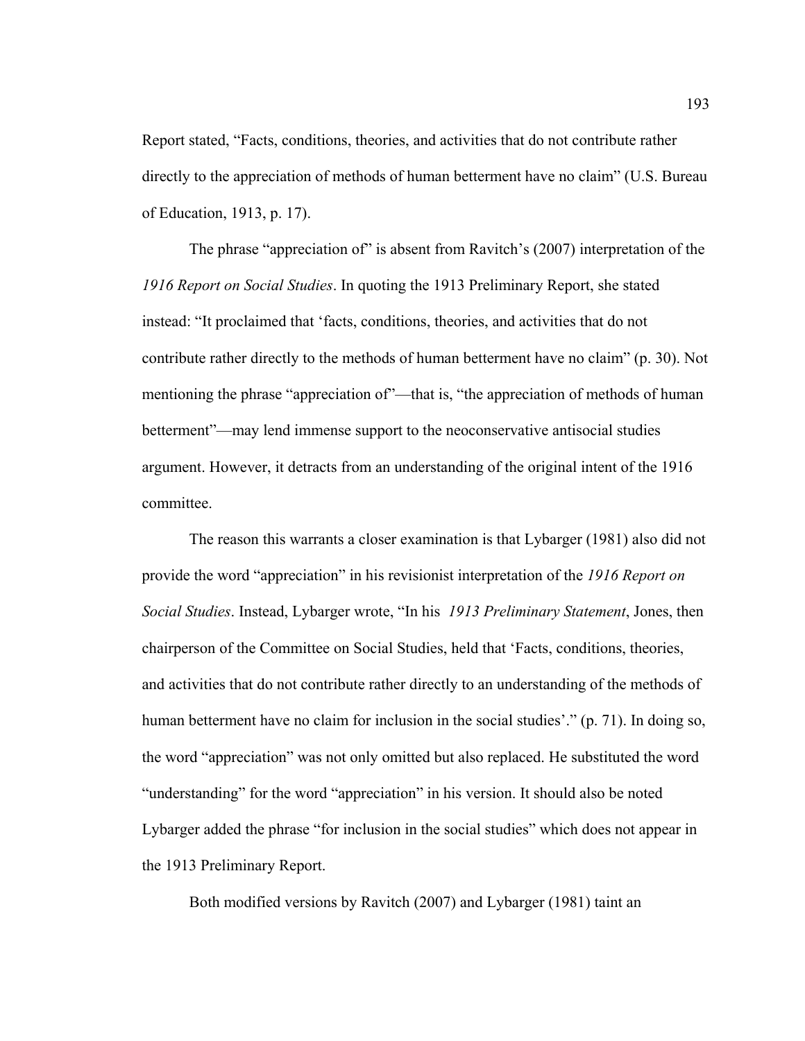Report stated, “Facts, conditions, theories, and activities that do not contribute rather directly to the appreciation of methods of human betterment have no claim” (U.S. Bureau of Education, 1913, p. 17).

The phrase “appreciation of” is absent from Ravitch’s (2007) interpretation of the *1916 Report on Social Studies*. In quoting the 1913 Preliminary Report, she stated instead: “It proclaimed that ‘facts, conditions, theories, and activities that do not contribute rather directly to the methods of human betterment have no claim” (p. 30). Not mentioning the phrase “appreciation of”—that is, “the appreciation of methods of human betterment”—may lend immense support to the neoconservative antisocial studies argument. However, it detracts from an understanding of the original intent of the 1916 committee.

The reason this warrants a closer examination is that Lybarger (1981) also did not provide the word “appreciation” in his revisionist interpretation of the *1916 Report on Social Studies*. Instead, Lybarger wrote, “In his *1913 Preliminary Statement*, Jones, then chairperson of the Committee on Social Studies, held that ‘Facts, conditions, theories, and activities that do not contribute rather directly to an understanding of the methods of human betterment have no claim for inclusion in the social studies’.” (p. 71). In doing so, the word “appreciation” was not only omitted but also replaced. He substituted the word “understanding” for the word “appreciation” in his version. It should also be noted Lybarger added the phrase “for inclusion in the social studies” which does not appear in the 1913 Preliminary Report.

Both modified versions by Ravitch (2007) and Lybarger (1981) taint an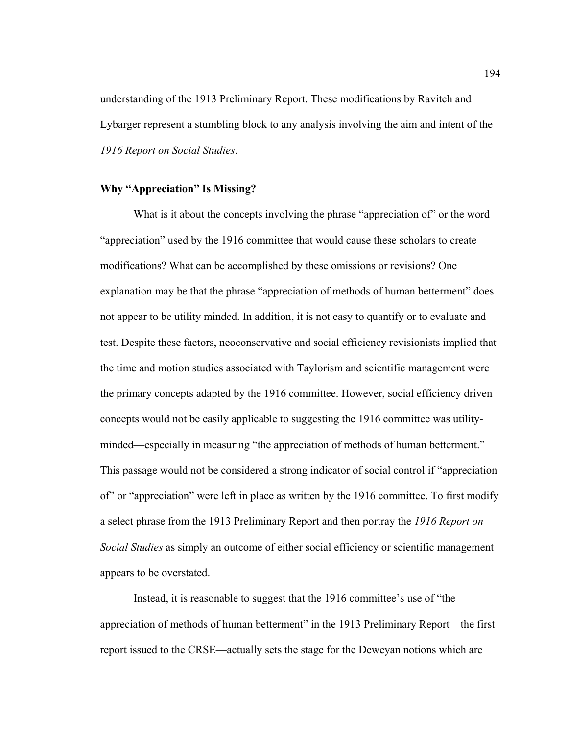understanding of the 1913 Preliminary Report. These modifications by Ravitch and Lybarger represent a stumbling block to any analysis involving the aim and intent of the *1916 Report on Social Studies*.

### Why "Appreciation" Is Missing?

What is it about the concepts involving the phrase "appreciation of" or the word "appreciation" used by the 1916 committee that would cause these scholars to create modifications? What can be accomplished by these omissions or revisions? One explanation may be that the phrase "appreciation of methods of human betterment" does not appear to be utility minded. In addition, it is not easy to quantify or to evaluate and test. Despite these factors, neoconservative and social efficiency revisionists implied that the time and motion studies associated with Taylorism and scientific management were the primary concepts adapted by the 1916 committee. However, social efficiency driven concepts would not be easily applicable to suggesting the 1916 committee was utility-minded—especially in measuring "the appreciation of methods of human betterment." This passage would not be considered a strong indicator of social control if "appreciation of" or "appreciation" were left in place as written by the 1916 committee. To first modify a select phrase from the 1913 Preliminary Report and then portray the *1916 Report on Social Studies* as simply an outcome of either social efficiency or scientific management appears to be overstated.

Instead, it is reasonable to suggest that the 1916 committee's use of "the appreciation of methods of human betterment" in the 1913 Preliminary Report—the first report issued to the CRSE—actually sets the stage for the Deweyan notions which are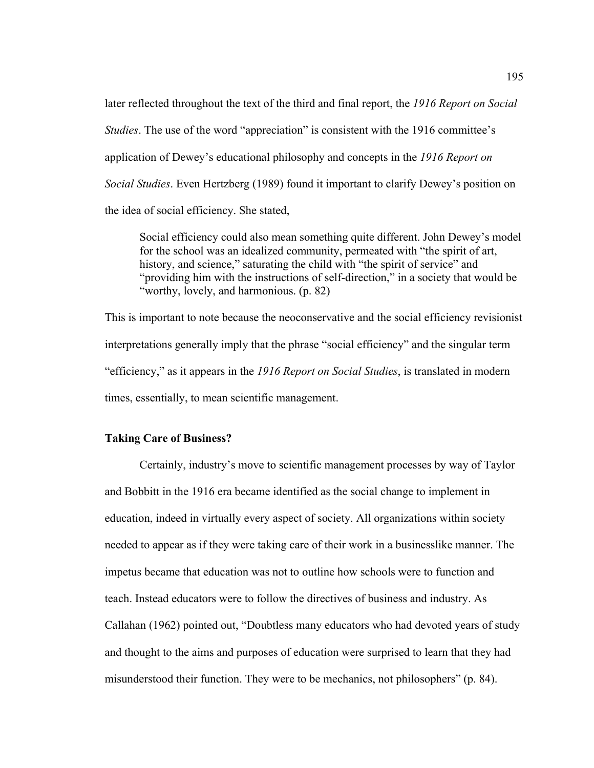later reflected throughout the text of the third and final report, the *1916 Report on Social Studies*. The use of the word "appreciation" is consistent with the 1916 committee's application of Dewey's educational philosophy and concepts in the *1916 Report on Social Studies*. Even Hertzberg (1989) found it important to clarify Dewey's position on the idea of social efficiency. She stated,

> Social efficiency could also mean something quite different. John Dewey's model for the school was an idealized community, permeated with "the spirit of art, history, and science," saturating the child with "the spirit of service" and "providing him with the instructions of self-direction," in a society that would be "worthy, lovely, and harmonious. (p. 82)

This is important to note because the neoconservative and the social efficiency revisionist interpretations generally imply that the phrase "social efficiency" and the singular term "efficiency," as it appears in the *1916 Report on Social Studies*, is translated in modern times, essentially, to mean scientific management.

**Taking Care of Business?**

Certainly, industry's move to scientific management processes by way of Taylor and Bobbitt in the 1916 era became identified as the social change to implement in education, indeed in virtually every aspect of society. All organizations within society needed to appear as if they were taking care of their work in a businesslike manner. The impetus became that education was not to outline how schools were to function and teach. Instead educators were to follow the directives of business and industry. As Callahan (1962) pointed out, "Doubtless many educators who had devoted years of study and thought to the aims and purposes of education were surprised to learn that they had misunderstood their function. They were to be mechanics, not philosophers" (p. 84).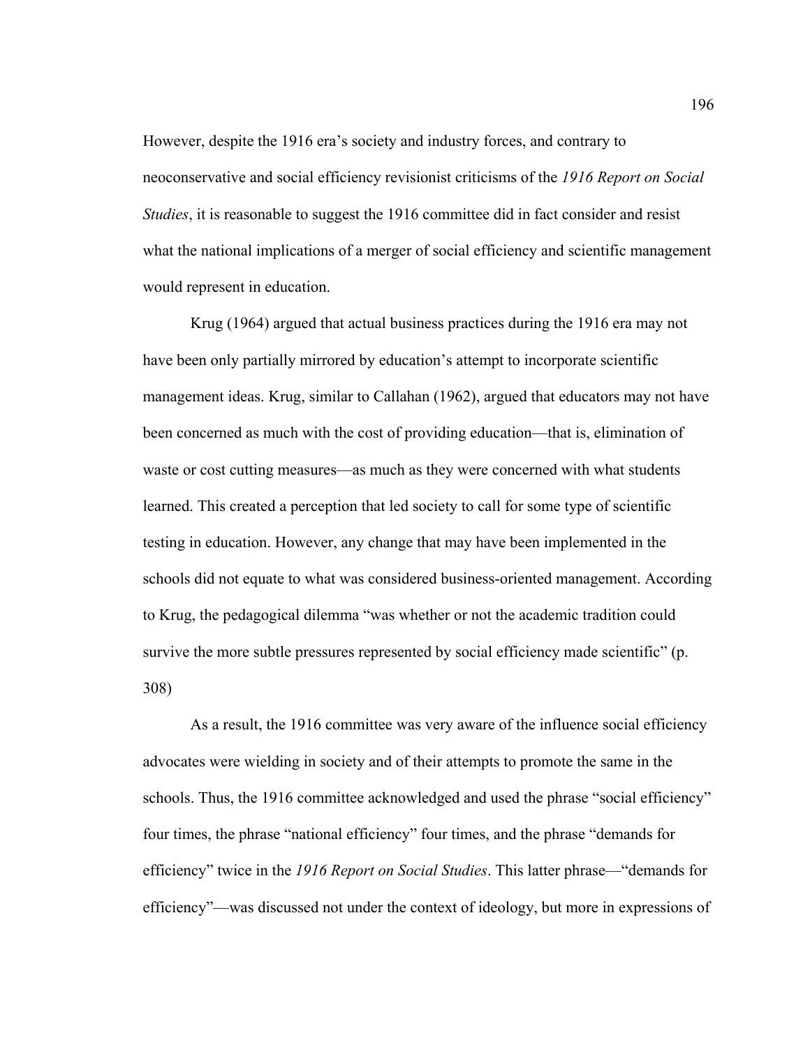However, despite the 1916 era's society and industry forces, and contrary to neoconservative and social efficiency revisionist criticisms of the *1916 Report on Social Studies*, it is reasonable to suggest the 1916 committee did in fact consider and resist what the national implications of a merger of social efficiency and scientific management would represent in education.

Krug (1964) argued that actual business practices during the 1916 era may not have been only partially mirrored by education's attempt to incorporate scientific management ideas. Krug, similar to Callahan (1962), argued that educators may not have been concerned as much with the cost of providing education—that is, elimination of waste or cost cutting measures—as much as they were concerned with what students learned. This created a perception that led society to call for some type of scientific testing in education. However, any change that may have been implemented in the schools did not equate to what was considered business-oriented management. According to Krug, the pedagogical dilemma "was whether or not the academic tradition could survive the more subtle pressures represented by social efficiency made scientific" (p. 308)

As a result, the 1916 committee was very aware of the influence social efficiency advocates were wielding in society and of their attempts to promote the same in the schools. Thus, the 1916 committee acknowledged and used the phrase "social efficiency" four times, the phrase "national efficiency" four times, and the phrase "demands for efficiency" twice in the *1916 Report on Social Studies*. This latter phrase—"demands for efficiency"—was discussed not under the context of ideology, but more in expressions of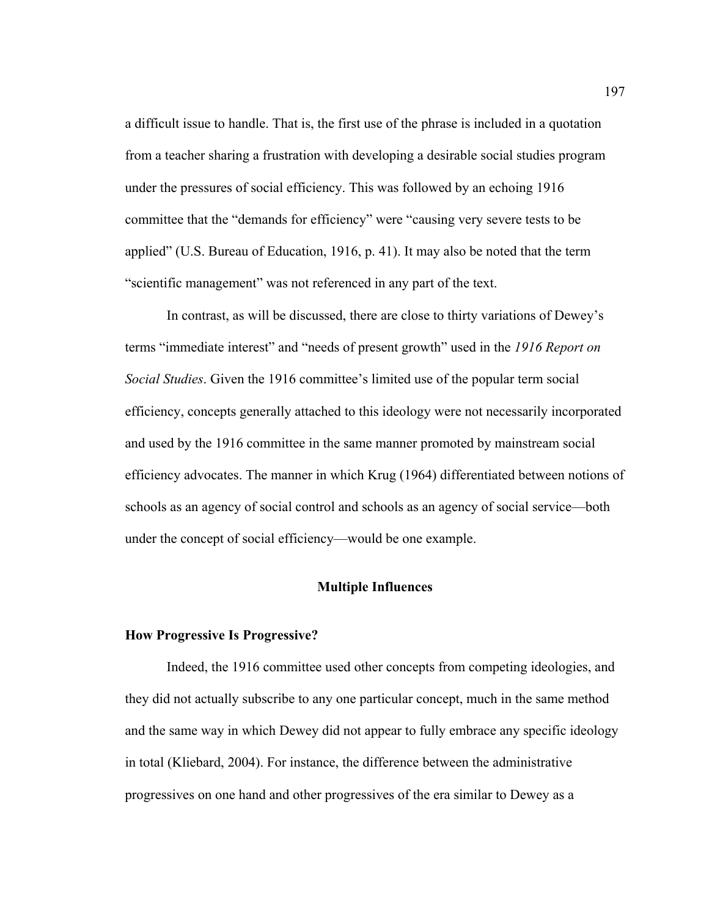a difficult issue to handle. That is, the first use of the phrase is included in a quotation from a teacher sharing a frustration with developing a desirable social studies program under the pressures of social efficiency. This was followed by an echoing 1916 committee that the "demands for efficiency" were "causing very severe tests to be applied" (U.S. Bureau of Education, 1916, p. 41). It may also be noted that the term "scientific management" was not referenced in any part of the text.

In contrast, as will be discussed, there are close to thirty variations of Dewey's terms "immediate interest" and "needs of present growth" used in the *1916 Report on Social Studies*. Given the 1916 committee's limited use of the popular term social efficiency, concepts generally attached to this ideology were not necessarily incorporated and used by the 1916 committee in the same manner promoted by mainstream social efficiency advocates. The manner in which Krug (1964) differentiated between notions of schools as an agency of social control and schools as an agency of social service—both under the concept of social efficiency—would be one example.

## Multiple Influences

### How Progressive Is Progressive?

Indeed, the 1916 committee used other concepts from competing ideologies, and they did not actually subscribe to any one particular concept, much in the same method and the same way in which Dewey did not appear to fully embrace any specific ideology in total (Kliebard, 2004). For instance, the difference between the administrative progressives on one hand and other progressives of the era similar to Dewey as a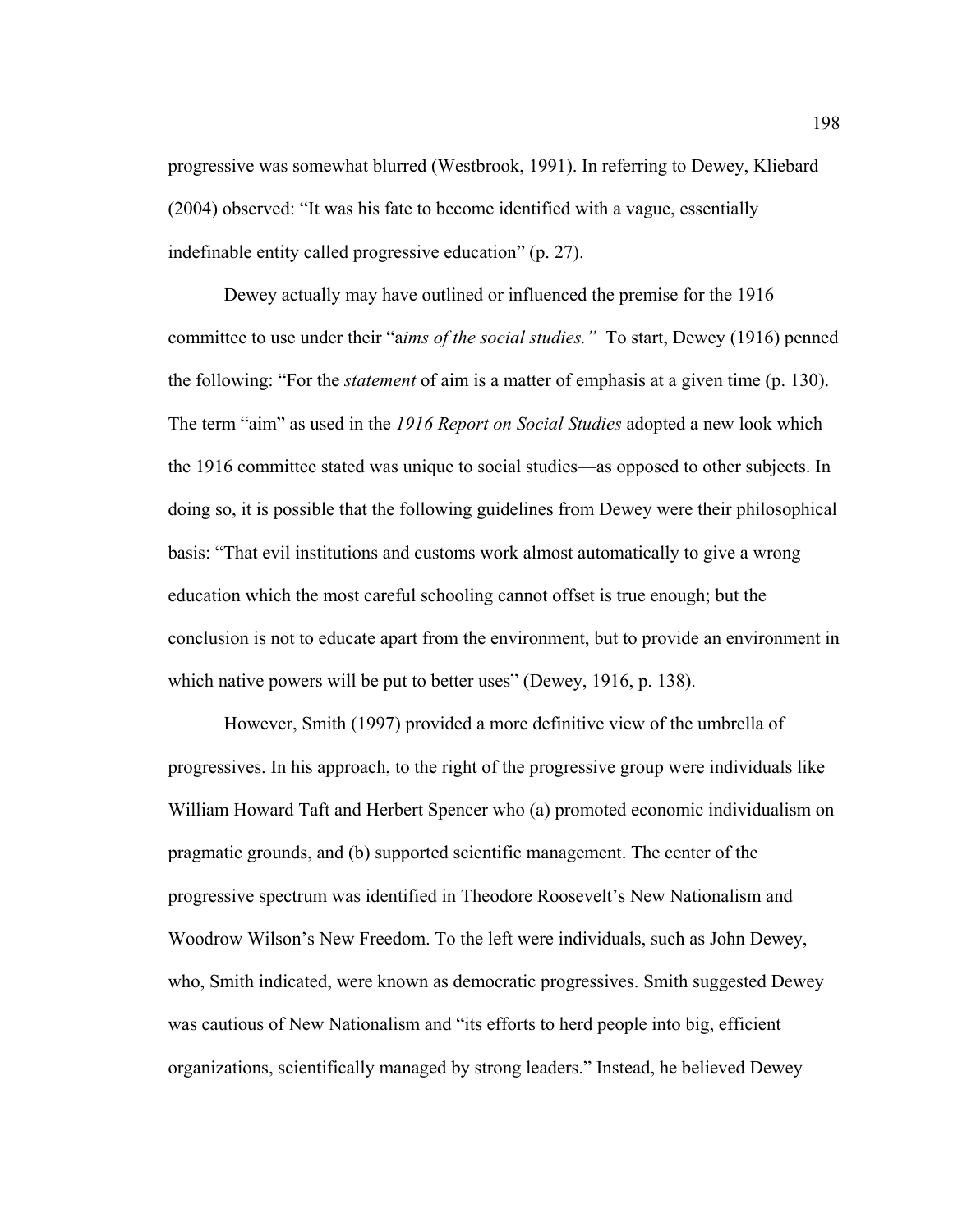progressive was somewhat blurred (Westbrook, 1991). In referring to Dewey, Kliebard (2004) observed: "It was his fate to become identified with a vague, essentially indefinable entity called progressive education" (p. 27).

Dewey actually may have outlined or influenced the premise for the 1916 committee to use under their "a*ims of the social studies."* To start, Dewey (1916) penned the following: "For the *statement* of aim is a matter of emphasis at a given time (p. 130). The term "aim" as used in the *1916 Report on Social Studies* adopted a new look which the 1916 committee stated was unique to social studies—as opposed to other subjects. In doing so, it is possible that the following guidelines from Dewey were their philosophical basis: "That evil institutions and customs work almost automatically to give a wrong education which the most careful schooling cannot offset is true enough; but the conclusion is not to educate apart from the environment, but to provide an environment in which native powers will be put to better uses" (Dewey, 1916, p. 138).

However, Smith (1997) provided a more definitive view of the umbrella of progressives. In his approach, to the right of the progressive group were individuals like William Howard Taft and Herbert Spencer who (a) promoted economic individualism on pragmatic grounds, and (b) supported scientific management. The center of the progressive spectrum was identified in Theodore Roosevelt's New Nationalism and Woodrow Wilson's New Freedom. To the left were individuals, such as John Dewey, who, Smith indicated, were known as democratic progressives. Smith suggested Dewey was cautious of New Nationalism and "its efforts to herd people into big, efficient organizations, scientifically managed by strong leaders." Instead, he believed Dewey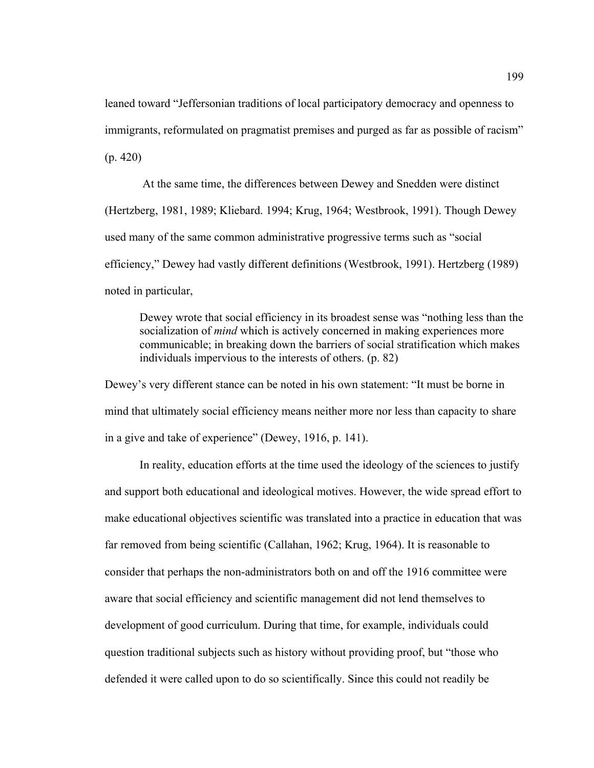leaned toward "Jeffersonian traditions of local participatory democracy and openness to immigrants, reformulated on pragmatist premises and purged as far as possible of racism" (p. 420)

At the same time, the differences between Dewey and Snedden were distinct (Hertzberg, 1981, 1989; Kliebard. 1994; Krug, 1964; Westbrook, 1991). Though Dewey used many of the same common administrative progressive terms such as "social efficiency," Dewey had vastly different definitions (Westbrook, 1991). Hertzberg (1989) noted in particular,

> Dewey wrote that social efficiency in its broadest sense was "nothing less than the socialization of *mind* which is actively concerned in making experiences more communicable; in breaking down the barriers of social stratification which makes individuals impervious to the interests of others. (p. 82)

Dewey's very different stance can be noted in his own statement: "It must be borne in mind that ultimately social efficiency means neither more nor less than capacity to share in a give and take of experience" (Dewey, 1916, p. 141).

In reality, education efforts at the time used the ideology of the sciences to justify and support both educational and ideological motives. However, the wide spread effort to make educational objectives scientific was translated into a practice in education that was far removed from being scientific (Callahan, 1962; Krug, 1964). It is reasonable to consider that perhaps the non-administrators both on and off the 1916 committee were aware that social efficiency and scientific management did not lend themselves to development of good curriculum. During that time, for example, individuals could question traditional subjects such as history without providing proof, but "those who defended it were called upon to do so scientifically. Since this could not readily be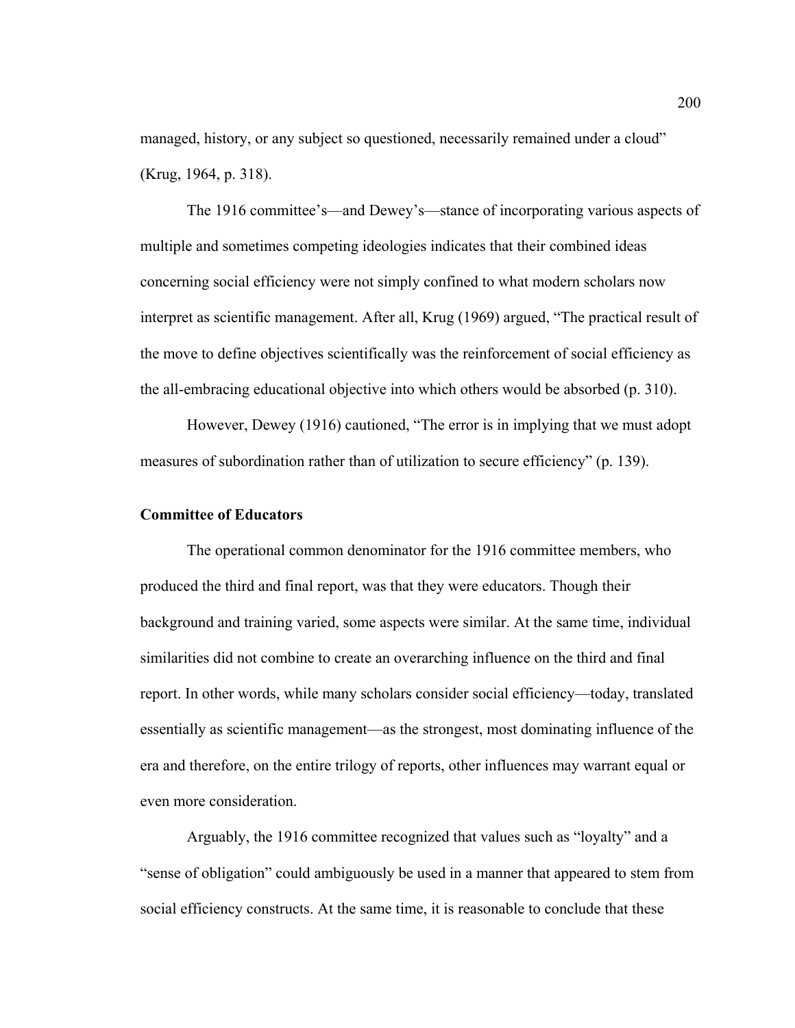managed, history, or any subject so questioned, necessarily remained under a cloud" (Krug, 1964, p. 318).

The 1916 committee's—and Dewey's—stance of incorporating various aspects of multiple and sometimes competing ideologies indicates that their combined ideas concerning social efficiency were not simply confined to what modern scholars now interpret as scientific management. After all, Krug (1969) argued, "The practical result of the move to define objectives scientifically was the reinforcement of social efficiency as the all-embracing educational objective into which others would be absorbed (p. 310).

However, Dewey (1916) cautioned, "The error is in implying that we must adopt measures of subordination rather than of utilization to secure efficiency" (p. 139).

**Committee of Educators**

The operational common denominator for the 1916 committee members, who produced the third and final report, was that they were educators. Though their background and training varied, some aspects were similar. At the same time, individual similarities did not combine to create an overarching influence on the third and final report. In other words, while many scholars consider social efficiency—today, translated essentially as scientific management—as the strongest, most dominating influence of the era and therefore, on the entire trilogy of reports, other influences may warrant equal or even more consideration.

Arguably, the 1916 committee recognized that values such as "loyalty" and a "sense of obligation" could ambiguously be used in a manner that appeared to stem from social efficiency constructs. At the same time, it is reasonable to conclude that these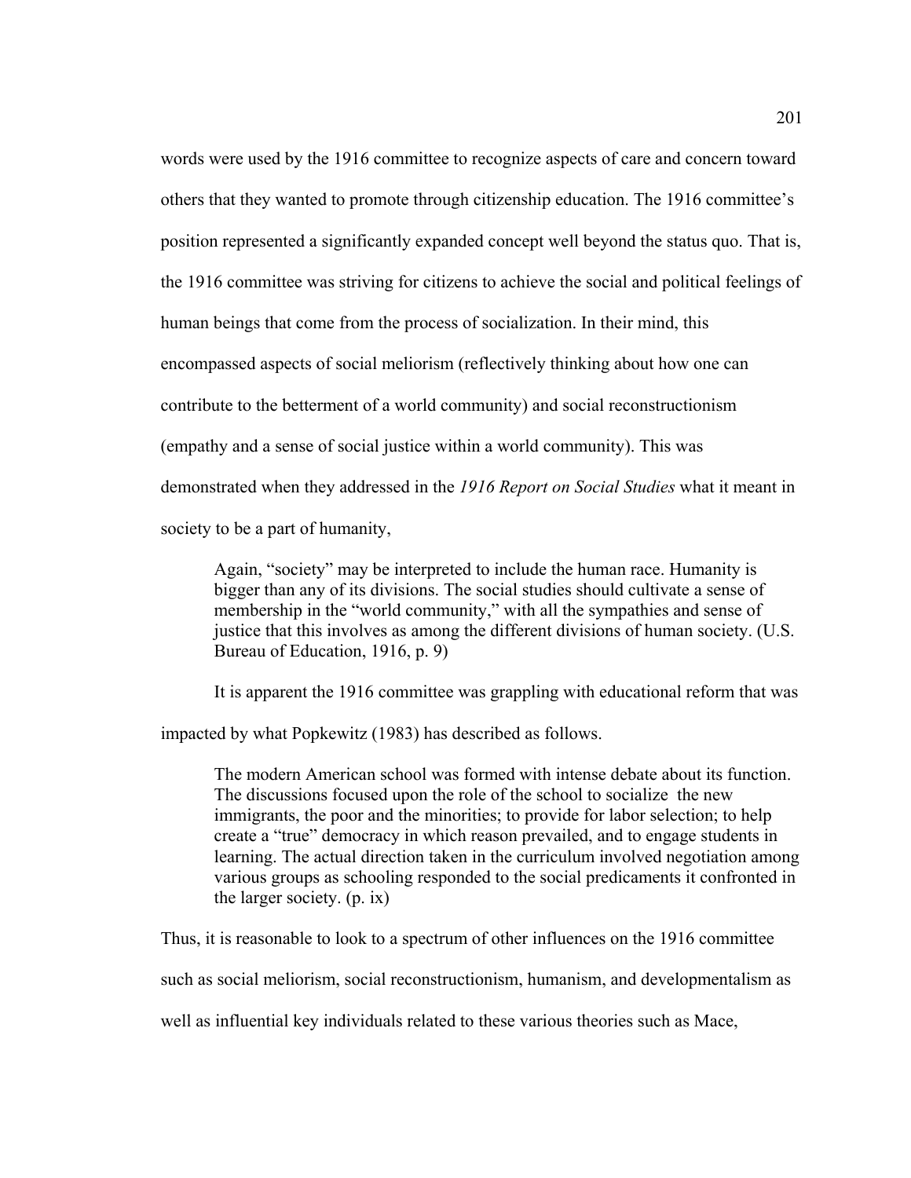words were used by the 1916 committee to recognize aspects of care and concern toward others that they wanted to promote through citizenship education. The 1916 committee's position represented a significantly expanded concept well beyond the status quo. That is, the 1916 committee was striving for citizens to achieve the social and political feelings of human beings that come from the process of socialization. In their mind, this encompassed aspects of social meliorism (reflectively thinking about how one can contribute to the betterment of a world community) and social reconstructionism (empathy and a sense of social justice within a world community). This was demonstrated when they addressed in the *1916 Report on Social Studies* what it meant in society to be a part of humanity,

> Again, "society" may be interpreted to include the human race. Humanity is bigger than any of its divisions. The social studies should cultivate a sense of membership in the "world community," with all the sympathies and sense of justice that this involves as among the different divisions of human society. (U.S. Bureau of Education, 1916, p. 9)

It is apparent the 1916 committee was grappling with educational reform that was impacted by what Popkewitz (1983) has described as follows.

> The modern American school was formed with intense debate about its function. The discussions focused upon the role of the school to socialize the new immigrants, the poor and the minorities; to provide for labor selection; to help create a "true" democracy in which reason prevailed, and to engage students in learning. The actual direction taken in the curriculum involved negotiation among various groups as schooling responded to the social predicaments it confronted in the larger society. (p. ix)

Thus, it is reasonable to look to a spectrum of other influences on the 1916 committee such as social meliorism, social reconstructionism, humanism, and developmentalism as well as influential key individuals related to these various theories such as Mace,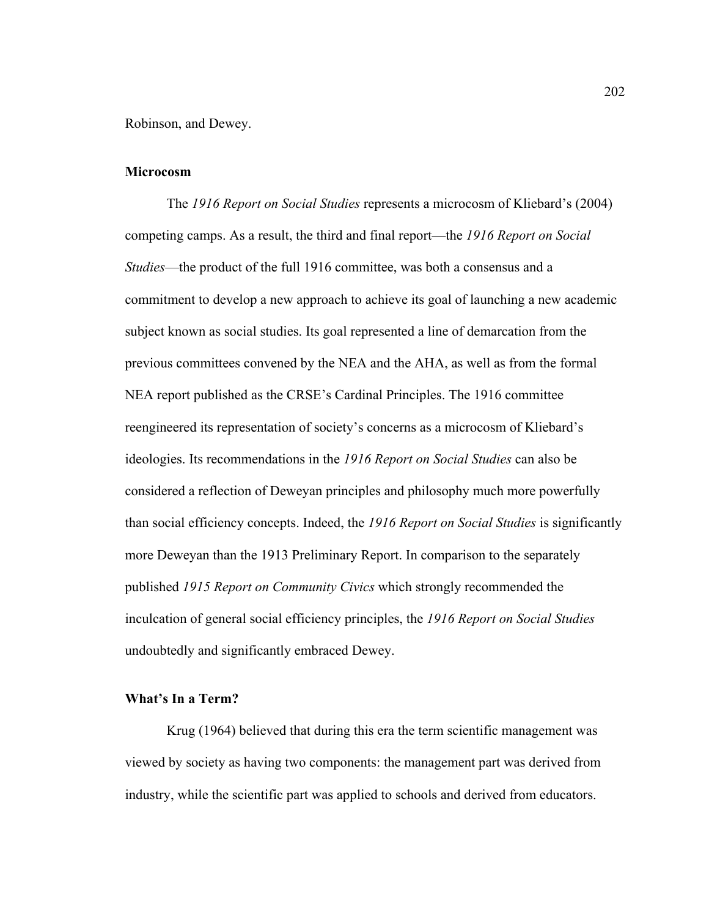Robinson, and Dewey.

### Microcosm

The *1916 Report on Social Studies* represents a microcosm of Kliebard's (2004) competing camps. As a result, the third and final report—the *1916 Report on Social Studies*—the product of the full 1916 committee, was both a consensus and a commitment to develop a new approach to achieve its goal of launching a new academic subject known as social studies. Its goal represented a line of demarcation from the previous committees convened by the NEA and the AHA, as well as from the formal NEA report published as the CRSE's Cardinal Principles. The 1916 committee reengineered its representation of society's concerns as a microcosm of Kliebard's ideologies. Its recommendations in the *1916 Report on Social Studies* can also be considered a reflection of Deweyan principles and philosophy much more powerfully than social efficiency concepts. Indeed, the *1916 Report on Social Studies* is significantly more Deweyan than the 1913 Preliminary Report. In comparison to the separately published *1915 Report on Community Civics* which strongly recommended the inculcation of general social efficiency principles, the *1916 Report on Social Studies* undoubtedly and significantly embraced Dewey.

### What's In a Term?

Krug (1964) believed that during this era the term scientific management was viewed by society as having two components: the management part was derived from industry, while the scientific part was applied to schools and derived from educators.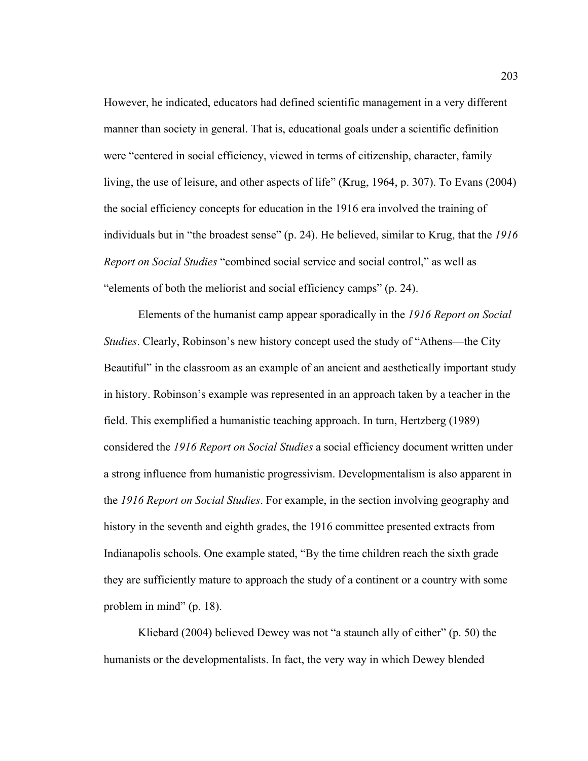However, he indicated, educators had defined scientific management in a very different manner than society in general. That is, educational goals under a scientific definition were "centered in social efficiency, viewed in terms of citizenship, character, family living, the use of leisure, and other aspects of life" (Krug, 1964, p. 307). To Evans (2004) the social efficiency concepts for education in the 1916 era involved the training of individuals but in "the broadest sense" (p. 24). He believed, similar to Krug, that the *1916 Report on Social Studies* "combined social service and social control," as well as "elements of both the meliorist and social efficiency camps" (p. 24).

Elements of the humanist camp appear sporadically in the *1916 Report on Social Studies*. Clearly, Robinson's new history concept used the study of "Athens—the City Beautiful" in the classroom as an example of an ancient and aesthetically important study in history. Robinson's example was represented in an approach taken by a teacher in the field. This exemplified a humanistic teaching approach. In turn, Hertzberg (1989) considered the *1916 Report on Social Studies* a social efficiency document written under a strong influence from humanistic progressivism. Developmentalism is also apparent in the *1916 Report on Social Studies*. For example, in the section involving geography and history in the seventh and eighth grades, the 1916 committee presented extracts from Indianapolis schools. One example stated, "By the time children reach the sixth grade they are sufficiently mature to approach the study of a continent or a country with some problem in mind" (p. 18).

Kliebard (2004) believed Dewey was not "a staunch ally of either" (p. 50) the humanists or the developmentalists. In fact, the very way in which Dewey blended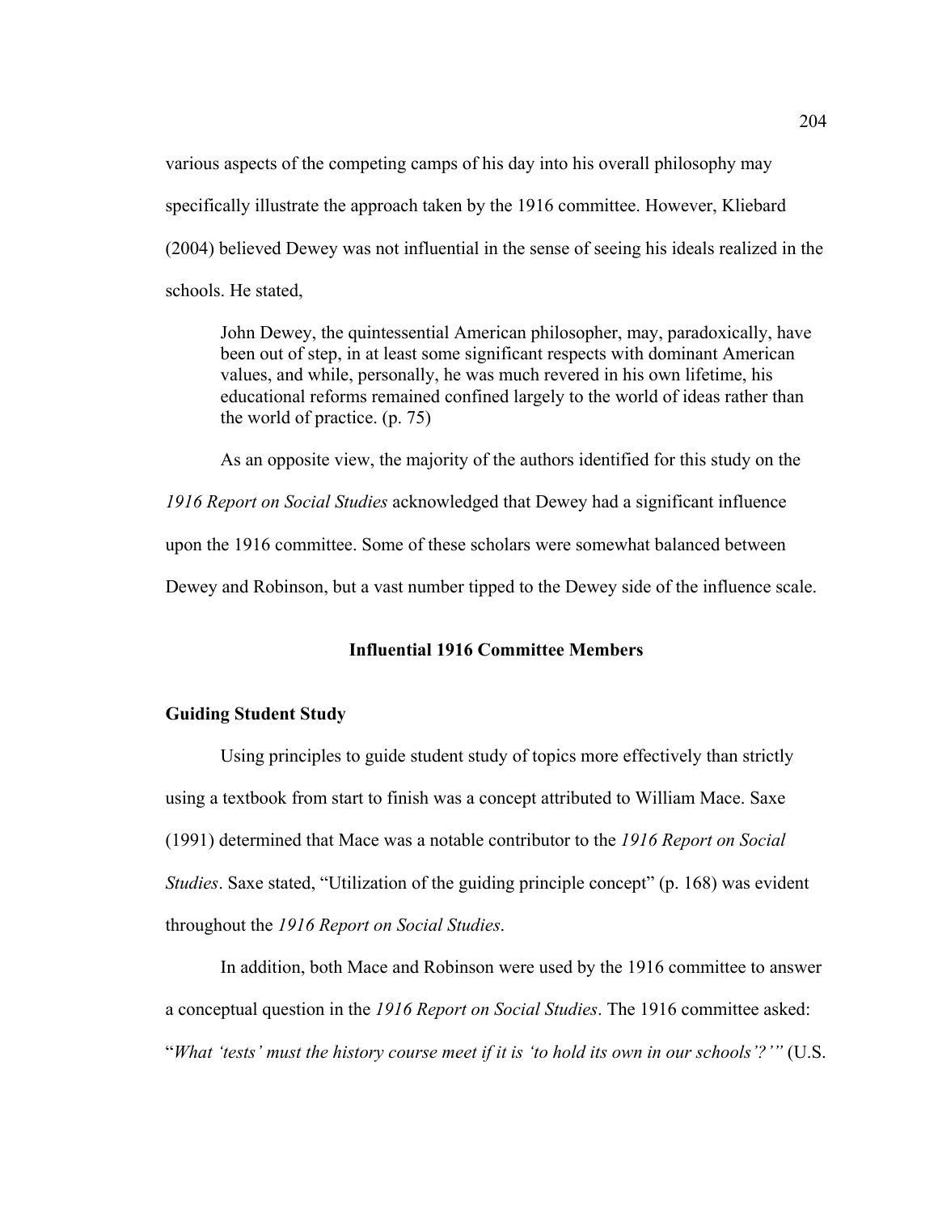various aspects of the competing camps of his day into his overall philosophy may specifically illustrate the approach taken by the 1916 committee. However, Kliebard (2004) believed Dewey was not influential in the sense of seeing his ideals realized in the schools. He stated,

> John Dewey, the quintessential American philosopher, may, paradoxically, have been out of step, in at least some significant respects with dominant American values, and while, personally, he was much revered in his own lifetime, his educational reforms remained confined largely to the world of ideas rather than the world of practice. (p. 75)

As an opposite view, the majority of the authors identified for this study on the *1916 Report on Social Studies* acknowledged that Dewey had a significant influence upon the 1916 committee. Some of these scholars were somewhat balanced between Dewey and Robinson, but a vast number tipped to the Dewey side of the influence scale.

## Influential 1916 Committee Members

### Guiding Student Study

Using principles to guide student study of topics more effectively than strictly using a textbook from start to finish was a concept attributed to William Mace. Saxe (1991) determined that Mace was a notable contributor to the *1916 Report on Social Studies*. Saxe stated, "Utilization of the guiding principle concept" (p. 168) was evident throughout the *1916 Report on Social Studies*.

In addition, both Mace and Robinson were used by the 1916 committee to answer a conceptual question in the *1916 Report on Social Studies*. The 1916 committee asked: "*What 'tests' must the history course meet if it is 'to hold its own in our schools'?'*" (U.S.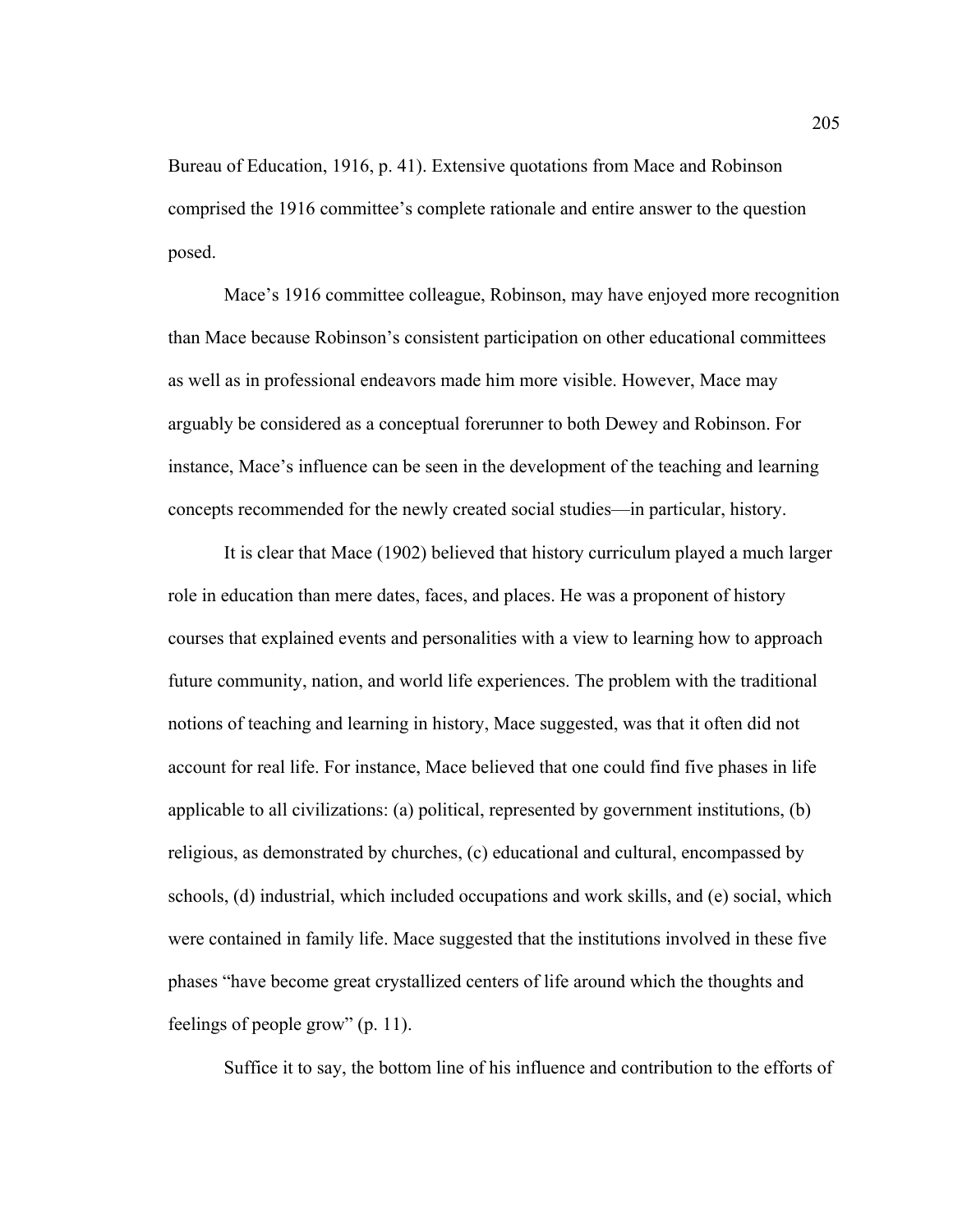Bureau of Education, 1916, p. 41). Extensive quotations from Mace and Robinson comprised the 1916 committee's complete rationale and entire answer to the question posed.

Mace's 1916 committee colleague, Robinson, may have enjoyed more recognition than Mace because Robinson's consistent participation on other educational committees as well as in professional endeavors made him more visible. However, Mace may arguably be considered as a conceptual forerunner to both Dewey and Robinson. For instance, Mace's influence can be seen in the development of the teaching and learning concepts recommended for the newly created social studies—in particular, history.

It is clear that Mace (1902) believed that history curriculum played a much larger role in education than mere dates, faces, and places. He was a proponent of history courses that explained events and personalities with a view to learning how to approach future community, nation, and world life experiences. The problem with the traditional notions of teaching and learning in history, Mace suggested, was that it often did not account for real life. For instance, Mace believed that one could find five phases in life applicable to all civilizations: (a) political, represented by government institutions, (b) religious, as demonstrated by churches, (c) educational and cultural, encompassed by schools, (d) industrial, which included occupations and work skills, and (e) social, which were contained in family life. Mace suggested that the institutions involved in these five phases "have become great crystallized centers of life around which the thoughts and feelings of people grow" (p. 11).

Suffice it to say, the bottom line of his influence and contribution to the efforts of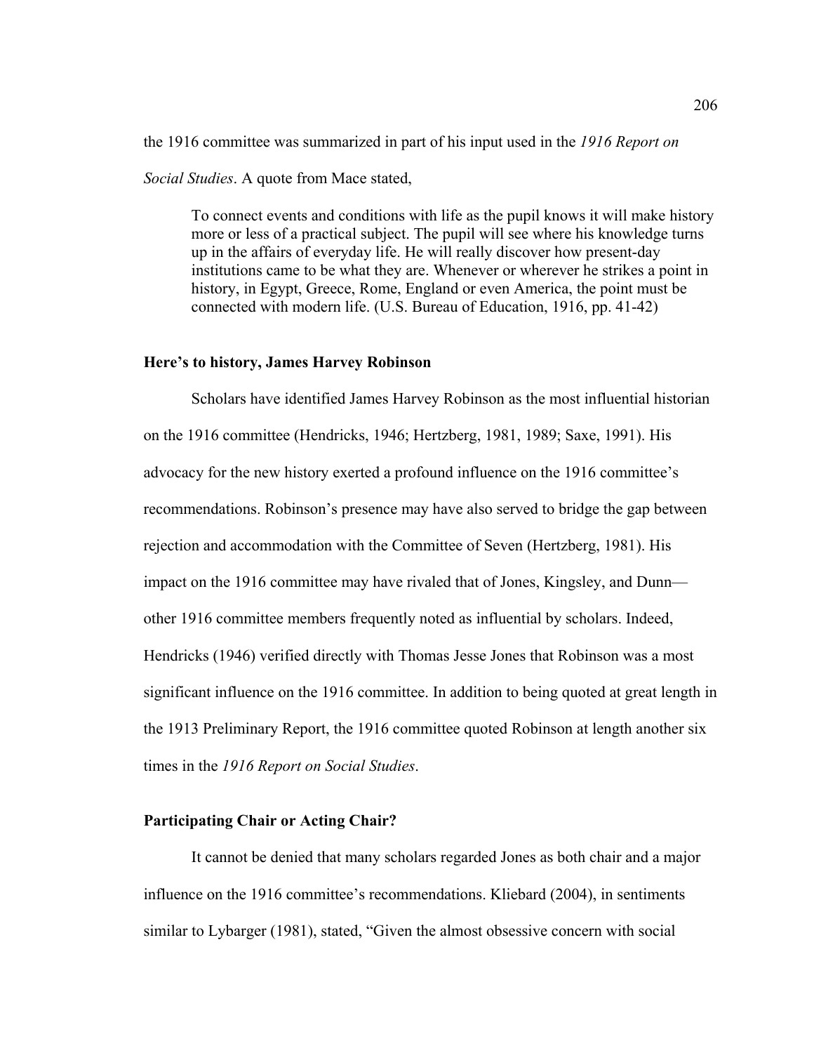the 1916 committee was summarized in part of his input used in the *1916 Report on Social Studies*. A quote from Mace stated,

> To connect events and conditions with life as the pupil knows it will make history more or less of a practical subject. The pupil will see where his knowledge turns up in the affairs of everyday life. He will really discover how present-day institutions came to be what they are. Whenever or wherever he strikes a point in history, in Egypt, Greece, Rome, England or even America, the point must be connected with modern life. (U.S. Bureau of Education, 1916, pp. 41-42)

### Here's to history, James Harvey Robinson

Scholars have identified James Harvey Robinson as the most influential historian on the 1916 committee (Hendricks, 1946; Hertzberg, 1981, 1989; Saxe, 1991). His advocacy for the new history exerted a profound influence on the 1916 committee's recommendations. Robinson's presence may have also served to bridge the gap between rejection and accommodation with the Committee of Seven (Hertzberg, 1981). His impact on the 1916 committee may have rivaled that of Jones, Kingsley, and Dunn—other 1916 committee members frequently noted as influential by scholars. Indeed, Hendricks (1946) verified directly with Thomas Jesse Jones that Robinson was a most significant influence on the 1916 committee. In addition to being quoted at great length in the 1913 Preliminary Report, the 1916 committee quoted Robinson at length another six times in the *1916 Report on Social Studies*.

### Participating Chair or Acting Chair?

It cannot be denied that many scholars regarded Jones as both chair and a major influence on the 1916 committee's recommendations. Kliebard (2004), in sentiments similar to Lybarger (1981), stated, "Given the almost obsessive concern with social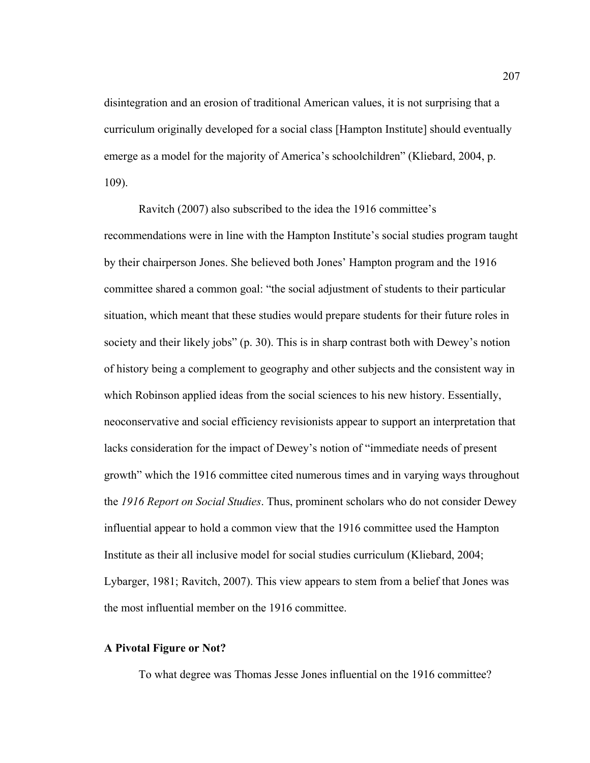disintegration and an erosion of traditional American values, it is not surprising that a curriculum originally developed for a social class [Hampton Institute] should eventually emerge as a model for the majority of America's schoolchildren" (Kliebard, 2004, p. 109).

Ravitch (2007) also subscribed to the idea the 1916 committee's recommendations were in line with the Hampton Institute's social studies program taught by their chairperson Jones. She believed both Jones' Hampton program and the 1916 committee shared a common goal: "the social adjustment of students to their particular situation, which meant that these studies would prepare students for their future roles in society and their likely jobs" (p. 30). This is in sharp contrast both with Dewey's notion of history being a complement to geography and other subjects and the consistent way in which Robinson applied ideas from the social sciences to his new history. Essentially, neoconservative and social efficiency revisionists appear to support an interpretation that lacks consideration for the impact of Dewey's notion of "immediate needs of present growth" which the 1916 committee cited numerous times and in varying ways throughout the *1916 Report on Social Studies*. Thus, prominent scholars who do not consider Dewey influential appear to hold a common view that the 1916 committee used the Hampton Institute as their all inclusive model for social studies curriculum (Kliebard, 2004; Lybarger, 1981; Ravitch, 2007). This view appears to stem from a belief that Jones was the most influential member on the 1916 committee.

**A Pivotal Figure or Not?**

To what degree was Thomas Jesse Jones influential on the 1916 committee?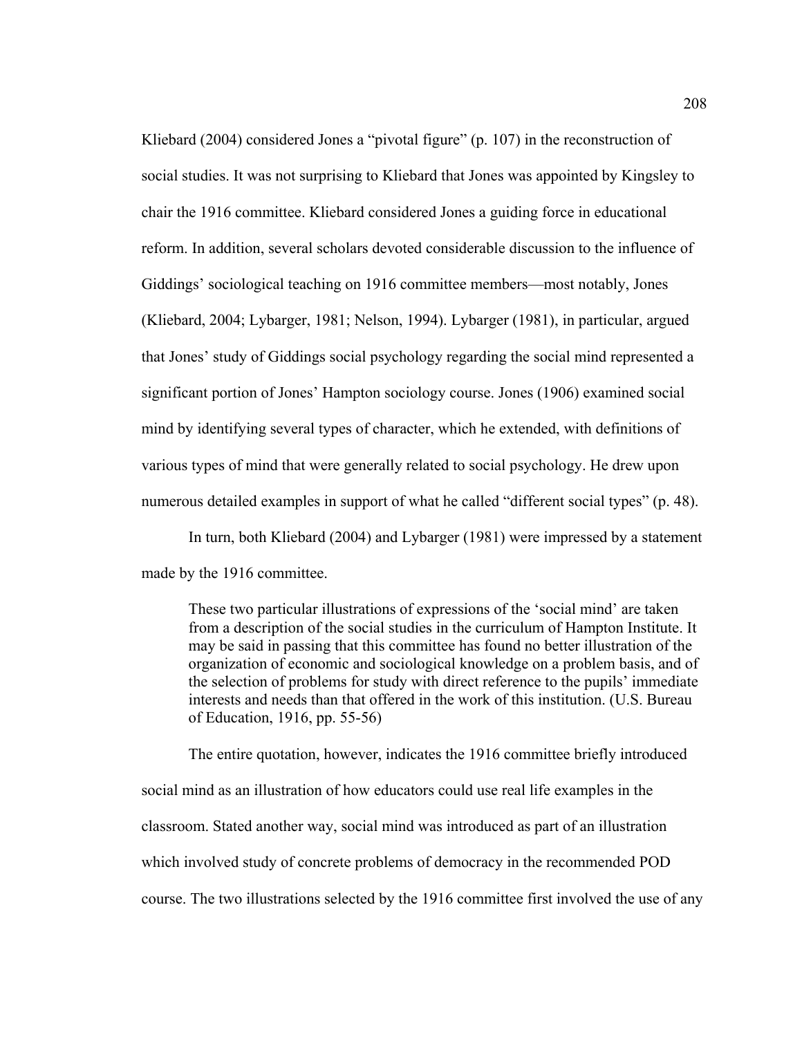Kliebard (2004) considered Jones a “pivotal figure” (p. 107) in the reconstruction of social studies. It was not surprising to Kliebard that Jones was appointed by Kingsley to chair the 1916 committee. Kliebard considered Jones a guiding force in educational reform. In addition, several scholars devoted considerable discussion to the influence of Giddings’ sociological teaching on 1916 committee members—most notably, Jones (Kliebard, 2004; Lybarger, 1981; Nelson, 1994). Lybarger (1981), in particular, argued that Jones’ study of Giddings social psychology regarding the social mind represented a significant portion of Jones’ Hampton sociology course. Jones (1906) examined social mind by identifying several types of character, which he extended, with definitions of various types of mind that were generally related to social psychology. He drew upon numerous detailed examples in support of what he called “different social types” (p. 48).

In turn, both Kliebard (2004) and Lybarger (1981) were impressed by a statement made by the 1916 committee.

> These two particular illustrations of expressions of the ‘social mind’ are taken from a description of the social studies in the curriculum of Hampton Institute. It may be said in passing that this committee has found no better illustration of the organization of economic and sociological knowledge on a problem basis, and of the selection of problems for study with direct reference to the pupils’ immediate interests and needs than that offered in the work of this institution. (U.S. Bureau of Education, 1916, pp. 55-56)

The entire quotation, however, indicates the 1916 committee briefly introduced social mind as an illustration of how educators could use real life examples in the classroom. Stated another way, social mind was introduced as part of an illustration which involved study of concrete problems of democracy in the recommended POD course. The two illustrations selected by the 1916 committee first involved the use of any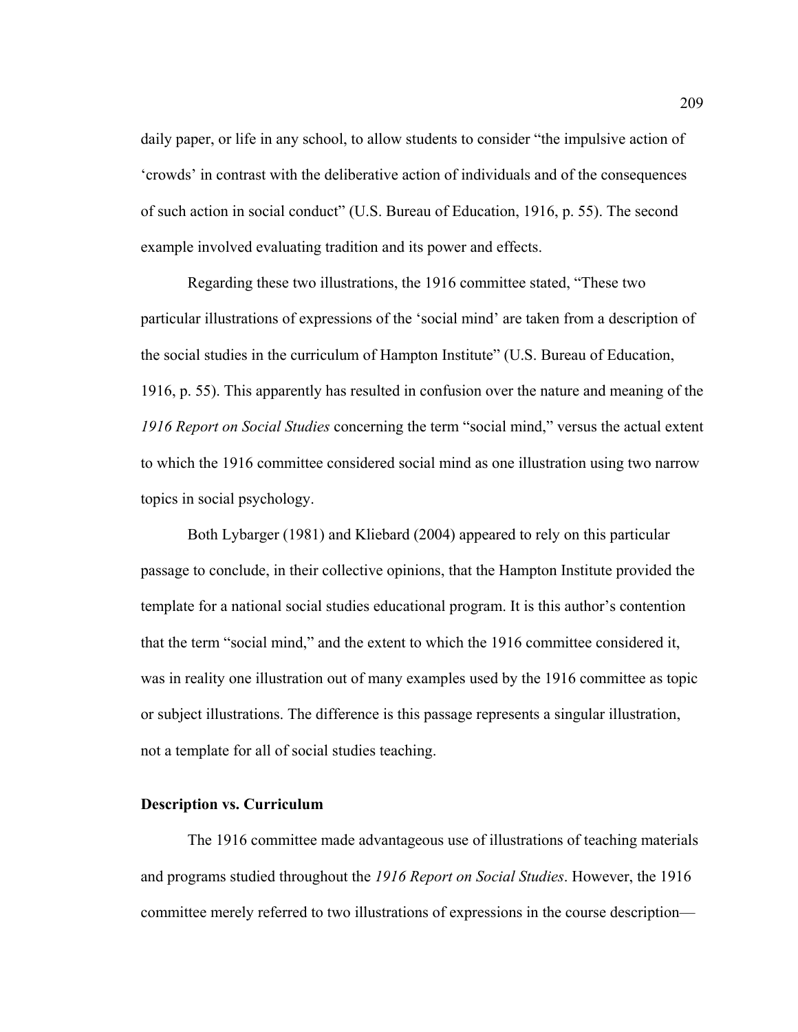daily paper, or life in any school, to allow students to consider "the impulsive action of 'crowds' in contrast with the deliberative action of individuals and of the consequences of such action in social conduct" (U.S. Bureau of Education, 1916, p. 55). The second example involved evaluating tradition and its power and effects.

Regarding these two illustrations, the 1916 committee stated, "These two particular illustrations of expressions of the 'social mind' are taken from a description of the social studies in the curriculum of Hampton Institute" (U.S. Bureau of Education, 1916, p. 55). This apparently has resulted in confusion over the nature and meaning of the *1916 Report on Social Studies* concerning the term "social mind," versus the actual extent to which the 1916 committee considered social mind as one illustration using two narrow topics in social psychology.

Both Lybarger (1981) and Kliebard (2004) appeared to rely on this particular passage to conclude, in their collective opinions, that the Hampton Institute provided the template for a national social studies educational program. It is this author's contention that the term "social mind," and the extent to which the 1916 committee considered it, was in reality one illustration out of many examples used by the 1916 committee as topic or subject illustrations. The difference is this passage represents a singular illustration, not a template for all of social studies teaching.

### Description vs. Curriculum

The 1916 committee made advantageous use of illustrations of teaching materials and programs studied throughout the *1916 Report on Social Studies*. However, the 1916 committee merely referred to two illustrations of expressions in the course description—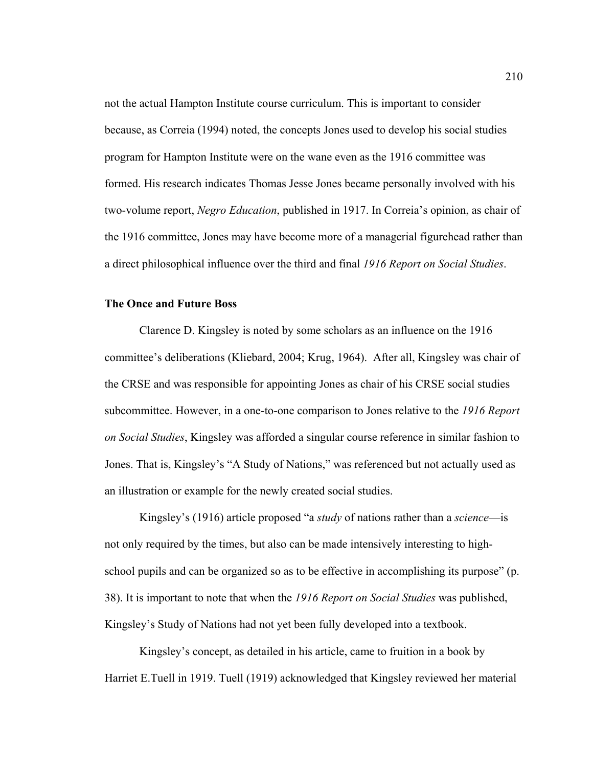not the actual Hampton Institute course curriculum. This is important to consider because, as Correia (1994) noted, the concepts Jones used to develop his social studies program for Hampton Institute were on the wane even as the 1916 committee was formed. His research indicates Thomas Jesse Jones became personally involved with his two-volume report, *Negro Education*, published in 1917. In Correia's opinion, as chair of the 1916 committee, Jones may have become more of a managerial figurehead rather than a direct philosophical influence over the third and final *1916 Report on Social Studies*.

### The Once and Future Boss

Clarence D. Kingsley is noted by some scholars as an influence on the 1916 committee's deliberations (Kliebard, 2004; Krug, 1964). After all, Kingsley was chair of the CRSE and was responsible for appointing Jones as chair of his CRSE social studies subcommittee. However, in a one-to-one comparison to Jones relative to the *1916 Report on Social Studies*, Kingsley was afforded a singular course reference in similar fashion to Jones. That is, Kingsley's "A Study of Nations," was referenced but not actually used as an illustration or example for the newly created social studies.

Kingsley's (1916) article proposed "a *study* of nations rather than a *science*—is not only required by the times, but also can be made intensively interesting to high-school pupils and can be organized so as to be effective in accomplishing its purpose" (p. 38). It is important to note that when the *1916 Report on Social Studies* was published, Kingsley's Study of Nations had not yet been fully developed into a textbook.

Kingsley's concept, as detailed in his article, came to fruition in a book by Harriet E.Tuell in 1919. Tuell (1919) acknowledged that Kingsley reviewed her material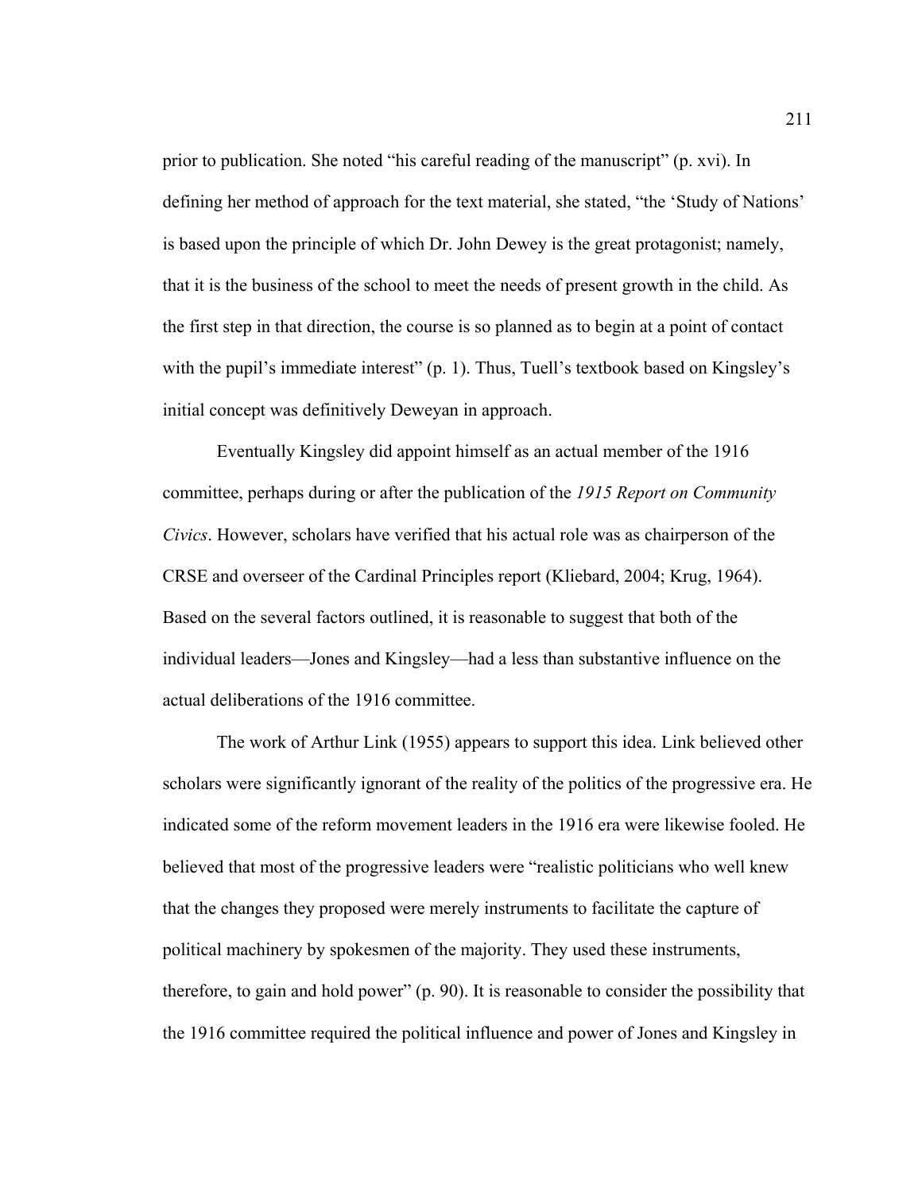prior to publication. She noted "his careful reading of the manuscript" (p. xvi). In defining her method of approach for the text material, she stated, "the 'Study of Nations' is based upon the principle of which Dr. John Dewey is the great protagonist; namely, that it is the business of the school to meet the needs of present growth in the child. As the first step in that direction, the course is so planned as to begin at a point of contact with the pupil's immediate interest" (p. 1). Thus, Tuell's textbook based on Kingsley's initial concept was definitively Deweyan in approach.

Eventually Kingsley did appoint himself as an actual member of the 1916 committee, perhaps during or after the publication of the *1915 Report on Community Civics*. However, scholars have verified that his actual role was as chairperson of the CRSE and overseer of the Cardinal Principles report (Kliebard, 2004; Krug, 1964). Based on the several factors outlined, it is reasonable to suggest that both of the individual leaders—Jones and Kingsley—had a less than substantive influence on the actual deliberations of the 1916 committee.

The work of Arthur Link (1955) appears to support this idea. Link believed other scholars were significantly ignorant of the reality of the politics of the progressive era. He indicated some of the reform movement leaders in the 1916 era were likewise fooled. He believed that most of the progressive leaders were "realistic politicians who well knew that the changes they proposed were merely instruments to facilitate the capture of political machinery by spokesmen of the majority. They used these instruments, therefore, to gain and hold power" (p. 90). It is reasonable to consider the possibility that the 1916 committee required the political influence and power of Jones and Kingsley in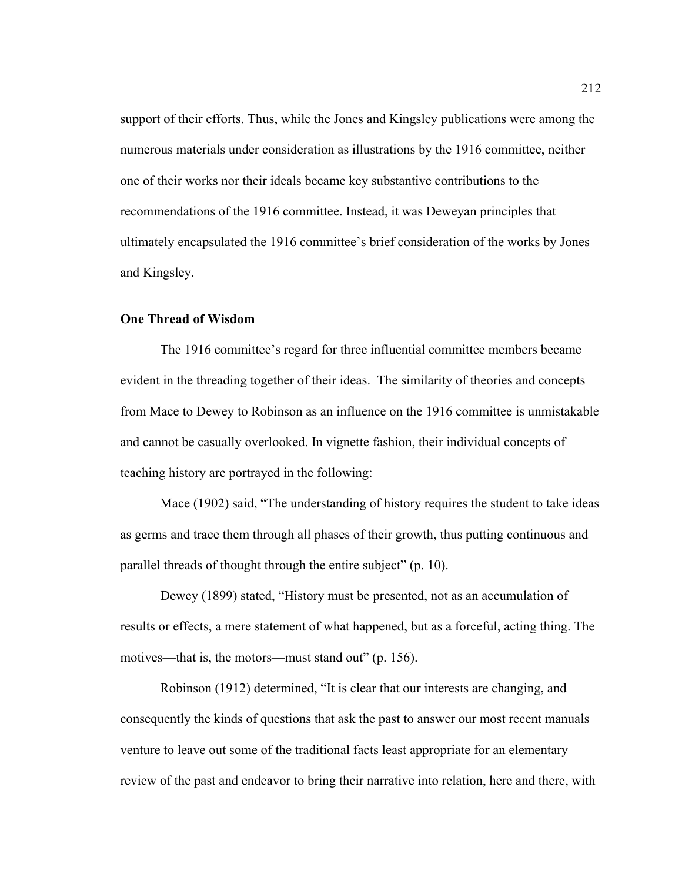support of their efforts. Thus, while the Jones and Kingsley publications were among the numerous materials under consideration as illustrations by the 1916 committee, neither one of their works nor their ideals became key substantive contributions to the recommendations of the 1916 committee. Instead, it was Deweyan principles that ultimately encapsulated the 1916 committee's brief consideration of the works by Jones and Kingsley.

**One Thread of Wisdom**

The 1916 committee's regard for three influential committee members became evident in the threading together of their ideas. The similarity of theories and concepts from Mace to Dewey to Robinson as an influence on the 1916 committee is unmistakable and cannot be casually overlooked. In vignette fashion, their individual concepts of teaching history are portrayed in the following:

Mace (1902) said, "The understanding of history requires the student to take ideas as germs and trace them through all phases of their growth, thus putting continuous and parallel threads of thought through the entire subject" (p. 10).

Dewey (1899) stated, "History must be presented, not as an accumulation of results or effects, a mere statement of what happened, but as a forceful, acting thing. The motives—that is, the motors—must stand out" (p. 156).

Robinson (1912) determined, "It is clear that our interests are changing, and consequently the kinds of questions that ask the past to answer our most recent manuals venture to leave out some of the traditional facts least appropriate for an elementary review of the past and endeavor to bring their narrative into relation, here and there, with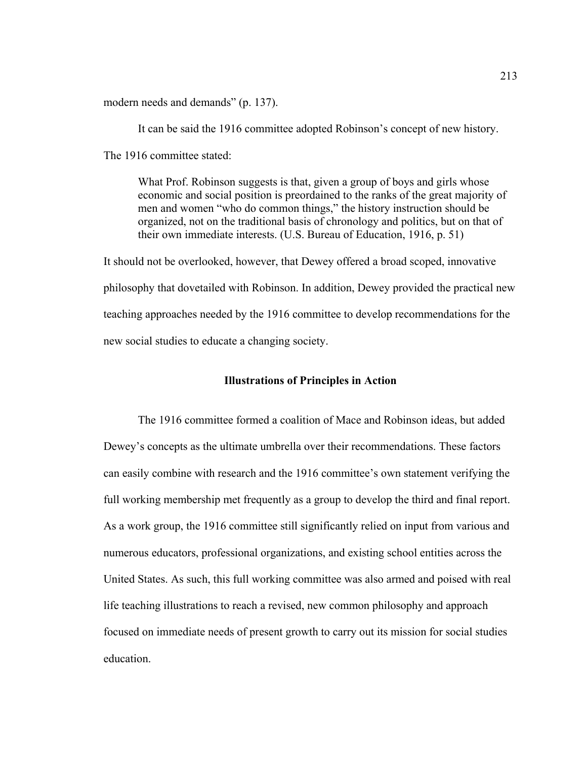modern needs and demands" (p. 137).

It can be said the 1916 committee adopted Robinson's concept of new history. The 1916 committee stated:

> What Prof. Robinson suggests is that, given a group of boys and girls whose economic and social position is preordained to the ranks of the great majority of men and women "who do common things," the history instruction should be organized, not on the traditional basis of chronology and politics, but on that of their own immediate interests. (U.S. Bureau of Education, 1916, p. 51)

It should not be overlooked, however, that Dewey offered a broad scoped, innovative philosophy that dovetailed with Robinson. In addition, Dewey provided the practical new teaching approaches needed by the 1916 committee to develop recommendations for the new social studies to educate a changing society.

## Illustrations of Principles in Action

The 1916 committee formed a coalition of Mace and Robinson ideas, but added Dewey's concepts as the ultimate umbrella over their recommendations. These factors can easily combine with research and the 1916 committee's own statement verifying the full working membership met frequently as a group to develop the third and final report. As a work group, the 1916 committee still significantly relied on input from various and numerous educators, professional organizations, and existing school entities across the United States. As such, this full working committee was also armed and poised with real life teaching illustrations to reach a revised, new common philosophy and approach focused on immediate needs of present growth to carry out its mission for social studies education.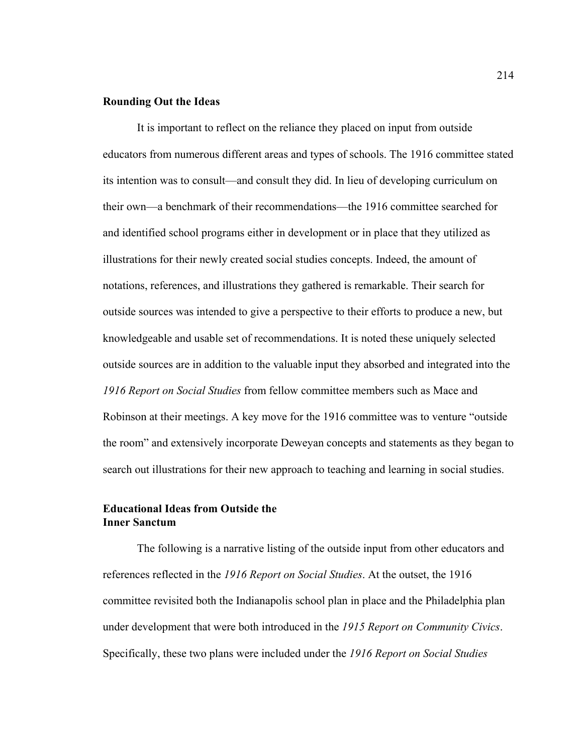**Rounding Out the Ideas**

It is important to reflect on the reliance they placed on input from outside educators from numerous different areas and types of schools. The 1916 committee stated its intention was to consult—and consult they did. In lieu of developing curriculum on their own—a benchmark of their recommendations—the 1916 committee searched for and identified school programs either in development or in place that they utilized as illustrations for their newly created social studies concepts. Indeed, the amount of notations, references, and illustrations they gathered is remarkable. Their search for outside sources was intended to give a perspective to their efforts to produce a new, but knowledgeable and usable set of recommendations. It is noted these uniquely selected outside sources are in addition to the valuable input they absorbed and integrated into the *1916 Report on Social Studies* from fellow committee members such as Mace and Robinson at their meetings. A key move for the 1916 committee was to venture "outside the room" and extensively incorporate Deweyan concepts and statements as they began to search out illustrations for their new approach to teaching and learning in social studies.

**Educational Ideas from Outside the Inner Sanctum**

The following is a narrative listing of the outside input from other educators and references reflected in the *1916 Report on Social Studies*. At the outset, the 1916 committee revisited both the Indianapolis school plan in place and the Philadelphia plan under development that were both introduced in the *1915 Report on Community Civics*. Specifically, these two plans were included under the *1916 Report on Social Studies*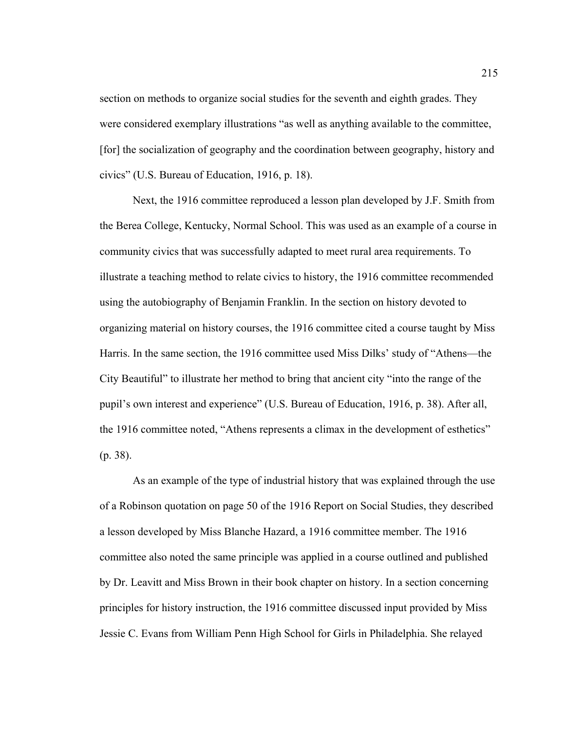section on methods to organize social studies for the seventh and eighth grades. They were considered exemplary illustrations "as well as anything available to the committee, [for] the socialization of geography and the coordination between geography, history and civics" (U.S. Bureau of Education, 1916, p. 18).

Next, the 1916 committee reproduced a lesson plan developed by J.F. Smith from the Berea College, Kentucky, Normal School. This was used as an example of a course in community civics that was successfully adapted to meet rural area requirements. To illustrate a teaching method to relate civics to history, the 1916 committee recommended using the autobiography of Benjamin Franklin. In the section on history devoted to organizing material on history courses, the 1916 committee cited a course taught by Miss Harris. In the same section, the 1916 committee used Miss Dilks' study of "Athens—the City Beautiful" to illustrate her method to bring that ancient city "into the range of the pupil's own interest and experience" (U.S. Bureau of Education, 1916, p. 38). After all, the 1916 committee noted, "Athens represents a climax in the development of esthetics" (p. 38).

As an example of the type of industrial history that was explained through the use of a Robinson quotation on page 50 of the 1916 Report on Social Studies, they described a lesson developed by Miss Blanche Hazard, a 1916 committee member. The 1916 committee also noted the same principle was applied in a course outlined and published by Dr. Leavitt and Miss Brown in their book chapter on history. In a section concerning principles for history instruction, the 1916 committee discussed input provided by Miss Jessie C. Evans from William Penn High School for Girls in Philadelphia. She relayed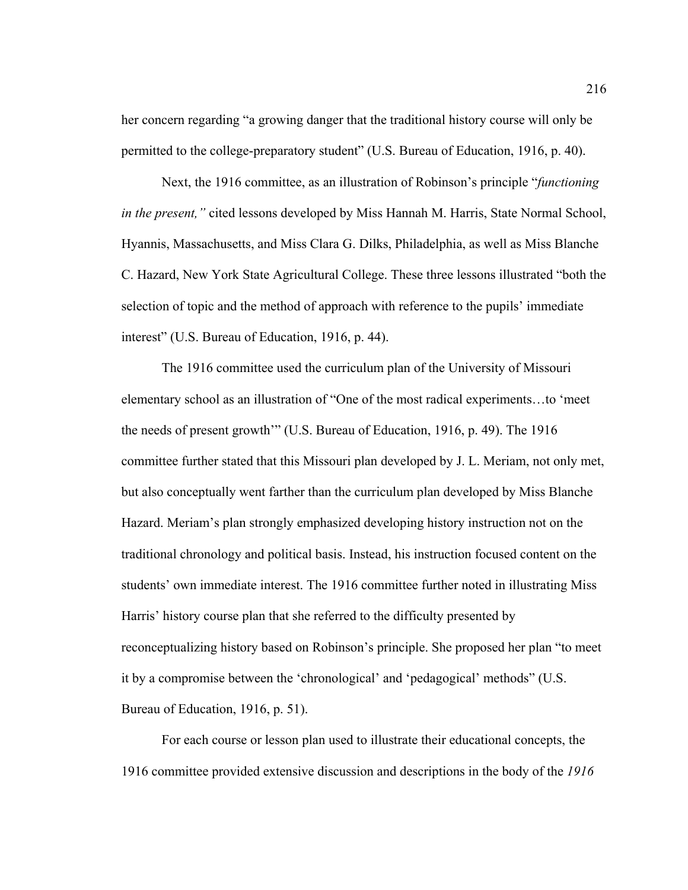her concern regarding "a growing danger that the traditional history course will only be permitted to the college-preparatory student" (U.S. Bureau of Education, 1916, p. 40).

Next, the 1916 committee, as an illustration of Robinson's principle "*functioning in the present,"* cited lessons developed by Miss Hannah M. Harris, State Normal School, Hyannis, Massachusetts, and Miss Clara G. Dilks, Philadelphia, as well as Miss Blanche C. Hazard, New York State Agricultural College. These three lessons illustrated "both the selection of topic and the method of approach with reference to the pupils' immediate interest" (U.S. Bureau of Education, 1916, p. 44).

The 1916 committee used the curriculum plan of the University of Missouri elementary school as an illustration of "One of the most radical experiments…to 'meet the needs of present growth'" (U.S. Bureau of Education, 1916, p. 49). The 1916 committee further stated that this Missouri plan developed by J. L. Meriam, not only met, but also conceptually went farther than the curriculum plan developed by Miss Blanche Hazard. Meriam's plan strongly emphasized developing history instruction not on the traditional chronology and political basis. Instead, his instruction focused content on the students' own immediate interest. The 1916 committee further noted in illustrating Miss Harris' history course plan that she referred to the difficulty presented by reconceptualizing history based on Robinson's principle. She proposed her plan "to meet it by a compromise between the 'chronological' and 'pedagogical' methods" (U.S. Bureau of Education, 1916, p. 51).

For each course or lesson plan used to illustrate their educational concepts, the 1916 committee provided extensive discussion and descriptions in the body of the *1916*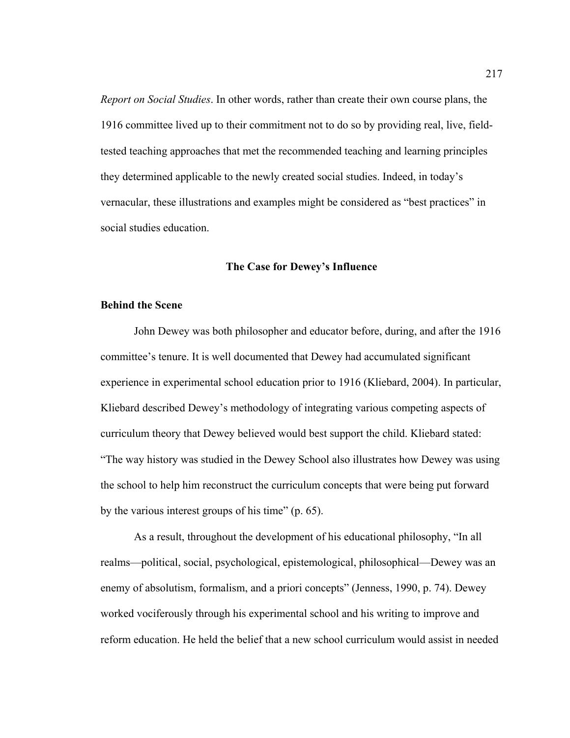*Report on Social Studies*. In other words, rather than create their own course plans, the 1916 committee lived up to their commitment not to do so by providing real, live, field-tested teaching approaches that met the recommended teaching and learning principles they determined applicable to the newly created social studies. Indeed, in today's vernacular, these illustrations and examples might be considered as "best practices" in social studies education.

## The Case for Dewey's Influence

### Behind the Scene

John Dewey was both philosopher and educator before, during, and after the 1916 committee's tenure. It is well documented that Dewey had accumulated significant experience in experimental school education prior to 1916 (Kliebard, 2004). In particular, Kliebard described Dewey's methodology of integrating various competing aspects of curriculum theory that Dewey believed would best support the child. Kliebard stated: "The way history was studied in the Dewey School also illustrates how Dewey was using the school to help him reconstruct the curriculum concepts that were being put forward by the various interest groups of his time" (p. 65).

As a result, throughout the development of his educational philosophy, "In all realms—political, social, psychological, epistemological, philosophical—Dewey was an enemy of absolutism, formalism, and a priori concepts" (Jenness, 1990, p. 74). Dewey worked vociferously through his experimental school and his writing to improve and reform education. He held the belief that a new school curriculum would assist in needed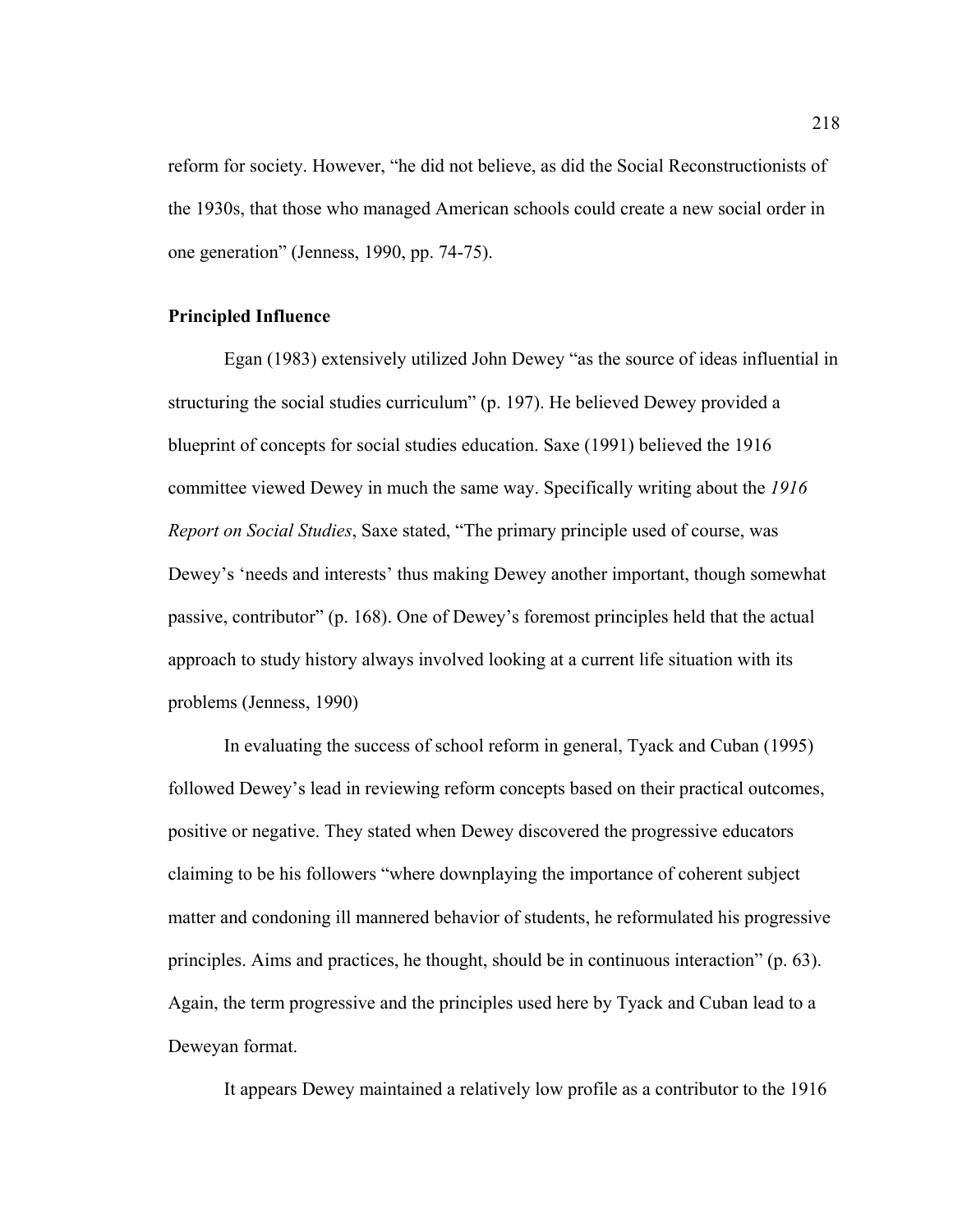reform for society. However, "he did not believe, as did the Social Reconstructionists of the 1930s, that those who managed American schools could create a new social order in one generation" (Jenness, 1990, pp. 74-75).

**Principled Influence**

Egan (1983) extensively utilized John Dewey "as the source of ideas influential in structuring the social studies curriculum" (p. 197). He believed Dewey provided a blueprint of concepts for social studies education. Saxe (1991) believed the 1916 committee viewed Dewey in much the same way. Specifically writing about the *1916 Report on Social Studies*, Saxe stated, "The primary principle used of course, was Dewey's 'needs and interests' thus making Dewey another important, though somewhat passive, contributor" (p. 168). One of Dewey's foremost principles held that the actual approach to study history always involved looking at a current life situation with its problems (Jenness, 1990)

In evaluating the success of school reform in general, Tyack and Cuban (1995) followed Dewey's lead in reviewing reform concepts based on their practical outcomes, positive or negative. They stated when Dewey discovered the progressive educators claiming to be his followers "where downplaying the importance of coherent subject matter and condoning ill mannered behavior of students, he reformulated his progressive principles. Aims and practices, he thought, should be in continuous interaction" (p. 63). Again, the term progressive and the principles used here by Tyack and Cuban lead to a Deweyan format.

It appears Dewey maintained a relatively low profile as a contributor to the 1916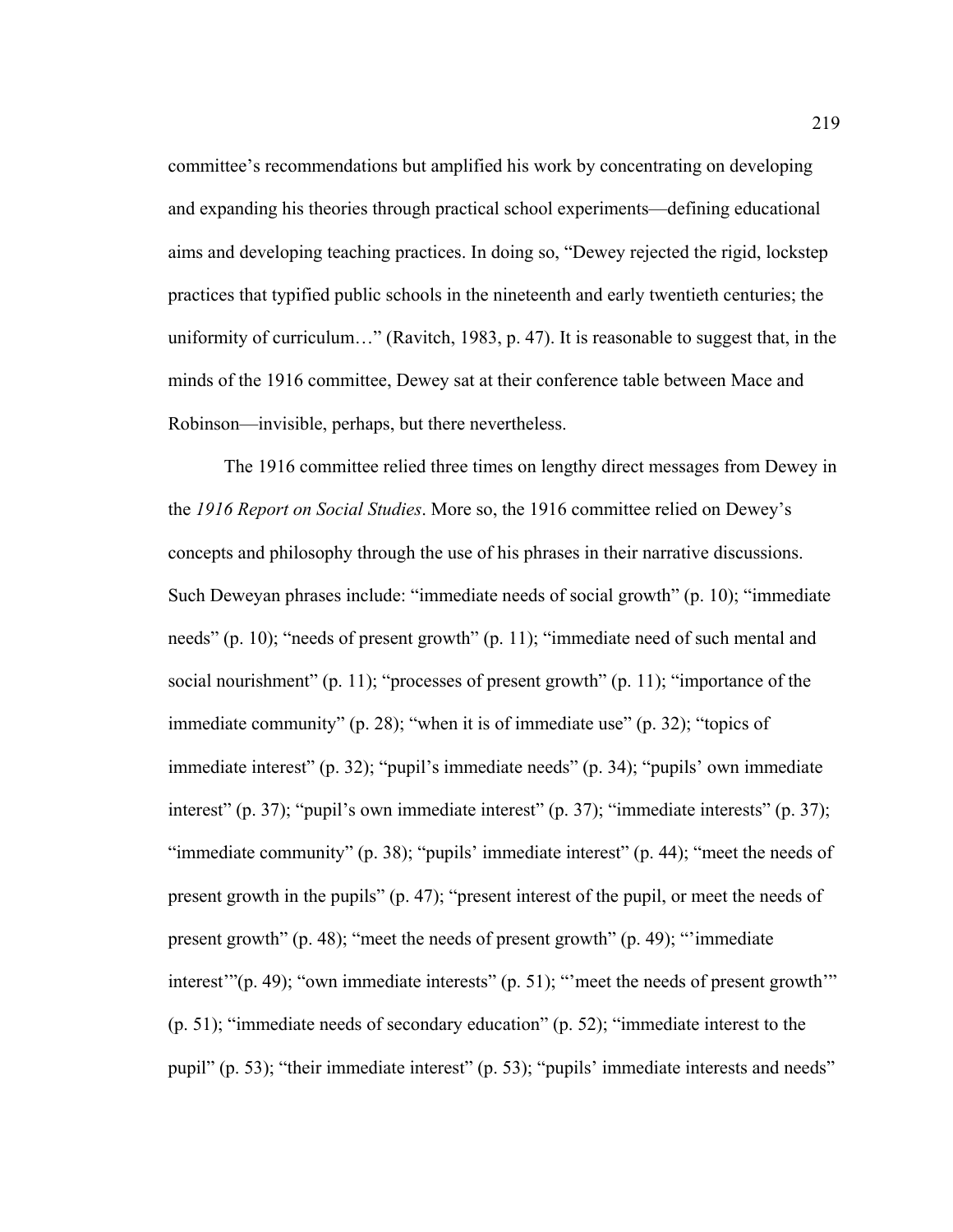committee's recommendations but amplified his work by concentrating on developing and expanding his theories through practical school experiments—defining educational aims and developing teaching practices. In doing so, "Dewey rejected the rigid, lockstep practices that typified public schools in the nineteenth and early twentieth centuries; the uniformity of curriculum…" (Ravitch, 1983, p. 47). It is reasonable to suggest that, in the minds of the 1916 committee, Dewey sat at their conference table between Mace and Robinson—invisible, perhaps, but there nevertheless.

The 1916 committee relied three times on lengthy direct messages from Dewey in the *1916 Report on Social Studies*. More so, the 1916 committee relied on Dewey's concepts and philosophy through the use of his phrases in their narrative discussions. Such Deweyan phrases include: "immediate needs of social growth" (p. 10); "immediate needs" (p. 10); "needs of present growth" (p. 11); "immediate need of such mental and social nourishment" (p. 11); "processes of present growth" (p. 11); "importance of the immediate community" (p. 28); "when it is of immediate use" (p. 32); "topics of immediate interest" (p. 32); "pupil's immediate needs" (p. 34); "pupils' own immediate interest" (p. 37); "pupil's own immediate interest" (p. 37); "immediate interests" (p. 37); "immediate community" (p. 38); "pupils' immediate interest" (p. 44); "meet the needs of present growth in the pupils" (p. 47); "present interest of the pupil, or meet the needs of present growth" (p. 48); "meet the needs of present growth" (p. 49); "'immediate interest'"(p. 49); "own immediate interests" (p. 51); "'meet the needs of present growth'" (p. 51); "immediate needs of secondary education" (p. 52); "immediate interest to the pupil" (p. 53); "their immediate interest" (p. 53); "pupils' immediate interests and needs"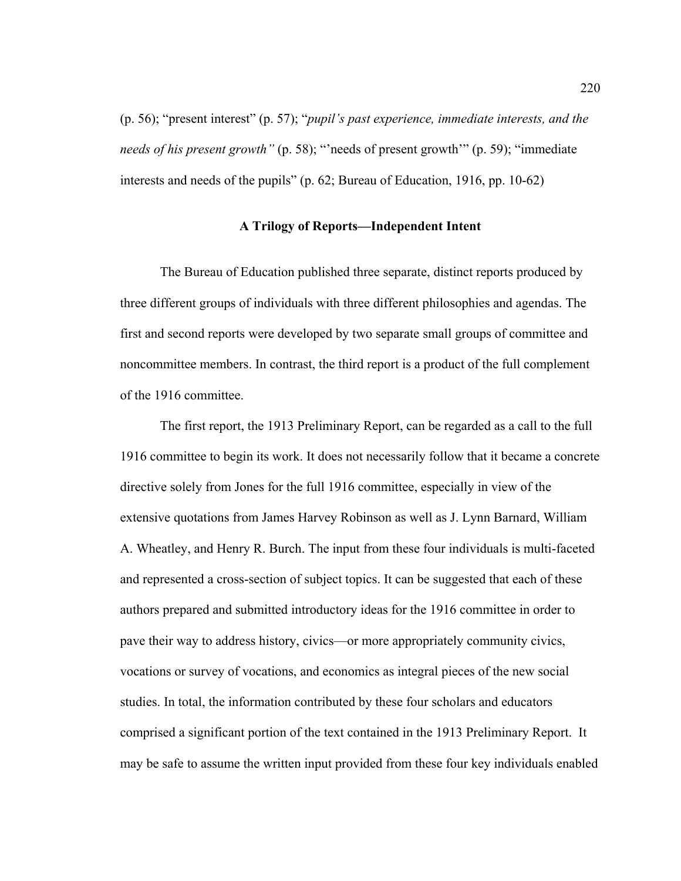(p. 56); “present interest” (p. 57); “*pupil’s past experience, immediate interests, and the needs of his present growth”* (p. 58); “’needs of present growth’” (p. 59); “immediate interests and needs of the pupils” (p. 62; Bureau of Education, 1916, pp. 10-62)

## A Trilogy of Reports—Independent Intent

The Bureau of Education published three separate, distinct reports produced by three different groups of individuals with three different philosophies and agendas. The first and second reports were developed by two separate small groups of committee and noncommittee members. In contrast, the third report is a product of the full complement of the 1916 committee.

The first report, the 1913 Preliminary Report, can be regarded as a call to the full 1916 committee to begin its work. It does not necessarily follow that it became a concrete directive solely from Jones for the full 1916 committee, especially in view of the extensive quotations from James Harvey Robinson as well as J. Lynn Barnard, William A. Wheatley, and Henry R. Burch. The input from these four individuals is multi-faceted and represented a cross-section of subject topics. It can be suggested that each of these authors prepared and submitted introductory ideas for the 1916 committee in order to pave their way to address history, civics—or more appropriately community civics, vocations or survey of vocations, and economics as integral pieces of the new social studies. In total, the information contributed by these four scholars and educators comprised a significant portion of the text contained in the 1913 Preliminary Report. It may be safe to assume the written input provided from these four key individuals enabled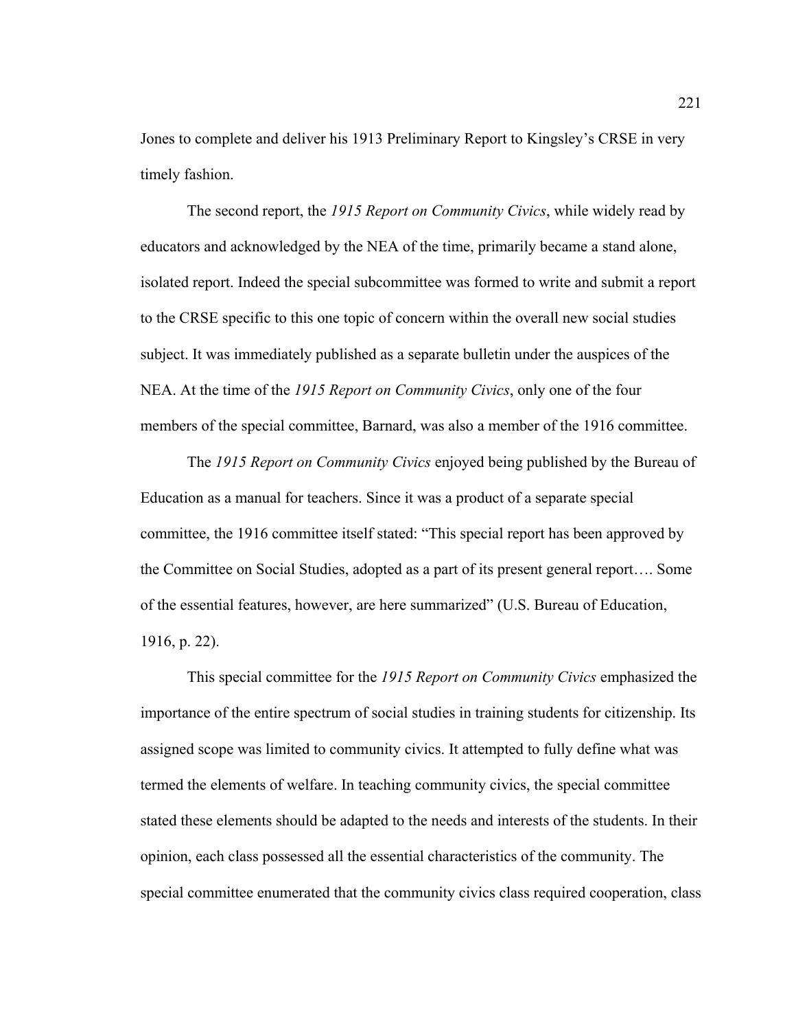Jones to complete and deliver his 1913 Preliminary Report to Kingsley's CRSE in very timely fashion.

The second report, the *1915 Report on Community Civics*, while widely read by educators and acknowledged by the NEA of the time, primarily became a stand alone, isolated report. Indeed the special subcommittee was formed to write and submit a report to the CRSE specific to this one topic of concern within the overall new social studies subject. It was immediately published as a separate bulletin under the auspices of the NEA. At the time of the *1915 Report on Community Civics*, only one of the four members of the special committee, Barnard, was also a member of the 1916 committee.

The *1915 Report on Community Civics* enjoyed being published by the Bureau of Education as a manual for teachers. Since it was a product of a separate special committee, the 1916 committee itself stated: "This special report has been approved by the Committee on Social Studies, adopted as a part of its present general report…. Some of the essential features, however, are here summarized" (U.S. Bureau of Education, 1916, p. 22).

This special committee for the *1915 Report on Community Civics* emphasized the importance of the entire spectrum of social studies in training students for citizenship. Its assigned scope was limited to community civics. It attempted to fully define what was termed the elements of welfare. In teaching community civics, the special committee stated these elements should be adapted to the needs and interests of the students. In their opinion, each class possessed all the essential characteristics of the community. The special committee enumerated that the community civics class required cooperation, class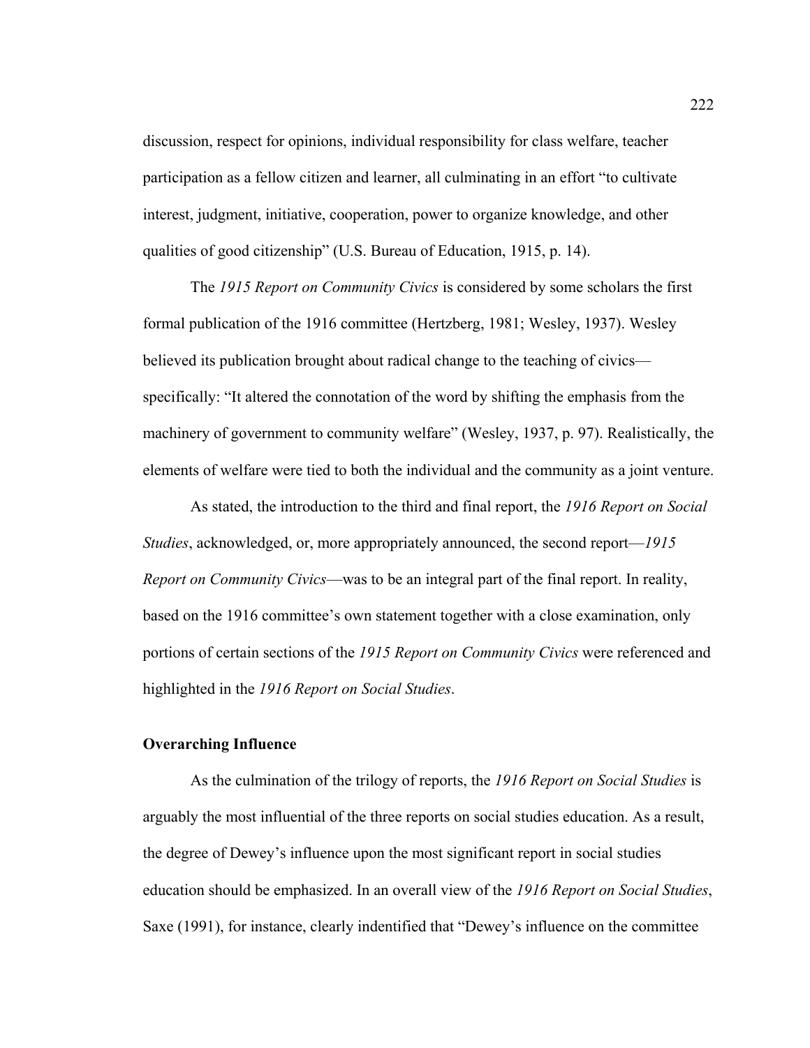discussion, respect for opinions, individual responsibility for class welfare, teacher participation as a fellow citizen and learner, all culminating in an effort "to cultivate interest, judgment, initiative, cooperation, power to organize knowledge, and other qualities of good citizenship" (U.S. Bureau of Education, 1915, p. 14).

The *1915 Report on Community Civics* is considered by some scholars the first formal publication of the 1916 committee (Hertzberg, 1981; Wesley, 1937). Wesley believed its publication brought about radical change to the teaching of civics—specifically: "It altered the connotation of the word by shifting the emphasis from the machinery of government to community welfare" (Wesley, 1937, p. 97). Realistically, the elements of welfare were tied to both the individual and the community as a joint venture.

As stated, the introduction to the third and final report, the *1916 Report on Social Studies*, acknowledged, or, more appropriately announced, the second report—*1915 Report on Community Civics*—was to be an integral part of the final report. In reality, based on the 1916 committee's own statement together with a close examination, only portions of certain sections of the *1915 Report on Community Civics* were referenced and highlighted in the *1916 Report on Social Studies*.

**Overarching Influence**

As the culmination of the trilogy of reports, the *1916 Report on Social Studies* is arguably the most influential of the three reports on social studies education. As a result, the degree of Dewey's influence upon the most significant report in social studies education should be emphasized. In an overall view of the *1916 Report on Social Studies*, Saxe (1991), for instance, clearly indentified that "Dewey's influence on the committee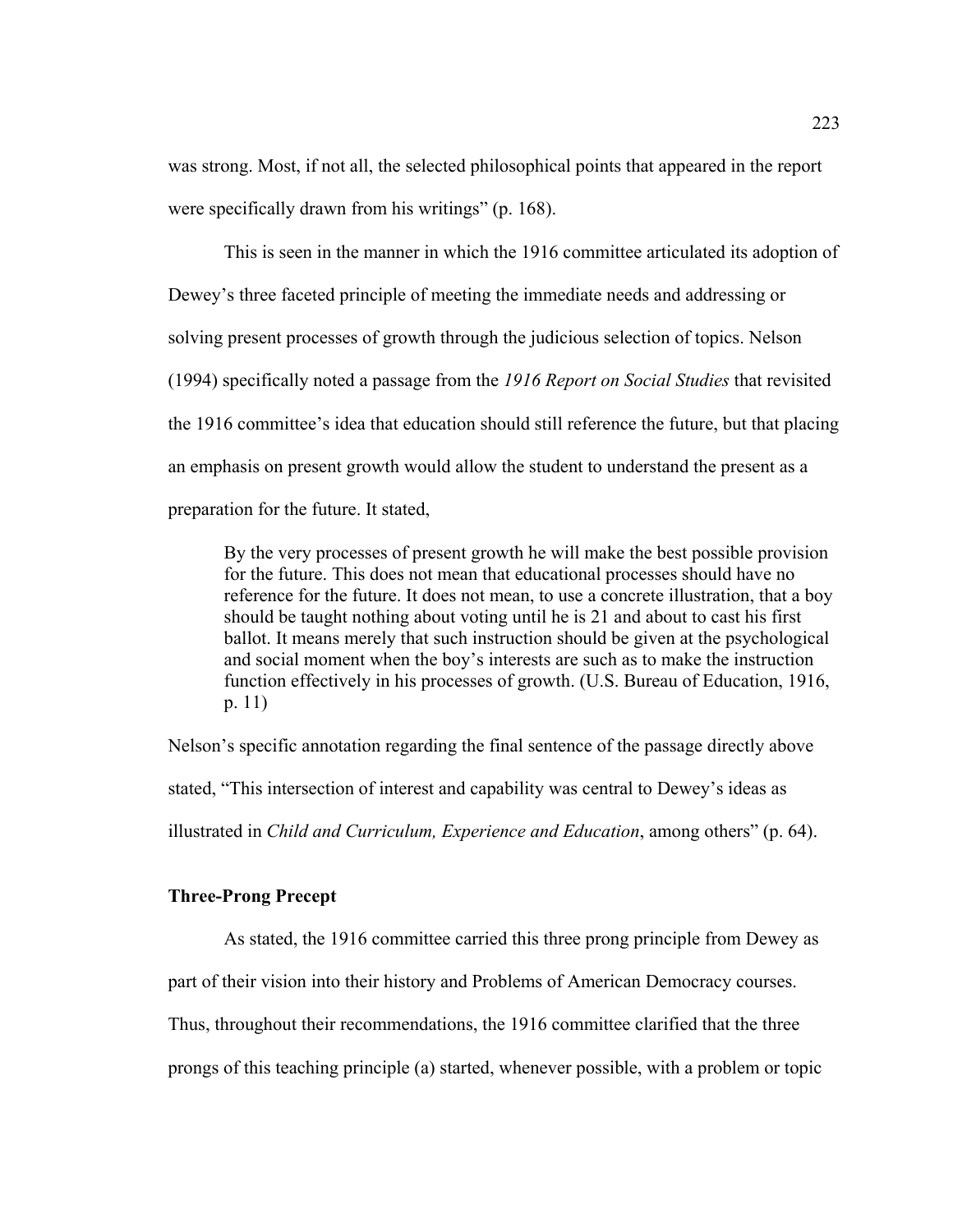was strong. Most, if not all, the selected philosophical points that appeared in the report were specifically drawn from his writings" (p. 168).

This is seen in the manner in which the 1916 committee articulated its adoption of Dewey's three faceted principle of meeting the immediate needs and addressing or solving present processes of growth through the judicious selection of topics. Nelson (1994) specifically noted a passage from the *1916 Report on Social Studies* that revisited the 1916 committee's idea that education should still reference the future, but that placing an emphasis on present growth would allow the student to understand the present as a preparation for the future. It stated,

> By the very processes of present growth he will make the best possible provision for the future. This does not mean that educational processes should have no reference for the future. It does not mean, to use a concrete illustration, that a boy should be taught nothing about voting until he is 21 and about to cast his first ballot. It means merely that such instruction should be given at the psychological and social moment when the boy's interests are such as to make the instruction function effectively in his processes of growth. (U.S. Bureau of Education, 1916, p. 11)

Nelson's specific annotation regarding the final sentence of the passage directly above stated, "This intersection of interest and capability was central to Dewey's ideas as illustrated in *Child and Curriculum, Experience and Education*, among others" (p. 64).

### Three-Prong Precept

As stated, the 1916 committee carried this three prong principle from Dewey as part of their vision into their history and Problems of American Democracy courses. Thus, throughout their recommendations, the 1916 committee clarified that the three prongs of this teaching principle (a) started, whenever possible, with a problem or topic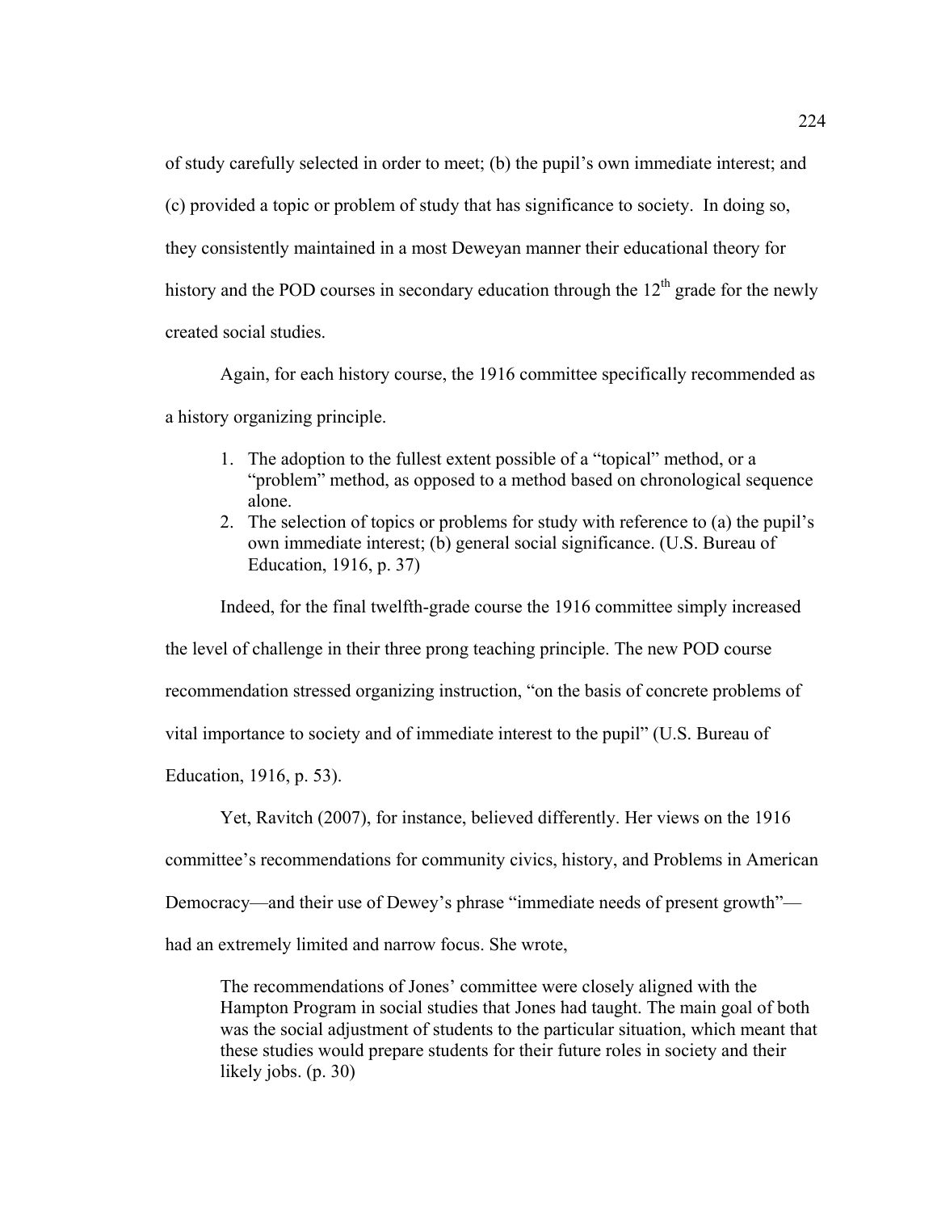of study carefully selected in order to meet; (b) the pupil's own immediate interest; and (c) provided a topic or problem of study that has significance to society. In doing so, they consistently maintained in a most Deweyan manner their educational theory for history and the POD courses in secondary education through the 12th grade for the newly created social studies.

Again, for each history course, the 1916 committee specifically recommended as a history organizing principle.

> 1. The adoption to the fullest extent possible of a "topical" method, or a "problem" method, as opposed to a method based on chronological sequence alone.
> 2. The selection of topics or problems for study with reference to (a) the pupil's own immediate interest; (b) general social significance. (U.S. Bureau of Education, 1916, p. 37)

Indeed, for the final twelfth-grade course the 1916 committee simply increased the level of challenge in their three prong teaching principle. The new POD course recommendation stressed organizing instruction, "on the basis of concrete problems of vital importance to society and of immediate interest to the pupil" (U.S. Bureau of Education, 1916, p. 53).

Yet, Ravitch (2007), for instance, believed differently. Her views on the 1916 committee's recommendations for community civics, history, and Problems in American Democracy—and their use of Dewey's phrase "immediate needs of present growth"—had an extremely limited and narrow focus. She wrote,

> The recommendations of Jones' committee were closely aligned with the Hampton Program in social studies that Jones had taught. The main goal of both was the social adjustment of students to the particular situation, which meant that these studies would prepare students for their future roles in society and their likely jobs. (p. 30)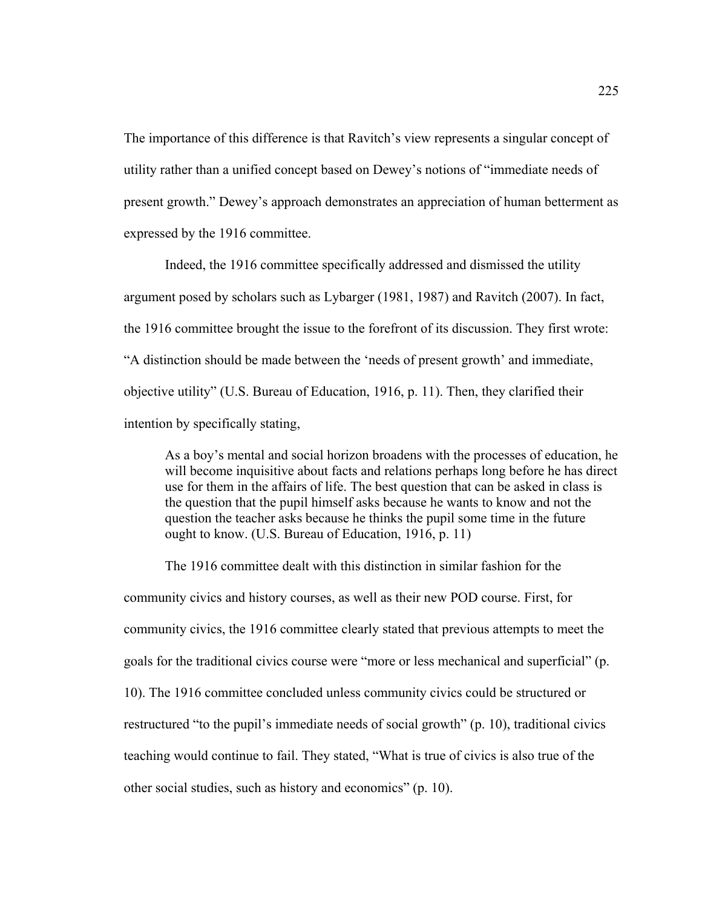The importance of this difference is that Ravitch's view represents a singular concept of utility rather than a unified concept based on Dewey's notions of "immediate needs of present growth." Dewey's approach demonstrates an appreciation of human betterment as expressed by the 1916 committee.

Indeed, the 1916 committee specifically addressed and dismissed the utility argument posed by scholars such as Lybarger (1981, 1987) and Ravitch (2007). In fact, the 1916 committee brought the issue to the forefront of its discussion. They first wrote: "A distinction should be made between the 'needs of present growth' and immediate, objective utility" (U.S. Bureau of Education, 1916, p. 11). Then, they clarified their intention by specifically stating,

> As a boy's mental and social horizon broadens with the processes of education, he will become inquisitive about facts and relations perhaps long before he has direct use for them in the affairs of life. The best question that can be asked in class is the question that the pupil himself asks because he wants to know and not the question the teacher asks because he thinks the pupil some time in the future ought to know. (U.S. Bureau of Education, 1916, p. 11)

The 1916 committee dealt with this distinction in similar fashion for the community civics and history courses, as well as their new POD course. First, for community civics, the 1916 committee clearly stated that previous attempts to meet the goals for the traditional civics course were "more or less mechanical and superficial" (p. 10). The 1916 committee concluded unless community civics could be structured or restructured "to the pupil's immediate needs of social growth" (p. 10), traditional civics teaching would continue to fail. They stated, "What is true of civics is also true of the other social studies, such as history and economics" (p. 10).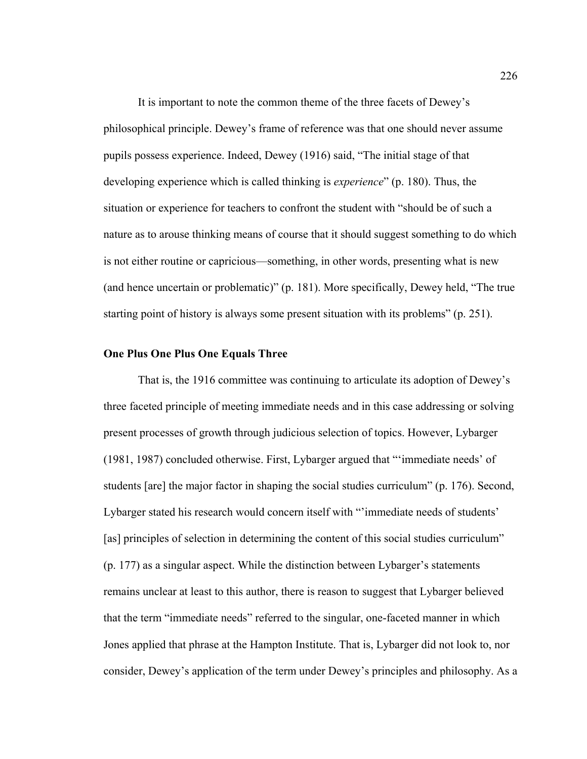It is important to note the common theme of the three facets of Dewey's philosophical principle. Dewey's frame of reference was that one should never assume pupils possess experience. Indeed, Dewey (1916) said, "The initial stage of that developing experience which is called thinking is *experience*" (p. 180). Thus, the situation or experience for teachers to confront the student with "should be of such a nature as to arouse thinking means of course that it should suggest something to do which is not either routine or capricious—something, in other words, presenting what is new (and hence uncertain or problematic)" (p. 181). More specifically, Dewey held, "The true starting point of history is always some present situation with its problems" (p. 251).

**One Plus One Plus One Equals Three**

That is, the 1916 committee was continuing to articulate its adoption of Dewey's three faceted principle of meeting immediate needs and in this case addressing or solving present processes of growth through judicious selection of topics. However, Lybarger (1981, 1987) concluded otherwise. First, Lybarger argued that "'immediate needs' of students [are] the major factor in shaping the social studies curriculum" (p. 176). Second, Lybarger stated his research would concern itself with "'immediate needs of students' [as] principles of selection in determining the content of this social studies curriculum" (p. 177) as a singular aspect. While the distinction between Lybarger's statements remains unclear at least to this author, there is reason to suggest that Lybarger believed that the term "immediate needs" referred to the singular, one-faceted manner in which Jones applied that phrase at the Hampton Institute. That is, Lybarger did not look to, nor consider, Dewey's application of the term under Dewey's principles and philosophy. As a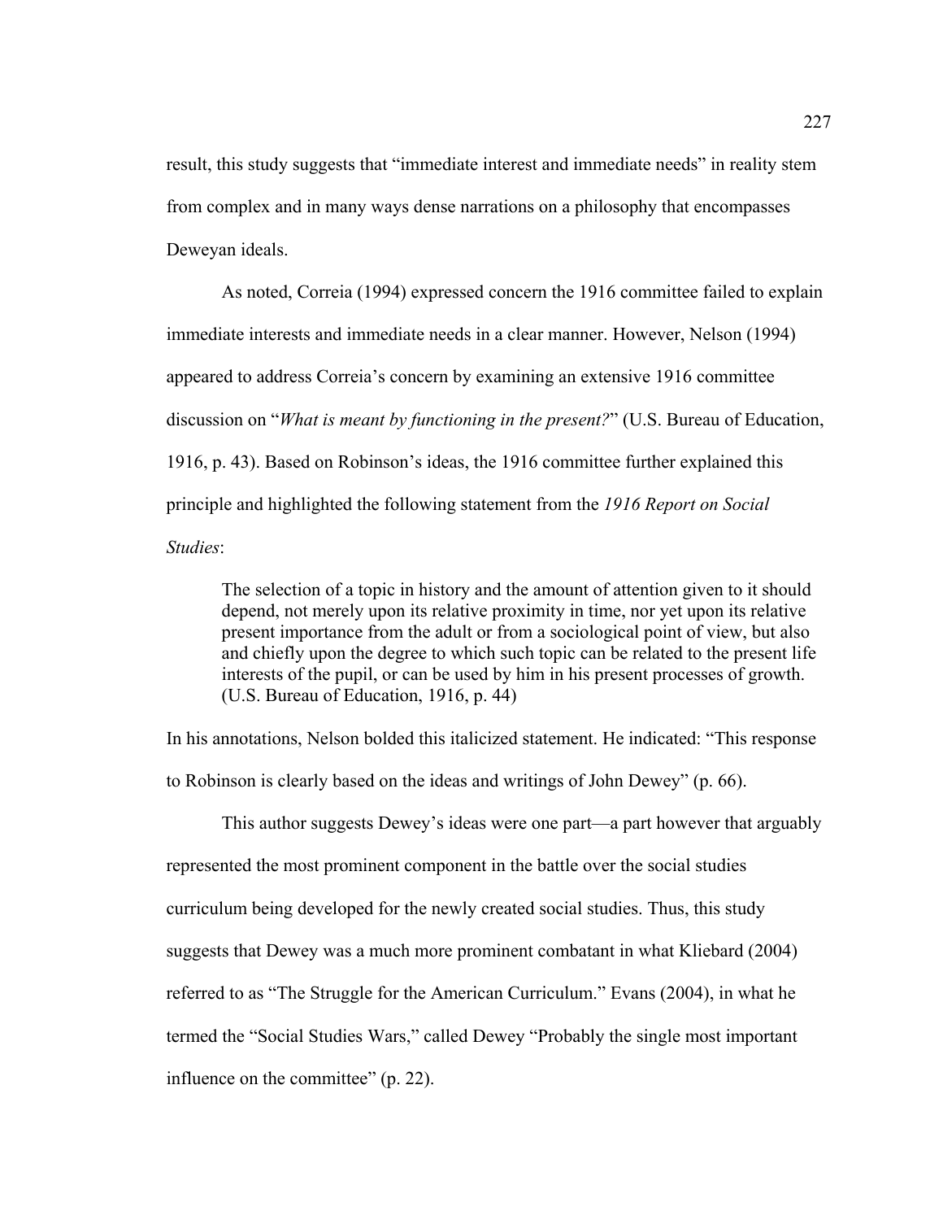result, this study suggests that "immediate interest and immediate needs" in reality stem from complex and in many ways dense narrations on a philosophy that encompasses Deweyan ideals.

As noted, Correia (1994) expressed concern the 1916 committee failed to explain immediate interests and immediate needs in a clear manner. However, Nelson (1994) appeared to address Correia's concern by examining an extensive 1916 committee discussion on "*What is meant by functioning in the present?*" (U.S. Bureau of Education, 1916, p. 43). Based on Robinson's ideas, the 1916 committee further explained this principle and highlighted the following statement from the *1916 Report on Social Studies*:

> The selection of a topic in history and the amount of attention given to it should depend, not merely upon its relative proximity in time, nor yet upon its relative present importance from the adult or from a sociological point of view, but also and chiefly upon the degree to which such topic can be related to the present life interests of the pupil, or can be used by him in his present processes of growth. (U.S. Bureau of Education, 1916, p. 44)

In his annotations, Nelson bolded this italicized statement. He indicated: "This response to Robinson is clearly based on the ideas and writings of John Dewey" (p. 66).

This author suggests Dewey's ideas were one part—a part however that arguably represented the most prominent component in the battle over the social studies curriculum being developed for the newly created social studies. Thus, this study suggests that Dewey was a much more prominent combatant in what Kliebard (2004) referred to as "The Struggle for the American Curriculum." Evans (2004), in what he termed the "Social Studies Wars," called Dewey "Probably the single most important influence on the committee" (p. 22).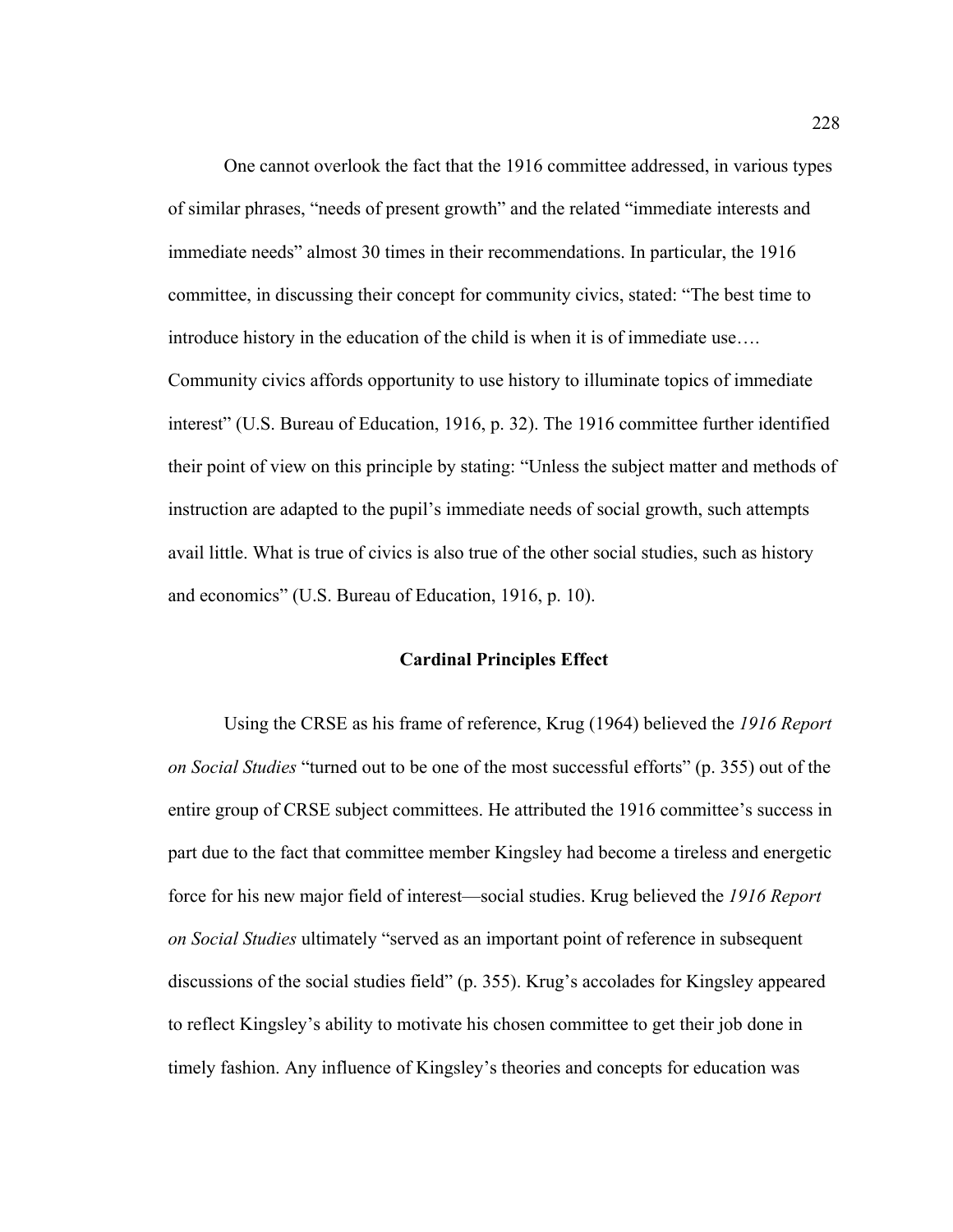One cannot overlook the fact that the 1916 committee addressed, in various types of similar phrases, "needs of present growth" and the related "immediate interests and immediate needs" almost 30 times in their recommendations. In particular, the 1916 committee, in discussing their concept for community civics, stated: "The best time to introduce history in the education of the child is when it is of immediate use…. Community civics affords opportunity to use history to illuminate topics of immediate interest" (U.S. Bureau of Education, 1916, p. 32). The 1916 committee further identified their point of view on this principle by stating: "Unless the subject matter and methods of instruction are adapted to the pupil's immediate needs of social growth, such attempts avail little. What is true of civics is also true of the other social studies, such as history and economics" (U.S. Bureau of Education, 1916, p. 10).

## Cardinal Principles Effect

Using the CRSE as his frame of reference, Krug (1964) believed the *1916 Report on Social Studies* "turned out to be one of the most successful efforts" (p. 355) out of the entire group of CRSE subject committees. He attributed the 1916 committee's success in part due to the fact that committee member Kingsley had become a tireless and energetic force for his new major field of interest—social studies. Krug believed the *1916 Report on Social Studies* ultimately "served as an important point of reference in subsequent discussions of the social studies field" (p. 355). Krug's accolades for Kingsley appeared to reflect Kingsley's ability to motivate his chosen committee to get their job done in timely fashion. Any influence of Kingsley's theories and concepts for education was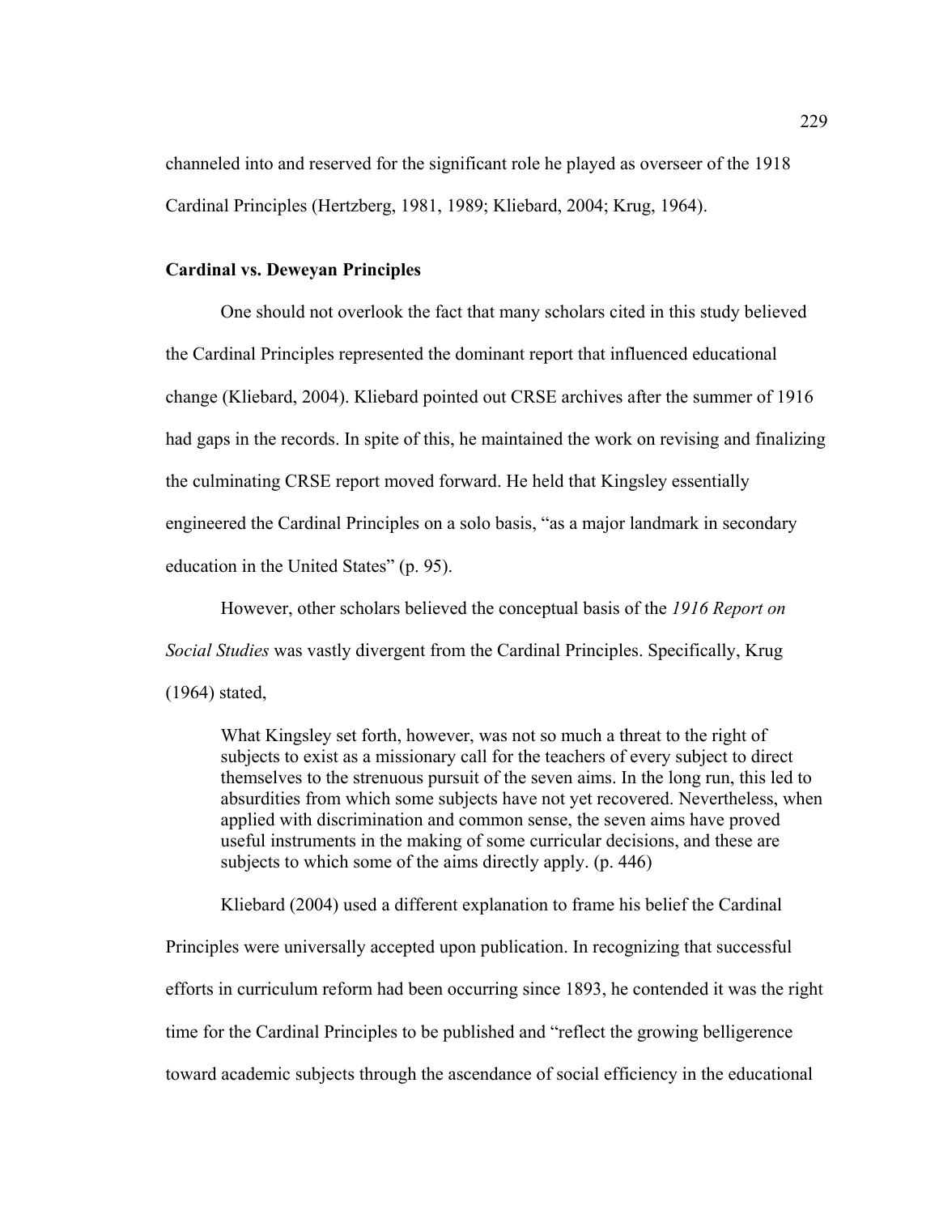channeled into and reserved for the significant role he played as overseer of the 1918 Cardinal Principles (Hertzberg, 1981, 1989; Kliebard, 2004; Krug, 1964).

### Cardinal vs. Deweyan Principles

One should not overlook the fact that many scholars cited in this study believed the Cardinal Principles represented the dominant report that influenced educational change (Kliebard, 2004). Kliebard pointed out CRSE archives after the summer of 1916 had gaps in the records. In spite of this, he maintained the work on revising and finalizing the culminating CRSE report moved forward. He held that Kingsley essentially engineered the Cardinal Principles on a solo basis, "as a major landmark in secondary education in the United States" (p. 95).

However, other scholars believed the conceptual basis of the *1916 Report on Social Studies* was vastly divergent from the Cardinal Principles. Specifically, Krug (1964) stated,

> What Kingsley set forth, however, was not so much a threat to the right of subjects to exist as a missionary call for the teachers of every subject to direct themselves to the strenuous pursuit of the seven aims. In the long run, this led to absurdities from which some subjects have not yet recovered. Nevertheless, when applied with discrimination and common sense, the seven aims have proved useful instruments in the making of some curricular decisions, and these are subjects to which some of the aims directly apply. (p. 446)

Kliebard (2004) used a different explanation to frame his belief the Cardinal Principles were universally accepted upon publication. In recognizing that successful efforts in curriculum reform had been occurring since 1893, he contended it was the right time for the Cardinal Principles to be published and "reflect the growing belligerence toward academic subjects through the ascendance of social efficiency in the educational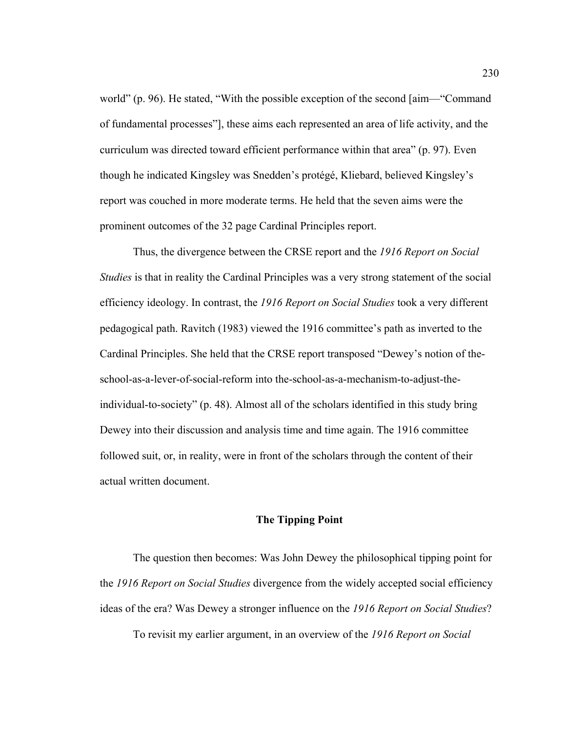world" (p. 96). He stated, "With the possible exception of the second [aim—"Command of fundamental processes"], these aims each represented an area of life activity, and the curriculum was directed toward efficient performance within that area" (p. 97). Even though he indicated Kingsley was Snedden's protégé, Kliebard, believed Kingsley's report was couched in more moderate terms. He held that the seven aims were the prominent outcomes of the 32 page Cardinal Principles report.

Thus, the divergence between the CRSE report and the *1916 Report on Social Studies* is that in reality the Cardinal Principles was a very strong statement of the social efficiency ideology. In contrast, the *1916 Report on Social Studies* took a very different pedagogical path. Ravitch (1983) viewed the 1916 committee's path as inverted to the Cardinal Principles. She held that the CRSE report transposed "Dewey's notion of the-school-as-a-lever-of-social-reform into the-school-as-a-mechanism-to-adjust-the-individual-to-society" (p. 48). Almost all of the scholars identified in this study bring Dewey into their discussion and analysis time and time again. The 1916 committee followed suit, or, in reality, were in front of the scholars through the content of their actual written document.

## The Tipping Point

The question then becomes: Was John Dewey the philosophical tipping point for the *1916 Report on Social Studies* divergence from the widely accepted social efficiency ideas of the era? Was Dewey a stronger influence on the *1916 Report on Social Studies*?

To revisit my earlier argument, in an overview of the *1916 Report on Social*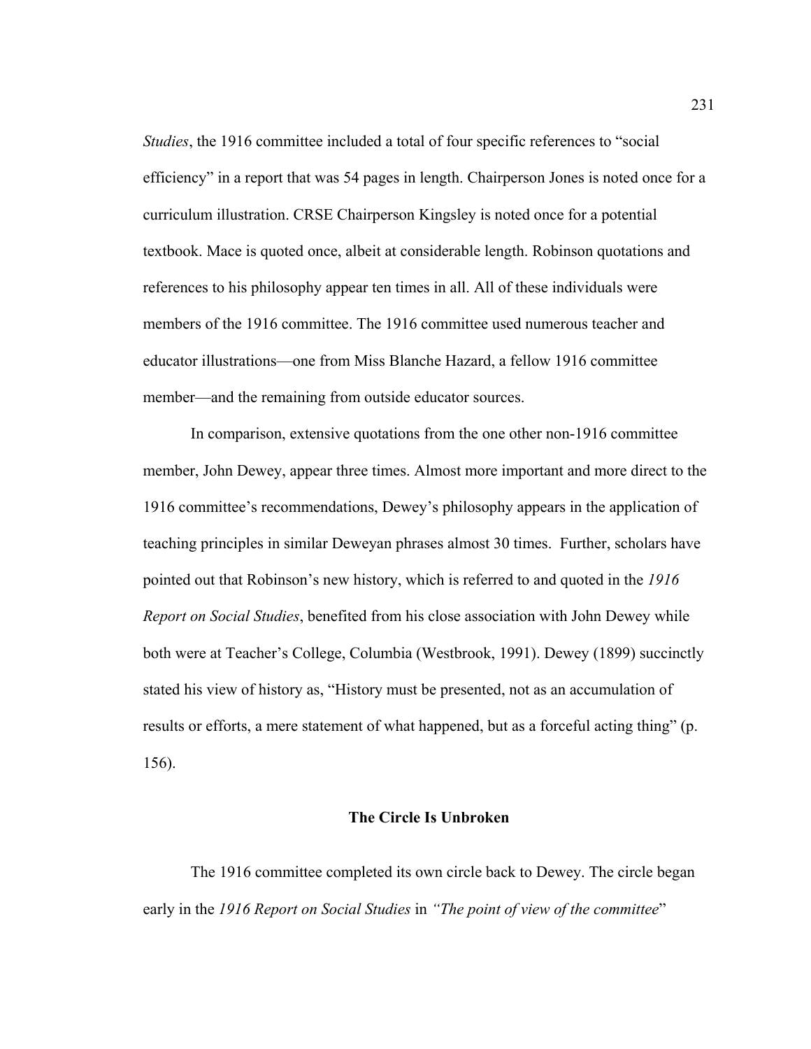*Studies*, the 1916 committee included a total of four specific references to "social efficiency" in a report that was 54 pages in length. Chairperson Jones is noted once for a curriculum illustration. CRSE Chairperson Kingsley is noted once for a potential textbook. Mace is quoted once, albeit at considerable length. Robinson quotations and references to his philosophy appear ten times in all. All of these individuals were members of the 1916 committee. The 1916 committee used numerous teacher and educator illustrations—one from Miss Blanche Hazard, a fellow 1916 committee member—and the remaining from outside educator sources.

In comparison, extensive quotations from the one other non-1916 committee member, John Dewey, appear three times. Almost more important and more direct to the 1916 committee's recommendations, Dewey's philosophy appears in the application of teaching principles in similar Deweyan phrases almost 30 times. Further, scholars have pointed out that Robinson's new history, which is referred to and quoted in the *1916 Report on Social Studies*, benefited from his close association with John Dewey while both were at Teacher's College, Columbia (Westbrook, 1991). Dewey (1899) succinctly stated his view of history as, "History must be presented, not as an accumulation of results or efforts, a mere statement of what happened, but as a forceful acting thing" (p. 156).

### The Circle Is Unbroken

The 1916 committee completed its own circle back to Dewey. The circle began early in the *1916 Report on Social Studies* in *"The point of view of the committee*"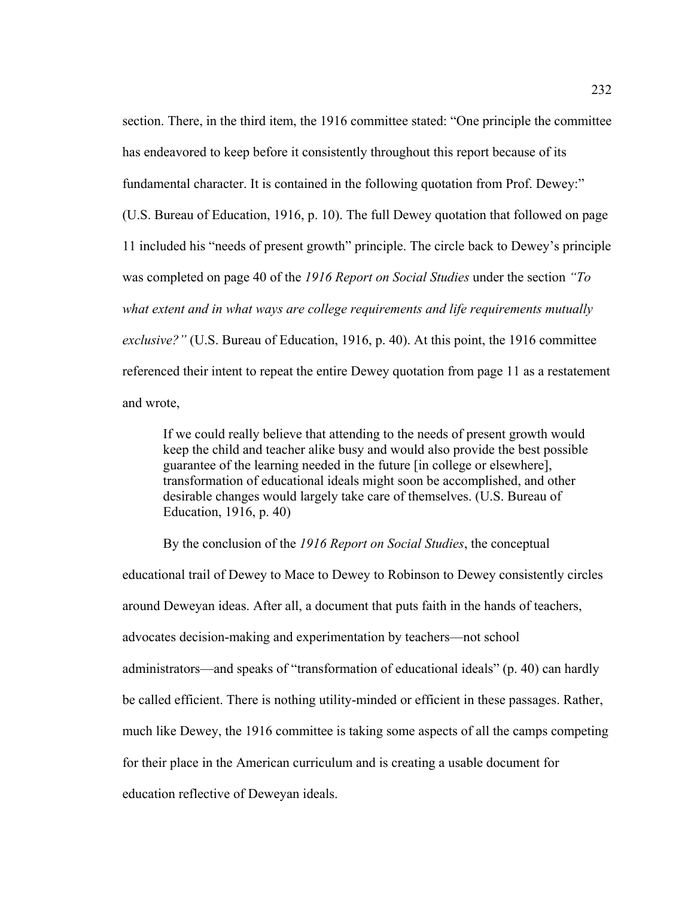section. There, in the third item, the 1916 committee stated: “One principle the committee has endeavored to keep before it consistently throughout this report because of its fundamental character. It is contained in the following quotation from Prof. Dewey:” (U.S. Bureau of Education, 1916, p. 10). The full Dewey quotation that followed on page 11 included his “needs of present growth” principle. The circle back to Dewey’s principle was completed on page 40 of the *1916 Report on Social Studies* under the section *“To what extent and in what ways are college requirements and life requirements mutually exclusive?”* (U.S. Bureau of Education, 1916, p. 40). At this point, the 1916 committee referenced their intent to repeat the entire Dewey quotation from page 11 as a restatement and wrote,

> If we could really believe that attending to the needs of present growth would keep the child and teacher alike busy and would also provide the best possible guarantee of the learning needed in the future [in college or elsewhere], transformation of educational ideals might soon be accomplished, and other desirable changes would largely take care of themselves. (U.S. Bureau of Education, 1916, p. 40)

By the conclusion of the *1916 Report on Social Studies*, the conceptual educational trail of Dewey to Mace to Dewey to Robinson to Dewey consistently circles around Deweyan ideas. After all, a document that puts faith in the hands of teachers, advocates decision-making and experimentation by teachers—not school administrators—and speaks of “transformation of educational ideals” (p. 40) can hardly be called efficient. There is nothing utility-minded or efficient in these passages. Rather, much like Dewey, the 1916 committee is taking some aspects of all the camps competing for their place in the American curriculum and is creating a usable document for education reflective of Deweyan ideals.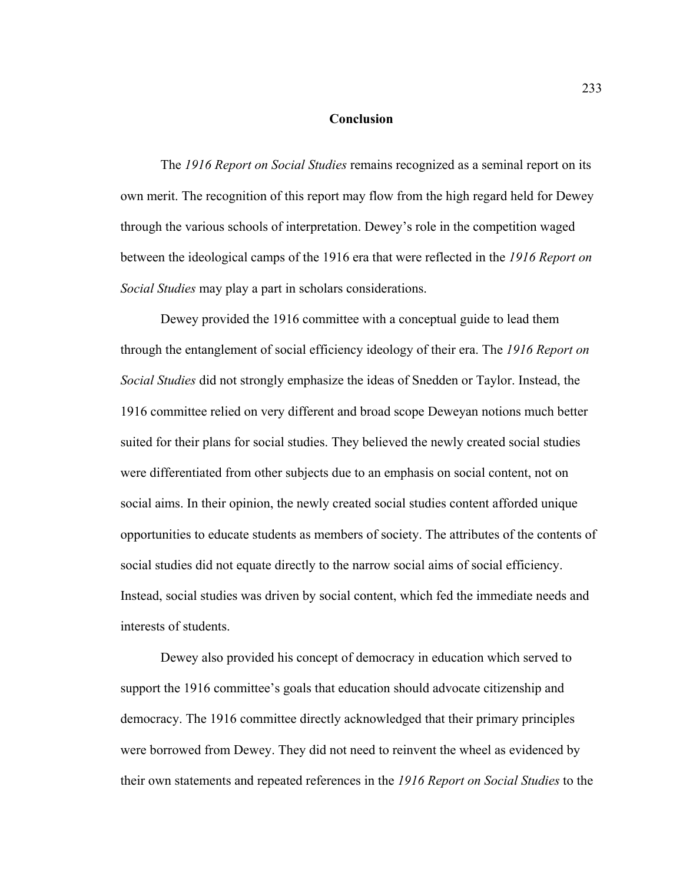## Conclusion

The *1916 Report on Social Studies* remains recognized as a seminal report on its own merit. The recognition of this report may flow from the high regard held for Dewey through the various schools of interpretation. Dewey's role in the competition waged between the ideological camps of the 1916 era that were reflected in the *1916 Report on Social Studies* may play a part in scholars considerations.

Dewey provided the 1916 committee with a conceptual guide to lead them through the entanglement of social efficiency ideology of their era. The *1916 Report on Social Studies* did not strongly emphasize the ideas of Snedden or Taylor. Instead, the 1916 committee relied on very different and broad scope Deweyan notions much better suited for their plans for social studies. They believed the newly created social studies were differentiated from other subjects due to an emphasis on social content, not on social aims. In their opinion, the newly created social studies content afforded unique opportunities to educate students as members of society. The attributes of the contents of social studies did not equate directly to the narrow social aims of social efficiency. Instead, social studies was driven by social content, which fed the immediate needs and interests of students.

Dewey also provided his concept of democracy in education which served to support the 1916 committee's goals that education should advocate citizenship and democracy. The 1916 committee directly acknowledged that their primary principles were borrowed from Dewey. They did not need to reinvent the wheel as evidenced by their own statements and repeated references in the *1916 Report on Social Studies* to the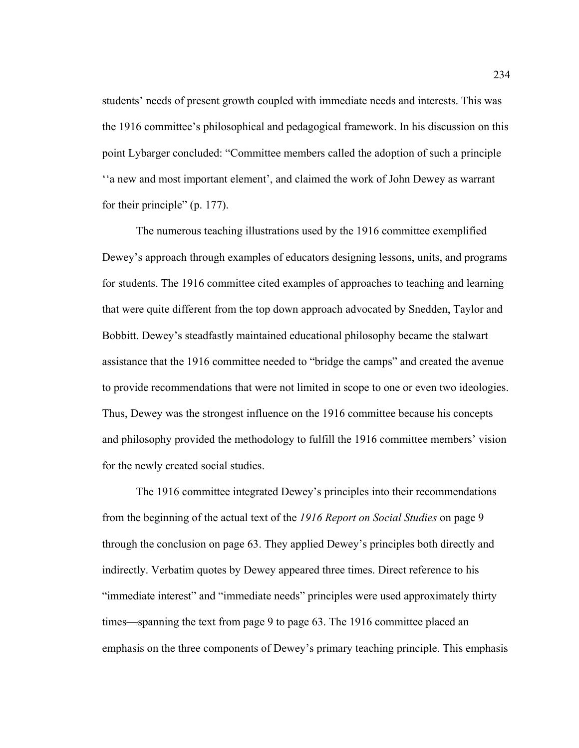students' needs of present growth coupled with immediate needs and interests. This was the 1916 committee's philosophical and pedagogical framework. In his discussion on this point Lybarger concluded: "Committee members called the adoption of such a principle ''a new and most important element', and claimed the work of John Dewey as warrant for their principle" (p. 177).

The numerous teaching illustrations used by the 1916 committee exemplified Dewey's approach through examples of educators designing lessons, units, and programs for students. The 1916 committee cited examples of approaches to teaching and learning that were quite different from the top down approach advocated by Snedden, Taylor and Bobbitt. Dewey's steadfastly maintained educational philosophy became the stalwart assistance that the 1916 committee needed to "bridge the camps" and created the avenue to provide recommendations that were not limited in scope to one or even two ideologies. Thus, Dewey was the strongest influence on the 1916 committee because his concepts and philosophy provided the methodology to fulfill the 1916 committee members' vision for the newly created social studies.

The 1916 committee integrated Dewey's principles into their recommendations from the beginning of the actual text of the *1916 Report on Social Studies* on page 9 through the conclusion on page 63. They applied Dewey's principles both directly and indirectly. Verbatim quotes by Dewey appeared three times. Direct reference to his "immediate interest" and "immediate needs" principles were used approximately thirty times—spanning the text from page 9 to page 63. The 1916 committee placed an emphasis on the three components of Dewey's primary teaching principle. This emphasis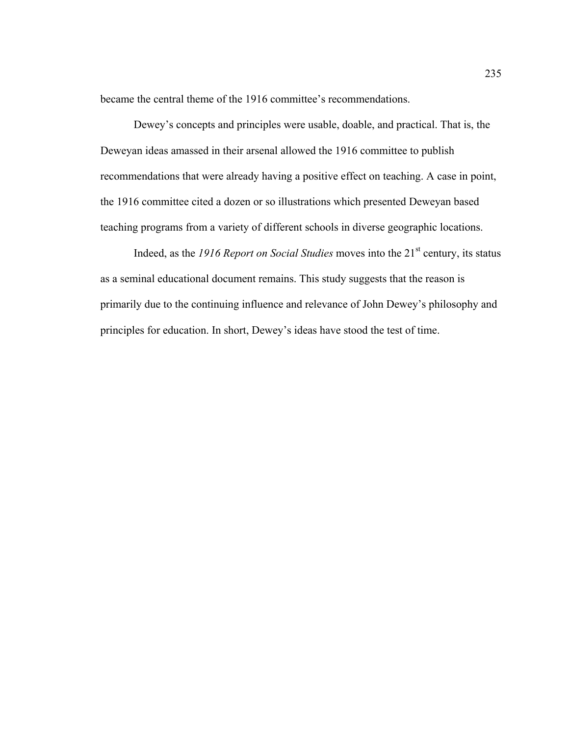became the central theme of the 1916 committee's recommendations.

Dewey's concepts and principles were usable, doable, and practical. That is, the Deweyan ideas amassed in their arsenal allowed the 1916 committee to publish recommendations that were already having a positive effect on teaching. A case in point, the 1916 committee cited a dozen or so illustrations which presented Deweyan based teaching programs from a variety of different schools in diverse geographic locations.

Indeed, as the *1916 Report on Social Studies* moves into the 21st century, its status as a seminal educational document remains. This study suggests that the reason is primarily due to the continuing influence and relevance of John Dewey's philosophy and principles for education. In short, Dewey's ideas have stood the test of time.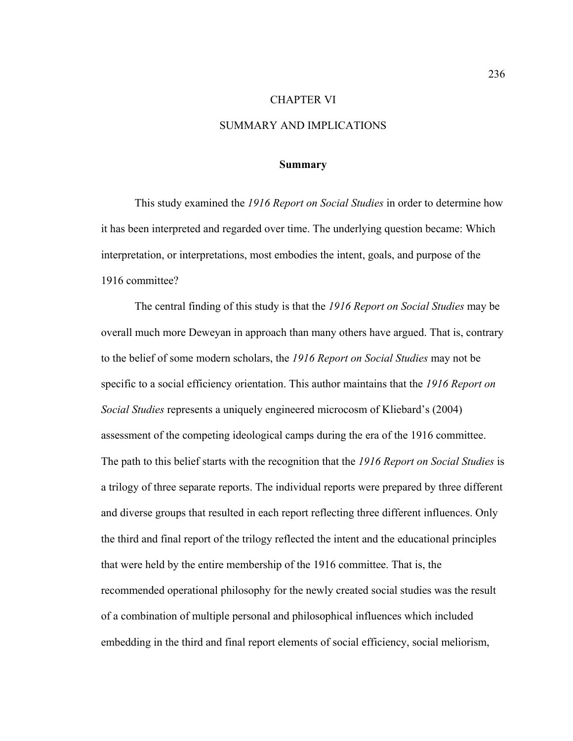# CHAPTER VI

# SUMMARY AND IMPLICATIONS

## Summary

This study examined the *1916 Report on Social Studies* in order to determine how it has been interpreted and regarded over time. The underlying question became: Which interpretation, or interpretations, most embodies the intent, goals, and purpose of the 1916 committee?

The central finding of this study is that the *1916 Report on Social Studies* may be overall much more Deweyan in approach than many others have argued. That is, contrary to the belief of some modern scholars, the *1916 Report on Social Studies* may not be specific to a social efficiency orientation. This author maintains that the *1916 Report on Social Studies* represents a uniquely engineered microcosm of Kliebard's (2004) assessment of the competing ideological camps during the era of the 1916 committee. The path to this belief starts with the recognition that the *1916 Report on Social Studies* is a trilogy of three separate reports. The individual reports were prepared by three different and diverse groups that resulted in each report reflecting three different influences. Only the third and final report of the trilogy reflected the intent and the educational principles that were held by the entire membership of the 1916 committee. That is, the recommended operational philosophy for the newly created social studies was the result of a combination of multiple personal and philosophical influences which included embedding in the third and final report elements of social efficiency, social meliorism,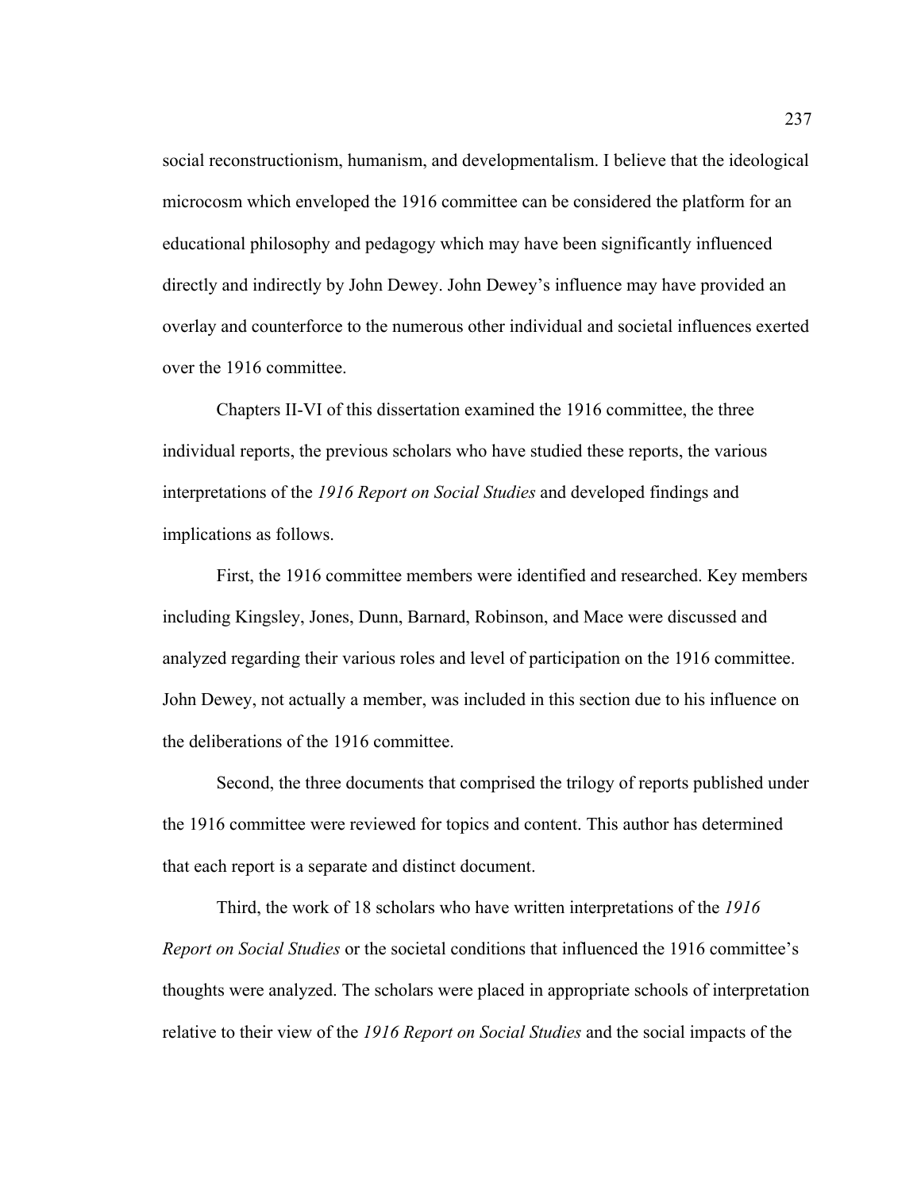social reconstructionism, humanism, and developmentalism. I believe that the ideological microcosm which enveloped the 1916 committee can be considered the platform for an educational philosophy and pedagogy which may have been significantly influenced directly and indirectly by John Dewey. John Dewey's influence may have provided an overlay and counterforce to the numerous other individual and societal influences exerted over the 1916 committee.

Chapters II-VI of this dissertation examined the 1916 committee, the three individual reports, the previous scholars who have studied these reports, the various interpretations of the *1916 Report on Social Studies* and developed findings and implications as follows.

First, the 1916 committee members were identified and researched. Key members including Kingsley, Jones, Dunn, Barnard, Robinson, and Mace were discussed and analyzed regarding their various roles and level of participation on the 1916 committee. John Dewey, not actually a member, was included in this section due to his influence on the deliberations of the 1916 committee.

Second, the three documents that comprised the trilogy of reports published under the 1916 committee were reviewed for topics and content. This author has determined that each report is a separate and distinct document.

Third, the work of 18 scholars who have written interpretations of the *1916 Report on Social Studies* or the societal conditions that influenced the 1916 committee's thoughts were analyzed. The scholars were placed in appropriate schools of interpretation relative to their view of the *1916 Report on Social Studies* and the social impacts of the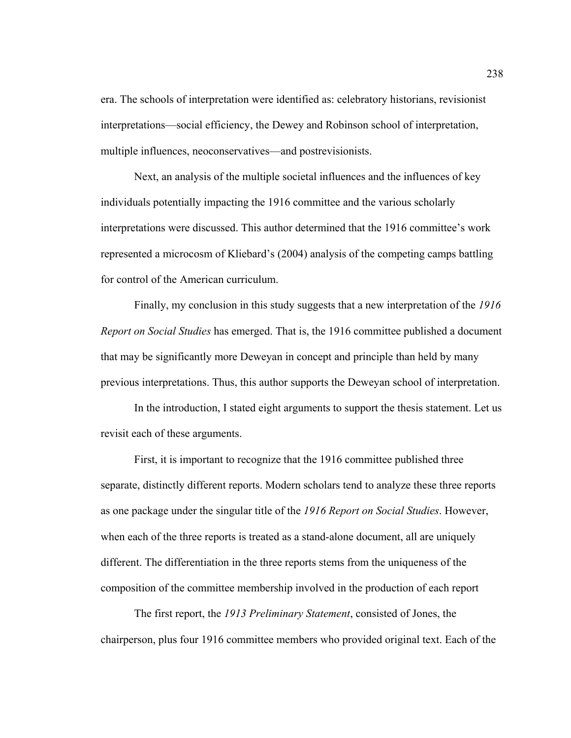era. The schools of interpretation were identified as: celebratory historians, revisionist interpretations—social efficiency, the Dewey and Robinson school of interpretation, multiple influences, neoconservatives—and postrevisionists.

Next, an analysis of the multiple societal influences and the influences of key individuals potentially impacting the 1916 committee and the various scholarly interpretations were discussed. This author determined that the 1916 committee's work represented a microcosm of Kliebard's (2004) analysis of the competing camps battling for control of the American curriculum.

Finally, my conclusion in this study suggests that a new interpretation of the *1916 Report on Social Studies* has emerged. That is, the 1916 committee published a document that may be significantly more Deweyan in concept and principle than held by many previous interpretations. Thus, this author supports the Deweyan school of interpretation.

In the introduction, I stated eight arguments to support the thesis statement. Let us revisit each of these arguments.

First, it is important to recognize that the 1916 committee published three separate, distinctly different reports. Modern scholars tend to analyze these three reports as one package under the singular title of the *1916 Report on Social Studies*. However, when each of the three reports is treated as a stand-alone document, all are uniquely different. The differentiation in the three reports stems from the uniqueness of the composition of the committee membership involved in the production of each report

The first report, the *1913 Preliminary Statement*, consisted of Jones, the chairperson, plus four 1916 committee members who provided original text. Each of the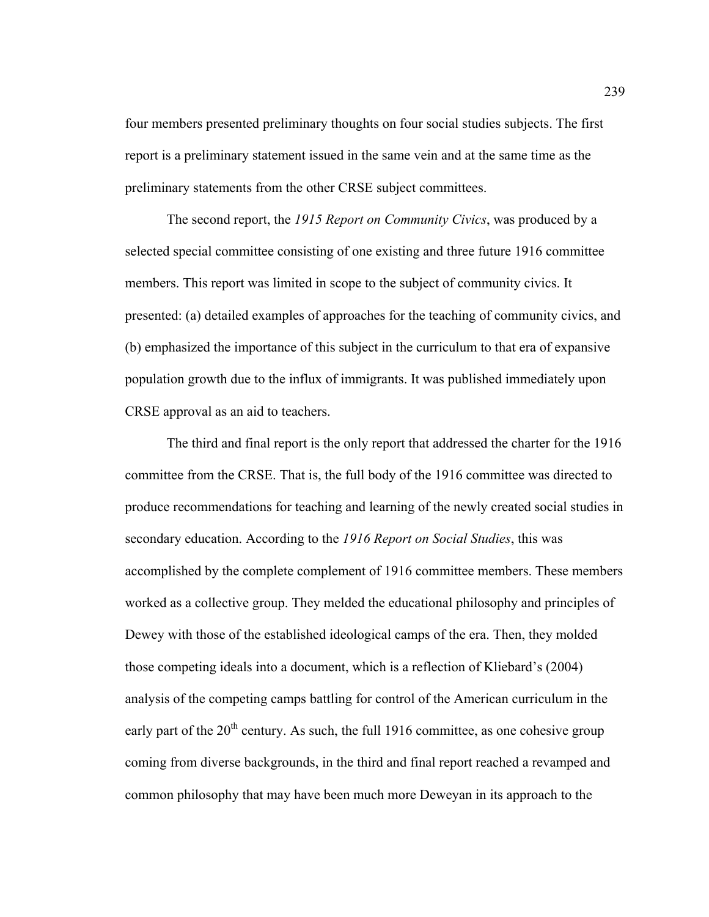four members presented preliminary thoughts on four social studies subjects. The first report is a preliminary statement issued in the same vein and at the same time as the preliminary statements from the other CRSE subject committees.

The second report, the *1915 Report on Community Civics*, was produced by a selected special committee consisting of one existing and three future 1916 committee members. This report was limited in scope to the subject of community civics. It presented: (a) detailed examples of approaches for the teaching of community civics, and (b) emphasized the importance of this subject in the curriculum to that era of expansive population growth due to the influx of immigrants. It was published immediately upon CRSE approval as an aid to teachers.

The third and final report is the only report that addressed the charter for the 1916 committee from the CRSE. That is, the full body of the 1916 committee was directed to produce recommendations for teaching and learning of the newly created social studies in secondary education. According to the *1916 Report on Social Studies*, this was accomplished by the complete complement of 1916 committee members. These members worked as a collective group. They melded the educational philosophy and principles of Dewey with those of the established ideological camps of the era. Then, they molded those competing ideals into a document, which is a reflection of Kliebard's (2004) analysis of the competing camps battling for control of the American curriculum in the early part of the 20th century. As such, the full 1916 committee, as one cohesive group coming from diverse backgrounds, in the third and final report reached a revamped and common philosophy that may have been much more Deweyan in its approach to the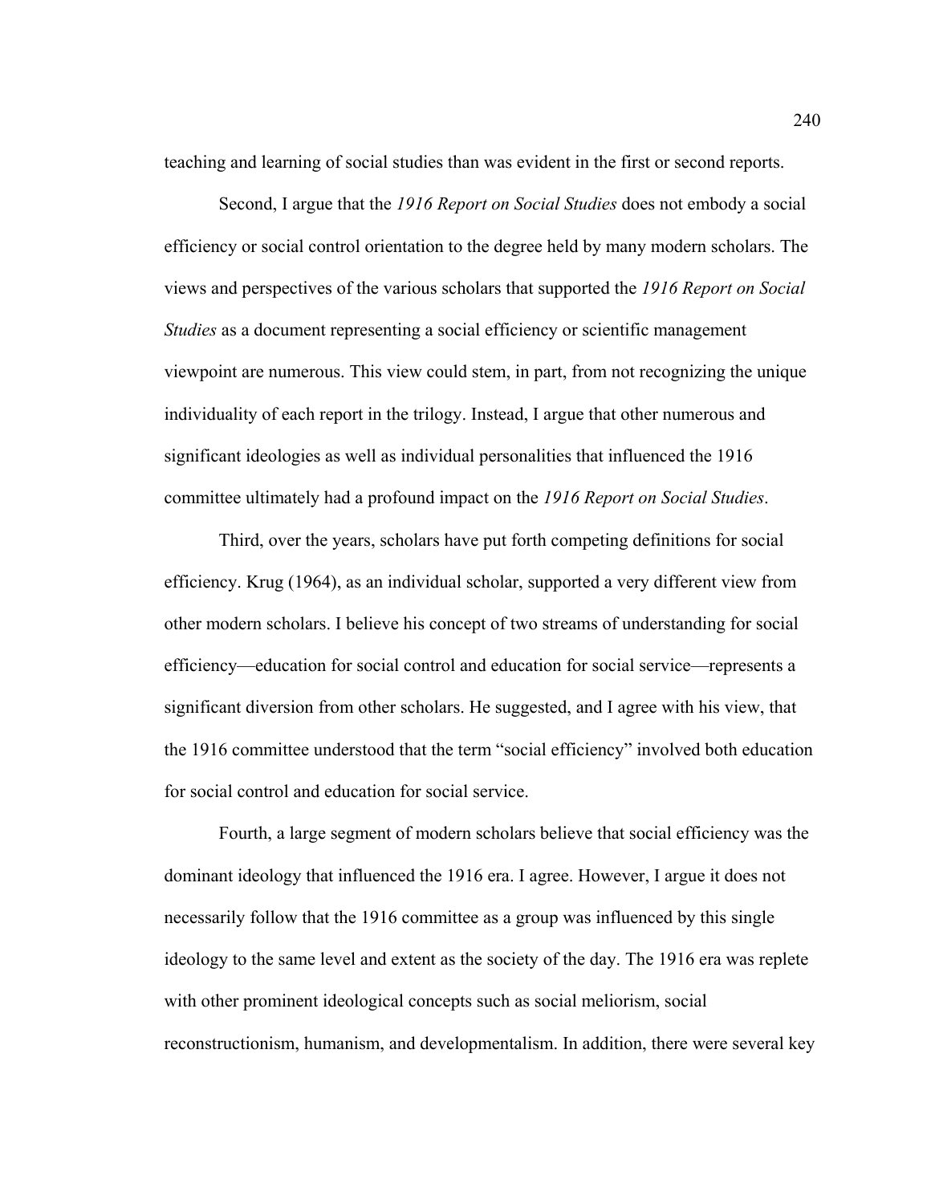teaching and learning of social studies than was evident in the first or second reports.

Second, I argue that the *1916 Report on Social Studies* does not embody a social efficiency or social control orientation to the degree held by many modern scholars. The views and perspectives of the various scholars that supported the *1916 Report on Social Studies* as a document representing a social efficiency or scientific management viewpoint are numerous. This view could stem, in part, from not recognizing the unique individuality of each report in the trilogy. Instead, I argue that other numerous and significant ideologies as well as individual personalities that influenced the 1916 committee ultimately had a profound impact on the *1916 Report on Social Studies*.

Third, over the years, scholars have put forth competing definitions for social efficiency. Krug (1964), as an individual scholar, supported a very different view from other modern scholars. I believe his concept of two streams of understanding for social efficiency—education for social control and education for social service—represents a significant diversion from other scholars. He suggested, and I agree with his view, that the 1916 committee understood that the term "social efficiency" involved both education for social control and education for social service.

Fourth, a large segment of modern scholars believe that social efficiency was the dominant ideology that influenced the 1916 era. I agree. However, I argue it does not necessarily follow that the 1916 committee as a group was influenced by this single ideology to the same level and extent as the society of the day. The 1916 era was replete with other prominent ideological concepts such as social meliorism, social reconstructionism, humanism, and developmentalism. In addition, there were several key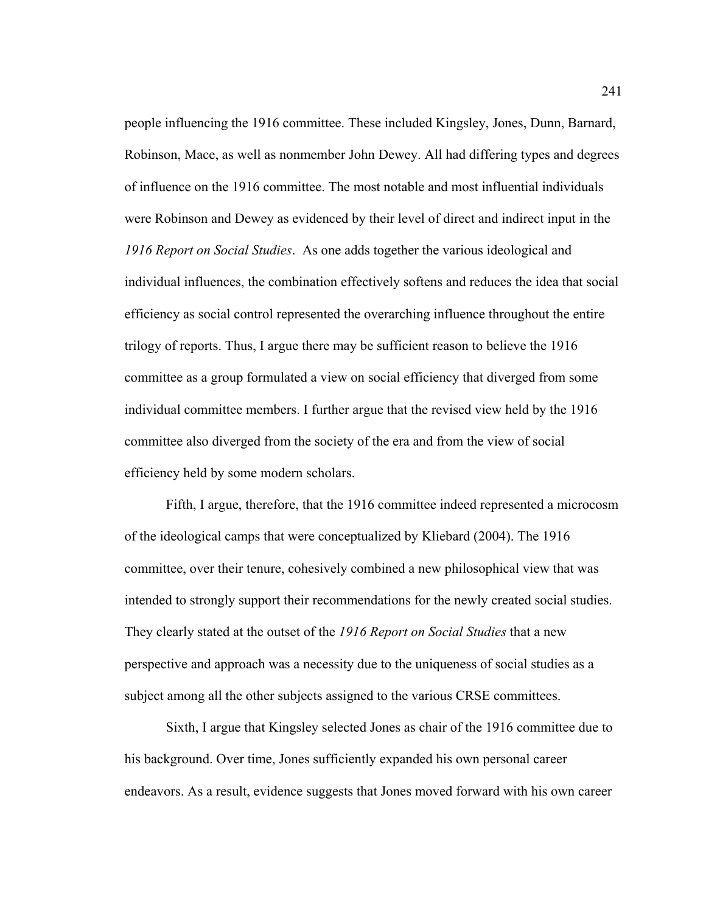people influencing the 1916 committee. These included Kingsley, Jones, Dunn, Barnard, Robinson, Mace, as well as nonmember John Dewey. All had differing types and degrees of influence on the 1916 committee. The most notable and most influential individuals were Robinson and Dewey as evidenced by their level of direct and indirect input in the *1916 Report on Social Studies*. As one adds together the various ideological and individual influences, the combination effectively softens and reduces the idea that social efficiency as social control represented the overarching influence throughout the entire trilogy of reports. Thus, I argue there may be sufficient reason to believe the 1916 committee as a group formulated a view on social efficiency that diverged from some individual committee members. I further argue that the revised view held by the 1916 committee also diverged from the society of the era and from the view of social efficiency held by some modern scholars.

Fifth, I argue, therefore, that the 1916 committee indeed represented a microcosm of the ideological camps that were conceptualized by Kliebard (2004). The 1916 committee, over their tenure, cohesively combined a new philosophical view that was intended to strongly support their recommendations for the newly created social studies. They clearly stated at the outset of the *1916 Report on Social Studies* that a new perspective and approach was a necessity due to the uniqueness of social studies as a subject among all the other subjects assigned to the various CRSE committees.

Sixth, I argue that Kingsley selected Jones as chair of the 1916 committee due to his background. Over time, Jones sufficiently expanded his own personal career endeavors. As a result, evidence suggests that Jones moved forward with his own career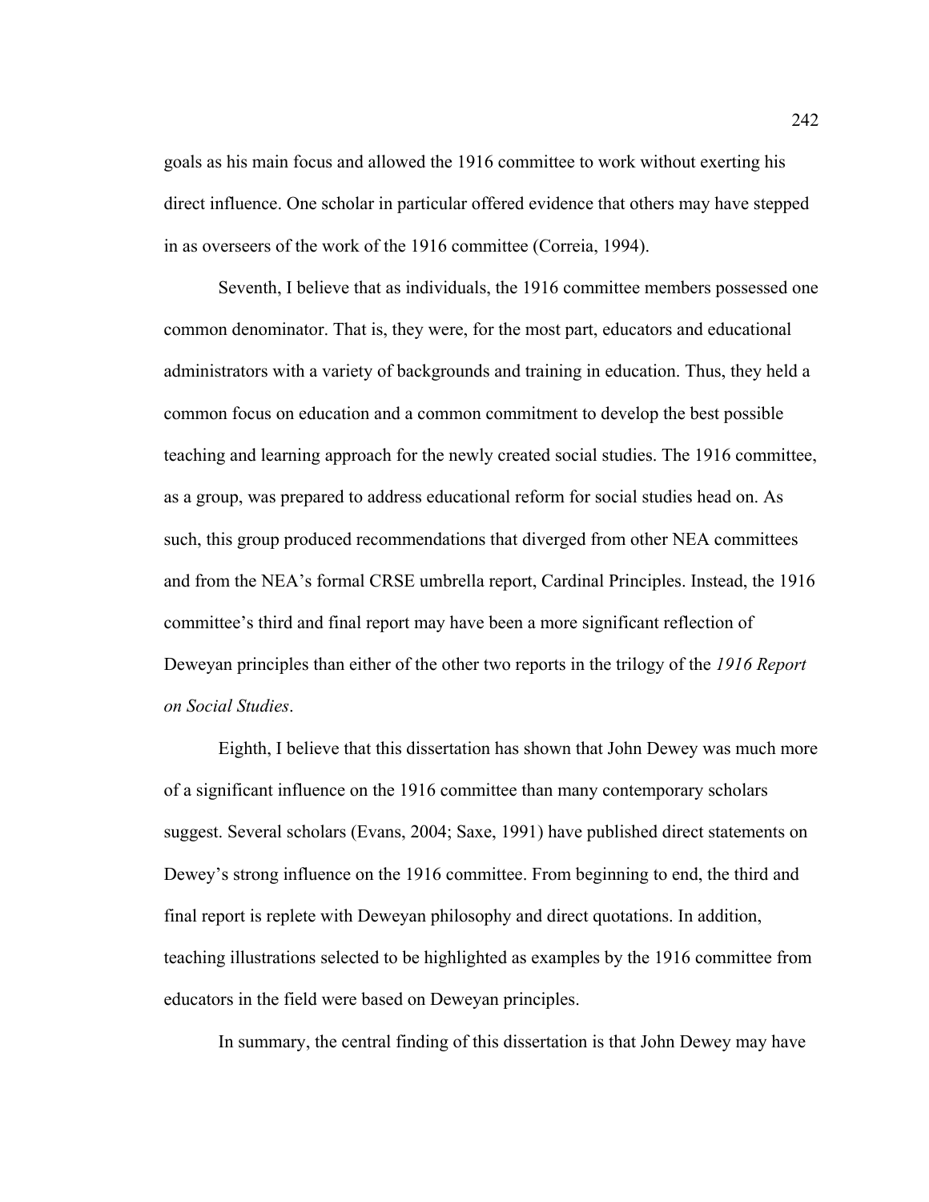goals as his main focus and allowed the 1916 committee to work without exerting his direct influence. One scholar in particular offered evidence that others may have stepped in as overseers of the work of the 1916 committee (Correia, 1994).

Seventh, I believe that as individuals, the 1916 committee members possessed one common denominator. That is, they were, for the most part, educators and educational administrators with a variety of backgrounds and training in education. Thus, they held a common focus on education and a common commitment to develop the best possible teaching and learning approach for the newly created social studies. The 1916 committee, as a group, was prepared to address educational reform for social studies head on. As such, this group produced recommendations that diverged from other NEA committees and from the NEA's formal CRSE umbrella report, Cardinal Principles. Instead, the 1916 committee's third and final report may have been a more significant reflection of Deweyan principles than either of the other two reports in the trilogy of the *1916 Report on Social Studies*.

Eighth, I believe that this dissertation has shown that John Dewey was much more of a significant influence on the 1916 committee than many contemporary scholars suggest. Several scholars (Evans, 2004; Saxe, 1991) have published direct statements on Dewey's strong influence on the 1916 committee. From beginning to end, the third and final report is replete with Deweyan philosophy and direct quotations. In addition, teaching illustrations selected to be highlighted as examples by the 1916 committee from educators in the field were based on Deweyan principles.

In summary, the central finding of this dissertation is that John Dewey may have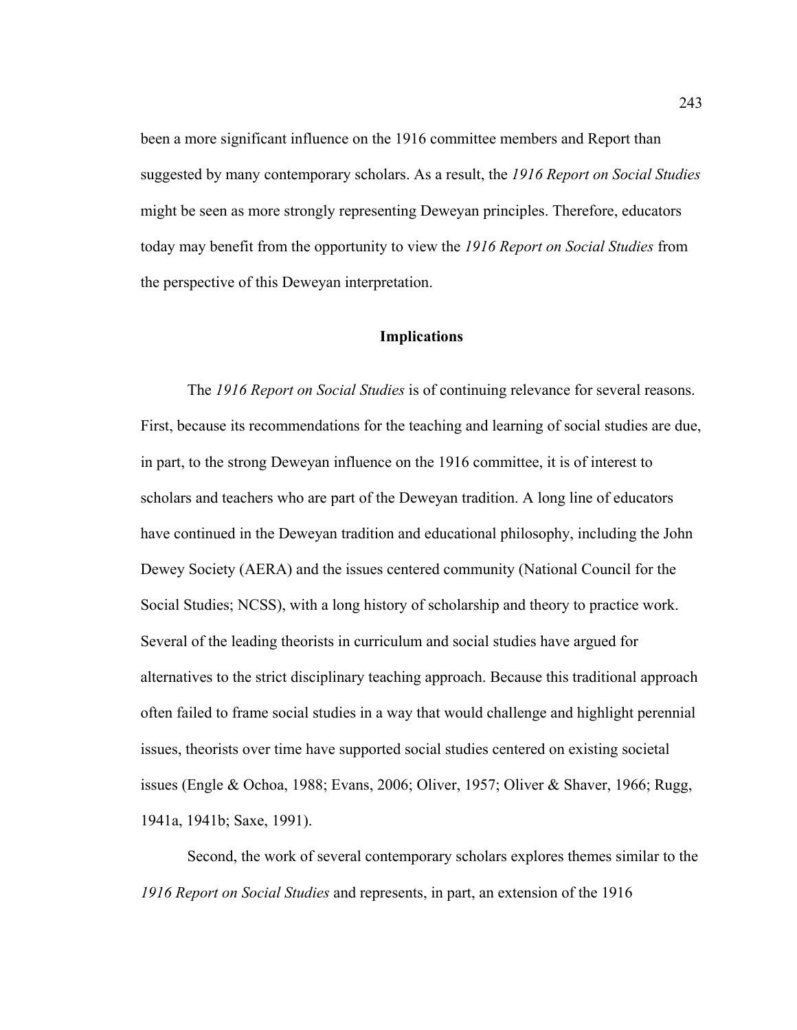been a more significant influence on the 1916 committee members and Report than suggested by many contemporary scholars. As a result, the *1916 Report on Social Studies* might be seen as more strongly representing Deweyan principles. Therefore, educators today may benefit from the opportunity to view the *1916 Report on Social Studies* from the perspective of this Deweyan interpretation.

## Implications

The *1916 Report on Social Studies* is of continuing relevance for several reasons. First, because its recommendations for the teaching and learning of social studies are due, in part, to the strong Deweyan influence on the 1916 committee, it is of interest to scholars and teachers who are part of the Deweyan tradition. A long line of educators have continued in the Deweyan tradition and educational philosophy, including the John Dewey Society (AERA) and the issues centered community (National Council for the Social Studies; NCSS), with a long history of scholarship and theory to practice work. Several of the leading theorists in curriculum and social studies have argued for alternatives to the strict disciplinary teaching approach. Because this traditional approach often failed to frame social studies in a way that would challenge and highlight perennial issues, theorists over time have supported social studies centered on existing societal issues (Engle & Ochoa, 1988; Evans, 2006; Oliver, 1957; Oliver & Shaver, 1966; Rugg, 1941a, 1941b; Saxe, 1991).

Second, the work of several contemporary scholars explores themes similar to the *1916 Report on Social Studies* and represents, in part, an extension of the 1916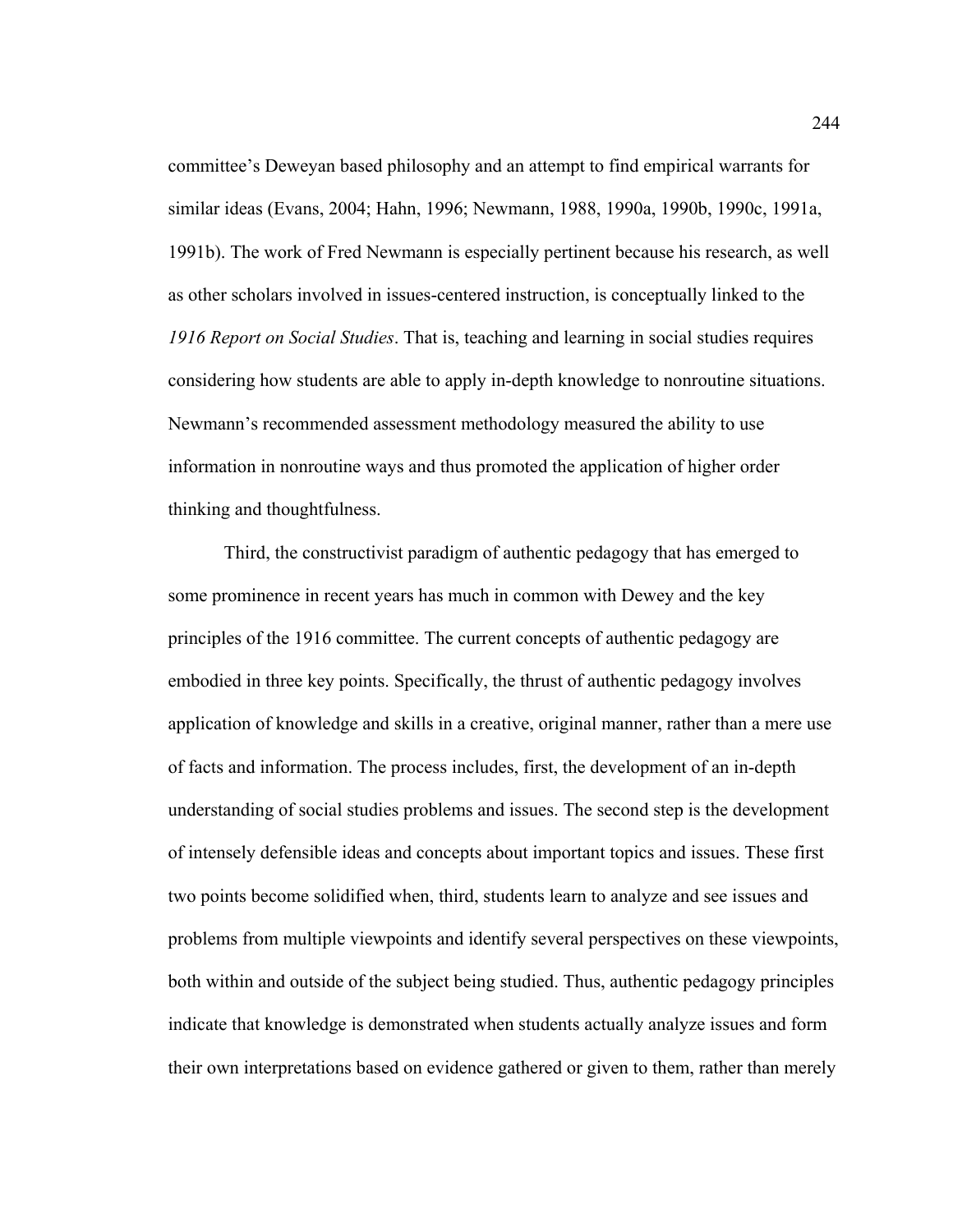committee's Deweyan based philosophy and an attempt to find empirical warrants for similar ideas (Evans, 2004; Hahn, 1996; Newmann, 1988, 1990a, 1990b, 1990c, 1991a, 1991b). The work of Fred Newmann is especially pertinent because his research, as well as other scholars involved in issues-centered instruction, is conceptually linked to the *1916 Report on Social Studies*. That is, teaching and learning in social studies requires considering how students are able to apply in-depth knowledge to nonroutine situations. Newmann's recommended assessment methodology measured the ability to use information in nonroutine ways and thus promoted the application of higher order thinking and thoughtfulness.

Third, the constructivist paradigm of authentic pedagogy that has emerged to some prominence in recent years has much in common with Dewey and the key principles of the 1916 committee. The current concepts of authentic pedagogy are embodied in three key points. Specifically, the thrust of authentic pedagogy involves application of knowledge and skills in a creative, original manner, rather than a mere use of facts and information. The process includes, first, the development of an in-depth understanding of social studies problems and issues. The second step is the development of intensely defensible ideas and concepts about important topics and issues. These first two points become solidified when, third, students learn to analyze and see issues and problems from multiple viewpoints and identify several perspectives on these viewpoints, both within and outside of the subject being studied. Thus, authentic pedagogy principles indicate that knowledge is demonstrated when students actually analyze issues and form their own interpretations based on evidence gathered or given to them, rather than merely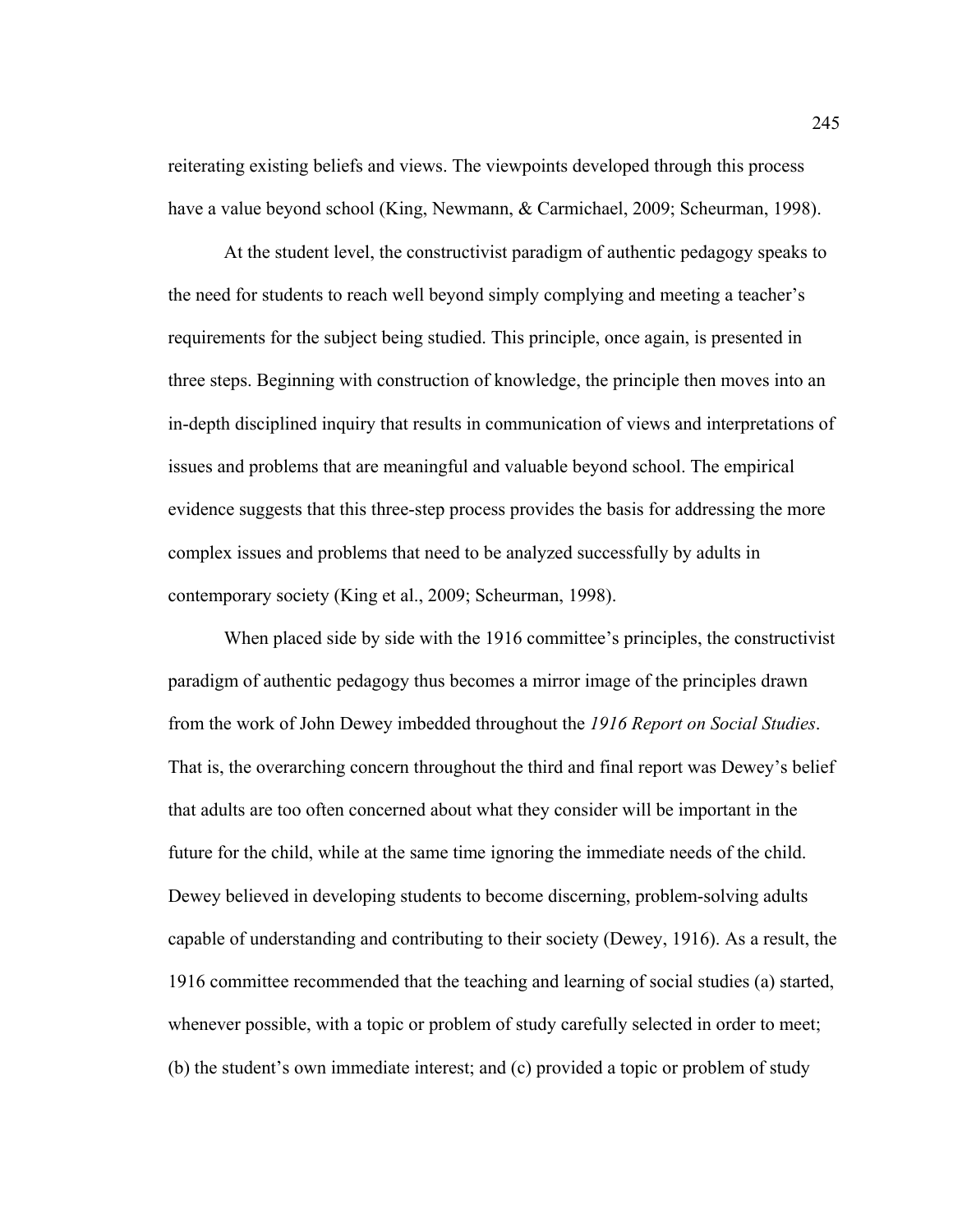reiterating existing beliefs and views. The viewpoints developed through this process have a value beyond school (King, Newmann, & Carmichael, 2009; Scheurman, 1998).

At the student level, the constructivist paradigm of authentic pedagogy speaks to the need for students to reach well beyond simply complying and meeting a teacher's requirements for the subject being studied. This principle, once again, is presented in three steps. Beginning with construction of knowledge, the principle then moves into an in-depth disciplined inquiry that results in communication of views and interpretations of issues and problems that are meaningful and valuable beyond school. The empirical evidence suggests that this three-step process provides the basis for addressing the more complex issues and problems that need to be analyzed successfully by adults in contemporary society (King et al., 2009; Scheurman, 1998).

When placed side by side with the 1916 committee's principles, the constructivist paradigm of authentic pedagogy thus becomes a mirror image of the principles drawn from the work of John Dewey imbedded throughout the *1916 Report on Social Studies*. That is, the overarching concern throughout the third and final report was Dewey's belief that adults are too often concerned about what they consider will be important in the future for the child, while at the same time ignoring the immediate needs of the child. Dewey believed in developing students to become discerning, problem-solving adults capable of understanding and contributing to their society (Dewey, 1916). As a result, the 1916 committee recommended that the teaching and learning of social studies (a) started, whenever possible, with a topic or problem of study carefully selected in order to meet; (b) the student's own immediate interest; and (c) provided a topic or problem of study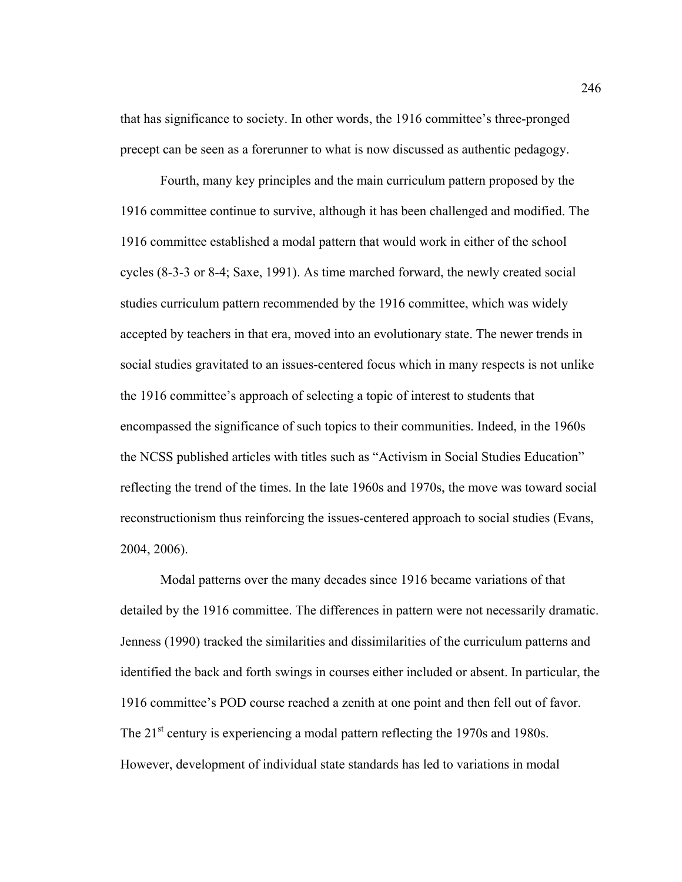that has significance to society. In other words, the 1916 committee's three-pronged precept can be seen as a forerunner to what is now discussed as authentic pedagogy.

Fourth, many key principles and the main curriculum pattern proposed by the 1916 committee continue to survive, although it has been challenged and modified. The 1916 committee established a modal pattern that would work in either of the school cycles (8-3-3 or 8-4; Saxe, 1991). As time marched forward, the newly created social studies curriculum pattern recommended by the 1916 committee, which was widely accepted by teachers in that era, moved into an evolutionary state. The newer trends in social studies gravitated to an issues-centered focus which in many respects is not unlike the 1916 committee's approach of selecting a topic of interest to students that encompassed the significance of such topics to their communities. Indeed, in the 1960s the NCSS published articles with titles such as "Activism in Social Studies Education" reflecting the trend of the times. In the late 1960s and 1970s, the move was toward social reconstructionism thus reinforcing the issues-centered approach to social studies (Evans, 2004, 2006).

Modal patterns over the many decades since 1916 became variations of that detailed by the 1916 committee. The differences in pattern were not necessarily dramatic. Jenness (1990) tracked the similarities and dissimilarities of the curriculum patterns and identified the back and forth swings in courses either included or absent. In particular, the 1916 committee's POD course reached a zenith at one point and then fell out of favor. The 21st century is experiencing a modal pattern reflecting the 1970s and 1980s. However, development of individual state standards has led to variations in modal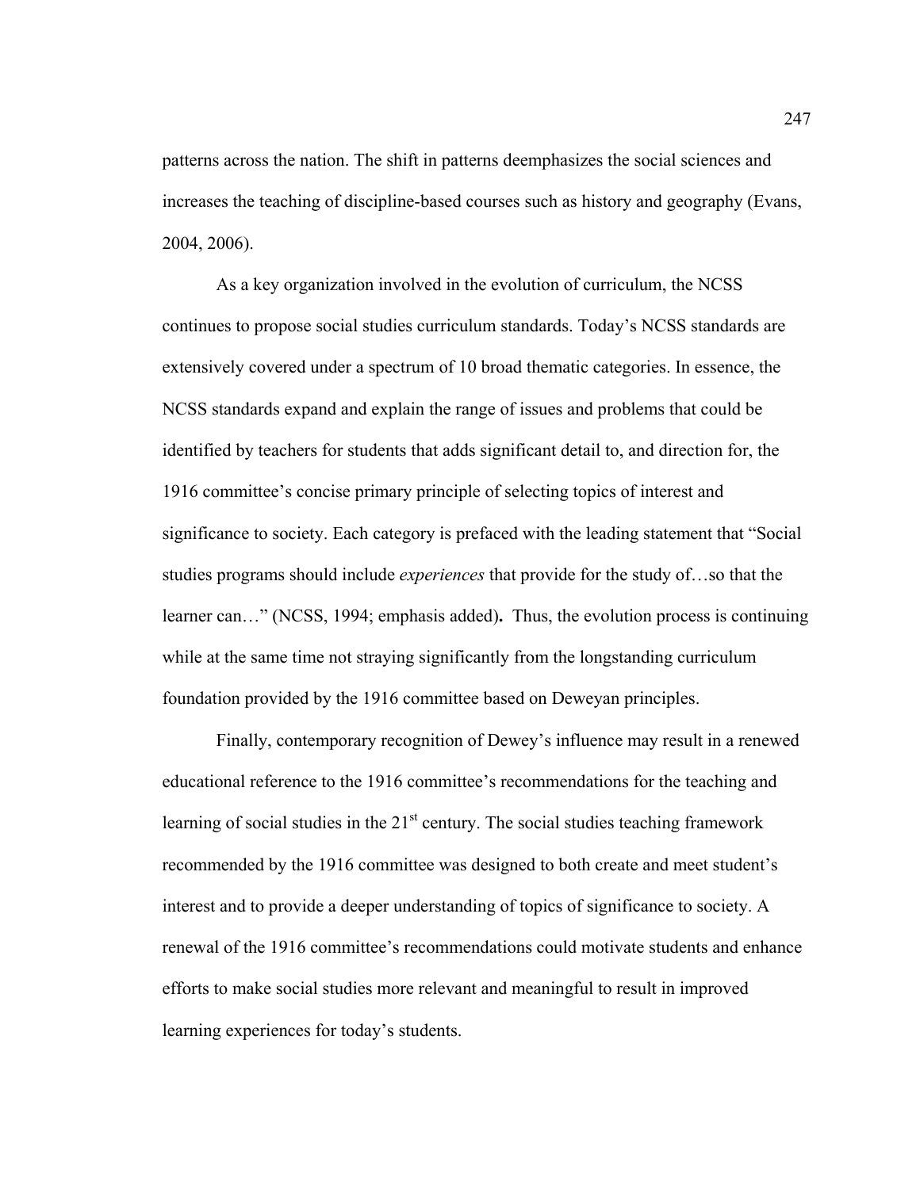patterns across the nation. The shift in patterns deemphasizes the social sciences and increases the teaching of discipline-based courses such as history and geography (Evans, 2004, 2006).

As a key organization involved in the evolution of curriculum, the NCSS continues to propose social studies curriculum standards. Today's NCSS standards are extensively covered under a spectrum of 10 broad thematic categories. In essence, the NCSS standards expand and explain the range of issues and problems that could be identified by teachers for students that adds significant detail to, and direction for, the 1916 committee's concise primary principle of selecting topics of interest and significance to society. Each category is prefaced with the leading statement that "Social studies programs should include *experiences* that provide for the study of…so that the learner can…" (NCSS, 1994; emphasis added)**.** Thus, the evolution process is continuing while at the same time not straying significantly from the longstanding curriculum foundation provided by the 1916 committee based on Deweyan principles.

Finally, contemporary recognition of Dewey's influence may result in a renewed educational reference to the 1916 committee's recommendations for the teaching and learning of social studies in the 21st century. The social studies teaching framework recommended by the 1916 committee was designed to both create and meet student's interest and to provide a deeper understanding of topics of significance to society. A renewal of the 1916 committee's recommendations could motivate students and enhance efforts to make social studies more relevant and meaningful to result in improved learning experiences for today's students.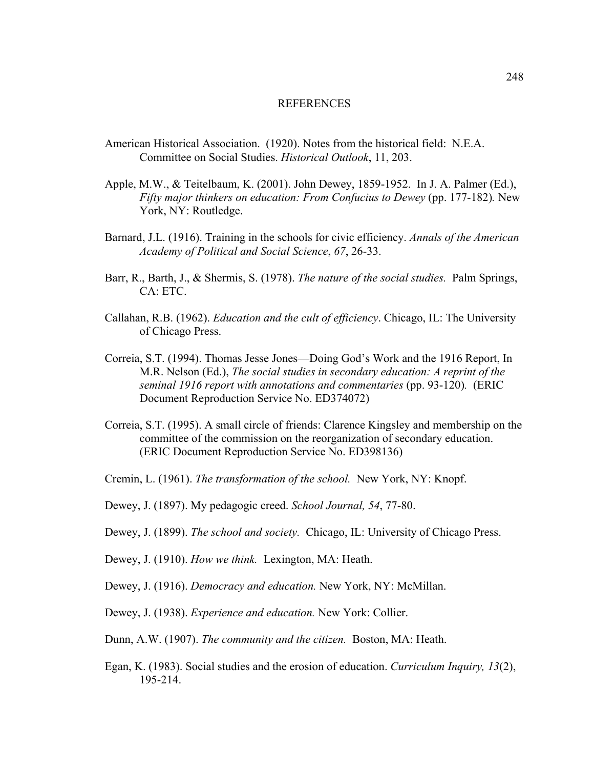# REFERENCES

American Historical Association. (1920). Notes from the historical field: N.E.A. Committee on Social Studies. *Historical Outlook*, 11, 203.

Apple, M.W., & Teitelbaum, K. (2001). John Dewey, 1859-1952. In J. A. Palmer (Ed.), *Fifty major thinkers on education: From Confucius to Dewey* (pp. 177-182). New York, NY: Routledge.

Barnard, J.L. (1916). Training in the schools for civic efficiency. *Annals of the American Academy of Political and Social Science*, *67*, 26-33.

Barr, R., Barth, J., & Shermis, S. (1978). *The nature of the social studies.* Palm Springs, CA: ETC.

Callahan, R.B. (1962). *Education and the cult of efficiency*. Chicago, IL: The University of Chicago Press.

Correia, S.T. (1994). Thomas Jesse Jones—Doing God's Work and the 1916 Report, In M.R. Nelson (Ed.), *The social studies in secondary education: A reprint of the seminal 1916 report with annotations and commentaries* (pp. 93-120). (ERIC Document Reproduction Service No. ED374072)

Correia, S.T. (1995). A small circle of friends: Clarence Kingsley and membership on the committee of the commission on the reorganization of secondary education. (ERIC Document Reproduction Service No. ED398136)

Cremin, L. (1961). *The transformation of the school.* New York, NY: Knopf.

Dewey, J. (1897). My pedagogic creed. *School Journal, 54*, 77-80.

Dewey, J. (1899). *The school and society.* Chicago, IL: University of Chicago Press.

Dewey, J. (1910). *How we think.* Lexington, MA: Heath.

Dewey, J. (1916). *Democracy and education.* New York, NY: McMillan.

Dewey, J. (1938). *Experience and education.* New York: Collier.

Dunn, A.W. (1907). *The community and the citizen.* Boston, MA: Heath.

Egan, K. (1983). Social studies and the erosion of education. *Curriculum Inquiry, 13*(2), 195-214.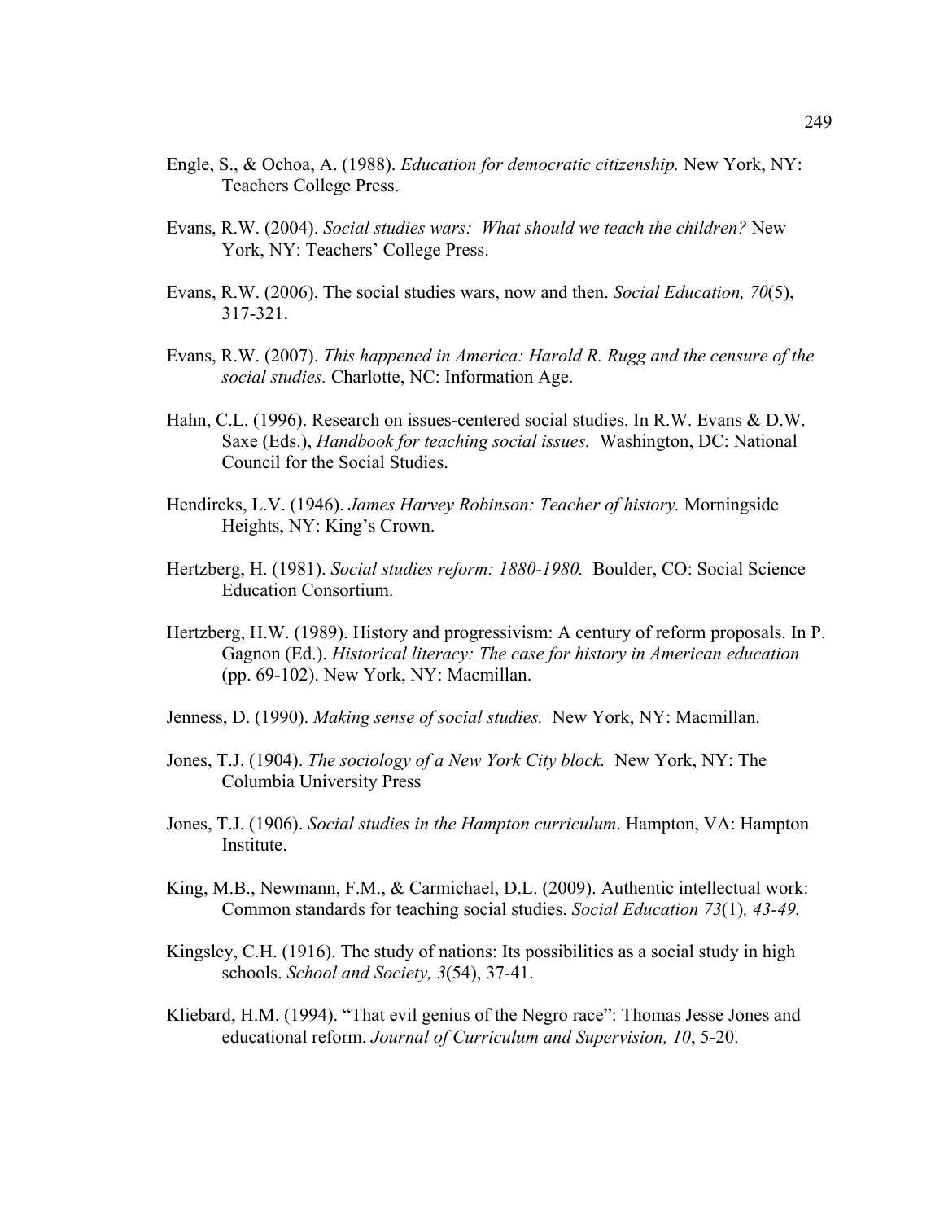Engle, S., & Ochoa, A. (1988). *Education for democratic citizenship.* New York, NY: Teachers College Press.

Evans, R.W. (2004). *Social studies wars: What should we teach the children?* New York, NY: Teachers' College Press.

Evans, R.W. (2006). The social studies wars, now and then. *Social Education, 70*(5), 317-321.

Evans, R.W. (2007). *This happened in America: Harold R. Rugg and the censure of the social studies.* Charlotte, NC: Information Age.

Hahn, C.L. (1996). Research on issues-centered social studies. In R.W. Evans & D.W. Saxe (Eds.), *Handbook for teaching social issues.* Washington, DC: National Council for the Social Studies.

Hendircks, L.V. (1946). *James Harvey Robinson: Teacher of history.* Morningside Heights, NY: King's Crown.

Hertzberg, H. (1981). *Social studies reform: 1880-1980.* Boulder, CO: Social Science Education Consortium.

Hertzberg, H.W. (1989). History and progressivism: A century of reform proposals. In P. Gagnon (Ed.). *Historical literacy: The case for history in American education* (pp. 69-102). New York, NY: Macmillan.

Jenness, D. (1990). *Making sense of social studies.* New York, NY: Macmillan.

Jones, T.J. (1904). *The sociology of a New York City block.* New York, NY: The Columbia University Press

Jones, T.J. (1906). *Social studies in the Hampton curriculum*. Hampton, VA: Hampton Institute.

King, M.B., Newmann, F.M., & Carmichael, D.L. (2009). Authentic intellectual work: Common standards for teaching social studies. *Social Education 73*(1)*, 43-49.*

Kingsley, C.H. (1916). The study of nations: Its possibilities as a social study in high schools. *School and Society, 3*(54), 37-41.

Kliebard, H.M. (1994). "That evil genius of the Negro race": Thomas Jesse Jones and educational reform. *Journal of Curriculum and Supervision, 10*, 5-20.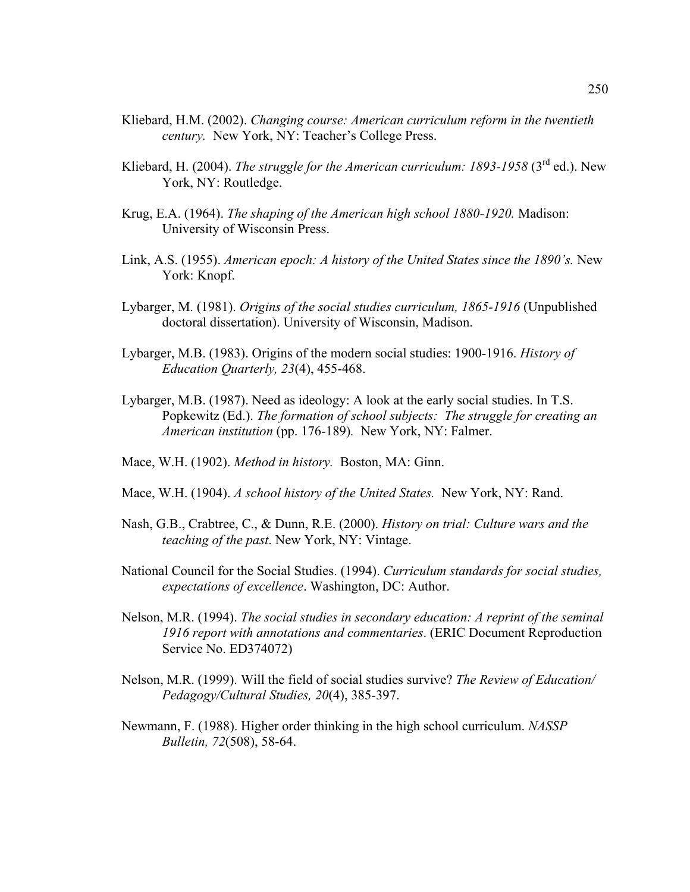Kliebard, H.M. (2002). *Changing course: American curriculum reform in the twentieth century.* New York, NY: Teacher's College Press.

Kliebard, H. (2004). *The struggle for the American curriculum: 1893-1958* (3rd ed.). New York, NY: Routledge.

Krug, E.A. (1964). *The shaping of the American high school 1880-1920.* Madison: University of Wisconsin Press.

Link, A.S. (1955). *American epoch: A history of the United States since the 1890's.* New York: Knopf.

Lybarger, M. (1981). *Origins of the social studies curriculum, 1865-1916* (Unpublished doctoral dissertation). University of Wisconsin, Madison.

Lybarger, M.B. (1983). Origins of the modern social studies: 1900-1916. *History of Education Quarterly, 23*(4), 455-468.

Lybarger, M.B. (1987). Need as ideology: A look at the early social studies. In T.S. Popkewitz (Ed.). *The formation of school subjects: The struggle for creating an American institution* (pp. 176-189). New York, NY: Falmer.

Mace, W.H. (1902). *Method in history.* Boston, MA: Ginn.

Mace, W.H. (1904). *A school history of the United States.* New York, NY: Rand.

Nash, G.B., Crabtree, C., & Dunn, R.E. (2000). *History on trial: Culture wars and the teaching of the past*. New York, NY: Vintage.

National Council for the Social Studies. (1994). *Curriculum standards for social studies, expectations of excellence*. Washington, DC: Author.

Nelson, M.R. (1994). *The social studies in secondary education: A reprint of the seminal 1916 report with annotations and commentaries*. (ERIC Document Reproduction Service No. ED374072)

Nelson, M.R. (1999). Will the field of social studies survive? *The Review of Education/ Pedagogy/Cultural Studies, 20*(4), 385-397.

Newmann, F. (1988). Higher order thinking in the high school curriculum. *NASSP Bulletin, 72*(508), 58-64.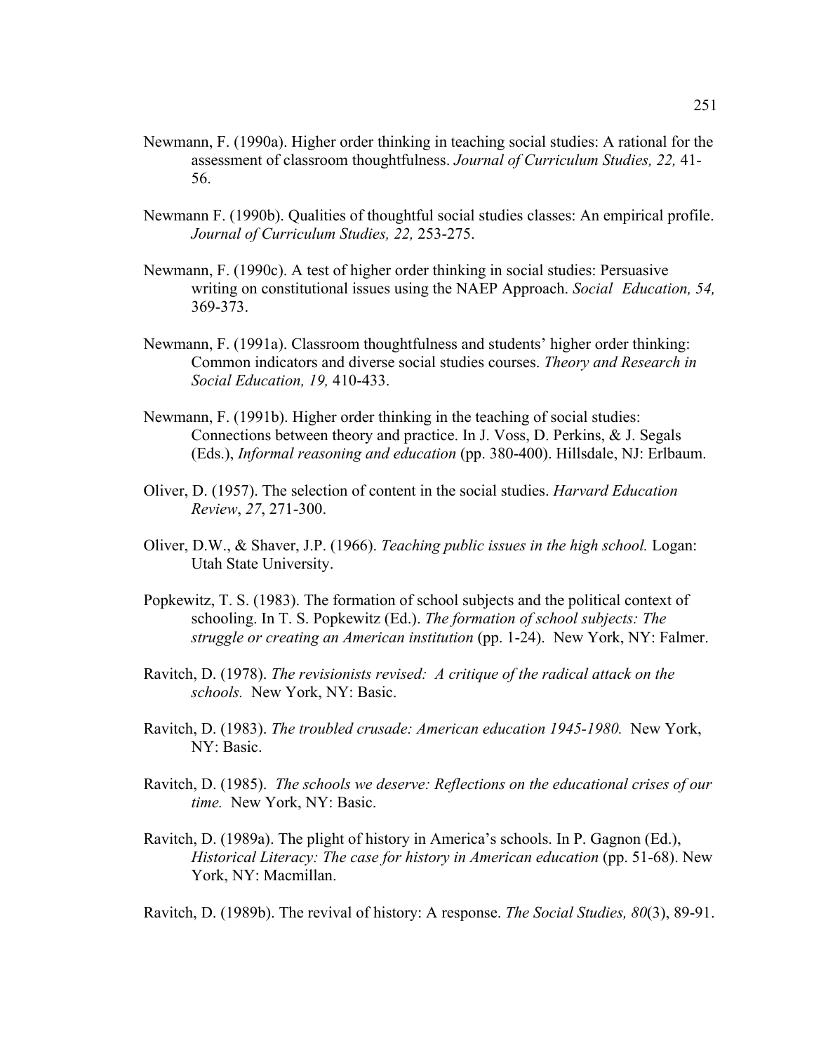Newmann, F. (1990a). Higher order thinking in teaching social studies: A rational for the assessment of classroom thoughtfulness. *Journal of Curriculum Studies, 22,* 41-56.

Newmann F. (1990b). Qualities of thoughtful social studies classes: An empirical profile. *Journal of Curriculum Studies, 22,* 253-275.

Newmann, F. (1990c). A test of higher order thinking in social studies: Persuasive writing on constitutional issues using the NAEP Approach. *Social Education, 54,* 369-373.

Newmann, F. (1991a). Classroom thoughtfulness and students' higher order thinking: Common indicators and diverse social studies courses. *Theory and Research in Social Education, 19,* 410-433.

Newmann, F. (1991b). Higher order thinking in the teaching of social studies: Connections between theory and practice. In J. Voss, D. Perkins, & J. Segals (Eds.), *Informal reasoning and education* (pp. 380-400). Hillsdale, NJ: Erlbaum.

Oliver, D. (1957). The selection of content in the social studies. *Harvard Education Review*, *27*, 271-300.

Oliver, D.W., & Shaver, J.P. (1966). *Teaching public issues in the high school.* Logan: Utah State University.

Popkewitz, T. S. (1983). The formation of school subjects and the political context of schooling. In T. S. Popkewitz (Ed.). *The formation of school subjects: The struggle or creating an American institution* (pp. 1-24). New York, NY: Falmer.

Ravitch, D. (1978). *The revisionists revised: A critique of the radical attack on the schools.* New York, NY: Basic.

Ravitch, D. (1983). *The troubled crusade: American education 1945-1980.* New York, NY: Basic.

Ravitch, D. (1985). *The schools we deserve: Reflections on the educational crises of our time.* New York, NY: Basic.

Ravitch, D. (1989a). The plight of history in America's schools. In P. Gagnon (Ed.), *Historical Literacy: The case for history in American education* (pp. 51-68). New York, NY: Macmillan.

Ravitch, D. (1989b). The revival of history: A response. *The Social Studies, 80*(3), 89-91.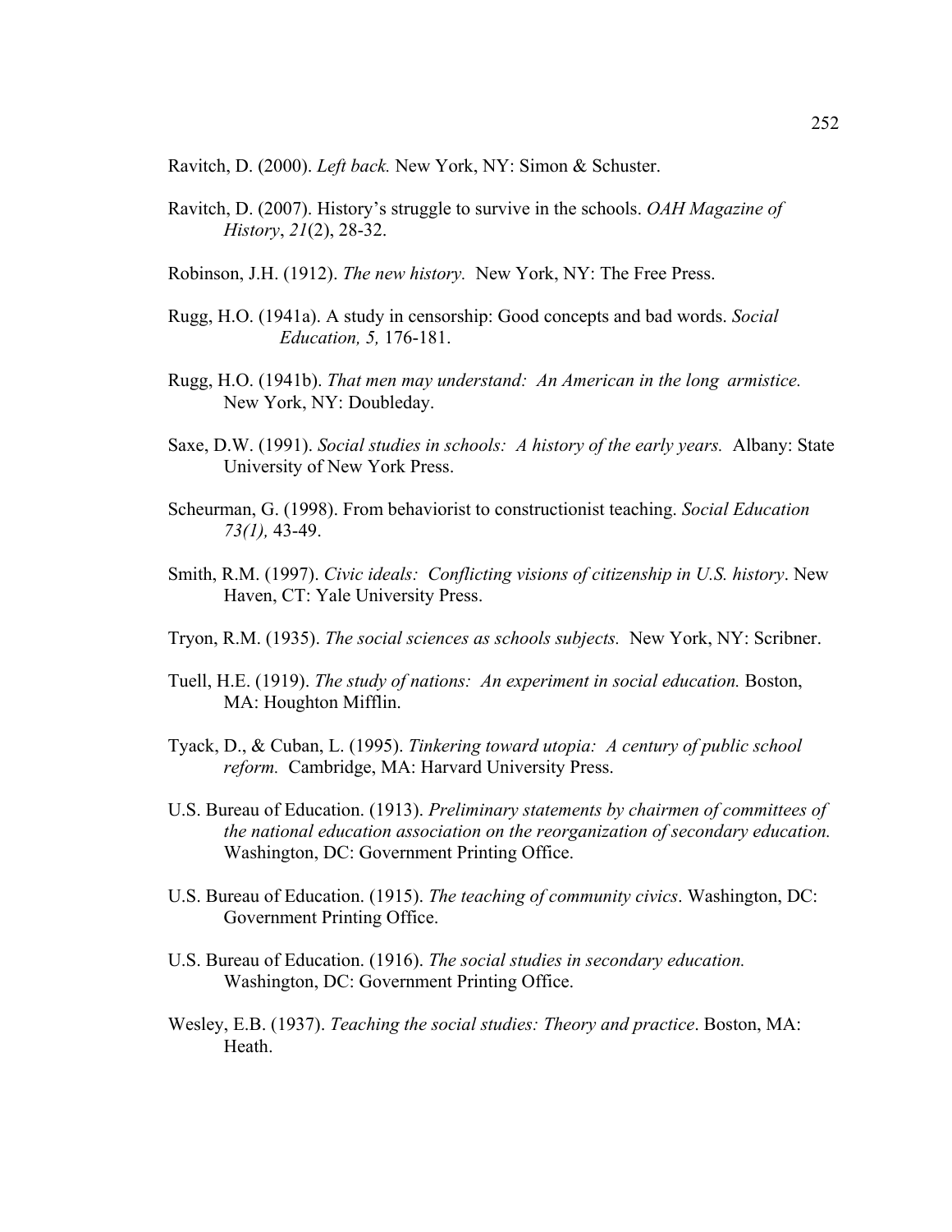Ravitch, D. (2000). *Left back.* New York, NY: Simon & Schuster.

Ravitch, D. (2007). History's struggle to survive in the schools. *OAH Magazine of History*, *21*(2), 28-32.

Robinson, J.H. (1912). *The new history.* New York, NY: The Free Press.

Rugg, H.O. (1941a). A study in censorship: Good concepts and bad words. *Social Education, 5,* 176-181.

Rugg, H.O. (1941b). *That men may understand: An American in the long armistice.* New York, NY: Doubleday.

Saxe, D.W. (1991). *Social studies in schools: A history of the early years.* Albany: State University of New York Press.

Scheurman, G. (1998). From behaviorist to constructionist teaching. *Social Education 73(1),* 43-49.

Smith, R.M. (1997). *Civic ideals: Conflicting visions of citizenship in U.S. history*. New Haven, CT: Yale University Press.

Tryon, R.M. (1935). *The social sciences as schools subjects.* New York, NY: Scribner.

Tuell, H.E. (1919). *The study of nations: An experiment in social education.* Boston, MA: Houghton Mifflin.

Tyack, D., & Cuban, L. (1995). *Tinkering toward utopia: A century of public school reform.* Cambridge, MA: Harvard University Press.

U.S. Bureau of Education. (1913). *Preliminary statements by chairmen of committees of the national education association on the reorganization of secondary education.* Washington, DC: Government Printing Office.

U.S. Bureau of Education. (1915). *The teaching of community civics*. Washington, DC: Government Printing Office.

U.S. Bureau of Education. (1916). *The social studies in secondary education.* Washington, DC: Government Printing Office.

Wesley, E.B. (1937). *Teaching the social studies: Theory and practice*. Boston, MA: Heath.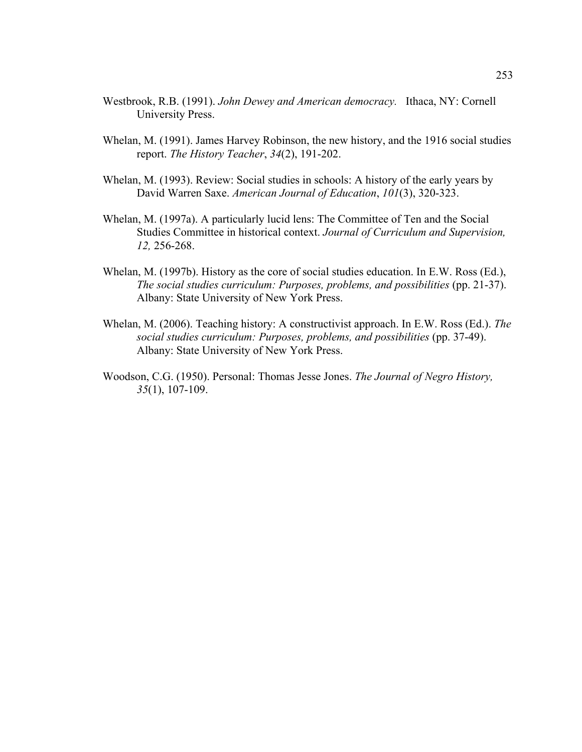Westbrook, R.B. (1991). *John Dewey and American democracy.* Ithaca, NY: Cornell University Press.

Whelan, M. (1991). James Harvey Robinson, the new history, and the 1916 social studies report. *The History Teacher*, *34*(2), 191-202.

Whelan, M. (1993). Review: Social studies in schools: A history of the early years by David Warren Saxe. *American Journal of Education*, *101*(3), 320-323.

Whelan, M. (1997a). A particularly lucid lens: The Committee of Ten and the Social Studies Committee in historical context. *Journal of Curriculum and Supervision, 12,* 256-268.

Whelan, M. (1997b). History as the core of social studies education. In E.W. Ross (Ed.), *The social studies curriculum: Purposes, problems, and possibilities* (pp. 21-37). Albany: State University of New York Press.

Whelan, M. (2006). Teaching history: A constructivist approach. In E.W. Ross (Ed.). *The social studies curriculum: Purposes, problems, and possibilities* (pp. 37-49). Albany: State University of New York Press.

Woodson, C.G. (1950). Personal: Thomas Jesse Jones. *The Journal of Negro History, 35*(1), 107-109.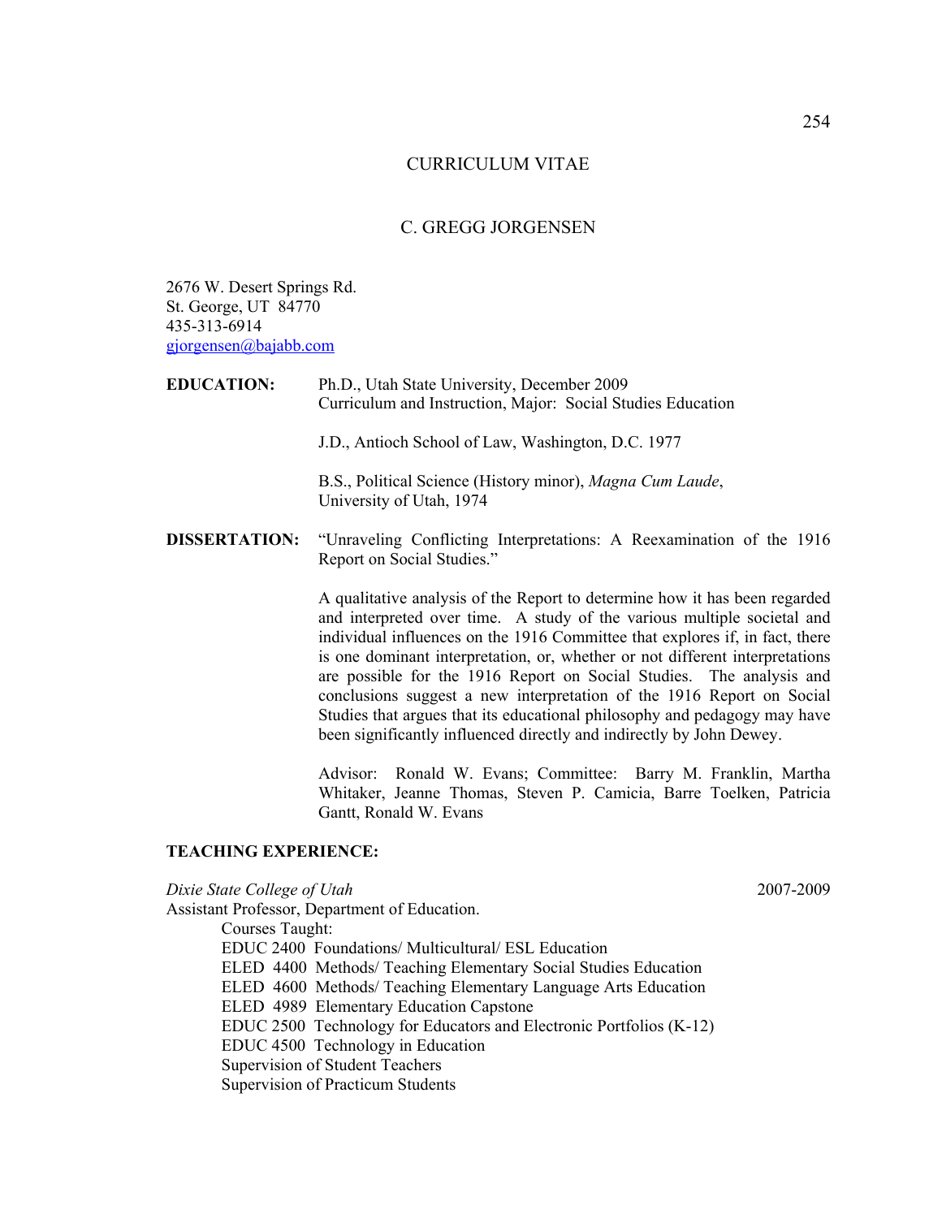# CURRICULUM VITAE

## C. GREGG JORGENSEN

2676 W. Desert Springs Rd.
St. George, UT 84770
435-313-6914
gjorgensen@bajabb.com

**EDUCATION:**

Ph.D., Utah State University, December 2009
Curriculum and Instruction, Major: Social Studies Education

J.D., Antioch School of Law, Washington, D.C. 1977

B.S., Political Science (History minor), *Magna Cum Laude*, University of Utah, 1974

**DISSERTATION:**

"Unraveling Conflicting Interpretations: A Reexamination of the 1916 Report on Social Studies."

A qualitative analysis of the Report to determine how it has been regarded and interpreted over time. A study of the various multiple societal and individual influences on the 1916 Committee that explores if, in fact, there is one dominant interpretation, or, whether or not different interpretations are possible for the 1916 Report on Social Studies. The analysis and conclusions suggest a new interpretation of the 1916 Report on Social Studies that argues that its educational philosophy and pedagogy may have been significantly influenced directly and indirectly by John Dewey.

Advisor: Ronald W. Evans; Committee: Barry M. Franklin, Martha Whitaker, Jeanne Thomas, Steven P. Camicia, Barre Toelken, Patricia Gantt, Ronald W. Evans

**TEACHING EXPERIENCE:**

*Dixie State College of Utah* 2007-2009

Assistant Professor, Department of Education.

Courses Taught:

- EDUC 2400 Foundations/ Multicultural/ ESL Education
- ELED 4400 Methods/ Teaching Elementary Social Studies Education
- ELED 4600 Methods/ Teaching Elementary Language Arts Education
- ELED 4989 Elementary Education Capstone
- EDUC 2500 Technology for Educators and Electronic Portfolios (K-12)
- EDUC 4500 Technology in Education
- Supervision of Student Teachers
- Supervision of Practicum Students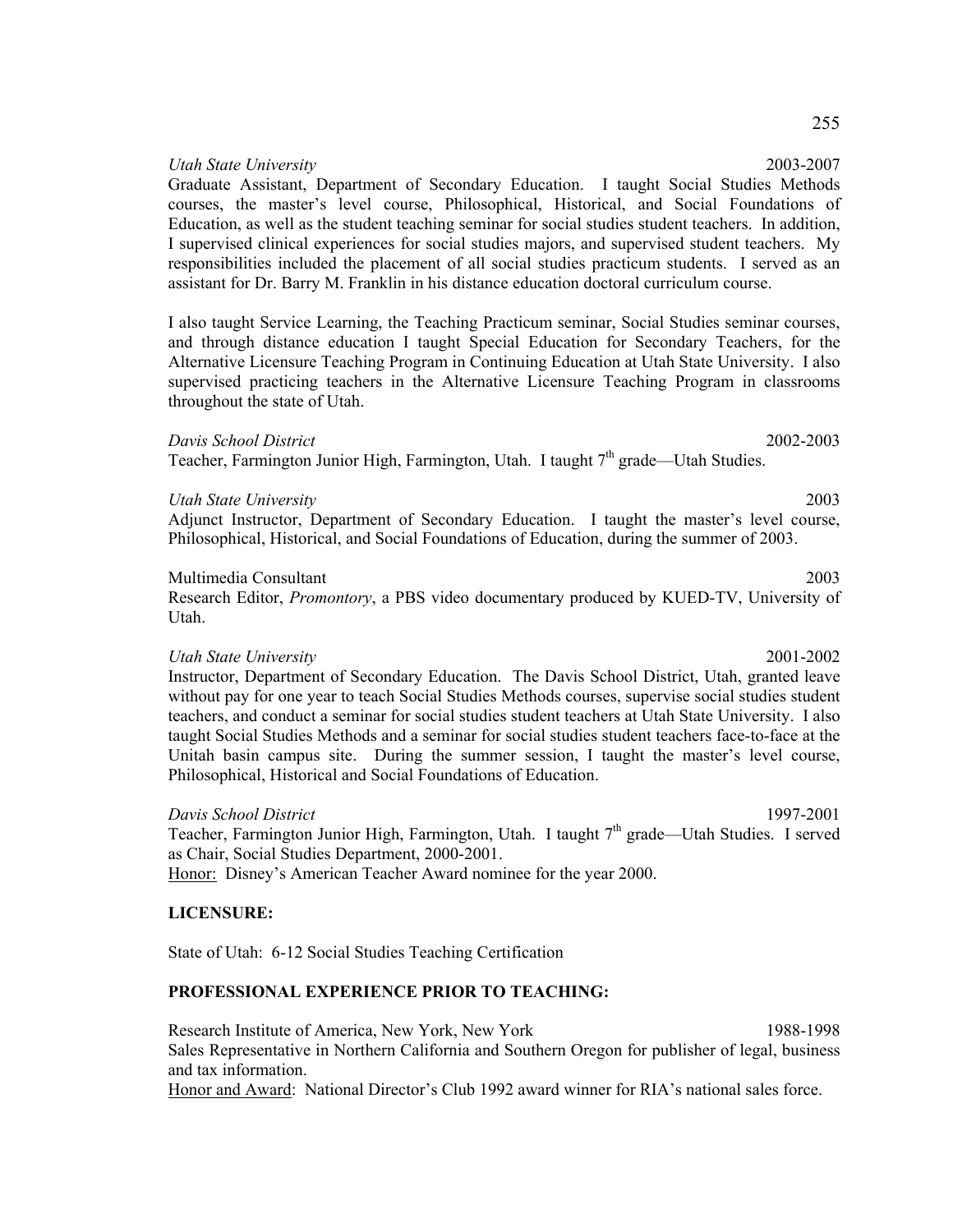*Utah State University* 2003-2007

Graduate Assistant, Department of Secondary Education. I taught Social Studies Methods courses, the master's level course, Philosophical, Historical, and Social Foundations of Education, as well as the student teaching seminar for social studies student teachers. In addition, I supervised clinical experiences for social studies majors, and supervised student teachers. My responsibilities included the placement of all social studies practicum students. I served as an assistant for Dr. Barry M. Franklin in his distance education doctoral curriculum course.

I also taught Service Learning, the Teaching Practicum seminar, Social Studies seminar courses, and through distance education I taught Special Education for Secondary Teachers, for the Alternative Licensure Teaching Program in Continuing Education at Utah State University. I also supervised practicing teachers in the Alternative Licensure Teaching Program in classrooms throughout the state of Utah.

*Davis School District* 2002-2003

Teacher, Farmington Junior High, Farmington, Utah. I taught 7th grade—Utah Studies.

*Utah State University* 2003

Adjunct Instructor, Department of Secondary Education. I taught the master's level course, Philosophical, Historical, and Social Foundations of Education, during the summer of 2003.

Multimedia Consultant 2003

Research Editor, *Promontory*, a PBS video documentary produced by KUED-TV, University of Utah.

*Utah State University* 2001-2002

Instructor, Department of Secondary Education. The Davis School District, Utah, granted leave without pay for one year to teach Social Studies Methods courses, supervise social studies student teachers, and conduct a seminar for social studies student teachers at Utah State University. I also taught Social Studies Methods and a seminar for social studies student teachers face-to-face at the Unitah basin campus site. During the summer session, I taught the master's level course, Philosophical, Historical and Social Foundations of Education.

*Davis School District* 1997-2001

Teacher, Farmington Junior High, Farmington, Utah. I taught 7th grade—Utah Studies. I served as Chair, Social Studies Department, 2000-2001.

Honor: Disney's American Teacher Award nominee for the year 2000.

**LICENSURE:**

State of Utah: 6-12 Social Studies Teaching Certification

**PROFESSIONAL EXPERIENCE PRIOR TO TEACHING:**

Research Institute of America, New York, New York 1988-1998

Sales Representative in Northern California and Southern Oregon for publisher of legal, business and tax information.

Honor and Award: National Director's Club 1992 award winner for RIA's national sales force.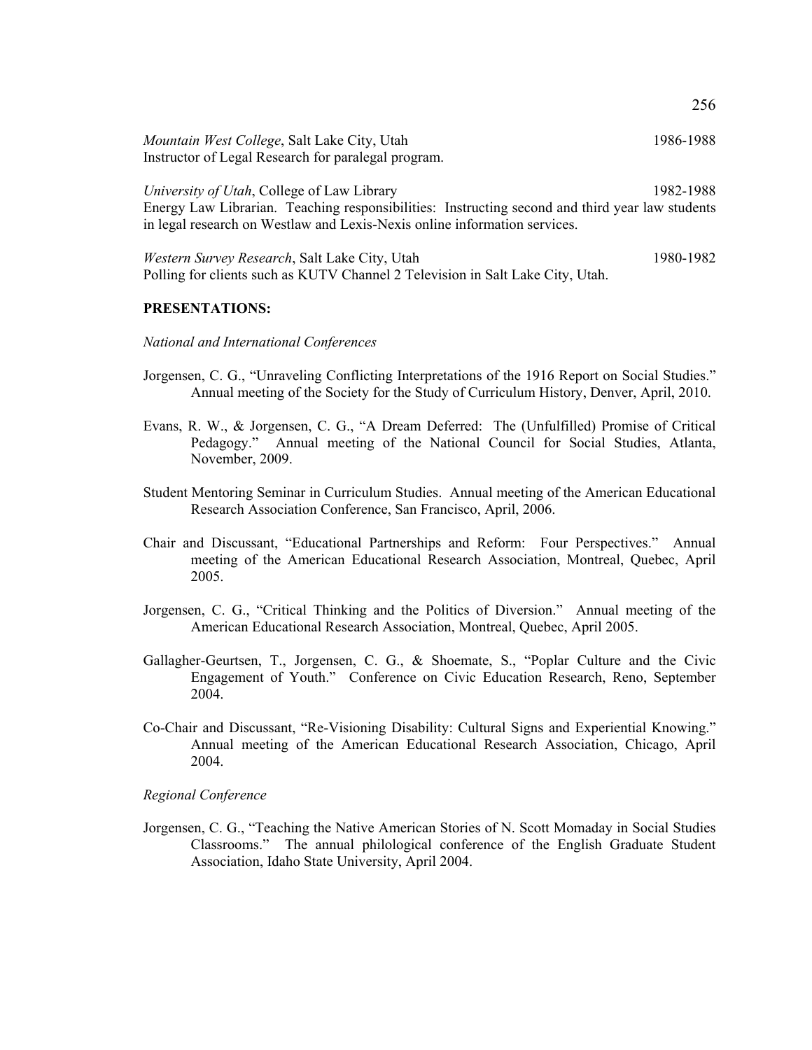*Mountain West College*, Salt Lake City, Utah 1986-1988
Instructor of Legal Research for paralegal program.

*University of Utah*, College of Law Library 1982-1988
Energy Law Librarian. Teaching responsibilities: Instructing second and third year law students in legal research on Westlaw and Lexis-Nexis online information services.

*Western Survey Research*, Salt Lake City, Utah 1980-1982
Polling for clients such as KUTV Channel 2 Television in Salt Lake City, Utah.

**PRESENTATIONS:**

*National and International Conferences*

Jorgensen, C. G., "Unraveling Conflicting Interpretations of the 1916 Report on Social Studies." Annual meeting of the Society for the Study of Curriculum History, Denver, April, 2010.

Evans, R. W., & Jorgensen, C. G., "A Dream Deferred: The (Unfulfilled) Promise of Critical Pedagogy." Annual meeting of the National Council for Social Studies, Atlanta, November, 2009.

Student Mentoring Seminar in Curriculum Studies. Annual meeting of the American Educational Research Association Conference, San Francisco, April, 2006.

Chair and Discussant, "Educational Partnerships and Reform: Four Perspectives." Annual meeting of the American Educational Research Association, Montreal, Quebec, April 2005.

Jorgensen, C. G., "Critical Thinking and the Politics of Diversion." Annual meeting of the American Educational Research Association, Montreal, Quebec, April 2005.

Gallagher-Geurtsen, T., Jorgensen, C. G., & Shoemate, S., "Poplar Culture and the Civic Engagement of Youth." Conference on Civic Education Research, Reno, September 2004.

Co-Chair and Discussant, "Re-Visioning Disability: Cultural Signs and Experiential Knowing." Annual meeting of the American Educational Research Association, Chicago, April 2004.

*Regional Conference*

Jorgensen, C. G., "Teaching the Native American Stories of N. Scott Momaday in Social Studies Classrooms." The annual philological conference of the English Graduate Student Association, Idaho State University, April 2004.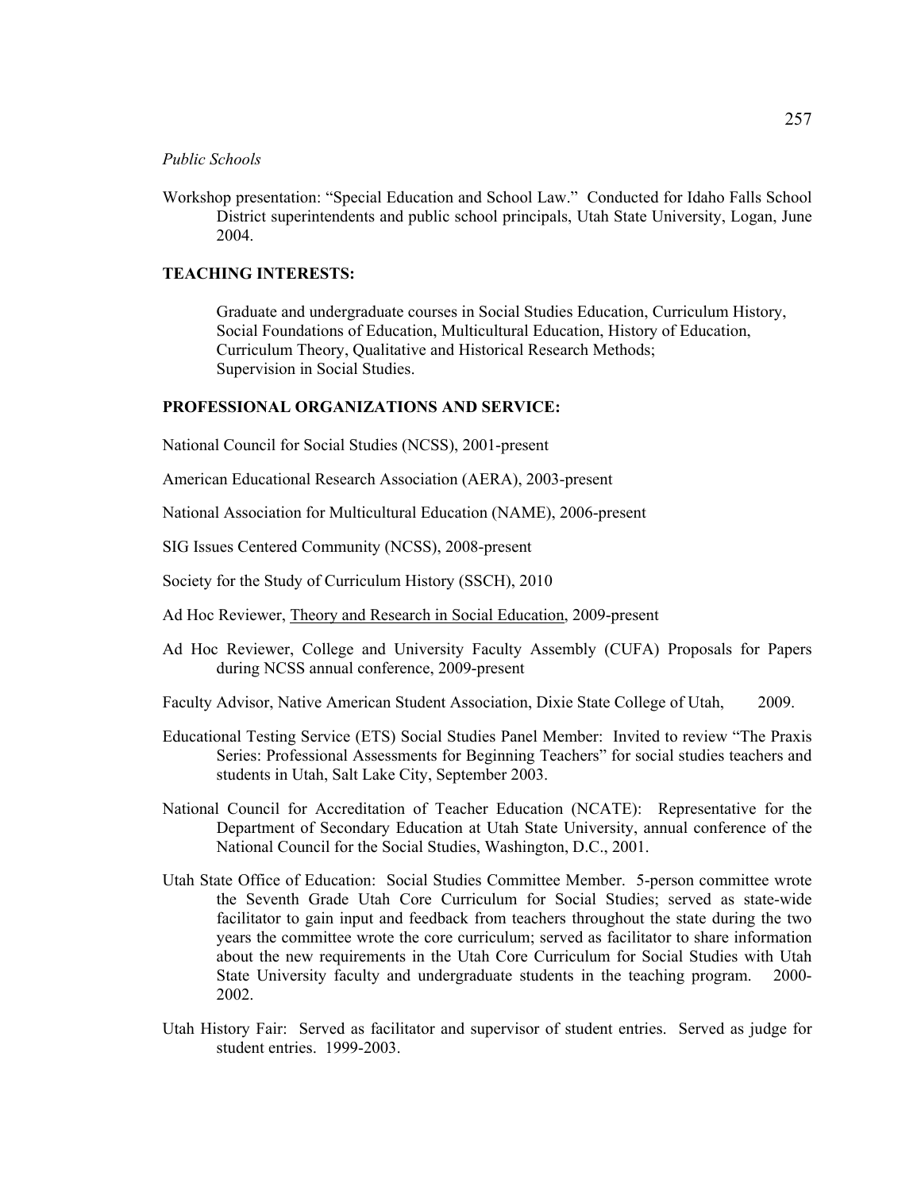*Public Schools*

Workshop presentation: "Special Education and School Law." Conducted for Idaho Falls School District superintendents and public school principals, Utah State University, Logan, June 2004.

**TEACHING INTERESTS:**

Graduate and undergraduate courses in Social Studies Education, Curriculum History, Social Foundations of Education, Multicultural Education, History of Education, Curriculum Theory, Qualitative and Historical Research Methods; Supervision in Social Studies.

**PROFESSIONAL ORGANIZATIONS AND SERVICE:**

National Council for Social Studies (NCSS), 2001-present

American Educational Research Association (AERA), 2003-present

National Association for Multicultural Education (NAME), 2006-present

SIG Issues Centered Community (NCSS), 2008-present

Society for the Study of Curriculum History (SSCH), 2010

Ad Hoc Reviewer, Theory and Research in Social Education, 2009-present

Ad Hoc Reviewer, College and University Faculty Assembly (CUFA) Proposals for Papers during NCSS annual conference, 2009-present

Faculty Advisor, Native American Student Association, Dixie State College of Utah, 2009.

Educational Testing Service (ETS) Social Studies Panel Member: Invited to review "The Praxis Series: Professional Assessments for Beginning Teachers" for social studies teachers and students in Utah, Salt Lake City, September 2003.

National Council for Accreditation of Teacher Education (NCATE): Representative for the Department of Secondary Education at Utah State University, annual conference of the National Council for the Social Studies, Washington, D.C., 2001.

Utah State Office of Education: Social Studies Committee Member. 5-person committee wrote the Seventh Grade Utah Core Curriculum for Social Studies; served as state-wide facilitator to gain input and feedback from teachers throughout the state during the two years the committee wrote the core curriculum; served as facilitator to share information about the new requirements in the Utah Core Curriculum for Social Studies with Utah State University faculty and undergraduate students in the teaching program. 2000-2002.

Utah History Fair: Served as facilitator and supervisor of student entries. Served as judge for student entries. 1999-2003.